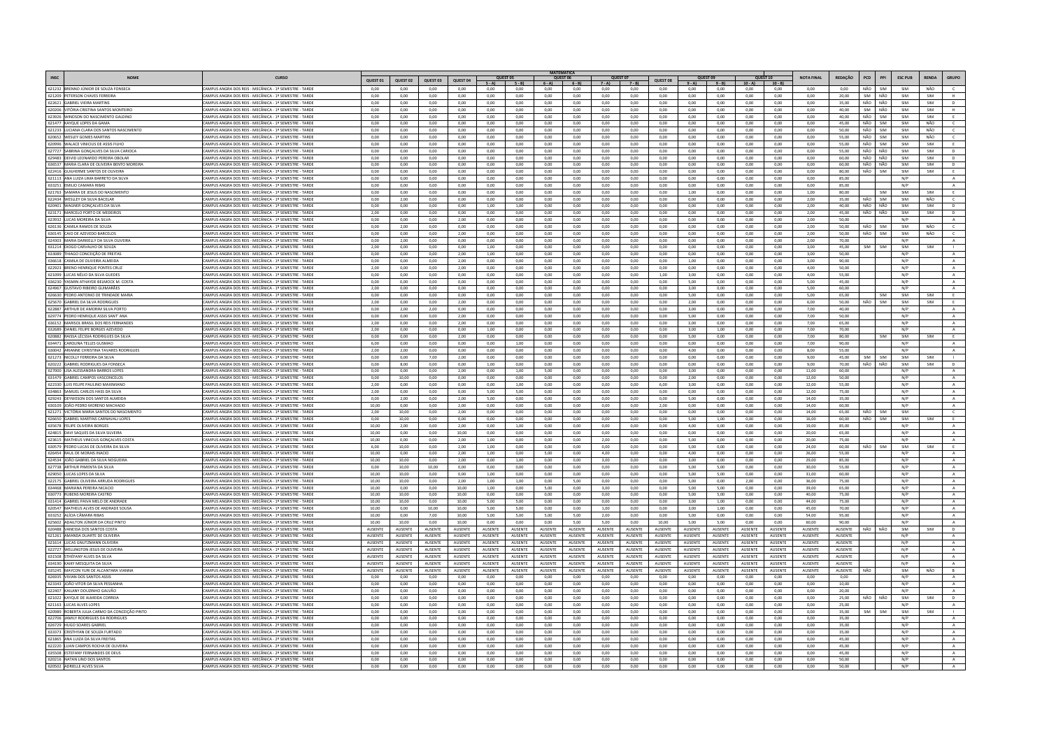| INSC | NOME | CURSO | MATEMÁTICA | | | | | | | | | | | | | | | NOTA FINAL | REDAÇÃO | PCD | PPI | ESC PUB | RENDA | GRUPO |
|---|---|---|---|---|---|---|---|---|---|---|---|---|---|---|---|---|---|---|---|---|---|---|---|---|
| | | | QUEST 01 | QUEST 02 | QUEST 03 | QUEST 04 | QUEST 05 | | QUEST 06 | | QUEST 07 | | QUEST 08 | QUEST 09 | | QUEST 10 | | | | | | | | |
| | | | | | | | 5 - A | 5 - B | 6 - A | 6 - B | 7 - A | 7 - B | | 9 - A | 9 - B | 10 - A | 10 - B | | | | | | | |
| 621230 | BRENNO JÚNIOR DE SOUZA FONSECA | CAMPUS ANGRA DOS REIS - MECÂNICA - 1º SEMESTRE - TARDE | 0,00 | 0,00 | 0,00 | 0,00 | 0,00 | 0,00 | 0,00 | 0,00 | 0,00 | 0,00 | 0,00 | 0,00 | 0,00 | 0,00 | 0,00 | 0,00 | 0,00 | NÃO | SIM | SIM | NÃO | C |
| 621209 | PETERSON CHAVES FERREIRA | CAMPUS ANGRA DOS REIS - MECÂNICA - 1º SEMESTRE - TARDE | 0,00 | 0,00 | 0,00 | 0,00 | 0,00 | 0,00 | 0,00 | 0,00 | 0,00 | 0,00 | 0,00 | 0,00 | 0,00 | 0,00 | 0,00 | 0,00 | 20,00 | SIM | NÃO | SIM | SIM | H |
| 622621 | GABRIEL VIEIRA MARTINS | CAMPUS ANGRA DOS REIS - MECÂNICA - 1º SEMESTRE - TARDE | 0,00 | 0,00 | 0,00 | 0,00 | 0,00 | 0,00 | 0,00 | 0,00 | 0,00 | 0,00 | 0,00 | 0,00 | 0,00 | 0,00 | 0,00 | 0,00 | 35,00 | NÃO | NÃO | SIM | SIM | D |
| 620200 | VITÓRIA CRISTINA SANTOS MONTEIRO | CAMPUS ANGRA DOS REIS - MECÂNICA - 1º SEMESTRE - TARDE | 0,00 | 0,00 | 0,00 | 0,00 | 0,00 | 0,00 | 0,00 | 0,00 | 0,00 | 0,00 | 0,00 | 0,00 | 0,00 | 0,00 | 0,00 | 0,00 | 40,00 | SIM | NÃO | SIM | SIM | H |
| 623926 | WINDSON DO NASCIMENTO GALDINO | CAMPUS ANGRA DOS REIS - MECÂNICA - 1º SEMESTRE - TARDE | 0,00 | 0,00 | 0,00 | 0,00 | 0,00 | 0,00 | 0,00 | 0,00 | 0,00 | 0,00 | 0,00 | 0,00 | 0,00 | 0,00 | 0,00 | 0,00 | 40,00 | NÃO | SIM | SIM | SIM | E |
| 621477 | KAYQUE LOPES DA GAMA | CAMPUS ANGRA DOS REIS - MECÂNICA - 1º SEMESTRE - TARDE | 0,00 | 0,00 | 0,00 | 0,00 | 0,00 | 0,00 | 0,00 | 0,00 | 0,00 | 0,00 | 0,00 | 0,00 | 0,00 | 0,00 | 0,00 | 0,00 | 45,00 | NÃO | SIM | SIM | NÃO | C |
| 621233 | LUCIANA CLARA DOS SANTOS NASCIMENTO | CAMPUS ANGRA DOS REIS - MECÂNICA - 1º SEMESTRE - TARDE | 0,00 | 0,00 | 0,00 | 0,00 | 0,00 | 0,00 | 0,00 | 0,00 | 0,00 | 0,00 | 0,00 | 0,00 | 0,00 | 0,00 | 0,00 | 0,00 | 50,00 | NÃO | SIM | SIM | NÃO | C |
| 626652 | WESLEY GOMES MARTINS | CAMPUS ANGRA DOS REIS - MECÂNICA - 1º SEMESTRE - TARDE | 0,00 | 0,00 | 0,00 | 0,00 | 0,00 | 0,00 | 0,00 | 0,00 | 0,00 | 0,00 | 0,00 | 0,00 | 0,00 | 0,00 | 0,00 | 0,00 | 55,00 | NÃO | SIM | SIM | NÃO | C |
| 620996 | WALACE VINICIUS DE ASSIS FILHO | CAMPUS ANGRA DOS REIS - MECÂNICA - 1º SEMESTRE - TARDE | 0,00 | 0,00 | 0,00 | 0,00 | 0,00 | 0,00 | 0,00 | 0,00 | 0,00 | 0,00 | 0,00 | 0,00 | 0,00 | 0,00 | 0,00 | 0,00 | 55,00 | NÃO | SIM | SIM | SIM | E |
| 627727 | SABRINA GONÇALVES DA SILVA CARIOCA | CAMPUS ANGRA DOS REIS - MECÂNICA - 1º SEMESTRE - TARDE | 0,00 | 0,00 | 0,00 | 0,00 | 0,00 | 0,00 | 0,00 | 0,00 | 0,00 | 0,00 | 0,00 | 0,00 | 0,00 | 0,00 | 0,00 | 0,00 | 55,00 | NÃO | NÃO | SIM | SIM | D |
| 629483 | DEIVID LEONARDO PEREIRA OBOLAR | CAMPUS ANGRA DOS REIS - MECÂNICA - 1º SEMESTRE - TARDE | 0,00 | 0,00 | 0,00 | 0,00 | 0,00 | 0,00 | 0,00 | 0,00 | 0,00 | 0,00 | 0,00 | 0,00 | 0,00 | 0,00 | 0,00 | 0,00 | 60,00 | NÃO | NÃO | SIM | SIM | D |
| 636537 | MARIA CLARA DE OLIVEIRA BENTO MOREIRA | CAMPUS ANGRA DOS REIS - MECÂNICA - 1º SEMESTRE - TARDE | 0,00 | 0,00 | 0,00 | 0,00 | 0,00 | 0,00 | 0,00 | 0,00 | 0,00 | 0,00 | 0,00 | 0,00 | 0,00 | 0,00 | 0,00 | 0,00 | 60,00 | NÃO | NÃO | SIM | SIM | D |
| 622416 | GUILHERME SANTOS DE OLIVEIRA | CAMPUS ANGRA DOS REIS - MECÂNICA - 1º SEMESTRE - TARDE | 0,00 | 0,00 | 0,00 | 0,00 | 0,00 | 0,00 | 0,00 | 0,00 | 0,00 | 0,00 | 0,00 | 0,00 | 0,00 | 0,00 | 0,00 | 0,00 | 80,00 | NÃO | SIM | SIM | SIM | E |
| 621113 | ANA LUIZA LIMA BARRETO DA SILVA | CAMPUS ANGRA DOS REIS - MECÂNICA - 1º SEMESTRE - TARDE | 0,00 | 0,00 | 0,00 | 0,00 | 0,00 | 0,00 | 0,00 | 0,00 | 0,00 | 0,00 | 0,00 | 0,00 | 0,00 | 0,00 | 0,00 | 0,00 | 85,00 | | | N/P | | A |
| 633251 | EMILIO CAMARA RIBAS | CAMPUS ANGRA DOS REIS - MECÂNICA - 1º SEMESTRE - TARDE | 0,00 | 0,00 | 0,00 | 0,00 | 0,00 | 0,00 | 0,00 | 0,00 | 0,00 | 0,00 | 0,00 | 0,00 | 0,00 | 0,00 | 0,00 | 0,00 | 85,00 | | | N/P | | A |
| 621763 | SAMARA DE JESUS DO NASCIMENTO | CAMPUS ANGRA DOS REIS - MECÂNICA - 1º SEMESTRE - TARDE | 0,00 | 0,00 | 0,00 | 0,00 | 0,00 | 0,00 | 0,00 | 0,00 | 0,00 | 0,00 | 0,00 | 1,00 | 0,00 | 0,00 | 0,00 | 1,00 | 80,00 | | SIM | SIM | SIM | E |
| 622434 | WESLLEY DA SILVA BACELAR | CAMPUS ANGRA DOS REIS - MECÂNICA - 1º SEMESTRE - TARDE | 0,00 | 2,00 | 0,00 | 0,00 | 0,00 | 0,00 | 0,00 | 0,00 | 0,00 | 0,00 | 0,00 | 0,00 | 0,00 | 0,00 | 0,00 | 2,00 | 35,00 | NÃO | SIM | SIM | NÃO | C |
| 620401 | WAGNER GONÇALVES DA SILVA | CAMPUS ANGRA DOS REIS - MECÂNICA - 1º SEMESTRE - TARDE | 0,00 | 0,00 | 0,00 | 0,00 | 1,00 | 1,00 | 0,00 | 0,00 | 0,00 | 0,00 | 0,00 | 0,00 | 0,00 | 0,00 | 0,00 | 2,00 | 40,00 | NÃO | NÃO | SIM | SIM | D |
| 621371 | MARCELO PORTO DE MEDEIROS | CAMPUS ANGRA DOS REIS - MECÂNICA - 1º SEMESTRE - TARDE | 2,00 | 0,00 | 0,00 | 0,00 | 0,00 | 0,00 | 0,00 | 0,00 | 0,00 | 0,00 | 0,00 | 0,00 | 0,00 | 0,00 | 0,00 | 2,00 | 45,00 | NÃO | NÃO | SIM | SIM | D |
| 623932 | LUCAS MOREIRA DA SILVA | CAMPUS ANGRA DOS REIS - MECÂNICA - 1º SEMESTRE - TARDE | 0,00 | 0,00 | 0,00 | 2,00 | 0,00 | 0,00 | 0,00 | 0,00 | 0,00 | 0,00 | 0,00 | 0,00 | 0,00 | 0,00 | 0,00 | 2,00 | 50,00 | | | N/P | | A |
| 626136 | CAMILA RAMOS DE SOUZA | CAMPUS ANGRA DOS REIS - MECÂNICA - 1º SEMESTRE - TARDE | 0,00 | 2,00 | 0,00 | 0,00 | 0,00 | 0,00 | 0,00 | 0,00 | 0,00 | 0,00 | 0,00 | 0,00 | 0,00 | 0,00 | 0,00 | 2,00 | 50,00 | NÃO | SIM | SIM | NÃO | C |
| 630145 | CAIO DE AZEVEDO BARCELOS | CAMPUS ANGRA DOS REIS - MECÂNICA - 1º SEMESTRE - TARDE | 0,00 | 0,00 | 0,00 | 2,00 | 0,00 | 0,00 | 0,00 | 0,00 | 0,00 | 0,00 | 0,00 | 0,00 | 0,00 | 0,00 | 0,00 | 2,00 | 50,00 | NÃO | SIM | SIM | NÃO | C |
| 624303 | MARIA DARKKELLY DA SILVA OLIVEIRA | CAMPUS ANGRA DOS REIS - MECÂNICA - 1º SEMESTRE - TARDE | 0,00 | 2,00 | 0,00 | 0,00 | 0,00 | 0,00 | 0,00 | 0,00 | 0,00 | 0,00 | 0,00 | 0,00 | 0,00 | 0,00 | 0,00 | 2,00 | 70,00 | | | N/P | | A |
| 631214 | DIOGO CARVALHO DE SOUZA | CAMPUS ANGRA DOS REIS - MECÂNICA - 1º SEMESTRE - TARDE | 2,00 | 0,00 | 0,00 | 0,00 | 1,00 | 0,00 | 0,00 | 0,00 | 0,00 | 0,00 | 0,00 | 0,00 | 0,00 | 0,00 | 0,00 | 3,00 | 45,00 | SIM | SIM | SIM | SIM | I |
| 633089 | THIAGO CONCEIÇÃO DE FREITAS | CAMPUS ANGRA DOS REIS - MECÂNICA - 1º SEMESTRE - TARDE | 0,00 | 0,00 | 0,00 | 2,00 | 1,00 | 0,00 | 0,00 | 0,00 | 0,00 | 0,00 | 0,00 | 0,00 | 0,00 | 0,00 | 0,00 | 3,00 | 50,00 | | | N/P | | A |
| 636618 | CAMILA DE OLIVEIRA ALMEIDA | CAMPUS ANGRA DOS REIS - MECÂNICA - 1º SEMESTRE - TARDE | 0,00 | 0,00 | 0,00 | 2,00 | 0,00 | 0,00 | 0,00 | 0,00 | 0,00 | 0,00 | 0,00 | 1,00 | 0,00 | 0,00 | 0,00 | 3,00 | 90,00 | | | N/P | | A |
| 622923 | BRENO HENRIQUE PONTES CRUZ | CAMPUS ANGRA DOS REIS - MECÂNICA - 1º SEMESTRE - TARDE | 2,00 | 0,00 | 0,00 | 2,00 | 0,00 | 0,00 | 0,00 | 0,00 | 0,00 | 0,00 | 0,00 | 0,00 | 0,00 | 0,00 | 0,00 | 4,00 | 50,00 | | | N/P | | A |
| 621095 | LUCAS NÉLIO DA SILVA GUEDES | CAMPUS ANGRA DOS REIS - MECÂNICA - 1º SEMESTRE - TARDE | 0,00 | 0,00 | 0,00 | 0,00 | 0,00 | 0,00 | 0,00 | 0,00 | 0,00 | 0,00 | 1,00 | 3,00 | 0,00 | 0,00 | 0,00 | 4,00 | 55,00 | | | N/P | | A |
| 636230 | YASMIN ATHAYDE HILBOLDX M. COSTA | CAMPUS ANGRA DOS REIS - MECÂNICA - 1º SEMESTRE - TARDE | 0,00 | 0,00 | 0,00 | 0,00 | 0,00 | 0,00 | 0,00 | 0,00 | 0,00 | 0,00 | 0,00 | 5,00 | 0,00 | 0,00 | 0,00 | 5,00 | 45,00 | | | N/P | | A |
| 624967 | GUSTAVO RIBEIRO GUIMARÃES | CAMPUS ANGRA DOS REIS - MECÂNICA - 1º SEMESTRE - TARDE | 2,00 | 0,00 | 0,00 | 0,00 | 0,00 | 0,00 | 0,00 | 0,00 | 0,00 | 0,00 | 0,00 | 3,00 | 0,00 | 0,00 | 0,00 | 5,00 | 60,00 | | | N/P | | A |
| 626630 | PEDRO ANTONIO DE TRINDADE MARIA | CAMPUS ANGRA DOS REIS - MECÂNICA - 1º SEMESTRE - TARDE | 0,00 | 0,00 | 0,00 | 0,00 | 0,00 | 0,00 | 0,00 | 0,00 | 0,00 | 0,00 | 0,00 | 5,00 | 0,00 | 0,00 | 0,00 | 5,00 | 65,00 | | SIM | SIM | SIM | E |
| 625670 | GABRIEL DA SILVA RODRIGUES | CAMPUS ANGRA DOS REIS - MECÂNICA - 1º SEMESTRE - TARDE | 2,00 | 0,00 | 0,00 | 2,00 | 0,00 | 0,00 | 0,00 | 0,00 | 0,00 | 0,00 | 0,00 | 2,00 | 0,00 | 0,00 | 0,00 | 6,00 | 50,00 | NÃO | SIM | SIM | SIM | E |
| 622887 | ARTHUR DE AMORIM SILVA PORTO | CAMPUS ANGRA DOS REIS - MECÂNICA - 1º SEMESTRE - TARDE | 0,00 | 2,00 | 2,00 | 0,00 | 0,00 | 0,00 | 0,00 | 0,00 | 0,00 | 0,00 | 0,00 | 3,00 | 0,00 | 0,00 | 0,00 | 7,00 | 40,00 | | | N/P | | A |
| 629774 | PEDRO HENRIQUE ASSIS SANT' ANA | CAMPUS ANGRA DOS REIS - MECÂNICA - 1º SEMESTRE - TARDE | 0,00 | 0,00 | 0,00 | 2,00 | 0,00 | 0,00 | 0,00 | 0,00 | 0,00 | 0,00 | 0,00 | 5,00 | 0,00 | 0,00 | 0,00 | 7,00 | 50,00 | | | N/P | | A |
| 636157 | MARISOL BRASIL DOS REIS FERNANDES | CAMPUS ANGRA DOS REIS - MECÂNICA - 1º SEMESTRE - TARDE | 2,00 | 0,00 | 0,00 | 2,00 | 0,00 | 0,00 | 0,00 | 0,00 | 0,00 | 0,00 | 0,00 | 3,00 | 0,00 | 0,00 | 0,00 | 7,00 | 65,00 | | | N/P | | A |
| 632689 | DANIEL FELIPE BORGES AZEVEDO | CAMPUS ANGRA DOS REIS - MECÂNICA - 1º SEMESTRE - TARDE | 2,00 | 0,00 | 0,00 | 0,00 | 1,00 | 0,00 | 0,00 | 0,00 | 0,00 | 0,00 | 0,00 | 3,00 | 1,00 | 0,00 | 0,00 | 7,00 | 70,00 | | | N/P | | A |
| 620882 | RAISSA LÉCSSIA RODRIGUES DA SILVA | CAMPUS ANGRA DOS REIS - MECÂNICA - 1º SEMESTRE - TARDE | 0,00 | 0,00 | 0,00 | 2,00 | 0,00 | 0,00 | 0,00 | 0,00 | 0,00 | 0,00 | 0,00 | 5,00 | 0,00 | 0,00 | 0,00 | 7,00 | 80,00 | | SIM | SIM | SIM | E |
| 634471 | CAROLINA TELLES GUSMAO | CAMPUS ANGRA DOS REIS - MECÂNICA - 1º SEMESTRE - TARDE | 6,00 | 0,00 | 0,00 | 0,00 | 0,00 | 1,00 | 0,00 | 0,00 | 0,00 | 0,00 | 0,00 | 0,00 | 0,00 | 0,00 | 0,00 | 7,00 | 90,00 | | | N/P | | A |
| 636042 | ARIANNE CHRISTINA TAVARES RODRIGUES | CAMPUS ANGRA DOS REIS - MECÂNICA - 1º SEMESTRE - TARDE | 2,00 | 2,00 | 0,00 | 0,00 | 0,00 | 0,00 | 0,00 | 0,00 | 0,00 | 0,00 | 0,00 | 4,00 | 0,00 | 0,00 | 0,00 | 8,00 | 55,00 | | | N/P | | A |
| 621273 | NICOLLY FERREIRA DA SILVA | CAMPUS ANGRA DOS REIS - MECÂNICA - 1º SEMESTRE - TARDE | 0,00 | 0,00 | 7,00 | 2,00 | 0,00 | 0,00 | 0,00 | 0,00 | 0,00 | 0,00 | 0,00 | 0,00 | 0,00 | 0,00 | 0,00 | 9,00 | 45,00 | SIM | SIM | SIM | SIM | I |
| 620222 | GABRIEL RODRIGUES DA FONSECA | CAMPUS ANGRA DOS REIS - MECÂNICA - 1º SEMESTRE - TARDE | 0,00 | 8,00 | 0,00 | 0,00 | 1,00 | 0,00 | 0,00 | 0,00 | 0,00 | 0,00 | 0,00 | 0,00 | 0,00 | 0,00 | 0,00 | 9,00 | 70,00 | NÃO | NÃO | SIM | SIM | D |
| 627900 | LISA ALESSANDRA BARROS LOPES | CAMPUS ANGRA DOS REIS - MECÂNICA - 1º SEMESTRE - TARDE | 0,00 | 0,00 | 0,00 | 2,00 | 0,00 | 1,00 | 5,00 | 0,00 | 0,00 | 0,00 | 0,00 | 3,00 | 0,00 | 0,00 | 0,00 | 11,00 | 60,00 | | | N/P | | A |
| 631479 | GABRIEL CAMPOS VASCONCELOS | CAMPUS ANGRA DOS REIS - MECÂNICA - 1º SEMESTRE - TARDE | 0,00 | 10,00 | 0,00 | 0,00 | 0,00 | 0,00 | 0,00 | 0,00 | 0,00 | 0,00 | 0,00 | 2,00 | 0,00 | 0,00 | 0,00 | 12,00 | 50,00 | | | N/P | | A |
| 622330 | LUIS FELIPE PAULINO MAXIMIANO | CAMPUS ANGRA DOS REIS - MECÂNICA - 1º SEMESTRE - TARDE | 2,00 | 0,00 | 0,00 | 0,00 | 0,00 | 1,00 | 0,00 | 0,00 | 0,00 | 0,00 | 6,00 | 3,00 | 0,00 | 0,00 | 0,00 | 12,00 | 55,00 | | | N/P | | A |
| 634863 | SAMUEL CARLOS HASS DA SILVA | CAMPUS ANGRA DOS REIS - MECÂNICA - 1º SEMESTRE - TARDE | 2,00 | 0,00 | 0,00 | 0,00 | 5,00 | 5,00 | 0,00 | 0,00 | 0,00 | 0,00 | 0,00 | 0,00 | 0,00 | 0,00 | 0,00 | 12,00 | 75,00 | | | N/P | | A |
| 629243 | DEYWISON DOS SANTOS ALMEIDA | CAMPUS ANGRA DOS REIS - MECÂNICA - 1º SEMESTRE - TARDE | 0,00 | 2,00 | 0,00 | 2,00 | 5,00 | 0,00 | 0,00 | 0,00 | 0,00 | 0,00 | 0,00 | 5,00 | 0,00 | 0,00 | 0,00 | 14,00 | 35,00 | | | N/P | | A |
| 630109 | JOÃO PEDRO MORENO MACHADO | CAMPUS ANGRA DOS REIS - MECÂNICA - 1º SEMESTRE - TARDE | 10,00 | 0,00 | 0,00 | 2,00 | 0,00 | 0,00 | 0,00 | 0,00 | 0,00 | 0,00 | 2,00 | 0,00 | 0,00 | 0,00 | 0,00 | 14,00 | 60,00 | | | N/P | | A |
| 621271 | VICTÓRIA MARIA SANTOS DO NASCIMENTO | CAMPUS ANGRA DOS REIS - MECÂNICA - 1º SEMESTRE - TARDE | 2,00 | 10,00 | 0,00 | 2,00 | 0,00 | 0,00 | 0,00 | 0,00 | 0,00 | 0,00 | 0,00 | 0,00 | 0,00 | 0,00 | 0,00 | 14,00 | 65,00 | NÃO | SIM | SIM | | C |
| 626650 | GABRIEL MARTINS CARNAVALI LOPES | CAMPUS ANGRA DOS REIS - MECÂNICA - 1º SEMESTRE - TARDE | 0,00 | 10,00 | 0,00 | 0,00 | 0,00 | 0,00 | 0,00 | 0,00 | 0,00 | 0,00 | 0,00 | 5,00 | 1,00 | 0,00 | 0,00 | 16,00 | 60,00 | NÃO | SIM | SIM | SIM | E |
| 635678 | FELIPE OLIVEIRA BORGES | CAMPUS ANGRA DOS REIS - MECÂNICA - 1º SEMESTRE - TARDE | 10,00 | 2,00 | 0,00 | 2,00 | 0,00 | 1,00 | 0,00 | 0,00 | 0,00 | 0,00 | 0,00 | 4,00 | 0,00 | 0,00 | 0,00 | 19,00 | 85,00 | | | N/P | | A |
| 624815 | DAVI SAQUES DA SILVA SILVEIRA | CAMPUS ANGRA DOS REIS - MECÂNICA - 1º SEMESTRE - TARDE | 10,00 | 0,00 | 0,00 | 10,00 | 0,00 | 0,00 | 0,00 | 0,00 | 0,00 | 0,00 | 0,00 | 0,00 | 0,00 | 0,00 | 0,00 | 20,00 | 65,00 | | | N/P | | A |
| 623613 | MATHEUS VINICIUS GONÇALVES COSTA | CAMPUS ANGRA DOS REIS - MECÂNICA - 1º SEMESTRE - TARDE | 10,00 | 0,00 | 0,00 | 2,00 | 1,00 | 0,00 | 0,00 | 0,00 | 2,00 | 0,00 | 0,00 | 5,00 | 0,00 | 0,00 | 0,00 | 20,00 | 75,00 | | | N/P | | A |
| 630579 | PEDRO LUCAS DE OLIVEIRA DA SILVA | CAMPUS ANGRA DOS REIS - MECÂNICA - 1º SEMESTRE - TARDE | 6,00 | 10,00 | 0,00 | 2,00 | 1,00 | 0,00 | 0,00 | 0,00 | 0,00 | 0,00 | 0,00 | 5,00 | 0,00 | 0,00 | 0,00 | 24,00 | 60,00 | NÃO | SIM | SIM | SIM | E |
| 626454 | RAUL DE MORAIS INACIO | CAMPUS ANGRA DOS REIS - MECÂNICA - 1º SEMESTRE - TARDE | 10,00 | 0,00 | 0,00 | 2,00 | 1,00 | 0,00 | 5,00 | 0,00 | 4,00 | 0,00 | 0,00 | 4,00 | 0,00 | 0,00 | 0,00 | 26,00 | 55,00 | | | N/P | | A |
| 624534 | JOÃO GABRIEL DA SILVA NOGUEIRA | CAMPUS ANGRA DOS REIS - MECÂNICA - 1º SEMESTRE - TARDE | 10,00 | 10,00 | 0,00 | 2,00 | 0,00 | 1,00 | 0,00 | 0,00 | 3,00 | 0,00 | 0,00 | 3,00 | 0,00 | 0,00 | 0,00 | 29,00 | 85,00 | | | N/P | | A |
| 627738 | ARTHUR PIMENTA DA SILVA | CAMPUS ANGRA DOS REIS - MECÂNICA - 1º SEMESTRE - TARDE | 0,00 | 10,00 | 10,00 | 0,00 | 0,00 | 0,00 | 0,00 | 0,00 | 0,00 | 0,00 | 0,00 | 5,00 | 5,00 | 0,00 | 0,00 | 30,00 | 55,00 | | | N/P | | A |
| 629050 | LUCAS LOPES DA SILVA | CAMPUS ANGRA DOS REIS - MECÂNICA - 1º SEMESTRE - TARDE | 10,00 | 10,00 | 0,00 | 0,00 | 1,00 | 0,00 | 0,00 | 0,00 | 0,00 | 0,00 | 0,00 | 5,00 | 5,00 | 0,00 | 0,00 | 31,00 | 60,00 | | | N/P | | A |
| 622175 | GABRIEL OLIVEIRA ARRUDA RODRIGUES | CAMPUS ANGRA DOS REIS - MECÂNICA - 1º SEMESTRE - TARDE | 10,00 | 10,00 | 0,00 | 2,00 | 1,00 | 1,00 | 0,00 | 5,00 | 0,00 | 0,00 | 0,00 | 5,00 | 0,00 | 2,00 | 0,00 | 36,00 | 75,00 | | | N/P | | A |
| 634468 | MARIANA PEREIRA INÁCIO | CAMPUS ANGRA DOS REIS - MECÂNICA - 1º SEMESTRE - TARDE | 10,00 | 10,00 | 0,00 | 10,00 | 1,00 | 0,00 | 0,00 | 0,00 | 3,00 | 0,00 | 0,00 | 5,00 | 0,00 | 0,00 | 0,00 | 39,00 | 65,00 | | | N/P | | A |
| 630773 | RUBENS MOREIRA CASTRO | CAMPUS ANGRA DOS REIS - MECÂNICA - 1º SEMESTRE - TARDE | 10,00 | 10,00 | 0,00 | 10,00 | 0,00 | 0,00 | 0,00 | 0,00 | 0,00 | 0,00 | 0,00 | 5,00 | 5,00 | 0,00 | 0,00 | 40,00 | 75,00 | | | N/P | | A |
| 631414 | GABRIEL PAIVA MELO DE ANDRADE | CAMPUS ANGRA DOS REIS - MECÂNICA - 1º SEMESTRE - TARDE | 10,00 | 10,00 | 0,00 | 10,00 | 5,00 | 5,00 | 0,00 | 0,00 | 0,00 | 0,00 | 0,00 | 3,00 | 1,00 | 0,00 | 0,00 | 44,00 | 75,00 | | | N/P | | A |
| 620547 | MATHEUS ALVES DE ANDRADE SOUSA | CAMPUS ANGRA DOS REIS - MECÂNICA - 1º SEMESTRE - TARDE | 10,00 | 0,00 | 10,00 | 10,00 | 5,00 | 5,00 | 0,00 | 0,00 | 1,00 | 0,00 | 0,00 | 3,00 | 1,00 | 0,00 | 0,00 | 45,00 | 70,00 | | | N/P | | A |
| 633252 | ALÍCIA CÂMARA RIBAS | CAMPUS ANGRA DOS REIS - MECÂNICA - 1º SEMESTRE - TARDE | 10,00 | 0,00 | 7,00 | 10,00 | 5,00 | 5,00 | 5,00 | 5,00 | 2,00 | 0,00 | 0,00 | 5,00 | 0,00 | 0,00 | 0,00 | 54,00 | 95,00 | | | N/P | | A |
| 625602 | ADAILTON JÚNIOR DA CRUZ PINTO | CAMPUS ANGRA DOS REIS - MECÂNICA - 1º SEMESTRE - TARDE | 10,00 | 10,00 | 0,00 | 10,00 | 0,00 | 0,00 | 0,00 | 5,00 | 5,00 | 0,00 | 10,00 | 5,00 | 5,00 | 0,00 | 0,00 | 60,00 | 90,00 | | | N/P | | A |
| 620488 | VANESSA DOS SANTOS COSTA | CAMPUS ANGRA DOS REIS - MECÂNICA - 1º SEMESTRE - TARDE | AUSENTE | AUSENTE | AUSENTE | AUSENTE | AUSENTE | AUSENTE | AUSENTE | AUSENTE | AUSENTE | AUSENTE | AUSENTE | AUSENTE | AUSENTE | AUSENTE | AUSENTE | AUSENTE | AUSENTE | NÃO | NÃO | SIM | SIM | D |
| 621261 | AMANDA DUARTE DE OLIVEIRA | CAMPUS ANGRA DOS REIS - MECÂNICA - 1º SEMESTRE - TARDE | AUSENTE | AUSENTE | AUSENTE | AUSENTE | AUSENTE | AUSENTE | AUSENTE | AUSENTE | AUSENTE | AUSENTE | AUSENTE | AUSENTE | AUSENTE | AUSENTE | AUSENTE | AUSENTE | AUSENTE | | | N/P | | A |
| 621614 | LUCAS GNUTZMANN OLIVEIRA | CAMPUS ANGRA DOS REIS - MECÂNICA - 1º SEMESTRE - TARDE | AUSENTE | AUSENTE | AUSENTE | AUSENTE | AUSENTE | AUSENTE | AUSENTE | AUSENTE | AUSENTE | AUSENTE | AUSENTE | AUSENTE | AUSENTE | AUSENTE | AUSENTE | AUSENTE | AUSENTE | | | N/P | | A |
| 622727 | WELLINGTON JESUS DE OLIVEIRA | CAMPUS ANGRA DOS REIS - MECÂNICA - 1º SEMESTRE - TARDE | AUSENTE | AUSENTE | AUSENTE | AUSENTE | AUSENTE | AUSENTE | AUSENTE | AUSENTE | AUSENTE | AUSENTE | AUSENTE | AUSENTE | AUSENTE | AUSENTE | AUSENTE | AUSENTE | AUSENTE | | | N/P | | A |
| 631508 | STHÉFANY ALVES DA SILVA | CAMPUS ANGRA DOS REIS - MECÂNICA - 1º SEMESTRE - TARDE | AUSENTE | AUSENTE | AUSENTE | AUSENTE | AUSENTE | AUSENTE | AUSENTE | AUSENTE | AUSENTE | AUSENTE | AUSENTE | AUSENTE | AUSENTE | AUSENTE | AUSENTE | AUSENTE | AUSENTE | | | N/P | | A |
| 634190 | KAIKY MESQUITA DA SILVA | CAMPUS ANGRA DOS REIS - MECÂNICA - 1º SEMESTRE - TARDE | AUSENTE | AUSENTE | AUSENTE | AUSENTE | AUSENTE | AUSENTE | AUSENTE | AUSENTE | AUSENTE | AUSENTE | AUSENTE | AUSENTE | AUSENTE | AUSENTE | AUSENTE | AUSENTE | AUSENTE | | | N/P | | A |
| 635245 | MAYCON YURI DE ALCANTARA VIANNA | CAMPUS ANGRA DOS REIS - MECÂNICA - 1º SEMESTRE - TARDE | AUSENTE | AUSENTE | AUSENTE | AUSENTE | AUSENTE | AUSENTE | AUSENTE | AUSENTE | AUSENTE | AUSENTE | AUSENTE | AUSENTE | AUSENTE | AUSENTE | AUSENTE | AUSENTE | AUSENTE | NÃO | | SIM | NÃO | B |
| 626935 | VIVIAN DOS SANTOS ASSIS | CAMPUS ANGRA DOS REIS - MECÂNICA - 2º SEMESTRE - TARDE | 0,00 | 0,00 | 0,00 | 0,00 | 0,00 | 0,00 | 0,00 | 0,00 | 0,00 | 0,00 | 0,00 | 0,00 | 0,00 | 0,00 | 0,00 | 0,00 | 0,00 | | | N/P | | A |
| 623343 | JOÃO VITOR DA SILVA PESSANHA | CAMPUS ANGRA DOS REIS - MECÂNICA - 2º SEMESTRE - TARDE | 0,00 | 0,00 | 0,00 | 0,00 | 0,00 | 0,00 | 0,00 | 0,00 | 0,00 | 0,00 | 0,00 | 0,00 | 0,00 | 0,00 | 0,00 | 0,00 | 10,00 | | | N/P | | A |
| 622407 | KAILANY DOUZINHO GALVÃO | CAMPUS ANGRA DOS REIS - MECÂNICA - 2º SEMESTRE - TARDE | 0,00 | 0,00 | 0,00 | 0,00 | 0,00 | 0,00 | 0,00 | 0,00 | 0,00 | 0,00 | 0,00 | 0,00 | 0,00 | 0,00 | 0,00 | 0,00 | 20,00 | | | N/P | | A |
| 621022 | KAYQUE DE ALMEIDA CORREIA | CAMPUS ANGRA DOS REIS - MECÂNICA - 2º SEMESTRE - TARDE | 0,00 | 0,00 | 0,00 | 0,00 | 0,00 | 0,00 | 0,00 | 0,00 | 0,00 | 0,00 | 0,00 | 0,00 | 0,00 | 0,00 | 0,00 | 0,00 | 25,00 | NÃO | NÃO | SIM | SIM | D |
| 621163 | LUCAS ALVES LOPES | CAMPUS ANGRA DOS REIS - MECÂNICA - 2º SEMESTRE - TARDE | 0,00 | 0,00 | 0,00 | 0,00 | 0,00 | 0,00 | 0,00 | 0,00 | 0,00 | 0,00 | 0,00 | 0,00 | 0,00 | 0,00 | 0,00 | 0,00 | 25,00 | | | N/P | | A |
| 620989 | ROBERTA JULIA CARMO DA CONCEIÇÃO PINTO | CAMPUS ANGRA DOS REIS - MECÂNICA - 2º SEMESTRE - TARDE | 0,00 | 0,00 | 0,00 | 0,00 | 0,00 | 0,00 | 0,00 | 0,00 | 0,00 | 0,00 | 0,00 | 0,00 | 0,00 | 0,00 | 0,00 | 0,00 | 35,00 | SIM | SIM | SIM | SIM | I |
| 622706 | JAMILY RODRIGUES DA RODRIGUES | CAMPUS ANGRA DOS REIS - MECÂNICA - 2º SEMESTRE - TARDE | 0,00 | 0,00 | 0,00 | 0,00 | 0,00 | 0,00 | 0,00 | 0,00 | 0,00 | 0,00 | 0,00 | 0,00 | 0,00 | 0,00 | 0,00 | 0,00 | 35,00 | | | N/P | | A |
| 626729 | HUGO SOARES GABRIEL | CAMPUS ANGRA DOS REIS - MECÂNICA - 2º SEMESTRE - TARDE | 0,00 | 0,00 | 0,00 | 0,00 | 0,00 | 0,00 | 0,00 | 0,00 | 0,00 | 0,00 | 0,00 | 0,00 | 0,00 | 0,00 | 0,00 | 0,00 | 35,00 | | | N/P | | A |
| 633373 | CRISTHYAN DE SOUZA FURTADO | CAMPUS ANGRA DOS REIS - MECÂNICA - 2º SEMESTRE - TARDE | 0,00 | 0,00 | 0,00 | 0,00 | 0,00 | 0,00 | 0,00 | 0,00 | 0,00 | 0,00 | 0,00 | 0,00 | 0,00 | 0,00 | 0,00 | 0,00 | 35,00 | | | N/P | | A |
| 621865 | ANA LUIZA DA SILVA FREITAS | CAMPUS ANGRA DOS REIS - MECÂNICA - 2º SEMESTRE - TARDE | 0,00 | 0,00 | 0,00 | 0,00 | 0,00 | 0,00 | 0,00 | 0,00 | 0,00 | 0,00 | 0,00 | 0,00 | 0,00 | 0,00 | 0,00 | 0,00 | 45,00 | | | N/P | | A |
| 622220 | LUAN CAMPOS ROCHA DE OLIVEIRA | CAMPUS ANGRA DOS REIS - MECÂNICA - 2º SEMESTRE - TARDE | 0,00 | 0,00 | 0,00 | 0,00 | 0,00 | 0,00 | 0,00 | 0,00 | 0,00 | 0,00 | 0,00 | 0,00 | 0,00 | 0,00 | 0,00 | 0,00 | 45,00 | | | N/P | | A |
| 635508 | ESTEFANY FERNANDES DE DEUS | CAMPUS ANGRA DOS REIS - MECÂNICA - 2º SEMESTRE - TARDE | 0,00 | 0,00 | 0,00 | 0,00 | 0,00 | 0,00 | 0,00 | 0,00 | 0,00 | 0,00 | 0,00 | 0,00 | 0,00 | 0,00 | 0,00 | 0,00 | 45,00 | | | N/P | | A |
| 620216 | NATAN LINO DOS SANTOS | CAMPUS ANGRA DOS REIS - MECÂNICA - 2º SEMESTRE - TARDE | 0,00 | 0,00 | 0,00 | 0,00 | 0,00 | 0,00 | 0,00 | 0,00 | 0,00 | 0,00 | 0,00 | 0,00 | 0,00 | 0,00 | 0,00 | 0,00 | 50,00 | | | N/P | | A |
| 620502 | ADRIELLE ALVES SILVA | CAMPUS ANGRA DOS REIS - MECÂNICA - 2º SEMESTRE - TARDE | 0,00 | 0,00 | 0,00 | 0,00 | 0,00 | 0,00 | 0,00 | 0,00 | 0,00 | 0,00 | 0,00 | 0,00 | 0,00 | 0,00 | 0,00 | 0,00 | 50,00 | | | N/P | | A |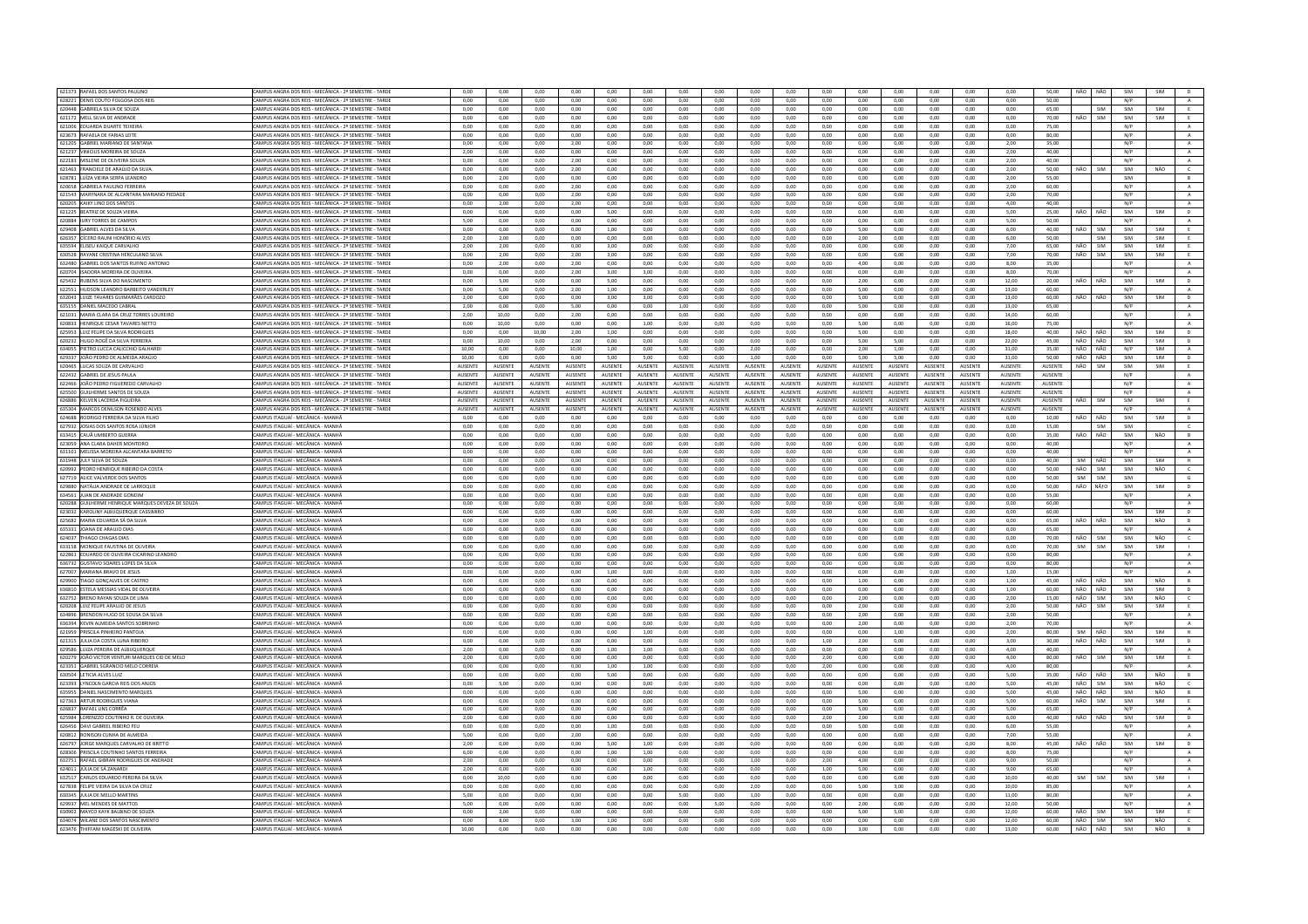| | | | | | | | | | | | | | | | | | | | | | | | | |
|---|---|---|---|---|---|---|---|---|---|---|---|---|---|---|---|---|---|---|---|---|---|---|---|---|
| 621373 | RAFAEL DOS SANTOS PAULINO | CAMPUS ANGRA DOS REIS - MECÂNICA - 2º SEMESTRE - TARDE | 0,00 | 0,00 | 0,00 | 0,00 | 0,00 | 0,00 | 0,00 | 0,00 | 0,00 | 0,00 | 0,00 | 0,00 | 0,00 | 0,00 | 0,00 | 0,00 | 50,00 | NÃO | NÃO | SIM | SIM | D |
| 628221 | DENIS COUTO FOLGOSA DOS REIS | CAMPUS ANGRA DOS REIS - MECÂNICA - 2º SEMESTRE - TARDE | 0,00 | 0,00 | 0,00 | 0,00 | 0,00 | 0,00 | 0,00 | 0,00 | 0,00 | 0,00 | 0,00 | 0,00 | 0,00 | 0,00 | 0,00 | 0,00 | 50,00 | | | N/P | | A |
| 620448 | GABRIELA SILVA DE SOUZA | CAMPUS ANGRA DOS REIS - MECÂNICA - 2º SEMESTRE - TARDE | 0,00 | 0,00 | 0,00 | 0,00 | 0,00 | 0,00 | 0,00 | 0,00 | 0,00 | 0,00 | 0,00 | 0,00 | 0,00 | 0,00 | 0,00 | 0,00 | 65,00 | | SIM | SIM | SIM | E |
| 621172 | MELL SILVA DE ANDRADE | CAMPUS ANGRA DOS REIS - MECÂNICA - 2º SEMESTRE - TARDE | 0,00 | 0,00 | 0,00 | 0,00 | 0,00 | 0,00 | 0,00 | 0,00 | 0,00 | 0,00 | 0,00 | 0,00 | 0,00 | 0,00 | 0,00 | 0,00 | 70,00 | NÃO | SIM | SIM | SIM | E |
| 621000 | EDUARDA DUARTE TEIXEIRA | CAMPUS ANGRA DOS REIS - MECÂNICA - 2º SEMESTRE - TARDE | 0,00 | 0,00 | 0,00 | 0,00 | 0,00 | 0,00 | 0,00 | 0,00 | 0,00 | 0,00 | 0,00 | 0,00 | 0,00 | 0,00 | 0,00 | 0,00 | 75,00 | | | N/P | | A |
| 623673 | RAFAELA DE FARIAS LEITE | CAMPUS ANGRA DOS REIS - MECÂNICA - 2º SEMESTRE - TARDE | 0,00 | 0,00 | 0,00 | 0,00 | 0,00 | 0,00 | 0,00 | 0,00 | 0,00 | 0,00 | 0,00 | 0,00 | 0,00 | 0,00 | 0,00 | 0,00 | 80,00 | | | N/P | | A |
| 621205 | GABRIEL MARIANO DE SANTANA | CAMPUS ANGRA DOS REIS - MECÂNICA - 2º SEMESTRE - TARDE | 0,00 | 5,00 | 0,00 | 2,00 | 0,00 | 0,00 | 0,00 | 0,00 | 0,00 | 0,00 | 0,00 | 0,00 | 0,00 | 0,00 | 0,00 | 2,00 | 35,00 | | | N/P | | A |
| 621237 | VINICIUS MOREIRA DE SOUZA | CAMPUS ANGRA DOS REIS - MECÂNICA - 2º SEMESTRE - TARDE | 2,00 | 0,00 | 0,00 | 0,00 | 0,00 | 0,00 | 0,00 | 0,00 | 0,00 | 0,00 | 0,00 | 0,00 | 0,00 | 0,00 | 0,00 | 2,00 | 40,00 | | | N/P | | A |
| 621183 | MISLENE DE OLIVEIRA SOUZA | CAMPUS ANGRA DOS REIS - MECÂNICA - 2º SEMESTRE - TARDE | 0,00 | 0,00 | 0,00 | 2,00 | 0,00 | 0,00 | 0,00 | 0,00 | 0,00 | 0,00 | 0,00 | 0,00 | 0,00 | 0,00 | 0,00 | 2,00 | 40,00 | | | N/P | | A |
| 621463 | FRANCIELE DE ARAÚJO DA SILVA | CAMPUS ANGRA DOS REIS - MECÂNICA - 2º SEMESTRE - TARDE | 0,00 | 0,00 | 0,00 | 2,00 | 0,00 | 0,00 | 0,00 | 0,00 | 0,00 | 0,00 | 0,00 | 0,00 | 0,00 | 0,00 | 0,00 | 2,00 | 50,00 | NÃO | SIM | SIM | NÃO | C |
| 628783 | LUÍZA VIEIRA SERPA LEANDRO | CAMPUS ANGRA DOS REIS - MECÂNICA - 2º SEMESTRE - TARDE | 0,00 | 2,00 | 0,00 | 0,00 | 0,00 | 0,00 | 0,00 | 0,00 | 0,00 | 0,00 | 0,00 | 0,00 | 0,00 | 0,00 | 0,00 | 2,00 | 55,00 | | | SIM | | B |
| 620658 | GABRIELA PAULINO FERREIRA | CAMPUS ANGRA DOS REIS - MECÂNICA - 2º SEMESTRE - TARDE | 0,00 | 0,00 | 0,00 | 2,00 | 0,00 | 0,00 | 0,00 | 0,00 | 0,00 | 0,00 | 0,00 | 0,00 | 0,00 | 0,00 | 0,00 | 2,00 | 60,00 | | | N/P | | A |
| 621543 | RAMYNARA DE ALCANTARA MARIANO PIEDADE | CAMPUS ANGRA DOS REIS - MECÂNICA - 2º SEMESTRE - TARDE | 0,00 | 0,00 | 0,00 | 2,00 | 0,00 | 0,00 | 0,00 | 0,00 | 0,00 | 0,00 | 0,00 | 0,00 | 0,00 | 0,00 | 0,00 | 2,00 | 70,00 | | | N/P | | A |
| 620205 | KAIKY LINO DOS SANTOS | CAMPUS ANGRA DOS REIS - MECÂNICA - 2º SEMESTRE - TARDE | 0,00 | 2,00 | 0,00 | 2,00 | 0,00 | 0,00 | 0,00 | 0,00 | 0,00 | 0,00 | 0,00 | 0,00 | 0,00 | 0,00 | 0,00 | 4,00 | 40,00 | | | N/P | | A |
| 621225 | BEATRIZ DE SOUZA VIEIRA | CAMPUS ANGRA DOS REIS - MECÂNICA - 2º SEMESTRE - TARDE | 0,00 | 0,00 | 0,00 | 0,00 | 5,00 | 0,00 | 0,00 | 0,00 | 0,00 | 0,00 | 0,00 | 0,00 | 0,00 | 0,00 | 0,00 | 5,00 | 25,00 | NÃO | NÃO | SIM | SIM | D |
| 628884 | IURY TORRES DE CAMPOS | CAMPUS ANGRA DOS REIS - MECÂNICA - 2º SEMESTRE - TARDE | 5,00 | 0,00 | 0,00 | 0,00 | 0,00 | 0,00 | 0,00 | 0,00 | 0,00 | 0,00 | 0,00 | 0,00 | 0,00 | 0,00 | 0,00 | 5,00 | 50,00 | | | N/P | | A |
| 629408 | GABRIEL ALVES DA SILVA | CAMPUS ANGRA DOS REIS - MECÂNICA - 2º SEMESTRE - TARDE | 0,00 | 0,00 | 0,00 | 0,00 | 1,00 | 0,00 | 0,00 | 0,00 | 0,00 | 0,00 | 0,00 | 5,00 | 0,00 | 0,00 | 0,00 | 6,00 | 40,00 | NÃO | SIM | SIM | SIM | E |
| 626357 | CÍCERO RAUNI HONÓRIO ALVES | CAMPUS ANGRA DOS REIS - MECÂNICA - 2º SEMESTRE - TARDE | 2,00 | 0,00 | 0,00 | 0,00 | 0,00 | 0,00 | 0,00 | 0,00 | 0,00 | 0,00 | 0,00 | 2,00 | 0,00 | 0,00 | 0,00 | 6,00 | 50,00 | | SIM | SIM | SIM | E |
| 635594 | ELISEU KAIQUE CARVALHO | CAMPUS ANGRA DOS REIS - MECÂNICA - 2º SEMESTRE - TARDE | 2,00 | 2,00 | 0,00 | 0,00 | 3,00 | 0,00 | 0,00 | 0,00 | 0,00 | 0,00 | 0,00 | 0,00 | 0,00 | 0,00 | 0,00 | 7,00 | 65,00 | NÃO | SIM | SIM | SIM | E |
| 630528 | RAYANE CRISTINA HERCULANO SILVA | CAMPUS ANGRA DOS REIS - MECÂNICA - 2º SEMESTRE - TARDE | 0,00 | 2,00 | 0,00 | 2,00 | 3,00 | 0,00 | 0,00 | 0,00 | 0,00 | 0,00 | 0,00 | 0,00 | 0,00 | 0,00 | 0,00 | 7,00 | 70,00 | NÃO | SIM | SIM | SIM | E |
| 632480 | GABRIEL DOS SANTOS RUFINO ANTONIO | CAMPUS ANGRA DOS REIS - MECÂNICA - 2º SEMESTRE - TARDE | 0,00 | 2,00 | 0,00 | 2,00 | 0,00 | 0,00 | 0,00 | 0,00 | 0,00 | 0,00 | 0,00 | 4,00 | 0,00 | 0,00 | 0,00 | 8,00 | 35,00 | | | N/P | | A |
| 620704 | ISADORA MOREIRA DE OLIVEIRA | CAMPUS ANGRA DOS REIS - MECÂNICA - 2º SEMESTRE - TARDE | 0,00 | 0,00 | 0,00 | 2,00 | 3,00 | 3,00 | 0,00 | 0,00 | 0,00 | 0,00 | 0,00 | 0,00 | 0,00 | 0,00 | 0,00 | 8,00 | 70,00 | | | N/P | | A |
| 625432 | RUBENS SILVA DO NASCIMENTO | CAMPUS ANGRA DOS REIS - MECÂNICA - 2º SEMESTRE - TARDE | 0,00 | 5,00 | 0,00 | 0,00 | 5,00 | 0,00 | 0,00 | 0,00 | 0,00 | 0,00 | 0,00 | 2,00 | 0,00 | 0,00 | 0,00 | 12,00 | 20,00 | NÃO | NÃO | SIM | SIM | D |
| 622551 | HUDSON LEANDRO BARBETO VANDERLEY | CAMPUS ANGRA DOS REIS - MECÂNICA - 2º SEMESTRE - TARDE | 0,00 | 5,00 | 0,00 | 2,00 | 1,00 | 0,00 | 0,00 | 0,00 | 0,00 | 0,00 | 0,00 | 5,00 | 0,00 | 0,00 | 0,00 | 13,00 | 60,00 | | | N/P | | A |
| 632043 | LUIZE TAVARES GUIMARÃES CARDOZO | CAMPUS ANGRA DOS REIS - MECÂNICA - 2º SEMESTRE - TARDE | 2,00 | 0,00 | 0,00 | 0,00 | 3,00 | 3,00 | 0,00 | 0,00 | 0,00 | 0,00 | 0,00 | 5,00 | 0,00 | 0,00 | 0,00 | 13,00 | 60,00 | NÃO | NÃO | SIM | SIM | D |
| 635155 | DANIEL MACEDO CABRAL | CAMPUS ANGRA DOS REIS - MECÂNICA - 2º SEMESTRE - TARDE | 2,00 | 0,00 | 0,00 | 5,00 | 0,00 | 0,00 | 1,00 | 0,00 | 0,00 | 0,00 | 0,00 | 5,00 | 0,00 | 0,00 | 0,00 | 13,00 | 65,00 | | | N/P | | A |
| 621031 | MARIA CLARA DA CRUZ TORRES LOUREIRO | CAMPUS ANGRA DOS REIS - MECÂNICA - 2º SEMESTRE - TARDE | 2,00 | 10,00 | 0,00 | 2,00 | 0,00 | 0,00 | 0,00 | 0,00 | 0,00 | 0,00 | 0,00 | 0,00 | 0,00 | 0,00 | 0,00 | 14,00 | 60,00 | | | N/P | | A |
| 620833 | HENRIQUE CESAR TAVARES NETTO | CAMPUS ANGRA DOS REIS - MECÂNICA - 2º SEMESTRE - TARDE | 0,00 | 10,00 | 0,00 | 0,00 | 0,00 | 1,00 | 0,00 | 0,00 | 0,00 | 0,00 | 0,00 | 5,00 | 0,00 | 0,00 | 0,00 | 16,00 | 75,00 | | | N/P | | A |
| 625953 | LUIZ FELIPE DA SILVA RODRIGUES | CAMPUS ANGRA DOS REIS - MECÂNICA - 2º SEMESTRE - TARDE | 0,00 | 0,00 | 10,00 | 2,00 | 1,00 | 0,00 | 0,00 | 0,00 | 0,00 | 0,00 | 0,00 | 5,00 | 0,00 | 0,00 | 0,00 | 18,00 | 40,00 | NÃO | NÃO | SIM | SIM | D |
| 620232 | HUGO ROGÊ DA SILVA FERREIRA | CAMPUS ANGRA DOS REIS - MECÂNICA - 2º SEMESTRE - TARDE | 0,00 | 10,00 | 0,00 | 2,00 | 0,00 | 0,00 | 0,00 | 0,00 | 0,00 | 0,00 | 0,00 | 5,00 | 5,00 | 0,00 | 0,00 | 22,00 | 45,00 | NÃO | NÃO | SIM | SIM | D |
| 634055 | PIETRO LUCCA CALICCHIO GALHARDI | CAMPUS ANGRA DOS REIS - MECÂNICA - 2º SEMESTRE - TARDE | 10,00 | 0,00 | 0,00 | 10,00 | 1,00 | 0,00 | 0,00 | 5,00 | 0,00 | 2,00 | 0,00 | 2,00 | 1,00 | 0,00 | 0,00 | 31,00 | 35,00 | NÃO | NÃO | N/P | SIM | A |
| 629137 | JOÃO PEDRO DE ALMEIDA ARAÚJO | CAMPUS ANGRA DOS REIS - MECÂNICA - 2º SEMESTRE - TARDE | 10,00 | 0,00 | 0,00 | 0,00 | 5,00 | 5,00 | 0,00 | 0,00 | 1,00 | 0,00 | 0,00 | 5,00 | 5,00 | 0,00 | 0,00 | 31,00 | 50,00 | NÃO | NÃO | SIM | SIM | D |
| 620465 | LUCAS SOUZA DE CARVALHO | CAMPUS ANGRA DOS REIS - MECÂNICA - 2º SEMESTRE - TARDE | AUSENTE | AUSENTE | AUSENTE | AUSENTE | AUSENTE | AUSENTE | AUSENTE | AUSENTE | AUSENTE | AUSENTE | AUSENTE | AUSENTE | AUSENTE | AUSENTE | AUSENTE | AUSENTE | AUSENTE | NÃO | SIM | SIM | SIM | E |
| 622432 | GABRIEL DE JESUS PAULA | CAMPUS ANGRA DOS REIS - MECÂNICA - 2º SEMESTRE - TARDE | AUSENTE | AUSENTE | AUSENTE | AUSENTE | AUSENTE | AUSENTE | AUSENTE | AUSENTE | AUSENTE | AUSENTE | AUSENTE | AUSENTE | AUSENTE | AUSENTE | AUSENTE | AUSENTE | AUSENTE | | | N/P | | A |
| 622466 | JOÃO PEDRO FIGUEREDO CARVALHO | CAMPUS ANGRA DOS REIS - MECÂNICA - 2º SEMESTRE - TARDE | AUSENTE | AUSENTE | AUSENTE | AUSENTE | AUSENTE | AUSENTE | AUSENTE | AUSENTE | AUSENTE | AUSENTE | AUSENTE | AUSENTE | AUSENTE | AUSENTE | AUSENTE | AUSENTE | AUSENTE | | | N/P | | A |
| 625500 | GUILHERME SANTOS DE SOUZA | CAMPUS ANGRA DOS REIS - MECÂNICA - 2º SEMESTRE - TARDE | AUSENTE | AUSENTE | AUSENTE | AUSENTE | AUSENTE | AUSENTE | AUSENTE | AUSENTE | AUSENTE | AUSENTE | AUSENTE | AUSENTE | AUSENTE | AUSENTE | AUSENTE | AUSENTE | AUSENTE | | | N/P | | A |
| 626688 | KELVEN LACERDA FIGUEIRA | CAMPUS ANGRA DOS REIS - MECÂNICA - 2º SEMESTRE - TARDE | AUSENTE | AUSENTE | AUSENTE | AUSENTE | AUSENTE | AUSENTE | AUSENTE | AUSENTE | AUSENTE | AUSENTE | AUSENTE | AUSENTE | AUSENTE | AUSENTE | AUSENTE | AUSENTE | AUSENTE | NÃO | SIM | SIM | SIM | E |
| 635304 | MARCOS DENILSON ROSENDO ALVES | CAMPUS ANGRA DOS REIS - MECÂNICA - 2º SEMESTRE - TARDE | AUSENTE | AUSENTE | AUSENTE | AUSENTE | AUSENTE | AUSENTE | AUSENTE | AUSENTE | AUSENTE | AUSENTE | AUSENTE | AUSENTE | AUSENTE | AUSENTE | AUSENTE | AUSENTE | AUSENTE | | | N/P | | A |
| 624688 | RODRIGO FERREIRA DA SILVA FILHO | CAMPUS ITAGUAÍ - MECÂNICA - MANHÃ | 0,00 | 0,00 | 0,00 | 0,00 | 0,00 | 0,00 | 0,00 | 0,00 | 0,00 | 0,00 | 0,00 | 0,00 | 0,00 | 0,00 | 0,00 | 0,00 | 10,00 | NÃO | NÃO | SIM | SIM | D |
| 627932 | JOSIAS DOS SANTOS ROSA JÚNIOR | CAMPUS ITAGUAÍ - MECÂNICA - MANHÃ | 0,00 | 0,00 | 0,00 | 0,00 | 0,00 | 0,00 | 0,00 | 0,00 | 0,00 | 0,00 | 0,00 | 0,00 | 0,00 | 0,00 | 0,00 | 0,00 | 15,00 | | SIM | SIM | | C |
| 633415 | CAUÃ UMBERTO GUERRA | CAMPUS ITAGUAÍ - MECÂNICA - MANHÃ | 0,00 | 0,00 | 0,00 | 0,00 | 0,00 | 0,00 | 0,00 | 0,00 | 0,00 | 0,00 | 0,00 | 0,00 | 0,00 | 0,00 | 0,00 | 0,00 | 35,00 | NÃO | NÃO | SIM | NÃO | B |
| 623059 | ANA CLARA DAHER MONTEIRO | CAMPUS ITAGUAÍ - MECÂNICA - MANHÃ | 0,00 | 0,00 | 0,00 | 0,00 | 0,00 | 0,00 | 0,00 | 0,00 | 0,00 | 0,00 | 0,00 | 0,00 | 0,00 | 0,00 | 0,00 | 0,00 | 40,00 | | | N/P | | A |
| 631101 | MELISSA MOREIRA ALCANTARA BARRETO | CAMPUS ITAGUAÍ - MECÂNICA - MANHÃ | 0,00 | 0,00 | 0,00 | 0,00 | 0,00 | 0,00 | 0,00 | 0,00 | 0,00 | 0,00 | 0,00 | 0,00 | 0,00 | 0,00 | 0,00 | 0,00 | 40,00 | | | N/P | | A |
| 631948 | JULY SILVA DE SOUZA | CAMPUS ITAGUAÍ - MECÂNICA - MANHÃ | 0,00 | 0,00 | 0,00 | 0,00 | 0,00 | 0,00 | 0,00 | 0,00 | 0,00 | 0,00 | 0,00 | 0,00 | 0,00 | 0,00 | 0,00 | 0,00 | 40,00 | SIM | NÃO | SIM | SIM | H |
| 620992 | PEDRO HENRIQUE RIBEIRO DA COSTA | CAMPUS ITAGUAÍ - MECÂNICA - MANHÃ | 0,00 | 0,00 | 0,00 | 0,00 | 0,00 | 0,00 | 0,00 | 0,00 | 0,00 | 0,00 | 0,00 | 0,00 | 0,00 | 0,00 | 0,00 | 0,00 | 50,00 | NÃO | SIM | SIM | NÃO | C |
| 627719 | ALICE VALVERDE DOS SANTOS | CAMPUS ITAGUAÍ - MECÂNICA - MANHÃ | 0,00 | 0,00 | 0,00 | 0,00 | 0,00 | 0,00 | 0,00 | 0,00 | 0,00 | 0,00 | 0,00 | 0,00 | 0,00 | 0,00 | 0,00 | 0,00 | 50,00 | SIM | SIM | SIM | | G |
| 629880 | NATÁLIA ANDRADE DE LARROQUE | CAMPUS ITAGUAÍ - MECÂNICA - MANHÃ | 0,00 | 0,00 | 0,00 | 0,00 | 0,00 | 0,00 | 0,00 | 0,00 | 0,00 | 0,00 | 0,00 | 0,00 | 0,00 | 0,00 | 0,00 | 0,00 | 50,00 | NÃO | NÃO | SIM | SIM | D |
| 634561 | JUAN DE ANDRADE GONDIM | CAMPUS ITAGUAÍ - MECÂNICA - MANHÃ | 0,00 | 0,00 | 0,00 | 0,00 | 0,00 | 0,00 | 0,00 | 0,00 | 0,00 | 0,00 | 0,00 | 0,00 | 0,00 | 0,00 | 0,00 | 0,00 | 55,00 | | | N/P | | A |
| 620288 | GUILHERME HENRIQUE MARQUES DEVEZA DE SOUZA | CAMPUS ITAGUAÍ - MECÂNICA - MANHÃ | 0,00 | 0,00 | 0,00 | 0,00 | 0,00 | 0,00 | 0,00 | 0,00 | 0,00 | 0,00 | 0,00 | 0,00 | 0,00 | 0,00 | 0,00 | 0,00 | 60,00 | | | N/P | | A |
| 623032 | KAROLINY ALBUQUERQUE CASSIMIRO | CAMPUS ITAGUAÍ - MECÂNICA - MANHÃ | 0,00 | 0,00 | 0,00 | 0,00 | 0,00 | 0,00 | 0,00 | 0,00 | 0,00 | 0,00 | 0,00 | 0,00 | 0,00 | 0,00 | 0,00 | 0,00 | 60,00 | | | SIM | SIM | D |
| 625682 | MARIA EDUARDA SÁ DA SILVA | CAMPUS ITAGUAÍ - MECÂNICA - MANHÃ | 0,00 | 0,00 | 0,00 | 0,00 | 0,00 | 0,00 | 0,00 | 0,00 | 0,00 | 0,00 | 0,00 | 0,00 | 0,00 | 0,00 | 0,00 | 0,00 | 65,00 | NÃO | NÃO | SIM | NÃO | B |
| 635333 | JOANA DE ARAUJO DIAS | CAMPUS ITAGUAÍ - MECÂNICA - MANHÃ | 0,00 | 0,00 | 0,00 | 0,00 | 0,00 | 0,00 | 0,00 | 0,00 | 0,00 | 0,00 | 0,00 | 0,00 | 0,00 | 0,00 | 0,00 | 0,00 | 65,00 | | | N/P | | A |
| 624037 | THIAGO CHAGAS DIAS | CAMPUS ITAGUAÍ - MECÂNICA - MANHÃ | 0,00 | 0,00 | 0,00 | 0,00 | 0,00 | 0,00 | 0,00 | 0,00 | 0,00 | 0,00 | 0,00 | 0,00 | 0,00 | 0,00 | 0,00 | 0,00 | 70,00 | NÃO | SIM | SIM | NÃO | C |
| 633158 | MONIQUE FAUSTINA DE OLIVEIRA | CAMPUS ITAGUAÍ - MECÂNICA - MANHÃ | 0,00 | 0,00 | 0,00 | 0,00 | 0,00 | 0,00 | 0,00 | 0,00 | 0,00 | 0,00 | 0,00 | 0,00 | 0,00 | 0,00 | 0,00 | 0,00 | 70,00 | SIM | SIM | SIM | SIM | I |
| 622861 | EDUARDO DE OLIVEIRA CICARINO LEANDRO | CAMPUS ITAGUAÍ - MECÂNICA - MANHÃ | 0,00 | 0,00 | 0,00 | 0,00 | 0,00 | 0,00 | 0,00 | 0,00 | 0,00 | 0,00 | 0,00 | 0,00 | 0,00 | 0,00 | 0,00 | 0,00 | 80,00 | | | N/P | | A |
| 636712 | GUSTAVO SOARES LOPES DA SILVA | CAMPUS ITAGUAÍ - MECÂNICA - MANHÃ | 0,00 | 0,00 | 0,00 | 0,00 | 0,00 | 0,00 | 0,00 | 0,00 | 0,00 | 0,00 | 0,00 | 0,00 | 0,00 | 0,00 | 0,00 | 0,00 | 80,00 | | | N/P | | A |
| 627007 | MARIANA BRAVO DE JESUS | CAMPUS ITAGUAÍ - MECÂNICA - MANHÃ | 0,00 | 0,00 | 0,00 | 0,00 | 1,00 | 0,00 | 0,00 | 0,00 | 0,00 | 0,00 | 0,00 | 0,00 | 0,00 | 0,00 | 0,00 | 1,00 | 15,00 | | | N/P | | A |
| 629900 | TIAGO GONÇALVES DE CASTRO | CAMPUS ITAGUAÍ - MECÂNICA - MANHÃ | 0,00 | 0,00 | 0,00 | 0,00 | 0,00 | 0,00 | 0,00 | 0,00 | 0,00 | 0,00 | 0,00 | 1,00 | 0,00 | 0,00 | 0,00 | 1,00 | 45,00 | NÃO | NÃO | SIM | NÃO | B |
| 636810 | ESTELA MESSIAS VIDAL DE OLIVEIRA | CAMPUS ITAGUAÍ - MECÂNICA - MANHÃ | 0,00 | 0,00 | 0,00 | 0,00 | 0,00 | 0,00 | 0,00 | 0,00 | 1,00 | 0,00 | 0,00 | 0,00 | 0,00 | 0,00 | 0,00 | 1,00 | 60,00 | NÃO | NÃO | SIM | SIM | D |
| 632752 | BRENO RAYAN SOUZA DE LIMA | CAMPUS ITAGUAÍ - MECÂNICA - MANHÃ | 0,00 | 0,00 | 0,00 | 0,00 | 0,00 | 0,00 | 0,00 | 0,00 | 0,00 | 0,00 | 0,00 | 2,00 | 0,00 | 0,00 | 0,00 | 2,00 | 15,00 | NÃO | SIM | SIM | NÃO | C |
| 620208 | LUIZ FELIPE ARAUJO DE JESUS | CAMPUS ITAGUAÍ - MECÂNICA - MANHÃ | 0,00 | 0,00 | 0,00 | 0,00 | 0,00 | 0,00 | 0,00 | 0,00 | 0,00 | 0,00 | 0,00 | 2,00 | 0,00 | 0,00 | 0,00 | 2,00 | 50,00 | NÃO | SIM | SIM | SIM | E |
| 634896 | BRENDON HUGO DE SOUSA DA SILVA | CAMPUS ITAGUAÍ - MECÂNICA - MANHÃ | 0,00 | 0,00 | 0,00 | 0,00 | 0,00 | 0,00 | 0,00 | 0,00 | 0,00 | 0,00 | 2,00 | 0,00 | 0,00 | 0,00 | 0,00 | 2,00 | 50,00 | | | N/P | | A |
| 636394 | KEVIN ALMEIDA SANTOS SOBRINHO | CAMPUS ITAGUAÍ - MECÂNICA - MANHÃ | 0,00 | 0,00 | 0,00 | 0,00 | 0,00 | 0,00 | 0,00 | 0,00 | 0,00 | 0,00 | 0,00 | 2,00 | 0,00 | 0,00 | 0,00 | 2,00 | 70,00 | | | N/P | | A |
| 621959 | PRISCILA PINHEIRO PANTOJA | CAMPUS ITAGUAÍ - MECÂNICA - MANHÃ | 0,00 | 0,00 | 0,00 | 0,00 | 0,00 | 1,00 | 0,00 | 0,00 | 0,00 | 0,00 | 0,00 | 0,00 | 1,00 | 0,00 | 0,00 | 2,00 | 80,00 | SIM | NÃO | SIM | SIM | H |
| 621315 | JULIA DA COSTA LUNA RIBEIRO | CAMPUS ITAGUAÍ - MECÂNICA - MANHÃ | 0,00 | 0,00 | 0,00 | 0,00 | 0,00 | 0,00 | 0,00 | 0,00 | 0,00 | 0,00 | 1,00 | 2,00 | 0,00 | 0,00 | 0,00 | 3,00 | 30,00 | NÃO | NÃO | SIM | SIM | D |
| 629586 | LUIZA PEREIRA DE ALBUQUERQUE | CAMPUS ITAGUAÍ - MECÂNICA - MANHÃ | 2,00 | 0,00 | 0,00 | 0,00 | 1,00 | 1,00 | 0,00 | 0,00 | 0,00 | 0,00 | 0,00 | 0,00 | 0,00 | 0,00 | 0,00 | 4,00 | 40,00 | | | N/P | | A |
| 620279 | JOÃO VICTOR VENTURI MARQUES CID DE MELO | CAMPUS ITAGUAÍ - MECÂNICA - MANHÃ | 2,00 | 0,00 | 0,00 | 0,00 | 0,00 | 0,00 | 0,00 | 0,00 | 0,00 | 0,00 | 2,00 | 0,00 | 0,00 | 0,00 | 0,00 | 4,00 | 80,00 | NÃO | SIM | SIM | SIM | E |
| 623351 | GABRIEL SGRANCIO MELO CORREIA | CAMPUS ITAGUAÍ - MECÂNICA - MANHÃ | 0,00 | 0,00 | 0,00 | 0,00 | 1,00 | 1,00 | 0,00 | 0,00 | 0,00 | 0,00 | 2,00 | 0,00 | 0,00 | 0,00 | 0,00 | 4,00 | 80,00 | | | N/P | | A |
| 630504 | LETICIA ALVES LUIZ | CAMPUS ITAGUAÍ - MECÂNICA - MANHÃ | 0,00 | 0,00 | 0,00 | 0,00 | 5,00 | 0,00 | 0,00 | 0,00 | 0,00 | 0,00 | 0,00 | 0,00 | 0,00 | 0,00 | 0,00 | 5,00 | 35,00 | NÃO | NÃO | SIM | NÃO | B |
| 623393 | LYNCOLN GARCIA REIS DOS ANJOS | CAMPUS ITAGUAÍ - MECÂNICA - MANHÃ | 0,00 | 5,00 | 0,00 | 0,00 | 0,00 | 0,00 | 0,00 | 0,00 | 0,00 | 0,00 | 0,00 | 0,00 | 0,00 | 0,00 | 0,00 | 5,00 | 45,00 | NÃO | SIM | SIM | NÃO | C |
| 635955 | DANIEL NASCIMENTO MARQUES | CAMPUS ITAGUAÍ - MECÂNICA - MANHÃ | 0,00 | 0,00 | 0,00 | 0,00 | 0,00 | 0,00 | 0,00 | 0,00 | 0,00 | 0,00 | 0,00 | 5,00 | 0,00 | 0,00 | 0,00 | 5,00 | 45,00 | NÃO | NÃO | SIM | NÃO | B |
| 627363 | ARTUR RODRIGUES VIANA | CAMPUS ITAGUAÍ - MECÂNICA - MANHÃ | 0,00 | 0,00 | 0,00 | 0,00 | 0,00 | 0,00 | 0,00 | 0,00 | 0,00 | 0,00 | 0,00 | 5,00 | 0,00 | 0,00 | 0,00 | 5,00 | 60,00 | NÃO | SIM | SIM | SIM | E |
| 626837 | RAFAEL LINS CORRÊA | CAMPUS ITAGUAÍ - MECÂNICA - MANHÃ | 0,00 | 0,00 | 0,00 | 0,00 | 0,00 | 0,00 | 0,00 | 0,00 | 0,00 | 0,00 | 0,00 | 5,00 | 0,00 | 0,00 | 0,00 | 5,00 | 65,00 | | | N/P | | A |
| 625984 | LORENZZO COUTINHO R. DE OLIVEIRA | CAMPUS ITAGUAÍ - MECÂNICA - MANHÃ | 2,00 | 0,00 | 0,00 | 0,00 | 0,00 | 0,00 | 0,00 | 0,00 | 0,00 | 0,00 | 2,00 | 2,00 | 0,00 | 0,00 | 0,00 | 6,00 | 40,00 | NÃO | NÃO | SIM | SIM | D |
| 626456 | DAVI GABRIEL RIBEIRO FEU | CAMPUS ITAGUAÍ - MECÂNICA - MANHÃ | 0,00 | 0,00 | 0,00 | 0,00 | 1,00 | 0,00 | 0,00 | 0,00 | 0,00 | 0,00 | 0,00 | 5,00 | 0,00 | 0,00 | 0,00 | 6,00 | 55,00 | | | N/P | | A |
| 628812 | ROMISON CUNHA DE ALMEIDA | CAMPUS ITAGUAÍ - MECÂNICA - MANHÃ | 5,00 | 0,00 | 0,00 | 2,00 | 0,00 | 0,00 | 0,00 | 0,00 | 0,00 | 0,00 | 0,00 | 0,00 | 0,00 | 0,00 | 0,00 | 7,00 | 55,00 | | | N/P | | A |
| 626797 | JORGE MARQUES CARVALHO DE BRITTO | CAMPUS ITAGUAÍ - MECÂNICA - MANHÃ | 2,00 | 0,00 | 0,00 | 0,00 | 5,00 | 1,00 | 0,00 | 0,00 | 0,00 | 0,00 | 0,00 | 0,00 | 0,00 | 0,00 | 0,00 | 8,00 | 45,00 | NÃO | NÃO | SIM | SIM | D |
| 628306 | PRISCILA COUTINHO SANTOS FERREIRA | CAMPUS ITAGUAÍ - MECÂNICA - MANHÃ | 6,00 | 0,00 | 0,00 | 0,00 | 1,00 | 1,00 | 0,00 | 0,00 | 0,00 | 0,00 | 0,00 | 0,00 | 0,00 | 0,00 | 0,00 | 8,00 | 75,00 | | | N/P | | A |
| 632751 | RAFAEL GIBRAN RODRIGUES DE ANDRADE | CAMPUS ITAGUAÍ - MECÂNICA - MANHÃ | 2,00 | 0,00 | 0,00 | 0,00 | 0,00 | 0,00 | 0,00 | 0,00 | 1,00 | 0,00 | 2,00 | 4,00 | 0,00 | 0,00 | 0,00 | 9,00 | 50,00 | | | N/P | | A |
| 624011 | JULIA DE SÁ ZANARDI | CAMPUS ITAGUAÍ - MECÂNICA - MANHÃ | 2,00 | 0,00 | 0,00 | 0,00 | 0,00 | 1,00 | 0,00 | 0,00 | 0,00 | 1,00 | 0,00 | 5,00 | 0,00 | 0,00 | 0,00 | 9,00 | 65,00 | | | N/P | | A |
| 632517 | CARLOS EDUARDO PEREIRA DA SILVA | CAMPUS ITAGUAÍ - MECÂNICA - MANHÃ | 0,00 | 10,00 | 0,00 | 0,00 | 0,00 | 0,00 | 0,00 | 0,00 | 0,00 | 0,00 | 0,00 | 0,00 | 0,00 | 0,00 | 0,00 | 10,00 | 40,00 | SIM | SIM | SIM | SIM | I |
| 627838 | FELIPE VIEIRA DA SILVA DA CRUZ | CAMPUS ITAGUAÍ - MECÂNICA - MANHÃ | 0,00 | 0,00 | 0,00 | 0,00 | 0,00 | 0,00 | 0,00 | 0,00 | 2,00 | 0,00 | 0,00 | 5,00 | 3,00 | 0,00 | 0,00 | 10,00 | 85,00 | | | N/P | | A |
| 630345 | JULIA DE MELLO MARTINS | CAMPUS ITAGUAÍ - MECÂNICA - MANHÃ | 5,00 | 0,00 | 0,00 | 0,00 | 0,00 | 0,00 | 5,00 | 0,00 | 1,00 | 0,00 | 0,00 | 0,00 | 0,00 | 0,00 | 0,00 | 11,00 | 80,00 | | | N/P | | A |
| 629937 | MEL MENDES DE MATTOS | CAMPUS ITAGUAÍ - MECÂNICA - MANHÃ | 5,00 | 0,00 | 0,00 | 0,00 | 0,00 | 0,00 | 0,00 | 5,00 | 0,00 | 0,00 | 0,00 | 2,00 | 0,00 | 0,00 | 0,00 | 12,00 | 50,00 | | | N/P | | A |
| 630902 | MAYCO KAYK BALBINO DE SOUZA | CAMPUS ITAGUAÍ - MECÂNICA - MANHÃ | 0,00 | 2,00 | 0,00 | 0,00 | 0,00 | 0,00 | 0,00 | 0,00 | 0,00 | 0,00 | 0,00 | 5,00 | 5,00 | 0,00 | 0,00 | 12,00 | 60,00 | NÃO | SIM | SIM | SIM | E |
| 634074 | WILIANE DOS SANTOS NASCIMENTO | CAMPUS ITAGUAÍ - MECÂNICA - MANHÃ | 0,00 | 8,00 | 0,00 | 3,00 | 1,00 | 0,00 | 0,00 | 0,00 | 0,00 | 0,00 | 0,00 | 0,00 | 0,00 | 0,00 | 0,00 | 12,00 | 60,00 | NÃO | SIM | SIM | NÃO | C |
| 623476 | THIFFANI MAGESKI DE OLIVEIRA | CAMPUS ITAGUAÍ - MECÂNICA - MANHÃ | 10,00 | 0,00 | 0,00 | 0,00 | 0,00 | 0,00 | 0,00 | 0,00 | 0,00 | 0,00 | 0,00 | 3,00 | 0,00 | 0,00 | 0,00 | 13,00 | 60,00 | NÃO | NÃO | SIM | NÃO | B |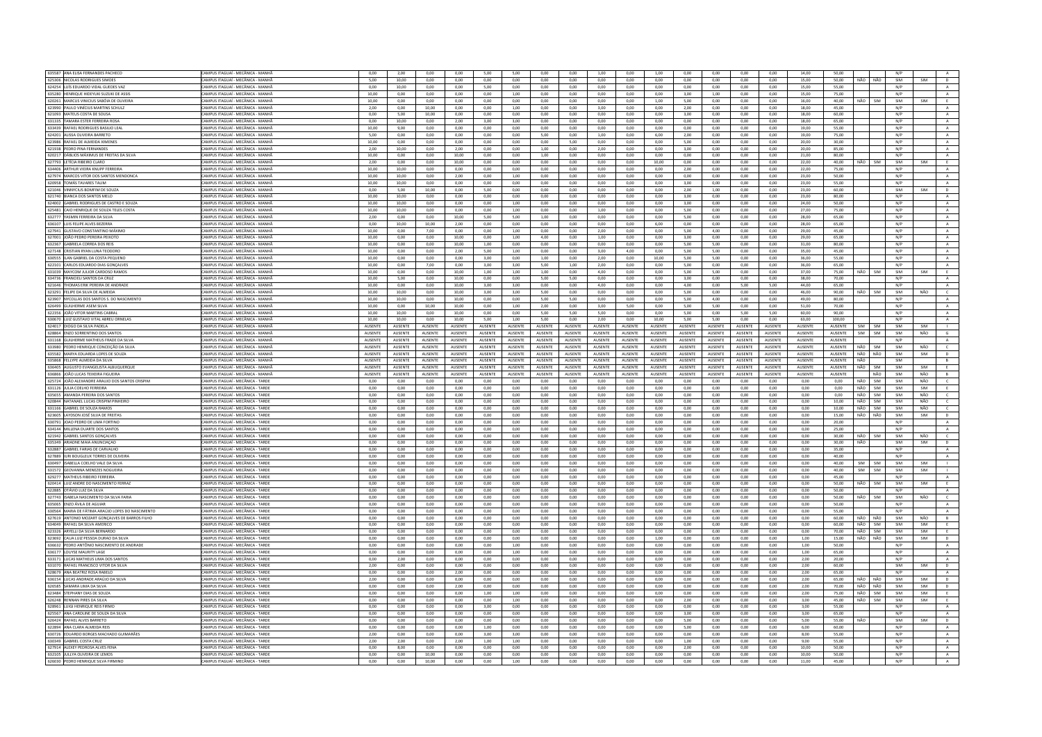| | | | | | | | | | | | | | | | | | | | | | | | |
|---|---|---|---|---|---|---|---|---|---|---|---|---|---|---|---|---|---|---|---|---|---|---|---|
| 635587 ANA ELISA FERNANDES PACHECO | CAMPUS ITAGUAÍ - MECÂNICA - MANHÃ | 0,00 | 2,00 | 0,00 | 0,00 | 5,00 | 5,00 | 0,00 | 0,00 | 1,00 | 0,00 | 1,00 | 0,00 | 0,00 | 0,00 | 0,00 | 14,00 | 50,00 | | | N/P | | A |
| 625308 NICOLAS RODRIGUES SIMOES | CAMPUS ITAGUAÍ - MECÂNICA - MANHÃ | 5,00 | 10,00 | 0,00 | 0,00 | 0,00 | 0,00 | 0,00 | 0,00 | 0,00 | 0,00 | 0,00 | 0,00 | 0,00 | 0,00 | 0,00 | 15,00 | 50,00 | NÃO | NÃO | SIM | SIM | D |
| 624254 LUÍS EDUARDO VIDAL GUEDES VAZ | CAMPUS ITAGUAÍ - MECÂNICA - MANHÃ | 0,00 | 10,00 | 0,00 | 0,00 | 5,00 | 0,00 | 0,00 | 0,00 | 0,00 | 0,00 | 0,00 | 0,00 | 0,00 | 0,00 | 0,00 | 15,00 | 55,00 | | | N/P | | A |
| 635280 HENRIQUE HIDEYUKI SUZUKI DE ASSIS | CAMPUS ITAGUAÍ - MECÂNICA - MANHÃ | 10,00 | 0,00 | 0,00 | 0,00 | 0,00 | 1,00 | 0,00 | 0,00 | 0,00 | 0,00 | 0,00 | 3,00 | 1,00 | 0,00 | 0,00 | 15,00 | 75,00 | | | N/P | | A |
| 620261 MARCUS VINICIUS SABÓIA DE OLIVEIRA | CAMPUS ITAGUAÍ - MECÂNICA - MANHÃ | 10,00 | 0,00 | 0,00 | 0,00 | 0,00 | 0,00 | 0,00 | 0,00 | 0,00 | 0,00 | 1,00 | 5,00 | 0,00 | 0,00 | 0,00 | 16,00 | 40,00 | NÃO | SIM | SIM | SIM | E |
| 623990 PAULO VINÍCIUS MARTINS SCHULZ | CAMPUS ITAGUAÍ - MECÂNICA - MANHÃ | 2,00 | 0,00 | 10,00 | 0,00 | 0,00 | 1,00 | 0,00 | 0,00 | 3,00 | 0,00 | 0,00 | 2,00 | 0,00 | 0,00 | 0,00 | 18,00 | 45,00 | | | N/P | | A |
| 621093 MATEUS COSTA DE SOUSA | CAMPUS ITAGUAÍ - MECÂNICA - MANHÃ | 0,00 | 5,00 | 10,00 | 0,00 | 0,00 | 0,00 | 0,00 | 0,00 | 0,00 | 0,00 | 0,00 | 3,00 | 0,00 | 0,00 | 0,00 | 18,00 | 60,00 | | | N/P | | A |
| 631335 TAMARA ESTER FERREIRA ROSA | CAMPUS ITAGUAÍ - MECÂNICA - MANHÃ | 0,00 | 10,00 | 0,00 | 2,00 | 3,00 | 3,00 | 0,00 | 0,00 | 0,00 | 0,00 | 0,00 | 0,00 | 0,00 | 0,00 | 0,00 | 18,00 | 65,00 | | | N/P | | A |
| 633439 RAFAEL RODRIGUES BASILIO LEAL | CAMPUS ITAGUAÍ - MECÂNICA - MANHÃ | 10,00 | 9,00 | 0,00 | 0,00 | 0,00 | 0,00 | 0,00 | 0,00 | 0,00 | 0,00 | 0,00 | 0,00 | 0,00 | 0,00 | 0,00 | 19,00 | 55,00 | | | N/P | | A |
| 624201 ALISSA OLIVEIRA BARRETO | CAMPUS ITAGUAÍ - MECÂNICA - MANHÃ | 5,00 | 0,00 | 0,00 | 0,00 | 0,00 | 0,00 | 5,00 | 0,00 | 1,00 | 0,00 | 6,00 | 2,00 | 0,00 | 0,00 | 0,00 | 19,00 | 75,00 | | | N/P | | A |
| 623986 RAFAEL DE ALMEIDA XIMENES | CAMPUS ITAGUAÍ - MECÂNICA - MANHÃ | 10,00 | 0,00 | 0,00 | 0,00 | 0,00 | 0,00 | 0,00 | 5,00 | 0,00 | 0,00 | 0,00 | 5,00 | 0,00 | 0,00 | 0,00 | 20,00 | 30,00 | | | N/P | | A |
| 621938 PEDRO PINA FERNANDES | CAMPUS ITAGUAÍ - MECÂNICA - MANHÃ | 2,00 | 10,00 | 0,00 | 2,00 | 0,00 | 0,00 | 1,00 | 0,00 | 2,00 | 0,00 | 0,00 | 3,00 | 0,00 | 0,00 | 0,00 | 20,00 | 85,00 | | | N/P | | A |
| 620217 CÁBLIOS MÁXIMUS DE FREITAS DA SILVA | CAMPUS ITAGUAÍ - MECÂNICA - MANHÃ | 10,00 | 0,00 | 0,00 | 10,00 | 0,00 | 0,00 | 1,00 | 0,00 | 0,00 | 0,00 | 0,00 | 0,00 | 0,00 | 0,00 | 0,00 | 21,00 | 80,00 | | | N/P | | A |
| 627793 LETÍCIA RIBEIRO CLARO | CAMPUS ITAGUAÍ - MECÂNICA - MANHÃ | 2,00 | 0,00 | 0,00 | 10,00 | 0,00 | 0,00 | 0,00 | 0,00 | 0,00 | 0,00 | 10,00 | 0,00 | 0,00 | 0,00 | 0,00 | 22,00 | 40,00 | NÃO | SIM | SIM | SIM | E |
| 634408 ARTHUR VIEIRA KNUPP FERREIRA | CAMPUS ITAGUAÍ - MECÂNICA - MANHÃ | 10,00 | 10,00 | 0,00 | 0,00 | 0,00 | 0,00 | 0,00 | 0,00 | 0,00 | 0,00 | 0,00 | 2,00 | 0,00 | 0,00 | 0,00 | 22,00 | 75,00 | | | N/P | | A |
| 627974 MARCOS VITOR DOS SANTOS MENDONCA | CAMPUS ITAGUAÍ - MECÂNICA - MANHÃ | 10,00 | 10,00 | 0,00 | 2,00 | 0,00 | 1,00 | 0,00 | 0,00 | 0,00 | 0,00 | 0,00 | 0,00 | 0,00 | 0,00 | 0,00 | 23,00 | 50,00 | | | N/P | | A |
| 620958 TOMÁS TAVARES TAUM | CAMPUS ITAGUAÍ - MECÂNICA - MANHÃ | 10,00 | 10,00 | 0,00 | 0,00 | 0,00 | 0,00 | 0,00 | 0,00 | 0,00 | 0,00 | 0,00 | 3,00 | 0,00 | 0,00 | 0,00 | 23,00 | 55,00 | | | N/P | | A |
| 621046 VINNYCIUS BONFIM DE SOUZA | CAMPUS ITAGUAÍ - MECÂNICA - MANHÃ | 0,00 | 5,00 | 10,00 | 0,00 | 5,00 | 0,00 | 0,00 | 0,00 | 0,00 | 0,00 | 0,00 | 2,00 | 1,00 | 0,00 | 0,00 | 23,00 | 60,00 | | | SIM | SIM | D |
| 621740 BIANCA DOS SANTOS MELO | CAMPUS ITAGUAÍ - MECÂNICA - MANHÃ | 10,00 | 10,00 | 0,00 | 0,00 | 0,00 | 0,00 | 0,00 | 0,00 | 0,00 | 0,00 | 0,00 | 3,00 | 0,00 | 0,00 | 0,00 | 23,00 | 80,00 | | | N/P | | A |
| 624002 GABRIEL RODRIGUES DE CASTRO E SOUZA | CAMPUS ITAGUAÍ - MECÂNICA - MANHÃ | 10,00 | 10,00 | 0,00 | 0,00 | 0,00 | 3,00 | 0,00 | 0,00 | 0,00 | 0,00 | 0,00 | 1,00 | 0,00 | 0,00 | 0,00 | 24,00 | 50,00 | | | N/P | | A |
| 625481 CAIO HENRIQUE DE SOUZA TELES COSTA | CAMPUS ITAGUAÍ - MECÂNICA - MANHÃ | 10,00 | 10,00 | 0,00 | 0,00 | 0,00 | 1,00 | 0,00 | 0,00 | 1,00 | 0,00 | 0,00 | 5,00 | 0,00 | 0,00 | 0,00 | 27,00 | 75,00 | | | N/P | | A |
| 632777 YASMIN FERREIRA DA SILVA | CAMPUS ITAGUAÍ - MECÂNICA - MANHÃ | 2,00 | 0,00 | 0,00 | 10,00 | 5,00 | 5,00 | 1,00 | 0,00 | 0,00 | 0,00 | 0,00 | 5,00 | 0,00 | 0,00 | 0,00 | 28,00 | 65,00 | | | N/P | | A |
| 636107 LUIS FELIPE ALVES BEZERRA | CAMPUS ITAGUAÍ - MECÂNICA - MANHÃ | 0,00 | 10,00 | 10,00 | 2,00 | 0,00 | 0,00 | 0,00 | 0,00 | 0,00 | 0,00 | 6,00 | 0,00 | 0,00 | 0,00 | 0,00 | 28,00 | 65,00 | | | N/P | | A |
| 627941 GUSTAVO CONSTANTINO MÁXIMO | CAMPUS ITAGUAÍ - MECÂNICA - MANHÃ | 10,00 | 0,00 | 7,00 | 0,00 | 0,00 | 1,00 | 0,00 | 0,00 | 2,00 | 0,00 | 0,00 | 5,00 | 4,00 | 0,00 | 0,00 | 29,00 | 45,00 | | | N/P | | A |
| 627001 JOÃO PEDRO PEREIRA PEIXOTO | CAMPUS ITAGUAÍ - MECÂNICA - MANHÃ | 10,00 | 0,00 | 0,00 | 10,00 | 0,00 | 1,00 | 4,00 | 0,00 | 1,00 | 0,00 | 0,00 | 3,00 | 0,00 | 0,00 | 0,00 | 29,00 | 65,00 | | | N/P | | A |
| 632367 GABRIELA CORREA DOS REIS | CAMPUS ITAGUAÍ - MECÂNICA - MANHÃ | 10,00 | 0,00 | 0,00 | 10,00 | 1,00 | 0,00 | 0,00 | 0,00 | 0,00 | 0,00 | 0,00 | 5,00 | 5,00 | 0,00 | 0,00 | 31,00 | 80,00 | | | N/P | | A |
| 627148 CRISTIAN RYAN LUNA TEODORO | CAMPUS ITAGUAÍ - MECÂNICA - MANHÃ | 10,00 | 0,00 | 0,00 | 2,00 | 5,00 | 1,00 | 0,00 | 0,00 | 3,00 | 4,00 | 0,00 | 5,00 | 5,00 | 0,00 | 0,00 | 35,00 | 45,00 | | | N/P | | A |
| 630555 ILAN GABRIEL DA COSTA PEQUENO | CAMPUS ITAGUAÍ - MECÂNICA - MANHÃ | 10,00 | 0,00 | 0,00 | 0,00 | 3,00 | 0,00 | 1,00 | 0,00 | 2,00 | 0,00 | 10,00 | 5,00 | 5,00 | 0,00 | 0,00 | 36,00 | 55,00 | | | N/P | | A |
| 622103 CARLOS EDUARDO DIAS GONÇALVES | CAMPUS ITAGUAÍ - MECÂNICA - MANHÃ | 10,00 | 0,00 | 7,00 | 0,00 | 3,00 | 3,00 | 5,00 | 1,00 | 2,00 | 0,00 | 0,00 | 5,00 | 0,00 | 0,00 | 0,00 | 36,00 | 65,00 | | | N/P | | A |
| 631039 KAYCOM JULIOR CARDOSO RAMOS | CAMPUS ITAGUAÍ - MECÂNICA - MANHÃ | 10,00 | 0,00 | 0,00 | 10,00 | 1,00 | 1,00 | 1,00 | 0,00 | 4,00 | 0,00 | 0,00 | 5,00 | 5,00 | 0,00 | 0,00 | 37,00 | 75,00 | NÃO | SIM | SIM | SIM | E |
| 634736 FRANCIELI SANTOS DA CRUZ | CAMPUS ITAGUAÍ - MECÂNICA - MANHÃ | 10,00 | 5,00 | 0,00 | 10,00 | 0,00 | 0,00 | 5,00 | 5,00 | 0,00 | 0,00 | 0,00 | 3,00 | 0,00 | 0,00 | 0,00 | 38,00 | 70,00 | | | N/P | | A |
| 621646 THOMAS ERIK PEREIRA DE ANDRADE | CAMPUS ITAGUAÍ - MECÂNICA - MANHÃ | 10,00 | 0,00 | 0,00 | 10,00 | 3,00 | 3,00 | 0,00 | 0,00 | 4,00 | 0,00 | 0,00 | 4,00 | 0,00 | 5,00 | 5,00 | 44,00 | 65,00 | | | N/P | | A |
| 623291 FELIPE DA SILVA DE ALMEIDA | CAMPUS ITAGUAÍ - MECÂNICA - MANHÃ | 10,00 | 10,00 | 0,00 | 10,00 | 3,00 | 3,00 | 5,00 | 0,00 | 0,00 | 0,00 | 0,00 | 5,00 | 0,00 | 0,00 | 0,00 | 46,00 | 90,00 | NÃO | SIM | SIM | NÃO | C |
| 623907 NYCOLLAS DOS SANTOS S. DO NASCIMENTO | CAMPUS ITAGUAÍ - MECÂNICA - MANHÃ | 10,00 | 10,00 | 0,00 | 10,00 | 0,00 | 5,00 | 5,00 | 0,00 | 0,00 | 0,00 | 0,00 | 5,00 | 4,00 | 0,00 | 0,00 | 49,00 | 80,00 | | | N/P | | A |
| 626499 GUILHERME ASEM SILVA | CAMPUS ITAGUAÍ - MECÂNICA - MANHÃ | 10,00 | 0,00 | 10,00 | 10,00 | 0,00 | 1,00 | 2,00 | 0,00 | 3,00 | 5,00 | 0,00 | 5,00 | 5,00 | 0,00 | 0,00 | 51,00 | 70,00 | | | N/P | | A |
| 622356 JOÃO VITOR MARTINS CABRAL | CAMPUS ITAGUAÍ - MECÂNICA - MANHÃ | 10,00 | 10,00 | 0,00 | 10,00 | 0,00 | 0,00 | 5,00 | 5,00 | 5,00 | 0,00 | 0,00 | 5,00 | 0,00 | 5,00 | 5,00 | 60,00 | 90,00 | | | N/P | | A |
| 630670 LUIZ GUSTAVO VITAL ABREU ORNELAS | CAMPUS ITAGUAÍ - MECÂNICA - MANHÃ | 10,00 | 10,00 | 0,00 | 10,00 | 5,00 | 1,00 | 5,00 | 0,00 | 2,00 | 0,00 | 10,00 | 5,00 | 5,00 | 0,00 | 0,00 | 63,00 | 100,00 | | | N/P | | A |
| 624017 DIOGO DA SILVA PADELA | CAMPUS ITAGUAÍ - MECÂNICA - MANHÃ | AUSENTE | AUSENTE | AUSENTE | AUSENTE | AUSENTE | AUSENTE | AUSENTE | AUSENTE | AUSENTE | AUSENTE | AUSENTE | AUSENTE | AUSENTE | AUSENTE | AUSENTE | AUSENTE | AUSENTE | SIM | SIM | SIM | SIM | I |
| 628864 ENZO SORRENTINO DOS SANTOS | CAMPUS ITAGUAÍ - MECÂNICA - MANHÃ | AUSENTE | AUSENTE | AUSENTE | AUSENTE | AUSENTE | AUSENTE | AUSENTE | AUSENTE | AUSENTE | AUSENTE | AUSENTE | AUSENTE | AUSENTE | AUSENTE | AUSENTE | AUSENTE | AUSENTE | SIM | SIM | SIM | NÃO | G |
| 631168 GUILHERME MATHEUS FRADE DA SILVA | CAMPUS ITAGUAÍ - MECÂNICA - MANHÃ | AUSENTE | AUSENTE | AUSENTE | AUSENTE | AUSENTE | AUSENTE | AUSENTE | AUSENTE | AUSENTE | AUSENTE | AUSENTE | AUSENTE | AUSENTE | AUSENTE | AUSENTE | AUSENTE | AUSENTE | | | N/P | | A |
| 633980 PEDRO HENRIQUE CONCEIÇÃO DA SILVA | CAMPUS ITAGUAÍ - MECÂNICA - MANHÃ | AUSENTE | AUSENTE | AUSENTE | AUSENTE | AUSENTE | AUSENTE | AUSENTE | AUSENTE | AUSENTE | AUSENTE | AUSENTE | AUSENTE | AUSENTE | AUSENTE | AUSENTE | AUSENTE | AUSENTE | NÃO | SIM | SIM | NÃO | C |
| 635582 MARYA EDUARDA LOPES DE SOUZA | CAMPUS ITAGUAÍ - MECÂNICA - MANHÃ | AUSENTE | AUSENTE | AUSENTE | AUSENTE | AUSENTE | AUSENTE | AUSENTE | AUSENTE | AUSENTE | AUSENTE | AUSENTE | AUSENTE | AUSENTE | AUSENTE | AUSENTE | AUSENTE | AUSENTE | NÃO | NÃO | SIM | SIM | D |
| 635868 FELLYPE ALMEIDA DA SILVA | CAMPUS ITAGUAÍ - MECÂNICA - MANHÃ | AUSENTE | AUSENTE | AUSENTE | AUSENTE | AUSENTE | AUSENTE | AUSENTE | AUSENTE | AUSENTE | AUSENTE | AUSENTE | AUSENTE | AUSENTE | AUSENTE | AUSENTE | AUSENTE | AUSENTE | NÃO | | SIM | | B |
| 636405 AUGUSTO EVANGELISTA ALBUQUERQUE | CAMPUS ITAGUAÍ - MECÂNICA - MANHÃ | AUSENTE | AUSENTE | AUSENTE | AUSENTE | AUSENTE | AUSENTE | AUSENTE | AUSENTE | AUSENTE | AUSENTE | AUSENTE | AUSENTE | AUSENTE | AUSENTE | AUSENTE | AUSENTE | AUSENTE | NÃO | SIM | SIM | SIM | E |
| 636866 JOÃO LUCAS TEIXEIRA FIGUEIRA | CAMPUS ITAGUAÍ - MECÂNICA - MANHÃ | AUSENTE | AUSENTE | AUSENTE | AUSENTE | AUSENTE | AUSENTE | AUSENTE | AUSENTE | AUSENTE | AUSENTE | AUSENTE | AUSENTE | AUSENTE | AUSENTE | AUSENTE | AUSENTE | AUSENTE | | NÃO | SIM | NÃO | B |
| 625724 JOÃO ALEXANDRE ARAUJO DOS SANTOS CRISPIM | CAMPUS ITAGUAÍ - MECÂNICA - TARDE | 0,00 | 0,00 | 0,00 | 0,00 | 0,00 | 0,00 | 0,00 | 0,00 | 0,00 | 0,00 | 0,00 | 0,00 | 0,00 | 0,00 | 0,00 | 0,00 | 0,00 | NÃO | SIM | SIM | NÃO | C |
| 631126 JULIA COELHO FERREIRA | CAMPUS ITAGUAÍ - MECÂNICA - TARDE | 0,00 | 0,00 | 0,00 | 0,00 | 0,00 | 0,00 | 0,00 | 0,00 | 0,00 | 0,00 | 0,00 | 0,00 | 0,00 | 0,00 | 0,00 | 0,00 | 0,00 | NÃO | SIM | SIM | SIM | E |
| 635655 AMANDA PEREIRA DOS SANTOS | CAMPUS ITAGUAÍ - MECÂNICA - TARDE | 0,00 | 0,00 | 0,00 | 0,00 | 0,00 | 0,00 | 0,00 | 0,00 | 0,00 | 0,00 | 0,00 | 0,00 | 0,00 | 0,00 | 0,00 | 0,00 | 0,00 | NÃO | SIM | SIM | NÃO | C |
| 620844 NATANAEL LUCAS CRISPIM PINHEIRO | CAMPUS ITAGUAÍ - MECÂNICA - TARDE | 0,00 | 0,00 | 0,00 | 0,00 | 0,00 | 0,00 | 0,00 | 0,00 | 0,00 | 0,00 | 0,00 | 0,00 | 0,00 | 0,00 | 0,00 | 0,00 | 10,00 | NÃO | SIM | SIM | NÃO | C |
| 631166 GABRIEL DE SOUZA RAMOS | CAMPUS ITAGUAÍ - MECÂNICA - TARDE | 0,00 | 0,00 | 0,00 | 0,00 | 0,00 | 0,00 | 0,00 | 0,00 | 0,00 | 0,00 | 0,00 | 0,00 | 0,00 | 0,00 | 0,00 | 0,00 | 10,00 | NÃO | SIM | SIM | NÃO | C |
| 623605 LAYDSON JOSÉ SILVA DE FREITAS | CAMPUS ITAGUAÍ - MECÂNICA - TARDE | 0,00 | 0,00 | 0,00 | 0,00 | 0,00 | 0,00 | 0,00 | 0,00 | 0,00 | 0,00 | 0,00 | 0,00 | 0,00 | 0,00 | 0,00 | 0,00 | 15,00 | NÃO | NÃO | SIM | SIM | D |
| 630792 JOAO PEDRO DE LIMA FORTINO | CAMPUS ITAGUAÍ - MECÂNICA - TARDE | 0,00 | 0,00 | 0,00 | 0,00 | 0,00 | 0,00 | 0,00 | 0,00 | 0,00 | 0,00 | 0,00 | 0,00 | 0,00 | 0,00 | 0,00 | 0,00 | 20,00 | | | N/P | | A |
| 634144 MILLENA DUARTE DOS SANTOS | CAMPUS ITAGUAÍ - MECÂNICA - TARDE | 0,00 | 0,00 | 0,00 | 0,00 | 0,00 | 0,00 | 0,00 | 0,00 | 0,00 | 0,00 | 0,00 | 0,00 | 0,00 | 0,00 | 0,00 | 0,00 | 25,00 | | | N/P | | A |
| 621942 GABRIEL SANTOS GONÇALVES | CAMPUS ITAGUAÍ - MECÂNICA - TARDE | 0,00 | 0,00 | 0,00 | 0,00 | 0,00 | 0,00 | 0,00 | 0,00 | 0,00 | 0,00 | 0,00 | 0,00 | 0,00 | 0,00 | 0,00 | 0,00 | 30,00 | NÃO | SIM | SIM | NÃO | C |
| 635349 ARIADNE MAIA ANUNCIAÇAO | CAMPUS ITAGUAÍ - MECÂNICA - TARDE | 0,00 | 0,00 | 0,00 | 0,00 | 0,00 | 0,00 | 0,00 | 0,00 | 0,00 | 0,00 | 0,00 | 0,00 | 0,00 | 0,00 | 0,00 | 0,00 | 30,00 | NÃO | | SIM | SIM | D |
| 632887 GABRIEL FARIAS DE CARVALHO | CAMPUS ITAGUAÍ - MECÂNICA - TARDE | 0,00 | 0,00 | 0,00 | 0,00 | 0,00 | 0,00 | 0,00 | 0,00 | 0,00 | 0,00 | 0,00 | 0,00 | 0,00 | 0,00 | 0,00 | 0,00 | 35,00 | | | N/P | | A |
| 627889 IURI BOUGLEUX TORRES DE OLIVEIRA | CAMPUS ITAGUAÍ - MECÂNICA - TARDE | 0,00 | 0,00 | 0,00 | 0,00 | 0,00 | 0,00 | 0,00 | 0,00 | 0,00 | 0,00 | 0,00 | 0,00 | 0,00 | 0,00 | 0,00 | 0,00 | 40,00 | | | N/P | | A |
| 630497 ISABELLA COELHO VALE DA SILVA | CAMPUS ITAGUAÍ - MECÂNICA - TARDE | 0,00 | 0,00 | 0,00 | 0,00 | 0,00 | 0,00 | 0,00 | 0,00 | 0,00 | 0,00 | 0,00 | 0,00 | 0,00 | 0,00 | 0,00 | 0,00 | 40,00 | SIM | SIM | SIM | SIM | I |
| 631572 GEOVANNA MENEZES NOGUEIRA | CAMPUS ITAGUAÍ - MECÂNICA - TARDE | 0,00 | 0,00 | 0,00 | 0,00 | 0,00 | 0,00 | 0,00 | 0,00 | 0,00 | 0,00 | 0,00 | 0,00 | 0,00 | 0,00 | 0,00 | 0,00 | 40,00 | SIM | SIM | SIM | SIM | I |
| 629277 MATHEUS RIBEIRO FERREIRA | CAMPUS ITAGUAÍ - MECÂNICA - TARDE | 0,00 | 0,00 | 0,00 | 0,00 | 0,00 | 0,00 | 0,00 | 0,00 | 0,00 | 0,00 | 0,00 | 0,00 | 0,00 | 0,00 | 0,00 | 0,00 | 45,00 | | | N/P | | A |
| 620414 LUIZ ANDRE DO NASCIMENTO FERRAZ | CAMPUS ITAGUAÍ - MECÂNICA - TARDE | 0,00 | 0,00 | 0,00 | 0,00 | 0,00 | 0,00 | 0,00 | 0,00 | 0,00 | 0,00 | 0,00 | 0,00 | 0,00 | 0,00 | 0,00 | 0,00 | 50,00 | NÃO | SIM | SIM | SIM | E |
| 622885 OTÁVIO LUIZ DA SILVA | CAMPUS ITAGUAÍ - MECÂNICA - TARDE | 0,00 | 0,00 | 0,00 | 0,00 | 0,00 | 0,00 | 0,00 | 0,00 | 0,00 | 0,00 | 0,00 | 0,00 | 0,00 | 0,00 | 0,00 | 0,00 | 50,00 | | | N/P | | A |
| 627743 ISABELA NASCIMENTO DA SILVA FARIA | CAMPUS ITAGUAÍ - MECÂNICA - TARDE | 0,00 | 0,00 | 0,00 | 0,00 | 0,00 | 0,00 | 0,00 | 0,00 | 0,00 | 0,00 | 0,00 | 0,00 | 0,00 | 0,00 | 0,00 | 0,00 | 50,00 | NÃO | SIM | SIM | NÃO | C |
| 635065 ENZO ÁVILA DE AGUIAR | CAMPUS ITAGUAÍ - MECÂNICA - TARDE | 0,00 | 0,00 | 0,00 | 0,00 | 0,00 | 0,00 | 0,00 | 0,00 | 0,00 | 0,00 | 0,00 | 0,00 | 0,00 | 0,00 | 0,00 | 0,00 | 50,00 | | | N/P | | A |
| 630564 MARIA DE FÁTIMA ARAUJO LOPES DO NASCIMENTO | CAMPUS ITAGUAÍ - MECÂNICA - TARDE | 0,00 | 0,00 | 0,00 | 0,00 | 0,00 | 0,00 | 0,00 | 0,00 | 0,00 | 0,00 | 0,00 | 0,00 | 0,00 | 0,00 | 0,00 | 0,00 | 55,00 | | | N/P | | A |
| 627619 ANTONIO MOZART GONÇALVES DE BARROS FILHO | CAMPUS ITAGUAÍ - MECÂNICA - TARDE | 0,00 | 0,00 | 0,00 | 0,00 | 0,00 | 0,00 | 0,00 | 0,00 | 0,00 | 0,00 | 0,00 | 0,00 | 0,00 | 0,00 | 0,00 | 0,00 | 60,00 | NÃO | NÃO | SIM | NÃO | B |
| 634049 RAFAEL DA SILVA AMERICO | CAMPUS ITAGUAÍ - MECÂNICA - TARDE | 0,00 | 0,00 | 0,00 | 0,00 | 0,00 | 0,00 | 0,00 | 0,00 | 0,00 | 0,00 | 0,00 | 0,00 | 0,00 | 0,00 | 0,00 | 0,00 | 60,00 | NÃO | SIM | SIM | SIM | E |
| 623326 ARYELLI DA SILVA BERNARDO | CAMPUS ITAGUAÍ - MECÂNICA - TARDE | 0,00 | 0,00 | 0,00 | 0,00 | 0,00 | 0,00 | 0,00 | 0,00 | 0,00 | 0,00 | 0,00 | 0,00 | 0,00 | 0,00 | 0,00 | 0,00 | 70,00 | NÃO | SIM | SIM | SIM | E |
| 623692 CAUA LUIZ PESSOA DURAO DA SILVA | CAMPUS ITAGUAÍ - MECÂNICA - TARDE | 0,00 | 0,00 | 0,00 | 0,00 | 0,00 | 0,00 | 0,00 | 0,00 | 0,00 | 0,00 | 1,00 | 0,00 | 0,00 | 0,00 | 0,00 | 1,00 | 15,00 | NÃO | NÃO | SIM | SIM | D |
| 636632 PEDRO ANTÔNIO NASCIMENTO DE ANDRADE | CAMPUS ITAGUAÍ - MECÂNICA - TARDE | 0,00 | 0,00 | 0,00 | 0,00 | 0,00 | 1,00 | 0,00 | 0,00 | 0,00 | 0,00 | 0,00 | 0,00 | 0,00 | 0,00 | 0,00 | 1,00 | 50,00 | | | N/P | | A |
| 636177 LOUYSE MAURITY LAGE | CAMPUS ITAGUAÍ - MECÂNICA - TARDE | 0,00 | 0,00 | 0,00 | 0,00 | 0,00 | 1,00 | 0,00 | 0,00 | 0,00 | 0,00 | 0,00 | 0,00 | 0,00 | 0,00 | 0,00 | 1,00 | 65,00 | | | N/P | | A |
| 633171 LUCAS MATHEUS LIMA DOS SANTOS | CAMPUS ITAGUAÍ - MECÂNICA - TARDE | 0,00 | 2,00 | 0,00 | 0,00 | 0,00 | 0,00 | 0,00 | 0,00 | 0,00 | 0,00 | 0,00 | 0,00 | 0,00 | 0,00 | 0,00 | 2,00 | 20,00 | | | N/P | | A |
| 631070 RAFAEL FRANCISCO VITOR DA SILVA | CAMPUS ITAGUAÍ - MECÂNICA - TARDE | 2,00 | 0,00 | 0,00 | 0,00 | 0,00 | 0,00 | 0,00 | 0,00 | 0,00 | 0,00 | 0,00 | 0,00 | 0,00 | 0,00 | 0,00 | 2,00 | 60,00 | | | SIM | SIM | D |
| 628679 ANA BEATRIZ ROSA RABELO | CAMPUS ITAGUAÍ - MECÂNICA - TARDE | 0,00 | 0,00 | 0,00 | 2,00 | 0,00 | 0,00 | 0,00 | 0,00 | 0,00 | 0,00 | 0,00 | 0,00 | 0,00 | 0,00 | 0,00 | 2,00 | 65,00 | | | N/P | | A |
| 636154 LUCAS ANDRADE ARAÚJO DA SILVA | CAMPUS ITAGUAÍ - MECÂNICA - TARDE | 2,00 | 0,00 | 0,00 | 0,00 | 0,00 | 0,00 | 0,00 | 0,00 | 0,00 | 0,00 | 0,00 | 0,00 | 0,00 | 0,00 | 0,00 | 2,00 | 65,00 | NÃO | NÃO | SIM | SIM | D |
| 626585 SAMARA LIMA DA SILVA | CAMPUS ITAGUAÍ - MECÂNICA - TARDE | 0,00 | 0,00 | 0,00 | 2,00 | 0,00 | 0,00 | 0,00 | 0,00 | 0,00 | 0,00 | 0,00 | 0,00 | 0,00 | 0,00 | 0,00 | 2,00 | 70,00 | NÃO | NÃO | SIM | SIM | D |
| 623484 STEPHANY DIAS DE SOUZA | CAMPUS ITAGUAÍ - MECÂNICA - TARDE | 0,00 | 0,00 | 0,00 | 0,00 | 1,00 | 1,00 | 0,00 | 0,00 | 0,00 | 0,00 | 0,00 | 0,00 | 0,00 | 0,00 | 0,00 | 2,00 | 75,00 | NÃO | SIM | SIM | SIM | E |
| 626248 RENNAN PIRES DA SILVA | CAMPUS ITAGUAÍ - MECÂNICA - TARDE | 0,00 | 0,00 | 0,00 | 0,00 | 0,00 | 1,00 | 0,00 | 0,00 | 0,00 | 0,00 | 0,00 | 2,00 | 0,00 | 0,00 | 0,00 | 3,00 | 45,00 | NÃO | SIM | SIM | SIM | E |
| 628963 LUIGI HENRIQUE REIS FIRMO | CAMPUS ITAGUAÍ - MECÂNICA - TARDE | 0,00 | 0,00 | 0,00 | 0,00 | 3,00 | 0,00 | 0,00 | 0,00 | 0,00 | 0,00 | 0,00 | 0,00 | 0,00 | 0,00 | 0,00 | 3,00 | 55,00 | | | N/P | | A |
| 625567 ANA CAROLINE DE SOUZA DA SILVA | CAMPUS ITAGUAÍ - MECÂNICA - TARDE | 0,00 | 0,00 | 0,00 | 0,00 | 0,00 | 0,00 | 0,00 | 0,00 | 0,00 | 0,00 | 0,00 | 3,00 | 0,00 | 0,00 | 0,00 | 3,00 | 65,00 | | | N/P | | A |
| 626424 RAFAEL ALVES BARRETO | CAMPUS ITAGUAÍ - MECÂNICA - TARDE | 0,00 | 0,00 | 0,00 | 0,00 | 0,00 | 0,00 | 0,00 | 0,00 | 0,00 | 0,00 | 0,00 | 5,00 | 0,00 | 0,00 | 0,00 | 5,00 | 55,00 | NÃO | | SIM | SIM | D |
| 622894 ANA CLARA ALMEIDA REIS | CAMPUS ITAGUAÍ - MECÂNICA - TARDE | 0,00 | 0,00 | 0,00 | 0,00 | 1,00 | 0,00 | 0,00 | 0,00 | 0,00 | 0,00 | 0,00 | 5,00 | 0,00 | 0,00 | 0,00 | 6,00 | 60,00 | | | N/P | | A |
| 630726 EDUARDO BORGES MACHADO GUIMARÃES | CAMPUS ITAGUAÍ - MECÂNICA - TARDE | 2,00 | 0,00 | 0,00 | 3,00 | 3,00 | 0,00 | 0,00 | 0,00 | 0,00 | 0,00 | 0,00 | 0,00 | 0,00 | 0,00 | 0,00 | 8,00 | 55,00 | | | N/P | | A |
| 630349 GABRIEL COSTA CRUZ | CAMPUS ITAGUAÍ - MECÂNICA - TARDE | 2,00 | 2,00 | 0,00 | 2,00 | 1,00 | 1,00 | 0,00 | 0,00 | 0,00 | 0,00 | 0,00 | 1,00 | 0,00 | 0,00 | 0,00 | 9,00 | 55,00 | | | N/P | | A |
| 627914 ALEXEY PEDROSA ALVES FENA | CAMPUS ITAGUAÍ - MECÂNICA - TARDE | 0,00 | 8,00 | 0,00 | 0,00 | 0,00 | 0,00 | 0,00 | 0,00 | 0,00 | 0,00 | 0,00 | 2,00 | 0,00 | 0,00 | 0,00 | 10,00 | 50,00 | | | N/P | | A |
| 632105 JULLYA OLIVEIRA DE LEMOS | CAMPUS ITAGUAÍ - MECÂNICA - TARDE | 0,00 | 0,00 | 10,00 | 0,00 | 0,00 | 0,00 | 0,00 | 0,00 | 0,00 | 0,00 | 0,00 | 0,00 | 0,00 | 0,00 | 0,00 | 10,00 | 50,00 | | | N/P | | A |
| 626030 PEDRO HENRIQUE SILVA FIRMINO | CAMPUS ITAGUAÍ - MECÂNICA - TARDE | 0,00 | 0,00 | 10,00 | 0,00 | 0,00 | 1,00 | 0,00 | 0,00 | 0,00 | 0,00 | 0,00 | 0,00 | 0,00 | 0,00 | 0,00 | 11,00 | 45,00 | | | N/P | | A |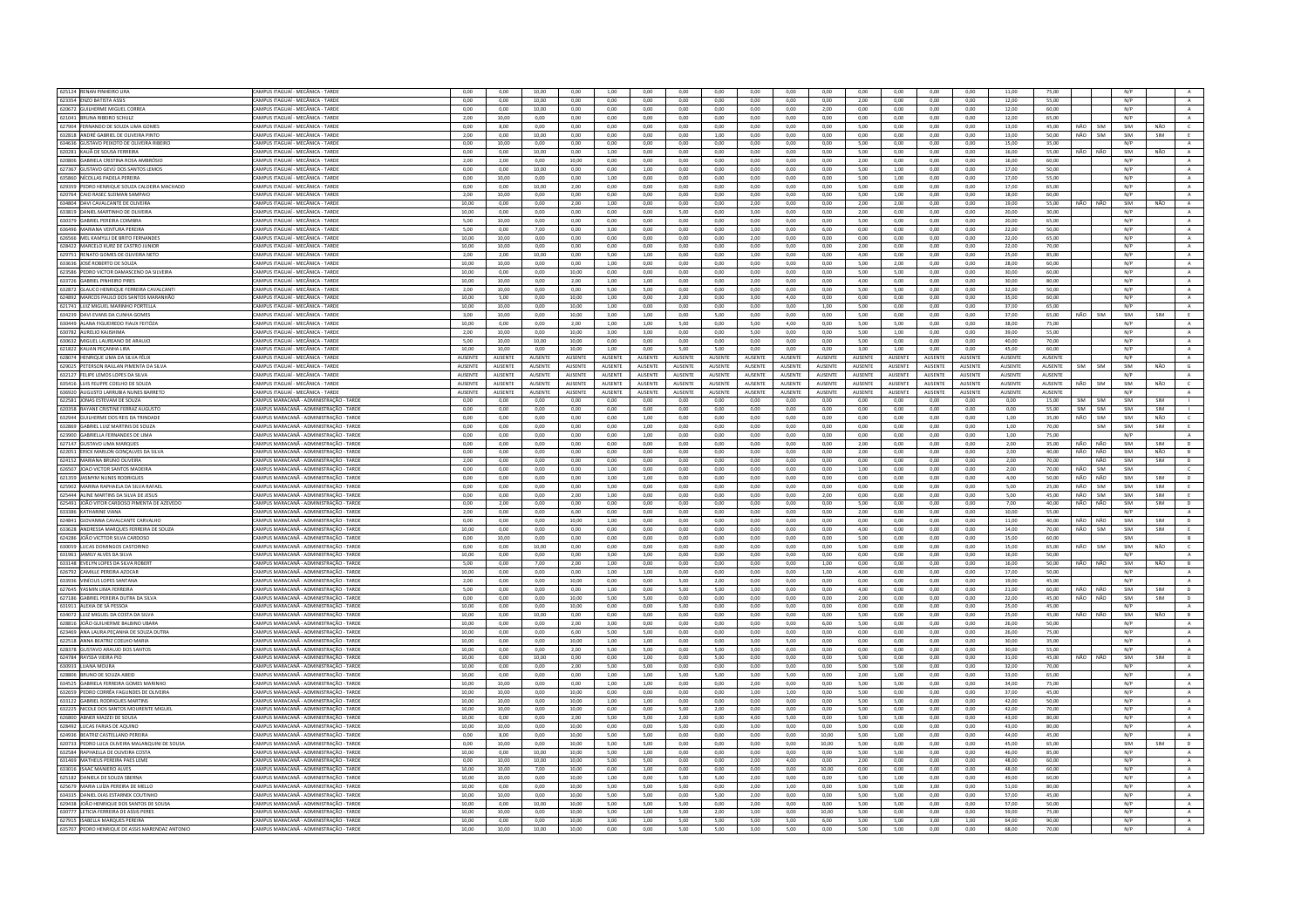| | | | | | | | | | | | | | | | | | | | | | | | |
|---|---|---|---|---|---|---|---|---|---|---|---|---|---|---|---|---|---|---|---|---|---|---|---|
| 625124 | RENAN PINHEIRO LIRA | CAMPUS ITAGUAÍ - MECÂNICA - TARDE | 0,00 | 0,00 | 10,00 | 0,00 | 1,00 | 0,00 | 0,00 | 0,00 | 0,00 | 0,00 | 0,00 | 0,00 | 0,00 | 0,00 | 0,00 | 11,00 | 75,00 | | | N/P | | A |
| 623354 | ENZO BATISTA ASSIS | CAMPUS ITAGUAÍ - MECÂNICA - TARDE | 0,00 | 0,00 | 10,00 | 0,00 | 0,00 | 0,00 | 0,00 | 0,00 | 0,00 | 0,00 | 0,00 | 2,00 | 0,00 | 0,00 | 0,00 | 12,00 | 55,00 | | | N/P | | A |
| 628672 | GUILHERME MIGUEL CORREA | CAMPUS ITAGUAÍ - MECÂNICA - TARDE | 0,00 | 0,00 | 10,00 | 0,00 | 0,00 | 0,00 | 0,00 | 0,00 | 0,00 | 0,00 | 2,00 | 0,00 | 0,00 | 0,00 | 0,00 | 12,00 | 60,00 | | | N/P | | A |
| 621041 | BRUNA RIBEIRO SCHULZ | CAMPUS ITAGUAÍ - MECÂNICA - TARDE | 2,00 | 10,00 | 0,00 | 0,00 | 0,00 | 0,00 | 0,00 | 0,00 | 0,00 | 0,00 | 0,00 | 0,00 | 0,00 | 0,00 | 0,00 | 12,00 | 65,00 | | | N/P | | A |
| 627904 | FERNANDO DE SOUZA LIMA GOMES | CAMPUS ITAGUAÍ - MECÂNICA - TARDE | 0,00 | 8,00 | 0,00 | 0,00 | 0,00 | 0,00 | 0,00 | 0,00 | 0,00 | 0,00 | 0,00 | 5,00 | 0,00 | 0,00 | 0,00 | 13,00 | 45,00 | NÃO | SIM | SIM | NÃO | C |
| 632818 | ANDRÉ GABRIEL DE OLIVEIRA PINTO | CAMPUS ITAGUAÍ - MECÂNICA - TARDE | 2,00 | 0,00 | 10,00 | 0,00 | 0,00 | 0,00 | 0,00 | 1,00 | 0,00 | 0,00 | 0,00 | 0,00 | 0,00 | 0,00 | 0,00 | 13,00 | 50,00 | NÃO | SIM | SIM | SIM | E |
| 634636 | GUSTAVO PEIXOTO DE OLIVEIRA RIBEIRO | CAMPUS ITAGUAÍ - MECÂNICA - TARDE | 0,00 | 10,00 | 0,00 | 0,00 | 0,00 | 0,00 | 0,00 | 0,00 | 0,00 | 0,00 | 0,00 | 5,00 | 0,00 | 0,00 | 0,00 | 15,00 | 35,00 | | | N/P | | A |
| 620281 | KAUÃ DE SOUSA FERREIRA | CAMPUS ITAGUAÍ - MECÂNICA - TARDE | 0,00 | 0,00 | 10,00 | 0,00 | 1,00 | 0,00 | 0,00 | 0,00 | 0,00 | 0,00 | 0,00 | 5,00 | 0,00 | 0,00 | 0,00 | 16,00 | 55,00 | NÃO | NÃO | SIM | NÃO | A |
| 628806 | GABRIELA CRISTINA ROSA AMBRÓSIO | CAMPUS ITAGUAÍ - MECÂNICA - TARDE | 2,00 | 2,00 | 0,00 | 10,00 | 0,00 | 0,00 | 0,00 | 0,00 | 0,00 | 0,00 | 0,00 | 2,00 | 0,00 | 0,00 | 0,00 | 16,00 | 60,00 | | | N/P | | A |
| 627367 | GUSTAVO GEVÚ DOS SANTOS LEMOS | CAMPUS ITAGUAÍ - MECÂNICA - TARDE | 0,00 | 0,00 | 10,00 | 0,00 | 0,00 | 1,00 | 0,00 | 0,00 | 0,00 | 0,00 | 0,00 | 5,00 | 1,00 | 0,00 | 0,00 | 17,00 | 50,00 | | | N/P | | A |
| 635860 | NICOLLAS PADELA PEREIRA | CAMPUS ITAGUAÍ - MECÂNICA - TARDE | 0,00 | 10,00 | 0,00 | 0,00 | 1,00 | 0,00 | 0,00 | 0,00 | 0,00 | 0,00 | 0,00 | 5,00 | 1,00 | 0,00 | 0,00 | 17,00 | 55,00 | | | N/P | | A |
| 629359 | PEDRO HENRIQUE SOUZA CALDEIRA MACHADO | CAMPUS ITAGUAÍ - MECÂNICA - TARDE | 0,00 | 0,00 | 10,00 | 2,00 | 0,00 | 0,00 | 0,00 | 0,00 | 0,00 | 0,00 | 0,00 | 5,00 | 0,00 | 0,00 | 0,00 | 17,00 | 65,00 | | | N/P | | A |
| 620764 | CAIO RASEC SLEIMAN SAMPAIO | CAMPUS ITAGUAÍ - MECÂNICA - TARDE | 2,00 | 10,00 | 0,00 | 0,00 | 0,00 | 0,00 | 0,00 | 0,00 | 0,00 | 0,00 | 0,00 | 5,00 | 1,00 | 0,00 | 0,00 | 18,00 | 60,00 | | | N/P | | A |
| 634804 | DAVI CAVALCANTE DE OLIVEIRA | CAMPUS ITAGUAÍ - MECÂNICA - TARDE | 10,00 | 0,00 | 0,00 | 2,00 | 1,00 | 0,00 | 0,00 | 0,00 | 2,00 | 0,00 | 0,00 | 2,00 | 2,00 | 0,00 | 0,00 | 19,00 | 55,00 | NÃO | NÃO | SIM | NÃO | A |
| 633819 | DANIEL MARTINHO DE OLIVEIRA | CAMPUS ITAGUAÍ - MECÂNICA - TARDE | 10,00 | 0,00 | 0,00 | 0,00 | 0,00 | 0,00 | 5,00 | 0,00 | 3,00 | 0,00 | 0,00 | 2,00 | 0,00 | 0,00 | 0,00 | 20,00 | 30,00 | | | N/P | | A |
| 630379 | GABRIEL PEREIRA COIMBRA | CAMPUS ITAGUAÍ - MECÂNICA - TARDE | 5,00 | 10,00 | 0,00 | 0,00 | 0,00 | 0,00 | 0,00 | 0,00 | 0,00 | 0,00 | 0,00 | 5,00 | 0,00 | 0,00 | 0,00 | 20,00 | 65,00 | | | N/P | | A |
| 636986 | MARIANA VENTURA PEREIRA | CAMPUS ITAGUAÍ - MECÂNICA - TARDE | 5,00 | 0,00 | 7,00 | 0,00 | 3,00 | 0,00 | 0,00 | 0,00 | 1,00 | 0,00 | 6,00 | 0,00 | 0,00 | 0,00 | 0,00 | 22,00 | 50,00 | | | N/P | | A |
| 626566 | MEL KAMYLLI DE BRITO FERNANDES | CAMPUS ITAGUAÍ - MECÂNICA - TARDE | 10,00 | 10,00 | 0,00 | 0,00 | 0,00 | 0,00 | 0,00 | 0,00 | 2,00 | 0,00 | 0,00 | 0,00 | 0,00 | 0,00 | 0,00 | 22,00 | 65,00 | | | N/P | | A |
| 628422 | MARCELO KURZ DE CASTRO JUNIOR | CAMPUS ITAGUAÍ - MECÂNICA - TARDE | 10,00 | 10,00 | 0,00 | 0,00 | 0,00 | 0,00 | 0,00 | 0,00 | 0,00 | 0,00 | 0,00 | 2,00 | 0,00 | 0,00 | 0,00 | 22,00 | 70,00 | | | N/P | | A |
| 629751 | RENATO GOMES DE OLIVEIRA NETO | CAMPUS ITAGUAÍ - MECÂNICA - TARDE | 2,00 | 2,00 | 10,00 | 0,00 | 5,00 | 1,00 | 0,00 | 0,00 | 1,00 | 0,00 | 0,00 | 4,00 | 0,00 | 0,00 | 0,00 | 25,00 | 85,00 | | | N/P | | A |
| 633636 | JOSÉ ROBERTO DE SOUZA | CAMPUS ITAGUAÍ - MECÂNICA - TARDE | 10,00 | 10,00 | 0,00 | 0,00 | 1,00 | 0,00 | 0,00 | 0,00 | 0,00 | 0,00 | 0,00 | 5,00 | 2,00 | 0,00 | 0,00 | 28,00 | 60,00 | | | N/P | | A |
| 623586 | PEDRO VICTOR DAMASCENO DA SILVEIRA | CAMPUS ITAGUAÍ - MECÂNICA - TARDE | 10,00 | 0,00 | 0,00 | 10,00 | 0,00 | 0,00 | 0,00 | 0,00 | 0,00 | 0,00 | 0,00 | 5,00 | 5,00 | 0,00 | 0,00 | 30,00 | 60,00 | | | N/P | | A |
| 633726 | GABRIEL PINHEIRO PIRES | CAMPUS ITAGUAÍ - MECÂNICA - TARDE | 10,00 | 10,00 | 0,00 | 2,00 | 1,00 | 1,00 | 0,00 | 0,00 | 2,00 | 0,00 | 0,00 | 4,00 | 0,00 | 0,00 | 0,00 | 30,00 | 80,00 | | | N/P | | A |
| 632872 | GLAUCO HENRIQUE FERREIRA CAVALCANTI | CAMPUS ITAGUAÍ - MECÂNICA - TARDE | 2,00 | 10,00 | 0,00 | 0,00 | 5,00 | 5,00 | 0,00 | 0,00 | 0,00 | 0,00 | 0,00 | 5,00 | 5,00 | 0,00 | 0,00 | 32,00 | 50,00 | | | N/P | | A |
| 624892 | MARCOS PAULO DOS SANTOS MARANHÃO | CAMPUS ITAGUAÍ - MECÂNICA - TARDE | 10,00 | 5,00 | 0,00 | 10,00 | 1,00 | 0,00 | 2,00 | 0,00 | 3,00 | 4,00 | 0,00 | 0,00 | 0,00 | 0,00 | 0,00 | 35,00 | 60,00 | | | N/P | | A |
| 621743 | LUIZ MIGUEL MARINHO PORTELLA | CAMPUS ITAGUAÍ - MECÂNICA - TARDE | 10,00 | 10,00 | 0,00 | 10,00 | 1,00 | 0,00 | 0,00 | 0,00 | 0,00 | 0,00 | 1,00 | 5,00 | 0,00 | 0,00 | 0,00 | 37,00 | 65,00 | | | N/P | | A |
| 634239 | DAVI EVANS DA CUNHA GOMES | CAMPUS ITAGUAÍ - MECÂNICA - TARDE | 5,00 | 10,00 | 0,00 | 10,00 | 1,00 | 1,00 | 0,00 | 5,00 | 0,00 | 0,00 | 0,00 | 5,00 | 0,00 | 0,00 | 0,00 | 37,00 | 65,00 | NÃO | SIM | SIM | SIM | E |
| 630449 | ALANA FIGUEIREDO FIAUX FEITÓZA | CAMPUS ITAGUAÍ - MECÂNICA - TARDE | 10,00 | 0,00 | 0,00 | 2,00 | 1,00 | 1,00 | 5,00 | 0,00 | 5,00 | 4,00 | 0,00 | 5,00 | 5,00 | 0,00 | 0,00 | 38,00 | 75,00 | | | N/P | | A |
| 630782 | AURELIO KAISHIMA | CAMPUS ITAGUAÍ - MECÂNICA - TARDE | 2,00 | 10,00 | 0,00 | 10,00 | 3,00 | 3,00 | 0,00 | 0,00 | 5,00 | 0,00 | 0,00 | 5,00 | 1,00 | 0,00 | 0,00 | 39,00 | 55,00 | | | N/P | | A |
| 630632 | MIGUEL LAUREANO DE ARAUJO | CAMPUS ITAGUAÍ - MECÂNICA - TARDE | 5,00 | 10,00 | 10,00 | 10,00 | 0,00 | 0,00 | 0,00 | 0,00 | 0,00 | 0,00 | 0,00 | 5,00 | 0,00 | 0,00 | 0,00 | 40,00 | 70,00 | | | N/P | | A |
| 621822 | KAUAN PEÇANHA LIRA | CAMPUS ITAGUAÍ - MECÂNICA - TARDE | 10,00 | 10,00 | 0,00 | 10,00 | 1,00 | 0,00 | 5,00 | 5,00 | 0,00 | 0,00 | 0,00 | 3,00 | 1,00 | 0,00 | 0,00 | 45,00 | 60,00 | | | N/P | | A |
| 628074 | HENRIQUE LIMA DA SILVA FELIX | CAMPUS ITAGUAÍ - MECÂNICA - TARDE | AUSENTE | AUSENTE | AUSENTE | AUSENTE | AUSENTE | AUSENTE | AUSENTE | AUSENTE | AUSENTE | AUSENTE | AUSENTE | AUSENTE | AUSENTE | AUSENTE | AUSENTE | AUSENTE | AUSENTE | | | N/P | | A |
| 629025 | PETERSON RAILLAN PIMENTA DA SILVA | CAMPUS ITAGUAÍ - MECÂNICA - TARDE | AUSENTE | AUSENTE | AUSENTE | AUSENTE | AUSENTE | AUSENTE | AUSENTE | AUSENTE | AUSENTE | AUSENTE | AUSENTE | AUSENTE | AUSENTE | AUSENTE | AUSENTE | AUSENTE | AUSENTE | SIM | SIM | SIM | NÃO | G |
| 632127 | FELIPE LEMOS LOPES DA SILVA | CAMPUS ITAGUAÍ - MECÂNICA - TARDE | AUSENTE | AUSENTE | AUSENTE | AUSENTE | AUSENTE | AUSENTE | AUSENTE | AUSENTE | AUSENTE | AUSENTE | AUSENTE | AUSENTE | AUSENTE | AUSENTE | AUSENTE | AUSENTE | AUSENTE | | | N/P | | A |
| 635418 | LUIS FELIPPE COELHO DE SOUZA | CAMPUS ITAGUAÍ - MECÂNICA - TARDE | AUSENTE | AUSENTE | AUSENTE | AUSENTE | AUSENTE | AUSENTE | AUSENTE | AUSENTE | AUSENTE | AUSENTE | AUSENTE | AUSENTE | AUSENTE | AUSENTE | AUSENTE | AUSENTE | AUSENTE | NÃO | SIM | SIM | NÃO | C |
| 636920 | AUGUSTO LARRUBIA NUNES BARRETO | CAMPUS ITAGUAÍ - MECÂNICA - TARDE | AUSENTE | AUSENTE | AUSENTE | AUSENTE | AUSENTE | AUSENTE | AUSENTE | AUSENTE | AUSENTE | AUSENTE | AUSENTE | AUSENTE | AUSENTE | AUSENTE | AUSENTE | AUSENTE | AUSENTE | | | N/P | | A |
| 622583 | JONAS ESTEVAM DE SOUZA | CAMPUS MARACANÃ - ADMINISTRAÇÃO - TARDE | 0,00 | 0,00 | 0,00 | 0,00 | 0,00 | 0,00 | 0,00 | 0,00 | 0,00 | 0,00 | 0,00 | 0,00 | 0,00 | 0,00 | 0,00 | 0,00 | 15,00 | SIM | SIM | SIM | SIM | I |
| 620358 | RAYANE CRISTINE FERRAZ AUGUSTO | CAMPUS MARACANÃ - ADMINISTRAÇÃO - TARDE | 0,00 | 0,00 | 0,00 | 0,00 | 0,00 | 0,00 | 0,00 | 0,00 | 0,00 | 0,00 | 0,00 | 0,00 | 0,00 | 0,00 | 0,00 | 0,00 | 55,00 | SIM | SIM | SIM | SIM | I |
| 632944 | GUILHERME DOS REIS DA TRINDADE | CAMPUS MARACANÃ - ADMINISTRAÇÃO - TARDE | 0,00 | 0,00 | 0,00 | 0,00 | 0,00 | 1,00 | 0,00 | 0,00 | 0,00 | 0,00 | 0,00 | 0,00 | 0,00 | 0,00 | 0,00 | 1,00 | 35,00 | NÃO | SIM | SIM | NÃO | C |
| 622869 | GABRIEL LUIZ MARTINS DE SOUZA | CAMPUS MARACANÃ - ADMINISTRAÇÃO - TARDE | 0,00 | 0,00 | 0,00 | 0,00 | 0,00 | 1,00 | 0,00 | 0,00 | 0,00 | 0,00 | 0,00 | 0,00 | 0,00 | 0,00 | 0,00 | 1,00 | 70,00 | | SIM | SIM | SIM | E |
| 623900 | GABRIELLA FERNANDES DE LIMA | CAMPUS MARACANÃ - ADMINISTRAÇÃO - TARDE | 0,00 | 0,00 | 0,00 | 0,00 | 1,00 | 0,00 | 0,00 | 0,00 | 0,00 | 0,00 | 0,00 | 0,00 | 0,00 | 0,00 | 0,00 | 1,00 | 75,00 | | | N/P | | A |
| 627147 | GUSTAVO LIMA MARQUES | CAMPUS MARACANÃ - ADMINISTRAÇÃO - TARDE | 0,00 | 0,00 | 0,00 | 0,00 | 0,00 | 0,00 | 0,00 | 0,00 | 0,00 | 0,00 | 0,00 | 2,00 | 0,00 | 0,00 | 0,00 | 2,00 | 35,00 | NÃO | NÃO | SIM | SIM | D |
| 622051 | ERICK MARLON GONÇALVES DA SILVA | CAMPUS MARACANÃ - ADMINISTRAÇÃO - TARDE | 0,00 | 0,00 | 0,00 | 0,00 | 0,00 | 0,00 | 0,00 | 0,00 | 0,00 | 0,00 | 0,00 | 2,00 | 0,00 | 0,00 | 0,00 | 2,00 | 40,00 | NÃO | NÃO | SIM | NÃO | B |
| 624152 | MARIANA BRUNO OLIVEIRA | CAMPUS MARACANÃ - ADMINISTRAÇÃO - TARDE | 2,00 | 0,00 | 0,00 | 0,00 | 0,00 | 0,00 | 0,00 | 0,00 | 0,00 | 0,00 | 0,00 | 0,00 | 0,00 | 0,00 | 0,00 | 2,00 | 70,00 | | NÃO | SIM | SIM | D |
| 626507 | JOAO VICTOR SANTOS MADEIRA | CAMPUS MARACANÃ - ADMINISTRAÇÃO - TARDE | 0,00 | 0,00 | 0,00 | 0,00 | 1,00 | 0,00 | 0,00 | 0,00 | 0,00 | 0,00 | 0,00 | 1,00 | 0,00 | 0,00 | 0,00 | 2,00 | 70,00 | NÃO | SIM | SIM | | C |
| 621359 | JASMYM NUNES RODRIGUES | CAMPUS MARACANÃ - ADMINISTRAÇÃO - TARDE | 0,00 | 0,00 | 0,00 | 0,00 | 3,00 | 1,00 | 0,00 | 0,00 | 0,00 | 0,00 | 0,00 | 0,00 | 0,00 | 0,00 | 0,00 | 4,00 | 50,00 | NÃO | NÃO | SIM | SIM | D |
| 625902 | MARINA RAPHAELA DA SILVA RAFAEL | CAMPUS MARACANÃ - ADMINISTRAÇÃO - TARDE | 0,00 | 0,00 | 0,00 | 0,00 | 5,00 | 0,00 | 0,00 | 0,00 | 0,00 | 0,00 | 0,00 | 0,00 | 0,00 | 0,00 | 0,00 | 5,00 | 25,00 | NÃO | SIM | SIM | SIM | E |
| 625444 | ALINE MARTINS DA SILVA DE JESUS | CAMPUS MARACANÃ - ADMINISTRAÇÃO - TARDE | 0,00 | 0,00 | 0,00 | 2,00 | 1,00 | 0,00 | 0,00 | 0,00 | 0,00 | 0,00 | 2,00 | 0,00 | 0,00 | 0,00 | 0,00 | 5,00 | 45,00 | NÃO | SIM | SIM | SIM | E |
| 625493 | JOÃO VITOR CARDOSO PIMENTA DE AZEVEDO | CAMPUS MARACANÃ - ADMINISTRAÇÃO - TARDE | 0,00 | 2,00 | 0,00 | 0,00 | 0,00 | 0,00 | 0,00 | 0,00 | 0,00 | 0,00 | 0,00 | 5,00 | 0,00 | 0,00 | 0,00 | 7,00 | 40,00 | NÃO | NÃO | SIM | SIM | D |
| 633388 | KATHARINE VIANA | CAMPUS MARACANÃ - ADMINISTRAÇÃO - TARDE | 2,00 | 0,00 | 0,00 | 6,00 | 0,00 | 0,00 | 0,00 | 0,00 | 0,00 | 0,00 | 0,00 | 2,00 | 0,00 | 0,00 | 0,00 | 10,00 | 55,00 | | | N/P | | A |
| 624841 | GIOVANNA CAVALCANTE CARVALHO | CAMPUS MARACANÃ - ADMINISTRAÇÃO - TARDE | 0,00 | 0,00 | 0,00 | 10,00 | 1,00 | 0,00 | 0,00 | 0,00 | 0,00 | 0,00 | 0,00 | 0,00 | 0,00 | 0,00 | 0,00 | 11,00 | 40,00 | NÃO | NÃO | SIM | SIM | D |
| 633628 | ANDRESSA MARQUES FERREIRA DE SOUZA | CAMPUS MARACANÃ - ADMINISTRAÇÃO - TARDE | 10,00 | 0,00 | 0,00 | 0,00 | 0,00 | 0,00 | 0,00 | 0,00 | 0,00 | 0,00 | 0,00 | 4,00 | 0,00 | 0,00 | 0,00 | 14,00 | 70,00 | NÃO | SIM | SIM | SIM | E |
| 624286 | JOÃO VICTTOR SILVA CARDOSO | CAMPUS MARACANÃ - ADMINISTRAÇÃO - TARDE | 0,00 | 10,00 | 0,00 | 0,00 | 0,00 | 0,00 | 0,00 | 0,00 | 0,00 | 0,00 | 0,00 | 5,00 | 0,00 | 0,00 | 0,00 | 15,00 | 60,00 | | | SIM | | B |
| 630059 | LUCAS DOMINGOS CASTORINO | CAMPUS MARACANÃ - ADMINISTRAÇÃO - TARDE | 0,00 | 0,00 | 10,00 | 0,00 | 0,00 | 0,00 | 0,00 | 0,00 | 0,00 | 0,00 | 0,00 | 5,00 | 0,00 | 0,00 | 0,00 | 15,00 | 65,00 | NÃO | SIM | SIM | NÃO | C |
| 631961 | JAMILY ALVES DA SILVA | CAMPUS MARACANÃ - ADMINISTRAÇÃO - TARDE | 10,00 | 0,00 | 0,00 | 0,00 | 3,00 | 3,00 | 0,00 | 0,00 | 0,00 | 0,00 | 0,00 | 0,00 | 0,00 | 0,00 | 0,00 | 16,00 | 50,00 | | | N/P | | A |
| 633148 | EVELYN LOPES DA SILVA ROBERT | CAMPUS MARACANÃ - ADMINISTRAÇÃO - TARDE | 5,00 | 0,00 | 7,00 | 2,00 | 1,00 | 0,00 | 0,00 | 0,00 | 0,00 | 0,00 | 1,00 | 0,00 | 0,00 | 0,00 | 0,00 | 16,00 | 50,00 | NÃO | NÃO | SIM | NÃO | B |
| 626792 | CAMILLE PEREIRA AZZCAR | CAMPUS MARACANÃ - ADMINISTRAÇÃO - TARDE | 10,00 | 0,00 | 0,00 | 0,00 | 1,00 | 1,00 | 0,00 | 0,00 | 0,00 | 0,00 | 1,00 | 4,00 | 0,00 | 0,00 | 0,00 | 17,00 | 50,00 | | | N/P | | A |
| 633936 | VINÍCIUS LOPES SANTANA | CAMPUS MARACANÃ - ADMINISTRAÇÃO - TARDE | 2,00 | 0,00 | 0,00 | 10,00 | 0,00 | 0,00 | 5,00 | 2,00 | 0,00 | 0,00 | 0,00 | 0,00 | 0,00 | 0,00 | 0,00 | 19,00 | 45,00 | | | N/P | | A |
| 627645 | YASMIN LIMA FERREIRA | CAMPUS MARACANÃ - ADMINISTRAÇÃO - TARDE | 5,00 | 0,00 | 0,00 | 0,00 | 1,00 | 0,00 | 5,00 | 5,00 | 1,00 | 0,00 | 0,00 | 4,00 | 0,00 | 0,00 | 0,00 | 21,00 | 60,00 | NÃO | NÃO | SIM | SIM | D |
| 627186 | GABRIEL PEREIRA DUTRA DA SILVA | CAMPUS MARACANÃ - ADMINISTRAÇÃO - TARDE | 0,00 | 0,00 | 0,00 | 10,00 | 5,00 | 5,00 | 0,00 | 0,00 | 0,00 | 0,00 | 0,00 | 2,00 | 0,00 | 0,00 | 0,00 | 22,00 | 45,00 | NÃO | NÃO | SIM | SIM | D |
| 631911 | ALEXIA DE SÁ PESSOA | CAMPUS MARACANÃ - ADMINISTRAÇÃO - TARDE | 10,00 | 0,00 | 0,00 | 10,00 | 0,00 | 0,00 | 5,00 | 0,00 | 0,00 | 0,00 | 0,00 | 0,00 | 0,00 | 0,00 | 0,00 | 25,00 | 45,00 | | | N/P | | A |
| 634072 | LUIZ MIGUEL DA COSTA DA SILVA | CAMPUS MARACANÃ - ADMINISTRAÇÃO - TARDE | 10,00 | 0,00 | 10,00 | 0,00 | 0,00 | 0,00 | 0,00 | 0,00 | 0,00 | 0,00 | 0,00 | 5,00 | 0,00 | 0,00 | 0,00 | 25,00 | 45,00 | NÃO | NÃO | SIM | NÃO | B |
| 628816 | JOÃO GUILHERME BALBINO UBARA | CAMPUS MARACANÃ - ADMINISTRAÇÃO - TARDE | 10,00 | 0,00 | 0,00 | 2,00 | 3,00 | 0,00 | 0,00 | 0,00 | 0,00 | 0,00 | 6,00 | 5,00 | 0,00 | 0,00 | 0,00 | 26,00 | 50,00 | | | N/P | | A |
| 623469 | ANA LAURA PEÇANHA DE SOUZA DUTRA | CAMPUS MARACANÃ - ADMINISTRAÇÃO - TARDE | 10,00 | 0,00 | 0,00 | 6,00 | 5,00 | 5,00 | 0,00 | 0,00 | 0,00 | 0,00 | 0,00 | 0,00 | 0,00 | 0,00 | 0,00 | 26,00 | 75,00 | | | N/P | | A |
| 622518 | ANNA BEATRIZ COELHO MARIA | CAMPUS MARACANÃ - ADMINISTRAÇÃO - TARDE | 10,00 | 0,00 | 0,00 | 10,00 | 1,00 | 1,00 | 0,00 | 0,00 | 3,00 | 5,00 | 0,00 | 0,00 | 0,00 | 0,00 | 0,00 | 30,00 | 35,00 | | | N/P | | A |
| 628378 | GUSTAVO ARAUJO DOS SANTOS | CAMPUS MARACANÃ - ADMINISTRAÇÃO - TARDE | 10,00 | 0,00 | 0,00 | 2,00 | 5,00 | 5,00 | 0,00 | 5,00 | 3,00 | 0,00 | 0,00 | 0,00 | 0,00 | 0,00 | 0,00 | 30,00 | 55,00 | | | N/P | | A |
| 624784 | RAYSSA VIEIRA PIO | CAMPUS MARACANÃ - ADMINISTRAÇÃO - TARDE | 10,00 | 0,00 | 10,00 | 0,00 | 0,00 | 1,00 | 0,00 | 5,00 | 0,00 | 0,00 | 0,00 | 5,00 | 0,00 | 0,00 | 0,00 | 31,00 | 45,00 | NÃO | NÃO | SIM | SIM | D |
| 630933 | LUANA MOURA | CAMPUS MARACANÃ - ADMINISTRAÇÃO - TARDE | 10,00 | 0,00 | 0,00 | 2,00 | 5,00 | 5,00 | 0,00 | 0,00 | 0,00 | 0,00 | 0,00 | 5,00 | 5,00 | 0,00 | 0,00 | 32,00 | 70,00 | | | N/P | | A |
| 628806 | BRUNO DE SOUZA ABEID | CAMPUS MARACANÃ - ADMINISTRAÇÃO - TARDE | 10,00 | 0,00 | 0,00 | 0,00 | 1,00 | 1,00 | 5,00 | 5,00 | 3,00 | 5,00 | 0,00 | 2,00 | 1,00 | 0,00 | 0,00 | 33,00 | 65,00 | | | N/P | | A |
| 634525 | GABRIELA FERREIRA GOMES MARINHO | CAMPUS MARACANÃ - ADMINISTRAÇÃO - TARDE | 10,00 | 10,00 | 0,00 | 0,00 | 1,00 | 1,00 | 0,00 | 0,00 | 2,00 | 0,00 | 0,00 | 5,00 | 5,00 | 0,00 | 0,00 | 34,00 | 75,00 | | | N/P | | A |
| 632659 | PEDRO CORRÊA FAGUNDES DE OLIVEIRA | CAMPUS MARACANÃ - ADMINISTRAÇÃO - TARDE | 10,00 | 10,00 | 0,00 | 10,00 | 0,00 | 0,00 | 0,00 | 0,00 | 1,00 | 1,00 | 0,00 | 5,00 | 0,00 | 0,00 | 0,00 | 37,00 | 45,00 | | | N/P | | A |
| 633122 | GABRIEL RODRIGUES MARTINS | CAMPUS MARACANÃ - ADMINISTRAÇÃO - TARDE | 10,00 | 10,00 | 0,00 | 10,00 | 1,00 | 1,00 | 0,00 | 0,00 | 0,00 | 0,00 | 0,00 | 5,00 | 5,00 | 0,00 | 0,00 | 42,00 | 50,00 | | | N/P | | A |
| 632225 | NICOLE DOS SANTOS MOURENTE MIGUEL | CAMPUS MARACANÃ - ADMINISTRAÇÃO - TARDE | 10,00 | 10,00 | 0,00 | 10,00 | 0,00 | 0,00 | 5,00 | 2,00 | 0,00 | 0,00 | 0,00 | 5,00 | 0,00 | 0,00 | 0,00 | 42,00 | 70,00 | | | N/P | | A |
| 626800 | ABNER MAZZEI DE SOUSA | CAMPUS MARACANÃ - ADMINISTRAÇÃO - TARDE | 10,00 | 0,00 | 0,00 | 2,00 | 5,00 | 5,00 | 2,00 | 0,00 | 4,00 | 5,00 | 0,00 | 5,00 | 5,00 | 0,00 | 0,00 | 43,00 | 80,00 | | | N/P | | A |
| 628492 | LUCAS FARIAS DE AQUINO | CAMPUS MARACANÃ - ADMINISTRAÇÃO - TARDE | 10,00 | 10,00 | 0,00 | 10,00 | 0,00 | 5,00 | 5,00 | 0,00 | 3,00 | 0,00 | 0,00 | 5,00 | 0,00 | 0,00 | 0,00 | 43,00 | 80,00 | | | N/P | | A |
| 624936 | BEATRIZ CASTELLANO PEREIRA | CAMPUS MARACANÃ - ADMINISTRAÇÃO - TARDE | 0,00 | 8,00 | 0,00 | 10,00 | 5,00 | 5,00 | 0,00 | 0,00 | 0,00 | 0,00 | 10,00 | 5,00 | 1,00 | 0,00 | 0,00 | 44,00 | 45,00 | | | N/P | | A |
| 620733 | PEDRO LUCA OLIVEIRA MALANQUINI DE SOUSA | CAMPUS MARACANÃ - ADMINISTRAÇÃO - TARDE | 0,00 | 10,00 | 0,00 | 10,00 | 5,00 | 5,00 | 0,00 | 0,00 | 0,00 | 0,00 | 10,00 | 5,00 | 0,00 | 0,00 | 0,00 | 45,00 | 65,00 | | | SIM | SIM | D |
| 632584 | RAPHAELLA DE OLIVEIRA COSTA | CAMPUS MARACANÃ - ADMINISTRAÇÃO - TARDE | 10,00 | 0,00 | 10,00 | 10,00 | 5,00 | 1,00 | 0,00 | 0,00 | 0,00 | 0,00 | 0,00 | 5,00 | 5,00 | 0,00 | 0,00 | 46,00 | 85,00 | | | N/P | | A |
| 631469 | MATHEUS PEREIRA PAES LEME | CAMPUS MARACANÃ - ADMINISTRAÇÃO - TARDE | 0,00 | 10,00 | 10,00 | 10,00 | 5,00 | 5,00 | 0,00 | 0,00 | 2,00 | 4,00 | 0,00 | 2,00 | 0,00 | 0,00 | 0,00 | 48,00 | 60,00 | | | N/P | | A |
| 630016 | ISAAC MANIERO ALVES | CAMPUS MARACANÃ - ADMINISTRAÇÃO - TARDE | 10,00 | 10,00 | 7,00 | 10,00 | 0,00 | 1,00 | 0,00 | 0,00 | 0,00 | 0,00 | 10,00 | 0,00 | 0,00 | 0,00 | 0,00 | 48,00 | 60,00 | | | N/P | | A |
| 625182 | DANIELA DE SOUZA SBERNA | CAMPUS MARACANÃ - ADMINISTRAÇÃO - TARDE | 10,00 | 10,00 | 0,00 | 10,00 | 1,00 | 0,00 | 5,00 | 5,00 | 2,00 | 0,00 | 0,00 | 5,00 | 1,00 | 0,00 | 0,00 | 49,00 | 60,00 | | | N/P | | A |
| 625679 | MARIA LUÍZA PEREIRA DE MELLO | CAMPUS MARACANÃ - ADMINISTRAÇÃO - TARDE | 10,00 | 0,00 | 0,00 | 10,00 | 5,00 | 5,00 | 5,00 | 0,00 | 2,00 | 1,00 | 0,00 | 5,00 | 5,00 | 3,00 | 0,00 | 51,00 | 80,00 | | | N/P | | A |
| 634335 | DANIEL DIAS ESTARNEX COUTINHO | CAMPUS MARACANÃ - ADMINISTRAÇÃO - TARDE | 10,00 | 10,00 | 0,00 | 10,00 | 5,00 | 5,00 | 0,00 | 5,00 | 2,00 | 0,00 | 0,00 | 5,00 | 5,00 | 0,00 | 0,00 | 57,00 | 45,00 | | | N/P | | A |
| 629438 | JOÃO HENRIQUE DOS SANTOS DE SOUSA | CAMPUS MARACANÃ - ADMINISTRAÇÃO - TARDE | 10,00 | 0,00 | 10,00 | 10,00 | 5,00 | 5,00 | 5,00 | 0,00 | 2,00 | 0,00 | 0,00 | 5,00 | 5,00 | 0,00 | 0,00 | 57,00 | 50,00 | | | N/P | | A |
| 630777 | LETICIA FERREIRA DE ASSIS PERES | CAMPUS MARACANÃ - ADMINISTRAÇÃO - TARDE | 10,00 | 10,00 | 0,00 | 10,00 | 5,00 | 1,00 | 5,00 | 2,00 | 1,00 | 0,00 | 10,00 | 5,00 | 0,00 | 0,00 | 0,00 | 59,00 | 75,00 | | | N/P | | A |
| 627915 | ISABELLA MARQUES PEREIRA | CAMPUS MARACANÃ - ADMINISTRAÇÃO - TARDE | 10,00 | 0,00 | 0,00 | 10,00 | 3,00 | 1,00 | 5,00 | 5,00 | 5,00 | 6,00 | 0,00 | 5,00 | 5,00 | 3,00 | 1,00 | 64,00 | 90,00 | | | N/P | | A |
| 635707 | PEDRO HENRIQUE DE ASSIS MARENDAZ ANTONIO | CAMPUS MARACANÃ - ADMINISTRAÇÃO - TARDE | 10,00 | 10,00 | 10,00 | 10,00 | 0,00 | 0,00 | 5,00 | 5,00 | 3,00 | 5,00 | 0,00 | 5,00 | 5,00 | 0,00 | 0,00 | 68,00 | 70,00 | | | N/P | | A |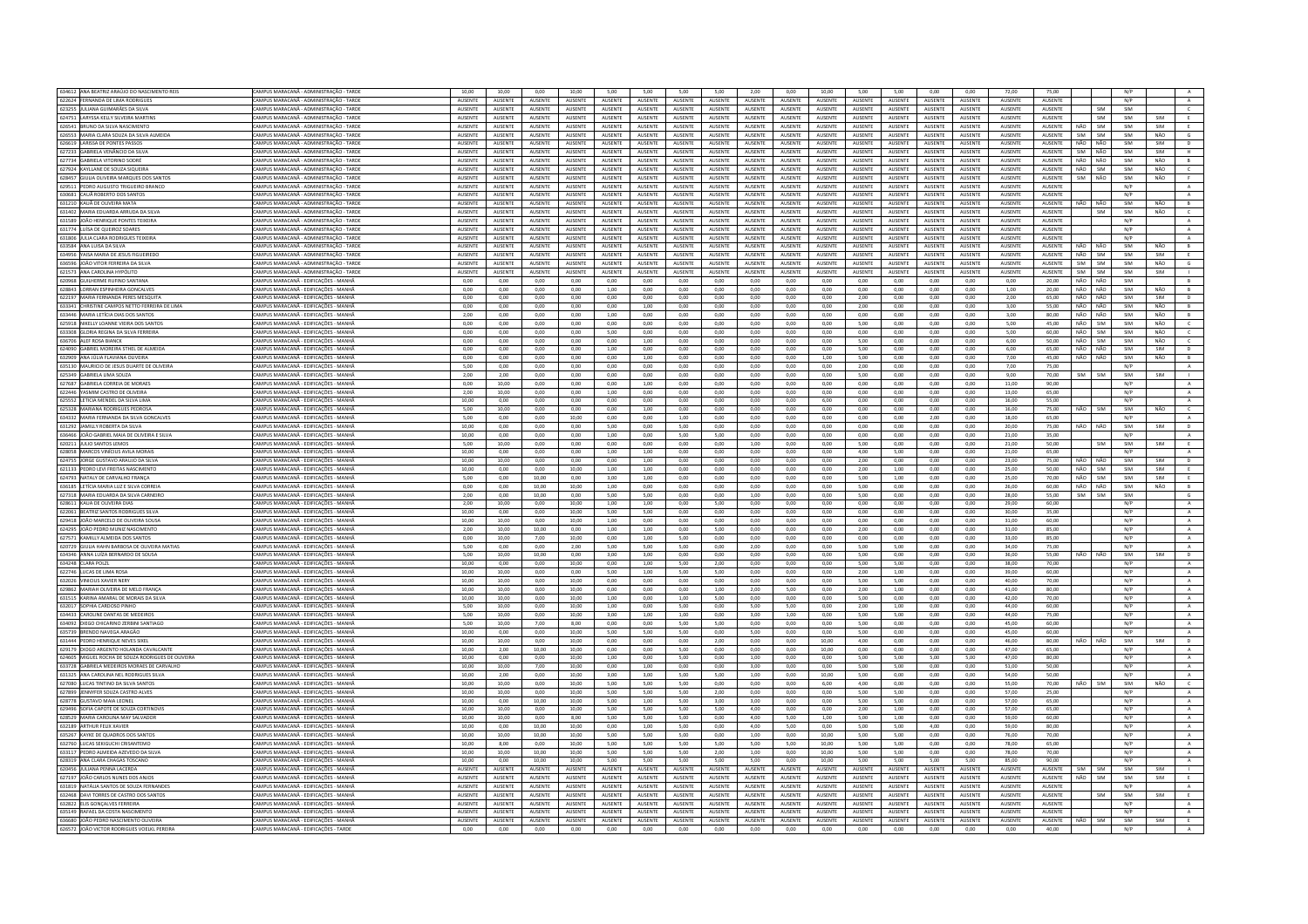| | | | | | | | | | | | | | | | | | | | | | | | | |
|---|---|---|---|---|---|---|---|---|---|---|---|---|---|---|---|---|---|---|---|---|---|---|---|---|
| 634612 | ANA BEATRIZ ARAUJO DO NASCIMENTO REIS | CAMPUS MARACANÃ - ADMINISTRAÇÃO - TARDE | 10,00 | 10,00 | 0,00 | 10,00 | 5,00 | 5,00 | 5,00 | 5,00 | 2,00 | 0,00 | 10,00 | 5,00 | 5,00 | 0,00 | 0,00 | 72,00 | 75,00 | | | N/P | | A |
| 622624 | FERNANDA DE LIMA RODRIGUES | CAMPUS MARACANÃ - ADMINISTRAÇÃO - TARDE | AUSENTE | AUSENTE | AUSENTE | AUSENTE | AUSENTE | AUSENTE | AUSENTE | AUSENTE | AUSENTE | AUSENTE | AUSENTE | AUSENTE | AUSENTE | AUSENTE | AUSENTE | AUSENTE | AUSENTE | | | N/P | | A |
| 623255 | JULIANA GUIMARÃES DA SILVA | CAMPUS MARACANÃ - ADMINISTRAÇÃO - TARDE | AUSENTE | AUSENTE | AUSENTE | AUSENTE | AUSENTE | AUSENTE | AUSENTE | AUSENTE | AUSENTE | AUSENTE | AUSENTE | AUSENTE | AUSENTE | AUSENTE | AUSENTE | AUSENTE | AUSENTE | | SIM | SIM | | C |
| 624751 | LARYSSA KELLY SILVEIRA MARTINS | CAMPUS MARACANÃ - ADMINISTRAÇÃO - TARDE | AUSENTE | AUSENTE | AUSENTE | AUSENTE | AUSENTE | AUSENTE | AUSENTE | AUSENTE | AUSENTE | AUSENTE | AUSENTE | AUSENTE | AUSENTE | AUSENTE | AUSENTE | AUSENTE | AUSENTE | | SIM | SIM | SIM | E |
| 626541 | BRUNO DA SILVA NASCIMENTO | CAMPUS MARACANÃ - ADMINISTRAÇÃO - TARDE | AUSENTE | AUSENTE | AUSENTE | AUSENTE | AUSENTE | AUSENTE | AUSENTE | AUSENTE | AUSENTE | AUSENTE | AUSENTE | AUSENTE | AUSENTE | AUSENTE | AUSENTE | AUSENTE | AUSENTE | NÃO | SIM | SIM | SIM | E |
| 626553 | MARIA CLARA SOUZA DA SILVA ALMEIDA | CAMPUS MARACANÃ - ADMINISTRAÇÃO - TARDE | AUSENTE | AUSENTE | AUSENTE | AUSENTE | AUSENTE | AUSENTE | AUSENTE | AUSENTE | AUSENTE | AUSENTE | AUSENTE | AUSENTE | AUSENTE | AUSENTE | AUSENTE | AUSENTE | AUSENTE | SIM | SIM | SIM | NÃO | G |
| 626619 | LARISSA DE PONTES PASSOS | CAMPUS MARACANÃ - ADMINISTRAÇÃO - TARDE | AUSENTE | AUSENTE | AUSENTE | AUSENTE | AUSENTE | AUSENTE | AUSENTE | AUSENTE | AUSENTE | AUSENTE | AUSENTE | AUSENTE | AUSENTE | AUSENTE | AUSENTE | AUSENTE | AUSENTE | NÃO | NÃO | SIM | SIM | D |
| 627233 | GABRIELA VENÂNCIO DA SILVA | CAMPUS MARACANÃ - ADMINISTRAÇÃO - TARDE | AUSENTE | AUSENTE | AUSENTE | AUSENTE | AUSENTE | AUSENTE | AUSENTE | AUSENTE | AUSENTE | AUSENTE | AUSENTE | AUSENTE | AUSENTE | AUSENTE | AUSENTE | AUSENTE | AUSENTE | SIM | NÃO | SIM | SIM | H |
| 627734 | GABRIELA VITORINO SODRÉ | CAMPUS MARACANÃ - ADMINISTRAÇÃO - TARDE | AUSENTE | AUSENTE | AUSENTE | AUSENTE | AUSENTE | AUSENTE | AUSENTE | AUSENTE | AUSENTE | AUSENTE | AUSENTE | AUSENTE | AUSENTE | AUSENTE | AUSENTE | AUSENTE | AUSENTE | NÃO | NÃO | SIM | NÃO | B |
| 627924 | KAYLANE DE SOUZA SIQUEIRA | CAMPUS MARACANÃ - ADMINISTRAÇÃO - TARDE | AUSENTE | AUSENTE | AUSENTE | AUSENTE | AUSENTE | AUSENTE | AUSENTE | AUSENTE | AUSENTE | AUSENTE | AUSENTE | AUSENTE | AUSENTE | AUSENTE | AUSENTE | AUSENTE | AUSENTE | NÃO | SIM | SIM | NÃO | C |
| 628457 | GIULIA OLIVEIRA MARQUES DOS SANTOS | CAMPUS MARACANÃ - ADMINISTRAÇÃO - TARDE | AUSENTE | AUSENTE | AUSENTE | AUSENTE | AUSENTE | AUSENTE | AUSENTE | AUSENTE | AUSENTE | AUSENTE | AUSENTE | AUSENTE | AUSENTE | AUSENTE | AUSENTE | AUSENTE | AUSENTE | SIM | NÃO | SIM | NÃO | F |
| 629511 | PEDRO AUGUSTO TRIGUEIRO BRANCO | CAMPUS MARACANÃ - ADMINISTRAÇÃO - TARDE | AUSENTE | AUSENTE | AUSENTE | AUSENTE | AUSENTE | AUSENTE | AUSENTE | AUSENTE | AUSENTE | AUSENTE | AUSENTE | AUSENTE | AUSENTE | AUSENTE | AUSENTE | AUSENTE | AUSENTE | | | N/P | | A |
| 630681 | CAUÃ ROBERTO DOS SANTOS | CAMPUS MARACANÃ - ADMINISTRAÇÃO - TARDE | AUSENTE | AUSENTE | AUSENTE | AUSENTE | AUSENTE | AUSENTE | AUSENTE | AUSENTE | AUSENTE | AUSENTE | AUSENTE | AUSENTE | AUSENTE | AUSENTE | AUSENTE | AUSENTE | AUSENTE | | | N/P | | A |
| 631210 | KAUÃ DE OLIVEIRA MATA | CAMPUS MARACANÃ - ADMINISTRAÇÃO - TARDE | AUSENTE | AUSENTE | AUSENTE | AUSENTE | AUSENTE | AUSENTE | AUSENTE | AUSENTE | AUSENTE | AUSENTE | AUSENTE | AUSENTE | AUSENTE | AUSENTE | AUSENTE | AUSENTE | AUSENTE | NÃO | NÃO | SIM | NÃO | B |
| 631402 | MARIA EDUARDA ARRUDA DA SILVA | CAMPUS MARACANÃ - ADMINISTRAÇÃO - TARDE | AUSENTE | AUSENTE | AUSENTE | AUSENTE | AUSENTE | AUSENTE | AUSENTE | AUSENTE | AUSENTE | AUSENTE | AUSENTE | AUSENTE | AUSENTE | AUSENTE | AUSENTE | AUSENTE | AUSENTE | | SIM | SIM | NÃO | C |
| 631589 | JOÃO HENRIQUE PONTES TEIXEIRA | CAMPUS MARACANÃ - ADMINISTRAÇÃO - TARDE | AUSENTE | AUSENTE | AUSENTE | AUSENTE | AUSENTE | AUSENTE | AUSENTE | AUSENTE | AUSENTE | AUSENTE | AUSENTE | AUSENTE | AUSENTE | AUSENTE | AUSENTE | AUSENTE | AUSENTE | | | N/P | | A |
| 631774 | LUÍSA DE QUEIROZ SOARES | CAMPUS MARACANÃ - ADMINISTRAÇÃO - TARDE | AUSENTE | AUSENTE | AUSENTE | AUSENTE | AUSENTE | AUSENTE | AUSENTE | AUSENTE | AUSENTE | AUSENTE | AUSENTE | AUSENTE | AUSENTE | AUSENTE | AUSENTE | AUSENTE | AUSENTE | | | N/P | | A |
| 631806 | JULIA CLARA RODRIGUES TEIXEIRA | CAMPUS MARACANÃ - ADMINISTRAÇÃO - TARDE | AUSENTE | AUSENTE | AUSENTE | AUSENTE | AUSENTE | AUSENTE | AUSENTE | AUSENTE | AUSENTE | AUSENTE | AUSENTE | AUSENTE | AUSENTE | AUSENTE | AUSENTE | AUSENTE | AUSENTE | | | N/P | | A |
| 633584 | ANA LUISA DA SILVA | CAMPUS MARACANÃ - ADMINISTRAÇÃO - TARDE | AUSENTE | AUSENTE | AUSENTE | AUSENTE | AUSENTE | AUSENTE | AUSENTE | AUSENTE | AUSENTE | AUSENTE | AUSENTE | AUSENTE | AUSENTE | AUSENTE | AUSENTE | AUSENTE | AUSENTE | NÃO | NÃO | SIM | NÃO | B |
| 634958 | YAISA MARIA DE JESUS FIGUEIREDO | CAMPUS MARACANÃ - ADMINISTRAÇÃO - TARDE | AUSENTE | AUSENTE | AUSENTE | AUSENTE | AUSENTE | AUSENTE | AUSENTE | AUSENTE | AUSENTE | AUSENTE | AUSENTE | AUSENTE | AUSENTE | AUSENTE | AUSENTE | AUSENTE | AUSENTE | NÃO | SIM | SIM | SIM | E |
| 636596 | JOÃO VITOR FERREIRA DA SILVA | CAMPUS MARACANÃ - ADMINISTRAÇÃO - TARDE | AUSENTE | AUSENTE | AUSENTE | AUSENTE | AUSENTE | AUSENTE | AUSENTE | AUSENTE | AUSENTE | AUSENTE | AUSENTE | AUSENTE | AUSENTE | AUSENTE | AUSENTE | AUSENTE | AUSENTE | SIM | SIM | SIM | NÃO | G |
| 621573 | ANA CAROLINA HYPÓLITO | CAMPUS MARACANÃ - ADMINISTRAÇÃO - TARDE | AUSENTE | AUSENTE | AUSENTE | AUSENTE | AUSENTE | AUSENTE | AUSENTE | AUSENTE | AUSENTE | AUSENTE | AUSENTE | AUSENTE | AUSENTE | AUSENTE | AUSENTE | AUSENTE | AUSENTE | SIM | SIM | SIM | SIM | I |
| 620968 | GUILHERME RUFINO SANTANA | CAMPUS MARACANÃ - EDIFICAÇÕES - MANHÃ | 0,00 | 0,00 | 0,00 | 0,00 | 0,00 | 0,00 | 0,00 | 0,00 | 0,00 | 0,00 | 0,00 | 0,00 | 0,00 | 0,00 | 0,00 | 0,00 | 20,00 | NÃO | NÃO | SIM | | B |
| 628843 | LORRAN ESPINHEIRA GONÇALVES | CAMPUS MARACANÃ - EDIFICAÇÕES - MANHÃ | 0,00 | 0,00 | 0,00 | 0,00 | 1,00 | 0,00 | 0,00 | 0,00 | 0,00 | 0,00 | 0,00 | 0,00 | 0,00 | 0,00 | 0,00 | 1,00 | 20,00 | NÃO | NÃO | SIM | NÃO | B |
| 622197 | MARIA FERNANDA PERES MESQUITA | CAMPUS MARACANÃ - EDIFICAÇÕES - MANHÃ | 0,00 | 0,00 | 0,00 | 0,00 | 0,00 | 0,00 | 0,00 | 0,00 | 0,00 | 0,00 | 0,00 | 2,00 | 0,00 | 0,00 | 0,00 | 2,00 | 65,00 | NÃO | NÃO | SIM | SIM | D |
| 633341 | CHRISTINE CAMPOS NETTO FERREIRA DE LIMA | CAMPUS MARACANÃ - EDIFICAÇÕES - MANHÃ | 0,00 | 0,00 | 0,00 | 0,00 | 0,00 | 1,00 | 0,00 | 0,00 | 0,00 | 0,00 | 0,00 | 2,00 | 0,00 | 0,00 | 0,00 | 3,00 | 55,00 | NÃO | NÃO | SIM | NÃO | B |
| 633446 | MARIA LETÍCIA DIAS DOS SANTOS | CAMPUS MARACANÃ - EDIFICAÇÕES - MANHÃ | 2,00 | 0,00 | 0,00 | 0,00 | 1,00 | 0,00 | 0,00 | 0,00 | 0,00 | 0,00 | 0,00 | 0,00 | 0,00 | 0,00 | 0,00 | 3,00 | 80,00 | NÃO | NÃO | SIM | NÃO | B |
| 625918 | NIKELLY LOANNE VIEIRA DOS SANTOS | CAMPUS MARACANÃ - EDIFICAÇÕES - MANHÃ | 0,00 | 0,00 | 0,00 | 0,00 | 0,00 | 0,00 | 0,00 | 0,00 | 0,00 | 0,00 | 0,00 | 5,00 | 0,00 | 0,00 | 0,00 | 5,00 | 45,00 | NÃO | SIM | SIM | NÃO | C |
| 633308 | GLORIA REGINA DA SILVA FERREIRA | CAMPUS MARACANÃ - EDIFICAÇÕES - MANHÃ | 0,00 | 0,00 | 0,00 | 0,00 | 5,00 | 0,00 | 0,00 | 0,00 | 0,00 | 0,00 | 0,00 | 0,00 | 0,00 | 0,00 | 0,00 | 5,00 | 60,00 | NÃO | SIM | SIM | NÃO | C |
| 636706 | ALEF ROSA BIANCE | CAMPUS MARACANÃ - EDIFICAÇÕES - MANHÃ | 0,00 | 0,00 | 0,00 | 0,00 | 0,00 | 1,00 | 0,00 | 0,00 | 0,00 | 0,00 | 0,00 | 5,00 | 0,00 | 0,00 | 0,00 | 6,00 | 50,00 | NÃO | SIM | SIM | NÃO | C |
| 624092 | GABRIEL MOREIRA STHEL DE ALMEIDA | CAMPUS MARACANÃ - EDIFICAÇÕES - MANHÃ | 0,00 | 0,00 | 0,00 | 0,00 | 1,00 | 0,00 | 0,00 | 0,00 | 0,00 | 0,00 | 0,00 | 5,00 | 0,00 | 0,00 | 0,00 | 6,00 | 65,00 | NÃO | NÃO | SIM | SIM | D |
| 622909 | ANA JÚLIA FLAVIANA OLIVEIRA | CAMPUS MARACANÃ - EDIFICAÇÕES - MANHÃ | 0,00 | 0,00 | 0,00 | 0,00 | 0,00 | 1,00 | 0,00 | 0,00 | 0,00 | 0,00 | 1,00 | 5,00 | 0,00 | 0,00 | 0,00 | 7,00 | 45,00 | NÃO | NÃO | SIM | NÃO | B |
| 635130 | MAURICIO DE JESUS DUARTE DE OLIVEIRA | CAMPUS MARACANÃ - EDIFICAÇÕES - MANHÃ | 5,00 | 0,00 | 0,00 | 0,00 | 0,00 | 0,00 | 0,00 | 0,00 | 0,00 | 0,00 | 0,00 | 2,00 | 0,00 | 0,00 | 0,00 | 7,00 | 75,00 | | | N/P | | A |
| 625349 | GABRIELA LIMA SOUZA | CAMPUS MARACANÃ - EDIFICAÇÕES - MANHÃ | 2,00 | 2,00 | 0,00 | 0,00 | 0,00 | 0,00 | 0,00 | 0,00 | 0,00 | 0,00 | 0,00 | 5,00 | 0,00 | 0,00 | 0,00 | 9,00 | 70,00 | SIM | SIM | SIM | SIM | I |
| 627687 | GABRIELA CORREIA DE MORAES | CAMPUS MARACANÃ - EDIFICAÇÕES - MANHÃ | 0,00 | 10,00 | 0,00 | 0,00 | 0,00 | 1,00 | 0,00 | 0,00 | 0,00 | 0,00 | 0,00 | 0,00 | 0,00 | 0,00 | 0,00 | 11,00 | 90,00 | | | N/P | | A |
| 622446 | YASMIM CASTRO DE OLIVEIRA | CAMPUS MARACANÃ - EDIFICAÇÕES - MANHÃ | 2,00 | 10,00 | 0,00 | 0,00 | 1,00 | 0,00 | 0,00 | 0,00 | 0,00 | 0,00 | 0,00 | 0,00 | 0,00 | 0,00 | 0,00 | 13,00 | 65,00 | | | N/P | | A |
| 625552 | LETICIA MENDEL DA SILVA LIMA | CAMPUS MARACANÃ - EDIFICAÇÕES - MANHÃ | 10,00 | 0,00 | 0,00 | 0,00 | 0,00 | 0,00 | 0,00 | 0,00 | 0,00 | 0,00 | 6,00 | 0,00 | 0,00 | 0,00 | 0,00 | 16,00 | 55,00 | | | N/P | | A |
| 625328 | MARIANA RODRIGUES PEDROSA | CAMPUS MARACANÃ - EDIFICAÇÕES - MANHÃ | 5,00 | 10,00 | 0,00 | 0,00 | 0,00 | 1,00 | 0,00 | 0,00 | 0,00 | 0,00 | 0,00 | 0,00 | 0,00 | 0,00 | 0,00 | 16,00 | 75,00 | NÃO | SIM | SIM | NÃO | C |
| 634332 | MARIA FERNANDA DA SILVA GONÇALVES | CAMPUS MARACANÃ - EDIFICAÇÕES - MANHÃ | 5,00 | 0,00 | 0,00 | 10,00 | 0,00 | 0,00 | 1,00 | 0,00 | 0,00 | 0,00 | 0,00 | 0,00 | 0,00 | 2,00 | 0,00 | 18,00 | 65,00 | | | N/P | | A |
| 631292 | JAMILLY ROBERTA DA SILVA | CAMPUS MARACANÃ - EDIFICAÇÕES - MANHÃ | 10,00 | 0,00 | 0,00 | 0,00 | 5,00 | 0,00 | 5,00 | 0,00 | 0,00 | 0,00 | 0,00 | 0,00 | 0,00 | 0,00 | 0,00 | 20,00 | 75,00 | NÃO | NÃO | SIM | SIM | D |
| 636466 | JOÃO GABRIEL MAIA DE OLIVEIRA E SILVA | CAMPUS MARACANÃ - EDIFICAÇÕES - MANHÃ | 10,00 | 0,00 | 0,00 | 0,00 | 1,00 | 0,00 | 5,00 | 5,00 | 0,00 | 0,00 | 0,00 | 0,00 | 0,00 | 0,00 | 0,00 | 21,00 | 35,00 | | | N/P | | A |
| 620211 | JULIO SANTOS LEMOS | CAMPUS MARACANÃ - EDIFICAÇÕES - MANHÃ | 5,00 | 10,00 | 0,00 | 0,00 | 0,00 | 0,00 | 0,00 | 0,00 | 1,00 | 0,00 | 0,00 | 5,00 | 0,00 | 0,00 | 0,00 | 21,00 | 50,00 | | SIM | SIM | SIM | E |
| 628858 | MARCOS VINÍCIUS AVILA MORAIS | CAMPUS MARACANÃ - EDIFICAÇÕES - MANHÃ | 10,00 | 0,00 | 0,00 | 0,00 | 1,00 | 1,00 | 0,00 | 0,00 | 0,00 | 0,00 | 0,00 | 4,00 | 5,00 | 0,00 | 0,00 | 21,00 | 65,00 | | | N/P | | A |
| 624755 | JORGE GUSTAVO ARAUJO DA SILVA | CAMPUS MARACANÃ - EDIFICAÇÕES - MANHÃ | 10,00 | 10,00 | 0,00 | 0,00 | 0,00 | 1,00 | 0,00 | 0,00 | 0,00 | 0,00 | 0,00 | 2,00 | 0,00 | 0,00 | 0,00 | 23,00 | 75,00 | NÃO | NÃO | SIM | SIM | D |
| 621133 | PEDRO LEVI FREITAS NASCIMENTO | CAMPUS MARACANÃ - EDIFICAÇÕES - MANHÃ | 10,00 | 0,00 | 0,00 | 10,00 | 1,00 | 1,00 | 0,00 | 0,00 | 0,00 | 0,00 | 0,00 | 2,00 | 1,00 | 0,00 | 0,00 | 25,00 | 50,00 | NÃO | SIM | SIM | SIM | E |
| 624793 | NATALY DE CARVALHO FRANÇA | CAMPUS MARACANÃ - EDIFICAÇÕES - MANHÃ | 5,00 | 0,00 | 10,00 | 0,00 | 3,00 | 1,00 | 0,00 | 0,00 | 0,00 | 0,00 | 0,00 | 5,00 | 1,00 | 0,00 | 0,00 | 25,00 | 70,00 | NÃO | SIM | SIM | SIM | E |
| 636185 | LETÍCIA MARIA LUZ E SILVA CORREIA | CAMPUS MARACANÃ - EDIFICAÇÕES - MANHÃ | 0,00 | 0,00 | 10,00 | 10,00 | 1,00 | 0,00 | 0,00 | 0,00 | 0,00 | 0,00 | 0,00 | 5,00 | 0,00 | 0,00 | 0,00 | 26,00 | 60,00 | NÃO | NÃO | SIM | NÃO | B |
| 627318 | MARIA EDUARDA DA SILVA CARNEIRO | CAMPUS MARACANÃ - EDIFICAÇÕES - MANHÃ | 2,00 | 10,00 | 0,00 | 0,00 | 5,00 | 5,00 | 0,00 | 0,00 | 1,00 | 0,00 | 0,00 | 5,00 | 0,00 | 0,00 | 0,00 | 28,00 | 55,00 | SIM | SIM | SIM | | G |
| 628611 | KAUA DE OLIVEIRA DIAS | CAMPUS MARACANÃ - EDIFICAÇÕES - MANHÃ | 2,00 | 10,00 | 0,00 | 10,00 | 1,00 | 1,00 | 0,00 | 5,00 | 0,00 | 0,00 | 0,00 | 0,00 | 0,00 | 0,00 | 0,00 | 29,00 | 60,00 | | | N/P | | A |
| 622001 | BEATRIZ SANTOS RODRIGUES SILVA | CAMPUS MARACANÃ - EDIFICAÇÕES - MANHÃ | 10,00 | 0,00 | 0,00 | 10,00 | 5,00 | 5,00 | 0,00 | 0,00 | 0,00 | 0,00 | 0,00 | 0,00 | 0,00 | 0,00 | 0,00 | 30,00 | 35,00 | | | N/P | | A |
| 629418 | JOÃO MARCELO DE OLIVEIRA SOUSA | CAMPUS MARACANÃ - EDIFICAÇÕES - MANHÃ | 10,00 | 10,00 | 0,00 | 10,00 | 1,00 | 0,00 | 0,00 | 0,00 | 0,00 | 0,00 | 0,00 | 0,00 | 0,00 | 0,00 | 0,00 | 31,00 | 60,00 | | | N/P | | A |
| 624295 | JOÃO PEDRO MUNIZ NASCIMENTO | CAMPUS MARACANÃ - EDIFICAÇÕES - MANHÃ | 2,00 | 10,00 | 10,00 | 0,00 | 1,00 | 1,00 | 0,00 | 5,00 | 0,00 | 0,00 | 0,00 | 2,00 | 0,00 | 0,00 | 0,00 | 31,00 | 85,00 | | | N/P | | A |
| 627571 | KAMILLY ALMEIDA DOS SANTOS | CAMPUS MARACANÃ - EDIFICAÇÕES - MANHÃ | 0,00 | 10,00 | 7,00 | 10,00 | 0,00 | 1,00 | 5,00 | 0,00 | 0,00 | 0,00 | 0,00 | 0,00 | 0,00 | 0,00 | 0,00 | 33,00 | 85,00 | | | N/P | | A |
| 620729 | GIULIA HAHN BARBOSA DE OLIVEIRA MATIAS | CAMPUS MARACANÃ - EDIFICAÇÕES - MANHÃ | 5,00 | 0,00 | 0,00 | 2,00 | 5,00 | 5,00 | 5,00 | 0,00 | 2,00 | 0,00 | 0,00 | 5,00 | 5,00 | 0,00 | 0,00 | 34,00 | 75,00 | | | N/P | | A |
| 634546 | ANNA LUÍZA BERNARDO DE SOUSA | CAMPUS MARACANÃ - EDIFICAÇÕES - MANHÃ | 5,00 | 10,00 | 10,00 | 0,00 | 3,00 | 3,00 | 0,00 | 0,00 | 0,00 | 0,00 | 0,00 | 5,00 | 0,00 | 0,00 | 0,00 | 36,00 | 55,00 | NÃO | NÃO | SIM | SIM | D |
| 634248 | CLARA POLIZL | CAMPUS MARACANÃ - EDIFICAÇÕES - MANHÃ | 10,00 | 0,00 | 0,00 | 10,00 | 0,00 | 1,00 | 5,00 | 2,00 | 0,00 | 0,00 | 0,00 | 5,00 | 5,00 | 0,00 | 0,00 | 38,00 | 70,00 | | | N/P | | A |
| 622746 | LUCAS DE LIMA ROSA | CAMPUS MARACANÃ - EDIFICAÇÕES - MANHÃ | 10,00 | 10,00 | 0,00 | 0,00 | 5,00 | 1,00 | 5,00 | 5,00 | 0,00 | 0,00 | 0,00 | 2,00 | 1,00 | 0,00 | 0,00 | 39,00 | 60,00 | | | N/P | | A |
| 632026 | VINICIUS XAVIER NERY | CAMPUS MARACANÃ - EDIFICAÇÕES - MANHÃ | 10,00 | 10,00 | 0,00 | 10,00 | 0,00 | 0,00 | 0,00 | 0,00 | 0,00 | 0,00 | 0,00 | 5,00 | 5,00 | 0,00 | 0,00 | 40,00 | 70,00 | | | N/P | | A |
| 629862 | MARIAH OLIVEIRA DE MELO FRANÇA | CAMPUS MARACANÃ - EDIFICAÇÕES - MANHÃ | 10,00 | 10,00 | 0,00 | 10,00 | 0,00 | 0,00 | 0,00 | 1,00 | 2,00 | 5,00 | 0,00 | 2,00 | 1,00 | 0,00 | 0,00 | 41,00 | 80,00 | | | N/P | | A |
| 631515 | KARINA AMARAL DE MORAIS DA SILVA | CAMPUS MARACANÃ - EDIFICAÇÕES - MANHÃ | 10,00 | 10,00 | 0,00 | 10,00 | 1,00 | 0,00 | 1,00 | 5,00 | 0,00 | 0,00 | 0,00 | 5,00 | 0,00 | 0,00 | 0,00 | 42,00 | 70,00 | | | N/P | | A |
| 632817 | SOPHIA CARDOSO PINHO | CAMPUS MARACANÃ - EDIFICAÇÕES - MANHÃ | 5,00 | 10,00 | 0,00 | 10,00 | 1,00 | 0,00 | 5,00 | 0,00 | 5,00 | 5,00 | 0,00 | 2,00 | 1,00 | 0,00 | 0,00 | 44,00 | 60,00 | | | N/P | | A |
| 634433 | CAROLINE DANTAS DE MEDEIROS | CAMPUS MARACANÃ - EDIFICAÇÕES - MANHÃ | 5,00 | 10,00 | 0,00 | 10,00 | 3,00 | 1,00 | 1,00 | 0,00 | 3,00 | 1,00 | 0,00 | 5,00 | 5,00 | 0,00 | 0,00 | 44,00 | 75,00 | | | N/P | | A |
| 634092 | DIEGO CHICARINO ZERBINI SANTIAGO | CAMPUS MARACANÃ - EDIFICAÇÕES - MANHÃ | 5,00 | 10,00 | 7,00 | 8,00 | 0,00 | 0,00 | 5,00 | 5,00 | 0,00 | 0,00 | 0,00 | 5,00 | 0,00 | 0,00 | 0,00 | 45,00 | 60,00 | | | N/P | | A |
| 635739 | BRENDO NAVEGA ARAGÃO | CAMPUS MARACANÃ - EDIFICAÇÕES - MANHÃ | 10,00 | 0,00 | 0,00 | 10,00 | 5,00 | 5,00 | 5,00 | 0,00 | 5,00 | 0,00 | 0,00 | 5,00 | 0,00 | 0,00 | 0,00 | 45,00 | 60,00 | | | N/P | | A |
| 631444 | PEDRO HENRIQUE NEVES SIXEL | CAMPUS MARACANÃ - EDIFICAÇÕES - MANHÃ | 10,00 | 10,00 | 0,00 | 10,00 | 0,00 | 0,00 | 0,00 | 2,00 | 0,00 | 0,00 | 10,00 | 4,00 | 0,00 | 0,00 | 0,00 | 46,00 | 80,00 | NÃO | NÃO | SIM | SIM | D |
| 629179 | DIOGO ARGENTO HOLANDA CAVALCANTE | CAMPUS MARACANÃ - EDIFICAÇÕES - MANHÃ | 10,00 | 2,00 | 10,00 | 10,00 | 0,00 | 0,00 | 5,00 | 0,00 | 0,00 | 0,00 | 10,00 | 0,00 | 0,00 | 0,00 | 0,00 | 47,00 | 65,00 | | | N/P | | A |
| 624605 | MIGUEL ROCHA DE SOUZA RODRIGUES DE OLIVEIRA | CAMPUS MARACANÃ - EDIFICAÇÕES - MANHÃ | 10,00 | 0,00 | 0,00 | 10,00 | 1,00 | 0,00 | 5,00 | 0,00 | 1,00 | 0,00 | 0,00 | 5,00 | 5,00 | 5,00 | 5,00 | 47,00 | 80,00 | | | N/P | | A |
| 633728 | GABRIELA MEDEIROS MORAES DE CARVALHO | CAMPUS MARACANÃ - EDIFICAÇÕES - MANHÃ | 10,00 | 10,00 | 7,00 | 10,00 | 0,00 | 1,00 | 0,00 | 0,00 | 3,00 | 0,00 | 0,00 | 5,00 | 5,00 | 0,00 | 0,00 | 51,00 | 50,00 | | | N/P | | A |
| 631325 | ANA CAROLINA NEL RODRIGUES SILVA | CAMPUS MARACANÃ - EDIFICAÇÕES - MANHÃ | 10,00 | 2,00 | 0,00 | 10,00 | 3,00 | 3,00 | 5,00 | 5,00 | 1,00 | 0,00 | 10,00 | 5,00 | 0,00 | 0,00 | 0,00 | 54,00 | 50,00 | | | N/P | | A |
| 627080 | LUCAS TINTINO DA SILVA SANTOS | CAMPUS MARACANÃ - EDIFICAÇÕES - MANHÃ | 10,00 | 10,00 | 0,00 | 10,00 | 5,00 | 5,00 | 5,00 | 0,00 | 0,00 | 0,00 | 6,00 | 4,00 | 0,00 | 0,00 | 0,00 | 55,00 | 70,00 | NÃO | SIM | SIM | NÃO | C |
| 627899 | JENNYFER SOUZA CASTRO ALVES | CAMPUS MARACANÃ - EDIFICAÇÕES - MANHÃ | 10,00 | 10,00 | 0,00 | 10,00 | 5,00 | 5,00 | 5,00 | 2,00 | 0,00 | 0,00 | 0,00 | 5,00 | 5,00 | 0,00 | 0,00 | 57,00 | 25,00 | | | N/P | | A |
| 628778 | GUSTAVO MAIA LEONEL | CAMPUS MARACANÃ - EDIFICAÇÕES - MANHÃ | 10,00 | 0,00 | 10,00 | 10,00 | 5,00 | 1,00 | 5,00 | 3,00 | 3,00 | 0,00 | 0,00 | 5,00 | 5,00 | 0,00 | 0,00 | 57,00 | 65,00 | | | N/P | | A |
| 629496 | SOFIA CAPOTE DE SOUZA CORTINOVIS | CAMPUS MARACANÃ - EDIFICAÇÕES - MANHÃ | 10,00 | 10,00 | 0,00 | 10,00 | 5,00 | 5,00 | 5,00 | 5,00 | 4,00 | 0,00 | 0,00 | 2,00 | 1,00 | 0,00 | 0,00 | 57,00 | 65,00 | | | N/P | | A |
| 628529 | MARIA CAROLINA MAY SALVADOR | CAMPUS MARACANÃ - EDIFICAÇÕES - MANHÃ | 10,00 | 10,00 | 0,00 | 8,00 | 5,00 | 5,00 | 5,00 | 0,00 | 4,00 | 5,00 | 1,00 | 5,00 | 1,00 | 0,00 | 0,00 | 59,00 | 60,00 | | | N/P | | A |
| 632189 | ARTHUR FELIX XAVIER | CAMPUS MARACANÃ - EDIFICAÇÕES - MANHÃ | 10,00 | 0,00 | 10,00 | 10,00 | 0,00 | 1,00 | 5,00 | 0,00 | 4,00 | 5,00 | 0,00 | 5,00 | 5,00 | 4,00 | 0,00 | 59,00 | 80,00 | | | N/P | | A |
| 625267 | KAYKE DE QUADROS DOS SANTOS | CAMPUS MARACANÃ - EDIFICAÇÕES - MANHÃ | 10,00 | 10,00 | 10,00 | 10,00 | 5,00 | 5,00 | 5,00 | 0,00 | 1,00 | 0,00 | 10,00 | 5,00 | 5,00 | 0,00 | 0,00 | 76,00 | 70,00 | | | N/P | | A |
| 622760 | LUCAS SEKIGUCHI CRISANTEMO | CAMPUS MARACANÃ - EDIFICAÇÕES - MANHÃ | 10,00 | 8,00 | 0,00 | 10,00 | 5,00 | 5,00 | 5,00 | 5,00 | 5,00 | 5,00 | 10,00 | 5,00 | 5,00 | 0,00 | 0,00 | 78,00 | 65,00 | | | N/P | | A |
| 633117 | PEDRO ALMEIDA AZEVEDO DA SILVA | CAMPUS MARACANÃ - EDIFICAÇÕES - MANHÃ | 10,00 | 10,00 | 10,00 | 10,00 | 5,00 | 5,00 | 5,00 | 2,00 | 1,00 | 0,00 | 10,00 | 5,00 | 5,00 | 0,00 | 0,00 | 78,00 | 70,00 | | | N/P | | A |
| 628319 | ANA CLARA CHAGAS TOSCANO | CAMPUS MARACANÃ - EDIFICAÇÕES - MANHÃ | 10,00 | 0,00 | 10,00 | 10,00 | 5,00 | 5,00 | 5,00 | 5,00 | 5,00 | 0,00 | 10,00 | 5,00 | 5,00 | 5,00 | 5,00 | 85,00 | 90,00 | | | N/P | | A |
| 620458 | JULIANA PENNA LACERDA | CAMPUS MARACANÃ - EDIFICAÇÕES - MANHÃ | AUSENTE | AUSENTE | AUSENTE | AUSENTE | AUSENTE | AUSENTE | AUSENTE | AUSENTE | AUSENTE | AUSENTE | AUSENTE | AUSENTE | AUSENTE | AUSENTE | AUSENTE | AUSENTE | AUSENTE | SIM | SIM | SIM | SIM | I |
| 627197 | JOÃO CARLOS NUNES DOS ANJOS | CAMPUS MARACANÃ - EDIFICAÇÕES - MANHÃ | AUSENTE | AUSENTE | AUSENTE | AUSENTE | AUSENTE | AUSENTE | AUSENTE | AUSENTE | AUSENTE | AUSENTE | AUSENTE | AUSENTE | AUSENTE | AUSENTE | AUSENTE | AUSENTE | AUSENTE | NÃO | SIM | SIM | SIM | E |
| 631819 | NATÁLIA SANTOS DE SOUZA FERNANDES | CAMPUS MARACANÃ - EDIFICAÇÕES - MANHÃ | AUSENTE | AUSENTE | AUSENTE | AUSENTE | AUSENTE | AUSENTE | AUSENTE | AUSENTE | AUSENTE | AUSENTE | AUSENTE | AUSENTE | AUSENTE | AUSENTE | AUSENTE | AUSENTE | AUSENTE | | | N/P | | A |
| 632468 | DAVI TORRES DE CASTRO DOS SANTOS | CAMPUS MARACANÃ - EDIFICAÇÕES - MANHÃ | AUSENTE | AUSENTE | AUSENTE | AUSENTE | AUSENTE | AUSENTE | AUSENTE | AUSENTE | AUSENTE | AUSENTE | AUSENTE | AUSENTE | AUSENTE | AUSENTE | AUSENTE | AUSENTE | AUSENTE | | SIM | SIM | SIM | E |
| 632822 | ELIS GONÇALVES FERREIRA | CAMPUS MARACANÃ - EDIFICAÇÕES - MANHÃ | AUSENTE | AUSENTE | AUSENTE | AUSENTE | AUSENTE | AUSENTE | AUSENTE | AUSENTE | AUSENTE | AUSENTE | AUSENTE | AUSENTE | AUSENTE | AUSENTE | AUSENTE | AUSENTE | AUSENTE | | | N/P | | A |
| 635149 | RAFAEL DA COSTA NASCIMENTO | CAMPUS MARACANÃ - EDIFICAÇÕES - MANHÃ | AUSENTE | AUSENTE | AUSENTE | AUSENTE | AUSENTE | AUSENTE | AUSENTE | AUSENTE | AUSENTE | AUSENTE | AUSENTE | AUSENTE | AUSENTE | AUSENTE | AUSENTE | AUSENTE | AUSENTE | | | N/P | | A |
| 636680 | JOÃO PEDRO NASCIMENTO OLIVEIRA | CAMPUS MARACANÃ - EDIFICAÇÕES - MANHÃ | AUSENTE | AUSENTE | AUSENTE | AUSENTE | AUSENTE | AUSENTE | AUSENTE | AUSENTE | AUSENTE | AUSENTE | AUSENTE | AUSENTE | AUSENTE | AUSENTE | AUSENTE | AUSENTE | AUSENTE | NÃO | SIM | SIM | SIM | E |
| 626572 | JOÃO VICTOR RODRIGUES VOELKL PEREIRA | CAMPUS MARACANÃ - EDIFICAÇÕES - TARDE | 0,00 | 0,00 | 0,00 | 0,00 | 0,00 | 0,00 | 0,00 | 0,00 | 0,00 | 0,00 | 0,00 | 0,00 | 0,00 | 0,00 | 0,00 | 0,00 | 40,00 | | | N/P | | A |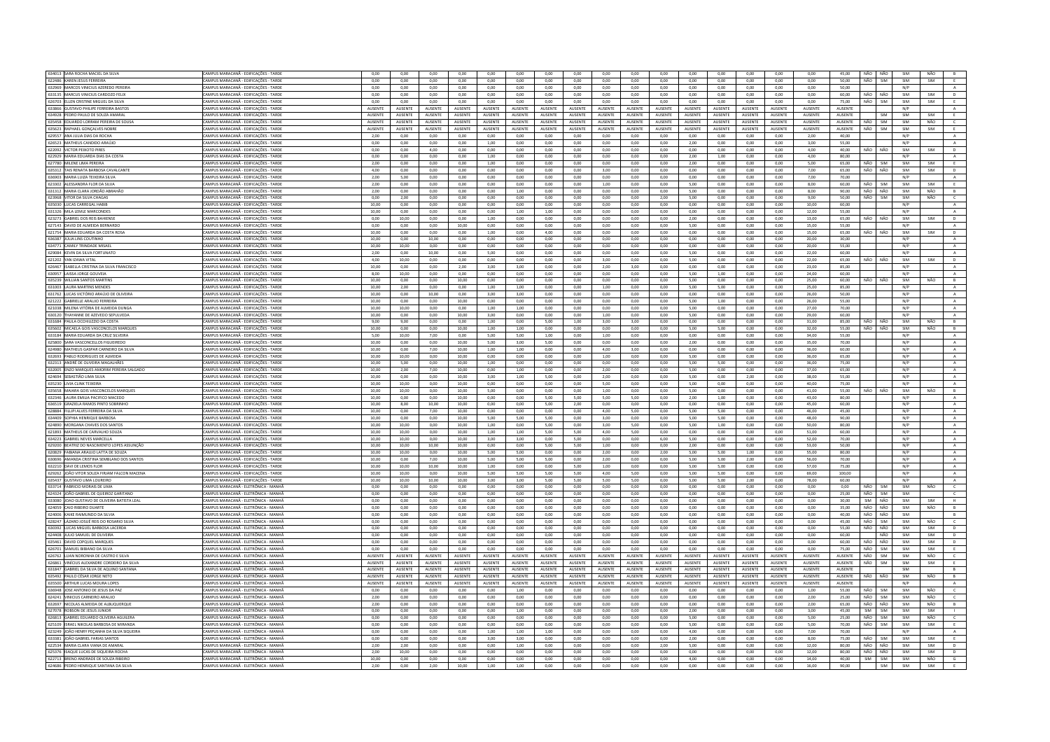| | | | | | | | | | | | | | | | | | | | | | | | | |
|---|---|---|---|---|---|---|---|---|---|---|---|---|---|---|---|---|---|---|---|---|---|---|---|---|
| 634013 | SARA ROCHA MACIEL DA SILVA | CAMPUS MARACANÃ - EDIFICAÇÕES - TARDE | 0,00 | 0,00 | 0,00 | 0,00 | 0,00 | 0,00 | 0,00 | 0,00 | 0,00 | 0,00 | 0,00 | 0,00 | 0,00 | 0,00 | 0,00 | 0,00 | 45,00 | NÃO | NÃO | SIM | NÃO | B |
| 622486 | KAREN JESUS FERREIRA | CAMPUS MARACANÃ - EDIFICAÇÕES - TARDE | 0,00 | 0,00 | 0,00 | 0,00 | 0,00 | 0,00 | 0,00 | 0,00 | 0,00 | 0,00 | 0,00 | 0,00 | 0,00 | 0,00 | 0,00 | 0,00 | 50,00 | NÃO | SIM | SIM | SIM | E |
| 632969 | MARCOS VINICIUS AZEREDO PEREIRA | CAMPUS MARACANÃ - EDIFICAÇÕES - TARDE | 0,00 | 0,00 | 0,00 | 0,00 | 0,00 | 0,00 | 0,00 | 0,00 | 0,00 | 0,00 | 0,00 | 0,00 | 0,00 | 0,00 | 0,00 | 0,00 | 50,00 | | | N/P | | A |
| 633135 | MARCUS VINICIUS CARDOZO FELIX | CAMPUS MARACANÃ - EDIFICAÇÕES - TARDE | 0,00 | 0,00 | 0,00 | 0,00 | 0,00 | 0,00 | 0,00 | 0,00 | 0,00 | 0,00 | 0,00 | 0,00 | 0,00 | 0,00 | 0,00 | 0,00 | 60,00 | NÃO | NÃO | SIM | SIM | D |
| 626703 | ELLEN CRISTINE MIGUEL DA SILVA | CAMPUS MARACANÃ - EDIFICAÇÕES - TARDE | 0,00 | 0,00 | 0,00 | 0,00 | 0,00 | 0,00 | 0,00 | 0,00 | 0,00 | 0,00 | 0,00 | 0,00 | 0,00 | 0,00 | 0,00 | 0,00 | 75,00 | NÃO | SIM | SIM | SIM | E |
| 633866 | GUSTAVO PHILIPE FERREIRA BASTOS | CAMPUS MARACANÃ - EDIFICAÇÕES - TARDE | AUSENTE | AUSENTE | AUSENTE | AUSENTE | AUSENTE | AUSENTE | AUSENTE | AUSENTE | AUSENTE | AUSENTE | AUSENTE | AUSENTE | AUSENTE | AUSENTE | AUSENTE | AUSENTE | AUSENTE | | | N/P | | A |
| 634928 | PEDRO PAULO DE SOUZA AMARAL | CAMPUS MARACANÃ - EDIFICAÇÕES - TARDE | AUSENTE | AUSENTE | AUSENTE | AUSENTE | AUSENTE | AUSENTE | AUSENTE | AUSENTE | AUSENTE | AUSENTE | AUSENTE | AUSENTE | AUSENTE | AUSENTE | AUSENTE | AUSENTE | AUSENTE | | SIM | SIM | SIM | E |
| 635458 | EDUARDO LORRAM PEREIRA DE SOUSA | CAMPUS MARACANÃ - EDIFICAÇÕES - TARDE | AUSENTE | AUSENTE | AUSENTE | AUSENTE | AUSENTE | AUSENTE | AUSENTE | AUSENTE | AUSENTE | AUSENTE | AUSENTE | AUSENTE | AUSENTE | AUSENTE | AUSENTE | AUSENTE | AUSENTE | NÃO | SIM | SIM | NÃO | C |
| 635623 | RAPHAEL GONÇALVES NOBRE | CAMPUS MARACANÃ - EDIFICAÇÕES - TARDE | AUSENTE | AUSENTE | AUSENTE | AUSENTE | AUSENTE | AUSENTE | AUSENTE | AUSENTE | AUSENTE | AUSENTE | AUSENTE | AUSENTE | AUSENTE | AUSENTE | AUSENTE | AUSENTE | AUSENTE | NÃO | SIM | SIM | SIM | E |
| 629557 | ANA JULIA DIAS DA ROCHA | CAMPUS MARACANÃ - EDIFICAÇÕES - TARDE | 2,00 | 0,00 | 0,00 | 0,00 | 0,00 | 0,00 | 0,00 | 0,00 | 0,00 | 0,00 | 0,00 | 0,00 | 0,00 | 0,00 | 0,00 | 2,00 | 40,00 | | | N/P | | A |
| 626523 | MATHEUS CANDIDO ARAÚJO | CAMPUS MARACANÃ - EDIFICAÇÕES - TARDE | 0,00 | 0,00 | 0,00 | 0,00 | 1,00 | 0,00 | 0,00 | 0,00 | 0,00 | 0,00 | 0,00 | 2,00 | 0,00 | 0,00 | 0,00 | 3,00 | 55,00 | | | N/P | | A |
| 622092 | VICTOR PEIXOTO PIRES | CAMPUS MARACANÃ - EDIFICAÇÕES - TARDE | 0,00 | 0,00 | 4,00 | 0,00 | 0,00 | 0,00 | 0,00 | 0,00 | 0,00 | 0,00 | 0,00 | 0,00 | 0,00 | 0,00 | 0,00 | 4,00 | 40,00 | NÃO | NÃO | SIM | SIM | D |
| 622329 | MARIA EDUARDA DIAS DA COSTA | CAMPUS MARACANÃ - EDIFICAÇÕES - TARDE | 0,00 | 0,00 | 0,00 | 0,00 | 1,00 | 0,00 | 0,00 | 0,00 | 0,00 | 0,00 | 0,00 | 2,00 | 1,00 | 0,00 | 0,00 | 4,00 | 80,00 | | | N/P | | A |
| 627780 | MILENE LIMA PEREIRA | CAMPUS MARACANÃ - EDIFICAÇÕES - TARDE | 2,00 | 0,00 | 0,00 | 0,00 | 1,00 | 0,00 | 0,00 | 0,00 | 0,00 | 0,00 | 0,00 | 2,00 | 0,00 | 0,00 | 0,00 | 5,00 | 65,00 | NÃO | SIM | SIM | SIM | E |
| 635312 | TAIS RENATA BARBOSA CAVALCANTE | CAMPUS MARACANÃ - EDIFICAÇÕES - TARDE | 4,00 | 0,00 | 0,00 | 0,00 | 0,00 | 0,00 | 0,00 | 0,00 | 3,00 | 0,00 | 0,00 | 0,00 | 0,00 | 0,00 | 0,00 | 7,00 | 65,00 | NÃO | NÃO | SIM | SIM | D |
| 636903 | MARIA LUIZA TEIXEIRA SILVA | CAMPUS MARACANÃ - EDIFICAÇÕES - TARDE | 2,00 | 5,00 | 0,00 | 0,00 | 0,00 | 0,00 | 0,00 | 0,00 | 0,00 | 0,00 | 0,00 | 0,00 | 0,00 | 0,00 | 0,00 | 7,00 | 70,00 | | | N/P | | A |
| 623902 | ALESSANDRA FLOR DA SILVA | CAMPUS MARACANÃ - EDIFICAÇÕES - TARDE | 2,00 | 0,00 | 0,00 | 0,00 | 0,00 | 0,00 | 0,00 | 0,00 | 1,00 | 0,00 | 0,00 | 5,00 | 0,00 | 0,00 | 0,00 | 8,00 | 60,00 | NÃO | SIM | SIM | SIM | E |
| 631312 | MARIA CLARA JORDÃO ABRAHÃO | CAMPUS MARACANÃ - EDIFICAÇÕES - TARDE | 2,00 | 0,00 | 0,00 | 0,00 | 0,00 | 1,00 | 0,00 | 0,00 | 0,00 | 0,00 | 0,00 | 5,00 | 0,00 | 0,00 | 0,00 | 8,00 | 90,00 | NÃO | NÃO | SIM | NÃO | B |
| 623968 | VITOR DA SILVA CHAGAS | CAMPUS MARACANÃ - EDIFICAÇÕES - TARDE | 0,00 | 2,00 | 0,00 | 0,00 | 0,00 | 0,00 | 0,00 | 0,00 | 0,00 | 0,00 | 2,00 | 5,00 | 0,00 | 0,00 | 0,00 | 9,00 | 50,00 | NÃO | SIM | SIM | NÃO | C |
| 635030 | LUCAS CARREGAL HABIB | CAMPUS MARACANÃ - EDIFICAÇÕES - TARDE | 10,00 | 0,00 | 0,00 | 0,00 | 0,00 | 0,00 | 0,00 | 0,00 | 0,00 | 0,00 | 0,00 | 0,00 | 0,00 | 0,00 | 0,00 | 10,00 | 60,00 | | | N/P | | A |
| 631326 | MILA LEMLE MARCONDES | CAMPUS MARACANÃ - EDIFICAÇÕES - TARDE | 10,00 | 0,00 | 0,00 | 0,00 | 0,00 | 1,00 | 1,00 | 0,00 | 0,00 | 0,00 | 0,00 | 0,00 | 0,00 | 0,00 | 0,00 | 12,00 | 55,00 | | | N/P | | A |
| 623273 | GABRIEL DOS REIS BAHIENSE | CAMPUS MARACANÃ - EDIFICAÇÕES - TARDE | 0,00 | 10,00 | 0,00 | 0,00 | 1,00 | 0,00 | 0,00 | 0,00 | 0,00 | 0,00 | 0,00 | 2,00 | 0,00 | 0,00 | 0,00 | 13,00 | 65,00 | NÃO | NÃO | SIM | SIM | D |
| 627143 | DAVID DE ALMEIDA BERNARDO | CAMPUS MARACANÃ - EDIFICAÇÕES - TARDE | 0,00 | 0,00 | 0,00 | 10,00 | 0,00 | 0,00 | 0,00 | 0,00 | 0,00 | 0,00 | 0,00 | 5,00 | 0,00 | 0,00 | 0,00 | 15,00 | 55,00 | | | N/P | | A |
| 621754 | MARIA EDUARDA DA COSTA ROSA | CAMPUS MARACANÃ - EDIFICAÇÕES - TARDE | 10,00 | 0,00 | 0,00 | 0,00 | 1,00 | 0,00 | 4,00 | 0,00 | 0,00 | 0,00 | 0,00 | 0,00 | 0,00 | 0,00 | 0,00 | 15,00 | 65,00 | NÃO | NÃO | SIM | SIM | D |
| 636387 | JULIA LINS COUTINHO | CAMPUS MARACANÃ - EDIFICAÇÕES - TARDE | 10,00 | 0,00 | 10,00 | 0,00 | 0,00 | 0,00 | 0,00 | 0,00 | 0,00 | 0,00 | 0,00 | 0,00 | 0,00 | 0,00 | 0,00 | 20,00 | 30,00 | | | N/P | | A |
| 634771 | CAMILY TRINDADE MISAEL | CAMPUS MARACANÃ - EDIFICAÇÕES - TARDE | 10,00 | 10,00 | 0,00 | 0,00 | 0,00 | 0,00 | 0,00 | 0,00 | 0,00 | 0,00 | 0,00 | 0,00 | 0,00 | 0,00 | 0,00 | 20,00 | 55,00 | | | N/P | | A |
| 629084 | KEVIN DA SILVA FORTUNATO | CAMPUS MARACANÃ - EDIFICAÇÕES - TARDE | 2,00 | 0,00 | 10,00 | 0,00 | 5,00 | 0,00 | 0,00 | 0,00 | 0,00 | 0,00 | 0,00 | 5,00 | 0,00 | 0,00 | 0,00 | 22,00 | 60,00 | | | N/P | | A |
| 621202 | YAN IZAWA VITAL | CAMPUS MARACANÃ - EDIFICAÇÕES - TARDE | 4,00 | 10,00 | 0,00 | 0,00 | 0,00 | 0,00 | 0,00 | 0,00 | 3,00 | 0,00 | 0,00 | 5,00 | 0,00 | 0,00 | 0,00 | 22,00 | 65,00 | NÃO | NÃO | SIM | SIM | D |
| 626467 | ISABELLA CRISTINA DA SILVA FRANCISCO | CAMPUS MARACANÃ - EDIFICAÇÕES - TARDE | 10,00 | 0,00 | 0,00 | 2,00 | 3,00 | 3,00 | 0,00 | 0,00 | 2,00 | 3,00 | 0,00 | 0,00 | 0,00 | 0,00 | 0,00 | 23,00 | 85,00 | | | N/P | | A |
| 630957 | LAISSA JORGE GOUVEIA | CAMPUS MARACANÃ - EDIFICAÇÕES - TARDE | 8,00 | 10,00 | 0,00 | 0,00 | 0,00 | 0,00 | 0,00 | 0,00 | 0,00 | 0,00 | 0,00 | 5,00 | 1,00 | 0,00 | 0,00 | 24,00 | 60,00 | | | N/P | | A |
| 635239 | WILLIAN SANTOS MARTINS | CAMPUS MARACANÃ - EDIFICAÇÕES - TARDE | 10,00 | 0,00 | 0,00 | 10,00 | 0,00 | 0,00 | 0,00 | 0,00 | 0,00 | 0,00 | 0,00 | 5,00 | 0,00 | 0,00 | 0,00 | 25,00 | 60,00 | NÃO | NÃO | SIM | NÃO | B |
| 631003 | LAURA MARTINS MENDES | CAMPUS MARACANÃ - EDIFICAÇÕES - TARDE | 10,00 | 2,00 | 0,00 | 0,00 | 1,00 | 1,00 | 0,00 | 0,00 | 1,00 | 0,00 | 0,00 | 5,00 | 5,00 | 0,00 | 0,00 | 25,00 | 85,00 | | | N/P | | A |
| 631762 | LUCAS VICTÓRIO ARAÚJO DE OLIVEIRA | CAMPUS MARACANÃ - EDIFICAÇÕES - TARDE | 10,00 | 0,00 | 10,00 | 0,00 | 3,00 | 3,00 | 0,00 | 0,00 | 0,00 | 0,00 | 0,00 | 0,00 | 0,00 | 0,00 | 0,00 | 26,00 | 50,00 | | | N/P | | A |
| 621222 | GABRIELLE ARAUJO FERREIRA | CAMPUS MARACANÃ - EDIFICAÇÕES - TARDE | 10,00 | 0,00 | 0,00 | 10,00 | 0,00 | 0,00 | 0,00 | 0,00 | 0,00 | 0,00 | 0,00 | 5,00 | 1,00 | 0,00 | 0,00 | 26,00 | 55,00 | | | N/P | | A |
| 621038 | MILENA VITÓRIA DE ALMEIDA DUNGA | CAMPUS MARACANÃ - EDIFICAÇÕES - TARDE | 10,00 | 10,00 | 0,00 | 0,00 | 1,00 | 1,00 | 0,00 | 0,00 | 0,00 | 0,00 | 0,00 | 5,00 | 0,00 | 0,00 | 0,00 | 27,00 | 70,00 | | | N/P | | A |
| 630120 | THAYANNE DE AZEVEDO SEPULVEDA | CAMPUS MARACANÃ - EDIFICAÇÕES - TARDE | 10,00 | 0,00 | 0,00 | 10,00 | 3,00 | 0,00 | 0,00 | 0,00 | 1,00 | 0,00 | 0,00 | 5,00 | 0,00 | 0,00 | 0,00 | 29,00 | 60,00 | | | N/P | | A |
| 631684 | PAULA OCCHIUZZO DA COSTA | CAMPUS MARACANÃ - EDIFICAÇÕES - TARDE | 9,00 | 9,00 | 0,00 | 10,00 | 1,00 | 0,00 | 0,00 | 0,00 | 1,00 | 0,00 | 0,00 | 0,00 | 1,00 | 0,00 | 0,00 | 31,00 | 85,00 | NÃO | NÃO | SIM | NÃO | B |
| 635602 | MICAELA GOIS VASCONCELOS MARQUES | CAMPUS MARACANÃ - EDIFICAÇÕES - TARDE | 10,00 | 0,00 | 0,00 | 10,00 | 1,00 | 1,00 | 0,00 | 0,00 | 0,00 | 0,00 | 0,00 | 5,00 | 5,00 | 0,00 | 0,00 | 32,00 | 55,00 | NÃO | NÃO | SIM | NÃO | B |
| 633184 | MARIA EDUARDA DA CRUZ SILVEIRA | CAMPUS MARACANÃ - EDIFICAÇÕES - TARDE | 5,00 | 10,00 | 7,00 | 0,00 | 5,00 | 5,00 | 1,00 | 0,00 | 1,00 | 0,00 | 0,00 | 0,00 | 0,00 | 0,00 | 0,00 | 34,00 | 55,00 | | | N/P | | A |
| 625800 | SARA VASCONCELLOS FIGUEIREDO | CAMPUS MARACANÃ - EDIFICAÇÕES - TARDE | 10,00 | 0,00 | 0,00 | 10,00 | 5,00 | 3,00 | 5,00 | 0,00 | 0,00 | 0,00 | 0,00 | 2,00 | 0,00 | 0,00 | 0,00 | 35,00 | 70,00 | | | N/P | | A |
| 624980 | MATHEUS GASPAR CARNEIRO DA SILVA | CAMPUS MARACANÃ - EDIFICAÇÕES - TARDE | 10,00 | 0,00 | 7,00 | 10,00 | 1,00 | 1,00 | 0,00 | 0,00 | 4,00 | 3,00 | 0,00 | 0,00 | 0,00 | 0,00 | 0,00 | 36,00 | 60,00 | | | N/P | | A |
| 632693 | PABLO RODRIGUES DE ALMEIDA | CAMPUS MARACANÃ - EDIFICAÇÕES - TARDE | 10,00 | 10,00 | 0,00 | 10,00 | 0,00 | 0,00 | 0,00 | 0,00 | 1,00 | 0,00 | 0,00 | 5,00 | 0,00 | 0,00 | 0,00 | 36,00 | 65,00 | | | N/P | | A |
| 632313 | ANDRÉ DE OLIVEIRA MAGALHÃES | CAMPUS MARACANÃ - EDIFICAÇÕES - TARDE | 10,00 | 5,00 | 0,00 | 10,00 | 1,00 | 0,00 | 0,00 | 0,00 | 0,00 | 0,00 | 0,00 | 5,00 | 5,00 | 0,00 | 0,00 | 36,00 | 75,00 | | | N/P | | A |
| 632003 | ENZO MARQUES AMORIM PEREIRA SALGADO | CAMPUS MARACANÃ - EDIFICAÇÕES - TARDE | 10,00 | 2,00 | 7,00 | 10,00 | 0,00 | 1,00 | 0,00 | 0,00 | 2,00 | 0,00 | 0,00 | 5,00 | 0,00 | 0,00 | 0,00 | 37,00 | 65,00 | | | N/P | | A |
| 624694 | SEBASTIÃO LIMA SILVA | CAMPUS MARACANÃ - EDIFICAÇÕES - TARDE | 10,00 | 0,00 | 0,00 | 10,00 | 3,00 | 1,00 | 5,00 | 0,00 | 2,00 | 0,00 | 0,00 | 5,00 | 0,00 | 2,00 | 0,00 | 38,00 | 55,00 | | | N/P | | A |
| 635230 | LIVIA CLINK TEIXEIRA | CAMPUS MARACANÃ - EDIFICAÇÕES - TARDE | 10,00 | 10,00 | 0,00 | 10,00 | 0,00 | 0,00 | 0,00 | 0,00 | 5,00 | 0,00 | 0,00 | 5,00 | 0,00 | 0,00 | 0,00 | 40,00 | 75,00 | | | N/P | | A |
| 635658 | MAIARA GOIS VASCONCELOS MARQUES | CAMPUS MARACANÃ - EDIFICAÇÕES - TARDE | 10,00 | 10,00 | 0,00 | 10,00 | 5,00 | 0,00 | 0,00 | 0,00 | 1,00 | 0,00 | 0,00 | 5,00 | 0,00 | 0,00 | 0,00 | 41,00 | 55,00 | NÃO | NÃO | SIM | NÃO | B |
| 632346 | LAURA EMILIA PACIFICO MACEDO | CAMPUS MARACANÃ - EDIFICAÇÕES - TARDE | 10,00 | 0,00 | 0,00 | 10,00 | 0,00 | 0,00 | 5,00 | 5,00 | 5,00 | 5,00 | 0,00 | 2,00 | 1,00 | 0,00 | 0,00 | 43,00 | 80,00 | | | N/P | | A |
| 636519 | GRAZIELLA RAMOS PINTO SOBRINHO | CAMPUS MARACANÃ - EDIFICAÇÕES - TARDE | 10,00 | 8,00 | 10,00 | 10,00 | 0,00 | 5,00 | 2,00 | 0,00 | 0,00 | 0,00 | 0,00 | 0,00 | 0,00 | 0,00 | 0,00 | 45,00 | 60,00 | | | N/P | | A |
| 628884 | FELLIPI ALVES FERREIRA DA SILVA | CAMPUS MARACANÃ - EDIFICAÇÕES - TARDE | 10,00 | 0,00 | 7,00 | 10,00 | 0,00 | 0,00 | 0,00 | 0,00 | 4,00 | 5,00 | 0,00 | 5,00 | 5,00 | 0,00 | 0,00 | 46,00 | 45,00 | | | N/P | | A |
| 634409 | SOPHIA HENRIQUE BARBOSA | CAMPUS MARACANÃ - EDIFICAÇÕES - TARDE | 10,00 | 0,00 | 0,00 | 10,00 | 5,00 | 5,00 | 5,00 | 0,00 | 3,00 | 0,00 | 0,00 | 5,00 | 5,00 | 0,00 | 0,00 | 48,00 | 90,00 | | | N/P | | A |
| 624890 | MORGANA CHAVES DOS SANTOS | CAMPUS MARACANÃ - EDIFICAÇÕES - TARDE | 10,00 | 10,00 | 0,00 | 10,00 | 1,00 | 0,00 | 5,00 | 0,00 | 3,00 | 5,00 | 0,00 | 5,00 | 1,00 | 0,00 | 0,00 | 50,00 | 80,00 | | | N/P | | A |
| 621893 | MATHEUS DE CARVALHO SOUZA | CAMPUS MARACANÃ - EDIFICAÇÕES - TARDE | 10,00 | 10,00 | 0,00 | 10,00 | 1,00 | 1,00 | 5,00 | 5,00 | 4,00 | 5,00 | 0,00 | 0,00 | 0,00 | 0,00 | 0,00 | 51,00 | 60,00 | | | N/P | | A |
| 634223 | GABRIEL NEVES MARCELLA | CAMPUS MARACANÃ - EDIFICAÇÕES - TARDE | 10,00 | 10,00 | 0,00 | 10,00 | 3,00 | 3,00 | 5,00 | 0,00 | 0,00 | 6,00 | 0,00 | 5,00 | 0,00 | 0,00 | 0,00 | 52,00 | 70,00 | | | N/P | | A |
| 629200 | BEATRIZ DO NASCIMENTO LOPES ASSUNÇÃO | CAMPUS MARACANÃ - EDIFICAÇÕES - TARDE | 10,00 | 10,00 | 10,00 | 10,00 | 0,00 | 0,00 | 5,00 | 5,00 | 1,00 | 0,00 | 0,00 | 2,00 | 0,00 | 0,00 | 0,00 | 53,00 | 50,00 | | | N/P | | A |
| 628829 | FABIANA ARAUJO LATTA DE SOUZA | CAMPUS MARACANÃ - EDIFICAÇÕES - TARDE | 10,00 | 10,00 | 0,00 | 10,00 | 5,00 | 5,00 | 0,00 | 0,00 | 2,00 | 0,00 | 2,00 | 5,00 | 5,00 | 1,00 | 0,00 | 55,00 | 80,00 | | | N/P | | A |
| 630696 | AMANDA CRISTINA SEMBLANO DOS SANTOS | CAMPUS MARACANÃ - EDIFICAÇÕES - TARDE | 10,00 | 0,00 | 7,00 | 10,00 | 5,00 | 5,00 | 5,00 | 0,00 | 2,00 | 0,00 | 0,00 | 5,00 | 5,00 | 2,00 | 0,00 | 56,00 | 70,00 | | | N/P | | A |
| 632210 | DAVI DE LEMOS FLOR | CAMPUS MARACANÃ - EDIFICAÇÕES - TARDE | 10,00 | 10,00 | 10,00 | 10,00 | 1,00 | 0,00 | 0,00 | 5,00 | 1,00 | 0,00 | 0,00 | 5,00 | 5,00 | 0,00 | 0,00 | 57,00 | 75,00 | | | N/P | | A |
| 629262 | JOÃO VITOR SOUZA FIRJAM FALCON MACENA | CAMPUS MARACANÃ - EDIFICAÇÕES - TARDE | 10,00 | 10,00 | 0,00 | 10,00 | 5,00 | 5,00 | 5,00 | 5,00 | 4,00 | 5,00 | 0,00 | 5,00 | 5,00 | 0,00 | 0,00 | 69,00 | 100,00 | | | N/P | | A |
| 635437 | GUSTAVO LIMA LOUREIRO | CAMPUS MARACANÃ - EDIFICAÇÕES - TARDE | 10,00 | 10,00 | 10,00 | 10,00 | 3,00 | 3,00 | 5,00 | 5,00 | 5,00 | 5,00 | 0,00 | 5,00 | 5,00 | 2,00 | 0,00 | 78,00 | 60,00 | | | N/P | | A |
| 633714 | FABRICIO MORAIS DE LIMA | CAMPUS MARACANÃ - ELETRÔNICA - MANHÃ | 0,00 | 0,00 | 0,00 | 0,00 | 0,00 | 0,00 | 0,00 | 0,00 | 0,00 | 0,00 | 0,00 | 0,00 | 0,00 | 0,00 | 0,00 | 0,00 | 0,00 | NÃO | SIM | SIM | NÃO | C |
| 624324 | JOÃO GABRIEL DE QUEIROZ GARITANO | CAMPUS MARACANÃ - ELETRÔNICA - MANHÃ | 0,00 | 0,00 | 0,00 | 0,00 | 0,00 | 0,00 | 0,00 | 0,00 | 0,00 | 0,00 | 0,00 | 0,00 | 0,00 | 0,00 | 0,00 | 0,00 | 25,00 | NÃO | SIM | SIM | | C |
| 630080 | JOAO GUSTAVO DE OLIVEIRA BATISTA LEAL | CAMPUS MARACANÃ - ELETRÔNICA - MANHÃ | 0,00 | 0,00 | 0,00 | 0,00 | 0,00 | 0,00 | 0,00 | 0,00 | 0,00 | 0,00 | 0,00 | 0,00 | 0,00 | 0,00 | 0,00 | 0,00 | 30,00 | SIM | NÃO | SIM | SIM | H |
| 624059 | CAIO RIBEIRO DUARTE | CAMPUS MARACANÃ - ELETRÔNICA - MANHÃ | 0,00 | 0,00 | 0,00 | 0,00 | 0,00 | 0,00 | 0,00 | 0,00 | 0,00 | 0,00 | 0,00 | 0,00 | 0,00 | 0,00 | 0,00 | 0,00 | 35,00 | NÃO | NÃO | SIM | NÃO | B |
| 624006 | KAIKE RAIMUNDO DA SILVA | CAMPUS MARACANÃ - ELETRÔNICA - MANHÃ | 0,00 | 0,00 | 0,00 | 0,00 | 0,00 | 0,00 | 0,00 | 0,00 | 0,00 | 0,00 | 0,00 | 0,00 | 0,00 | 0,00 | 0,00 | 0,00 | 40,00 | NÃO | NÃO | SIM | | B |
| 628247 | LÁZARO JOSUÉ REIS DO ROSARIO SILVA | CAMPUS MARACANÃ - ELETRÔNICA - MANHÃ | 0,00 | 0,00 | 0,00 | 0,00 | 0,00 | 0,00 | 0,00 | 0,00 | 0,00 | 0,00 | 0,00 | 0,00 | 0,00 | 0,00 | 0,00 | 0,00 | 45,00 | NÃO | SIM | SIM | NÃO | C |
| 630392 | LUCAS MIGUEL BARBOSA LACERDA | CAMPUS MARACANÃ - ELETRÔNICA - MANHÃ | 0,00 | 0,00 | 0,00 | 0,00 | 0,00 | 0,00 | 0,00 | 0,00 | 0,00 | 0,00 | 0,00 | 0,00 | 0,00 | 0,00 | 0,00 | 0,00 | 55,00 | NÃO | NÃO | SIM | SIM | D |
| 624408 | JULIO SAMUEL DE OLIVEIRA | CAMPUS MARACANÃ - ELETRÔNICA - MANHÃ | 0,00 | 0,00 | 0,00 | 0,00 | 0,00 | 0,00 | 0,00 | 0,00 | 0,00 | 0,00 | 0,00 | 0,00 | 0,00 | 0,00 | 0,00 | 0,00 | 60,00 | | NÃO | SIM | SIM | D |
| 635461 | DAVID COPQUEL MARQUES | CAMPUS MARACANÃ - ELETRÔNICA - MANHÃ | 0,00 | 0,00 | 0,00 | 0,00 | 0,00 | 0,00 | 0,00 | 0,00 | 0,00 | 0,00 | 0,00 | 0,00 | 0,00 | 0,00 | 0,00 | 0,00 | 60,00 | NÃO | NÃO | SIM | SIM | D |
| 626701 | SAMUEL BIBIANO DA SILVA | CAMPUS MARACANÃ - ELETRÔNICA - MANHÃ | 0,00 | 0,00 | 0,00 | 0,00 | 0,00 | 0,00 | 0,00 | 0,00 | 0,00 | 0,00 | 0,00 | 0,00 | 0,00 | 0,00 | 0,00 | 0,00 | 75,00 | NÃO | SIM | SIM | SIM | E |
| 626762 | LUAN NORONHA DE CASTRO E SILVA | CAMPUS MARACANÃ - ELETRÔNICA - MANHÃ | AUSENTE | AUSENTE | AUSENTE | AUSENTE | AUSENTE | AUSENTE | AUSENTE | AUSENTE | AUSENTE | AUSENTE | AUSENTE | AUSENTE | AUSENTE | AUSENTE | AUSENTE | AUSENTE | AUSENTE | NÃO | SIM | SIM | NÃO | C |
| 626861 | VINÍCIUS ALEXANDRE CORDEIRO DA SILVA | CAMPUS MARACANÃ - ELETRÔNICA - MANHÃ | AUSENTE | AUSENTE | AUSENTE | AUSENTE | AUSENTE | AUSENTE | AUSENTE | AUSENTE | AUSENTE | AUSENTE | AUSENTE | AUSENTE | AUSENTE | AUSENTE | AUSENTE | AUSENTE | AUSENTE | NÃO | SIM | SIM | SIM | E |
| 631847 | GABRIEL DA SILVA DE AQUINO SANTANA | CAMPUS MARACANÃ - ELETRÔNICA - MANHÃ | AUSENTE | AUSENTE | AUSENTE | AUSENTE | AUSENTE | AUSENTE | AUSENTE | AUSENTE | AUSENTE | AUSENTE | AUSENTE | AUSENTE | AUSENTE | AUSENTE | AUSENTE | AUSENTE | AUSENTE | | | SIM | | B |
| 625492 | PAULO CÉSAR JORGE NETO | CAMPUS MARACANÃ - ELETRÔNICA - MANHÃ | AUSENTE | AUSENTE | AUSENTE | AUSENTE | AUSENTE | AUSENTE | AUSENTE | AUSENTE | AUSENTE | AUSENTE | AUSENTE | AUSENTE | AUSENTE | AUSENTE | AUSENTE | AUSENTE | AUSENTE | NÃO | NÃO | SIM | NÃO | B |
| 635500 | ARTHUR LUCAS MOURA LOPES | CAMPUS MARACANÃ - ELETRÔNICA - MANHÃ | AUSENTE | AUSENTE | AUSENTE | AUSENTE | AUSENTE | AUSENTE | AUSENTE | AUSENTE | AUSENTE | AUSENTE | AUSENTE | AUSENTE | AUSENTE | AUSENTE | AUSENTE | AUSENTE | AUSENTE | | | N/P | | A |
| 636948 | JOSÉ ANTONIO DE JESUS DA PAZ | CAMPUS MARACANÃ - ELETRÔNICA - MANHÃ | 0,00 | 0,00 | 0,00 | 0,00 | 1,00 | 0,00 | 0,00 | 0,00 | 0,00 | 0,00 | 0,00 | 0,00 | 0,00 | 0,00 | 0,00 | 1,00 | 55,00 | NÃO | SIM | SIM | NÃO | C |
| 624241 | VINICIUS CARNEIRO ARAUJO | CAMPUS MARACANÃ - ELETRÔNICA - MANHÃ | 2,00 | 0,00 | 0,00 | 0,00 | 0,00 | 0,00 | 0,00 | 0,00 | 0,00 | 0,00 | 0,00 | 0,00 | 0,00 | 0,00 | 0,00 | 2,00 | 25,00 | NÃO | SIM | SIM | NÃO | C |
| 632697 | NICOLAS ALMEIDA DE ALBUQUERQUE | CAMPUS MARACANÃ - ELETRÔNICA - MANHÃ | 2,00 | 0,00 | 0,00 | 0,00 | 0,00 | 0,00 | 0,00 | 0,00 | 0,00 | 0,00 | 0,00 | 0,00 | 0,00 | 0,00 | 0,00 | 2,00 | 65,00 | NÃO | NÃO | SIM | NÃO | B |
| 627078 | ROBSON DE JESUS JUNIOR | CAMPUS MARACANÃ - ELETRÔNICA - MANHÃ | 0,00 | 0,00 | 0,00 | 0,00 | 1,00 | 0,00 | 0,00 | 0,00 | 0,00 | 0,00 | 0,00 | 2,00 | 0,00 | 0,00 | 0,00 | 3,00 | 45,00 | SIM | SIM | SIM | | I |
| 626813 | GABRIEL EDUARDO OLIVEIRA AGUILERA | CAMPUS MARACANÃ - ELETRÔNICA - MANHÃ | 0,00 | 0,00 | 0,00 | 0,00 | 0,00 | 0,00 | 0,00 | 0,00 | 0,00 | 0,00 | 0,00 | 5,00 | 0,00 | 0,00 | 0,00 | 5,00 | 25,00 | NÃO | SIM | SIM | NÃO | C |
| 625109 | ISRAEL NIKOLAS BARBOSA DE MIRANDA | CAMPUS MARACANÃ - ELETRÔNICA - MANHÃ | 0,00 | 0,00 | 0,00 | 0,00 | 0,00 | 0,00 | 0,00 | 0,00 | 0,00 | 0,00 | 0,00 | 5,00 | 0,00 | 0,00 | 0,00 | 5,00 | 70,00 | NÃO | NÃO | SIM | NÃO | B |
| 623249 | JOÃO HENRY PEÇANHA DA SILVA SIQUEIRA | CAMPUS MARACANÃ - ELETRÔNICA - MANHÃ | 0,00 | 0,00 | 0,00 | 0,00 | 1,00 | 1,00 | 1,00 | 0,00 | 0,00 | 0,00 | 0,00 | 4,00 | 0,00 | 0,00 | 0,00 | 7,00 | 70,00 | | | N/P | | A |
| 633381 | JOÃO GABRIEL FARIAS SANTOS | CAMPUS MARACANÃ - ELETRÔNICA - MANHÃ | 0,00 | 0,00 | 0,00 | 0,00 | 3,00 | 3,00 | 0,00 | 0,00 | 0,00 | 0,00 | 0,00 | 2,00 | 0,00 | 0,00 | 0,00 | 8,00 | 75,00 | NÃO | SIM | SIM | SIM | E |
| 622534 | MARIA CLARA VIANA DE AMARAL | CAMPUS MARACANÃ - ELETRÔNICA - MANHÃ | 2,00 | 2,00 | 0,00 | 0,00 | 1,00 | 0,00 | 0,00 | 0,00 | 0,00 | 0,00 | 2,00 | 5,00 | 0,00 | 0,00 | 0,00 | 12,00 | 80,00 | NÃO | NÃO | SIM | SIM | D |
| 625376 | ISAQUE LUCAS DE SIQUEIRA ROCHA | CAMPUS MARACANÃ - ELETRÔNICA - MANHÃ | 2,00 | 10,00 | 0,00 | 0,00 | 0,00 | 0,00 | 0,00 | 0,00 | 0,00 | 0,00 | 0,00 | 0,00 | 0,00 | 0,00 | 0,00 | 12,00 | 80,00 | NÃO | NÃO | SIM | SIM | D |
| 622713 | BRENO ANDRADE DE SOUZA RIBEIRO | CAMPUS MARACANÃ - ELETRÔNICA - MANHÃ | 10,00 | 0,00 | 0,00 | 0,00 | 0,00 | 0,00 | 0,00 | 0,00 | 0,00 | 0,00 | 0,00 | 4,00 | 0,00 | 0,00 | 0,00 | 14,00 | 40,00 | SIM | SIM | SIM | NÃO | G |
| 624680 | PEDRO HENRIQUE SANTANA DA SILVA | CAMPUS MARACANÃ - ELETRÔNICA - MANHÃ | 2,00 | 0,00 | 2,00 | 10,00 | 1,00 | 1,00 | 0,00 | 0,00 | 0,00 | 0,00 | 0,00 | 0,00 | 0,00 | 0,00 | 0,00 | 16,00 | 90,00 | | SIM | SIM | SIM | E |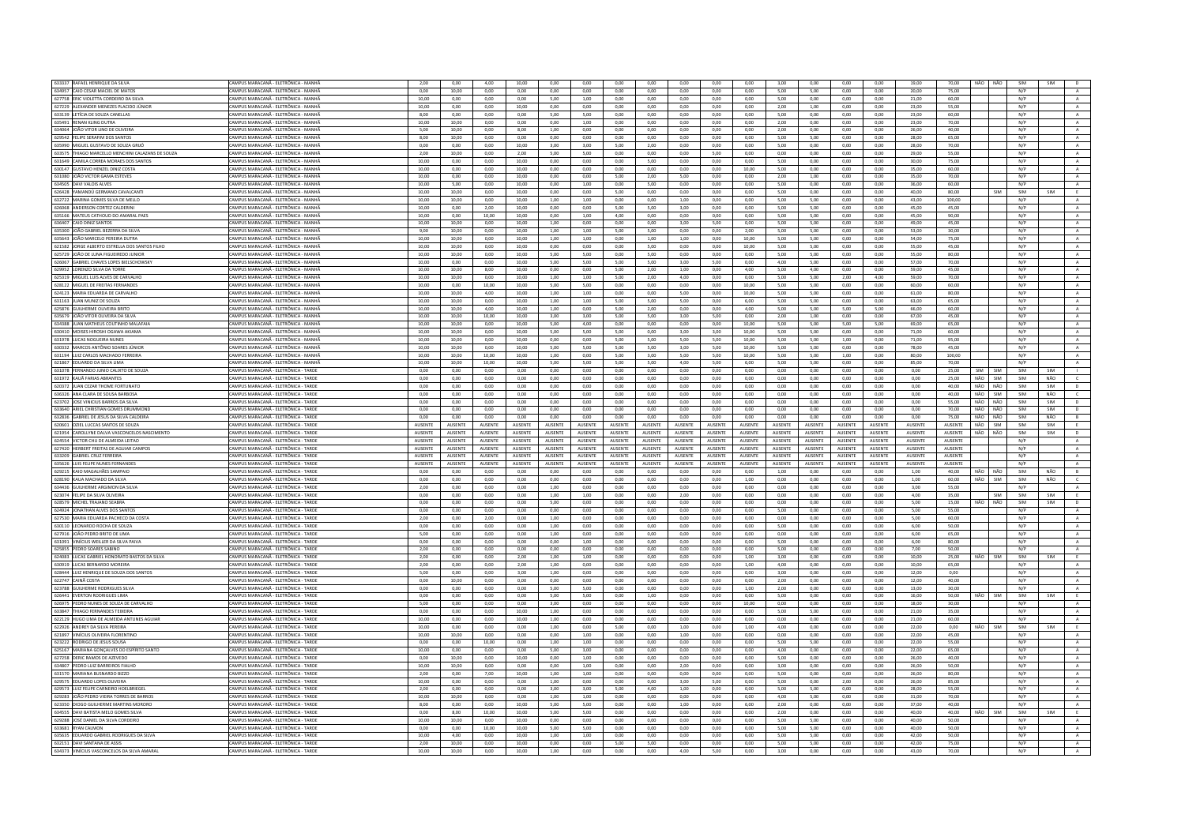| | | | | | | | | | | | | | | | | | | | | | | | |
|---|---|---|---|---|---|---|---|---|---|---|---|---|---|---|---|---|---|---|---|---|---|---|---|
| 633337 | RAFAEL HENRIQUE DA SILVA | CAMPUS MARACANÃ - ELETRÔNICA - MANHÃ | 2,00 | 0,00 | 4,00 | 10,00 | 0,00 | 0,00 | 0,00 | 0,00 | 0,00 | 0,00 | 0,00 | 3,00 | 0,00 | 0,00 | 0,00 | 19,00 | 70,00 | NÃO | NÃO | SIM | SIM | D |
| 634957 | CAIO CESAR MACIEL DE MATOS | CAMPUS MARACANÃ - ELETRÔNICA - MANHÃ | 0,00 | 10,00 | 0,00 | 0,00 | 0,00 | 0,00 | 0,00 | 0,00 | 0,00 | 0,00 | 0,00 | 5,00 | 5,00 | 0,00 | 0,00 | 20,00 | 75,00 | | | N/P | | A |
| 627758 | ERIC VIOLETTA CORDEIRO DA SILVA | CAMPUS MARACANÃ - ELETRÔNICA - MANHÃ | 10,00 | 0,00 | 0,00 | 0,00 | 5,00 | 1,00 | 0,00 | 0,00 | 0,00 | 0,00 | 0,00 | 5,00 | 0,00 | 0,00 | 0,00 | 21,00 | 60,00 | | | N/P | | A |
| 627229 | ALEXANDER MENEZES PLACIDO JÚNIOR | CAMPUS MARACANÃ - ELETRÔNICA - MANHÃ | 10,00 | 0,00 | 0,00 | 10,00 | 0,00 | 0,00 | 0,00 | 0,00 | 0,00 | 0,00 | 0,00 | 2,00 | 1,00 | 0,00 | 0,00 | 23,00 | 55,00 | | | N/P | | A |
| 633139 | LETÍCIA DE SOUZA CANELLAS | CAMPUS MARACANÃ - ELETRÔNICA - MANHÃ | 8,00 | 0,00 | 0,00 | 0,00 | 5,00 | 5,00 | 0,00 | 0,00 | 0,00 | 0,00 | 0,00 | 5,00 | 0,00 | 0,00 | 0,00 | 23,00 | 60,00 | | | N/P | | A |
| 635491 | RENAN KLING DUTRA | CAMPUS MARACANÃ - ELETRÔNICA - MANHÃ | 10,00 | 10,00 | 0,00 | 0,00 | 0,00 | 1,00 | 0,00 | 0,00 | 0,00 | 0,00 | 0,00 | 2,00 | 0,00 | 0,00 | 0,00 | 23,00 | 70,00 | | | N/P | | A |
| 634064 | JOÃO VITOR LINO DE OLIVEIRA | CAMPUS MARACANÃ - ELETRÔNICA - MANHÃ | 5,00 | 10,00 | 0,00 | 0,00 | 8,00 | 1,00 | 0,00 | 0,00 | 0,00 | 0,00 | 0,00 | 2,00 | 0,00 | 0,00 | 0,00 | 26,00 | 40,00 | | | N/P | | A |
| 629542 | FELIPE SERAFIM DOS SANTOS | CAMPUS MARACANÃ - ELETRÔNICA - MANHÃ | 8,00 | 10,00 | 0,00 | 0,00 | 0,00 | 0,00 | 0,00 | 0,00 | 0,00 | 0,00 | 0,00 | 5,00 | 5,00 | 0,00 | 0,00 | 28,00 | 65,00 | | | N/P | | A |
| 635990 | MIGUEL GUSTAVO DE SOUZA GRIJÓ | CAMPUS MARACANÃ - ELETRÔNICA - MANHÃ | 0,00 | 0,00 | 0,00 | 10,00 | 3,00 | 3,00 | 5,00 | 2,00 | 0,00 | 0,00 | 0,00 | 5,00 | 0,00 | 0,00 | 0,00 | 28,00 | 70,00 | | | N/P | | A |
| 633575 | THIAGO MARCELLO MENCHINI CALAZANS DE SOUZA | CAMPUS MARACANÃ - ELETRÔNICA - MANHÃ | 2,00 | 10,00 | 0,00 | 2,00 | 5,00 | 5,00 | 0,00 | 0,00 | 5,00 | 0,00 | 0,00 | 0,00 | 0,00 | 0,00 | 0,00 | 29,00 | 55,00 | | | N/P | | A |
| 631640 | CAMILA CORREA MORAES DOS SANTOS | CAMPUS MARACANÃ - ELETRÔNICA - MANHÃ | 10,00 | 0,00 | 0,00 | 10,00 | 0,00 | 0,00 | 0,00 | 5,00 | 0,00 | 0,00 | 0,00 | 5,00 | 0,00 | 0,00 | 0,00 | 30,00 | 75,00 | | | N/P | | A |
| 630147 | GUSTAVO HENZEL DINIZ COSTA | CAMPUS MARACANÃ - ELETRÔNICA - MANHÃ | 10,00 | 0,00 | 0,00 | 10,00 | 0,00 | 0,00 | 0,00 | 0,00 | 0,00 | 0,00 | 10,00 | 5,00 | 0,00 | 0,00 | 0,00 | 35,00 | 60,00 | | | N/P | | A |
| 631080 | JOÃO VICTOR GAMA ESTEVES | CAMPUS MARACANÃ - ELETRÔNICA - MANHÃ | 10,00 | 0,00 | 0,00 | 10,00 | 0,00 | 0,00 | 5,00 | 2,00 | 5,00 | 0,00 | 0,00 | 2,00 | 1,00 | 0,00 | 0,00 | 35,00 | 70,00 | | | N/P | | A |
| 634505 | DAVI VALOIS ALVES | CAMPUS MARACANÃ - ELETRÔNICA - MANHÃ | 10,00 | 5,00 | 0,00 | 10,00 | 0,00 | 1,00 | 0,00 | 5,00 | 0,00 | 0,00 | 0,00 | 5,00 | 0,00 | 0,00 | 0,00 | 36,00 | 60,00 | | | N/P | | A |
| 626428 | YAMANDÚ GERMANO CAVALCANTI | CAMPUS MARACANÃ - ELETRÔNICA - MANHÃ | 10,00 | 10,00 | 0,00 | 10,00 | 0,00 | 0,00 | 5,00 | 0,00 | 0,00 | 0,00 | 0,00 | 5,00 | 0,00 | 0,00 | 0,00 | 40,00 | 80,00 | | SIM | SIM | SIM | E |
| 632722 | MARINA GOMES SILVA DE MELLO | CAMPUS MARACANÃ - ELETRÔNICA - MANHÃ | 10,00 | 10,00 | 0,00 | 10,00 | 1,00 | 1,00 | 0,00 | 0,00 | 1,00 | 0,00 | 0,00 | 5,00 | 5,00 | 0,00 | 0,00 | 43,00 | 100,00 | | | N/P | | A |
| 626968 | ANDERSON CORTEZ CALDERINI | CAMPUS MARACANÃ - ELETRÔNICA - MANHÃ | 10,00 | 10,00 | 2,00 | 10,00 | 0,00 | 0,00 | 5,00 | 5,00 | 3,00 | 0,00 | 0,00 | 5,00 | 0,00 | 0,00 | 0,00 | 45,00 | 45,00 | | | N/P | | A |
| 635166 | MATEUS CATHOUD DO AMARAL PAES | CAMPUS MARACANÃ - ELETRÔNICA - MANHÃ | 10,00 | 0,00 | 10,00 | 10,00 | 0,00 | 1,00 | 4,00 | 0,00 | 0,00 | 0,00 | 0,00 | 5,00 | 5,00 | 0,00 | 0,00 | 45,00 | 90,00 | | | N/P | | A |
| 636407 | CAIO DINIZ SANTOS | CAMPUS MARACANÃ - ELETRÔNICA - MANHÃ | 10,00 | 10,00 | 0,00 | 10,00 | 1,00 | 0,00 | 0,00 | 0,00 | 3,00 | 5,00 | 0,00 | 5,00 | 5,00 | 0,00 | 0,00 | 49,00 | 45,00 | | | N/P | | A |
| 635300 | JOÃO GABRIEL BEZERRA DA SILVA | CAMPUS MARACANÃ - ELETRÔNICA - MANHÃ | 9,00 | 10,00 | 0,00 | 10,00 | 1,00 | 1,00 | 5,00 | 5,00 | 0,00 | 0,00 | 2,00 | 5,00 | 5,00 | 0,00 | 0,00 | 53,00 | 30,00 | | | N/P | | A |
| 635642 | JOÃO MARCELO PEREIRA DUTRA | CAMPUS MARACANÃ - ELETRÔNICA - MANHÃ | 10,00 | 10,00 | 0,00 | 10,00 | 1,00 | 1,00 | 0,00 | 1,00 | 1,00 | 0,00 | 10,00 | 5,00 | 5,00 | 0,00 | 0,00 | 54,00 | 75,00 | | | N/P | | A |
| 621582 | JORGE ALBERTO ESTRELLA DOS SANTOS FILHO | CAMPUS MARACANÃ - ELETRÔNICA - MANHÃ | 10,00 | 10,00 | 0,00 | 10,00 | 0,00 | 0,00 | 0,00 | 5,00 | 0,00 | 0,00 | 10,00 | 5,00 | 5,00 | 0,00 | 0,00 | 55,00 | 45,00 | | | N/P | | A |
| 625729 | JOÃO DE LUNA FIGUEIREDO JÚNIOR | CAMPUS MARACANÃ - ELETRÔNICA - MANHÃ | 10,00 | 10,00 | 0,00 | 10,00 | 5,00 | 5,00 | 0,00 | 5,00 | 0,00 | 0,00 | 0,00 | 5,00 | 5,00 | 0,00 | 0,00 | 55,00 | 80,00 | | | N/P | | A |
| 626067 | GABRIEL CHAVES LOPES BIELSCHOWSKY | CAMPUS MARACANÃ - ELETRÔNICA - MANHÃ | 10,00 | 10,00 | 0,00 | 10,00 | 5,00 | 5,00 | 5,00 | 5,00 | 3,00 | 5,00 | 0,00 | 4,00 | 5,00 | 0,00 | 0,00 | 57,00 | 70,00 | | | N/P | | A |
| 629952 | LORENZO SILVA DA TORRE | CAMPUS MARACANÃ - ELETRÔNICA - MANHÃ | 10,00 | 10,00 | 8,00 | 10,00 | 0,00 | 0,00 | 5,00 | 2,00 | 1,00 | 0,00 | 4,00 | 5,00 | 4,00 | 0,00 | 0,00 | 59,00 | 45,00 | | | N/P | | A |
| 625319 | MIGUEL LUIS ALVES DE CARVALHO | CAMPUS MARACANÃ - ELETRÔNICA - MANHÃ | 10,00 | 10,00 | 0,00 | 10,00 | 1,00 | 1,00 | 5,00 | 2,00 | 4,00 | 0,00 | 0,00 | 5,00 | 5,00 | 2,00 | 4,00 | 59,00 | 70,00 | | | N/P | | A |
| 628122 | MIGUEL DE FREITAS FERNANDES | CAMPUS MARACANÃ - ELETRÔNICA - MANHÃ | 10,00 | 0,00 | 10,00 | 10,00 | 5,00 | 5,00 | 0,00 | 0,00 | 0,00 | 0,00 | 10,00 | 5,00 | 5,00 | 0,00 | 0,00 | 60,00 | 60,00 | | | N/P | | A |
| 624123 | MARIA EDUARDA DE CARVALHO | CAMPUS MARACANÃ - ELETRÔNICA - MANHÃ | 10,00 | 10,00 | 4,00 | 10,00 | 1,00 | 1,00 | 0,00 | 0,00 | 5,00 | 0,00 | 10,00 | 5,00 | 5,00 | 0,00 | 0,00 | 61,00 | 80,00 | | | N/P | | A |
| 631163 | JUAN MUNIZ DE SOUZA | CAMPUS MARACANÃ - ELETRÔNICA - MANHÃ | 10,00 | 10,00 | 0,00 | 10,00 | 1,00 | 1,00 | 5,00 | 5,00 | 5,00 | 0,00 | 6,00 | 5,00 | 5,00 | 0,00 | 0,00 | 63,00 | 65,00 | | | N/P | | A |
| 625876 | GUILHERME OLIVEIRA BRITO | CAMPUS MARACANÃ - ELETRÔNICA - MANHÃ | 10,00 | 10,00 | 4,00 | 10,00 | 1,00 | 0,00 | 5,00 | 2,00 | 0,00 | 0,00 | 4,00 | 5,00 | 5,00 | 5,00 | 5,00 | 66,00 | 60,00 | | | N/P | | A |
| 635679 | JOÃO VITOR OLIVEIRA DA SILVA | CAMPUS MARACANÃ - ELETRÔNICA - MANHÃ | 10,00 | 10,00 | 10,00 | 10,00 | 3,00 | 3,00 | 5,00 | 5,00 | 3,00 | 5,00 | 0,00 | 2,00 | 1,00 | 0,00 | 0,00 | 67,00 | 45,00 | | | N/P | | A |
| 634388 | JUAN MATHEUS COUTINHO MALAFAIA | CAMPUS MARACANÃ - ELETRÔNICA - MANHÃ | 10,00 | 10,00 | 0,00 | 10,00 | 5,00 | 4,00 | 0,00 | 0,00 | 0,00 | 0,00 | 10,00 | 5,00 | 5,00 | 5,00 | 5,00 | 69,00 | 65,00 | | | N/P | | A |
| 630410 | MOISES HIROSHI OGAWA AKIAMA | CAMPUS MARACANÃ - ELETRÔNICA - MANHÃ | 10,00 | 10,00 | 0,00 | 10,00 | 5,00 | 5,00 | 5,00 | 0,00 | 3,00 | 3,00 | 10,00 | 5,00 | 5,00 | 0,00 | 0,00 | 71,00 | 60,00 | | | N/P | | A |
| 631978 | LUCAS NOGUEIRA NUNES | CAMPUS MARACANÃ - ELETRÔNICA - MANHÃ | 10,00 | 10,00 | 0,00 | 10,00 | 0,00 | 0,00 | 5,00 | 5,00 | 5,00 | 5,00 | 10,00 | 5,00 | 5,00 | 1,00 | 0,00 | 71,00 | 95,00 | | | N/P | | A |
| 630332 | MARCOS ANTÔNIO SOARES JÚNIOR | CAMPUS MARACANÃ - ELETRÔNICA - MANHÃ | 10,00 | 10,00 | 0,00 | 10,00 | 5,00 | 5,00 | 5,00 | 5,00 | 3,00 | 5,00 | 10,00 | 5,00 | 5,00 | 0,00 | 0,00 | 78,00 | 45,00 | | | N/P | | A |
| 631194 | LUIZ CARLOS MACHADO FERREIRA | CAMPUS MARACANÃ - ELETRÔNICA - MANHÃ | 10,00 | 10,00 | 10,00 | 10,00 | 1,00 | 0,00 | 5,00 | 3,00 | 5,00 | 5,00 | 10,00 | 5,00 | 5,00 | 1,00 | 0,00 | 80,00 | 100,00 | | | N/P | | A |
| 621867 | EDUARDO DA SILVA LIMA | CAMPUS MARACANÃ - ELETRÔNICA - MANHÃ | 10,00 | 10,00 | 10,00 | 10,00 | 5,00 | 5,00 | 5,00 | 5,00 | 4,00 | 5,00 | 6,00 | 5,00 | 5,00 | 0,00 | 0,00 | 85,00 | 70,00 | | | N/P | | A |
| 631078 | FERNANDO JUNIO CALIXTO DE SOUZA | CAMPUS MARACANÃ - ELETRÔNICA - TARDE | 0,00 | 0,00 | 0,00 | 0,00 | 0,00 | 0,00 | 0,00 | 0,00 | 0,00 | 0,00 | 0,00 | 0,00 | 0,00 | 0,00 | 0,00 | 0,00 | 25,00 | SIM | SIM | SIM | SIM | I |
| 631972 | KAUÃ FARIAS ABRANTES | CAMPUS MARACANÃ - ELETRÔNICA - TARDE | 0,00 | 0,00 | 0,00 | 0,00 | 0,00 | 0,00 | 0,00 | 0,00 | 0,00 | 0,00 | 0,00 | 0,00 | 0,00 | 0,00 | 0,00 | 0,00 | 25,00 | NÃO | SIM | SIM | NÃO | C |
| 620372 | JUAN CEZAR THOME FORTUNATO | CAMPUS MARACANÃ - ELETRÔNICA - TARDE | 0,00 | 0,00 | 0,00 | 0,00 | 0,00 | 0,00 | 0,00 | 0,00 | 0,00 | 0,00 | 0,00 | 0,00 | 0,00 | 0,00 | 0,00 | 0,00 | 40,00 | NÃO | NÃO | SIM | SIM | D |
| 636326 | ANA CLARA DE SOUSA BARBOSA | CAMPUS MARACANÃ - ELETRÔNICA - TARDE | 0,00 | 0,00 | 0,00 | 0,00 | 0,00 | 0,00 | 0,00 | 0,00 | 0,00 | 0,00 | 0,00 | 0,00 | 0,00 | 0,00 | 0,00 | 0,00 | 40,00 | NÃO | SIM | SIM | NÃO | C |
| 623702 | JOSE VINICIUS BARROS DA SILVA | CAMPUS MARACANÃ - ELETRÔNICA - TARDE | 0,00 | 0,00 | 0,00 | 0,00 | 0,00 | 0,00 | 0,00 | 0,00 | 0,00 | 0,00 | 0,00 | 0,00 | 0,00 | 0,00 | 0,00 | 0,00 | 55,00 | NÃO | NÃO | SIM | SIM | D |
| 633640 | ARIEL CHRISTIAN GOMES DRUMMOND | CAMPUS MARACANÃ - ELETRÔNICA - TARDE | 0,00 | 0,00 | 0,00 | 0,00 | 0,00 | 0,00 | 0,00 | 0,00 | 0,00 | 0,00 | 0,00 | 0,00 | 0,00 | 0,00 | 0,00 | 0,00 | 70,00 | NÃO | NÃO | SIM | SIM | D |
| 632836 | GABRIEL DE JESUS DA SILVA CALDEIRA | CAMPUS MARACANÃ - ELETRÔNICA - TARDE | 0,00 | 0,00 | 0,00 | 0,00 | 0,00 | 0,00 | 0,00 | 0,00 | 0,00 | 0,00 | 0,00 | 0,00 | 0,00 | 0,00 | 0,00 | 0,00 | 75,00 | NÃO | NÃO | SIM | NÃO | B |
| 620601 | OZIEL LUCCAS SANTOS DE SOUZA | CAMPUS MARACANÃ - ELETRÔNICA - TARDE | AUSENTE | AUSENTE | AUSENTE | AUSENTE | AUSENTE | AUSENTE | AUSENTE | AUSENTE | AUSENTE | AUSENTE | AUSENTE | AUSENTE | AUSENTE | AUSENTE | AUSENTE | AUSENTE | AUSENTE | NÃO | SIM | SIM | SIM | E |
| 621954 | CAROLLYNE DALVA VASCONCELOS NASCIMENTO | CAMPUS MARACANÃ - ELETRÔNICA - TARDE | AUSENTE | AUSENTE | AUSENTE | AUSENTE | AUSENTE | AUSENTE | AUSENTE | AUSENTE | AUSENTE | AUSENTE | AUSENTE | AUSENTE | AUSENTE | AUSENTE | AUSENTE | AUSENTE | AUSENTE | NÃO | NÃO | SIM | SIM | D |
| 625654 | VICTOR CHU DE ALMEIDA LEITAO | CAMPUS MARACANÃ - ELETRÔNICA - TARDE | AUSENTE | AUSENTE | AUSENTE | AUSENTE | AUSENTE | AUSENTE | AUSENTE | AUSENTE | AUSENTE | AUSENTE | AUSENTE | AUSENTE | AUSENTE | AUSENTE | AUSENTE | AUSENTE | AUSENTE | | | N/P | | A |
| 627420 | HERBERT FREITAS DE AGUIAR CAMPOS | CAMPUS MARACANÃ - ELETRÔNICA - TARDE | AUSENTE | AUSENTE | AUSENTE | AUSENTE | AUSENTE | AUSENTE | AUSENTE | AUSENTE | AUSENTE | AUSENTE | AUSENTE | AUSENTE | AUSENTE | AUSENTE | AUSENTE | AUSENTE | AUSENTE | | | N/P | | A |
| 633209 | GABRIEL CRUZ FERREIRA | CAMPUS MARACANÃ - ELETRÔNICA - TARDE | AUSENTE | AUSENTE | AUSENTE | AUSENTE | AUSENTE | AUSENTE | AUSENTE | AUSENTE | AUSENTE | AUSENTE | AUSENTE | AUSENTE | AUSENTE | AUSENTE | AUSENTE | AUSENTE | AUSENTE | | | N/P | | A |
| 635628 | LUIS FELIPE NUNES FERNANDES | CAMPUS MARACANÃ - ELETRÔNICA - TARDE | AUSENTE | AUSENTE | AUSENTE | AUSENTE | AUSENTE | AUSENTE | AUSENTE | AUSENTE | AUSENTE | AUSENTE | AUSENTE | AUSENTE | AUSENTE | AUSENTE | AUSENTE | AUSENTE | AUSENTE | | | N/P | | A |
| 629215 | KAIO MAGALHÃES SAMPAIO | CAMPUS MARACANÃ - ELETRÔNICA - TARDE | 0,00 | 0,00 | 0,00 | 0,00 | 0,00 | 0,00 | 0,00 | 0,00 | 0,00 | 0,00 | 0,00 | 1,00 | 0,00 | 0,00 | 0,00 | 1,00 | 40,00 | NÃO | NÃO | SIM | NÃO | B |
| 628190 | KAUA MACHADO DA SILVA | CAMPUS MARACANÃ - ELETRÔNICA - TARDE | 0,00 | 0,00 | 0,00 | 0,00 | 0,00 | 0,00 | 0,00 | 0,00 | 0,00 | 0,00 | 1,00 | 0,00 | 0,00 | 0,00 | 0,00 | 1,00 | 60,00 | NÃO | SIM | SIM | NÃO | C |
| 634436 | GUILHERME ARGIMON DA SILVA | CAMPUS MARACANÃ - ELETRÔNICA - TARDE | 2,00 | 0,00 | 0,00 | 0,00 | 1,00 | 0,00 | 0,00 | 0,00 | 0,00 | 0,00 | 0,00 | 0,00 | 0,00 | 0,00 | 0,00 | 3,00 | 55,00 | | | N/P | | A |
| 623074 | FELIPE DA SILVA OLIVEIRA | CAMPUS MARACANÃ - ELETRÔNICA - TARDE | 0,00 | 0,00 | 0,00 | 0,00 | 1,00 | 1,00 | 0,00 | 0,00 | 2,00 | 0,00 | 0,00 | 0,00 | 0,00 | 0,00 | 0,00 | 4,00 | 35,00 | | SIM | SIM | SIM | E |
| 628579 | MICHEL TRAJANO SEABRA | CAMPUS MARACANÃ - ELETRÔNICA - TARDE | 0,00 | 0,00 | 0,00 | 0,00 | 5,00 | 0,00 | 0,00 | 0,00 | 0,00 | 0,00 | 0,00 | 0,00 | 0,00 | 0,00 | 0,00 | 5,00 | 15,00 | NÃO | NÃO | SIM | SIM | D |
| 629424 | JONATHAN ALVES DOS SANTOS | CAMPUS MARACANÃ - ELETRÔNICA - TARDE | 0,00 | 0,00 | 0,00 | 0,00 | 0,00 | 0,00 | 0,00 | 0,00 | 0,00 | 0,00 | 0,00 | 5,00 | 0,00 | 0,00 | 0,00 | 5,00 | 55,00 | | | N/P | | A |
| 627530 | MARIA EDUARDA PACHECO DA COSTA | CAMPUS MARACANÃ - ELETRÔNICA - TARDE | 2,00 | 0,00 | 2,00 | 0,00 | 1,00 | 0,00 | 0,00 | 0,00 | 0,00 | 0,00 | 0,00 | 0,00 | 0,00 | 0,00 | 0,00 | 5,00 | 60,00 | | | N/P | | A |
| 630110 | LEONARDO ROCHA DE SOUZA | CAMPUS MARACANÃ - ELETRÔNICA - TARDE | 0,00 | 0,00 | 0,00 | 0,00 | 1,00 | 0,00 | 0,00 | 0,00 | 0,00 | 0,00 | 0,00 | 5,00 | 0,00 | 0,00 | 0,00 | 6,00 | 50,00 | | | N/P | | A |
| 627916 | JOÃO PEDRO BRITO DE LIMA | CAMPUS MARACANÃ - ELETRÔNICA - TARDE | 5,00 | 0,00 | 0,00 | 0,00 | 1,00 | 0,00 | 0,00 | 0,00 | 0,00 | 0,00 | 0,00 | 0,00 | 0,00 | 0,00 | 0,00 | 6,00 | 65,00 | | | N/P | | A |
| 631091 | VINÍCIUS WEILLER DA SILVA PAIVA | CAMPUS MARACANÃ - ELETRÔNICA - TARDE | 0,00 | 0,00 | 0,00 | 0,00 | 0,00 | 1,00 | 0,00 | 0,00 | 0,00 | 0,00 | 0,00 | 5,00 | 0,00 | 0,00 | 0,00 | 6,00 | 80,00 | | | N/P | | A |
| 625855 | PEDRO SOARES SABINO | CAMPUS MARACANÃ - ELETRÔNICA - TARDE | 2,00 | 0,00 | 0,00 | 0,00 | 0,00 | 0,00 | 0,00 | 0,00 | 0,00 | 0,00 | 0,00 | 5,00 | 0,00 | 0,00 | 0,00 | 7,00 | 50,00 | | | N/P | | A |
| 624083 | LUCAS GABRIEL HONORATO BASTOS DA SILVA | CAMPUS MARACANÃ - ELETRÔNICA - TARDE | 2,00 | 0,00 | 0,00 | 2,00 | 1,00 | 1,00 | 0,00 | 0,00 | 0,00 | 0,00 | 1,00 | 3,00 | 0,00 | 0,00 | 0,00 | 10,00 | 25,00 | NÃO | SIM | SIM | SIM | E |
| 636919 | LUCAS BERNARDO MOREIRA | CAMPUS MARACANÃ - ELETRÔNICA - TARDE | 2,00 | 0,00 | 0,00 | 2,00 | 1,00 | 0,00 | 0,00 | 0,00 | 0,00 | 0,00 | 1,00 | 4,00 | 0,00 | 0,00 | 0,00 | 10,00 | 65,00 | | | N/P | | A |
| 628444 | LUIZ HENRIQUE DE SOUZA DOS SANTOS | CAMPUS MARACANÃ - ELETRÔNICA - TARDE | 5,00 | 0,00 | 0,00 | 3,00 | 1,00 | 0,00 | 0,00 | 0,00 | 0,00 | 0,00 | 0,00 | 3,00 | 0,00 | 0,00 | 0,00 | 12,00 | 0,00 | | | N/P | | A |
| 622747 | CAINÃ COSTA | CAMPUS MARACANÃ - ELETRÔNICA - TARDE | 0,00 | 10,00 | 0,00 | 0,00 | 0,00 | 0,00 | 0,00 | 0,00 | 0,00 | 0,00 | 0,00 | 2,00 | 0,00 | 0,00 | 0,00 | 12,00 | 40,00 | | | N/P | | A |
| 623788 | GUILHERME RODRIGUES SILVA | CAMPUS MARACANÃ - ELETRÔNICA - TARDE | 0,00 | 0,00 | 0,00 | 0,00 | 5,00 | 5,00 | 0,00 | 0,00 | 0,00 | 0,00 | 1,00 | 2,00 | 0,00 | 0,00 | 0,00 | 13,00 | 30,00 | | | N/P | | A |
| 626443 | EVERTON RODRIGUES LIMA | CAMPUS MARACANÃ - ELETRÔNICA - TARDE | 0,00 | 0,00 | 0,00 | 0,00 | 5,00 | 5,00 | 0,00 | 1,00 | 0,00 | 0,00 | 0,00 | 5,00 | 0,00 | 0,00 | 0,00 | 16,00 | 50,00 | NÃO | SIM | SIM | SIM | E |
| 626975 | PEDRO NUNES DE SOUZA DE CARVALHO | CAMPUS MARACANÃ - ELETRÔNICA - TARDE | 5,00 | 0,00 | 0,00 | 0,00 | 3,00 | 0,00 | 0,00 | 0,00 | 0,00 | 0,00 | 10,00 | 0,00 | 0,00 | 0,00 | 0,00 | 18,00 | 30,00 | | | N/P | | A |
| 633847 | THIAGO FERNANDES TEIXEIRA | CAMPUS MARACANÃ - ELETRÔNICA - TARDE | 0,00 | 0,00 | 0,00 | 10,00 | 1,00 | 0,00 | 0,00 | 0,00 | 0,00 | 0,00 | 0,00 | 5,00 | 5,00 | 0,00 | 0,00 | 21,00 | 35,00 | | | N/P | | A |
| 622129 | HUGO LIMA DE ALMEIDA ANTUNES AGUIAR | CAMPUS MARACANÃ - ELETRÔNICA - TARDE | 10,00 | 0,00 | 0,00 | 10,00 | 1,00 | 0,00 | 0,00 | 0,00 | 0,00 | 0,00 | 0,00 | 0,00 | 0,00 | 0,00 | 0,00 | 21,00 | 60,00 | | | N/P | | A |
| 622926 | ANDREY DA SILVA PEREIRA | CAMPUS MARACANÃ - ELETRÔNICA - TARDE | 10,00 | 0,00 | 0,00 | 0,00 | 1,00 | 0,00 | 5,00 | 0,00 | 0,00 | 0,00 | 1,00 | 4,00 | 0,00 | 0,00 | 0,00 | 22,00 | 0,00 | NÃO | SIM | SIM | SIM | E |
| 621897 | VINÍCIUS OLIVEIRA FLORENTINO | CAMPUS MARACANÃ - ELETRÔNICA - TARDE | 10,00 | 10,00 | 0,00 | 0,00 | 1,00 | 0,00 | 0,00 | 0,00 | 1,00 | 0,00 | 0,00 | 0,00 | 0,00 | 0,00 | 0,00 | 22,00 | 45,00 | | | N/P | | A |
| 623222 | RODRIGO DE JESUS SOUSA | CAMPUS MARACANÃ - ELETRÔNICA - TARDE | 0,00 | 0,00 | 10,00 | 0,00 | 1,00 | 1,00 | 0,00 | 0,00 | 0,00 | 0,00 | 0,00 | 5,00 | 5,00 | 0,00 | 0,00 | 22,00 | 55,00 | | | N/P | | A |
| 625167 | MARIANA GONÇALVES DO ESPÍRITO SANTO | CAMPUS MARACANÃ - ELETRÔNICA - TARDE | 10,00 | 0,00 | 0,00 | 0,00 | 5,00 | 3,00 | 0,00 | 0,00 | 0,00 | 0,00 | 0,00 | 4,00 | 0,00 | 0,00 | 0,00 | 22,00 | 65,00 | | | N/P | | A |
| 627258 | DERIC RAMOS DE AZEVEDO | CAMPUS MARACANÃ - ELETRÔNICA - TARDE | 0,00 | 10,00 | 0,00 | 10,00 | 1,00 | 0,00 | 0,00 | 0,00 | 0,00 | 0,00 | 0,00 | 5,00 | 0,00 | 0,00 | 0,00 | 26,00 | 40,00 | | | N/P | | A |
| 634807 | PEDRO LUIZ BARREIROS FIALHO | CAMPUS MARACANÃ - ELETRÔNICA - TARDE | 10,00 | 10,00 | 0,00 | 0,00 | 1,00 | 0,00 | 0,00 | 0,00 | 2,00 | 0,00 | 0,00 | 3,00 | 0,00 | 0,00 | 0,00 | 26,00 | 50,00 | | | N/P | | A |
| 631570 | MARIANA BUSNARDO BIZZO | CAMPUS MARACANÃ - ELETRÔNICA - TARDE | 2,00 | 0,00 | 7,00 | 10,00 | 1,00 | 1,00 | 0,00 | 0,00 | 0,00 | 0,00 | 0,00 | 5,00 | 0,00 | 0,00 | 0,00 | 26,00 | 80,00 | | | N/P | | A |
| 629575 | EDUARDO LOPES OLIVEIRA | CAMPUS MARACANÃ - ELETRÔNICA - TARDE | 10,00 | 0,00 | 0,00 | 0,00 | 1,00 | 0,00 | 0,00 | 0,00 | 3,00 | 5,00 | 0,00 | 5,00 | 0,00 | 2,00 | 0,00 | 26,00 | 85,00 | | | N/P | | A |
| 629573 | LUIZ FELIPE CARNEIRO HOELBRIEGEL | CAMPUS MARACANÃ - ELETRÔNICA - TARDE | 2,00 | 0,00 | 0,00 | 0,00 | 3,00 | 3,00 | 5,00 | 4,00 | 1,00 | 0,00 | 0,00 | 5,00 | 5,00 | 0,00 | 0,00 | 28,00 | 55,00 | | | N/P | | A |
| 629283 | JOÃO PEDRO VIEIRA TORRES DE BARROS | CAMPUS MARACANÃ - ELETRÔNICA - TARDE | 10,00 | 10,00 | 0,00 | 0,00 | 1,00 | 1,00 | 0,00 | 0,00 | 0,00 | 0,00 | 0,00 | 4,00 | 5,00 | 0,00 | 0,00 | 31,00 | 70,00 | | | N/P | | A |
| 623350 | DIOGO GUILHERME MARTINS MORORO | CAMPUS MARACANÃ - ELETRÔNICA - TARDE | 8,00 | 0,00 | 0,00 | 10,00 | 5,00 | 5,00 | 0,00 | 0,00 | 1,00 | 0,00 | 6,00 | 2,00 | 0,00 | 0,00 | 0,00 | 37,00 | 40,00 | | | N/P | | A |
| 634555 | DAVI BATISTA MELO GOMES SILVA | CAMPUS MARACANÃ - ELETRÔNICA - TARDE | 0,00 | 8,00 | 10,00 | 10,00 | 5,00 | 5,00 | 0,00 | 0,00 | 0,00 | 0,00 | 0,00 | 2,00 | 0,00 | 0,00 | 0,00 | 40,00 | 40,00 | NÃO | SIM | SIM | SIM | E |
| 629288 | JOSÉ DANIEL DA SILVA CORDEIRO | CAMPUS MARACANÃ - ELETRÔNICA - TARDE | 10,00 | 10,00 | 0,00 | 10,00 | 0,00 | 0,00 | 0,00 | 0,00 | 0,00 | 0,00 | 0,00 | 5,00 | 5,00 | 0,00 | 0,00 | 40,00 | 50,00 | | | N/P | | A |
| 633681 | RYAN CALMON | CAMPUS MARACANÃ - ELETRÔNICA - TARDE | 10,00 | 0,00 | 10,00 | 10,00 | 5,00 | 0,00 | 0,00 | 0,00 | 0,00 | 0,00 | 0,00 | 5,00 | 0,00 | 0,00 | 0,00 | 40,00 | 50,00 | | | N/P | | A |
| 635635 | EDUARDO GABRIEL RODRIGUES DA SILVA | CAMPUS MARACANÃ - ELETRÔNICA - TARDE | 10,00 | 4,00 | 0,00 | 10,00 | 1,00 | 1,00 | 0,00 | 0,00 | 0,00 | 0,00 | 6,00 | 5,00 | 5,00 | 0,00 | 0,00 | 42,00 | 50,00 | | | N/P | | A |
| 632151 | DAVI SANTANA DE ASSIS | CAMPUS MARACANÃ - ELETRÔNICA - TARDE | 2,00 | 10,00 | 0,00 | 10,00 | 0,00 | 0,00 | 5,00 | 5,00 | 0,00 | 0,00 | 0,00 | 5,00 | 5,00 | 0,00 | 0,00 | 42,00 | 75,00 | | | N/P | | A |
| 634377 | VINÍCIUS VASCONCELOS DA SILVA AMARAL | CAMPUS MARACANÃ - ELETRÔNICA - TARDE | 10,00 | 10,00 | 0,00 | 10,00 | 1,00 | 0,00 | 0,00 | 0,00 | 4,00 | 5,00 | 0,00 | 3,00 | 0,00 | 0,00 | 0,00 | 43,00 | 70,00 | | | N/P | | A |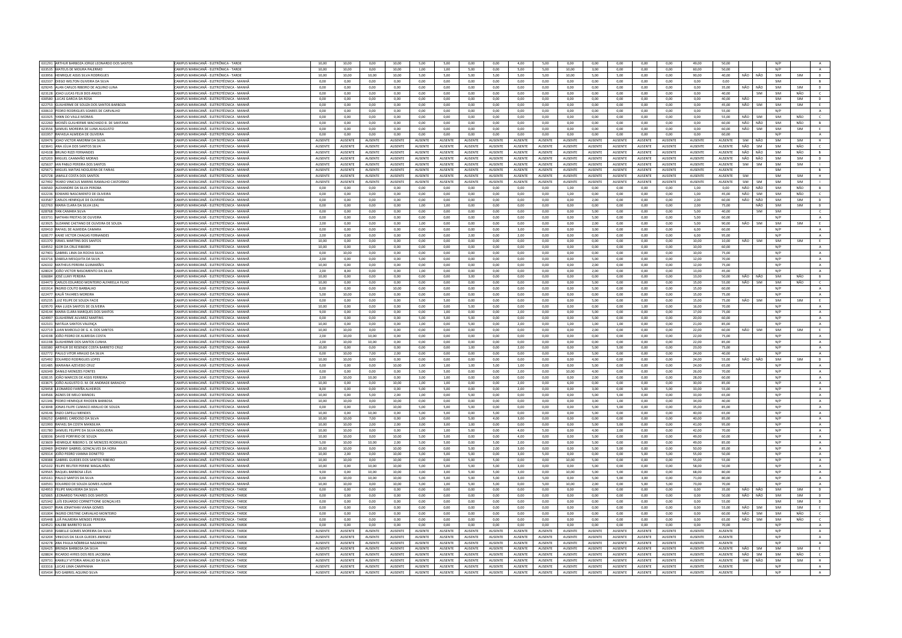| | | | | | | | | | | | | | | | | | | | | | | | |
|---|---|---|---|---|---|---|---|---|---|---|---|---|---|---|---|---|---|---|---|---|---|---|---|
| 631291 | ARTHUR BARBOZA JORGE LEONARDO DOS SANTOS | CAMPUS MARACANÃ - ELETRÔNICA - TARDE | 10,00 | 10,00 | 0,00 | 10,00 | 5,00 | 5,00 | 0,00 | 0,00 | 4,00 | 5,00 | 0,00 | 0,00 | 0,00 | 0,00 | 0,00 | 49,00 | 50,00 | | | N/P | | A |
| 633535 | MATEUS DE MOURA PALERMO | CAMPUS MARACANÃ - ELETRÔNICA - TARDE | 10,00 | 10,00 | 0,00 | 10,00 | 1,00 | 1,00 | 5,00 | 0,00 | 5,00 | 5,00 | 10,00 | 3,00 | 0,00 | 0,00 | 0,00 | 60,00 | 50,00 | | | N/P | | A |
| 633956 | HENRIQUE ASSIS SILVA RODRIGUES | CAMPUS MARACANÃ - ELETRÔNICA - TARDE | 10,00 | 10,00 | 10,00 | 10,00 | 5,00 | 5,00 | 5,00 | 5,00 | 5,00 | 5,00 | 10,00 | 5,00 | 5,00 | 0,00 | 0,00 | 90,00 | 40,00 | NÃO | NÃO | SIM | SIM | D |
| 632337 | DIEGO WELTON OLIVEIRA DA SILVA | CAMPUS MARACANÃ - ELETROTÉCNICA - MANHÃ | 0,00 | 0,00 | 0,00 | 0,00 | 0,00 | 0,00 | 0,00 | 0,00 | 0,00 | 0,00 | 0,00 | 0,00 | 0,00 | 0,00 | 0,00 | 0,00 | 0,00 | | | SIM | | B |
| 629245 | ALAN CARLOS RIBEIRO DE AQUINO LUNA | CAMPUS MARACANÃ - ELETROTÉCNICA - MANHÃ | 0,00 | 0,00 | 0,00 | 0,00 | 0,00 | 0,00 | 0,00 | 0,00 | 0,00 | 0,00 | 0,00 | 0,00 | 0,00 | 0,00 | 0,00 | 0,00 | 35,00 | NÃO | NÃO | SIM | SIM | D |
| 623128 | JOAO LUCAS FELIX DOS ANJOS | CAMPUS MARACANÃ - ELETROTÉCNICA - MANHÃ | 0,00 | 0,00 | 0,00 | 0,00 | 0,00 | 0,00 | 0,00 | 0,00 | 0,00 | 0,00 | 0,00 | 0,00 | 0,00 | 0,00 | 0,00 | 0,00 | 40,00 | | SIM | SIM | NÃO | C |
| 630580 | LUCAS GARCIA DA ROSA | CAMPUS MARACANÃ - ELETROTÉCNICA - MANHÃ | 0,00 | 0,00 | 0,00 | 0,00 | 0,00 | 0,00 | 0,00 | 0,00 | 0,00 | 0,00 | 0,00 | 0,00 | 0,00 | 0,00 | 0,00 | 0,00 | 40,00 | NÃO | | SIM | SIM | D |
| 622753 | GUILHERME DE SOUZA DOS SANTOS BARBOZA | CAMPUS MARACANÃ - ELETROTÉCNICA - MANHÃ | 0,00 | 0,00 | 0,00 | 0,00 | 0,00 | 0,00 | 0,00 | 0,00 | 0,00 | 0,00 | 0,00 | 0,00 | 0,00 | 0,00 | 0,00 | 0,00 | 45,00 | NÃO | SIM | SIM | SIM | E |
| 630610 | PEDRO RODRIGUES SOARES DE CARVALHO | CAMPUS MARACANÃ - ELETROTÉCNICA - MANHÃ | 0,00 | 0,00 | 0,00 | 0,00 | 0,00 | 0,00 | 0,00 | 0,00 | 0,00 | 0,00 | 0,00 | 0,00 | 0,00 | 0,00 | 0,00 | 0,00 | 55,00 | | | N/P | | A |
| 631925 | YANN DO VALLE MORAIS | CAMPUS MARACANÃ - ELETROTÉCNICA - MANHÃ | 0,00 | 0,00 | 0,00 | 0,00 | 0,00 | 0,00 | 0,00 | 0,00 | 0,00 | 0,00 | 0,00 | 0,00 | 0,00 | 0,00 | 0,00 | 0,00 | 55,00 | NÃO | SIM | SIM | NÃO | C |
| 622260 | MOISÉS GUILHERME MACHADO B. DE SANTANA | CAMPUS MARACANÃ - ELETROTÉCNICA - MANHÃ | 0,00 | 0,00 | 0,00 | 0,00 | 0,00 | 0,00 | 0,00 | 0,00 | 0,00 | 0,00 | 0,00 | 0,00 | 0,00 | 0,00 | 0,00 | 0,00 | 60,00 | NÃO | NÃO | SIM | NÃO | B |
| 623556 | SAMUEL MOREIRA DE LUNA AUGUSTO | CAMPUS MARACANÃ - ELETROTÉCNICA - MANHÃ | 0,00 | 0,00 | 0,00 | 0,00 | 0,00 | 0,00 | 0,00 | 0,00 | 0,00 | 0,00 | 0,00 | 0,00 | 0,00 | 0,00 | 0,00 | 0,00 | 60,00 | NÃO | SIM | SIM | SIM | E |
| 631957 | RAFAELA ALMEIDA DE OLIVEIRA | CAMPUS MARACANÃ - ELETROTÉCNICA - MANHÃ | 0,00 | 0,00 | 0,00 | 0,00 | 0,00 | 0,00 | 0,00 | 0,00 | 0,00 | 0,00 | 0,00 | 0,00 | 0,00 | 0,00 | 0,00 | 0,00 | 60,00 | | | N/P | | A |
| 620476 | JOAO VICTOR AMORIM DA SILVA | CAMPUS MARACANÃ - ELETROTÉCNICA - MANHÃ | AUSENTE | AUSENTE | AUSENTE | AUSENTE | AUSENTE | AUSENTE | AUSENTE | AUSENTE | AUSENTE | AUSENTE | AUSENTE | AUSENTE | AUSENTE | AUSENTE | AUSENTE | AUSENTE | AUSENTE | SIM | NÃO | SIM | SIM | H |
| 623641 | ANA JÚLIA DOS SANTOS SILVA | CAMPUS MARACANÃ - ELETROTÉCNICA - MANHÃ | AUSENTE | AUSENTE | AUSENTE | AUSENTE | AUSENTE | AUSENTE | AUSENTE | AUSENTE | AUSENTE | AUSENTE | AUSENTE | AUSENTE | AUSENTE | AUSENTE | AUSENTE | AUSENTE | AUSENTE | NÃO | SIM | SIM | NÃO | C |
| 624108 | BRUNO RIZZI FERNANDES | CAMPUS MARACANÃ - ELETROTÉCNICA - MANHÃ | AUSENTE | AUSENTE | AUSENTE | AUSENTE | AUSENTE | AUSENTE | AUSENTE | AUSENTE | AUSENTE | AUSENTE | AUSENTE | AUSENTE | AUSENTE | AUSENTE | AUSENTE | AUSENTE | AUSENTE | NÃO | NÃO | SIM | NÃO | B |
| 625203 | MIGUEL CAAMAÑO MORAIS | CAMPUS MARACANÃ - ELETROTÉCNICA - MANHÃ | AUSENTE | AUSENTE | AUSENTE | AUSENTE | AUSENTE | AUSENTE | AUSENTE | AUSENTE | AUSENTE | AUSENTE | AUSENTE | AUSENTE | AUSENTE | AUSENTE | AUSENTE | AUSENTE | AUSENTE | NÃO | NÃO | SIM | SIM | D |
| 625637 | IAN PABLO PEREIRA DOS SANTOS | CAMPUS MARACANÃ - ELETROTÉCNICA - MANHÃ | AUSENTE | AUSENTE | AUSENTE | AUSENTE | AUSENTE | AUSENTE | AUSENTE | AUSENTE | AUSENTE | AUSENTE | AUSENTE | AUSENTE | AUSENTE | AUSENTE | AUSENTE | AUSENTE | AUSENTE | SIM | SIM | SIM | SIM | I |
| 625671 | MIGUEL MATIAS NOGUEIRA DE FARIAS | CAMPUS MARACANÃ - ELETROTÉCNICA - MANHÃ | AUSENTE | AUSENTE | AUSENTE | AUSENTE | AUSENTE | AUSENTE | AUSENTE | AUSENTE | AUSENTE | AUSENTE | AUSENTE | AUSENTE | AUSENTE | AUSENTE | AUSENTE | AUSENTE | AUSENTE | | | SIM | | B |
| 625728 | JAMILLE COSTA DOS SANTOS | CAMPUS MARACANÃ - ELETROTÉCNICA - MANHÃ | AUSENTE | AUSENTE | AUSENTE | AUSENTE | AUSENTE | AUSENTE | AUSENTE | AUSENTE | AUSENTE | AUSENTE | AUSENTE | AUSENTE | AUSENTE | AUSENTE | AUSENTE | AUSENTE | AUSENTE | SIM | | SIM | SIM | H |
| 627492 | YKARO VINICIUS MARINS RAMALHO CASTORINO | CAMPUS MARACANÃ - ELETROTÉCNICA - MANHÃ | AUSENTE | AUSENTE | AUSENTE | AUSENTE | AUSENTE | AUSENTE | AUSENTE | AUSENTE | AUSENTE | AUSENTE | AUSENTE | AUSENTE | AUSENTE | AUSENTE | AUSENTE | AUSENTE | AUSENTE | SIM | SIM | SIM | SIM | I |
| 630560 | ALEXANDRE DA SILVA PERDIGA | CAMPUS MARACANÃ - ELETROTÉCNICA - MANHÃ | 0,00 | 0,00 | 0,00 | 0,00 | 0,00 | 0,00 | 0,00 | 0,00 | 0,00 | 0,00 | 1,00 | 0,00 | 0,00 | 0,00 | 0,00 | 1,00 | 0,00 | NÃO | NÃO | SIM | NÃO | B |
| 632230 | EDWARD NASCIMENTO DE OLIVEIRA | CAMPUS MARACANÃ - ELETROTÉCNICA - MANHÃ | 0,00 | 0,00 | 0,00 | 0,00 | 0,00 | 0,00 | 0,00 | 0,00 | 0,00 | 0,00 | 1,00 | 0,00 | 0,00 | 0,00 | 0,00 | 1,00 | 45,00 | NÃO | SIM | SIM | NÃO | C |
| 633587 | CARLOS HENRIQUE DE OLIVEIRA | CAMPUS MARACANÃ - ELETROTÉCNICA - MANHÃ | 0,00 | 0,00 | 0,00 | 0,00 | 0,00 | 0,00 | 0,00 | 0,00 | 0,00 | 0,00 | 0,00 | 2,00 | 0,00 | 0,00 | 0,00 | 2,00 | 60,00 | NÃO | NÃO | SIM | SIM | D |
| 622763 | MARIA CLARA DA SILVA LEAL | CAMPUS MARACANÃ - ELETROTÉCNICA - MANHÃ | 0,00 | 0,00 | 0,00 | 0,00 | 1,00 | 1,00 | 0,00 | 0,00 | 0,00 | 0,00 | 0,00 | 0,00 | 0,00 | 0,00 | 0,00 | 2,00 | 75,00 | | NÃO | SIM | SIM | D |
| 628768 | YAN CAMARA SILVA | CAMPUS MARACANÃ - ELETROTÉCNICA - MANHÃ | 0,00 | 0,00 | 0,00 | 0,00 | 0,00 | 0,00 | 0,00 | 0,00 | 0,00 | 0,00 | 0,00 | 5,00 | 0,00 | 0,00 | 0,00 | 5,00 | 40,00 | | SIM | SIM | | C |
| 633731 | NATHAN FREITAS DE OLIVEIRA | CAMPUS MARACANÃ - ELETROTÉCNICA - MANHÃ | 0,00 | 0,00 | 0,00 | 0,00 | 0,00 | 0,00 | 0,00 | 0,00 | 0,00 | 0,00 | 0,00 | 5,00 | 0,00 | 0,00 | 0,00 | 5,00 | 60,00 | | | N/P | | A |
| 623925 | SUZANNE CAETANO DE OLIVEIRA DE SOUZA | CAMPUS MARACANÃ - ELETROTÉCNICA - MANHÃ | 2,00 | 0,00 | 0,00 | 0,00 | 1,00 | 0,00 | 0,00 | 0,00 | 0,00 | 0,00 | 0,00 | 2,00 | 0,00 | 0,00 | 0,00 | 5,00 | 90,00 | NÃO | SIM | SIM | SIM | E |
| 620410 | RAFAEL DE ALMEIDA CAMARA | CAMPUS MARACANÃ - ELETROTÉCNICA - MANHÃ | 0,00 | 0,00 | 0,00 | 0,00 | 0,00 | 0,00 | 0,00 | 0,00 | 3,00 | 0,00 | 0,00 | 3,00 | 0,00 | 0,00 | 0,00 | 6,00 | 60,00 | | | N/P | | A |
| 628177 | KAIKE VICTOR CHAGAS FERNANDES | CAMPUS MARACANÃ - ELETROTÉCNICA - MANHÃ | 2,00 | 0,00 | 0,00 | 0,00 | 0,00 | 0,00 | 2,00 | 0,00 | 1,00 | 0,00 | 0,00 | 1,00 | 0,00 | 0,00 | 0,00 | 6,00 | 95,00 | | | N/P | | A |
| 631370 | ISRAEL MARTINS DOS SANTOS | CAMPUS MARACANÃ - ELETROTÉCNICA - MANHÃ | 10,00 | 0,00 | 0,00 | 0,00 | 0,00 | 0,00 | 0,00 | 0,00 | 0,00 | 0,00 | 0,00 | 0,00 | 0,00 | 0,00 | 0,00 | 10,00 | 10,00 | NÃO | SIM | SIM | SIM | E |
| 634552 | IGOR DA CRUZ RIBEIRO | CAMPUS MARACANÃ - ELETROTÉCNICA - MANHÃ | 10,00 | 0,00 | 0,00 | 0,00 | 0,00 | 0,00 | 0,00 | 0,00 | 0,00 | 0,00 | 0,00 | 0,00 | 0,00 | 0,00 | 0,00 | 10,00 | 60,00 | | | N/P | | A |
| 627401 | GABRIEL LIMA DA ROCHA SILVA | CAMPUS MARACANÃ - ELETROTÉCNICA - MANHÃ | 0,00 | 10,00 | 0,00 | 0,00 | 0,00 | 0,00 | 0,00 | 0,00 | 0,00 | 0,00 | 0,00 | 0,00 | 0,00 | 0,00 | 0,00 | 10,00 | 75,00 | | | N/P | | A |
| 633716 | IZABELA MESQUITA DA SILVA | CAMPUS MARACANÃ - ELETROTÉCNICA - MANHÃ | 2,00 | 0,00 | 0,00 | 0,00 | 5,00 | 0,00 | 0,00 | 0,00 | 0,00 | 0,00 | 0,00 | 5,00 | 0,00 | 0,00 | 0,00 | 12,00 | 70,00 | | | N/P | | A |
| 626332 | MATHEUS PEREIRA GUIMARÃES | CAMPUS MARACANÃ - ELETROTÉCNICA - MANHÃ | 10,00 | 0,00 | 0,00 | 0,00 | 0,00 | 0,00 | 0,00 | 0,00 | 0,00 | 0,00 | 0,00 | 2,00 | 0,00 | 0,00 | 0,00 | 12,00 | 75,00 | | | N/P | | A |
| 628024 | JOÃO VICTOR NASCIMENTO DA SILVA | CAMPUS MARACANÃ - ELETROTÉCNICA - MANHÃ | 2,00 | 8,00 | 0,00 | 0,00 | 1,00 | 0,00 | 0,00 | 0,00 | 0,00 | 0,00 | 0,00 | 2,00 | 0,00 | 0,00 | 0,00 | 13,00 | 45,00 | | | N/P | | A |
| 636084 | JOSÉ LUKY PEREIRA | CAMPUS MARACANÃ - ELETROTÉCNICA - MANHÃ | 10,00 | 0,00 | 0,00 | 0,00 | 0,00 | 0,00 | 0,00 | 0,00 | 1,00 | 0,00 | 0,00 | 2,00 | 0,00 | 0,00 | 0,00 | 13,00 | 50,00 | NÃO | NÃO | SIM | NÃO | B |
| 634473 | CARLOS EDUARDO MONTEIRO ALFARELLA FILHO | CAMPUS MARACANÃ - ELETROTÉCNICA - MANHÃ | 10,00 | 0,00 | 0,00 | 0,00 | 0,00 | 0,00 | 0,00 | 0,00 | 0,00 | 0,00 | 0,00 | 5,00 | 0,00 | 0,00 | 0,00 | 15,00 | 55,00 | NÃO | SIM | SIM | NÃO | C |
| 631914 | INGRID COUTO BARBALHO | CAMPUS MARACANÃ - ELETROTÉCNICA - MANHÃ | 0,00 | 0,00 | 0,00 | 10,00 | 0,00 | 0,00 | 0,00 | 0,00 | 0,00 | 0,00 | 0,00 | 5,00 | 0,00 | 0,00 | 0,00 | 15,00 | 60,00 | | | N/P | | A |
| 622477 | KAUÃ TAVARES MOREIRA | CAMPUS MARACANÃ - ELETROTÉCNICA - MANHÃ | 5,00 | 10,00 | 0,00 | 0,00 | 0,00 | 0,00 | 0,00 | 0,00 | 0,00 | 0,00 | 0,00 | 0,00 | 0,00 | 0,00 | 0,00 | 15,00 | 75,00 | | | N/P | | A |
| 635235 | LUIZ FELIPE DE SOUZA FACIE | CAMPUS MARACANÃ - ELETROTÉCNICA - MANHÃ | 0,00 | 0,00 | 0,00 | 0,00 | 5,00 | 5,00 | 0,00 | 0,00 | 0,00 | 0,00 | 0,00 | 5,00 | 0,00 | 0,00 | 0,00 | 15,00 | 75,00 | NÃO | SIM | SIM | SIM | E |
| 629570 | ANA LUIZA SANTOS DE OLIVEIRA | CAMPUS MARACANÃ - ELETROTÉCNICA - MANHÃ | 10,00 | 0,00 | 0,00 | 0,00 | 0,00 | 0,00 | 5,00 | 0,00 | 0,00 | 0,00 | 0,00 | 0,00 | 0,00 | 1,00 | 0,00 | 16,00 | 70,00 | | | N/P | | A |
| 624144 | MARIA CLARA MARQUES DOS SANTOS | CAMPUS MARACANÃ - ELETROTÉCNICA - MANHÃ | 9,00 | 0,00 | 0,00 | 0,00 | 0,00 | 1,00 | 0,00 | 0,00 | 2,00 | 0,00 | 0,00 | 5,00 | 0,00 | 0,00 | 0,00 | 17,00 | 75,00 | | | N/P | | A |
| 624997 | GUILHERME ALVAREZ MARTINS | CAMPUS MARACANÃ - ELETROTÉCNICA - MANHÃ | 0,00 | 0,00 | 0,00 | 0,00 | 5,00 | 5,00 | 5,00 | 0,00 | 0,00 | 0,00 | 0,00 | 5,00 | 0,00 | 0,00 | 0,00 | 20,00 | 60,00 | | | N/P | | A |
| 632101 | NATÁLIA SANTOS VALENÇA | CAMPUS MARACANÃ - ELETROTÉCNICA - MANHÃ | 10,00 | 0,00 | 0,00 | 0,00 | 0,00 | 1,00 | 5,00 | 0,00 | 2,00 | 0,00 | 1,00 | 1,00 | 1,00 | 0,00 | 0,00 | 21,00 | 85,00 | | | N/P | | A |
| 622719 | LUAN MARCELO DE G. A. DOS SANTOS | CAMPUS MARACANÃ - ELETROTÉCNICA - MANHÃ | 10,00 | 10,00 | 0,00 | 0,00 | 0,00 | 0,00 | 0,00 | 0,00 | 0,00 | 0,00 | 0,00 | 2,00 | 0,00 | 0,00 | 0,00 | 22,00 | 60,00 | NÃO | SIM | SIM | SIM | E |
| 624198 | JOÃO PEDRO DE ALMEIDA COSTA | CAMPUS MARACANÃ - ELETROTÉCNICA - MANHÃ | 2,00 | 10,00 | 10,00 | 0,00 | 0,00 | 0,00 | 0,00 | 0,00 | 0,00 | 0,00 | 0,00 | 0,00 | 0,00 | 0,00 | 0,00 | 22,00 | 75,00 | | | N/P | | A |
| 631198 | GUILHERME DOS SANTOS CUNHA | CAMPUS MARACANÃ - ELETROTÉCNICA - MANHÃ | 2,00 | 10,00 | 10,00 | 0,00 | 0,00 | 0,00 | 0,00 | 0,00 | 0,00 | 0,00 | 0,00 | 0,00 | 0,00 | 0,00 | 0,00 | 22,00 | 85,00 | | | N/P | | A |
| 630380 | ARTHUR DE RESENDE COSTA BARRETO CRUZ | CAMPUS MARACANÃ - ELETROTÉCNICA - MANHÃ | 10,00 | 0,00 | 0,00 | 0,00 | 0,00 | 0,00 | 1,00 | 0,00 | 2,00 | 0,00 | 0,00 | 5,00 | 5,00 | 0,00 | 0,00 | 23,00 | 75,00 | | | N/P | | A |
| 632772 | PAULO VITOR ARAUJO DA SILVA | CAMPUS MARACANÃ - ELETROTÉCNICA - MANHÃ | 10,00 | 10,00 | 7,00 | 2,00 | 0,00 | 0,00 | 0,00 | 0,00 | 0,00 | 0,00 | 0,00 | 5,00 | 0,00 | 0,00 | 0,00 | 34,00 | 40,00 | | | N/P | | A |
| 625492 | EDUARDO RODRIGUES LOPES | CAMPUS MARACANÃ - ELETROTÉCNICA - MANHÃ | 10,00 | 10,00 | 0,00 | 0,00 | 0,00 | 0,00 | 0,00 | 0,00 | 0,00 | 0,00 | 0,00 | 4,00 | 0,00 | 0,00 | 0,00 | 24,00 | 55,00 | NÃO | NÃO | SIM | SIM | D |
| 631485 | MARIANA AZEVEDO CRUZ | CAMPUS MARACANÃ - ELETROTÉCNICA - MANHÃ | 0,00 | 0,00 | 0,00 | 10,00 | 1,00 | 1,00 | 1,00 | 5,00 | 1,00 | 0,00 | 0,00 | 5,00 | 0,00 | 0,00 | 0,00 | 24,00 | 65,00 | | | N/P | | A |
| 626349 | DANILO MENEZES FONTES | CAMPUS MARACANÃ - ELETROTÉCNICA - MANHÃ | 0,00 | 0,00 | 0,00 | 0,00 | 5,00 | 5,00 | 0,00 | 0,00 | 2,00 | 0,00 | 10,00 | 4,00 | 0,00 | 0,00 | 0,00 | 26,00 | 70,00 | | | N/P | | A |
| 628135 | JOÃO MARCOS DE ASSIS FERREIRA | CAMPUS MARACANÃ - ELETROTÉCNICA - MANHÃ | 2,00 | 10,00 | 10,00 | 0,00 | 3,00 | 1,00 | 0,00 | 0,00 | 0,00 | 0,00 | 0,00 | 2,00 | 0,00 | 0,00 | 0,00 | 28,00 | 60,00 | | | N/P | | A |
| 633675 | JOÃO AUGUSTO D. M. DE ANDRADE BARACHO | CAMPUS MARACANÃ - ELETROTÉCNICA - MANHÃ | 10,00 | 0,00 | 0,00 | 10,00 | 1,00 | 1,00 | 0,00 | 0,00 | 2,00 | 0,00 | 6,00 | 0,00 | 0,00 | 0,00 | 0,00 | 30,00 | 85,00 | | | N/P | | A |
| 629458 | LEONARDO FARIÑA ALHEIROS | CAMPUS MARACANÃ - ELETROTÉCNICA - MANHÃ | 8,00 | 0,00 | 0,00 | 0,00 | 5,00 | 5,00 | 0,00 | 0,00 | 2,00 | 0,00 | 0,00 | 3,00 | 0,00 | 5,00 | 5,00 | 33,00 | 55,00 | | | N/P | | A |
| 634566 | AGNES DE MELO MANOEL | CAMPUS MARACANÃ - ELETROTÉCNICA - MANHÃ | 10,00 | 0,00 | 5,00 | 2,00 | 1,00 | 0,00 | 0,00 | 0,00 | 0,00 | 0,00 | 0,00 | 5,00 | 5,00 | 0,00 | 5,00 | 33,00 | 65,00 | | | N/P | | A |
| 621346 | PEDRO HENRIQUE RHODEN BARBOSA | CAMPUS MARACANÃ - ELETROTÉCNICA - MANHÃ | 10,00 | 10,00 | 0,00 | 10,00 | 0,00 | 0,00 | 0,00 | 0,00 | 0,00 | 0,00 | 0,00 | 3,00 | 1,00 | 0,00 | 0,00 | 34,00 | 40,00 | | | N/P | | A |
| 623048 | JONAS FILIPE CUMACO ARAUJO DE SOUZA | CAMPUS MARACANÃ - ELETROTÉCNICA - MANHÃ | 0,00 | 0,00 | 0,00 | 10,00 | 5,00 | 5,00 | 5,00 | 0,00 | 0,00 | 0,00 | 0,00 | 5,00 | 5,00 | 0,00 | 0,00 | 35,00 | 85,00 | | | N/P | | A |
| 629146 | ENZO CAPELLI MENDES | CAMPUS MARACANÃ - ELETROTÉCNICA - MANHÃ | 10,00 | 0,00 | 10,00 | 0,00 | 5,00 | 5,00 | 0,00 | 5,00 | 0,00 | 0,00 | 0,00 | 5,00 | 0,00 | 0,00 | 0,00 | 40,00 | 65,00 | | | N/P | | A |
| 636252 | GABRIEL CARDOSO DA SILVA | CAMPUS MARACANÃ - ELETROTÉCNICA - MANHÃ | 10,00 | 10,00 | 7,00 | 0,00 | 1,00 | 0,00 | 5,00 | 4,00 | 3,00 | 0,00 | 0,00 | 0,00 | 0,00 | 0,00 | 0,00 | 40,00 | 85,00 | | | N/P | | A |
| 621993 | RAFAEL DA COSTA MANSILHA | CAMPUS MARACANÃ - ELETROTÉCNICA - MANHÃ | 10,00 | 10,00 | 2,00 | 2,00 | 3,00 | 3,00 | 1,00 | 0,00 | 0,00 | 0,00 | 0,00 | 5,00 | 5,00 | 0,00 | 0,00 | 41,00 | 95,00 | | | N/P | | A |
| 631780 | SAMUEL FELIPPE DA SILVA NOGUEIRA | CAMPUS MARACANÃ - ELETROTÉCNICA - MANHÃ | 10,00 | 10,00 | 0,00 | 0,00 | 1,00 | 1,00 | 5,00 | 0,00 | 4,00 | 5,00 | 0,00 | 4,00 | 2,00 | 0,00 | 0,00 | 42,00 | 70,00 | | | N/P | | A |
| 628336 | DAVID PORFIRIO DE SOUZA | CAMPUS MARACANÃ - ELETROTÉCNICA - MANHÃ | 10,00 | 10,00 | 0,00 | 10,00 | 5,00 | 5,00 | 0,00 | 0,00 | 4,00 | 0,00 | 0,00 | 5,00 | 0,00 | 0,00 | 0,00 | 49,00 | 60,00 | | | N/P | | A |
| 623609 | HENRIQUE RIBEIRO S. DE MENEZES RODRIGUES | CAMPUS MARACANÃ - ELETROTÉCNICA - MANHÃ | 5,00 | 10,00 | 10,00 | 2,00 | 5,00 | 5,00 | 0,00 | 5,00 | 2,00 | 0,00 | 0,00 | 5,00 | 0,00 | 0,00 | 0,00 | 49,00 | 85,00 | | | N/P | | A |
| 620469 | JHONNY GABRIEL GONCALVES DA HORA | CAMPUS MARACANÃ - ELETROTÉCNICA - MANHÃ | 10,00 | 10,00 | 0,00 | 10,00 | 0,00 | 0,00 | 5,00 | 2,00 | 3,00 | 0,00 | 0,00 | 5,00 | 5,00 | 0,00 | 0,00 | 50,00 | 85,00 | | | N/P | | A |
| 629314 | JOÃO PEDRO VIANNA DONETTO | CAMPUS MARACANÃ - ELETROTÉCNICA - MANHÃ | 10,00 | 2,00 | 0,00 | 10,00 | 5,00 | 5,00 | 5,00 | 0,00 | 3,00 | 5,00 | 0,00 | 0,00 | 0,00 | 5,00 | 5,00 | 55,00 | 50,00 | | | N/P | | A |
| 628388 | GABRIEL GUEDES DOS SANTOS RIBEIRO | CAMPUS MARACANÃ - ELETROTÉCNICA - MANHÃ | 10,00 | 10,00 | 0,00 | 10,00 | 0,00 | 0,00 | 5,00 | 5,00 | 0,00 | 0,00 | 10,00 | 5,00 | 0,00 | 0,00 | 0,00 | 55,00 | 55,00 | | | N/P | | A |
| 625102 | FELIPE REUTER PERINE MAGALHÃES | CAMPUS MARACANÃ - ELETROTÉCNICA - MANHÃ | 10,00 | 0,00 | 10,00 | 10,00 | 5,00 | 5,00 | 5,00 | 5,00 | 3,00 | 0,00 | 0,00 | 5,00 | 0,00 | 0,00 | 0,00 | 58,00 | 50,00 | | | N/P | | A |
| 629565 | RAQUEL BARBOSA LEUS | CAMPUS MARACANÃ - ELETROTÉCNICA - MANHÃ | 9,00 | 0,00 | 10,00 | 10,00 | 3,00 | 3,00 | 5,00 | 5,00 | 3,00 | 0,00 | 10,00 | 5,00 | 5,00 | 0,00 | 0,00 | 68,00 | 80,00 | | | N/P | | A |
| 635161 | PAULO SANTOS DA SILVA | CAMPUS MARACANÃ - ELETROTÉCNICA - MANHÃ | 0,00 | 10,00 | 10,00 | 10,00 | 5,00 | 5,00 | 5,00 | 5,00 | 3,00 | 0,00 | 5,00 | 5,00 | 5,00 | 3,00 | 0,00 | 71,00 | 80,00 | | | N/P | | A |
| 630593 | EDUARDO DE SOUZA GOMES JUNIOR | CAMPUS MARACANÃ - ELETROTÉCNICA - MANHÃ | 10,00 | 10,00 | 0,00 | 10,00 | 5,00 | 1,00 | 5,00 | 5,00 | 0,00 | 5,00 | 10,00 | 2,00 | 0,00 | 5,00 | 5,00 | 73,00 | 70,00 | | | N/P | | A |
| 624953 | FELIPE MALVEIRA DA SILVA | CAMPUS MARACANÃ - ELETROTÉCNICA - TARDE | 0,00 | 0,00 | 0,00 | 0,00 | 0,00 | 0,00 | 0,00 | 0,00 | 0,00 | 0,00 | 0,00 | 0,00 | 0,00 | 0,00 | 0,00 | 0,00 | 35,00 | NÃO | NÃO | SIM | SIM | D |
| 625065 | LEONARDO TAVARES DOS SANTOS | CAMPUS MARACANÃ - ELETROTÉCNICA - TARDE | 0,00 | 0,00 | 0,00 | 0,00 | 0,00 | 0,00 | 0,00 | 0,00 | 0,00 | 0,00 | 0,00 | 0,00 | 0,00 | 0,00 | 0,00 | 0,00 | 50,00 | NÃO | NÃO | SIM | SIM | D |
| 625342 | LUÍS EDUARDO CORNETTIONE GONÇALVES | CAMPUS MARACANÃ - ELETROTÉCNICA - TARDE | 0,00 | 0,00 | 0,00 | 0,00 | 0,00 | 0,00 | 0,00 | 0,00 | 0,00 | 0,00 | 0,00 | 0,00 | 0,00 | 0,00 | 0,00 | 0,00 | 55,00 | | | SIM | SIM | D |
| 626437 | RIAN JONATHAN VIANA GOMES | CAMPUS MARACANÃ - ELETROTÉCNICA - TARDE | 0,00 | 0,00 | 0,00 | 0,00 | 0,00 | 0,00 | 0,00 | 0,00 | 0,00 | 0,00 | 0,00 | 0,00 | 0,00 | 0,00 | 0,00 | 0,00 | 55,00 | NÃO | SIM | SIM | SIM | E |
| 631004 | INGRID CRISTINE CARVALHO MONTEIRO | CAMPUS MARACANÃ - ELETROTÉCNICA - TARDE | 0,00 | 0,00 | 0,00 | 0,00 | 0,00 | 0,00 | 0,00 | 0,00 | 0,00 | 0,00 | 0,00 | 0,00 | 0,00 | 0,00 | 0,00 | 0,00 | 60,00 | NÃO | SIM | SIM | NÃO | C |
| 635448 | LUÃ PALMEIRA MENDES PEREIRA | CAMPUS MARACANÃ - ELETROTÉCNICA - TARDE | 0,00 | 0,00 | 0,00 | 0,00 | 0,00 | 0,00 | 0,00 | 0,00 | 0,00 | 0,00 | 0,00 | 0,00 | 0,00 | 0,00 | 0,00 | 0,00 | 65,00 | NÃO | SIM | SIM | NÃO | C |
| 624521 | KALEBE BARRETO SILVA | CAMPUS MARACANÃ - ELETROTÉCNICA - TARDE | 0,00 | 0,00 | 0,00 | 0,00 | 0,00 | 0,00 | 0,00 | 0,00 | 0,00 | 0,00 | 0,00 | 0,00 | 0,00 | 0,00 | 0,00 | 0,00 | 70,00 | | | N/P | | A |
| 621859 | ISABELLE GOMES MOREIRA DA SILVA | CAMPUS MARACANÃ - ELETROTÉCNICA - TARDE | AUSENTE | AUSENTE | AUSENTE | AUSENTE | AUSENTE | AUSENTE | AUSENTE | AUSENTE | AUSENTE | AUSENTE | AUSENTE | AUSENTE | AUSENTE | AUSENTE | AUSENTE | AUSENTE | AUSENTE | | | N/P | | A |
| 623204 | VINICIUS DA SILVA GUEDES JIMENEZ | CAMPUS MARACANÃ - ELETROTÉCNICA - TARDE | AUSENTE | AUSENTE | AUSENTE | AUSENTE | AUSENTE | AUSENTE | AUSENTE | AUSENTE | AUSENTE | AUSENTE | AUSENTE | AUSENTE | AUSENTE | AUSENTE | AUSENTE | AUSENTE | AUSENTE | | | N/P | | A |
| 624278 | ANA PAULA NÓBREGA NAZARENO | CAMPUS MARACANÃ - ELETROTÉCNICA - TARDE | AUSENTE | AUSENTE | AUSENTE | AUSENTE | AUSENTE | AUSENTE | AUSENTE | AUSENTE | AUSENTE | AUSENTE | AUSENTE | AUSENTE | AUSENTE | AUSENTE | AUSENTE | AUSENTE | AUSENTE | | | N/P | | A |
| 626425 | BRENDA BARBOSA DA SILVA | CAMPUS MARACANÃ - ELETROTÉCNICA - TARDE | AUSENTE | AUSENTE | AUSENTE | AUSENTE | AUSENTE | AUSENTE | AUSENTE | AUSENTE | AUSENTE | AUSENTE | AUSENTE | AUSENTE | AUSENTE | AUSENTE | AUSENTE | AUSENTE | AUSENTE | NÃO | SIM | SIM | SIM | E |
| 628824 | RICARDO AYRES DOS REIS JACOBINA | CAMPUS MARACANÃ - ELETROTÉCNICA - TARDE | AUSENTE | AUSENTE | AUSENTE | AUSENTE | AUSENTE | AUSENTE | AUSENTE | AUSENTE | AUSENTE | AUSENTE | AUSENTE | AUSENTE | AUSENTE | AUSENTE | AUSENTE | AUSENTE | AUSENTE | NÃO | SIM | SIM | NÃO | C |
| 629731 | KAMILLY VITORIA ARAUJO DA SILVA | CAMPUS MARACANÃ - ELETROTÉCNICA - TARDE | AUSENTE | AUSENTE | AUSENTE | AUSENTE | AUSENTE | AUSENTE | AUSENTE | AUSENTE | AUSENTE | AUSENTE | AUSENTE | AUSENTE | AUSENTE | AUSENTE | AUSENTE | AUSENTE | AUSENTE | SIM | NÃO | SIM | SIM | H |
| 633316 | LUCAS LIMA CAMPANHA | CAMPUS MARACANÃ - ELETROTÉCNICA - TARDE | AUSENTE | AUSENTE | AUSENTE | AUSENTE | AUSENTE | AUSENTE | AUSENTE | AUSENTE | AUSENTE | AUSENTE | AUSENTE | AUSENTE | AUSENTE | AUSENTE | AUSENTE | AUSENTE | AUSENTE | | | N/P | | A |
| 635434 | IVO GABRIEL AQUINO SILVA | CAMPUS MARACANÃ - ELETROTÉCNICA - TARDE | AUSENTE | AUSENTE | AUSENTE | AUSENTE | AUSENTE | AUSENTE | AUSENTE | AUSENTE | AUSENTE | AUSENTE | AUSENTE | AUSENTE | AUSENTE | AUSENTE | AUSENTE | AUSENTE | AUSENTE | | | N/P | | A |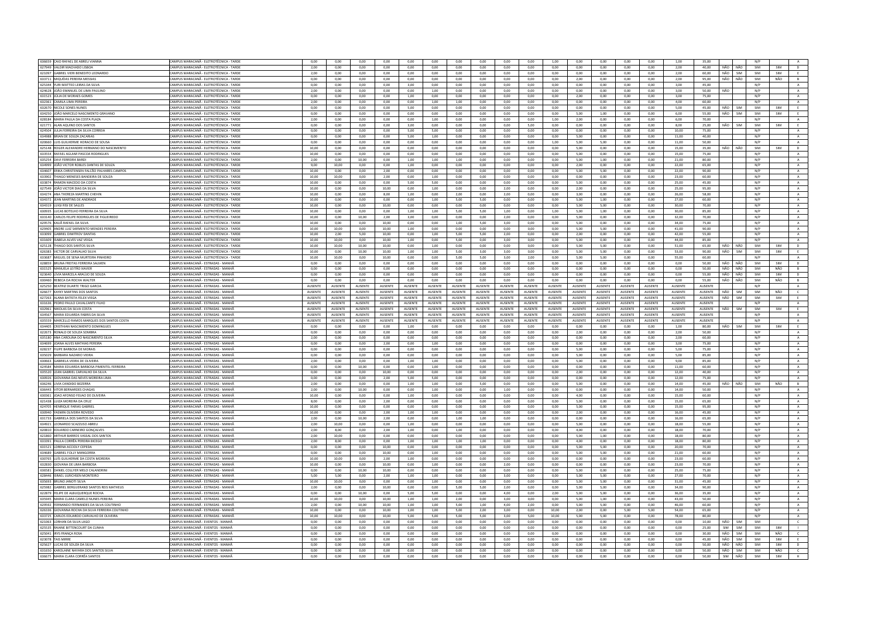| | | | | | | | | | | | | | | | | | | | | | | | | |
|---|---|---|---|---|---|---|---|---|---|---|---|---|---|---|---|---|---|---|---|---|---|---|---|---|
| 636659 | CAIO RAFAEL DE ABREU VIANNA | CAMPUS MARACANÃ - ELETROTÉCNICA - TARDE | 0,00 | 0,00 | 0,00 | 0,00 | 0,00 | 0,00 | 0,00 | 0,00 | 0,00 | 0,00 | 1,00 | 0,00 | 0,00 | 0,00 | 0,00 | 1,00 | 35,00 | | | N/P | | A |
| 627949 | VALDIR MACHADO LISBOA | CAMPUS MARACANÃ - ELETROTÉCNICA - TARDE | 2,00 | 0,00 | 0,00 | 0,00 | 0,00 | 0,00 | 0,00 | 0,00 | 0,00 | 0,00 | 0,00 | 0,00 | 0,00 | 0,00 | 0,00 | 2,00 | 40,00 | NÃO | NÃO | SIM | SIM | D |
| 621097 | GABRIEL VIEIRI BENEDITO LEONARDO | CAMPUS MARACANÃ - ELETROTÉCNICA - TARDE | 2,00 | 0,00 | 0,00 | 0,00 | 0,00 | 0,00 | 0,00 | 0,00 | 0,00 | 0,00 | 0,00 | 0,00 | 0,00 | 0,00 | 0,00 | 2,00 | 60,00 | NÃO | SIM | SIM | SIM | E |
| 633711 | MIQUÉIAS PEREIRA MESSIAS | CAMPUS MARACANÃ - ELETROTÉCNICA - TARDE | 0,00 | 0,00 | 0,00 | 0,00 | 0,00 | 0,00 | 0,00 | 0,00 | 0,00 | 0,00 | 0,00 | 2,00 | 0,00 | 0,00 | 0,00 | 2,00 | 95,00 | NÃO | NÃO | SIM | NÃO | B |
| 625344 | YURI MATTEO LEIRAS DA SILVA | CAMPUS MARACANÃ - ELETROTÉCNICA - TARDE | 0,00 | 0,00 | 0,00 | 0,00 | 3,00 | 0,00 | 0,00 | 0,00 | 0,00 | 0,00 | 0,00 | 0,00 | 0,00 | 0,00 | 0,00 | 3,00 | 45,00 | | | N/P | | A |
| 624628 | JOÃO EMANUEL DE LIMA PAULINO | CAMPUS MARACANÃ - ELETROTÉCNICA - TARDE | 2,00 | 0,00 | 0,00 | 0,00 | 0,00 | 1,00 | 0,00 | 0,00 | 0,00 | 0,00 | 0,00 | 0,00 | 0,00 | 0,00 | 0,00 | 3,00 | 50,00 | NÃO | | N/P | | A |
| 631523 | JULIA DE MORAES GOMES | CAMPUS MARACANÃ - ELETROTÉCNICA - TARDE | 0,00 | 0,00 | 0,00 | 0,00 | 1,00 | 0,00 | 0,00 | 0,00 | 0,00 | 0,00 | 0,00 | 2,00 | 0,00 | 0,00 | 0,00 | 3,00 | 75,00 | | | N/P | | A |
| 632361 | CAMILA LIMA PEREIRA | CAMPUS MARACANÃ - ELETROTÉCNICA - TARDE | 2,00 | 0,00 | 0,00 | 0,00 | 0,00 | 1,00 | 1,00 | 0,00 | 0,00 | 0,00 | 0,00 | 0,00 | 0,00 | 0,00 | 0,00 | 4,00 | 60,00 | | | N/P | | A |
| 632670 | NICOLE SONES NUNES | CAMPUS MARACANÃ - ELETROTÉCNICA - TARDE | 0,00 | 0,00 | 0,00 | 0,00 | 5,00 | 0,00 | 0,00 | 0,00 | 0,00 | 0,00 | 0,00 | 0,00 | 0,00 | 0,00 | 0,00 | 5,00 | 45,00 | NÃO | SIM | SIM | SIM | E |
| 634250 | JOÃO MARCELO NASCIMENTO GRAVANO | CAMPUS MARACANÃ - ELETROTÉCNICA - TARDE | 0,00 | 0,00 | 0,00 | 0,00 | 0,00 | 0,00 | 0,00 | 0,00 | 0,00 | 0,00 | 0,00 | 5,00 | 1,00 | 0,00 | 0,00 | 6,00 | 55,00 | NÃO | SIM | SIM | SIM | E |
| 628184 | MARIA PAULA DA COSTA PLAZA | CAMPUS MARACANÃ - ELETROTÉCNICA - TARDE | 2,00 | 0,00 | 0,00 | 0,00 | 0,00 | 1,00 | 0,00 | 0,00 | 0,00 | 0,00 | 1,00 | 2,00 | 0,00 | 0,00 | 0,00 | 6,00 | 70,00 | | | N/P | | A |
| 621771 | ALAN AQUINO DOS SANTOS | CAMPUS MARACANÃ - ELETROTÉCNICA - TARDE | 0,00 | 0,00 | 0,00 | 0,00 | 3,00 | 0,00 | 0,00 | 0,00 | 0,00 | 5,00 | 0,00 | 0,00 | 0,00 | 0,00 | 0,00 | 8,00 | 25,00 | NÃO | SIM | SIM | SIM | E |
| 624504 | JULIA FERREIRA DA SILVA CORREIA | CAMPUS MARACANÃ - ELETROTÉCNICA - TARDE | 0,00 | 0,00 | 0,00 | 0,00 | 5,00 | 5,00 | 0,00 | 0,00 | 0,00 | 0,00 | 0,00 | 0,00 | 0,00 | 0,00 | 0,00 | 10,00 | 75,00 | | | N/P | | A |
| 634988 | BRIAN DE SOUZA ZACARIAS | CAMPUS MARACANÃ - ELETROTÉCNICA - TARDE | 0,00 | 0,00 | 0,00 | 0,00 | 5,00 | 1,00 | 0,00 | 0,00 | 0,00 | 0,00 | 0,00 | 5,00 | 0,00 | 0,00 | 0,00 | 11,00 | 40,00 | | | N/P | | A |
| 620660 | LUIS GUILHERME HORACIO DE SOUSA | CAMPUS MARACANÃ - ELETROTÉCNICA - TARDE | 0,00 | 0,00 | 0,00 | 0,00 | 0,00 | 0,00 | 0,00 | 0,00 | 0,00 | 0,00 | 1,00 | 5,00 | 5,00 | 0,00 | 0,00 | 11,00 | 50,00 | | | N/P | | A |
| 625148 | ROGER ALEXANDRE HERMANO DO NASCIMENTO | CAMPUS MARACANÃ - ELETROTÉCNICA - TARDE | 10,00 | 0,00 | 0,00 | 0,00 | 0,00 | 0,00 | 0,00 | 0,00 | 0,00 | 0,00 | 0,00 | 5,00 | 0,00 | 0,00 | 0,00 | 15,00 | 35,00 | NÃO | NÃO | SIM | SIM | D |
| 633554 | RAFAEL AGUIAR PASCOA RODRIGUES | CAMPUS MARACANÃ - ELETROTÉCNICA - TARDE | 10,00 | 0,00 | 0,00 | 0,00 | 0,00 | 0,00 | 0,00 | 0,00 | 0,00 | 0,00 | 0,00 | 5,00 | 0,00 | 0,00 | 0,00 | 15,00 | 75,00 | | | N/P | | A |
| 635254 | DAVI FERREIRA BARDI | CAMPUS MARACANÃ - ELETROTÉCNICA - TARDE | 2,00 | 0,00 | 10,00 | 0,00 | 1,00 | 1,00 | 1,00 | 0,00 | 0,00 | 0,00 | 0,00 | 5,00 | 1,00 | 0,00 | 0,00 | 21,00 | 80,00 | | | N/P | | A |
| 634999 | JOÃO VICTOR ROBLES DANTAS DE SOUZA | CAMPUS MARACANÃ - ELETROTÉCNICA - TARDE | 9,00 | 10,00 | 0,00 | 0,00 | 1,00 | 0,00 | 0,00 | 0,00 | 0,00 | 0,00 | 0,00 | 2,00 | 0,00 | 0,00 | 0,00 | 22,00 | 65,00 | | | N/P | | A |
| 634607 | ERIKA CHRISTENSEN FALCÃO PALHARES CAMPOS | CAMPUS MARACANÃ - ELETROTÉCNICA - TARDE | 10,00 | 0,00 | 0,00 | 2,00 | 0,00 | 0,00 | 0,00 | 0,00 | 0,00 | 0,00 | 0,00 | 5,00 | 5,00 | 0,00 | 0,00 | 22,00 | 90,00 | | | N/P | | A |
| 633902 | THIAGO MENESES BANDEIRA DE SOUZA | CAMPUS MARACANÃ - ELETROTÉCNICA - TARDE | 10,00 | 10,00 | 0,00 | 2,00 | 0,00 | 1,00 | 0,00 | 0,00 | 0,00 | 0,00 | 0,00 | 0,00 | 0,00 | 0,00 | 0,00 | 23,00 | 60,00 | | | N/P | | A |
| 633874 | RAMON MACEDO DA COSTA | CAMPUS MARACANÃ - ELETROTÉCNICA - TARDE | 10,00 | 0,00 | 0,00 | 0,00 | 5,00 | 5,00 | 0,00 | 0,00 | 0,00 | 0,00 | 0,00 | 5,00 | 0,00 | 0,00 | 0,00 | 25,00 | 45,00 | | | N/P | | A |
| 627549 | JOÃO VICTOR DIAS DA SILVA | CAMPUS MARACANÃ - ELETROTÉCNICA - TARDE | 10,00 | 0,00 | 0,00 | 10,00 | 0,00 | 1,00 | 0,00 | 0,00 | 2,00 | 0,00 | 0,00 | 2,00 | 0,00 | 0,00 | 0,00 | 25,00 | 95,00 | | | N/P | | A |
| 634274 | ANA THEREZA MARTINS CHEHIN | CAMPUS MARACANÃ - ELETROTÉCNICA - TARDE | 10,00 | 0,00 | 0,00 | 8,00 | 1,00 | 0,00 | 2,00 | 0,00 | 2,00 | 0,00 | 0,00 | 3,00 | 0,00 | 0,00 | 0,00 | 26,00 | 58,00 | | | N/P | | A |
| 634372 | JEAN MARTINS DE ANDRADE | CAMPUS MARACANÃ - ELETROTÉCNICA - TARDE | 10,00 | 0,00 | 0,00 | 0,00 | 0,00 | 1,00 | 5,00 | 5,00 | 0,00 | 0,00 | 0,00 | 5,00 | 1,00 | 0,00 | 0,00 | 27,00 | 60,00 | | | N/P | | A |
| 634319 | LUIGI RISI DE SALLES | CAMPUS MARACANÃ - ELETROTÉCNICA - TARDE | 10,00 | 0,00 | 0,00 | 10,00 | 0,00 | 0,00 | 0,00 | 0,00 | 0,00 | 0,00 | 0,00 | 5,00 | 5,00 | 0,00 | 0,00 | 30,00 | 70,00 | | | N/P | | A |
| 630935 | LUCAS BOTELHO FERREIRA DA SILVA | CAMPUS MARACANÃ - ELETROTÉCNICA - TARDE | 10,00 | 0,00 | 0,00 | 0,00 | 1,00 | 1,00 | 5,00 | 5,00 | 1,00 | 0,00 | 1,00 | 5,00 | 1,00 | 0,00 | 0,00 | 30,00 | 85,00 | | | N/P | | A |
| 633140 | CARLOS FELIPE RODRIGUES DE FIGUEIREDO | CAMPUS MARACANÃ - ELETROTÉCNICA - TARDE | 10,00 | 0,00 | 10,00 | 2,00 | 3,00 | 0,00 | 0,00 | 0,00 | 2,00 | 0,00 | 0,00 | 5,00 | 0,00 | 0,00 | 0,00 | 32,00 | 70,00 | | | N/P | | A |
| 629576 | KAUÃ RAFAEL DA SILVA | CAMPUS MARACANÃ - ELETROTÉCNICA - TARDE | 10,00 | 0,00 | 0,00 | 10,00 | 0,00 | 0,00 | 1,00 | 5,00 | 3,00 | 0,00 | 0,00 | 5,00 | 0,00 | 0,00 | 0,00 | 34,00 | 75,00 | | | N/P | | A |
| 629405 | ANDRÉ LUIZ SARMENTO MENDES PEREIRA | CAMPUS MARACANÃ - ELETROTÉCNICA - TARDE | 10,00 | 10,00 | 0,00 | 10,00 | 1,00 | 0,00 | 0,00 | 0,00 | 0,00 | 0,00 | 0,00 | 5,00 | 5,00 | 0,00 | 0,00 | 41,00 | 90,00 | | | N/P | | A |
| 633099 | GABRIEL DIMITROV DANTAS | CAMPUS MARACANÃ - ELETROTÉCNICA - TARDE | 10,00 | 2,00 | 5,00 | 10,00 | 0,00 | 1,00 | 5,00 | 5,00 | 2,00 | 0,00 | 0,00 | 2,00 | 0,00 | 0,00 | 0,00 | 42,00 | 55,00 | | | N/P | | A |
| 631609 | ISABELA ALVES VAZ VEIGA | CAMPUS MARACANÃ - ELETROTÉCNICA - TARDE | 10,00 | 10,00 | 0,00 | 10,00 | 1,00 | 0,00 | 5,00 | 0,00 | 3,00 | 0,00 | 0,00 | 5,00 | 0,00 | 0,00 | 0,00 | 44,00 | 85,00 | | | N/P | | A |
| 625128 | THIAGO DOS SANTOS SILVA | CAMPUS MARACANÃ - ELETROTÉCNICA - TARDE | 10,00 | 10,00 | 10,00 | 10,00 | 0,00 | 1,00 | 0,00 | 0,00 | 0,00 | 0,00 | 0,00 | 5,00 | 5,00 | 0,00 | 0,00 | 51,00 | 65,00 | NÃO | NÃO | SIM | SIM | D |
| 626383 | VICTOR DE CARVALHO SILVA | CAMPUS MARACANÃ - ELETROTÉCNICA - TARDE | 10,00 | 0,00 | 10,00 | 10,00 | 1,00 | 1,00 | 5,00 | 3,00 | 3,00 | 0,00 | 0,00 | 5,00 | 5,00 | 0,00 | 0,00 | 53,00 | 90,00 | NÃO | SIM | SIM | SIM | E |
| 633687 | MIGUEL DE SENA MURTEIRA PINHEIRO | CAMPUS MARACANÃ - ELETROTÉCNICA - TARDE | 10,00 | 10,00 | 0,00 | 10,00 | 0,00 | 0,00 | 5,00 | 5,00 | 3,00 | 2,00 | 0,00 | 5,00 | 5,00 | 0,00 | 0,00 | 55,00 | 60,00 | | | N/P | | A |
| 628859 | BRUNA FREITAS FERREIRA SALMEN | CAMPUS MARACANÃ - ESTRADAS - MANHÃ | 0,00 | 0,00 | 0,00 | 0,00 | 0,00 | 0,00 | 0,00 | 0,00 | 0,00 | 0,00 | 0,00 | 0,00 | 0,00 | 0,00 | 0,00 | 0,00 | 50,00 | NÃO | NÃO | SIM | SIM | D |
| 631525 | MANUELA LEITÃO XAVIER | CAMPUS MARACANÃ - ESTRADAS - MANHÃ | 0,00 | 0,00 | 0,00 | 0,00 | 0,00 | 0,00 | 0,00 | 0,00 | 0,00 | 0,00 | 0,00 | 0,00 | 0,00 | 0,00 | 0,00 | 0,00 | 50,00 | NÃO | SIM | SIM | NÃO | B |
| 623640 | LÍVIA MARCELA ARAÚJO DE SOUZA | CAMPUS MARACANÃ - ESTRADAS - MANHÃ | 0,00 | 0,00 | 0,00 | 0,00 | 0,00 | 0,00 | 0,00 | 0,00 | 0,00 | 0,00 | 0,00 | 0,00 | 0,00 | 0,00 | 0,00 | 0,00 | 55,00 | NÃO | NÃO | SIM | SIM | D |
| 630460 | REBECA DA ROCHA WALTER | CAMPUS MARACANÃ - ESTRADAS - MANHÃ | 0,00 | 0,00 | 0,00 | 0,00 | 0,00 | 0,00 | 0,00 | 0,00 | 0,00 | 0,00 | 0,00 | 0,00 | 0,00 | 0,00 | 0,00 | 0,00 | 55,00 | NÃO | NÃO | SIM | NÃO | B |
| 625250 | BEATRIZ DUARTE TRIGO GARCIA | CAMPUS MARACANÃ - ESTRADAS - MANHÃ | AUSENTE | AUSENTE | AUSENTE | AUSENTE | AUSENTE | AUSENTE | AUSENTE | AUSENTE | AUSENTE | AUSENTE | AUSENTE | AUSENTE | AUSENTE | AUSENTE | AUSENTE | AUSENTE | AUSENTE | | | N/P | | A |
| 626677 | KAYKY MARTINS DOS SANTOS | CAMPUS MARACANÃ - ESTRADAS - MANHÃ | AUSENTE | AUSENTE | AUSENTE | AUSENTE | AUSENTE | AUSENTE | AUSENTE | AUSENTE | AUSENTE | AUSENTE | AUSENTE | AUSENTE | AUSENTE | AUSENTE | AUSENTE | AUSENTE | AUSENTE | NÃO | SIM | SIM | NÃO | C |
| 627261 | ALANA BATISTA FELEX VIEGA | CAMPUS MARACANÃ - ESTRADAS - MANHÃ | AUSENTE | AUSENTE | AUSENTE | AUSENTE | AUSENTE | AUSENTE | AUSENTE | AUSENTE | AUSENTE | AUSENTE | AUSENTE | AUSENTE | AUSENTE | AUSENTE | AUSENTE | AUSENTE | AUSENTE | NÃO | SIM | SIM | SIM | E |
| 631636 | PEDRO PAULO CAVALCANTE FILHO | CAMPUS MARACANÃ - ESTRADAS - MANHÃ | AUSENTE | AUSENTE | AUSENTE | AUSENTE | AUSENTE | AUSENTE | AUSENTE | AUSENTE | AUSENTE | AUSENTE | AUSENTE | AUSENTE | AUSENTE | AUSENTE | AUSENTE | AUSENTE | AUSENTE | | | N/P | | A |
| 632961 | NIKOLAS DA SILVA COSTA | CAMPUS MARACANÃ - ESTRADAS - MANHÃ | AUSENTE | AUSENTE | AUSENTE | AUSENTE | AUSENTE | AUSENTE | AUSENTE | AUSENTE | AUSENTE | AUSENTE | AUSENTE | AUSENTE | AUSENTE | AUSENTE | AUSENTE | AUSENTE | AUSENTE | NÃO | SIM | SIM | SIM | E |
| 634567 | MARIA EDUARDA FABRIS DA SILVA | CAMPUS MARACANÃ - ESTRADAS - MANHÃ | AUSENTE | AUSENTE | AUSENTE | AUSENTE | AUSENTE | AUSENTE | AUSENTE | AUSENTE | AUSENTE | AUSENTE | AUSENTE | AUSENTE | AUSENTE | AUSENTE | AUSENTE | AUSENTE | AUSENTE | | | N/P | | A |
| 635559 | MARCELLO RAMOS MARQUES DOS SANTOS COSTA | CAMPUS MARACANÃ - ESTRADAS - MANHÃ | AUSENTE | AUSENTE | AUSENTE | AUSENTE | AUSENTE | AUSENTE | AUSENTE | AUSENTE | AUSENTE | AUSENTE | AUSENTE | AUSENTE | AUSENTE | AUSENTE | AUSENTE | AUSENTE | AUSENTE | | | N/P | | A |
| 634405 | CRISTHIAN NASCIMENTO DOMINGUES | CAMPUS MARACANÃ - ESTRADAS - MANHÃ | 0,00 | 0,00 | 0,00 | 0,00 | 1,00 | 0,00 | 0,00 | 0,00 | 0,00 | 0,00 | 0,00 | 0,00 | 0,00 | 0,00 | 0,00 | 1,00 | 80,00 | NÃO | SIM | SIM | SIM | E |
| 622673 | RONALD DE SOUZA SOMBRA | CAMPUS MARACANÃ - ESTRADAS - MANHÃ | 0,00 | 0,00 | 0,00 | 0,00 | 0,00 | 0,00 | 0,00 | 0,00 | 0,00 | 0,00 | 0,00 | 2,00 | 0,00 | 0,00 | 0,00 | 2,00 | 50,00 | | | N/P | | A |
| 635180 | ANA CAROLINA DO NASCIMENTO SILVA | CAMPUS MARACANÃ - ESTRADAS - MANHÃ | 2,00 | 0,00 | 0,00 | 0,00 | 0,00 | 0,00 | 0,00 | 0,00 | 0,00 | 0,00 | 0,00 | 0,00 | 0,00 | 0,00 | 0,00 | 2,00 | 60,00 | | | N/P | | A |
| 624699 | JOANA ALVES MATHIAS PEREIRA | CAMPUS MARACANÃ - ESTRADAS - MANHÃ | 0,00 | 0,00 | 0,00 | 2,00 | 0,00 | 1,00 | 0,00 | 0,00 | 0,00 | 0,00 | 0,00 | 0,00 | 0,00 | 0,00 | 0,00 | 3,00 | 75,00 | | | N/P | | A |
| 628237 | FILIPE BARBOSA DE MORAIS | CAMPUS MARACANÃ - ESTRADAS - MANHÃ | 0,00 | 0,00 | 0,00 | 0,00 | 0,00 | 0,00 | 0,00 | 0,00 | 0,00 | 0,00 | 0,00 | 5,00 | 0,00 | 0,00 | 0,00 | 5,00 | 75,00 | | | N/P | | A |
| 635029 | BÁRBARA NAZARIO VIEIRA | CAMPUS MARACANÃ - ESTRADAS - MANHÃ | 0,00 | 0,00 | 0,00 | 0,00 | 0,00 | 0,00 | 0,00 | 0,00 | 0,00 | 0,00 | 0,00 | 5,00 | 0,00 | 0,00 | 0,00 | 5,00 | 85,00 | | | N/P | | A |
| 630663 | GABRIELA VIEIRA DE OLIVEIRA | CAMPUS MARACANÃ - ESTRADAS - MANHÃ | 2,00 | 0,00 | 0,00 | 0,00 | 1,00 | 1,00 | 0,00 | 0,00 | 0,00 | 0,00 | 0,00 | 5,00 | 0,00 | 0,00 | 0,00 | 9,00 | 85,00 | | | N/P | | A |
| 624584 | MARIA EDUARDA BARBOSA PIMENTEL FERREIRA | CAMPUS MARACANÃ - ESTRADAS - MANHÃ | 0,00 | 0,00 | 10,00 | 0,00 | 0,00 | 1,00 | 0,00 | 0,00 | 0,00 | 0,00 | 0,00 | 0,00 | 0,00 | 0,00 | 0,00 | 11,00 | 60,00 | | | N/P | | A |
| 635520 | LEAN GABRIEL CARVALHO DA SILVA | CAMPUS MARACANÃ - ESTRADAS - MANHÃ | 0,00 | 0,00 | 0,00 | 10,00 | 0,00 | 0,00 | 0,00 | 0,00 | 0,00 | 0,00 | 0,00 | 2,00 | 0,00 | 0,00 | 0,00 | 12,00 | 40,00 | | | N/P | | A |
| 630926 | GIOVANNA DAS NEVES MOREIRA LIMA | CAMPUS MARACANÃ - ESTRADAS - MANHÃ | 0,00 | 0,00 | 0,00 | 2,00 | 5,00 | 5,00 | 0,00 | 0,00 | 0,00 | 0,00 | 0,00 | 0,00 | 0,00 | 0,00 | 0,00 | 12,00 | 75,00 | | | N/P | | A |
| 636246 | LIVIA CANDIDO BEZERRA | CAMPUS MARACANÃ - ESTRADAS - MANHÃ | 2,00 | 0,00 | 0,00 | 0,00 | 1,00 | 1,00 | 0,00 | 5,00 | 0,00 | 0,00 | 0,00 | 5,00 | 0,00 | 0,00 | 0,00 | 14,00 | 45,00 | NÃO | NÃO | SIM | NÃO | B |
| 636443 | VITOR BERNARDES CHAGAS | CAMPUS MARACANÃ - ESTRADAS - MANHÃ | 2,00 | 0,00 | 10,00 | 0,00 | 0,00 | 1,00 | 0,00 | 0,00 | 1,00 | 0,00 | 0,00 | 0,00 | 0,00 | 0,00 | 0,00 | 14,00 | 50,00 | | | N/P | | A |
| 620363 | JOAO AFONSO FEIJAO DE OLIVEIRA | CAMPUS MARACANÃ - ESTRADAS - MANHÃ | 10,00 | 0,00 | 0,00 | 0,00 | 1,00 | 0,00 | 0,00 | 0,00 | 0,00 | 0,00 | 0,00 | 4,00 | 0,00 | 0,00 | 0,00 | 15,00 | 60,00 | | | N/P | | A |
| 621438 | LUIZA MOREIRA DA CRUZ | CAMPUS MARACANÃ - ESTRADAS - MANHÃ | 8,00 | 0,00 | 0,00 | 2,00 | 0,00 | 0,00 | 0,00 | 0,00 | 0,00 | 0,00 | 0,00 | 5,00 | 0,00 | 0,00 | 0,00 | 15,00 | 65,00 | | | N/P | | A |
| 624705 | HENRIQUE FARIAS GABRIEL | CAMPUS MARACANÃ - ESTRADAS - MANHÃ | 10,00 | 0,00 | 0,00 | 0,00 | 0,00 | 0,00 | 0,00 | 0,00 | 0,00 | 0,00 | 0,00 | 5,00 | 0,00 | 0,00 | 0,00 | 15,00 | 95,00 | | | N/P | | A |
| 630940 | YASMIN OLIVEIRA ROVEDO | CAMPUS MARACANÃ - ESTRADAS - MANHÃ | 10,00 | 0,00 | 0,00 | 2,00 | 1,00 | 1,00 | 0,00 | 0,00 | 0,00 | 0,00 | 0,00 | 2,00 | 0,00 | 0,00 | 0,00 | 16,00 | 45,00 | | | N/P | | A |
| 631733 | GABRIELA DOS SANTOS DA SILVA | CAMPUS MARACANÃ - ESTRADAS - MANHÃ | 2,00 | 0,00 | 10,00 | 2,00 | 0,00 | 0,00 | 1,00 | 1,00 | 0,00 | 0,00 | 0,00 | 0,00 | 0,00 | 0,00 | 0,00 | 16,00 | 65,00 | | | N/P | | A |
| 634921 | LEONARDO SCAZZUSO ABREU | CAMPUS MARACANÃ - ESTRADAS - MANHÃ | 2,00 | 10,00 | 0,00 | 0,00 | 1,00 | 0,00 | 0,00 | 0,00 | 0,00 | 0,00 | 0,00 | 5,00 | 0,00 | 0,00 | 0,00 | 18,00 | 55,00 | | | N/P | | A |
| 620810 | EDUARDO CARNEIRO GONÇALVES | CAMPUS MARACANÃ - ESTRADAS - MANHÃ | 2,00 | 8,00 | 0,00 | 2,00 | 1,00 | 0,00 | 1,00 | 0,00 | 0,00 | 0,00 | 0,00 | 4,00 | 0,00 | 0,00 | 0,00 | 18,00 | 70,00 | | | N/P | | A |
| 621860 | ARTHUR BARROS VASSAL DOS SANTOS | CAMPUS MARACANÃ - ESTRADAS - MANHÃ | 2,00 | 10,00 | 0,00 | 0,00 | 0,00 | 0,00 | 0,00 | 0,00 | 0,00 | 0,00 | 0,00 | 5,00 | 1,00 | 0,00 | 0,00 | 18,00 | 80,00 | | | N/P | | A |
| 633391 | PAULA CORRÊA PEREIRA BICEGO | CAMPUS MARACANÃ - ESTRADAS - MANHÃ | 2,00 | 8,00 | 0,00 | 0,00 | 1,00 | 1,00 | 1,00 | 1,00 | 0,00 | 0,00 | 0,00 | 4,00 | 0,00 | 0,00 | 0,00 | 18,00 | 80,00 | | | N/P | | A |
| 631521 | LORENA ACCIOLY CEPEDA | CAMPUS MARACANÃ - ESTRADAS - MANHÃ | 0,00 | 0,00 | 0,00 | 10,00 | 0,00 | 0,00 | 0,00 | 0,00 | 0,00 | 0,00 | 0,00 | 5,00 | 5,00 | 0,00 | 0,00 | 20,00 | 70,00 | | | N/P | | A |
| 634689 | GABRIEL FOLLY MANGORRA | CAMPUS MARACANÃ - ESTRADAS - MANHÃ | 0,00 | 0,00 | 0,00 | 10,00 | 0,00 | 1,00 | 0,00 | 0,00 | 0,00 | 0,00 | 0,00 | 5,00 | 5,00 | 0,00 | 0,00 | 21,00 | 60,00 | | | N/P | | A |
| 630705 | LUÍS GUILHERME DA COSTA MOREIRA | CAMPUS MARACANÃ - ESTRADAS - MANHÃ | 10,00 | 10,00 | 0,00 | 2,00 | 1,00 | 0,00 | 0,00 | 0,00 | 0,00 | 0,00 | 0,00 | 0,00 | 0,00 | 0,00 | 0,00 | 23,00 | 60,00 | | | N/P | | A |
| 632830 | GIOVANA DE LIMA BARBOSA | CAMPUS MARACANÃ - ESTRADAS - MANHÃ | 10,00 | 0,00 | 0,00 | 10,00 | 0,00 | 1,00 | 0,00 | 0,00 | 2,00 | 0,00 | 0,00 | 0,00 | 0,00 | 0,00 | 0,00 | 23,00 | 70,00 | | | N/P | | A |
| 636583 | DANIEL COLLYER MELO CALANDRINI | CAMPUS MARACANÃ - ESTRADAS - MANHÃ | 0,00 | 0,00 | 10,00 | 10,00 | 0,00 | 0,00 | 0,00 | 0,00 | 0,00 | 0,00 | 0,00 | 5,00 | 0,00 | 0,00 | 0,00 | 25,00 | 75,00 | | | N/P | | A |
| 628446 | ISRAEL LUDICHSEN MONTEIRO | CAMPUS MARACANÃ - ESTRADAS - MANHÃ | 5,00 | 5,00 | 0,00 | 2,00 | 1,00 | 1,00 | 0,00 | 0,00 | 3,00 | 0,00 | 0,00 | 5,00 | 5,00 | 0,00 | 0,00 | 27,00 | 70,00 | | | N/P | | A |
| 635693 | BRUNO JANOTI SILVA | CAMPUS MARACANÃ - ESTRADAS - MANHÃ | 10,00 | 10,00 | 0,00 | 0,00 | 0,00 | 1,00 | 0,00 | 0,00 | 0,00 | 0,00 | 0,00 | 5,00 | 5,00 | 0,00 | 0,00 | 31,00 | 45,00 | | | N/P | | A |
| 625982 | GABRIEL BERGUERAND SANTOS REIS MATHEUS | CAMPUS MARACANÃ - ESTRADAS - MANHÃ | 2,00 | 0,00 | 0,00 | 10,00 | 0,00 | 0,00 | 5,00 | 5,00 | 2,00 | 0,00 | 0,00 | 5,00 | 5,00 | 0,00 | 0,00 | 34,00 | 90,00 | | | N/P | | A |
| 622879 | FELIPE DE ALBUQUERQUE ROCHA | CAMPUS MARACANÃ - ESTRADAS - MANHÃ | 0,00 | 0,00 | 10,00 | 0,00 | 5,00 | 5,00 | 0,00 | 0,00 | 4,00 | 0,00 | 2,00 | 5,00 | 5,00 | 0,00 | 0,00 | 36,00 | 35,00 | | | N/P | | A |
| 635945 | MARIA CLARA CAMELO NUNES PEREIRA | CAMPUS MARACANÃ - ESTRADAS - MANHÃ | 10,00 | 10,00 | 0,00 | 10,00 | 1,00 | 1,00 | 2,00 | 0,00 | 3,00 | 0,00 | 0,00 | 5,00 | 1,00 | 0,00 | 0,00 | 43,00 | 50,00 | | | N/P | | A |
| 629592 | FERNANDO FERNANDES DA SILVA COUTINHO | CAMPUS MARACANÃ - ESTRADAS - MANHÃ | 2,00 | 0,00 | 10,00 | 10,00 | 1,00 | 1,00 | 5,00 | 1,00 | 4,00 | 2,00 | 0,00 | 5,00 | 5,00 | 0,00 | 0,00 | 46,00 | 60,00 | | | N/P | | A |
| 626336 | GIOVANNA ROCHA DA SILVA FERREIRA COUTINHO | CAMPUS MARACANÃ - ESTRADAS - MANHÃ | 10,00 | 0,00 | 0,00 | 10,00 | 1,00 | 1,00 | 5,00 | 2,00 | 3,00 | 0,00 | 10,00 | 2,00 | 0,00 | 5,00 | 5,00 | 54,00 | 65,00 | | | N/P | | A |
| 633725 | CARLOS EDUARDO CARVALHO DE OLIVEIRA | CAMPUS MARACANÃ - ESTRADAS - MANHÃ | 10,00 | 10,00 | 0,00 | 10,00 | 5,00 | 5,00 | 5,00 | 5,00 | 3,00 | 5,00 | 10,00 | 5,00 | 5,00 | 0,00 | 0,00 | 78,00 | 80,00 | | | N/P | | A |
| 621063 | LORHAN DA SILVA LAGO | CAMPUS MARACANÃ - EVENTOS - MANHÃ | 0,00 | 0,00 | 0,00 | 0,00 | 0,00 | 0,00 | 0,00 | 0,00 | 0,00 | 0,00 | 0,00 | 0,00 | 0,00 | 0,00 | 0,00 | 0,00 | 10,00 | NÃO | SIM | SIM | SIM | E |
| 625535 | RAIANE BITTENCOURT DA CUNHA | CAMPUS MARACANÃ - EVENTOS - MANHÃ | 0,00 | 0,00 | 0,00 | 0,00 | 0,00 | 0,00 | 0,00 | 0,00 | 0,00 | 0,00 | 0,00 | 0,00 | 0,00 | 0,00 | 0,00 | 0,00 | 25,00 | SIM | SIM | SIM | SIM | I |
| 625043 | IRYS FRANÇA ROSA | CAMPUS MARACANÃ - EVENTOS - MANHÃ | 0,00 | 0,00 | 0,00 | 0,00 | 0,00 | 0,00 | 0,00 | 0,00 | 0,00 | 0,00 | 0,00 | 0,00 | 0,00 | 0,00 | 0,00 | 0,00 | 30,00 | NÃO | SIM | SIM | NÃO | C |
| 623078 | TAIS MIRRE | CAMPUS MARACANÃ - EVENTOS - MANHÃ | 0,00 | 0,00 | 0,00 | 0,00 | 0,00 | 0,00 | 0,00 | 0,00 | 0,00 | 0,00 | 0,00 | 0,00 | 0,00 | 0,00 | 0,00 | 0,00 | 45,00 | NÃO | SIM | SIM | SIM | E |
| 625627 | LUCAS DE SOUZA DA SILVA | CAMPUS MARACANÃ - EVENTOS - MANHÃ | 0,00 | 0,00 | 0,00 | 0,00 | 0,00 | 0,00 | 0,00 | 0,00 | 0,00 | 0,00 | 0,00 | 0,00 | 0,00 | 0,00 | 0,00 | 0,00 | 50,00 | NÃO | NÃO | SIM | SIM | D |
| 631650 | KAROLAINE NAYARA DOS SANTOS SILVA | CAMPUS MARACANÃ - EVENTOS - MANHÃ | 0,00 | 0,00 | 0,00 | 0,00 | 0,00 | 0,00 | 0,00 | 0,00 | 0,00 | 0,00 | 0,00 | 0,00 | 0,00 | 0,00 | 0,00 | 0,00 | 50,00 | NÃO | SIM | SIM | NÃO | C |
| 636679 | MARIA CLARA CORRÊA SANTOS | CAMPUS MARACANÃ - EVENTOS - MANHÃ | 0,00 | 0,00 | 0,00 | 0,00 | 0,00 | 0,00 | 0,00 | 0,00 | 0,00 | 0,00 | 0,00 | 0,00 | 0,00 | 0,00 | 0,00 | 0,00 | 50,00 | SIM | NÃO | SIM | SIM | H |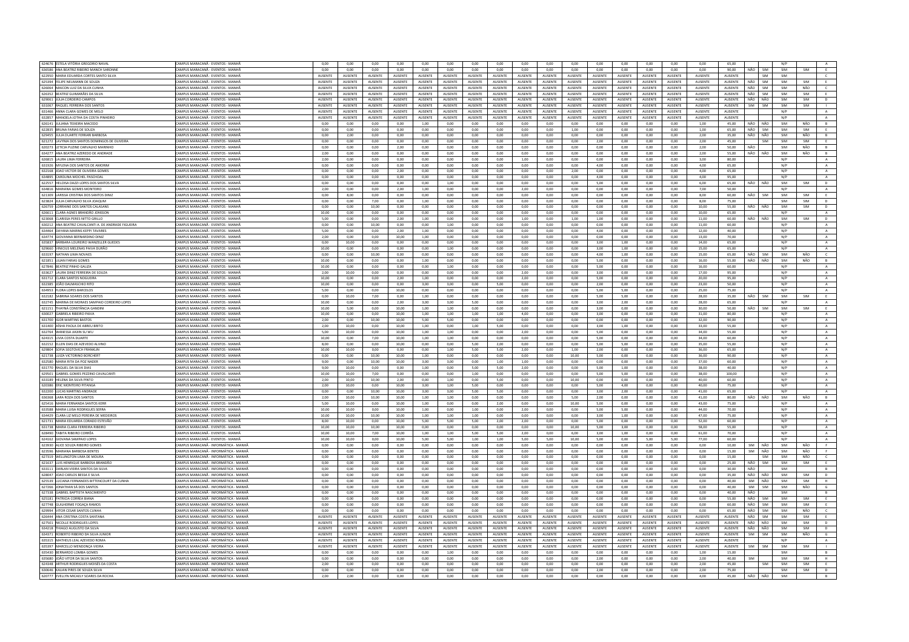| | | | | | | | | | | | | | | | | | | | | | | |
|---|---|---|---|---|---|---|---|---|---|---|---|---|---|---|---|---|---|---|---|---|---|---|---|---|
| 624676 | ESTELA VITÓRIA GREGORIO NAVAL | CAMPUS MARACANÃ - EVENTOS - MANHÃ | 0,00 | 0,00 | 0,00 | 0,00 | 0,00 | 0,00 | 0,00 | 0,00 | 0,00 | 0,00 | 0,00 | 0,00 | 0,00 | 0,00 | 0,00 | 0,00 | 65,00 | | | N/P | | A |
| 636586 | ANA BEATRIZ RIBEIRO MANCH SARONNE | CAMPUS MARACANÃ - EVENTOS - MANHÃ | 0,00 | 0,00 | 0,00 | 0,00 | 0,00 | 0,00 | 0,00 | 0,00 | 0,00 | 0,00 | 0,00 | 0,00 | 0,00 | 0,00 | 0,00 | 0,00 | 90,00 | NÃO | SIM | SIM | SIM | E |
| 622950 | MARIA EDUARDA CORTES SANTO SILVA | CAMPUS MARACANÃ - EVENTOS - MANHÃ | AUSENTE | AUSENTE | AUSENTE | AUSENTE | AUSENTE | AUSENTE | AUSENTE | AUSENTE | AUSENTE | AUSENTE | AUSENTE | AUSENTE | AUSENTE | AUSENTE | AUSENTE | AUSENTE | AUSENTE | | SIM | SIM | | C |
| 625394 | FELIPE NEUMANN DE SOUZA | CAMPUS MARACANÃ - EVENTOS - MANHÃ | AUSENTE | AUSENTE | AUSENTE | AUSENTE | AUSENTE | AUSENTE | AUSENTE | AUSENTE | AUSENTE | AUSENTE | AUSENTE | AUSENTE | AUSENTE | AUSENTE | AUSENTE | AUSENTE | AUSENTE | NÃO | SIM | SIM | SIM | E |
| 626064 | MAICON LUIZ DA SILVA CUNHA | CAMPUS MARACANÃ - EVENTOS - MANHÃ | AUSENTE | AUSENTE | AUSENTE | AUSENTE | AUSENTE | AUSENTE | AUSENTE | AUSENTE | AUSENTE | AUSENTE | AUSENTE | AUSENTE | AUSENTE | AUSENTE | AUSENTE | AUSENTE | AUSENTE | NÃO | SIM | SIM | NÃO | C |
| 626312 | BEATRIZ GUIMARÃES DA SILVA | CAMPUS MARACANÃ - EVENTOS - MANHÃ | AUSENTE | AUSENTE | AUSENTE | AUSENTE | AUSENTE | AUSENTE | AUSENTE | AUSENTE | AUSENTE | AUSENTE | AUSENTE | AUSENTE | AUSENTE | AUSENTE | AUSENTE | AUSENTE | AUSENTE | NÃO | SIM | SIM | SIM | E |
| 629003 | JÚLIA CORDEIRO CAMPOS | CAMPUS MARACANÃ - EVENTOS - MANHÃ | AUSENTE | AUSENTE | AUSENTE | AUSENTE | AUSENTE | AUSENTE | AUSENTE | AUSENTE | AUSENTE | AUSENTE | AUSENTE | AUSENTE | AUSENTE | AUSENTE | AUSENTE | AUSENTE | AUSENTE | NÃO | NÃO | SIM | SIM | D |
| 631067 | RAQUEL FERREIRA DOS SANTOS | CAMPUS MARACANÃ - EVENTOS - MANHÃ | AUSENTE | AUSENTE | AUSENTE | AUSENTE | AUSENTE | AUSENTE | AUSENTE | AUSENTE | AUSENTE | AUSENTE | AUSENTE | AUSENTE | AUSENTE | AUSENTE | AUSENTE | AUSENTE | AUSENTE | SIM | SIM | SIM | SIM | I |
| 631466 | ANNA CLARA GOMES DE MELO | CAMPUS MARACANÃ - EVENTOS - MANHÃ | AUSENTE | AUSENTE | AUSENTE | AUSENTE | AUSENTE | AUSENTE | AUSENTE | AUSENTE | AUSENTE | AUSENTE | AUSENTE | AUSENTE | AUSENTE | AUSENTE | AUSENTE | AUSENTE | AUSENTE | | | N/P | | A |
| 632857 | MANOELA IOTHA DA COSTA PINHEIRO | CAMPUS MARACANÃ - EVENTOS - MANHÃ | AUSENTE | AUSENTE | AUSENTE | AUSENTE | AUSENTE | AUSENTE | AUSENTE | AUSENTE | AUSENTE | AUSENTE | AUSENTE | AUSENTE | AUSENTE | AUSENTE | AUSENTE | AUSENTE | AUSENTE | | | N/P | | A |
| 626141 | JULIANA TEIXEIRA MACEDO | CAMPUS MARACANÃ - EVENTOS - MANHÃ | 0,00 | 0,00 | 0,00 | 0,00 | 1,00 | 0,00 | 0,00 | 0,00 | 0,00 | 0,00 | 0,00 | 0,00 | 0,00 | 0,00 | 0,00 | 1,00 | 45,00 | NÃO | NÃO | SIM | NÃO | B |
| 622835 | BRUNA FARIAS DE SOUZA | CAMPUS MARACANÃ - EVENTOS - MANHÃ | 0,00 | 0,00 | 0,00 | 0,00 | 0,00 | 0,00 | 0,00 | 0,00 | 0,00 | 0,00 | 1,00 | 0,00 | 0,00 | 0,00 | 0,00 | 1,00 | 65,00 | NÃO | SIM | SIM | SIM | E |
| 629455 | JULIA DUARTE FERRARI BARBOSA | CAMPUS MARACANÃ - EVENTOS - MANHÃ | 0,00 | 2,00 | 0,00 | 0,00 | 0,00 | 0,00 | 0,00 | 0,00 | 0,00 | 0,00 | 0,00 | 0,00 | 0,00 | 0,00 | 0,00 | 2,00 | 35,00 | NÃO | NÃO | SIM | NÃO | B |
| 621272 | LAVYNIA DOS SANTOS DOMINGOS DE OLIVEIRA | CAMPUS MARACANÃ - EVENTOS - MANHÃ | 0,00 | 0,00 | 0,00 | 0,00 | 0,00 | 0,00 | 0,00 | 0,00 | 0,00 | 0,00 | 0,00 | 2,00 | 0,00 | 0,00 | 0,00 | 2,00 | 45,00 | | SIM | SIM | SIM | E |
| 620273 | LETICIA PUZINE CARVALHO MARINHO | CAMPUS MARACANÃ - EVENTOS - MANHÃ | 0,00 | 0,00 | 0,00 | 2,00 | 0,00 | 0,00 | 0,00 | 0,00 | 0,00 | 0,00 | 0,00 | 0,00 | 0,00 | 0,00 | 0,00 | 2,00 | 50,00 | NÃO | | SIM | NÃO | B |
| 634277 | ANA BEATRIZ AZEREDO DE ANDRADE | CAMPUS MARACANÃ - EVENTOS - MANHÃ | 2,00 | 0,00 | 0,00 | 0,00 | 0,00 | 0,00 | 0,00 | 0,00 | 0,00 | 0,00 | 0,00 | 0,00 | 0,00 | 0,00 | 0,00 | 2,00 | 55,00 | NÃO | NÃO | SIM | NÃO | B |
| 626815 | LAURA LIMA FERREIRA | CAMPUS MARACANÃ - EVENTOS - MANHÃ | 0,00 | 0,00 | 0,00 | 0,00 | 0,00 | 0,00 | 0,00 | 0,00 | 0,00 | 3,00 | 0,00 | 0,00 | 0,00 | 0,00 | 0,00 | 3,00 | 80,00 | | | N/P | | A |
| 631926 | MYLENA DOS SANTOS DE AMORIM | CAMPUS MARACANÃ - EVENTOS - MANHÃ | 0,00 | 0,00 | 0,00 | 0,00 | 0,00 | 0,00 | 0,00 | 0,00 | 0,00 | 0,00 | 0,00 | 4,00 | 0,00 | 0,00 | 0,00 | 4,00 | 65,00 | | | N/P | | A |
| 632168 | JOÃO VICTOR DE OLIVEIRA GOMES | CAMPUS MARACANÃ - EVENTOS - MANHÃ | 0,00 | 0,00 | 0,00 | 2,00 | 0,00 | 0,00 | 0,00 | 0,00 | 0,00 | 0,00 | 2,00 | 0,00 | 0,00 | 0,00 | 0,00 | 4,00 | 65,00 | | | N/P | | A |
| 634895 | CAROLINA MOCHEL PASCHOAL | CAMPUS MARACANÃ - EVENTOS - MANHÃ | 0,00 | 0,00 | 0,00 | 0,00 | 0,00 | 0,00 | 0,00 | 0,00 | 0,00 | 0,00 | 0,00 | 4,00 | 0,00 | 0,00 | 0,00 | 4,00 | 95,00 | | | N/P | | A |
| 622557 | HELOISA DAZZI LOPES DOS SANTOS SILVA | CAMPUS MARACANÃ - EVENTOS - MANHÃ | 0,00 | 0,00 | 0,00 | 0,00 | 1,00 | 0,00 | 0,00 | 0,00 | 0,00 | 0,00 | 0,00 | 5,00 | 0,00 | 0,00 | 0,00 | 6,00 | 65,00 | NÃO | NÃO | SIM | SIM | D |
| 634816 | MARIANA GOMES MONTEIRO | CAMPUS MARACANÃ - EVENTOS - MANHÃ | 2,00 | 0,00 | 0,00 | 2,00 | 1,00 | 0,00 | 0,00 | 0,00 | 2,00 | 0,00 | 0,00 | 0,00 | 0,00 | 0,00 | 0,00 | 7,00 | 50,00 | | | N/P | | A |
| 621309 | LARISSA CRISTINA DOS SANTOS DINIZ | CAMPUS MARACANÃ - EVENTOS - MANHÃ | 0,00 | 8,00 | 0,00 | 0,00 | 0,00 | 0,00 | 0,00 | 0,00 | 0,00 | 0,00 | 0,00 | 0,00 | 0,00 | 0,00 | 0,00 | 8,00 | 60,00 | NÃO | SIM | SIM | SIM | E |
| 623824 | JULIA CARVALHO SILVA JOAQUIM | CAMPUS MARACANÃ - EVENTOS - MANHÃ | 0,00 | 0,00 | 7,00 | 0,00 | 1,00 | 0,00 | 0,00 | 0,00 | 0,00 | 0,00 | 0,00 | 0,00 | 0,00 | 0,00 | 0,00 | 8,00 | 75,00 | | | SIM | SIM | D |
| 626759 | LORRAINE DOS SANTOS CALASANS | CAMPUS MARACANÃ - EVENTOS - MANHÃ | 0,00 | 0,00 | 10,00 | 0,00 | 0,00 | 0,00 | 0,00 | 0,00 | 0,00 | 0,00 | 0,00 | 0,00 | 0,00 | 0,00 | 0,00 | 10,00 | 55,00 | NÃO | NÃO | SIM | SIM | D |
| 626611 | CLARA AGNES BRANDÃO JONSSON | CAMPUS MARACANÃ - EVENTOS - MANHÃ | 10,00 | 0,00 | 0,00 | 0,00 | 0,00 | 0,00 | 0,00 | 0,00 | 0,00 | 0,00 | 0,00 | 0,00 | 0,00 | 0,00 | 0,00 | 10,00 | 65,00 | | | N/P | | A |
| 623068 | CLARISSA PERES NETTO GRILLO | CAMPUS MARACANÃ - EVENTOS - MANHÃ | 5,00 | 0,00 | 0,00 | 2,00 | 1,00 | 0,00 | 0,00 | 0,00 | 1,00 | 0,00 | 1,00 | 1,00 | 0,00 | 0,00 | 0,00 | 11,00 | 60,00 | NÃO | NÃO | SIM | SIM | D |
| 630212 | ANA BEATRIZ CAVALCANTI A. DE ANDRADE FIGUEIRA | CAMPUS MARACANÃ - EVENTOS - MANHÃ | 0,00 | 0,00 | 10,00 | 0,00 | 0,00 | 1,00 | 0,00 | 0,00 | 0,00 | 0,00 | 0,00 | 0,00 | 0,00 | 0,00 | 0,00 | 11,00 | 60,00 | | | N/P | | A |
| 634464 | DAYANA MARINS KEPPI TAVARES | CAMPUS MARACANÃ - EVENTOS - MANHÃ | 5,00 | 0,00 | 0,00 | 2,00 | 1,00 | 0,00 | 0,00 | 0,00 | 0,00 | 0,00 | 0,00 | 4,00 | 0,00 | 0,00 | 0,00 | 12,00 | 40,00 | | | N/P | | A |
| 634774 | GIOVANNA BERNARDINO DINIZ | CAMPUS MARACANÃ - EVENTOS - MANHÃ | 2,00 | 0,00 | 0,00 | 10,00 | 1,00 | 0,00 | 0,00 | 0,00 | 0,00 | 0,00 | 0,00 | 0,00 | 0,00 | 0,00 | 0,00 | 13,00 | 70,00 | | | N/P | | A |
| 635837 | BÁRBARA LOUREIRO WANZELLER GUEDES | CAMPUS MARACANÃ - EVENTOS - MANHÃ | 0,00 | 10,00 | 0,00 | 0,00 | 0,00 | 0,00 | 0,00 | 0,00 | 0,00 | 0,00 | 0,00 | 3,00 | 1,00 | 0,00 | 0,00 | 14,00 | 65,00 | | | N/P | | A |
| 629660 | VINICIUS MELENAS PAIVA DURÃO | CAMPUS MARACANÃ - EVENTOS - MANHÃ | 10,00 | 0,00 | 0,00 | 0,00 | 0,00 | 1,00 | 0,00 | 0,00 | 0,00 | 0,00 | 0,00 | 3,00 | 1,00 | 0,00 | 0,00 | 15,00 | 65,00 | | | N/P | | A |
| 633197 | NATHAN LIMA NOVAES | CAMPUS MARACANÃ - EVENTOS - MANHÃ | 0,00 | 0,00 | 10,00 | 0,00 | 0,00 | 0,00 | 0,00 | 0,00 | 0,00 | 0,00 | 0,00 | 4,00 | 1,00 | 0,00 | 0,00 | 15,00 | 65,00 | NÃO | SIM | SIM | NÃO | C |
| 621851 | LILIAN FARIAS GOMES | CAMPUS MARACANÃ - EVENTOS - MANHÃ | 10,00 | 0,00 | 0,00 | 0,00 | 1,00 | 0,00 | 0,00 | 0,00 | 0,00 | 0,00 | 0,00 | 5,00 | 0,00 | 0,00 | 0,00 | 16,00 | 55,00 | NÃO | NÃO | SIM | NÃO | B |
| 627846 | BEATRIZ PINHO GALIZA | CAMPUS MARACANÃ - EVENTOS - MANHÃ | 10,00 | 0,00 | 0,00 | 0,00 | 0,00 | 1,00 | 0,00 | 0,00 | 0,00 | 0,00 | 0,00 | 5,00 | 0,00 | 0,00 | 0,00 | 16,00 | 60,00 | | | N/P | | A |
| 633627 | LAURA DINIZ FERREIRA DE SOUZA | CAMPUS MARACANÃ - EVENTOS - MANHÃ | 2,00 | 10,00 | 0,00 | 0,00 | 0,00 | 0,00 | 0,00 | 0,00 | 2,00 | 0,00 | 0,00 | 3,00 | 0,00 | 0,00 | 0,00 | 17,00 | 95,00 | | | N/P | | A |
| 631712 | CLARA SANTOS NOGUEIRA | CAMPUS MARACANÃ - EVENTOS - MANHÃ | 10,00 | 0,00 | 0,00 | 2,00 | 1,00 | 0,00 | 0,00 | 0,00 | 2,00 | 0,00 | 0,00 | 5,00 | 0,00 | 0,00 | 0,00 | 20,00 | 95,00 | | | N/P | | A |
| 632385 | JOÃO DALMASCHIO RITO | CAMPUS MARACANÃ - EVENTOS - MANHÃ | 10,00 | 0,00 | 0,00 | 0,00 | 3,00 | 3,00 | 0,00 | 5,00 | 0,00 | 0,00 | 0,00 | 2,00 | 0,00 | 0,00 | 0,00 | 23,00 | 50,00 | | | N/P | | A |
| 634953 | FLORA LOPES BARCELOS | CAMPUS MARACANÃ - EVENTOS - MANHÃ | 5,00 | 0,00 | 0,00 | 10,00 | 0,00 | 0,00 | 0,00 | 0,00 | 0,00 | 0,00 | 0,00 | 5,00 | 5,00 | 0,00 | 0,00 | 25,00 | 75,00 | | | N/P | | A |
| 632182 | SABRINA SOARES DOS SANTOS | CAMPUS MARACANÃ - EVENTOS - MANHÃ | 0,00 | 10,00 | 7,00 | 0,00 | 1,00 | 0,00 | 0,00 | 0,00 | 0,00 | 0,00 | 0,00 | 5,00 | 5,00 | 0,00 | 0,00 | 28,00 | 35,00 | NÃO | SIM | SIM | SIM | E |
| 632745 | MARINA DE MORAES SAMPAIO CORDEIRO LOPES | CAMPUS MARACANÃ - EVENTOS - MANHÃ | 10,00 | 0,00 | 0,00 | 2,00 | 3,00 | 3,00 | 5,00 | 0,00 | 0,00 | 0,00 | 0,00 | 3,00 | 2,00 | 0,00 | 0,00 | 28,00 | 65,00 | | | N/P | | A |
| 621151 | THAYNÁ CONSTÂNCIA GANDINI | CAMPUS MARACANÃ - EVENTOS - MANHÃ | 10,00 | 5,00 | 0,00 | 10,00 | 1,00 | 1,00 | 0,00 | 0,00 | 0,00 | 0,00 | 0,00 | 3,00 | 0,00 | 0,00 | 0,00 | 30,00 | 50,00 | NÃO | SIM | SIM | SIM | E |
| 630027 | GABRIELA RIBEIRO PAIVA | CAMPUS MARACANÃ - EVENTOS - MANHÃ | 10,00 | 0,00 | 0,00 | 10,00 | 1,00 | 1,00 | 1,00 | 1,00 | 4,00 | 0,00 | 0,00 | 3,00 | 0,00 | 0,00 | 0,00 | 31,00 | 80,00 | | | N/P | | A |
| 631700 | IGOR MARTINS BASTOS | CAMPUS MARACANÃ - EVENTOS - MANHÃ | 2,00 | 0,00 | 10,00 | 10,00 | 5,00 | 5,00 | 0,00 | 0,00 | 0,00 | 0,00 | 0,00 | 0,00 | 0,00 | 0,00 | 0,00 | 32,00 | 90,00 | | | N/P | | A |
| 631400 | AISHA PAOLA DE ABREU BRITO | CAMPUS MARACANÃ - EVENTOS - MANHÃ | 2,00 | 10,00 | 0,00 | 10,00 | 1,00 | 0,00 | 1,00 | 5,00 | 0,00 | 0,00 | 0,00 | 3,00 | 1,00 | 0,00 | 0,00 | 33,00 | 55,00 | | | N/P | | A |
| 632764 | WANESSA JIAXIN SU WU | CAMPUS MARACANÃ - EVENTOS - MANHÃ | 5,00 | 10,00 | 0,00 | 10,00 | 1,00 | 1,00 | 0,00 | 0,00 | 2,00 | 0,00 | 0,00 | 5,00 | 0,00 | 0,00 | 0,00 | 34,00 | 55,00 | | | N/P | | A |
| 624315 | LIVIA COSTA DUARTE | CAMPUS MARACANÃ - EVENTOS - MANHÃ | 10,00 | 0,00 | 7,00 | 10,00 | 1,00 | 1,00 | 0,00 | 0,00 | 0,00 | 0,00 | 0,00 | 5,00 | 0,00 | 0,00 | 0,00 | 34,00 | 60,00 | | | N/P | | A |
| 632152 | ELLEN DIAS DE AZEVEDO ALVINO | CAMPUS MARACANÃ - EVENTOS - MANHÃ | 8,00 | 0,00 | 0,00 | 10,00 | 0,00 | 0,00 | 5,00 | 2,00 | 0,00 | 0,00 | 0,00 | 5,00 | 5,00 | 0,00 | 0,00 | 35,00 | 55,00 | | | N/P | | A |
| 629804 | SOFIA SEGTOVICH FRANKLIN | CAMPUS MARACANÃ - EVENTOS - MANHÃ | 10,00 | 10,00 | 0,00 | 0,00 | 0,00 | 1,00 | 5,00 | 5,00 | 2,00 | 0,00 | 1,00 | 2,00 | 0,00 | 0,00 | 0,00 | 36,00 | 65,00 | | | N/P | | A |
| 621738 | LUIZA VICTORINO BORCHERT | CAMPUS MARACANÃ - EVENTOS - MANHÃ | 0,00 | 0,00 | 10,00 | 10,00 | 1,00 | 0,00 | 0,00 | 0,00 | 0,00 | 0,00 | 10,00 | 5,00 | 0,00 | 0,00 | 0,00 | 36,00 | 90,00 | | | N/P | | A |
| 632580 | MARIA RITA DA FOZ NADER | CAMPUS MARACANÃ - EVENTOS - MANHÃ | 9,00 | 0,00 | 10,00 | 10,00 | 3,00 | 3,00 | 0,00 | 1,00 | 1,00 | 0,00 | 0,00 | 0,00 | 0,00 | 0,00 | 0,00 | 37,00 | 60,00 | | | N/P | | A |
| 631770 | RAQUEL DA SILVA DIAS | CAMPUS MARACANÃ - EVENTOS - MANHÃ | 9,00 | 10,00 | 0,00 | 0,00 | 1,00 | 0,00 | 5,00 | 5,00 | 2,00 | 0,00 | 0,00 | 5,00 | 1,00 | 0,00 | 0,00 | 38,00 | 40,00 | | | N/P | | A |
| 629501 | GABRIEL GOMES PEZZINO CAVALCANTI | CAMPUS MARACANÃ - EVENTOS - MANHÃ | 10,00 | 10,00 | 7,00 | 0,00 | 0,00 | 1,00 | 0,00 | 0,00 | 0,00 | 0,00 | 0,00 | 5,00 | 5,00 | 0,00 | 0,00 | 38,00 | 100,00 | | | N/P | | A |
| 633189 | HELENA DA SILVA PINTO | CAMPUS MARACANÃ - EVENTOS - MANHÃ | 2,00 | 10,00 | 10,00 | 2,00 | 0,00 | 1,00 | 5,00 | 0,00 | 0,00 | 0,00 | 10,00 | 0,00 | 0,00 | 0,00 | 0,00 | 40,00 | 60,00 | | | N/P | | A |
| 620386 | ERIC MONTEIRO PITANGA | CAMPUS MARACANÃ - EVENTOS - MANHÃ | 2,00 | 10,00 | 0,00 | 10,00 | 3,00 | 1,00 | 5,00 | 0,00 | 0,00 | 0,00 | 0,00 | 5,00 | 4,00 | 0,00 | 0,00 | 40,00 | 75,00 | | | N/P | | A |
| 632200 | LUCAS MARTINS ANDRADE | CAMPUS MARACANÃ - EVENTOS - MANHÃ | 0,00 | 0,00 | 10,00 | 10,00 | 3,00 | 3,00 | 5,00 | 5,00 | 0,00 | 0,00 | 0,00 | 3,00 | 2,00 | 0,00 | 0,00 | 41,00 | 65,00 | | | N/P | | A |
| 636368 | LARA ROZA DOS SANTOS | CAMPUS MARACANÃ - EVENTOS - MANHÃ | 2,00 | 10,00 | 10,00 | 10,00 | 1,00 | 1,00 | 0,00 | 5,00 | 0,00 | 0,00 | 0,00 | 2,00 | 0,00 | 0,00 | 0,00 | 41,00 | 80,00 | NÃO | NÃO | SIM | NÃO | B |
| 625418 | MARIA FERNANDA SANTOS KERR | CAMPUS MARACANÃ - EVENTOS - MANHÃ | 5,00 | 10,00 | 0,00 | 10,00 | 1,00 | 0,00 | 0,00 | 2,00 | 0,00 | 0,00 | 10,00 | 5,00 | 0,00 | 0,00 | 0,00 | 43,00 | 75,00 | | | N/P | | A |
| 633588 | MARIA LUISA RODRIGUES SERRA | CAMPUS MARACANÃ - EVENTOS - MANHÃ | 10,00 | 10,00 | 0,00 | 10,00 | 1,00 | 0,00 | 1,00 | 0,00 | 2,00 | 0,00 | 0,00 | 5,00 | 5,00 | 0,00 | 0,00 | 44,00 | 70,00 | | | N/P | | A |
| 634429 | CLARA LIZ MELO PEREIRA DE MEDEIROS | CAMPUS MARACANÃ - EVENTOS - MANHÃ | 10,00 | 10,00 | 10,00 | 10,00 | 1,00 | 1,00 | 1,00 | 0,00 | 0,00 | 0,00 | 0,00 | 3,00 | 1,00 | 0,00 | 0,00 | 47,00 | 75,00 | | | N/P | | A |
| 621731 | MARIA EDUARDA CORADO ESTEVÃO | CAMPUS MARACANÃ - EVENTOS - MANHÃ | 8,00 | 10,00 | 0,00 | 10,00 | 5,00 | 5,00 | 5,00 | 0,00 | 2,00 | 0,00 | 0,00 | 5,00 | 2,00 | 0,00 | 0,00 | 52,00 | 60,00 | | | N/P | | A |
| 631738 | MARIA CLARA FERREIRA RIBEIRO | CAMPUS MARACANÃ - EVENTOS - MANHÃ | 10,00 | 10,00 | 10,00 | 10,00 | 0,00 | 0,00 | 0,00 | 0,00 | 0,00 | 0,00 | 10,00 | 5,00 | 3,00 | 0,00 | 0,00 | 58,00 | 55,00 | | | N/P | | A |
| 628490 | TABITA RIBEIRO CORRÊA | CAMPUS MARACANÃ - EVENTOS - MANHÃ | 10,00 | 10,00 | 7,00 | 10,00 | 1,00 | 1,00 | 5,00 | 5,00 | 2,00 | 0,00 | 6,00 | 3,00 | 1,00 | 0,00 | 0,00 | 61,00 | 70,00 | | | N/P | | A |
| 624162 | GIOVANA SAMPAIO LOPES | CAMPUS MARACANÃ - EVENTOS - MANHÃ | 10,00 | 10,00 | 0,00 | 10,00 | 5,00 | 5,00 | 1,00 | 1,00 | 5,00 | 5,00 | 10,00 | 5,00 | 0,00 | 5,00 | 5,00 | 77,00 | 60,00 | | | N/P | | A |
| 623930 | ALICE SOUZA RIBEIRO GOMES | CAMPUS MARACANÃ - INFORMÁTICA - MANHÃ | 0,00 | 0,00 | 0,00 | 0,00 | 0,00 | 0,00 | 0,00 | 0,00 | 0,00 | 0,00 | 0,00 | 0,00 | 0,00 | 0,00 | 0,00 | 0,00 | 10,00 | SIM | NÃO | SIM | NÃO | F |
| 623598 | MARIANA BARBOSA BENTES | CAMPUS MARACANÃ - INFORMÁTICA - MANHÃ | 0,00 | 0,00 | 0,00 | 0,00 | 0,00 | 0,00 | 0,00 | 0,00 | 0,00 | 0,00 | 0,00 | 0,00 | 0,00 | 0,00 | 0,00 | 0,00 | 15,00 | SIM | NÃO | SIM | NÃO | F |
| 627319 | WELLINGTON LIMA DE MOURA | CAMPUS MARACANÃ - INFORMÁTICA - MANHÃ | 0,00 | 0,00 | 0,00 | 0,00 | 0,00 | 0,00 | 0,00 | 0,00 | 0,00 | 0,00 | 0,00 | 0,00 | 0,00 | 0,00 | 0,00 | 0,00 | 15,00 | | SIM | SIM | NÃO | C |
| 621637 | LUIS HENRIQUE BARBOSA BRANDÃO | CAMPUS MARACANÃ - INFORMÁTICA - MANHÃ | 0,00 | 0,00 | 0,00 | 0,00 | 0,00 | 0,00 | 0,00 | 0,00 | 0,00 | 0,00 | 0,00 | 0,00 | 0,00 | 0,00 | 0,00 | 0,00 | 25,00 | NÃO | SIM | SIM | SIM | E |
| 631111 | DARLAN VIEIRA SANTOS DA SILVA | CAMPUS MARACANÃ - INFORMÁTICA - MANHÃ | 0,00 | 0,00 | 0,00 | 0,00 | 0,00 | 0,00 | 0,00 | 0,00 | 0,00 | 0,00 | 0,00 | 0,00 | 0,00 | 0,00 | 0,00 | 0,00 | 30,00 | NÃO | | SIM | | B |
| 628047 | JOAO CARLOS BESSA E SILVA | CAMPUS MARACANÃ - INFORMÁTICA - MANHÃ | 0,00 | 0,00 | 0,00 | 0,00 | 0,00 | 0,00 | 0,00 | 0,00 | 0,00 | 0,00 | 0,00 | 0,00 | 0,00 | 0,00 | 0,00 | 0,00 | 35,00 | NÃO | NÃO | SIM | SIM | D |
| 625539 | LUCIANA FERNANDES BITTENCOURT DA CUNHA | CAMPUS MARACANÃ - INFORMÁTICA - MANHÃ | 0,00 | 0,00 | 0,00 | 0,00 | 0,00 | 0,00 | 0,00 | 0,00 | 0,00 | 0,00 | 0,00 | 0,00 | 0,00 | 0,00 | 0,00 | 0,00 | 40,00 | SIM | NÃO | SIM | SIM | H |
| 627226 | JONATHAN SÁ DOS SANTOS | CAMPUS MARACANÃ - INFORMÁTICA - MANHÃ | 0,00 | 0,00 | 0,00 | 0,00 | 0,00 | 0,00 | 0,00 | 0,00 | 0,00 | 0,00 | 0,00 | 0,00 | 0,00 | 0,00 | 0,00 | 0,00 | 40,00 | SIM | SIM | SIM | NÃO | G |
| 627338 | GABRIEL BAPTISTA NASCIMENTO | CAMPUS MARACANÃ - INFORMÁTICA - MANHÃ | 0,00 | 0,00 | 0,00 | 0,00 | 0,00 | 0,00 | 0,00 | 0,00 | 0,00 | 0,00 | 0,00 | 0,00 | 0,00 | 0,00 | 0,00 | 0,00 | 40,00 | NÃO | | SIM | | B |
| 625181 | PATRICIA CORREA BIANA | CAMPUS MARACANÃ - INFORMÁTICA - MANHÃ | 0,00 | 0,00 | 0,00 | 0,00 | 0,00 | 0,00 | 0,00 | 0,00 | 0,00 | 0,00 | 0,00 | 0,00 | 0,00 | 0,00 | 0,00 | 0,00 | 55,00 | NÃO | SIM | SIM | SIM | E |
| 627748 | GUILHERME FOGAÇA RAMOS | CAMPUS MARACANÃ - INFORMÁTICA - MANHÃ | 0,00 | 0,00 | 0,00 | 0,00 | 0,00 | 0,00 | 0,00 | 0,00 | 0,00 | 0,00 | 0,00 | 0,00 | 0,00 | 0,00 | 0,00 | 0,00 | 60,00 | NÃO | SIM | SIM | SIM | E |
| 629994 | VITOR CESAR SANTOS CUNHA | CAMPUS MARACANÃ - INFORMÁTICA - MANHÃ | 0,00 | 0,00 | 0,00 | 0,00 | 0,00 | 0,00 | 0,00 | 0,00 | 0,00 | 0,00 | 0,00 | 0,00 | 0,00 | 0,00 | 0,00 | 0,00 | 65,00 | NÃO | SIM | SIM | NÃO | C |
| 626444 | ANA CRISTINA COSTA SANTANA | CAMPUS MARACANÃ - INFORMÁTICA - MANHÃ | AUSENTE | AUSENTE | AUSENTE | AUSENTE | AUSENTE | AUSENTE | AUSENTE | AUSENTE | AUSENTE | AUSENTE | AUSENTE | AUSENTE | AUSENTE | AUSENTE | AUSENTE | AUSENTE | AUSENTE | NÃO | SIM | SIM | SIM | E |
| 627501 | NICOLLE RODRIGUES LOPES | CAMPUS MARACANÃ - INFORMÁTICA - MANHÃ | AUSENTE | AUSENTE | AUSENTE | AUSENTE | AUSENTE | AUSENTE | AUSENTE | AUSENTE | AUSENTE | AUSENTE | AUSENTE | AUSENTE | AUSENTE | AUSENTE | AUSENTE | AUSENTE | AUSENTE | NÃO | NÃO | SIM | SIM | D |
| 634218 | THIAGO AUGUSTO DA SILVA | CAMPUS MARACANÃ - INFORMÁTICA - MANHÃ | AUSENTE | AUSENTE | AUSENTE | AUSENTE | AUSENTE | AUSENTE | AUSENTE | AUSENTE | AUSENTE | AUSENTE | AUSENTE | AUSENTE | AUSENTE | AUSENTE | AUSENTE | AUSENTE | AUSENTE | NÃO | NÃO | SIM | SIM | D |
| 634371 | ROBERTO RIBEIRO DA SILVA JUNIOR | CAMPUS MARACANÃ - INFORMÁTICA - MANHÃ | AUSENTE | AUSENTE | AUSENTE | AUSENTE | AUSENTE | AUSENTE | AUSENTE | AUSENTE | AUSENTE | AUSENTE | AUSENTE | AUSENTE | AUSENTE | AUSENTE | AUSENTE | AUSENTE | AUSENTE | SIM | SIM | SIM | NÃO | G |
| 635315 | MATHEUS LEAL AZEVEDO ROMA | CAMPUS MARACANÃ - INFORMÁTICA - MANHÃ | AUSENTE | AUSENTE | AUSENTE | AUSENTE | AUSENTE | AUSENTE | AUSENTE | AUSENTE | AUSENTE | AUSENTE | AUSENTE | AUSENTE | AUSENTE | AUSENTE | AUSENTE | AUSENTE | AUSENTE | | | N/P | | A |
| 635397 | MARCELLO MENDONÇA VIEIRA | CAMPUS MARACANÃ - INFORMÁTICA - MANHÃ | AUSENTE | AUSENTE | AUSENTE | AUSENTE | AUSENTE | AUSENTE | AUSENTE | AUSENTE | AUSENTE | AUSENTE | AUSENTE | AUSENTE | AUSENTE | AUSENTE | AUSENTE | AUSENTE | AUSENTE | SIM | SIM | SIM | SIM | I |
| 635430 | BERNARDO LOMBA GOMES | CAMPUS MARACANÃ - INFORMÁTICA - MANHÃ | 0,00 | 0,00 | 0,00 | 0,00 | 0,00 | 1,00 | 0,00 | 0,00 | 0,00 | 0,00 | 0,00 | 0,00 | 0,00 | 0,00 | 0,00 | 1,00 | 15,00 | | | SIM | | B |
| 635680 | JOÃO VITOR DA SILVA SANTOS | CAMPUS MARACANÃ - INFORMÁTICA - MANHÃ | 0,00 | 0,00 | 0,00 | 0,00 | 0,00 | 0,00 | 0,00 | 0,00 | 0,00 | 0,00 | 0,00 | 2,00 | 0,00 | 0,00 | 0,00 | 2,00 | 40,00 | SIM | | SIM | SIM | H |
| 624348 | ARTHUR RODRIGUES MOISÉS DA COSTA | CAMPUS MARACANÃ - INFORMÁTICA - MANHÃ | 2,00 | 0,00 | 0,00 | 0,00 | 0,00 | 0,00 | 0,00 | 0,00 | 0,00 | 0,00 | 0,00 | 0,00 | 0,00 | 0,00 | 0,00 | 2,00 | 60,00 | NÃO | | SIM | SIM | E |
| 630646 | KAUAN PIRES DE SOUZA SILVA | CAMPUS MARACANÃ - INFORMÁTICA - MANHÃ | 0,00 | 0,00 | 0,00 | 0,00 | 0,00 | 0,00 | 0,00 | 0,00 | 0,00 | 0,00 | 0,00 | 2,00 | 0,00 | 0,00 | 0,00 | 2,00 | 75,00 | | | SIM | SIM | D |
| 620777 | EVELLYN MICAELY SOARES DA ROCHA | CAMPUS MARACANÃ - INFORMÁTICA - MANHÃ | 2,00 | 2,00 | 0,00 | 0,00 | 0,00 | 0,00 | 0,00 | 0,00 | 0,00 | 0,00 | 0,00 | 0,00 | 0,00 | 0,00 | 0,00 | 4,00 | 45,00 | NÃO | NÃO | SIM | | B |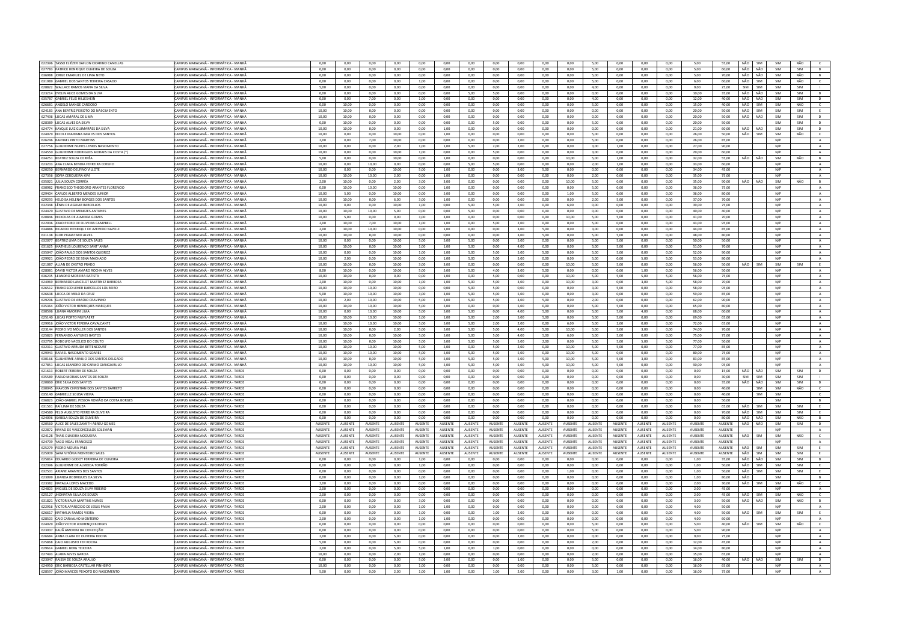| | | | | | | | | | | | | | | | | | | | | | | | | |
|---|---|---|---|---|---|---|---|---|---|---|---|---|---|---|---|---|---|---|---|---|---|---|---|---|
| 622396 | TASSO ELIEZER DAFLON CICARINO CANELLAS | CAMPUS MARACANÃ - INFORMÁTICA - MANHÃ | 0,00 | 0,00 | 0,00 | 0,00 | 0,00 | 0,00 | 0,00 | 0,00 | 0,00 | 0,00 | 0,00 | 5,00 | 0,00 | 0,00 | 0,00 | 5,00 | 55,00 | NÃO | SIM | SIM | NÃO | C |
| 627783 | PATRICK HENRIQUE OLIVEIRA DE SOUZA | CAMPUS MARACANÃ - INFORMÁTICA - MANHÃ | 0,00 | 0,00 | 0,00 | 0,00 | 0,00 | 0,00 | 0,00 | 0,00 | 0,00 | 0,00 | 0,00 | 5,00 | 0,00 | 0,00 | 0,00 | 5,00 | 60,00 | NÃO | NÃO | SIM | SIM | D |
| 636988 | JORGE EMANUEL DE LIMA NETO | CAMPUS MARACANÃ - INFORMÁTICA - MANHÃ | 0,00 | 0,00 | 0,00 | 0,00 | 0,00 | 0,00 | 0,00 | 0,00 | 0,00 | 0,00 | 0,00 | 5,00 | 0,00 | 0,00 | 0,00 | 5,00 | 70,00 | NÃO | NÃO | SIM | NÃO | B |
| 631989 | GABRIEL DOS SANTOS TEIXEIRA CASADO | CAMPUS MARACANÃ - INFORMÁTICA - MANHÃ | 0,00 | 0,00 | 0,00 | 0,00 | 1,00 | 0,00 | 0,00 | 0,00 | 0,00 | 0,00 | 0,00 | 5,00 | 0,00 | 0,00 | 0,00 | 6,00 | 60,00 | NÃO | SIM | SIM | NÃO | C |
| 628822 | WALLACE RAMOS VIANA DA SILVA | CAMPUS MARACANÃ - INFORMÁTICA - MANHÃ | 5,00 | 0,00 | 0,00 | 0,00 | 0,00 | 0,00 | 0,00 | 0,00 | 0,00 | 0,00 | 0,00 | 4,00 | 0,00 | 0,00 | 0,00 | 9,00 | 25,00 | SIM | SIM | SIM | SIM | I |
| 623214 | EVELIN ALICE GOMES DA SILVA | CAMPUS MARACANÃ - INFORMÁTICA - MANHÃ | 0,00 | 0,00 | 0,00 | 0,00 | 0,00 | 0,00 | 5,00 | 5,00 | 0,00 | 0,00 | 0,00 | 0,00 | 0,00 | 0,00 | 0,00 | 10,00 | 35,00 | NÃO | NÃO | SIM | SIM | D |
| 635787 | GABRIEL FELIX HILLESHEIN | CAMPUS MARACANÃ - INFORMÁTICA - MANHÃ | 0,00 | 0,00 | 7,00 | 0,00 | 1,00 | 0,00 | 0,00 | 0,00 | 0,00 | 0,00 | 0,00 | 4,00 | 0,00 | 0,00 | 0,00 | 12,00 | 40,00 | NÃO | NÃO | SIM | SIM | D |
| 626681 | ANGELO MANGE CARDOSO | CAMPUS MARACANÃ - INFORMÁTICA - MANHÃ | 0,00 | 10,00 | 0,00 | 0,00 | 0,00 | 0,00 | 0,00 | 0,00 | 0,00 | 0,00 | 0,00 | 5,00 | 0,00 | 0,00 | 0,00 | 15,00 | 40,00 | NÃO | SIM | SIM | NÃO | C |
| 624183 | ANA BEATRIZ PEIXOTO DO NASCIMENTO | CAMPUS MARACANÃ - INFORMÁTICA - MANHÃ | 10,00 | 10,00 | 0,00 | 0,00 | 0,00 | 0,00 | 0,00 | 0,00 | 0,00 | 0,00 | 0,00 | 0,00 | 0,00 | 0,00 | 0,00 | 20,00 | 50,00 | NÃO | SIM | SIM | SIM | E |
| 627436 | LUCAS AMARAL DE LIMA | CAMPUS MARACANÃ - INFORMÁTICA - MANHÃ | 10,00 | 10,00 | 0,00 | 0,00 | 0,00 | 0,00 | 0,00 | 0,00 | 0,00 | 0,00 | 0,00 | 0,00 | 0,00 | 0,00 | 0,00 | 20,00 | 50,00 | NÃO | NÃO | SIM | SIM | D |
| 628388 | LUCAS ALVES DA SILVA | CAMPUS MARACANÃ - INFORMÁTICA - MANHÃ | 0,00 | 10,00 | 0,00 | 0,00 | 0,00 | 0,00 | 0,00 | 5,00 | 0,00 | 0,00 | 0,00 | 5,00 | 0,00 | 0,00 | 0,00 | 20,00 | 50,00 | | | SIM | SIM | D |
| 624774 | KAYQUE LUIZ GUIMARÃES DA SILVA | CAMPUS MARACANÃ - INFORMÁTICA - MANHÃ | 10,00 | 10,00 | 0,00 | 0,00 | 0,00 | 1,00 | 0,00 | 0,00 | 0,00 | 0,00 | 0,00 | 0,00 | 0,00 | 0,00 | 0,00 | 21,00 | 60,00 | NÃO | NÃO | SIM | SIM | D |
| 624070 | NICOLE MARIANA RAMOS DOS SANTOS | CAMPUS MARACANÃ - INFORMÁTICA - MANHÃ | 10,00 | 0,00 | 0,00 | 10,00 | 0,00 | 1,00 | 0,00 | 0,00 | 0,00 | 0,00 | 0,00 | 5,00 | 0,00 | 0,00 | 0,00 | 26,00 | 50,00 | NÃO | SIM | SIM | NÃO | C |
| 626246 | RAPHAEL PINTO MARTINS | CAMPUS MARACANÃ - INFORMÁTICA - MANHÃ | 2,00 | 0,00 | 7,00 | 10,00 | 0,00 | 0,00 | 0,00 | 0,00 | 2,00 | 0,00 | 0,00 | 5,00 | 0,00 | 0,00 | 0,00 | 26,00 | 85,00 | | | N/P | | A |
| 627756 | GUILHERME NUNES LEMOS NASCIMENTO | CAMPUS MARACANÃ - INFORMÁTICA - MANHÃ | 10,00 | 0,00 | 0,00 | 2,00 | 1,00 | 1,00 | 5,00 | 2,00 | 2,00 | 0,00 | 0,00 | 3,00 | 1,00 | 0,00 | 0,00 | 27,00 | 90,00 | | | N/P | | A |
| 624550 | GUILHERME RODRIGUES MORAES DA COSTA (*) | CAMPUS MARACANÃ - INFORMÁTICA - MANHÃ | 10,00 | 0,00 | 0,00 | 10,00 | 1,00 | 0,00 | 0,00 | 5,00 | 0,00 | 0,00 | 0,00 | 3,00 | 0,00 | 0,00 | 0,00 | 29,00 | 60,00 | | | N/P | | A |
| 634251 | BEATRIZ SOUZA CORRÊA | CAMPUS MARACANÃ - INFORMÁTICA - MANHÃ | 5,00 | 0,00 | 0,00 | 10,00 | 0,00 | 1,00 | 0,00 | 0,00 | 0,00 | 0,00 | 10,00 | 5,00 | 1,00 | 0,00 | 0,00 | 32,00 | 55,00 | NÃO | NÃO | SIM | NÃO | B |
| 623203 | ANA CLARA BENDIA FERREIRA COELHO | CAMPUS MARACANÃ - INFORMÁTICA - MANHÃ | 10,00 | 0,00 | 10,00 | 0,00 | 0,00 | 0,00 | 5,00 | 5,00 | 0,00 | 0,00 | 0,00 | 2,00 | 1,00 | 0,00 | 0,00 | 33,00 | 60,00 | | | N/P | | A |
| 628250 | BERNARDO DELFINO VILLOTE | CAMPUS MARACANÃ - INFORMÁTICA - MANHÃ | 10,00 | 0,00 | 0,00 | 10,00 | 5,00 | 1,00 | 0,00 | 0,00 | 3,00 | 5,00 | 0,00 | 0,00 | 0,00 | 0,00 | 0,00 | 34,00 | 45,00 | | | N/P | | A |
| 627350 | SOFIA CERQUEIRA KIM | CAMPUS MARACANÃ - INFORMÁTICA - MANHÃ | 10,00 | 10,00 | 10,00 | 2,00 | 0,00 | 1,00 | 0,00 | 0,00 | 0,00 | 0,00 | 0,00 | 2,00 | 0,00 | 0,00 | 0,00 | 35,00 | 75,00 | | | N/P | | A |
| 635021 | JÚLIA SOUZA CORRÊA | CAMPUS MARACANÃ - INFORMÁTICA - MANHÃ | 2,00 | 10,00 | 0,00 | 2,00 | 3,00 | 3,00 | 0,00 | 0,00 | 0,00 | 0,00 | 10,00 | 5,00 | 0,00 | 0,00 | 0,00 | 35,00 | 90,00 | NÃO | NÃO | SIM | NÃO | B |
| 630982 | FRANCISCO THEODORO ARANTES FLORENCIO | CAMPUS MARACANÃ - INFORMÁTICA - MANHÃ | 0,00 | 10,00 | 10,00 | 10,00 | 0,00 | 1,00 | 0,00 | 0,00 | 0,00 | 0,00 | 0,00 | 5,00 | 0,00 | 0,00 | 0,00 | 36,00 | 75,00 | | | N/P | | A |
| 629404 | CARLOS ALBERTO MENDES JUNIOR | CAMPUS MARACANÃ - INFORMÁTICA - MANHÃ | 10,00 | 5,00 | 0,00 | 10,00 | 0,00 | 5,00 | 0,00 | 0,00 | 0,00 | 0,00 | 1,00 | 5,00 | 0,00 | 0,00 | 0,00 | 36,00 | 80,00 | | | N/P | | A |
| 629293 | HELOISA HELENA BORGES DOS SANTOS | CAMPUS MARACANÃ - INFORMÁTICA - MANHÃ | 10,00 | 10,00 | 0,00 | 6,00 | 3,00 | 1,00 | 0,00 | 0,00 | 0,00 | 0,00 | 0,00 | 2,00 | 5,00 | 0,00 | 0,00 | 37,00 | 70,00 | | | N/P | | A |
| 632348 | LÊNIN DE AGUIAR BARCELLOS | CAMPUS MARACANÃ - INFORMÁTICA - MANHÃ | 10,00 | 0,00 | 0,00 | 10,00 | 1,00 | 0,00 | 5,00 | 5,00 | 2,00 | 0,00 | 6,00 | 0,00 | 0,00 | 0,00 | 0,00 | 39,00 | 75,00 | | | N/P | | A |
| 624470 | GUSTAVO DE MENEZES ANTUNES | CAMPUS MARACANÃ - INFORMÁTICA - MANHÃ | 10,00 | 10,00 | 10,00 | 5,00 | 0,00 | 0,00 | 5,00 | 0,00 | 0,00 | 0,00 | 0,00 | 0,00 | 0,00 | 0,00 | 0,00 | 40,00 | 40,00 | | | N/P | | A |
| 620846 | NICKOLAS DE ALMEIDA GOMES | CAMPUS MARACANÃ - INFORMÁTICA - MANHÃ | 10,00 | 5,00 | 0,00 | 0,00 | 3,00 | 3,00 | 0,00 | 0,00 | 0,00 | 0,00 | 10,00 | 5,00 | 5,00 | 0,00 | 0,00 | 41,00 | 70,00 | | | N/P | | A |
| 622036 | JOAO PEDRO DE OLIVEIRA CAMPBELL | CAMPUS MARACANÃ - INFORMÁTICA - MANHÃ | 2,00 | 10,00 | 7,00 | 10,00 | 1,00 | 1,00 | 0,00 | 5,00 | 2,00 | 0,00 | 0,00 | 5,00 | 0,00 | 0,00 | 0,00 | 43,00 | 95,00 | | | N/P | | A |
| 634886 | RICARDO HENRIQUE DE AZEVEDO NAPOLE | CAMPUS MARACANÃ - INFORMÁTICA - MANHÃ | 2,00 | 10,00 | 10,00 | 10,00 | 0,00 | 1,00 | 0,00 | 0,00 | 3,00 | 5,00 | 0,00 | 3,00 | 0,00 | 0,00 | 0,00 | 44,00 | 85,00 | | | N/P | | A |
| 631138 | IGOR PIGNATARO ALVES | CAMPUS MARACANÃ - INFORMÁTICA - MANHÃ | 10,00 | 10,00 | 0,00 | 10,00 | 0,00 | 0,00 | 0,00 | 0,00 | 3,00 | 5,00 | 0,00 | 5,00 | 5,00 | 0,00 | 0,00 | 48,00 | 80,00 | | | N/P | | A |
| 632077 | BEATRIZ LIMA DE SOUZA SALES | CAMPUS MARACANÃ - INFORMÁTICA - MANHÃ | 10,00 | 0,00 | 0,00 | 10,00 | 5,00 | 5,00 | 5,00 | 0,00 | 5,00 | 0,00 | 0,00 | 5,00 | 5,00 | 0,00 | 0,00 | 50,00 | 50,00 | | | N/P | | A |
| 631629 | MATHEUS LOURENÇO SANT' ANNA | CAMPUS MARACANÃ - INFORMÁTICA - MANHÃ | 10,00 | 10,00 | 0,00 | 10,00 | 1,00 | 1,00 | 5,00 | 0,00 | 4,00 | 0,00 | 0,00 | 5,00 | 5,00 | 0,00 | 0,00 | 51,00 | 70,00 | | | N/P | | A |
| 635047 | JOÃO PAULO DOS SANTOS QUEIROZ | CAMPUS MARACANÃ - INFORMÁTICA - MANHÃ | 10,00 | 0,00 | 0,00 | 10,00 | 1,00 | 1,00 | 5,00 | 5,00 | 5,00 | 5,00 | 0,00 | 5,00 | 5,00 | 0,00 | 0,00 | 52,00 | 90,00 | | | N/P | | A |
| 629921 | JOÃO PEDRO DE SENA MACHADO | CAMPUS MARACANÃ - INFORMÁTICA - MANHÃ | 10,00 | 2,00 | 0,00 | 10,00 | 0,00 | 1,00 | 5,00 | 5,00 | 5,00 | 0,00 | 0,00 | 5,00 | 0,00 | 5,00 | 5,00 | 53,00 | 80,00 | | | N/P | | A |
| 621087 | ALLAN DE CASTRO PRADO | CAMPUS MARACANÃ - INFORMÁTICA - MANHÃ | 10,00 | 10,00 | 0,00 | 10,00 | 3,00 | 3,00 | 0,00 | 0,00 | 0,00 | 0,00 | 10,00 | 5,00 | 5,00 | 0,00 | 0,00 | 56,00 | 50,00 | NÃO | SIM | SIM | SIM | E |
| 628083 | DAVID VICTOR AMARO ROCHA ALVES | CAMPUS MARACANÃ - INFORMÁTICA - MANHÃ | 8,00 | 10,00 | 0,00 | 10,00 | 5,00 | 5,00 | 4,00 | 3,00 | 5,00 | 0,00 | 0,00 | 5,00 | 1,00 | 0,00 | 0,00 | 56,00 | 50,00 | | | N/P | | A |
| 636235 | LEANDRO MOREIRA BATISTA | CAMPUS MARACANÃ - INFORMÁTICA - MANHÃ | 10,00 | 10,00 | 0,00 | 0,00 | 0,00 | 1,00 | 0,00 | 5,00 | 0,00 | 0,00 | 10,00 | 5,00 | 5,00 | 5,00 | 5,00 | 56,00 | 75,00 | | | N/P | | A |
| 624969 | BERNARDO LANCELOT MARTINEZ BARBOSA | CAMPUS MARACANÃ - INFORMÁTICA - MANHÃ | 2,00 | 10,00 | 0,00 | 10,00 | 1,00 | 1,00 | 5,00 | 5,00 | 3,00 | 0,00 | 10,00 | 3,00 | 0,00 | 3,00 | 5,00 | 58,00 | 70,00 | | | N/P | | A |
| 626512 | FRANCISCO LEHER BARCELLOS LOUREIRO | CAMPUS MARACANÃ - INFORMÁTICA - MANHÃ | 10,00 | 10,00 | 10,00 | 10,00 | 0,00 | 0,00 | 5,00 | 5,00 | 0,00 | 0,00 | 0,00 | 3,00 | 5,00 | 0,00 | 0,00 | 58,00 | 95,00 | | | N/P | | A |
| 626638 | LUCCA DE MELO DA CRUZ | CAMPUS MARACANÃ - INFORMÁTICA - MANHÃ | 5,00 | 10,00 | 10,00 | 10,00 | 3,00 | 1,00 | 5,00 | 5,00 | 0,00 | 10,00 | 0,00 | 0,00 | 0,00 | 0,00 | 0,00 | 59,00 | 85,00 | | | N/P | | A |
| 629296 | GUSTAVO DE ARAÚJO CRAVINHO | CAMPUS MARACANÃ - INFORMÁTICA - MANHÃ | 10,00 | 2,00 | 10,00 | 10,00 | 5,00 | 5,00 | 5,00 | 5,00 | 3,00 | 5,00 | 0,00 | 2,00 | 0,00 | 0,00 | 0,00 | 62,00 | 90,00 | | | N/P | | A |
| 635364 | JOÃO VICTOR HENRIQUES MARQUES | CAMPUS MARACANÃ - INFORMÁTICA - MANHÃ | 10,00 | 10,00 | 10,00 | 10,00 | 5,00 | 5,00 | 0,00 | 0,00 | 5,00 | 0,00 | 0,00 | 5,00 | 5,00 | 0,00 | 0,00 | 65,00 | 80,00 | | | N/P | | A |
| 630594 | LUANA AMORIM LIMA | CAMPUS MARACANÃ - INFORMÁTICA - MANHÃ | 10,00 | 0,00 | 10,00 | 10,00 | 5,00 | 5,00 | 5,00 | 0,00 | 4,00 | 5,00 | 0,00 | 5,00 | 5,00 | 4,00 | 0,00 | 68,00 | 60,00 | | | N/P | | A |
| 625140 | LUCAS PORTO MUYLAERT | CAMPUS MARACANÃ - INFORMÁTICA - MANHÃ | 10,00 | 10,00 | 10,00 | 10,00 | 1,00 | 1,00 | 5,00 | 2,00 | 5,00 | 5,00 | 0,00 | 5,00 | 5,00 | 0,00 | 0,00 | 69,00 | 65,00 | | | N/P | | A |
| 629916 | JOÃO VICTOR PEREIRA CAVALCANTE | CAMPUS MARACANÃ - INFORMÁTICA - MANHÃ | 10,00 | 10,00 | 10,00 | 10,00 | 5,00 | 5,00 | 5,00 | 2,00 | 2,00 | 0,00 | 6,00 | 5,00 | 2,00 | 0,00 | 0,00 | 72,00 | 65,00 | | | N/P | | A |
| 623144 | PEDRO IVO MÖLLER DOS SANTOS | CAMPUS MARACANÃ - INFORMÁTICA - MANHÃ | 10,00 | 10,00 | 0,00 | 2,00 | 5,00 | 5,00 | 5,00 | 5,00 | 4,00 | 5,00 | 10,00 | 5,00 | 5,00 | 3,00 | 0,00 | 74,00 | 70,00 | | | N/P | | A |
| 625823 | FERNANDO ANTUNES BASTOS | CAMPUS MARACANÃ - INFORMÁTICA - MANHÃ | 10,00 | 10,00 | 0,00 | 10,00 | 5,00 | 5,00 | 5,00 | 5,00 | 4,00 | 5,00 | 6,00 | 5,00 | 5,00 | 0,00 | 0,00 | 75,00 | 75,00 | | | N/P | | A |
| 632795 | RODOLFO VACELICO DO COUTO | CAMPUS MARACANÃ - INFORMÁTICA - MANHÃ | 10,00 | 10,00 | 0,00 | 10,00 | 5,00 | 5,00 | 5,00 | 5,00 | 2,00 | 0,00 | 0,00 | 5,00 | 5,00 | 5,00 | 5,00 | 77,00 | 50,00 | | | N/P | | A |
| 632313 | GUSTAVO ARRUDA BITTENCOURT | CAMPUS MARACANÃ - INFORMÁTICA - MANHÃ | 10,00 | 10,00 | 10,00 | 10,00 | 5,00 | 5,00 | 0,00 | 5,00 | 2,00 | 0,00 | 10,00 | 5,00 | 5,00 | 0,00 | 0,00 | 77,00 | 85,00 | | | N/P | | A |
| 629843 | RAFAEL NASCIMENTO SOARES | CAMPUS MARACANÃ - INFORMÁTICA - MANHÃ | 10,00 | 10,00 | 10,00 | 10,00 | 5,00 | 5,00 | 5,00 | 5,00 | 5,00 | 0,00 | 10,00 | 5,00 | 0,00 | 0,00 | 0,00 | 80,00 | 75,00 | | | N/P | | A |
| 630166 | GUILHERME ARAUJO DOS SANTOS DELGADO | CAMPUS MARACANÃ - INFORMÁTICA - MANHÃ | 10,00 | 10,00 | 0,00 | 10,00 | 5,00 | 5,00 | 5,00 | 5,00 | 5,00 | 5,00 | 10,00 | 5,00 | 5,00 | 3,00 | 0,00 | 83,00 | 85,00 | | | N/P | | A |
| 627851 | LUCAS LEANDRO DO CARMO GIANGIARULO | CAMPUS MARACANÃ - INFORMÁTICA - MANHÃ | 10,00 | 10,00 | 10,00 | 10,00 | 5,00 | 5,00 | 5,00 | 5,00 | 5,00 | 5,00 | 10,00 | 5,00 | 5,00 | 0,00 | 0,00 | 90,00 | 95,00 | | | N/P | | A |
| 621613 | ROBERT PEREIRA DE SOUZA | CAMPUS MARACANÃ - INFORMÁTICA - TARDE | 0,00 | 0,00 | 0,00 | 0,00 | 0,00 | 0,00 | 0,00 | 0,00 | 0,00 | 0,00 | 0,00 | 0,00 | 0,00 | 0,00 | 0,00 | 0,00 | 15,00 | NÃO | NÃO | SIM | SIM | D |
| 635589 | PABLO MORAES SANTOS DE SOUZA | CAMPUS MARACANÃ - INFORMÁTICA - TARDE | 0,00 | 0,00 | 0,00 | 0,00 | 0,00 | 0,00 | 0,00 | 0,00 | 0,00 | 0,00 | 0,00 | 0,00 | 0,00 | 0,00 | 0,00 | 0,00 | 30,00 | SIM | SIM | SIM | SIM | I |
| 620860 | ERIK SILVA DOS SANTOS | CAMPUS MARACANÃ - INFORMÁTICA - TARDE | 0,00 | 0,00 | 0,00 | 0,00 | 0,00 | 0,00 | 0,00 | 0,00 | 0,00 | 0,00 | 0,00 | 0,00 | 0,00 | 0,00 | 0,00 | 0,00 | 35,00 | NÃO | NÃO | SIM | SIM | D |
| 630045 | MAYCON CHRISTIAN DOS SANTOS BARRETO | CAMPUS MARACANÃ - INFORMÁTICA - TARDE | 0,00 | 0,00 | 0,00 | 0,00 | 0,00 | 0,00 | 0,00 | 0,00 | 0,00 | 0,00 | 0,00 | 0,00 | 0,00 | 0,00 | 0,00 | 0,00 | 40,00 | | SIM | SIM | NÃO | C |
| 635140 | GABRIELLE SOUSA VIEIRA | CAMPUS MARACANÃ - INFORMÁTICA - TARDE | 0,00 | 0,00 | 0,00 | 0,00 | 0,00 | 0,00 | 0,00 | 0,00 | 0,00 | 0,00 | 0,00 | 0,00 | 0,00 | 0,00 | 0,00 | 0,00 | 40,00 | | | SIM | | C |
| 636823 | JOÃO GABRIEL PESSOA ROMÃO DA COSTA BORGES | CAMPUS MARACANÃ - INFORMÁTICA - TARDE | 0,00 | 0,00 | 0,00 | 0,00 | 0,00 | 0,00 | 0,00 | 0,00 | 0,00 | 0,00 | 0,00 | 0,00 | 0,00 | 0,00 | 0,00 | 0,00 | 50,00 | | | SIM | | B |
| 631561 | RAÍ LIMA DE SOUZA | CAMPUS MARACANÃ - INFORMÁTICA - TARDE | 0,00 | 0,00 | 0,00 | 0,00 | 0,00 | 0,00 | 0,00 | 0,00 | 0,00 | 0,00 | 0,00 | 0,00 | 0,00 | 0,00 | 0,00 | 0,00 | 65,00 | NÃO | SIM | SIM | SIM | E |
| 624580 | FELIX AUGUSTO FERREIRA OLIVEIRA | CAMPUS MARACANÃ - INFORMÁTICA - TARDE | 0,00 | 0,00 | 0,00 | 0,00 | 0,00 | 0,00 | 0,00 | 0,00 | 0,00 | 0,00 | 0,00 | 0,00 | 0,00 | 0,00 | 0,00 | 0,00 | 70,00 | NÃO | SIM | SIM | SIM | E |
| 624096 | ISABELA SOUZA DE OLIVEIRA | CAMPUS MARACANÃ - INFORMÁTICA - TARDE | 0,00 | 0,00 | 0,00 | 0,00 | 0,00 | 0,00 | 0,00 | 0,00 | 0,00 | 0,00 | 0,00 | 0,00 | 0,00 | 0,00 | 0,00 | 0,00 | 80,00 | NÃO | NÃO | SIM | NÃO | B |
| 620560 | ALICE DE SALES ZAMITH ABREU GOMES | CAMPUS MARACANÃ - INFORMÁTICA - TARDE | AUSENTE | AUSENTE | AUSENTE | AUSENTE | AUSENTE | AUSENTE | AUSENTE | AUSENTE | AUSENTE | AUSENTE | AUSENTE | AUSENTE | AUSENTE | AUSENTE | AUSENTE | AUSENTE | AUSENTE | NÃO | NÃO | SIM | SIM | D |
| 622872 | NAYAD DE VASCONCELLOS SOLEMAN | CAMPUS MARACANÃ - INFORMÁTICA - TARDE | AUSENTE | AUSENTE | AUSENTE | AUSENTE | AUSENTE | AUSENTE | AUSENTE | AUSENTE | AUSENTE | AUSENTE | AUSENTE | AUSENTE | AUSENTE | AUSENTE | AUSENTE | AUSENTE | AUSENTE | | | N/P | | A |
| 624128 | THAIS OLIVEIRA NOGUEIRA | CAMPUS MARACANÃ - INFORMÁTICA - TARDE | AUSENTE | AUSENTE | AUSENTE | AUSENTE | AUSENTE | AUSENTE | AUSENTE | AUSENTE | AUSENTE | AUSENTE | AUSENTE | AUSENTE | AUSENTE | AUSENTE | AUSENTE | AUSENTE | AUSENTE | NÃO | SIM | SIM | NÃO | C |
| 624709 | YAGO VIDAL FRANCISCO | CAMPUS MARACANÃ - INFORMÁTICA - TARDE | AUSENTE | AUSENTE | AUSENTE | AUSENTE | AUSENTE | AUSENTE | AUSENTE | AUSENTE | AUSENTE | AUSENTE | AUSENTE | AUSENTE | AUSENTE | AUSENTE | AUSENTE | AUSENTE | AUSENTE | | | N/P | | A |
| 625279 | PEDRO MOURA PAES | CAMPUS MARACANÃ - INFORMÁTICA - TARDE | AUSENTE | AUSENTE | AUSENTE | AUSENTE | AUSENTE | AUSENTE | AUSENTE | AUSENTE | AUSENTE | AUSENTE | AUSENTE | AUSENTE | AUSENTE | AUSENTE | AUSENTE | AUSENTE | AUSENTE | NÃO | SIM | SIM | SIM | E |
| 625909 | SARA VITÓRIA MONTEIRO SALES | CAMPUS MARACANÃ - INFORMÁTICA - TARDE | AUSENTE | AUSENTE | AUSENTE | AUSENTE | AUSENTE | AUSENTE | AUSENTE | AUSENTE | AUSENTE | AUSENTE | AUSENTE | AUSENTE | AUSENTE | AUSENTE | AUSENTE | AUSENTE | AUSENTE | NÃO | SIM | SIM | SIM | E |
| 625814 | EDUARDO GODOY FERREIRA DE OLIVEIRA | CAMPUS MARACANÃ - INFORMÁTICA - TARDE | 0,00 | 0,00 | 0,00 | 0,00 | 1,00 | 0,00 | 0,00 | 0,00 | 0,00 | 0,00 | 0,00 | 0,00 | 0,00 | 0,00 | 0,00 | 1,00 | 35,00 | NÃO | NÃO | SIM | SIM | D |
| 632396 | GUILHERME DE ALMEIDA TORRÃO | CAMPUS MARACANÃ - INFORMÁTICA - TARDE | 0,00 | 0,00 | 0,00 | 0,00 | 1,00 | 0,00 | 0,00 | 0,00 | 0,00 | 0,00 | 0,00 | 0,00 | 0,00 | 0,00 | 0,00 | 1,00 | 50,00 | NÃO | SIM | SIM | SIM | E |
| 632501 | ARIANE ARANTES DOS SANTOS | CAMPUS MARACANÃ - INFORMÁTICA - TARDE | 0,00 | 0,00 | 0,00 | 0,00 | 0,00 | 0,00 | 0,00 | 0,00 | 0,00 | 0,00 | 1,00 | 0,00 | 0,00 | 0,00 | 0,00 | 1,00 | 50,00 | NÃO | SIM | SIM | SIM | E |
| 623099 | LUANDA RODRIGUES DA SILVA | CAMPUS MARACANÃ - INFORMÁTICA - TARDE | 0,00 | 0,00 | 0,00 | 0,00 | 1,00 | 0,00 | 0,00 | 0,00 | 0,00 | 0,00 | 0,00 | 0,00 | 0,00 | 0,00 | 0,00 | 1,00 | 80,00 | NÃO | | SIM | | B |
| 623382 | NATALIA LOPES MACEDO | CAMPUS MARACANÃ - INFORMÁTICA - TARDE | 2,00 | 0,00 | 0,00 | 0,00 | 0,00 | 0,00 | 0,00 | 0,00 | 0,00 | 0,00 | 0,00 | 0,00 | 0,00 | 0,00 | 0,00 | 2,00 | 30,00 | NÃO | SIM | SIM | NÃO | C |
| 624803 | MIGUEL DE SOUZA SILVA RIBEIRO | CAMPUS MARACANÃ - INFORMÁTICA - TARDE | 2,00 | 0,00 | 0,00 | 0,00 | 0,00 | 0,00 | 0,00 | 0,00 | 0,00 | 0,00 | 0,00 | 0,00 | 0,00 | 0,00 | 0,00 | 2,00 | 45,00 | | | N/P | | A |
| 625127 | JHONATAN SILVA DE SOUZA | CAMPUS MARACANÃ - INFORMÁTICA - TARDE | 2,00 | 0,00 | 0,00 | 0,00 | 0,00 | 0,00 | 0,00 | 0,00 | 0,00 | 0,00 | 0,00 | 0,00 | 0,00 | 0,00 | 0,00 | 2,00 | 45,00 | NÃO | SIM | SIM | NÃO | C |
| 631821 | VICTOR KAUÃ MARTINS NUNES | CAMPUS MARACANÃ - INFORMÁTICA - TARDE | 0,00 | 0,00 | 0,00 | 0,00 | 3,00 | 0,00 | 0,00 | 0,00 | 0,00 | 0,00 | 0,00 | 0,00 | 0,00 | 0,00 | 0,00 | 3,00 | 50,00 | NÃO | NÃO | SIM | NÃO | B |
| 622916 | VICTOR APARECIDO DE JESUS PAIVA | CAMPUS MARACANÃ - INFORMÁTICA - TARDE | 2,00 | 0,00 | 0,00 | 0,00 | 1,00 | 1,00 | 0,00 | 0,00 | 0,00 | 0,00 | 0,00 | 0,00 | 0,00 | 0,00 | 0,00 | 4,00 | 50,00 | | | N/P | | A |
| 626617 | NATHALIA RAMOS VIEIRA | CAMPUS MARACANÃ - INFORMÁTICA - TARDE | 0,00 | 0,00 | 0,00 | 0,00 | 1,00 | 0,00 | 0,00 | 0,00 | 1,00 | 2,00 | 0,00 | 0,00 | 0,00 | 0,00 | 0,00 | 4,00 | 50,00 | NÃO | SIM | SIM | SIM | E |
| 628503 | CAIO CARVALHO MONTEIRO | CAMPUS MARACANÃ - INFORMÁTICA - TARDE | 2,00 | 0,00 | 0,00 | 0,00 | 1,00 | 1,00 | 0,00 | 0,00 | 0,00 | 0,00 | 0,00 | 0,00 | 0,00 | 0,00 | 0,00 | 4,00 | 60,00 | | | N/P | | A |
| 624039 | JOÃO VICTOR LOURENÇO BORGES | CAMPUS MARACANÃ - INFORMÁTICA - TARDE | 0,00 | 0,00 | 0,00 | 0,00 | 0,00 | 0,00 | 0,00 | 0,00 | 0,00 | 0,00 | 0,00 | 5,00 | 0,00 | 0,00 | 0,00 | 5,00 | 40,00 | NÃO | SIM | SIM | NÃO | C |
| 623037 | KAUÃ AMORIM DA CONCEIÇÃO | CAMPUS MARACANÃ - INFORMÁTICA - TARDE | 0,00 | 0,00 | 0,00 | 0,00 | 0,00 | 0,00 | 0,00 | 0,00 | 0,00 | 0,00 | 0,00 | 5,00 | 0,00 | 0,00 | 0,00 | 5,00 | 90,00 | | | N/P | | A |
| 626684 | ANNA CLARA DE OLIVEIRA ROCHA | CAMPUS MARACANÃ - INFORMÁTICA - TARDE | 2,00 | 0,00 | 0,00 | 0,00 | 5,00 | 0,00 | 0,00 | 0,00 | 2,00 | 0,00 | 0,00 | 0,00 | 0,00 | 0,00 | 0,00 | 9,00 | 75,00 | | | N/P | | A |
| 625868 | CAIO AUGUSTO FER ROCHA | CAMPUS MARACANÃ - INFORMÁTICA - TARDE | 5,00 | 0,00 | 0,00 | 5,00 | 0,00 | 0,00 | 0,00 | 0,00 | 0,00 | 0,00 | 0,00 | 2,00 | 0,00 | 0,00 | 0,00 | 12,00 | 45,00 | | | N/P | | A |
| 629614 | GABRIEL BERG TEIXEIRA | CAMPUS MARACANÃ - INFORMÁTICA - TARDE | 2,00 | 0,00 | 0,00 | 5,00 | 5,00 | 1,00 | 0,00 | 1,00 | 0,00 | 0,00 | 0,00 | 0,00 | 0,00 | 0,00 | 0,00 | 14,00 | 80,00 | | | N/P | | A |
| 627493 | ALANA ALVES GARCIA | CAMPUS MARACANÃ - INFORMÁTICA - TARDE | 10,00 | 0,00 | 0,00 | 2,00 | 1,00 | 0,00 | 0,00 | 0,00 | 0,00 | 0,00 | 0,00 | 2,00 | 0,00 | 0,00 | 0,00 | 15,00 | 65,00 | | | N/P | | A |
| 623047 | RAISSA DE SOUZA ARAUJO | CAMPUS MARACANÃ - INFORMÁTICA - TARDE | 0,00 | 0,00 | 0,00 | 0,00 | 5,00 | 5,00 | 0,00 | 0,00 | 1,00 | 0,00 | 0,00 | 5,00 | 0,00 | 0,00 | 0,00 | 16,00 | 40,00 | NÃO | NÃO | SIM | SIM | D |
| 624950 | ERIC BARBOSA CASTELLAR PINHEIRO | CAMPUS MARACANÃ - INFORMÁTICA - TARDE | 10,00 | 0,00 | 0,00 | 0,00 | 1,00 | 0,00 | 0,00 | 0,00 | 0,00 | 0,00 | 0,00 | 5,00 | 0,00 | 0,00 | 0,00 | 16,00 | 65,00 | | | N/P | | A |
| 628597 | JOÃO MARCOS PEIXOTO DO NASCIMENTO | CAMPUS MARACANÃ - INFORMÁTICA - TARDE | 5,00 | 0,00 | 0,00 | 2,00 | 1,00 | 1,00 | 0,00 | 1,00 | 2,00 | 0,00 | 0,00 | 3,00 | 1,00 | 0,00 | 0,00 | 16,00 | 75,00 | | | N/P | | A |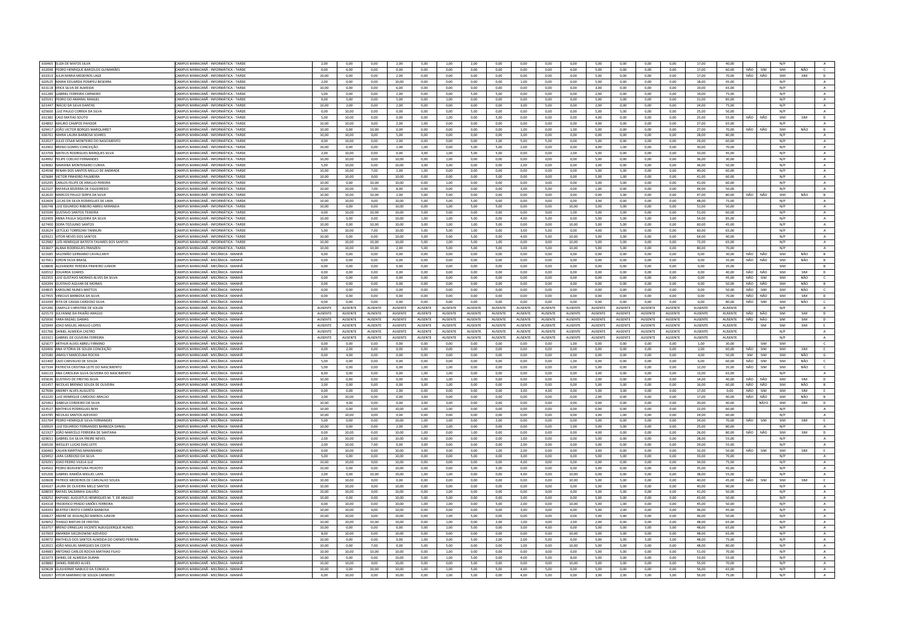| | | | | | | | | | | | | | | | | | | | | | | | | |
|---|---|---|---|---|---|---|---|---|---|---|---|---|---|---|---|---|---|---|---|---|---|---|---|---|
| 630465 | ELIZA DE MATOS SILVA | CAMPUS MARACANÃ - INFORMÁTICA - TARDE | 2,00 | 0,00 | 0,00 | 2,00 | 5,00 | 1,00 | 2,00 | 0,00 | 0,00 | 0,00 | 0,00 | 5,00 | 0,00 | 0,00 | 0,00 | 17,00 | 40,00 | | | N/P | | A |
| 632098 | PEDRO HENRIQUE BARCELOS GUIMARÃES | CAMPUS MARACANÃ - INFORMÁTICA - TARDE | 0,00 | 6,00 | 0,00 | 0,00 | 0,00 | 0,00 | 0,00 | 0,00 | 0,00 | 0,00 | 6,00 | 5,00 | 0,00 | 0,00 | 0,00 | 17,00 | 60,00 | NÃO | SIM | SIM | NÃO | C |
| 631913 | JULIA MARIA MEDEIROS LAGE | CAMPUS MARACANÃ - INFORMÁTICA - TARDE | 10,00 | 0,00 | 0,00 | 2,00 | 0,00 | 0,00 | 0,00 | 0,00 | 0,00 | 0,00 | 0,00 | 5,00 | 0,00 | 0,00 | 0,00 | 17,00 | 70,00 | NÃO | NÃO | SIM | SIM | D |
| 620525 | MARIA EDUARDA POMPEU BESERRA | CAMPUS MARACANÃ - INFORMÁTICA - TARDE | 2,00 | 0,00 | 0,00 | 10,00 | 0,00 | 0,00 | 0,00 | 0,00 | 1,00 | 0,00 | 0,00 | 5,00 | 0,00 | 0,00 | 0,00 | 18,00 | 45,00 | | | N/P | | A |
| 633118 | ERICK SILVA DE ALMEIDA | CAMPUS MARACANÃ - INFORMÁTICA - TARDE | 10,00 | 0,00 | 0,00 | 6,00 | 0,00 | 0,00 | 0,00 | 0,00 | 0,00 | 0,00 | 0,00 | 3,00 | 0,00 | 0,00 | 0,00 | 19,00 | 65,00 | | | N/P | | A |
| 631289 | GABRIEL FERREIRA CARNEIRO | CAMPUS MARACANÃ - INFORMÁTICA - TARDE | 5,00 | 0,00 | 0,00 | 2,00 | 0,00 | 0,00 | 5,00 | 5,00 | 0,00 | 0,00 | 0,00 | 2,00 | 0,00 | 0,00 | 0,00 | 19,00 | 75,00 | | | N/P | | A |
| 635591 | PEDRO DO AMARAL RANGEL | CAMPUS MARACANÃ - INFORMÁTICA - TARDE | 0,00 | 5,00 | 0,00 | 5,00 | 0,00 | 1,00 | 0,00 | 0,00 | 0,00 | 0,00 | 0,00 | 5,00 | 5,00 | 0,00 | 0,00 | 21,00 | 85,00 | | | N/P | | A |
| 621447 | INÁCIO DA SILVA DANTAS | CAMPUS MARACANÃ - INFORMÁTICA - TARDE | 10,00 | 2,00 | 0,00 | 2,00 | 0,00 | 0,00 | 0,00 | 0,00 | 3,00 | 5,00 | 0,00 | 2,00 | 0,00 | 0,00 | 0,00 | 24,00 | 75,00 | | | N/P | | A |
| 625600 | LUIZ PAULO CORREA DA SILVA | CAMPUS MARACANÃ - INFORMÁTICA - TARDE | 0,00 | 10,00 | 0,00 | 0,00 | 0,00 | 0,00 | 5,00 | 0,00 | 0,00 | 0,00 | 0,00 | 5,00 | 5,00 | 0,00 | 0,00 | 25,00 | 50,00 | | | N/P | | A |
| 631382 | CAIO MATIAS SOUTO | CAMPUS MARACANÃ - INFORMÁTICA - TARDE | 5,00 | 10,00 | 0,00 | 0,00 | 0,00 | 1,00 | 0,00 | 5,00 | 0,00 | 0,00 | 0,00 | 4,00 | 0,00 | 0,00 | 0,00 | 25,00 | 55,00 | NÃO | NÃO | SIM | SIM | D |
| 634892 | MAURO CAMPOS PAHOOR | CAMPUS MARACANÃ - INFORMÁTICA - TARDE | 10,00 | 10,00 | 0,00 | 2,00 | 1,00 | 0,00 | 0,00 | 0,00 | 0,00 | 0,00 | 0,00 | 4,00 | 0,00 | 0,00 | 0,00 | 27,00 | 65,00 | | | N/P | | A |
| 629417 | JOÃO VICTOR BORGES MARQUARDT | CAMPUS MARACANÃ - INFORMÁTICA - TARDE | 10,00 | 0,00 | 10,00 | 0,00 | 0,00 | 0,00 | 0,00 | 0,00 | 1,00 | 0,00 | 1,00 | 5,00 | 0,00 | 0,00 | 0,00 | 27,00 | 70,00 | NÃO | NÃO | SIM | NÃO | B |
| 636761 | MARIA LAURA BARBOSA SOARES | CAMPUS MARACANÃ - INFORMÁTICA - TARDE | 10,00 | 10,00 | 0,00 | 5,00 | 0,00 | 0,00 | 0,00 | 0,00 | 3,00 | 0,00 | 0,00 | 0,00 | 0,00 | 0,00 | 0,00 | 28,00 | 80,00 | | | N/P | | A |
| 632027 | JULIO CESAR MONTEIRO DO NASCIMENTO | CAMPUS MARACANÃ - INFORMÁTICA - TARDE | 0,00 | 10,00 | 0,00 | 2,00 | 0,00 | 0,00 | 0,00 | 2,00 | 5,00 | 5,00 | 0,00 | 5,00 | 0,00 | 0,00 | 0,00 | 29,00 | 60,00 | | | N/P | | A |
| 632902 | BRENO GOMES CONCEIÇÃO | CAMPUS MARACANÃ - INFORMÁTICA - TARDE | 10,00 | 0,00 | 0,00 | 2,00 | 1,00 | 0,00 | 5,00 | 5,00 | 2,00 | 0,00 | 0,00 | 4,00 | 1,00 | 0,00 | 0,00 | 30,00 | 70,00 | | | N/P | | A |
| 623769 | MATEUS RODRIGUES MARQUES SILVA | CAMPUS MARACANÃ - INFORMÁTICA - TARDE | 2,00 | 10,00 | 0,00 | 0,00 | 3,00 | 1,00 | 5,00 | 5,00 | 0,00 | 0,00 | 2,00 | 5,00 | 0,00 | 0,00 | 0,00 | 33,00 | 45,00 | | | N/P | | A |
| 624992 | FELIPE COELHO FERNANDES | CAMPUS MARACANÃ - INFORMÁTICA - TARDE | 10,00 | 10,00 | 0,00 | 10,00 | 0,00 | 1,00 | 0,00 | 0,00 | 0,00 | 0,00 | 0,00 | 5,00 | 0,00 | 0,00 | 0,00 | 36,00 | 30,00 | | | N/P | | A |
| 629082 | MARIANA MONTENARO CUNHA | CAMPUS MARACANÃ - INFORMÁTICA - TARDE | 5,00 | 10,00 | 0,00 | 10,00 | 3,00 | 3,00 | 0,00 | 0,00 | 2,00 | 0,00 | 0,00 | 3,00 | 0,00 | 0,00 | 0,00 | 36,00 | 50,00 | | | N/P | | A |
| 624598 | RENAN DOS SANTOS MELLO DE ANDRADE | CAMPUS MARACANÃ - INFORMÁTICA - TARDE | 10,00 | 10,00 | 7,00 | 2,00 | 1,00 | 0,00 | 0,00 | 0,00 | 0,00 | 0,00 | 0,00 | 5,00 | 5,00 | 0,00 | 0,00 | 40,00 | 60,00 | | | N/P | | A |
| 625684 | VICTOR PINHEIRO PALMEIRA | CAMPUS MARACANÃ - INFORMÁTICA - TARDE | 10,00 | 10,00 | 0,00 | 10,00 | 0,00 | 0,00 | 0,00 | 5,00 | 0,00 | 0,00 | 0,00 | 5,00 | 1,00 | 0,00 | 0,00 | 41,00 | 60,00 | | | N/P | | A |
| 635295 | CARLOS FELIPE DE ARAUJO PEREIRA | CAMPUS MARACANÃ - INFORMÁTICA - TARDE | 10,00 | 0,00 | 10,00 | 10,00 | 0,00 | 1,00 | 0,00 | 0,00 | 0,00 | 0,00 | 0,00 | 5,00 | 5,00 | 0,00 | 0,00 | 41,00 | 60,00 | | | N/P | | A |
| 622107 | RAFAELA BEZERRA DE FIGUEIREDO | CAMPUS MARACANÃ - INFORMÁTICA - TARDE | 10,00 | 10,00 | 7,00 | 8,00 | 0,00 | 0,00 | 0,00 | 0,00 | 3,00 | 5,00 | 0,00 | 1,00 | 0,00 | 0,00 | 0,00 | 44,00 | 50,00 | | | N/P | | A |
| 622620 | MARCOS PAULO SERPA DA SILVA | CAMPUS MARACANÃ - INFORMÁTICA - TARDE | 10,00 | 10,00 | 10,00 | 2,00 | 5,00 | 5,00 | 0,00 | 0,00 | 0,00 | 0,00 | 0,00 | 0,00 | 5,00 | 0,00 | 0,00 | 47,00 | 80,00 | NÃO | NÃO | SIM | NÃO | B |
| 632604 | LUCAS DA SILVA RODRIGUES DE LIMA | CAMPUS MARACANÃ - INFORMÁTICA - TARDE | 10,00 | 10,00 | 0,00 | 10,00 | 5,00 | 5,00 | 5,00 | 0,00 | 0,00 | 0,00 | 0,00 | 3,00 | 0,00 | 0,00 | 0,00 | 48,00 | 75,00 | | | N/P | | A |
| 636748 | LUIZ EDUARDO RIBEIRO ABREU MIRANDA | CAMPUS MARACANÃ - INFORMÁTICA - TARDE | 10,00 | 0,00 | 0,00 | 10,00 | 0,00 | 1,00 | 5,00 | 5,00 | 0,00 | 0,00 | 10,00 | 5,00 | 5,00 | 0,00 | 0,00 | 51,00 | 50,00 | | | N/P | | A |
| 635599 | GUSTAVO SANTOS TEIXEIRA | CAMPUS MARACANÃ - INFORMÁTICA - TARDE | 0,00 | 10,00 | 10,00 | 10,00 | 5,00 | 5,00 | 0,00 | 0,00 | 0,00 | 0,00 | 1,00 | 5,00 | 5,00 | 0,00 | 0,00 | 51,00 | 60,00 | | | N/P | | A |
| 632400 | ANNA PAULA SIQUEIRA DA SILVA | CAMPUS MARACANÃ - INFORMÁTICA - TARDE | 10,00 | 0,00 | 0,00 | 10,00 | 1,00 | 1,00 | 5,00 | 0,00 | 4,00 | 5,00 | 0,00 | 5,00 | 5,00 | 5,00 | 3,00 | 54,00 | 85,00 | | | N/P | | A |
| 627400 | DORA TEZULINO SANTOS | CAMPUS MARACANÃ - INFORMÁTICA - TARDE | 10,00 | 0,00 | 10,00 | 10,00 | 3,00 | 1,00 | 1,00 | 5,00 | 0,00 | 0,00 | 10,00 | 5,00 | 5,00 | 0,00 | 0,00 | 60,00 | 45,00 | | | N/P | | A |
| 628624 | GETÚLIO TORREZAN TANNURI | CAMPUS MARACANÃ - INFORMÁTICA - TARDE | 5,00 | 10,00 | 7,00 | 10,00 | 5,00 | 5,00 | 1,00 | 0,00 | 3,00 | 5,00 | 0,00 | 4,00 | 5,00 | 0,00 | 0,00 | 60,00 | 65,00 | | | N/P | | A |
| 629321 | VITOR NEVES DOS SANTOS | CAMPUS MARACANÃ - INFORMÁTICA - TARDE | 10,00 | 0,00 | 0,00 | 10,00 | 5,00 | 5,00 | 5,00 | 0,00 | 4,00 | 5,00 | 10,00 | 5,00 | 5,00 | 0,00 | 0,00 | 64,00 | 40,00 | | | N/P | | A |
| 622982 | LUÍS HENRIQUE BATISTA TAVARES DOS SANTOS | CAMPUS MARACANÃ - INFORMÁTICA - TARDE | 10,00 | 10,00 | 10,00 | 10,00 | 5,00 | 1,00 | 5,00 | 1,00 | 0,00 | 0,00 | 10,00 | 5,00 | 5,00 | 0,00 | 0,00 | 72,00 | 65,00 | | | N/P | | A |
| 633607 | ALANA RODRIGUES FRANZEN | CAMPUS MARACANÃ - INFORMÁTICA - TARDE | 10,00 | 10,00 | 10,00 | 2,00 | 5,00 | 5,00 | 5,00 | 5,00 | 3,00 | 5,00 | 10,00 | 5,00 | 5,00 | 0,00 | 0,00 | 80,00 | 70,00 | | | N/P | | A |
| 621685 | SALOMÃO GERMANO CAVALCANTI | CAMPUS MARACANÃ - MECÂNICA - MANHÃ | 0,00 | 0,00 | 0,00 | 0,00 | 0,00 | 0,00 | 0,00 | 0,00 | 0,00 | 0,00 | 0,00 | 0,00 | 0,00 | 0,00 | 0,00 | 0,00 | 30,00 | NÃO | NÃO | SIM | NÃO | B |
| 627061 | EZRON SILVA BRASIL | CAMPUS MARACANÃ - MECÂNICA - MANHÃ | 0,00 | 0,00 | 0,00 | 0,00 | 0,00 | 0,00 | 0,00 | 0,00 | 0,00 | 0,00 | 0,00 | 0,00 | 0,00 | 0,00 | 0,00 | 0,00 | 35,00 | NÃO | NÃO | SIM | NÃO | B |
| 628808 | ALEXANDRE PEREIRA PINHEIRO JUNIOR | CAMPUS MARACANÃ - MECÂNICA - MANHÃ | 0,00 | 0,00 | 0,00 | 0,00 | 0,00 | 0,00 | 0,00 | 0,00 | 0,00 | 0,00 | 0,00 | 0,00 | 0,00 | 0,00 | 0,00 | 0,00 | 35,00 | | | SIM | | B |
| 626552 | EDUARDA SOARES | CAMPUS MARACANÃ - MECÂNICA - MANHÃ | 0,00 | 0,00 | 0,00 | 0,00 | 0,00 | 0,00 | 0,00 | 0,00 | 0,00 | 0,00 | 0,00 | 0,00 | 0,00 | 0,00 | 0,00 | 0,00 | 40,00 | NÃO | NÃO | SIM | SIM | D |
| 632355 | LUIZ GUSTAVO MORAES ALVES DA SILVA | CAMPUS MARACANÃ - MECÂNICA - MANHÃ | 0,00 | 0,00 | 0,00 | 0,00 | 0,00 | 0,00 | 0,00 | 0,00 | 0,00 | 0,00 | 0,00 | 0,00 | 0,00 | 0,00 | 0,00 | 0,00 | 45,00 | NÃO | SIM | SIM | NÃO | C |
| 626394 | GUSTAVO AGUIAR DE MORAIS | CAMPUS MARACANÃ - MECÂNICA - MANHÃ | 0,00 | 0,00 | 0,00 | 0,00 | 0,00 | 0,00 | 0,00 | 0,00 | 0,00 | 0,00 | 0,00 | 0,00 | 0,00 | 0,00 | 0,00 | 0,00 | 50,00 | NÃO | NÃO | SIM | NÃO | B |
| 634835 | KAROLINE NUNES MATTOS | CAMPUS MARACANÃ - MECÂNICA - MANHÃ | 0,00 | 0,00 | 0,00 | 0,00 | 0,00 | 0,00 | 0,00 | 0,00 | 0,00 | 0,00 | 0,00 | 0,00 | 0,00 | 0,00 | 0,00 | 0,00 | 50,00 | NÃO | SIM | SIM | NÃO | C |
| 627455 | VINICIUS BARBOSA DA SILVA | CAMPUS MARACANÃ - MECÂNICA - MANHÃ | 0,00 | 0,00 | 0,00 | 0,00 | 0,00 | 0,00 | 0,00 | 0,00 | 0,00 | 0,00 | 0,00 | 0,00 | 0,00 | 0,00 | 0,00 | 0,00 | 70,00 | NÃO | NÃO | SIM | SIM | D |
| 631049 | RITA DE CASSIA CARDOSO SILVA | CAMPUS MARACANÃ - MECÂNICA - MANHÃ | 0,00 | 0,00 | 0,00 | 0,00 | 0,00 | 0,00 | 0,00 | 0,00 | 0,00 | 0,00 | 0,00 | 0,00 | 0,00 | 0,00 | 0,00 | 0,00 | 80,00 | NÃO | SIM | SIM | NÃO | C |
| 625398 | CAMYLLE CHRISTINE DE SOUZA | CAMPUS MARACANÃ - MECÂNICA - MANHÃ | AUSENTE | AUSENTE | AUSENTE | AUSENTE | AUSENTE | AUSENTE | AUSENTE | AUSENTE | AUSENTE | AUSENTE | AUSENTE | AUSENTE | AUSENTE | AUSENTE | AUSENTE | AUSENTE | AUSENTE | | | N/P | | A |
| 625573 | JULYANNE DA PAIXÃO ARAÚJO | CAMPUS MARACANÃ - MECÂNICA - MANHÃ | AUSENTE | AUSENTE | AUSENTE | AUSENTE | AUSENTE | AUSENTE | AUSENTE | AUSENTE | AUSENTE | AUSENTE | AUSENTE | AUSENTE | AUSENTE | AUSENTE | AUSENTE | AUSENTE | AUSENTE | NÃO | NÃO | SIM | SIM | D |
| 625936 | YARA MIZAEL DAMAS | CAMPUS MARACANÃ - MECÂNICA - MANHÃ | AUSENTE | AUSENTE | AUSENTE | AUSENTE | AUSENTE | AUSENTE | AUSENTE | AUSENTE | AUSENTE | AUSENTE | AUSENTE | AUSENTE | AUSENTE | AUSENTE | AUSENTE | AUSENTE | AUSENTE | NÃO | NÃO | SIM | SIM | D |
| 625949 | JOAO MIGUEL ARAUJO LOPES | CAMPUS MARACANÃ - MECÂNICA - MANHÃ | AUSENTE | AUSENTE | AUSENTE | AUSENTE | AUSENTE | AUSENTE | AUSENTE | AUSENTE | AUSENTE | AUSENTE | AUSENTE | AUSENTE | AUSENTE | AUSENTE | AUSENTE | AUSENTE | AUSENTE | | SIM | SIM | SIM | E |
| 631768 | DANIEL ALMEIDA CASTRO | CAMPUS MARACANÃ - MECÂNICA - MANHÃ | AUSENTE | AUSENTE | AUSENTE | AUSENTE | AUSENTE | AUSENTE | AUSENTE | AUSENTE | AUSENTE | AUSENTE | AUSENTE | AUSENTE | AUSENTE | AUSENTE | AUSENTE | AUSENTE | AUSENTE | | | N/P | | A |
| 631921 | GABRIEL DE OLIVEIRA FERREIRA | CAMPUS MARACANÃ - MECÂNICA - MANHÃ | AUSENTE | AUSENTE | AUSENTE | AUSENTE | AUSENTE | AUSENTE | AUSENTE | AUSENTE | AUSENTE | AUSENTE | AUSENTE | AUSENTE | AUSENTE | AUSENTE | AUSENTE | AUSENTE | AUSENTE | | | N/P | | A |
| 625677 | ARTHUR ALVES ABREU FIRMINO | CAMPUS MARACANÃ - MECÂNICA - MANHÃ | 0,00 | 0,00 | 0,00 | 0,00 | 0,00 | 0,00 | 0,00 | 0,00 | 0,00 | 0,00 | 1,00 | 0,00 | 0,00 | 0,00 | 0,00 | 1,00 | 30,00 | | SIM | SIM | | C |
| 620406 | ANA VITÓRIA DE SOUZA CONCEIÇÃO | CAMPUS MARACANÃ - MECÂNICA - MANHÃ | 0,00 | 2,00 | 0,00 | 0,00 | 0,00 | 0,00 | 0,00 | 0,00 | 0,00 | 0,00 | 0,00 | 0,00 | 0,00 | 0,00 | 0,00 | 2,00 | 60,00 | NÃO | SIM | SIM | SIM | E |
| 625580 | JAMILLY MARCELINA ROCHA | CAMPUS MARACANÃ - MECÂNICA - MANHÃ | 0,00 | 4,00 | 0,00 | 0,00 | 0,00 | 0,00 | 0,00 | 0,00 | 0,00 | 0,00 | 0,00 | 0,00 | 0,00 | 0,00 | 0,00 | 4,00 | 50,00 | SIM | SIM | SIM | NÃO | G |
| 621400 | CAIO CARVALHO DE SOUZA | CAMPUS MARACANÃ - MECÂNICA - MANHÃ | 5,00 | 0,00 | 0,00 | 0,00 | 0,00 | 0,00 | 0,00 | 0,00 | 0,00 | 0,00 | 1,00 | 0,00 | 0,00 | 0,00 | 0,00 | 6,00 | 60,00 | NÃO | SIM | SIM | NÃO | C |
| 627334 | PATRICYA CRISTINA LEITE DO NASCIMENTO | CAMPUS MARACANÃ - MECÂNICA - MANHÃ | 5,00 | 0,00 | 0,00 | 0,00 | 1,00 | 1,00 | 0,00 | 0,00 | 0,00 | 0,00 | 0,00 | 5,00 | 0,00 | 0,00 | 0,00 | 12,00 | 35,00 | NÃO | SIM | SIM | NÃO | C |
| 636123 | ANA CAROLINA SILVA OLIVEIRA DO NASCIMENTO | CAMPUS MARACANÃ - MECÂNICA - MANHÃ | 8,00 | 0,00 | 0,00 | 0,00 | 1,00 | 1,00 | 0,00 | 0,00 | 0,00 | 0,00 | 0,00 | 3,00 | 0,00 | 0,00 | 0,00 | 13,00 | 65,00 | | | N/P | | A |
| 635636 | GUSTAVO DE FREITAS SILVA | CAMPUS MARACANÃ - MECÂNICA - MANHÃ | 10,00 | 0,00 | 0,00 | 0,00 | 0,00 | 1,00 | 1,00 | 0,00 | 0,00 | 0,00 | 0,00 | 2,00 | 0,00 | 0,00 | 0,00 | 14,00 | 40,00 | NÃO | NÃO | SIM | SIM | D |
| 631457 | NICOLAS BRENNO SOUZA DE OLIVEIRA | CAMPUS MARACANÃ - MECÂNICA - MANHÃ | 2,00 | 0,00 | 0,00 | 0,00 | 3,00 | 1,00 | 0,00 | 0,00 | 0,00 | 0,00 | 0,00 | 5,00 | 5,00 | 0,00 | 0,00 | 16,00 | 60,00 | NÃO | NÃO | SIM | NÃO | B |
| 627696 | ANDREY ALVES AUGUSTO | CAMPUS MARACANÃ - MECÂNICA - MANHÃ | 0,00 | 0,00 | 0,00 | 2,00 | 0,00 | 0,00 | 0,00 | 0,00 | 3,00 | 4,00 | 0,00 | 5,00 | 3,00 | 0,00 | 0,00 | 17,00 | 0,00 | NÃO | SIM | SIM | SIM | E |
| 632220 | LUIZ HENRIQUE CARDOSO ARAUJO | CAMPUS MARACANÃ - MECÂNICA - MANHÃ | 2,00 | 10,00 | 0,00 | 0,00 | 3,00 | 0,00 | 0,00 | 0,00 | 0,00 | 0,00 | 0,00 | 2,00 | 0,00 | 0,00 | 0,00 | 17,00 | 40,00 | NÃO | NÃO | SIM | NÃO | B |
| 625461 | ISABELA CORDEIRO DA SILVA | CAMPUS MARACANÃ - MECÂNICA - MANHÃ | 10,00 | 4,00 | 0,00 | 0,00 | 3,00 | 3,00 | 0,00 | 0,00 | 0,00 | 0,00 | 0,00 | 0,00 | 0,00 | 0,00 | 0,00 | 20,00 | 40,00 | | NÃO | SIM | SIM | D |
| 623527 | MATHEUS RODRIGUES BON | CAMPUS MARACANÃ - MECÂNICA - MANHÃ | 10,00 | 0,00 | 0,00 | 10,00 | 1,00 | 1,00 | 0,00 | 0,00 | 0,00 | 0,00 | 0,00 | 0,00 | 0,00 | 0,00 | 0,00 | 22,00 | 60,00 | | | N/P | | A |
| 624785 | NICOLAS SANTOS AZEVEDO | CAMPUS MARACANÃ - MECÂNICA - MANHÃ | 10,00 | 10,00 | 0,00 | 0,00 | 0,00 | 0,00 | 0,00 | 0,00 | 0,00 | 0,00 | 0,00 | 3,00 | 1,00 | 0,00 | 0,00 | 24,00 | 60,00 | | | N/P | | A |
| 631764 | PEDRO HENRIQUE SILVA FERNANDES | CAMPUS MARACANÃ - MECÂNICA - MANHÃ | 5,00 | 0,00 | 0,00 | 10,00 | 1,00 | 1,00 | 0,00 | 2,00 | 0,00 | 0,00 | 0,00 | 5,00 | 0,00 | 0,00 | 0,00 | 24,00 | 70,00 | NÃO | SIM | SIM | SIM | E |
| 630929 | LUIZ EDUARDO FERNANDES BARBOZA DANIEL | CAMPUS MARACANÃ - MECÂNICA - MANHÃ | 10,00 | 0,00 | 0,00 | 2,00 | 1,00 | 1,00 | 0,00 | 0,00 | 0,00 | 0,00 | 1,00 | 5,00 | 5,00 | 0,00 | 0,00 | 25,00 | 80,00 | | | N/P | | A |
| 621927 | JOÃO MARCELO FERREIRA DE SANTANA | CAMPUS MARACANÃ - MECÂNICA - MANHÃ | 0,00 | 10,00 | 0,00 | 10,00 | 1,00 | 0,00 | 1,00 | 0,00 | 0,00 | 0,00 | 0,00 | 4,00 | 0,00 | 0,00 | 0,00 | 26,00 | 80,00 | NÃO | NÃO | SIM | SIM | D |
| 629651 | GABRIEL DA SILVA FREIRE NEVES | CAMPUS MARACANÃ - MECÂNICA - MANHÃ | 2,00 | 10,00 | 0,00 | 10,00 | 0,00 | 0,00 | 0,00 | 0,00 | 1,00 | 0,00 | 0,00 | 5,00 | 0,00 | 0,00 | 0,00 | 28,00 | 55,00 | | | N/P | | A |
| 636526 | WESLLEY LUCAS DIAS LEITE | CAMPUS MARACANÃ - MECÂNICA - MANHÃ | 2,00 | 10,00 | 7,00 | 0,00 | 3,00 | 0,00 | 0,00 | 0,00 | 2,00 | 0,00 | 0,00 | 5,00 | 0,00 | 0,00 | 0,00 | 29,00 | 55,00 | | | N/P | | A |
| 636460 | KAUAN MARTINS MAXIMIANO | CAMPUS MARACANÃ - MECÂNICA - MANHÃ | 0,00 | 10,00 | 0,00 | 10,00 | 3,00 | 3,00 | 0,00 | 1,00 | 2,00 | 0,00 | 0,00 | 3,00 | 0,00 | 0,00 | 0,00 | 32,00 | 50,00 | NÃO | SIM | SIM | SIM | E |
| 629452 | LARA CARDOSO DA SILVA | CAMPUS MARACANÃ - MECÂNICA - MANHÃ | 5,00 | 0,00 | 0,00 | 10,00 | 0,00 | 0,00 | 5,00 | 0,00 | 3,00 | 0,00 | 0,00 | 5,00 | 5,00 | 0,00 | 0,00 | 33,00 | 70,00 | | | N/P | | A |
| 629291 | JOAO PEDRO VILELA LUZ | CAMPUS MARACANÃ - MECÂNICA - MANHÃ | 10,00 | 10,00 | 0,00 | 10,00 | 0,00 | 0,00 | 0,00 | 0,00 | 4,00 | 0,00 | 0,00 | 0,00 | 0,00 | 0,00 | 0,00 | 34,00 | 75,00 | | | N/P | | A |
| 634502 | PEDRO BOAVENTURA PEIXOTO | CAMPUS MARACANÃ - MECÂNICA - MANHÃ | 10,00 | 0,00 | 0,00 | 10,00 | 0,00 | 0,00 | 5,00 | 5,00 | 0,00 | 0,00 | 0,00 | 5,00 | 0,00 | 0,00 | 0,00 | 35,00 | 45,00 | | | N/P | | A |
| 635206 | GABRIEL RAMÔA MIGUEL LAPA | CAMPUS MARACANÃ - MECÂNICA - MANHÃ | 2,00 | 0,00 | 10,00 | 10,00 | 1,00 | 1,00 | 0,00 | 0,00 | 4,00 | 0,00 | 10,00 | 0,00 | 0,00 | 0,00 | 0,00 | 38,00 | 55,00 | | | N/P | | A |
| 620608 | PATRICK MEDEIROS DE CARVALHO SOUZA | CAMPUS MARACANÃ - MECÂNICA - MANHÃ | 10,00 | 10,00 | 0,00 | 0,00 | 0,00 | 0,00 | 0,00 | 0,00 | 0,00 | 0,00 | 10,00 | 5,00 | 5,00 | 0,00 | 0,00 | 40,00 | 45,00 | NÃO | SIM | SIM | SIM | E |
| 634167 | LAURA DE OLIVEIRA MELO SANTOS | CAMPUS MARACANÃ - MECÂNICA - MANHÃ | 10,00 | 10,00 | 0,00 | 10,00 | 0,00 | 0,00 | 0,00 | 0,00 | 0,00 | 0,00 | 0,00 | 5,00 | 5,00 | 0,00 | 0,00 | 40,00 | 90,00 | | | N/P | | A |
| 628033 | RAFAEL SALDANHA GALVÃO | CAMPUS MARACANÃ - MECÂNICA - MANHÃ | 10,00 | 10,00 | 0,00 | 10,00 | 0,00 | 1,00 | 0,00 | 0,00 | 0,00 | 0,00 | 0,00 | 5,00 | 5,00 | 0,00 | 0,00 | 41,00 | 50,00 | | | N/P | | A |
| 628252 | RAPHAEL AUGUSTUS HENRIQUES M. T. DE ARAUJO | CAMPUS MARACANÃ - MECÂNICA - MANHÃ | 10,00 | 0,00 | 0,00 | 10,00 | 5,00 | 5,00 | 0,00 | 0,00 | 3,00 | 0,00 | 0,00 | 5,00 | 5,00 | 0,00 | 0,00 | 43,00 | 50,00 | | | N/P | | A |
| 634318 | FREDERICO PRADO SIMÕES FERREIRA | CAMPUS MARACANÃ - MECÂNICA - MANHÃ | 0,00 | 10,00 | 0,00 | 10,00 | 1,00 | 1,00 | 0,00 | 5,00 | 2,00 | 0,00 | 10,00 | 5,00 | 1,00 | 0,00 | 0,00 | 45,00 | 50,00 | | | N/P | | A |
| 628343 | BEATRIZ CRISTO CORRÊA BARBOSA | CAMPUS MARACANÃ - MECÂNICA - MANHÃ | 10,00 | 10,00 | 0,00 | 10,00 | 0,00 | 0,00 | 0,00 | 0,00 | 3,00 | 0,00 | 6,00 | 5,00 | 2,00 | 0,00 | 0,00 | 46,00 | 45,00 | | | N/P | | A |
| 630627 | ANDRÉ DE ASSUNÇÃO BARROS JUNIOR | CAMPUS MARACANÃ - MECÂNICA - MANHÃ | 10,00 | 10,00 | 0,00 | 10,00 | 0,00 | 1,00 | 5,00 | 0,00 | 0,00 | 0,00 | 0,00 | 5,00 | 5,00 | 0,00 | 0,00 | 46,00 | 50,00 | | | N/P | | A |
| 629052 | THIAGO MATIAS DE FREITAS | CAMPUS MARACANÃ - MECÂNICA - MANHÃ | 10,00 | 10,00 | 10,00 | 10,00 | 0,00 | 1,00 | 0,00 | 2,00 | 1,00 | 0,00 | 2,00 | 2,00 | 0,00 | 0,00 | 0,00 | 48,00 | 65,00 | | | N/P | | A |
| 633757 | BRENO ORNELLAS VICENTE ALBUQUERQUE NUNES | CAMPUS MARACANÃ - MECÂNICA - MANHÃ | 10,00 | 0,00 | 0,00 | 0,00 | 5,00 | 1,00 | 5,00 | 0,00 | 3,00 | 4,00 | 0,00 | 5,00 | 5,00 | 5,00 | 5,00 | 48,00 | 65,00 | | | N/P | | A |
| 637003 | AMANDA SIECZKOWSKI AZEVEDO | CAMPUS MARACANÃ - MECÂNICA - MANHÃ | 8,00 | 10,00 | 0,00 | 10,00 | 0,00 | 0,00 | 0,00 | 0,00 | 0,00 | 0,00 | 10,00 | 5,00 | 5,00 | 0,00 | 0,00 | 48,00 | 65,00 | | | N/P | | A |
| 629072 | MATHEUS DOS SANTOS ALMEIDA DO CARMO PEREIRA | CAMPUS MARACANÃ - MECÂNICA - MANHÃ | 10,00 | 0,00 | 0,00 | 10,00 | 1,00 | 3,00 | 5,00 | 2,00 | 2,00 | 0,00 | 0,00 | 5,00 | 5,00 | 5,00 | 0,00 | 48,00 | 75,00 | | | N/P | | A |
| 622021 | JOÃO MIGUEL MARQUES DA COSTA | CAMPUS MARACANÃ - MECÂNICA - MANHÃ | 10,00 | 0,00 | 7,00 | 0,00 | 5,00 | 5,00 | 0,00 | 0,00 | 1,00 | 0,00 | 10,00 | 5,00 | 5,00 | 0,00 | 0,00 | 48,00 | 80,00 | | | N/P | | A |
| 634983 | ANTONIO CARLOS ROCHA MATHIAS FILHO | CAMPUS MARACANÃ - MECÂNICA - MANHÃ | 10,00 | 10,00 | 10,00 | 10,00 | 0,00 | 1,00 | 0,00 | 0,00 | 0,00 | 0,00 | 0,00 | 5,00 | 5,00 | 0,00 | 0,00 | 51,00 | 70,00 | | | N/P | | A |
| 621073 | DANIEL DE ALMEIDA DURAN | CAMPUS MARACANÃ - MECÂNICA - MANHÃ | 10,00 | 0,00 | 0,00 | 10,00 | 0,00 | 1,00 | 5,00 | 5,00 | 4,00 | 5,00 | 8,00 | 5,00 | 0,00 | 0,00 | 0,00 | 53,00 | 55,00 | | | N/P | | A |
| 629880 | DANIEL RIBEIRO ALVES | CAMPUS MARACANÃ - MECÂNICA - MANHÃ | 10,00 | 10,00 | 0,00 | 10,00 | 0,00 | 0,00 | 5,00 | 0,00 | 0,00 | 0,00 | 10,00 | 5,00 | 5,00 | 0,00 | 0,00 | 55,00 | 70,00 | | | N/P | | A |
| 629628 | GUILHERME NABUCO DA FONSECA | CAMPUS MARACANÃ - MECÂNICA - MANHÃ | 10,00 | 0,00 | 10,00 | 10,00 | 1,00 | 1,00 | 5,00 | 5,00 | 4,00 | 5,00 | 0,00 | 5,00 | 0,00 | 0,00 | 0,00 | 56,00 | 65,00 | | | N/P | | A |
| 620267 | VITOR MARINHO DE SOUZA CARNEIRO | CAMPUS MARACANÃ - MECÂNICA - MANHÃ | 6,00 | 10,00 | 0,00 | 10,00 | 0,00 | 1,00 | 5,00 | 0,00 | 4,00 | 5,00 | 0,00 | 3,00 | 2,00 | 5,00 | 5,00 | 56,00 | 75,00 | | | N/P | | A |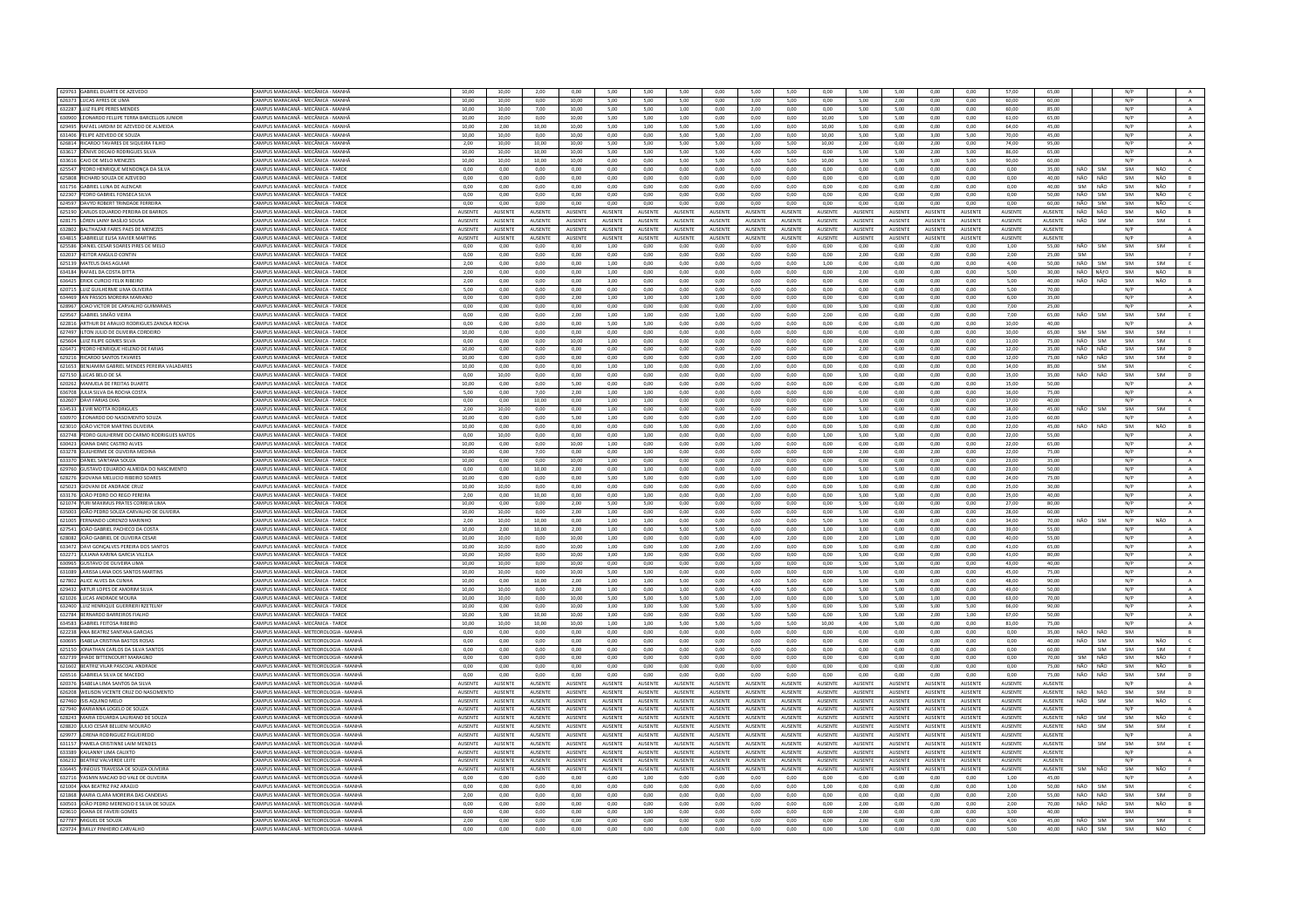| | | | | | | | | | | | | | | | | | | | | | | | | |
|---|---|---|---|---|---|---|---|---|---|---|---|---|---|---|---|---|---|---|---|---|---|---|---|---|
| 629763 | GABRIEL DUARTE DE AZEVEDO | CAMPUS MARACANÃ - MECÂNICA - MANHÃ | 10,00 | 10,00 | 2,00 | 0,00 | 5,00 | 5,00 | 5,00 | 0,00 | 5,00 | 5,00 | 0,00 | 5,00 | 5,00 | 0,00 | 0,00 | 57,00 | 65,00 | | | N/P | | A |
| 626373 | LUCAS AYRES DE LIMA | CAMPUS MARACANÃ - MECÂNICA - MANHÃ | 10,00 | 10,00 | 0,00 | 10,00 | 5,00 | 5,00 | 5,00 | 0,00 | 3,00 | 5,00 | 0,00 | 5,00 | 2,00 | 0,00 | 0,00 | 60,00 | 60,00 | | | N/P | | A |
| 632287 | LUIZ FILIPE PERES MENDES | CAMPUS MARACANÃ - MECÂNICA - MANHÃ | 10,00 | 10,00 | 7,00 | 10,00 | 5,00 | 5,00 | 1,00 | 0,00 | 2,00 | 0,00 | 0,00 | 5,00 | 5,00 | 0,00 | 0,00 | 60,00 | 85,00 | | | N/P | | A |
| 630900 | LEONARDO FELLIPE TERRA BARCELLOS JUNIOR | CAMPUS MARACANÃ - MECÂNICA - MANHÃ | 10,00 | 10,00 | 0,00 | 10,00 | 5,00 | 5,00 | 1,00 | 0,00 | 0,00 | 0,00 | 10,00 | 5,00 | 5,00 | 0,00 | 0,00 | 61,00 | 65,00 | | | N/P | | A |
| 629495 | RAFAEL JARDIM DE AZEVEDO DE ALMEIDA | CAMPUS MARACANÃ - MECÂNICA - MANHÃ | 10,00 | 2,00 | 10,00 | 10,00 | 5,00 | 1,00 | 5,00 | 5,00 | 1,00 | 0,00 | 10,00 | 5,00 | 0,00 | 0,00 | 0,00 | 64,00 | 45,00 | | | N/P | | A |
| 631406 | FELIPE AZEVEDO DE SOUZA | CAMPUS MARACANÃ - MECÂNICA - MANHÃ | 10,00 | 10,00 | 0,00 | 10,00 | 0,00 | 0,00 | 5,00 | 5,00 | 2,00 | 0,00 | 10,00 | 5,00 | 5,00 | 3,00 | 5,00 | 70,00 | 45,00 | | | N/P | | A |
| 626814 | RICARDO TAVARES DE SIQUEIRA FILHO | CAMPUS MARACANÃ - MECÂNICA - MANHÃ | 2,00 | 10,00 | 10,00 | 10,00 | 5,00 | 5,00 | 5,00 | 5,00 | 3,00 | 5,00 | 10,00 | 2,00 | 0,00 | 2,00 | 0,00 | 74,00 | 95,00 | | | N/P | | A |
| 633617 | DÊNIVE DECAIO RODRIGUES SILVA | CAMPUS MARACANÃ - MECÂNICA - MANHÃ | 10,00 | 10,00 | 10,00 | 10,00 | 5,00 | 5,00 | 5,00 | 5,00 | 4,00 | 5,00 | 0,00 | 5,00 | 5,00 | 2,00 | 5,00 | 86,00 | 65,00 | | | N/P | | A |
| 633616 | CAIO DE MELO MENEZES | CAMPUS MARACANÃ - MECÂNICA - MANHÃ | 10,00 | 10,00 | 10,00 | 10,00 | 0,00 | 0,00 | 5,00 | 5,00 | 5,00 | 5,00 | 10,00 | 5,00 | 5,00 | 5,00 | 5,00 | 90,00 | 60,00 | | | N/P | | A |
| 625547 | PEDRO HENRIQUE MENDONÇA DA SILVA | CAMPUS MARACANÃ - MECÂNICA - TARDE | 0,00 | 0,00 | 0,00 | 0,00 | 0,00 | 0,00 | 0,00 | 0,00 | 0,00 | 0,00 | 0,00 | 0,00 | 0,00 | 0,00 | 0,00 | 0,00 | 35,00 | NÃO | SIM | SIM | NÃO | C |
| 625808 | RICHARD SOUZA DE AZEVEDO | CAMPUS MARACANÃ - MECÂNICA - TARDE | 0,00 | 0,00 | 0,00 | 0,00 | 0,00 | 0,00 | 0,00 | 0,00 | 0,00 | 0,00 | 0,00 | 0,00 | 0,00 | 0,00 | 0,00 | 0,00 | 40,00 | NÃO | NÃO | SIM | NÃO | B |
| 631756 | GABRIEL LUNA DE ALENCAR | CAMPUS MARACANÃ - MECÂNICA - TARDE | 0,00 | 0,00 | 0,00 | 0,00 | 0,00 | 0,00 | 0,00 | 0,00 | 0,00 | 0,00 | 0,00 | 0,00 | 0,00 | 0,00 | 0,00 | 0,00 | 40,00 | SIM | NÃO | SIM | NÃO | F |
| 622307 | PEDRO GABRIEL FONSECA SILVA | CAMPUS MARACANÃ - MECÂNICA - TARDE | 0,00 | 0,00 | 0,00 | 0,00 | 0,00 | 0,00 | 0,00 | 0,00 | 0,00 | 0,00 | 0,00 | 0,00 | 0,00 | 0,00 | 0,00 | 0,00 | 50,00 | NÃO | SIM | SIM | NÃO | C |
| 624597 | DAVYD ROBERT TRINDADE FERREIRA | CAMPUS MARACANÃ - MECÂNICA - TARDE | 0,00 | 0,00 | 0,00 | 0,00 | 0,00 | 0,00 | 0,00 | 0,00 | 0,00 | 0,00 | 0,00 | 0,00 | 0,00 | 0,00 | 0,00 | 0,00 | 60,00 | NÃO | SIM | SIM | NÃO | C |
| 625190 | CARLOS EDUARDO PEREIRA DE BARROS | CAMPUS MARACANÃ - MECÂNICA - TARDE | AUSENTE | AUSENTE | AUSENTE | AUSENTE | AUSENTE | AUSENTE | AUSENTE | AUSENTE | AUSENTE | AUSENTE | AUSENTE | AUSENTE | AUSENTE | AUSENTE | AUSENTE | AUSENTE | AUSENTE | NÃO | NÃO | SIM | NÃO | B |
| 628175 | LOREN LAINY BASÍLIO SOUSA | CAMPUS MARACANÃ - MECÂNICA - TARDE | AUSENTE | AUSENTE | AUSENTE | AUSENTE | AUSENTE | AUSENTE | AUSENTE | AUSENTE | AUSENTE | AUSENTE | AUSENTE | AUSENTE | AUSENTE | AUSENTE | AUSENTE | AUSENTE | AUSENTE | NÃO | SIM | SIM | SIM | E |
| 632802 | BALTHAZAR FARES PAES DE MENEZES | CAMPUS MARACANÃ - MECÂNICA - TARDE | AUSENTE | AUSENTE | AUSENTE | AUSENTE | AUSENTE | AUSENTE | AUSENTE | AUSENTE | AUSENTE | AUSENTE | AUSENTE | AUSENTE | AUSENTE | AUSENTE | AUSENTE | AUSENTE | AUSENTE | | | N/P | | A |
| 634815 | GABRIELLE ELISA XAVIER MARTINS | CAMPUS MARACANÃ - MECÂNICA - TARDE | AUSENTE | AUSENTE | AUSENTE | AUSENTE | AUSENTE | AUSENTE | AUSENTE | AUSENTE | AUSENTE | AUSENTE | AUSENTE | AUSENTE | AUSENTE | AUSENTE | AUSENTE | AUSENTE | AUSENTE | | | N/P | | A |
| 625586 | DANIEL CESAR SOARES PIRES DE MELO | CAMPUS MARACANÃ - MECÂNICA - TARDE | 0,00 | 0,00 | 0,00 | 0,00 | 1,00 | 0,00 | 0,00 | 0,00 | 0,00 | 0,00 | 0,00 | 0,00 | 0,00 | 0,00 | 0,00 | 1,00 | 55,00 | NÃO | SIM | SIM | SIM | E |
| 632037 | HEITOR ANGULO CONTIN | CAMPUS MARACANÃ - MECÂNICA - TARDE | 0,00 | 0,00 | 0,00 | 0,00 | 0,00 | 0,00 | 0,00 | 0,00 | 0,00 | 0,00 | 0,00 | 2,00 | 0,00 | 0,00 | 0,00 | 2,00 | 25,00 | SIM | | SIM | | F |
| 625139 | MATEUS DIAS AGUIAR | CAMPUS MARACANÃ - MECÂNICA - TARDE | 2,00 | 0,00 | 0,00 | 0,00 | 1,00 | 0,00 | 0,00 | 0,00 | 0,00 | 0,00 | 1,00 | 0,00 | 0,00 | 0,00 | 0,00 | 4,00 | 50,00 | NÃO | SIM | SIM | SIM | E |
| 634184 | RAFAEL DA COSTA DITTA | CAMPUS MARACANÃ - MECÂNICA - TARDE | 2,00 | 0,00 | 0,00 | 0,00 | 1,00 | 0,00 | 0,00 | 0,00 | 0,00 | 0,00 | 0,00 | 2,00 | 0,00 | 0,00 | 0,00 | 5,00 | 30,00 | NÃO | NÃO | SIM | NÃO | B |
| 636425 | ERICK CURCIO FELIX RIBEIRO | CAMPUS MARACANÃ - MECÂNICA - TARDE | 2,00 | 0,00 | 0,00 | 0,00 | 3,00 | 0,00 | 0,00 | 0,00 | 0,00 | 0,00 | 0,00 | 0,00 | 0,00 | 0,00 | 0,00 | 5,00 | 40,00 | NÃO | NÃO | SIM | NÃO | B |
| 620715 | LUIZ GUILHERME LIMA OLIVEIRA | CAMPUS MARACANÃ - MECÂNICA - TARDE | 5,00 | 0,00 | 0,00 | 0,00 | 0,00 | 0,00 | 0,00 | 0,00 | 0,00 | 0,00 | 0,00 | 0,00 | 0,00 | 0,00 | 0,00 | 5,00 | 70,00 | | | N/P | | A |
| 634469 | IAN PASSOS MOREIRA MARIANO | CAMPUS MARACANÃ - MECÂNICA - TARDE | 0,00 | 0,00 | 0,00 | 2,00 | 1,00 | 1,00 | 1,00 | 1,00 | 0,00 | 0,00 | 0,00 | 0,00 | 0,00 | 0,00 | 0,00 | 6,00 | 35,00 | | | N/P | | A |
| 628967 | JOAO VICTOR DE CARVALHO GUIMARAES | CAMPUS MARACANÃ - MECÂNICA - TARDE | 0,00 | 0,00 | 0,00 | 0,00 | 0,00 | 0,00 | 0,00 | 0,00 | 2,00 | 0,00 | 0,00 | 5,00 | 0,00 | 0,00 | 0,00 | 7,00 | 25,00 | | | N/P | | A |
| 629567 | GABRIEL SIMÃO VIEIRA | CAMPUS MARACANÃ - MECÂNICA - TARDE | 0,00 | 0,00 | 0,00 | 2,00 | 1,00 | 1,00 | 0,00 | 1,00 | 0,00 | 0,00 | 2,00 | 0,00 | 0,00 | 0,00 | 0,00 | 7,00 | 65,00 | NÃO | SIM | SIM | SIM | E |
| 622816 | ARTHUR DE ARAUJO RODRIGUES ZANOLA ROCHA | CAMPUS MARACANÃ - MECÂNICA - TARDE | 0,00 | 0,00 | 0,00 | 0,00 | 5,00 | 5,00 | 0,00 | 0,00 | 0,00 | 0,00 | 0,00 | 0,00 | 0,00 | 0,00 | 0,00 | 10,00 | 40,00 | | | N/P | | A |
| 627497 | ILTON JULIO DE OLIVEIRA CORDEIRO | CAMPUS MARACANÃ - MECÂNICA - TARDE | 10,00 | 0,00 | 0,00 | 0,00 | 0,00 | 0,00 | 0,00 | 0,00 | 0,00 | 0,00 | 0,00 | 0,00 | 0,00 | 0,00 | 0,00 | 10,00 | 65,00 | SIM | SIM | SIM | SIM | I |
| 625604 | LUIZ FILIPE GOMES SILVA | CAMPUS MARACANÃ - MECÂNICA - TARDE | 0,00 | 0,00 | 0,00 | 10,00 | 1,00 | 0,00 | 0,00 | 0,00 | 0,00 | 0,00 | 0,00 | 0,00 | 0,00 | 0,00 | 0,00 | 11,00 | 75,00 | NÃO | SIM | SIM | SIM | E |
| 626471 | PEDRO HENRIQUE HELENO DE FARIAS | CAMPUS MARACANÃ - MECÂNICA - TARDE | 10,00 | 0,00 | 0,00 | 0,00 | 0,00 | 0,00 | 0,00 | 0,00 | 0,00 | 0,00 | 0,00 | 2,00 | 0,00 | 0,00 | 0,00 | 12,00 | 35,00 | NÃO | NÃO | SIM | SIM | D |
| 629216 | RICARDO SANTOS TAVARES | CAMPUS MARACANÃ - MECÂNICA - TARDE | 10,00 | 0,00 | 0,00 | 0,00 | 0,00 | 0,00 | 0,00 | 0,00 | 2,00 | 0,00 | 0,00 | 0,00 | 0,00 | 0,00 | 0,00 | 12,00 | 75,00 | NÃO | NÃO | SIM | SIM | D |
| 621653 | BENJAMIM GABRIEL MENDES PEREIRA VALADARES | CAMPUS MARACANÃ - MECÂNICA - TARDE | 10,00 | 0,00 | 0,00 | 0,00 | 1,00 | 1,00 | 0,00 | 0,00 | 2,00 | 0,00 | 0,00 | 0,00 | 0,00 | 0,00 | 0,00 | 14,00 | 85,00 | | SIM | SIM | | C |
| 627150 | LUCAS BELO DE SÁ | CAMPUS MARACANÃ - MECÂNICA - TARDE | 0,00 | 10,00 | 0,00 | 0,00 | 0,00 | 0,00 | 0,00 | 0,00 | 0,00 | 0,00 | 0,00 | 5,00 | 0,00 | 0,00 | 0,00 | 15,00 | 35,00 | NÃO | NÃO | SIM | SIM | D |
| 620262 | MANUELA DE FREITAS DUARTE | CAMPUS MARACANÃ - MECÂNICA - TARDE | 10,00 | 0,00 | 0,00 | 5,00 | 0,00 | 0,00 | 0,00 | 0,00 | 0,00 | 0,00 | 0,00 | 0,00 | 0,00 | 0,00 | 0,00 | 15,00 | 50,00 | | | N/P | | A |
| 636708 | JULIA SILVA DA ROCHA COSTA | CAMPUS MARACANÃ - MECÂNICA - TARDE | 5,00 | 0,00 | 7,00 | 2,00 | 1,00 | 1,00 | 0,00 | 0,00 | 0,00 | 0,00 | 0,00 | 0,00 | 0,00 | 0,00 | 0,00 | 16,00 | 75,00 | | | N/P | | A |
| 632607 | DAVI FARIAS DIAS | CAMPUS MARACANÃ - MECÂNICA - TARDE | 0,00 | 0,00 | 10,00 | 0,00 | 1,00 | 1,00 | 0,00 | 0,00 | 0,00 | 0,00 | 0,00 | 5,00 | 0,00 | 0,00 | 0,00 | 17,00 | 40,00 | | | N/P | | A |
| 634533 | LEVIR MOTTA RODRIGUES | CAMPUS MARACANÃ - MECÂNICA - TARDE | 2,00 | 10,00 | 0,00 | 0,00 | 1,00 | 0,00 | 0,00 | 0,00 | 0,00 | 0,00 | 0,00 | 5,00 | 0,00 | 0,00 | 0,00 | 18,00 | 45,00 | NÃO | SIM | SIM | SIM | E |
| 630970 | LEONARDO DO NASCIMENTO SOUZA | CAMPUS MARACANÃ - MECÂNICA - TARDE | 10,00 | 0,00 | 0,00 | 5,00 | 1,00 | 0,00 | 0,00 | 0,00 | 2,00 | 0,00 | 0,00 | 3,00 | 0,00 | 0,00 | 0,00 | 21,00 | 60,00 | | | N/P | | A |
| 623010 | JOÃO VICTOR MARTINS OLIVEIRA | CAMPUS MARACANÃ - MECÂNICA - TARDE | 10,00 | 0,00 | 0,00 | 0,00 | 0,00 | 0,00 | 5,00 | 0,00 | 2,00 | 0,00 | 0,00 | 5,00 | 0,00 | 0,00 | 0,00 | 22,00 | 45,00 | NÃO | NÃO | SIM | NÃO | B |
| 632748 | PEDRO GUILHERME DO CARMO RODRIGUES MATOS | CAMPUS MARACANÃ - MECÂNICA - TARDE | 0,00 | 10,00 | 0,00 | 0,00 | 0,00 | 1,00 | 0,00 | 0,00 | 0,00 | 0,00 | 1,00 | 5,00 | 5,00 | 0,00 | 0,00 | 22,00 | 55,00 | | | N/P | | A |
| 630423 | JOANA DARC CASTRO ALVES | CAMPUS MARACANÃ - MECÂNICA - TARDE | 10,00 | 0,00 | 0,00 | 10,00 | 1,00 | 0,00 | 0,00 | 0,00 | 1,00 | 0,00 | 0,00 | 0,00 | 0,00 | 0,00 | 0,00 | 22,00 | 65,00 | | | N/P | | A |
| 633278 | GUILHERME DE OLIVEIRA MEDINA | CAMPUS MARACANÃ - MECÂNICA - TARDE | 10,00 | 0,00 | 7,00 | 0,00 | 0,00 | 1,00 | 0,00 | 0,00 | 0,00 | 0,00 | 0,00 | 2,00 | 0,00 | 2,00 | 0,00 | 22,00 | 75,00 | | | N/P | | A |
| 633370 | DANIEL SANTANA SOUZA | CAMPUS MARACANÃ - MECÂNICA - TARDE | 10,00 | 0,00 | 0,00 | 10,00 | 1,00 | 0,00 | 0,00 | 0,00 | 2,00 | 0,00 | 0,00 | 0,00 | 0,00 | 0,00 | 0,00 | 23,00 | 35,00 | | | N/P | | A |
| 629760 | GUSTAVO EDUARDO ALMEIDA DO NASCIMENTO | CAMPUS MARACANÃ - MECÂNICA - TARDE | 0,00 | 0,00 | 10,00 | 2,00 | 0,00 | 1,00 | 0,00 | 0,00 | 0,00 | 0,00 | 0,00 | 5,00 | 5,00 | 0,00 | 0,00 | 23,00 | 50,00 | | | N/P | | A |
| 628276 | GIOVANA MELUCIO RIBEIRO SOARES | CAMPUS MARACANÃ - MECÂNICA - TARDE | 10,00 | 0,00 | 0,00 | 0,00 | 5,00 | 5,00 | 0,00 | 0,00 | 1,00 | 0,00 | 0,00 | 3,00 | 0,00 | 0,00 | 0,00 | 24,00 | 75,00 | | | N/P | | A |
| 625023 | GIOVANI DE ANDRADE CRUZ | CAMPUS MARACANÃ - MECÂNICA - TARDE | 10,00 | 10,00 | 0,00 | 0,00 | 0,00 | 0,00 | 0,00 | 0,00 | 0,00 | 0,00 | 0,00 | 5,00 | 0,00 | 0,00 | 0,00 | 25,00 | 30,00 | | | N/P | | A |
| 633176 | JOÃO PEDRO DO REGO PEREIRA | CAMPUS MARACANÃ - MECÂNICA - TARDE | 2,00 | 0,00 | 10,00 | 0,00 | 0,00 | 1,00 | 0,00 | 0,00 | 2,00 | 0,00 | 0,00 | 5,00 | 5,00 | 0,00 | 0,00 | 25,00 | 40,00 | | | N/P | | A |
| 621074 | YURI MAXIMUS PRATES CORREIA LIMA | CAMPUS MARACANÃ - MECÂNICA - TARDE | 10,00 | 0,00 | 0,00 | 2,00 | 5,00 | 5,00 | 0,00 | 0,00 | 0,00 | 0,00 | 0,00 | 5,00 | 0,00 | 0,00 | 0,00 | 27,00 | 80,00 | | | N/P | | A |
| 635003 | JOÃO PEDRO SOUZA CARVALHO DE OLIVEIRA | CAMPUS MARACANÃ - MECÂNICA - TARDE | 10,00 | 10,00 | 0,00 | 2,00 | 1,00 | 0,00 | 0,00 | 0,00 | 0,00 | 0,00 | 0,00 | 5,00 | 0,00 | 0,00 | 0,00 | 28,00 | 60,00 | | | N/P | | A |
| 621005 | FERNANDO LORENZO MARINHO | CAMPUS MARACANÃ - MECÂNICA - TARDE | 2,00 | 10,00 | 10,00 | 0,00 | 1,00 | 1,00 | 0,00 | 0,00 | 0,00 | 0,00 | 5,00 | 5,00 | 0,00 | 0,00 | 0,00 | 34,00 | 70,00 | NÃO | SIM | N/P | NÃO | A |
| 627541 | JOÃO GABRIEL PACHECO DA COSTA | CAMPUS MARACANÃ - MECÂNICA - TARDE | 10,00 | 2,00 | 10,00 | 2,00 | 1,00 | 0,00 | 5,00 | 5,00 | 0,00 | 0,00 | 1,00 | 3,00 | 0,00 | 0,00 | 0,00 | 39,00 | 55,00 | | | N/P | | A |
| 628082 | JOÃO GABRIEL DE OLIVEIRA CESAR | CAMPUS MARACANÃ - MECÂNICA - TARDE | 10,00 | 10,00 | 0,00 | 10,00 | 1,00 | 0,00 | 0,00 | 0,00 | 4,00 | 2,00 | 0,00 | 2,00 | 1,00 | 0,00 | 0,00 | 40,00 | 55,00 | | | N/P | | A |
| 633472 | DAVI GONÇALVES PEREIRA DOS SANTOS | CAMPUS MARACANÃ - MECÂNICA - TARDE | 10,00 | 10,00 | 0,00 | 10,00 | 1,00 | 0,00 | 1,00 | 2,00 | 2,00 | 0,00 | 0,00 | 5,00 | 0,00 | 0,00 | 0,00 | 41,00 | 65,00 | | | N/P | | A |
| 632271 | JULIANA KARINA GARCIA VILLELA | CAMPUS MARACANÃ - MECÂNICA - TARDE | 10,00 | 10,00 | 0,00 | 10,00 | 3,00 | 3,00 | 0,00 | 0,00 | 0,00 | 0,00 | 0,00 | 5,00 | 0,00 | 0,00 | 0,00 | 41,00 | 80,00 | | | N/P | | A |
| 630965 | GUSTAVO DE OLIVEIRA LIMA | CAMPUS MARACANÃ - MECÂNICA - TARDE | 10,00 | 10,00 | 0,00 | 10,00 | 0,00 | 0,00 | 0,00 | 0,00 | 3,00 | 0,00 | 0,00 | 5,00 | 5,00 | 0,00 | 0,00 | 43,00 | 40,00 | | | N/P | | A |
| 631089 | LARISSA LANA DOS SANTOS MARTINS | CAMPUS MARACANÃ - MECÂNICA - TARDE | 10,00 | 10,00 | 0,00 | 10,00 | 5,00 | 5,00 | 0,00 | 0,00 | 0,00 | 0,00 | 0,00 | 5,00 | 0,00 | 0,00 | 0,00 | 45,00 | 75,00 | | | N/P | | A |
| 627802 | ALICE ALVES DA CUNHA | CAMPUS MARACANÃ - MECÂNICA - TARDE | 10,00 | 0,00 | 10,00 | 2,00 | 1,00 | 1,00 | 5,00 | 0,00 | 4,00 | 5,00 | 0,00 | 5,00 | 5,00 | 0,00 | 0,00 | 48,00 | 90,00 | | | N/P | | A |
| 629432 | ARTUR LOPES DE AMORIM SILVA | CAMPUS MARACANÃ - MECÂNICA - TARDE | 10,00 | 10,00 | 0,00 | 2,00 | 1,00 | 0,00 | 1,00 | 0,00 | 4,00 | 5,00 | 6,00 | 5,00 | 5,00 | 0,00 | 0,00 | 49,00 | 50,00 | | | N/P | | A |
| 621026 | LUCAS ANDRADE MOURA | CAMPUS MARACANÃ - MECÂNICA - TARDE | 10,00 | 10,00 | 0,00 | 10,00 | 5,00 | 5,00 | 5,00 | 5,00 | 2,00 | 0,00 | 0,00 | 5,00 | 5,00 | 1,00 | 0,00 | 63,00 | 70,00 | | | N/P | | A |
| 632400 | LUIZ HENRIQUE GUERREIRI RZETELNY | CAMPUS MARACANÃ - MECÂNICA - TARDE | 10,00 | 10,00 | 0,00 | 10,00 | 3,00 | 3,00 | 5,00 | 5,00 | 5,00 | 0,00 | 0,00 | 5,00 | 5,00 | 5,00 | 0,00 | 66,00 | 90,00 | | | N/P | | A |
| 632784 | BERNARDO BARREIROS FIALHO | CAMPUS MARACANÃ - MECÂNICA - TARDE | 10,00 | 5,00 | 10,00 | 10,00 | 3,00 | 0,00 | 0,00 | 0,00 | 5,00 | 5,00 | 6,00 | 5,00 | 5,00 | 2,00 | 1,00 | 67,00 | 50,00 | | | N/P | | A |
| 634583 | GABRIEL FEITOSA RIBEIRO | CAMPUS MARACANÃ - MECÂNICA - TARDE | 10,00 | 10,00 | 10,00 | 10,00 | 1,00 | 1,00 | 5,00 | 5,00 | 5,00 | 5,00 | 10,00 | 4,00 | 5,00 | 0,00 | 0,00 | 81,00 | 75,00 | | | N/P | | A |
| 622238 | ANA BEATRIZ SANTANA GARCIAS | CAMPUS MARACANÃ - METEOROLOGIA - MANHÃ | 0,00 | 0,00 | 0,00 | 0,00 | 0,00 | 0,00 | 0,00 | 0,00 | 0,00 | 0,00 | 0,00 | 0,00 | 0,00 | 0,00 | 0,00 | 0,00 | 35,00 | NÃO | NÃO | SIM | SIM | B |
| 630695 | ISABELA CRISTINA BASTOS ROSAS | CAMPUS MARACANÃ - METEOROLOGIA - MANHÃ | 0,00 | 0,00 | 0,00 | 0,00 | 0,00 | 0,00 | 0,00 | 0,00 | 0,00 | 0,00 | 0,00 | 0,00 | 0,00 | 0,00 | 0,00 | 0,00 | 40,00 | NÃO | SIM | SIM | NÃO | C |
| 625150 | JONATHAN CARLOS DA SILVA SANTOS | CAMPUS MARACANÃ - METEOROLOGIA - MANHÃ | 0,00 | 0,00 | 0,00 | 0,00 | 0,00 | 0,00 | 0,00 | 0,00 | 0,00 | 0,00 | 0,00 | 0,00 | 0,00 | 0,00 | 0,00 | 0,00 | 60,00 | | SIM | SIM | SIM | E |
| 622739 | IHADE BITTENCOURT MARAGNO | CAMPUS MARACANÃ - METEOROLOGIA - MANHÃ | 0,00 | 0,00 | 0,00 | 0,00 | 0,00 | 0,00 | 0,00 | 0,00 | 0,00 | 0,00 | 0,00 | 0,00 | 0,00 | 0,00 | 0,00 | 0,00 | 70,00 | SIM | NÃO | SIM | NÃO | F |
| 621602 | BEATRIZ VILAR PASCOAL ANDRADE | CAMPUS MARACANÃ - METEOROLOGIA - MANHÃ | 0,00 | 0,00 | 0,00 | 0,00 | 0,00 | 0,00 | 0,00 | 0,00 | 0,00 | 0,00 | 0,00 | 0,00 | 0,00 | 0,00 | 0,00 | 0,00 | 75,00 | NÃO | NÃO | SIM | NÃO | B |
| 626516 | GABRIELA SILVA DE MACEDO | CAMPUS MARACANÃ - METEOROLOGIA - MANHÃ | 0,00 | 0,00 | 0,00 | 0,00 | 0,00 | 0,00 | 0,00 | 0,00 | 0,00 | 0,00 | 0,00 | 0,00 | 0,00 | 0,00 | 0,00 | 0,00 | 75,00 | NÃO | NÃO | SIM | SIM | D |
| 620376 | ISABELA LIMA SANTOS DA SILVA | CAMPUS MARACANÃ - METEOROLOGIA - MANHÃ | AUSENTE | AUSENTE | AUSENTE | AUSENTE | AUSENTE | AUSENTE | AUSENTE | AUSENTE | AUSENTE | AUSENTE | AUSENTE | AUSENTE | AUSENTE | AUSENTE | AUSENTE | AUSENTE | AUSENTE | | | N/P | | A |
| 626208 | WELISON VICENTE CRUZ DO NASCIMENTO | CAMPUS MARACANÃ - METEOROLOGIA - MANHÃ | AUSENTE | AUSENTE | AUSENTE | AUSENTE | AUSENTE | AUSENTE | AUSENTE | AUSENTE | AUSENTE | AUSENTE | AUSENTE | AUSENTE | AUSENTE | AUSENTE | AUSENTE | AUSENTE | AUSENTE | NÃO | NÃO | SIM | SIM | D |
| 627460 | ISIS AQUINO MELO | CAMPUS MARACANÃ - METEOROLOGIA - MANHÃ | AUSENTE | AUSENTE | AUSENTE | AUSENTE | AUSENTE | AUSENTE | AUSENTE | AUSENTE | AUSENTE | AUSENTE | AUSENTE | AUSENTE | AUSENTE | AUSENTE | AUSENTE | AUSENTE | AUSENTE | NÃO | SIM | SIM | NÃO | C |
| 627940 | MARIANNA LOGELO DE SOUZA | CAMPUS MARACANÃ - METEOROLOGIA - MANHÃ | AUSENTE | AUSENTE | AUSENTE | AUSENTE | AUSENTE | AUSENTE | AUSENTE | AUSENTE | AUSENTE | AUSENTE | AUSENTE | AUSENTE | AUSENTE | AUSENTE | AUSENTE | AUSENTE | AUSENTE | | | N/P | | A |
| 628243 | MARIA EDUARDA LAURIANO DE SOUZA | CAMPUS MARACANÃ - METEOROLOGIA - MANHÃ | AUSENTE | AUSENTE | AUSENTE | AUSENTE | AUSENTE | AUSENTE | AUSENTE | AUSENTE | AUSENTE | AUSENTE | AUSENTE | AUSENTE | AUSENTE | AUSENTE | AUSENTE | AUSENTE | AUSENTE | NÃO | SIM | SIM | NÃO | C |
| 628820 | JULIO CESAR BELLIENI MOURÃO | CAMPUS MARACANÃ - METEOROLOGIA - MANHÃ | AUSENTE | AUSENTE | AUSENTE | AUSENTE | AUSENTE | AUSENTE | AUSENTE | AUSENTE | AUSENTE | AUSENTE | AUSENTE | AUSENTE | AUSENTE | AUSENTE | AUSENTE | AUSENTE | AUSENTE | NÃO | SIM | SIM | SIM | E |
| 629977 | LORENA RODRIGUEZ FIGUEIREDO | CAMPUS MARACANÃ - METEOROLOGIA - MANHÃ | AUSENTE | AUSENTE | AUSENTE | AUSENTE | AUSENTE | AUSENTE | AUSENTE | AUSENTE | AUSENTE | AUSENTE | AUSENTE | AUSENTE | AUSENTE | AUSENTE | AUSENTE | AUSENTE | AUSENTE | | | N/P | | A |
| 633157 | PAMELA CRISTINNE LAIM MENDES | CAMPUS MARACANÃ - METEOROLOGIA - MANHÃ | AUSENTE | AUSENTE | AUSENTE | AUSENTE | AUSENTE | AUSENTE | AUSENTE | AUSENTE | AUSENTE | AUSENTE | AUSENTE | AUSENTE | AUSENTE | AUSENTE | AUSENTE | AUSENTE | AUSENTE | | SIM | SIM | SIM | E |
| 633389 | KAILANNY LIMA CALIXTO | CAMPUS MARACANÃ - METEOROLOGIA - MANHÃ | AUSENTE | AUSENTE | AUSENTE | AUSENTE | AUSENTE | AUSENTE | AUSENTE | AUSENTE | AUSENTE | AUSENTE | AUSENTE | AUSENTE | AUSENTE | AUSENTE | AUSENTE | AUSENTE | AUSENTE | | | N/P | | A |
| 636232 | BEATRIZ VALVERDE LEITE | CAMPUS MARACANÃ - METEOROLOGIA - MANHÃ | AUSENTE | AUSENTE | AUSENTE | AUSENTE | AUSENTE | AUSENTE | AUSENTE | AUSENTE | AUSENTE | AUSENTE | AUSENTE | AUSENTE | AUSENTE | AUSENTE | AUSENTE | AUSENTE | AUSENTE | | | N/P | | A |
| 636445 | VINICIUS TRAVESSA DE SOUZA OLIVEIRA | CAMPUS MARACANÃ - METEOROLOGIA - MANHÃ | AUSENTE | AUSENTE | AUSENTE | AUSENTE | AUSENTE | AUSENTE | AUSENTE | AUSENTE | AUSENTE | AUSENTE | AUSENTE | AUSENTE | AUSENTE | AUSENTE | AUSENTE | AUSENTE | AUSENTE | SIM | NÃO | SIM | NÃO | F |
| 622716 | YASMIN MACAIO DO VALE DE OLIVEIRA | CAMPUS MARACANÃ - METEOROLOGIA - MANHÃ | 0,00 | 0,00 | 0,00 | 0,00 | 1,00 | 0,00 | 0,00 | 0,00 | 0,00 | 0,00 | 0,00 | 0,00 | 0,00 | 0,00 | 0,00 | 1,00 | 45,00 | | | N/P | | A |
| 621004 | ANA BEATRIZ PAZ ARAÚJO | CAMPUS MARACANÃ - METEOROLOGIA - MANHÃ | 0,00 | 0,00 | 0,00 | 0,00 | 0,00 | 0,00 | 0,00 | 0,00 | 0,00 | 0,00 | 1,00 | 0,00 | 0,00 | 0,00 | 0,00 | 1,00 | 50,00 | NÃO | SIM | SIM | | C |
| 621868 | MARIA CLARA MOREIRA DAS CANDEIAS | CAMPUS MARACANÃ - METEOROLOGIA - MANHÃ | 2,00 | 0,00 | 0,00 | 0,00 | 0,00 | 0,00 | 0,00 | 0,00 | 0,00 | 0,00 | 0,00 | 0,00 | 0,00 | 0,00 | 0,00 | 2,00 | 55,00 | NÃO | NÃO | SIM | SIM | D |
| 630503 | JOÃO PEDRO MERENCIO E SILVA DE SOUZA | CAMPUS MARACANÃ - METEOROLOGIA - MANHÃ | 0,00 | 0,00 | 0,00 | 0,00 | 0,00 | 0,00 | 0,00 | 0,00 | 0,00 | 0,00 | 0,00 | 2,00 | 0,00 | 0,00 | 0,00 | 2,00 | 70,00 | NÃO | NÃO | SIM | NÃO | B |
| 629610 | JOANA DE FAVERI GOMES | CAMPUS MARACANÃ - METEOROLOGIA - MANHÃ | 0,00 | 0,00 | 0,00 | 0,00 | 1,00 | 0,00 | 0,00 | 0,00 | 0,00 | 0,00 | 0,00 | 2,00 | 0,00 | 0,00 | 0,00 | 3,00 | 40,00 | | | SIM | | B |
| 627787 | MIGUEL DE SOUZA | CAMPUS MARACANÃ - METEOROLOGIA - MANHÃ | 2,00 | 0,00 | 0,00 | 0,00 | 0,00 | 0,00 | 0,00 | 0,00 | 0,00 | 0,00 | 0,00 | 2,00 | 0,00 | 0,00 | 0,00 | 4,00 | 45,00 | NÃO | SIM | SIM | SIM | E |
| 629724 | EMILLY PINHEIRO CARVALHO | CAMPUS MARACANÃ - METEOROLOGIA - MANHÃ | 0,00 | 0,00 | 0,00 | 0,00 | 0,00 | 0,00 | 0,00 | 0,00 | 0,00 | 0,00 | 0,00 | 5,00 | 0,00 | 0,00 | 0,00 | 5,00 | 40,00 | NÃO | SIM | SIM | NÃO | C |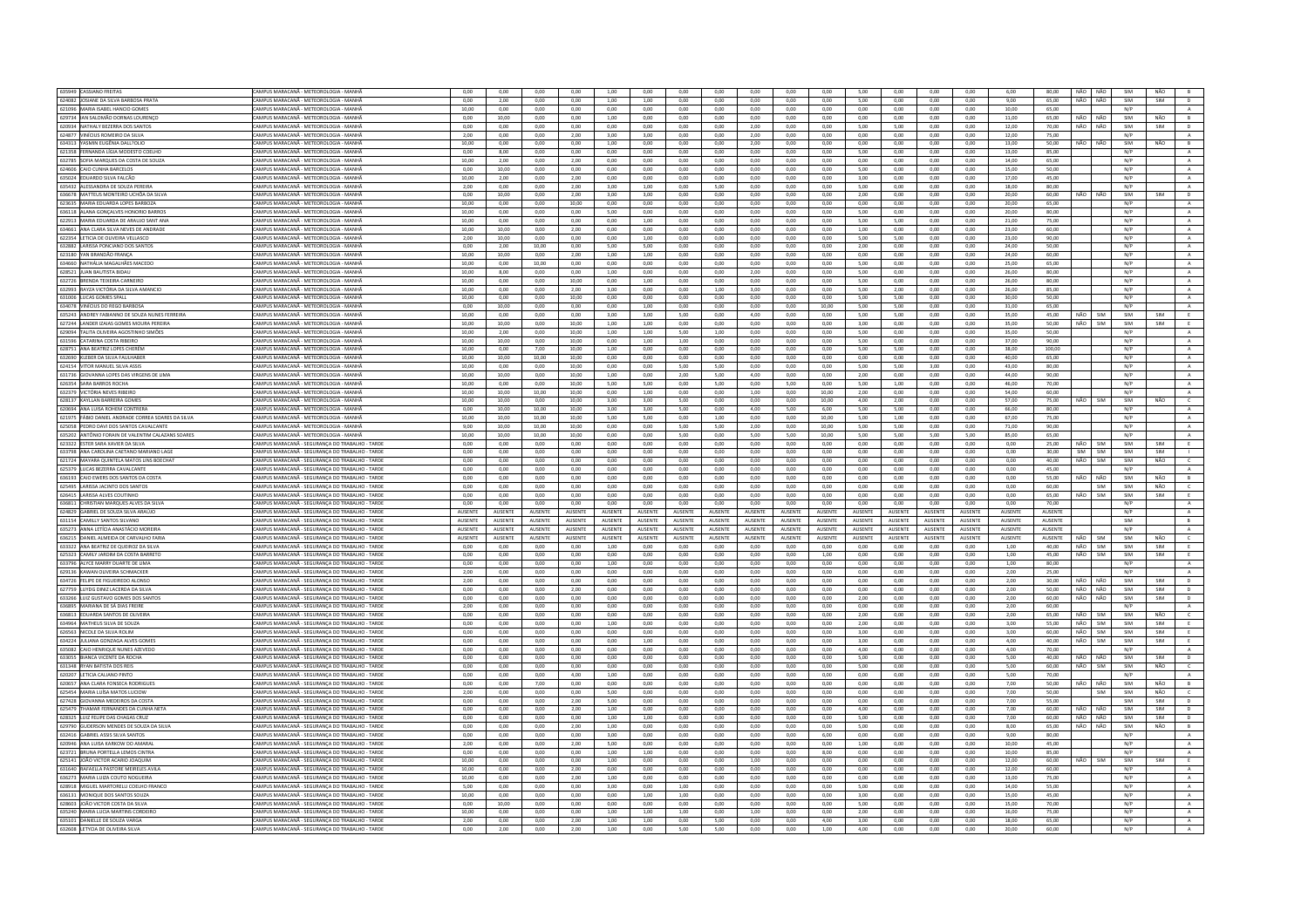| | | | | | | | | | | | | | | | | | | | | | | | | |
|---|---|---|---|---|---|---|---|---|---|---|---|---|---|---|---|---|---|---|---|---|---|---|---|---|
| 635949 | CASSIANO FREITAS | CAMPUS MARACANÃ - METEOROLOGIA - MANHÃ | 0,00 | 0,00 | 0,00 | 0,00 | 1,00 | 0,00 | 0,00 | 0,00 | 0,00 | 0,00 | 0,00 | 5,00 | 0,00 | 0,00 | 0,00 | 6,00 | 80,00 | NÃO | NÃO | SIM | NÃO | B |
| 624082 | JOSIANE DA SILVA BARBOSA PRATA | CAMPUS MARACANÃ - METEOROLOGIA - MANHÃ | 0,00 | 2,00 | 0,00 | 0,00 | 1,00 | 1,00 | 0,00 | 0,00 | 0,00 | 0,00 | 0,00 | 5,00 | 0,00 | 0,00 | 0,00 | 9,00 | 65,00 | NÃO | NÃO | SIM | SIM | D |
| 621090 | MARIA ISABEL HANOD GOMES | CAMPUS MARACANÃ - METEOROLOGIA - MANHÃ | 10,00 | 0,00 | 0,00 | 0,00 | 0,00 | 0,00 | 0,00 | 0,00 | 0,00 | 0,00 | 0,00 | 0,00 | 0,00 | 0,00 | 0,00 | 10,00 | 65,00 | | | N/P | | A |
| 629734 | IAN SALOMÃO DORNAS LOURENÇO | CAMPUS MARACANÃ - METEOROLOGIA - MANHÃ | 0,00 | 10,00 | 0,00 | 0,00 | 1,00 | 0,00 | 0,00 | 0,00 | 0,00 | 0,00 | 0,00 | 0,00 | 0,00 | 0,00 | 0,00 | 11,00 | 65,00 | NÃO | NÃO | SIM | NÃO | B |
| 620934 | NATHALY BEZERRA DOS SANTOS | CAMPUS MARACANÃ - METEOROLOGIA - MANHÃ | 0,00 | 0,00 | 0,00 | 0,00 | 0,00 | 0,00 | 0,00 | 0,00 | 2,00 | 0,00 | 0,00 | 5,00 | 5,00 | 0,00 | 0,00 | 12,00 | 70,00 | NÃO | NÃO | SIM | SIM | D |
| 624877 | VINÍCIUS ROMEIRO DA SILVA | CAMPUS MARACANÃ - METEOROLOGIA - MANHÃ | 2,00 | 0,00 | 0,00 | 2,00 | 3,00 | 3,00 | 0,00 | 0,00 | 2,00 | 0,00 | 0,00 | 0,00 | 0,00 | 0,00 | 0,00 | 12,00 | 75,00 | | | N/P | | A |
| 634313 | YASMIN EUGÊNIA DALL'OLIO | CAMPUS MARACANÃ - METEOROLOGIA - MANHÃ | 10,00 | 0,00 | 0,00 | 0,00 | 1,00 | 0,00 | 0,00 | 0,00 | 2,00 | 0,00 | 0,00 | 0,00 | 0,00 | 0,00 | 0,00 | 13,00 | 50,00 | NÃO | NÃO | SIM | NÃO | B |
| 621358 | FERNANDA LÍGIA MODESTO COELHO | CAMPUS MARACANÃ - METEOROLOGIA - MANHÃ | 0,00 | 8,00 | 0,00 | 0,00 | 0,00 | 0,00 | 0,00 | 0,00 | 0,00 | 0,00 | 0,00 | 5,00 | 0,00 | 0,00 | 0,00 | 13,00 | 85,00 | | | N/P | | A |
| 632785 | SOFIA MARQUES DA COSTA DE SOUZA | CAMPUS MARACANÃ - METEOROLOGIA - MANHÃ | 10,00 | 2,00 | 0,00 | 2,00 | 0,00 | 0,00 | 0,00 | 0,00 | 0,00 | 0,00 | 0,00 | 0,00 | 0,00 | 0,00 | 0,00 | 14,00 | 65,00 | | | N/P | | A |
| 624600 | CAIO CUNHA BARCELOS | CAMPUS MARACANÃ - METEOROLOGIA - MANHÃ | 0,00 | 10,00 | 0,00 | 0,00 | 0,00 | 0,00 | 0,00 | 0,00 | 0,00 | 0,00 | 0,00 | 5,00 | 0,00 | 0,00 | 0,00 | 15,00 | 50,00 | | | N/P | | A |
| 635024 | EDUARDO SILVA FALCÃO | CAMPUS MARACANÃ - METEOROLOGIA - MANHÃ | 10,00 | 2,00 | 0,00 | 2,00 | 0,00 | 0,00 | 0,00 | 0,00 | 0,00 | 0,00 | 0,00 | 3,00 | 0,00 | 0,00 | 0,00 | 17,00 | 45,00 | | | N/P | | A |
| 635432 | ALESSANDRA DE SOUZA PEREIRA | CAMPUS MARACANÃ - METEOROLOGIA - MANHÃ | 2,00 | 0,00 | 0,00 | 2,00 | 3,00 | 1,00 | 0,00 | 5,00 | 0,00 | 0,00 | 0,00 | 5,00 | 0,00 | 0,00 | 0,00 | 18,00 | 80,00 | | | N/P | | A |
| 636678 | MATTEUS MONTEIRO UCHÔA DA SILVA | CAMPUS MARACANÃ - METEOROLOGIA - MANHÃ | 0,00 | 10,00 | 0,00 | 2,00 | 3,00 | 3,00 | 0,00 | 0,00 | 0,00 | 0,00 | 0,00 | 2,00 | 0,00 | 0,00 | 0,00 | 20,00 | 60,00 | NÃO | NÃO | SIM | SIM | D |
| 623635 | MARIA EDUARDA LOPES BARBOZA | CAMPUS MARACANÃ - METEOROLOGIA - MANHÃ | 10,00 | 0,00 | 0,00 | 10,00 | 0,00 | 0,00 | 0,00 | 0,00 | 0,00 | 0,00 | 0,00 | 0,00 | 0,00 | 0,00 | 0,00 | 20,00 | 65,00 | | | N/P | | A |
| 636118 | ALANA GONÇALVES HONORIO BARROS | CAMPUS MARACANÃ - METEOROLOGIA - MANHÃ | 10,00 | 0,00 | 0,00 | 0,00 | 5,00 | 0,00 | 0,00 | 0,00 | 0,00 | 0,00 | 0,00 | 5,00 | 0,00 | 0,00 | 0,00 | 20,00 | 80,00 | | | N/P | | A |
| 622913 | MARIA EDUARDA DE ARAUJO SANT ANA | CAMPUS MARACANÃ - METEOROLOGIA - MANHÃ | 10,00 | 0,00 | 0,00 | 0,00 | 0,00 | 1,00 | 0,00 | 0,00 | 0,00 | 0,00 | 0,00 | 5,00 | 5,00 | 0,00 | 0,00 | 21,00 | 75,00 | | | N/P | | A |
| 634661 | ANA CLARA SILVA NEVES DE ANDRADE | CAMPUS MARACANÃ - METEOROLOGIA - MANHÃ | 10,00 | 10,00 | 0,00 | 2,00 | 0,00 | 0,00 | 0,00 | 0,00 | 0,00 | 0,00 | 0,00 | 1,00 | 0,00 | 0,00 | 0,00 | 23,00 | 60,00 | | | N/P | | A |
| 622354 | LETICIA DE OLIVEIRA VELLASCO | CAMPUS MARACANÃ - METEOROLOGIA - MANHÃ | 2,00 | 10,00 | 0,00 | 0,00 | 0,00 | 1,00 | 0,00 | 0,00 | 0,00 | 0,00 | 0,00 | 5,00 | 5,00 | 0,00 | 0,00 | 23,00 | 90,00 | | | N/P | | A |
| 632882 | LARISSA PONCIANO DOS SANTOS | CAMPUS MARACANÃ - METEOROLOGIA - MANHÃ | 0,00 | 2,00 | 10,00 | 0,00 | 5,00 | 5,00 | 0,00 | 0,00 | 0,00 | 0,00 | 0,00 | 2,00 | 0,00 | 0,00 | 0,00 | 24,00 | 50,00 | | | N/P | | A |
| 623180 | YAN BRANDÃO FRANÇA | CAMPUS MARACANÃ - METEOROLOGIA - MANHÃ | 10,00 | 10,00 | 0,00 | 2,00 | 1,00 | 1,00 | 0,00 | 0,00 | 0,00 | 0,00 | 0,00 | 0,00 | 0,00 | 0,00 | 0,00 | 24,00 | 60,00 | | | N/P | | A |
| 634660 | NATHÁLIA MAGALHÃES MACEDO | CAMPUS MARACANÃ - METEOROLOGIA - MANHÃ | 10,00 | 0,00 | 10,00 | 0,00 | 0,00 | 0,00 | 0,00 | 0,00 | 0,00 | 0,00 | 0,00 | 5,00 | 0,00 | 0,00 | 0,00 | 25,00 | 65,00 | | | N/P | | A |
| 628521 | JUAN BAUTISTA BIDAU | CAMPUS MARACANÃ - METEOROLOGIA - MANHÃ | 10,00 | 8,00 | 0,00 | 0,00 | 1,00 | 0,00 | 0,00 | 0,00 | 2,00 | 0,00 | 0,00 | 5,00 | 0,00 | 0,00 | 0,00 | 26,00 | 80,00 | | | N/P | | A |
| 632726 | BRENDA TEIXEIRA CARNEIRO | CAMPUS MARACANÃ - METEOROLOGIA - MANHÃ | 10,00 | 0,00 | 0,00 | 10,00 | 0,00 | 1,00 | 0,00 | 0,00 | 0,00 | 0,00 | 0,00 | 5,00 | 0,00 | 0,00 | 0,00 | 26,00 | 80,00 | | | N/P | | A |
| 632993 | RAYZA VICTÓRIA DA SILVA AMANCIO | CAMPUS MARACANÃ - METEOROLOGIA - MANHÃ | 10,00 | 0,00 | 0,00 | 2,00 | 3,00 | 0,00 | 0,00 | 1,00 | 3,00 | 0,00 | 0,00 | 5,00 | 2,00 | 0,00 | 0,00 | 26,00 | 85,00 | | | N/P | | A |
| 631006 | LUCAS GOMES SPALL | CAMPUS MARACANÃ - METEOROLOGIA - MANHÃ | 10,00 | 0,00 | 0,00 | 10,00 | 0,00 | 0,00 | 0,00 | 0,00 | 0,00 | 0,00 | 0,00 | 5,00 | 5,00 | 0,00 | 0,00 | 30,00 | 50,00 | | | N/P | | A |
| 634078 | VINÍCIUS DO REGO BARBOSA | CAMPUS MARACANÃ - METEOROLOGIA - MANHÃ | 0,00 | 10,00 | 0,00 | 0,00 | 0,00 | 1,00 | 0,00 | 0,00 | 0,00 | 0,00 | 10,00 | 5,00 | 5,00 | 0,00 | 0,00 | 31,00 | 65,00 | | | N/P | | A |
| 635243 | ANDREY FAIBANNO DE SOUZA NUNES FERREIRA | CAMPUS MARACANÃ - METEOROLOGIA - MANHÃ | 10,00 | 0,00 | 0,00 | 0,00 | 3,00 | 3,00 | 5,00 | 0,00 | 4,00 | 0,00 | 0,00 | 5,00 | 5,00 | 0,00 | 0,00 | 35,00 | 45,00 | NÃO | SIM | SIM | SIM | E |
| 627244 | LANDER IZAIAS GOMES MOURA PEREIRA | CAMPUS MARACANÃ - METEOROLOGIA - MANHÃ | 10,00 | 10,00 | 0,00 | 10,00 | 1,00 | 1,00 | 0,00 | 0,00 | 0,00 | 0,00 | 0,00 | 3,00 | 0,00 | 0,00 | 0,00 | 35,00 | 50,00 | NÃO | SIM | SIM | SIM | E |
| 629094 | TALITA OLIVEIRA AGOSTINHO SIMÕES | CAMPUS MARACANÃ - METEOROLOGIA - MANHÃ | 10,00 | 2,00 | 0,00 | 10,00 | 1,00 | 1,00 | 5,00 | 1,00 | 0,00 | 0,00 | 0,00 | 5,00 | 0,00 | 0,00 | 0,00 | 35,00 | 50,00 | | | N/P | | A |
| 631598 | CATARINA COSTA RIBEIRO | CAMPUS MARACANÃ - METEOROLOGIA - MANHÃ | 10,00 | 10,00 | 0,00 | 10,00 | 0,00 | 1,00 | 1,00 | 0,00 | 0,00 | 0,00 | 0,00 | 5,00 | 0,00 | 0,00 | 0,00 | 37,00 | 90,00 | | | N/P | | A |
| 628751 | ANA BEATRIZ LOPES CHERÉM | CAMPUS MARACANÃ - METEOROLOGIA - MANHÃ | 10,00 | 0,00 | 7,00 | 10,00 | 1,00 | 0,00 | 0,00 | 0,00 | 0,00 | 0,00 | 0,00 | 5,00 | 5,00 | 0,00 | 0,00 | 38,00 | 100,00 | | | N/P | | A |
| 622690 | KLEBER DA SILVA FAULHABER | CAMPUS MARACANÃ - METEOROLOGIA - MANHÃ | 10,00 | 10,00 | 10,00 | 10,00 | 0,00 | 0,00 | 0,00 | 0,00 | 0,00 | 0,00 | 0,00 | 0,00 | 0,00 | 0,00 | 0,00 | 40,00 | 65,00 | | | N/P | | A |
| 624154 | VITOR MANUEL SILVA ASSIS | CAMPUS MARACANÃ - METEOROLOGIA - MANHÃ | 10,00 | 0,00 | 0,00 | 10,00 | 0,00 | 0,00 | 5,00 | 5,00 | 0,00 | 0,00 | 0,00 | 5,00 | 5,00 | 3,00 | 0,00 | 43,00 | 80,00 | | | N/P | | A |
| 631736 | GIOVANNA LOPES DAS VIRGENS DE LIMA | CAMPUS MARACANÃ - METEOROLOGIA - MANHÃ | 10,00 | 10,00 | 0,00 | 10,00 | 1,00 | 0,00 | 2,00 | 5,00 | 4,00 | 0,00 | 0,00 | 2,00 | 0,00 | 0,00 | 0,00 | 44,00 | 90,00 | | | N/P | | A |
| 626354 | SARA BARROS ROCHA | CAMPUS MARACANÃ - METEOROLOGIA - MANHÃ | 10,00 | 0,00 | 0,00 | 10,00 | 5,00 | 5,00 | 0,00 | 5,00 | 0,00 | 5,00 | 0,00 | 5,00 | 1,00 | 0,00 | 0,00 | 46,00 | 70,00 | | | N/P | | A |
| 622379 | VICTÓRIA NEVES RIBEIRO | CAMPUS MARACANÃ - METEOROLOGIA - MANHÃ | 10,00 | 10,00 | 10,00 | 10,00 | 0,00 | 1,00 | 0,00 | 0,00 | 1,00 | 0,00 | 10,00 | 2,00 | 0,00 | 0,00 | 0,00 | 54,00 | 60,00 | | | N/P | | A |
| 628137 | KAYLLAN BARREIRA GOMES | CAMPUS MARACANÃ - METEOROLOGIA - MANHÃ | 10,00 | 10,00 | 0,00 | 10,00 | 3,00 | 3,00 | 5,00 | 0,00 | 0,00 | 0,00 | 10,00 | 4,00 | 2,00 | 0,00 | 0,00 | 57,00 | 75,00 | NÃO | SIM | SIM | NÃO | C |
| 620694 | ANA LUISA ROHEM CONTRERA | CAMPUS MARACANÃ - METEOROLOGIA - MANHÃ | 0,00 | 10,00 | 10,00 | 10,00 | 3,00 | 3,00 | 5,00 | 0,00 | 4,00 | 5,00 | 6,00 | 5,00 | 5,00 | 0,00 | 0,00 | 66,00 | 80,00 | | | N/P | | A |
| 621975 | FÁBIO DANIEL ANDRADE CORREA SOARES DA SILVA | CAMPUS MARACANÃ - METEOROLOGIA - MANHÃ | 10,00 | 10,00 | 10,00 | 10,00 | 5,00 | 5,00 | 0,00 | 1,00 | 0,00 | 0,00 | 10,00 | 5,00 | 1,00 | 0,00 | 0,00 | 67,00 | 75,00 | | | N/P | | A |
| 625058 | PEDRO DAVI DOS SANTOS CAVALCANTE | CAMPUS MARACANÃ - METEOROLOGIA - MANHÃ | 9,00 | 10,00 | 10,00 | 10,00 | 0,00 | 0,00 | 5,00 | 5,00 | 2,00 | 0,00 | 10,00 | 5,00 | 5,00 | 0,00 | 0,00 | 71,00 | 90,00 | | | N/P | | A |
| 635202 | ANTÔNIO FORAIN DE VALENTIM CALAZANS SOARES | CAMPUS MARACANÃ - METEOROLOGIA - MANHÃ | 10,00 | 10,00 | 10,00 | 10,00 | 0,00 | 0,00 | 5,00 | 0,00 | 5,00 | 5,00 | 10,00 | 5,00 | 5,00 | 5,00 | 5,00 | 85,00 | 65,00 | | | N/P | | A |
| 623322 | ESTER SARA XAVIER DA SILVA | CAMPUS MARACANÃ - SEGURANÇA DO TRABALHO - TARDE | 0,00 | 0,00 | 0,00 | 0,00 | 0,00 | 0,00 | 0,00 | 0,00 | 0,00 | 0,00 | 0,00 | 0,00 | 0,00 | 0,00 | 0,00 | 0,00 | 25,00 | NÃO | SIM | SIM | SIM | E |
| 633798 | ANA CAROLINA CAETANO MARIANO LAGE | CAMPUS MARACANÃ - SEGURANÇA DO TRABALHO - TARDE | 0,00 | 0,00 | 0,00 | 0,00 | 0,00 | 0,00 | 0,00 | 0,00 | 0,00 | 0,00 | 0,00 | 0,00 | 0,00 | 0,00 | 0,00 | 0,00 | 30,00 | SIM | SIM | SIM | SIM | I |
| 621724 | RAYARA QUINTELA MATOS LINS BOECHAT | CAMPUS MARACANÃ - SEGURANÇA DO TRABALHO - TARDE | 0,00 | 0,00 | 0,00 | 0,00 | 0,00 | 0,00 | 0,00 | 0,00 | 0,00 | 0,00 | 0,00 | 0,00 | 0,00 | 0,00 | 0,00 | 0,00 | 40,00 | NÃO | SIM | SIM | NÃO | C |
| 625379 | LUCAS BEZERRA CAVALCANTE | CAMPUS MARACANÃ - SEGURANÇA DO TRABALHO - TARDE | 0,00 | 0,00 | 0,00 | 0,00 | 0,00 | 0,00 | 0,00 | 0,00 | 0,00 | 0,00 | 0,00 | 0,00 | 0,00 | 0,00 | 0,00 | 0,00 | 45,00 | | | N/P | | A |
| 636193 | CAIO EWERS DOS SANTOS DA COSTA | CAMPUS MARACANÃ - SEGURANÇA DO TRABALHO - TARDE | 0,00 | 0,00 | 0,00 | 0,00 | 0,00 | 0,00 | 0,00 | 0,00 | 0,00 | 0,00 | 0,00 | 0,00 | 0,00 | 0,00 | 0,00 | 0,00 | 55,00 | NÃO | NÃO | SIM | NÃO | B |
| 625495 | LARISSA JACINTO DOS SANTOS | CAMPUS MARACANÃ - SEGURANÇA DO TRABALHO - TARDE | 0,00 | 0,00 | 0,00 | 0,00 | 0,00 | 0,00 | 0,00 | 0,00 | 0,00 | 0,00 | 0,00 | 0,00 | 0,00 | 0,00 | 0,00 | 0,00 | 60,00 | | SIM | SIM | NÃO | C |
| 626415 | LARISSA ALVES COUTINHO | CAMPUS MARACANÃ - SEGURANÇA DO TRABALHO - TARDE | 0,00 | 0,00 | 0,00 | 0,00 | 0,00 | 0,00 | 0,00 | 0,00 | 0,00 | 0,00 | 0,00 | 0,00 | 0,00 | 0,00 | 0,00 | 0,00 | 65,00 | NÃO | SIM | SIM | SIM | E |
| 636813 | CHRISTIAN MARQUES ALVES DA SILVA | CAMPUS MARACANÃ - SEGURANÇA DO TRABALHO - TARDE | 0,00 | 0,00 | 0,00 | 0,00 | 0,00 | 0,00 | 0,00 | 0,00 | 0,00 | 0,00 | 0,00 | 0,00 | 0,00 | 0,00 | 0,00 | 0,00 | 70,00 | | | N/P | | A |
| 624829 | GABRIEL DE SOUZA SILVA ARAÚJO | CAMPUS MARACANÃ - SEGURANÇA DO TRABALHO - TARDE | AUSENTE | AUSENTE | AUSENTE | AUSENTE | AUSENTE | AUSENTE | AUSENTE | AUSENTE | AUSENTE | AUSENTE | AUSENTE | AUSENTE | AUSENTE | AUSENTE | AUSENTE | AUSENTE | AUSENTE | | | N/P | | A |
| 631154 | CAMILLY SANTOS SILVANO | CAMPUS MARACANÃ - SEGURANÇA DO TRABALHO - TARDE | AUSENTE | AUSENTE | AUSENTE | AUSENTE | AUSENTE | AUSENTE | AUSENTE | AUSENTE | AUSENTE | AUSENTE | AUSENTE | AUSENTE | AUSENTE | AUSENTE | AUSENTE | AUSENTE | AUSENTE | | | N/P | | B |
| 635273 | ANNA LETÍCIA ANASTÁCIO MOREIRA | CAMPUS MARACANÃ - SEGURANÇA DO TRABALHO - TARDE | AUSENTE | AUSENTE | AUSENTE | AUSENTE | AUSENTE | AUSENTE | AUSENTE | AUSENTE | AUSENTE | AUSENTE | AUSENTE | AUSENTE | AUSENTE | AUSENTE | AUSENTE | AUSENTE | AUSENTE | | | N/P | | A |
| 636215 | DANIEL ALMEIDA DE CARVALHO FARIA | CAMPUS MARACANÃ - SEGURANÇA DO TRABALHO - TARDE | AUSENTE | AUSENTE | AUSENTE | AUSENTE | AUSENTE | AUSENTE | AUSENTE | AUSENTE | AUSENTE | AUSENTE | AUSENTE | AUSENTE | AUSENTE | AUSENTE | AUSENTE | AUSENTE | AUSENTE | NÃO | SIM | SIM | NÃO | C |
| 633322 | ANA BEATRIZ DE QUEIROZ DA SILVA | CAMPUS MARACANÃ - SEGURANÇA DO TRABALHO - TARDE | 0,00 | 0,00 | 0,00 | 0,00 | 1,00 | 0,00 | 0,00 | 0,00 | 0,00 | 0,00 | 0,00 | 0,00 | 0,00 | 0,00 | 0,00 | 1,00 | 40,00 | NÃO | SIM | SIM | SIM | E |
| 625323 | CAMILY JARDIM DA COSTA BARRETO | CAMPUS MARACANÃ - SEGURANÇA DO TRABALHO - TARDE | 0,00 | 0,00 | 0,00 | 0,00 | 0,00 | 0,00 | 0,00 | 0,00 | 0,00 | 0,00 | 1,00 | 0,00 | 0,00 | 0,00 | 0,00 | 1,00 | 45,00 | NÃO | SIM | SIM | SIM | E |
| 633796 | ALYCE MARRY DUARTE DE LIMA | CAMPUS MARACANÃ - SEGURANÇA DO TRABALHO - TARDE | 0,00 | 0,00 | 0,00 | 0,00 | 1,00 | 0,00 | 0,00 | 0,00 | 0,00 | 0,00 | 0,00 | 0,00 | 0,00 | 0,00 | 0,00 | 1,00 | 80,00 | | | N/P | | A |
| 629136 | KAWAN OLIVEIRA SCHWACKER | CAMPUS MARACANÃ - SEGURANÇA DO TRABALHO - TARDE | 2,00 | 0,00 | 0,00 | 0,00 | 0,00 | 0,00 | 0,00 | 0,00 | 0,00 | 0,00 | 0,00 | 0,00 | 0,00 | 0,00 | 0,00 | 2,00 | 25,00 | | | N/P | | A |
| 634720 | FELIPE DE FIGUEIREDO ALONSO | CAMPUS MARACANÃ - SEGURANÇA DO TRABALHO - TARDE | 2,00 | 0,00 | 0,00 | 0,00 | 0,00 | 0,00 | 0,00 | 0,00 | 0,00 | 0,00 | 0,00 | 0,00 | 0,00 | 0,00 | 0,00 | 2,00 | 30,00 | NÃO | NÃO | SIM | SIM | D |
| 627759 | LUYDG DINIZ LACERDA DA SILVA | CAMPUS MARACANÃ - SEGURANÇA DO TRABALHO - TARDE | 0,00 | 0,00 | 0,00 | 2,00 | 0,00 | 0,00 | 0,00 | 0,00 | 0,00 | 0,00 | 0,00 | 0,00 | 0,00 | 0,00 | 0,00 | 2,00 | 50,00 | NÃO | NÃO | SIM | SIM | D |
| 633268 | LUIZ GUSTAVO GOMES DOS SANTOS | CAMPUS MARACANÃ - SEGURANÇA DO TRABALHO - TARDE | 0,00 | 0,00 | 0,00 | 0,00 | 0,00 | 0,00 | 0,00 | 0,00 | 0,00 | 0,00 | 0,00 | 2,00 | 0,00 | 0,00 | 0,00 | 2,00 | 60,00 | NÃO | NÃO | SIM | SIM | D |
| 636895 | MARIANA DE SÁ DIAS FREIRE | CAMPUS MARACANÃ - SEGURANÇA DO TRABALHO - TARDE | 2,00 | 0,00 | 0,00 | 0,00 | 0,00 | 0,00 | 0,00 | 0,00 | 0,00 | 0,00 | 0,00 | 0,00 | 0,00 | 0,00 | 0,00 | 2,00 | 60,00 | | | N/P | | A |
| 636813 | EDUARDA SANTOS DE OLIVEIRA | CAMPUS MARACANÃ - SEGURANÇA DO TRABALHO - TARDE | 0,00 | 0,00 | 0,00 | 0,00 | 0,00 | 0,00 | 0,00 | 0,00 | 0,00 | 0,00 | 0,00 | 2,00 | 0,00 | 0,00 | 0,00 | 2,00 | 65,00 | NÃO | SIM | SIM | NÃO | C |
| 634964 | MATHEUS SILVA DE SOUZA | CAMPUS MARACANÃ - SEGURANÇA DO TRABALHO - TARDE | 0,00 | 0,00 | 0,00 | 0,00 | 1,00 | 0,00 | 0,00 | 0,00 | 0,00 | 0,00 | 0,00 | 2,00 | 0,00 | 0,00 | 0,00 | 3,00 | 55,00 | NÃO | SIM | SIM | SIM | E |
| 620563 | NICOLE DA SILVA ROLIM | CAMPUS MARACANÃ - SEGURANÇA DO TRABALHO - TARDE | 0,00 | 0,00 | 0,00 | 0,00 | 0,00 | 0,00 | 0,00 | 0,00 | 0,00 | 0,00 | 0,00 | 3,00 | 0,00 | 0,00 | 0,00 | 3,00 | 60,00 | NÃO | SIM | SIM | SIM | E |
| 634224 | JULIANA GONZAGA ALVES GOMES | CAMPUS MARACANÃ - SEGURANÇA DO TRABALHO - TARDE | 0,00 | 0,00 | 0,00 | 0,00 | 0,00 | 1,00 | 0,00 | 0,00 | 0,00 | 0,00 | 0,00 | 3,00 | 0,00 | 0,00 | 0,00 | 4,00 | 40,00 | NÃO | SIM | SIM | SIM | E |
| 635082 | CAIO HENRIQUE NUNES AZEVEDO | CAMPUS MARACANÃ - SEGURANÇA DO TRABALHO - TARDE | 0,00 | 0,00 | 0,00 | 0,00 | 0,00 | 0,00 | 0,00 | 0,00 | 0,00 | 0,00 | 0,00 | 4,00 | 0,00 | 0,00 | 0,00 | 4,00 | 70,00 | | | N/P | | A |
| 633055 | BIANCA VICENTE DA ROCHA | CAMPUS MARACANÃ - SEGURANÇA DO TRABALHO - TARDE | 0,00 | 0,00 | 0,00 | 0,00 | 0,00 | 0,00 | 0,00 | 0,00 | 0,00 | 0,00 | 0,00 | 5,00 | 0,00 | 0,00 | 0,00 | 5,00 | 40,00 | NÃO | NÃO | SIM | SIM | D |
| 631348 | RYAN BATISTA DOS REIS | CAMPUS MARACANÃ - SEGURANÇA DO TRABALHO - TARDE | 0,00 | 0,00 | 0,00 | 0,00 | 0,00 | 0,00 | 0,00 | 0,00 | 0,00 | 0,00 | 0,00 | 5,00 | 0,00 | 0,00 | 0,00 | 5,00 | 60,00 | NÃO | SIM | SIM | NÃO | C |
| 620207 | LETICIA CALIANO PINTO | CAMPUS MARACANÃ - SEGURANÇA DO TRABALHO - TARDE | 0,00 | 0,00 | 0,00 | 4,00 | 1,00 | 0,00 | 0,00 | 0,00 | 0,00 | 0,00 | 0,00 | 0,00 | 0,00 | 0,00 | 0,00 | 5,00 | 70,00 | | | N/P | | A |
| 620657 | ANA CLARA FONSECA RODRIGUES | CAMPUS MARACANÃ - SEGURANÇA DO TRABALHO - TARDE | 0,00 | 0,00 | 7,00 | 0,00 | 0,00 | 0,00 | 0,00 | 0,00 | 0,00 | 0,00 | 0,00 | 0,00 | 0,00 | 0,00 | 0,00 | 7,00 | 50,00 | NÃO | NÃO | SIM | NÃO | B |
| 625454 | MARIA LUÍSA MATTOS LUDDW | CAMPUS MARACANÃ - SEGURANÇA DO TRABALHO - TARDE | 2,00 | 0,00 | 0,00 | 0,00 | 5,00 | 0,00 | 0,00 | 0,00 | 0,00 | 0,00 | 0,00 | 0,00 | 0,00 | 0,00 | 0,00 | 7,00 | 50,00 | | | SIM | SIM | C |
| 627428 | GIOVANNA MEDEIROS DA COSTA | CAMPUS MARACANÃ - SEGURANÇA DO TRABALHO - TARDE | 0,00 | 0,00 | 0,00 | 2,00 | 5,00 | 0,00 | 0,00 | 0,00 | 0,00 | 0,00 | 0,00 | 0,00 | 0,00 | 0,00 | 0,00 | 7,00 | 55,00 | | | SIM | SIM | D |
| 625479 | THAMAR FERNANDES DA CUNHA NETA | CAMPUS MARACANÃ - SEGURANÇA DO TRABALHO - TARDE | 0,00 | 0,00 | 0,00 | 2,00 | 1,00 | 0,00 | 0,00 | 0,00 | 0,00 | 0,00 | 0,00 | 4,00 | 0,00 | 0,00 | 0,00 | 7,00 | 60,00 | NÃO | NÃO | SIM | SIM | D |
| 628325 | LUIZ FELIPE DAS CHAGAS CRUZ | CAMPUS MARACANÃ - SEGURANÇA DO TRABALHO - TARDE | 0,00 | 0,00 | 0,00 | 0,00 | 1,00 | 1,00 | 0,00 | 0,00 | 0,00 | 0,00 | 0,00 | 5,00 | 0,00 | 0,00 | 0,00 | 7,00 | 60,00 | NÃO | NÃO | SIM | SIM | D |
| 629790 | GUDERSON MENDES DE SOUZA DA SILVA | CAMPUS MARACANÃ - SEGURANÇA DO TRABALHO - TARDE | 0,00 | 0,00 | 0,00 | 2,00 | 1,00 | 0,00 | 0,00 | 0,00 | 0,00 | 0,00 | 0,00 | 5,00 | 0,00 | 0,00 | 0,00 | 8,00 | 65,00 | NÃO | NÃO | SIM | NÃO | B |
| 632416 | GABRIEL ASSIS SILVA SANTOS | CAMPUS MARACANÃ - SEGURANÇA DO TRABALHO - TARDE | 0,00 | 0,00 | 0,00 | 0,00 | 3,00 | 0,00 | 0,00 | 0,00 | 0,00 | 0,00 | 6,00 | 0,00 | 0,00 | 0,00 | 0,00 | 9,00 | 80,00 | | | N/P | | A |
| 628946 | ANA LUISA KARKOW DO AMARAL | CAMPUS MARACANÃ - SEGURANÇA DO TRABALHO - TARDE | 2,00 | 0,00 | 0,00 | 2,00 | 5,00 | 0,00 | 0,00 | 0,00 | 0,00 | 0,00 | 0,00 | 1,00 | 0,00 | 0,00 | 0,00 | 10,00 | 45,00 | | | N/P | | A |
| 623721 | BRUNA PORTELLA LEMOS CINTRA | CAMPUS MARACANÃ - SEGURANÇA DO TRABALHO - TARDE | 0,00 | 0,00 | 0,00 | 0,00 | 1,00 | 1,00 | 0,00 | 0,00 | 0,00 | 0,00 | 0,00 | 8,00 | 0,00 | 0,00 | 0,00 | 10,00 | 85,00 | | | N/P | | A |
| 625143 | JOÃO VICTOR ACARIO JOAQUIM | CAMPUS MARACANÃ - SEGURANÇA DO TRABALHO - TARDE | 10,00 | 0,00 | 0,00 | 0,00 | 1,00 | 0,00 | 0,00 | 0,00 | 1,00 | 0,00 | 0,00 | 0,00 | 0,00 | 0,00 | 0,00 | 12,00 | 60,00 | NÃO | SIM | SIM | SIM | E |
| 631640 | RAFAELLA PASTORE MEIRELES AVILA | CAMPUS MARACANÃ - SEGURANÇA DO TRABALHO - TARDE | 10,00 | 0,00 | 0,00 | 2,00 | 0,00 | 0,00 | 0,00 | 0,00 | 0,00 | 0,00 | 0,00 | 0,00 | 0,00 | 0,00 | 0,00 | 12,00 | 60,00 | | | N/P | | A |
| 636273 | MARIA LUIZA COUTO NOGUEIRA | CAMPUS MARACANÃ - SEGURANÇA DO TRABALHO - TARDE | 10,00 | 0,00 | 0,00 | 2,00 | 1,00 | 0,00 | 0,00 | 0,00 | 0,00 | 0,00 | 0,00 | 0,00 | 0,00 | 0,00 | 0,00 | 13,00 | 75,00 | | | N/P | | A |
| 628918 | MIGUEL MARTORELLI COELHO FRANCO | CAMPUS MARACANÃ - SEGURANÇA DO TRABALHO - TARDE | 5,00 | 0,00 | 0,00 | 0,00 | 3,00 | 1,00 | 0,00 | 0,00 | 0,00 | 0,00 | 0,00 | 5,00 | 0,00 | 0,00 | 0,00 | 14,00 | 55,00 | | | N/P | | A |
| 636131 | MONIQUE DOS SANTOS SOUZA | CAMPUS MARACANÃ - SEGURANÇA DO TRABALHO - TARDE | 10,00 | 0,00 | 0,00 | 0,00 | 0,00 | 1,00 | 1,00 | 0,00 | 0,00 | 0,00 | 0,00 | 3,00 | 0,00 | 0,00 | 0,00 | 15,00 | 45,00 | | | N/P | | A |
| 628603 | JOÃO VICTOR COSTA DA SILVA | CAMPUS MARACANÃ - SEGURANÇA DO TRABALHO - TARDE | 0,00 | 10,00 | 0,00 | 0,00 | 0,00 | 0,00 | 0,00 | 0,00 | 0,00 | 0,00 | 0,00 | 5,00 | 0,00 | 0,00 | 0,00 | 15,00 | 70,00 | | | N/P | | A |
| 635240 | MARIA LUCIA MARTINS CORDEIRO | CAMPUS MARACANÃ - SEGURANÇA DO TRABALHO - TARDE | 10,00 | 0,00 | 0,00 | 0,00 | 1,00 | 1,00 | 1,00 | 0,00 | 1,00 | 0,00 | 0,00 | 2,00 | 0,00 | 0,00 | 0,00 | 16,00 | 75,00 | | | N/P | | A |
| 635103 | DANIELLE DE SOUZA VARGA | CAMPUS MARACANÃ - SEGURANÇA DO TRABALHO - TARDE | 2,00 | 0,00 | 0,00 | 2,00 | 1,00 | 1,00 | 0,00 | 5,00 | 0,00 | 0,00 | 4,00 | 3,00 | 0,00 | 0,00 | 0,00 | 18,00 | 65,00 | | | N/P | | A |
| 632608 | LETYCIA DE OLIVEIRA SILVA | CAMPUS MARACANÃ - SEGURANÇA DO TRABALHO - TARDE | 0,00 | 2,00 | 0,00 | 2,00 | 1,00 | 0,00 | 5,00 | 5,00 | 0,00 | 0,00 | 1,00 | 4,00 | 0,00 | 0,00 | 0,00 | 20,00 | 60,00 | | | N/P | | A |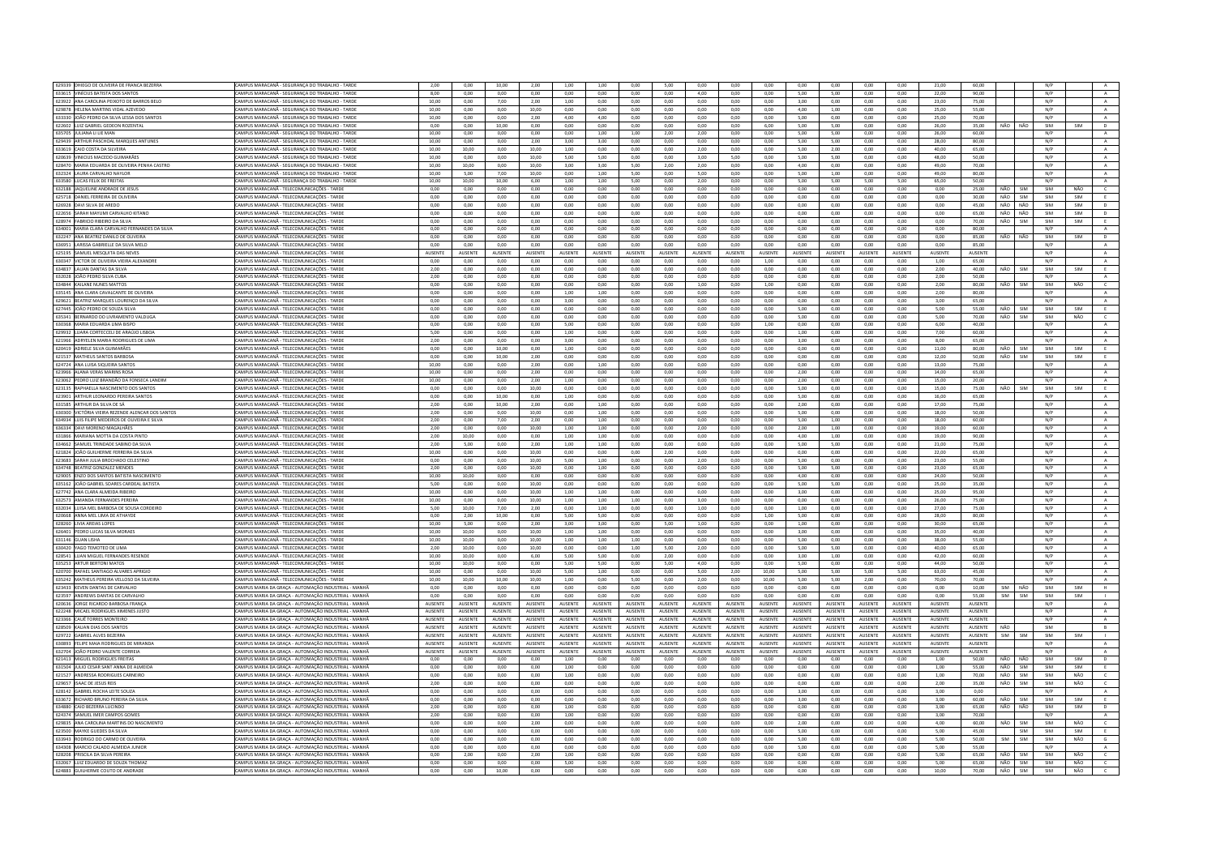| | | | | | | | | | | | | | | | | | | | | | | |
|---|---|---|---|---|---|---|---|---|---|---|---|---|---|---|---|---|---|---|---|---|---|---|
| 629339 | DHIEGO DE OLIVEIRA DE FRANCA BEZERRA | CAMPUS MARACANÃ - SEGURANÇA DO TRABALHO - TARDE | 2,00 | 0,00 | 10,00 | 2,00 | 1,00 | 1,00 | 0,00 | 5,00 | 0,00 | 0,00 | 0,00 | 0,00 | 0,00 | 0,00 | 0,00 | 21,00 | 60,00 | | | N/P | | A |
| 633615 | VINÍCIUS BATISTA DOS SANTOS | CAMPUS MARACANÃ - SEGURANÇA DO TRABALHO - TARDE | 8,00 | 0,00 | 0,00 | 0,00 | 0,00 | 0,00 | 0,00 | 0,00 | 4,00 | 0,00 | 0,00 | 5,00 | 5,00 | 0,00 | 0,00 | 22,00 | 90,00 | | | N/P | | A |
| 623922 | ANA CAROLINA PEIXOTO DE BARROS BELO | CAMPUS MARACANÃ - SEGURANÇA DO TRABALHO - TARDE | 10,00 | 0,00 | 7,00 | 2,00 | 1,00 | 0,00 | 0,00 | 0,00 | 0,00 | 0,00 | 0,00 | 3,00 | 0,00 | 0,00 | 0,00 | 23,00 | 75,00 | | | N/P | | A |
| 629878 | HELENA MARTINS VIDAL AZEVEDO | CAMPUS MARACANÃ - SEGURANÇA DO TRABALHO - TARDE | 10,00 | 0,00 | 0,00 | 10,00 | 0,00 | 0,00 | 0,00 | 0,00 | 0,00 | 0,00 | 0,00 | 4,00 | 1,00 | 0,00 | 0,00 | 25,00 | 55,00 | | | N/P | | A |
| 633330 | JOÃO PEDRO DA SILVA LESSA DOS SANTOS | CAMPUS MARACANÃ - SEGURANÇA DO TRABALHO - TARDE | 10,00 | 0,00 | 0,00 | 2,00 | 4,00 | 4,00 | 0,00 | 0,00 | 0,00 | 0,00 | 0,00 | 5,00 | 0,00 | 0,00 | 0,00 | 25,00 | 70,00 | | | N/P | | A |
| 622602 | LUIZ GABRIEL GEDEON ROZENTAL | CAMPUS MARACANÃ - SEGURANÇA DO TRABALHO - TARDE | 0,00 | 0,00 | 10,00 | 0,00 | 0,00 | 0,00 | 0,00 | 0,00 | 0,00 | 0,00 | 6,00 | 5,00 | 5,00 | 0,00 | 0,00 | 26,00 | 35,00 | NÃO | NÃO | SIM | SIM | D |
| 635705 | JULIANA LI LIE MAN | CAMPUS MARACANÃ - SEGURANÇA DO TRABALHO - TARDE | 10,00 | 0,00 | 0,00 | 0,00 | 0,00 | 1,00 | 1,00 | 2,00 | 2,00 | 0,00 | 0,00 | 5,00 | 5,00 | 0,00 | 0,00 | 26,00 | 60,00 | | | N/P | | A |
| 629439 | ARTHUR PASCHOAL MARQUES ANTUNES | CAMPUS MARACANÃ - SEGURANÇA DO TRABALHO - TARDE | 10,00 | 0,00 | 0,00 | 2,00 | 3,00 | 3,00 | 0,00 | 0,00 | 0,00 | 0,00 | 0,00 | 5,00 | 5,00 | 0,00 | 0,00 | 28,00 | 80,00 | | | N/P | | A |
| 633619 | CAIO COSTA DA SILVEIRA | CAMPUS MARACANÃ - SEGURANÇA DO TRABALHO - TARDE | 10,00 | 10,00 | 0,00 | 10,00 | 1,00 | 0,00 | 0,00 | 0,00 | 2,00 | 0,00 | 0,00 | 5,00 | 2,00 | 0,00 | 0,00 | 40,00 | 65,00 | | | N/P | | A |
| 620639 | VINICIUS MACEDO GUIMARÃES | CAMPUS MARACANÃ - SEGURANÇA DO TRABALHO - TARDE | 10,00 | 0,00 | 0,00 | 10,00 | 5,00 | 5,00 | 0,00 | 0,00 | 3,00 | 5,00 | 0,00 | 5,00 | 5,00 | 0,00 | 0,00 | 48,00 | 50,00 | | | N/P | | A |
| 628470 | MARIA EDUARDA DE OLIVEIRA PENHA CASTRO | CAMPUS MARACANÃ - SEGURANÇA DO TRABALHO - TARDE | 10,00 | 10,00 | 0,00 | 10,00 | 3,00 | 3,00 | 5,00 | 2,00 | 2,00 | 0,00 | 0,00 | 4,00 | 0,00 | 0,00 | 0,00 | 49,00 | 70,00 | | | N/P | | A |
| 632324 | LAURA CARVALHO NAYLOR | CAMPUS MARACANÃ - SEGURANÇA DO TRABALHO - TARDE | 10,00 | 5,00 | 7,00 | 10,00 | 0,00 | 1,00 | 5,00 | 0,00 | 5,00 | 0,00 | 0,00 | 5,00 | 1,00 | 0,00 | 0,00 | 49,00 | 80,00 | | | N/P | | A |
| 633580 | LUCAS FELIX DE FREITAS | CAMPUS MARACANÃ - SEGURANÇA DO TRABALHO - TARDE | 10,00 | 10,00 | 10,00 | 6,00 | 0,00 | 1,00 | 5,00 | 0,00 | 3,00 | 0,00 | 0,00 | 5,00 | 5,00 | 5,00 | 5,00 | 65,00 | 50,00 | | | N/P | | A |
| 632188 | JAQUELINE ANDRADE DE JESUS | CAMPUS MARACANÃ - TELECOMUNICAÇÕES - TARDE | 0,00 | 0,00 | 0,00 | 0,00 | 0,00 | 0,00 | 0,00 | 0,00 | 0,00 | 0,00 | 0,00 | 0,00 | 0,00 | 0,00 | 0,00 | 0,00 | 25,00 | NÃO | SIM | SIM | NÃO | C |
| 625718 | DANIEL FERREIRA DE OLIVEIRA | CAMPUS MARACANÃ - TELECOMUNICAÇÕES - TARDE | 0,00 | 0,00 | 0,00 | 0,00 | 0,00 | 0,00 | 0,00 | 0,00 | 0,00 | 0,00 | 0,00 | 0,00 | 0,00 | 0,00 | 0,00 | 0,00 | 30,00 | NÃO | SIM | SIM | SIM | E |
| 626928 | DAVI SILVA DE AREDO | CAMPUS MARACANÃ - TELECOMUNICAÇÕES - TARDE | 0,00 | 0,00 | 0,00 | 0,00 | 0,00 | 0,00 | 0,00 | 0,00 | 0,00 | 0,00 | 0,00 | 0,00 | 0,00 | 0,00 | 0,00 | 0,00 | 45,00 | NÃO | NÃO | SIM | SIM | D |
| 622656 | SARAH MAYUMI CARVALHO KITANO | CAMPUS MARACANÃ - TELECOMUNICAÇÕES - TARDE | 0,00 | 0,00 | 0,00 | 0,00 | 0,00 | 0,00 | 0,00 | 0,00 | 0,00 | 0,00 | 0,00 | 0,00 | 0,00 | 0,00 | 0,00 | 0,00 | 65,00 | NÃO | NÃO | SIM | SIM | D |
| 628974 | FABRICIO RIBEIRO DA SILVA | CAMPUS MARACANÃ - TELECOMUNICAÇÕES - TARDE | 0,00 | 0,00 | 0,00 | 0,00 | 0,00 | 0,00 | 0,00 | 0,00 | 0,00 | 0,00 | 0,00 | 0,00 | 0,00 | 0,00 | 0,00 | 0,00 | 70,00 | NÃO | SIM | SIM | SIM | E |
| 634001 | MARIA CLARA CARVALHO FERNANDES DA SILVA | CAMPUS MARACANÃ - TELECOMUNICAÇÕES - TARDE | 0,00 | 0,00 | 0,00 | 0,00 | 0,00 | 0,00 | 0,00 | 0,00 | 0,00 | 0,00 | 0,00 | 0,00 | 0,00 | 0,00 | 0,00 | 0,00 | 80,00 | | | N/P | | A |
| 632247 | ANA BEATRIZ DANILO DE OLIVEIRA | CAMPUS MARACANÃ - TELECOMUNICAÇÕES - TARDE | 0,00 | 0,00 | 0,00 | 0,00 | 0,00 | 0,00 | 0,00 | 0,00 | 0,00 | 0,00 | 0,00 | 0,00 | 0,00 | 0,00 | 0,00 | 0,00 | 85,00 | NÃO | NÃO | SIM | SIM | D |
| 636953 | LARISSA GABRIELLE DA SILVA MELO | CAMPUS MARACANÃ - TELECOMUNICAÇÕES - TARDE | 0,00 | 0,00 | 0,00 | 0,00 | 0,00 | 0,00 | 0,00 | 0,00 | 0,00 | 0,00 | 0,00 | 0,00 | 0,00 | 0,00 | 0,00 | 0,00 | 85,00 | | | N/P | | A |
| 625195 | SAMUEL MESQUITA DAS NEVES | CAMPUS MARACANÃ - TELECOMUNICAÇÕES - TARDE | AUSENTE | AUSENTE | AUSENTE | AUSENTE | AUSENTE | AUSENTE | AUSENTE | AUSENTE | AUSENTE | AUSENTE | AUSENTE | AUSENTE | AUSENTE | AUSENTE | AUSENTE | AUSENTE | AUSENTE | | | N/P | | A |
| 630347 | VICTOR DE OLIVEIRA VIEIRA ALEXANDRE | CAMPUS MARACANÃ - TELECOMUNICAÇÕES - TARDE | 0,00 | 0,00 | 0,00 | 0,00 | 0,00 | 0,00 | 0,00 | 0,00 | 0,00 | 0,00 | 1,00 | 0,00 | 0,00 | 0,00 | 0,00 | 1,00 | 65,00 | | | N/P | | A |
| 634837 | LAUAN DANTAS DA SILVA | CAMPUS MARACANÃ - TELECOMUNICAÇÕES - TARDE | 2,00 | 0,00 | 0,00 | 0,00 | 0,00 | 0,00 | 0,00 | 0,00 | 0,00 | 0,00 | 0,00 | 0,00 | 0,00 | 0,00 | 0,00 | 2,00 | 40,00 | NÃO | SIM | SIM | SIM | E |
| 632028 | JOÃO PEDRO SILVA CUBA | CAMPUS MARACANÃ - TELECOMUNICAÇÕES - TARDE | 2,00 | 0,00 | 0,00 | 0,00 | 0,00 | 0,00 | 0,00 | 0,00 | 0,00 | 0,00 | 0,00 | 0,00 | 0,00 | 0,00 | 0,00 | 2,00 | 50,00 | | | N/P | | A |
| 634844 | KAILANE NUNES MATTOS | CAMPUS MARACANÃ - TELECOMUNICAÇÕES - TARDE | 0,00 | 0,00 | 0,00 | 0,00 | 0,00 | 0,00 | 0,00 | 0,00 | 1,00 | 0,00 | 1,00 | 0,00 | 0,00 | 0,00 | 0,00 | 2,00 | 80,00 | NÃO | SIM | SIM | NÃO | C |
| 635145 | ANA CLARA CAVALCANTE DE OLIVEIRA | CAMPUS MARACANÃ - TELECOMUNICAÇÕES - TARDE | 0,00 | 0,00 | 0,00 | 0,00 | 1,00 | 1,00 | 0,00 | 0,00 | 0,00 | 0,00 | 0,00 | 0,00 | 0,00 | 0,00 | 0,00 | 2,00 | 80,00 | | | N/P | | A |
| 629621 | BEATRIZ MARQUES LOURENÇO DA SILVA | CAMPUS MARACANÃ - TELECOMUNICAÇÕES - TARDE | 0,00 | 0,00 | 0,00 | 0,00 | 3,00 | 0,00 | 0,00 | 0,00 | 0,00 | 0,00 | 0,00 | 0,00 | 0,00 | 0,00 | 0,00 | 3,00 | 65,00 | | | N/P | | A |
| 627445 | JOÃO PEDRO DE SOUZA SILVA | CAMPUS MARACANÃ - TELECOMUNICAÇÕES - TARDE | 0,00 | 0,00 | 0,00 | 0,00 | 0,00 | 0,00 | 0,00 | 0,00 | 0,00 | 0,00 | 0,00 | 5,00 | 0,00 | 0,00 | 0,00 | 5,00 | 55,00 | NÃO | SIM | SIM | SIM | E |
| 635341 | BERNARDO DO LIVRAMENTO VALDUGA | CAMPUS MARACANÃ - TELECOMUNICAÇÕES - TARDE | 0,00 | 0,00 | 0,00 | 0,00 | 0,00 | 0,00 | 0,00 | 0,00 | 0,00 | 0,00 | 0,00 | 5,00 | 0,00 | 0,00 | 0,00 | 5,00 | 70,00 | NÃO | SIM | SIM | NÃO | C |
| 630368 | MARIA EDUARDA LIMA BISPO | CAMPUS MARACANÃ - TELECOMUNICAÇÕES - TARDE | 0,00 | 0,00 | 0,00 | 0,00 | 5,00 | 0,00 | 0,00 | 0,00 | 0,00 | 0,00 | 1,00 | 0,00 | 0,00 | 0,00 | 0,00 | 6,00 | 40,00 | | | N/P | | A |
| 629933 | LUARA CORTECCELI DE ARAÚJO LISBOA | CAMPUS MARACANÃ - TELECOMUNICAÇÕES - TARDE | 5,00 | 0,00 | 0,00 | 0,00 | 1,00 | 0,00 | 0,00 | 0,00 | 0,00 | 0,00 | 0,00 | 1,00 | 0,00 | 0,00 | 0,00 | 7,00 | 60,00 | | | N/P | | A |
| 621968 | ADRYELEN MARIA RODRIGUES DE LIMA | CAMPUS MARACANÃ - TELECOMUNICAÇÕES - TARDE | 2,00 | 0,00 | 0,00 | 0,00 | 3,00 | 0,00 | 0,00 | 0,00 | 0,00 | 0,00 | 0,00 | 3,00 | 0,00 | 0,00 | 0,00 | 8,00 | 65,00 | | | N/P | | A |
| 620419 | ADRIELE SILVA GUIMARÃES | CAMPUS MARACANÃ - TELECOMUNICAÇÕES - TARDE | 0,00 | 0,00 | 10,00 | 0,00 | 1,00 | 0,00 | 0,00 | 0,00 | 0,00 | 0,00 | 0,00 | 0,00 | 0,00 | 0,00 | 0,00 | 11,00 | 80,00 | NÃO | SIM | SIM | SIM | E |
| 621537 | MATHEUS SANTOS BARBOSA | CAMPUS MARACANÃ - TELECOMUNICAÇÕES - TARDE | 0,00 | 0,00 | 10,00 | 2,00 | 0,00 | 0,00 | 0,00 | 0,00 | 0,00 | 0,00 | 0,00 | 0,00 | 0,00 | 0,00 | 0,00 | 12,00 | 50,00 | NÃO | SIM | SIM | SIM | E |
| 624724 | ANA LUISA SIQUEIRA SANTOS | CAMPUS MARACANÃ - TELECOMUNICAÇÕES - TARDE | 10,00 | 0,00 | 0,00 | 2,00 | 0,00 | 1,00 | 0,00 | 0,00 | 0,00 | 0,00 | 0,00 | 0,00 | 0,00 | 0,00 | 0,00 | 13,00 | 75,00 | | | N/P | | A |
| 623966 | ALANA VERAS MARINS ROSA | CAMPUS MARACANÃ - TELECOMUNICAÇÕES - TARDE | 10,00 | 0,00 | 0,00 | 2,00 | 0,00 | 0,00 | 0,00 | 0,00 | 0,00 | 0,00 | 0,00 | 2,00 | 0,00 | 0,00 | 0,00 | 14,00 | 65,00 | | | N/P | | A |
| 623062 | PEDRO LUIZ BRANDÃO DA FONSECA LANDIM | CAMPUS MARACANÃ - TELECOMUNICAÇÕES - TARDE | 10,00 | 0,00 | 0,00 | 2,00 | 1,00 | 0,00 | 0,00 | 0,00 | 0,00 | 0,00 | 0,00 | 2,00 | 0,00 | 0,00 | 0,00 | 15,00 | 20,00 | | | N/P | | A |
| 623135 | RAPHAELLA NASCIMENTO DOS SANTOS | CAMPUS MARACANÃ - TELECOMUNICAÇÕES - TARDE | 0,00 | 0,00 | 0,00 | 10,00 | 0,00 | 0,00 | 0,00 | 0,00 | 0,00 | 0,00 | 0,00 | 5,00 | 0,00 | 0,00 | 0,00 | 15,00 | 75,00 | NÃO | SIM | SIM | SIM | E |
| 623901 | ARTHUR LEONARDO PEREIRA SANTOS | CAMPUS MARACANÃ - TELECOMUNICAÇÕES - TARDE | 0,00 | 0,00 | 10,00 | 0,00 | 1,00 | 0,00 | 0,00 | 0,00 | 0,00 | 0,00 | 0,00 | 5,00 | 0,00 | 0,00 | 0,00 | 16,00 | 65,00 | | | N/P | | A |
| 631585 | ARTHUR DA SILVA DE SÁ | CAMPUS MARACANÃ - TELECOMUNICAÇÕES - TARDE | 2,00 | 0,00 | 10,00 | 2,00 | 1,00 | 0,00 | 0,00 | 0,00 | 0,00 | 0,00 | 0,00 | 2,00 | 0,00 | 0,00 | 0,00 | 17,00 | 75,00 | | | N/P | | A |
| 630300 | VICTÓRIA VIEIRA REZENDE ALENCAR DOS SANTOS | CAMPUS MARACANÃ - TELECOMUNICAÇÕES - TARDE | 2,00 | 0,00 | 0,00 | 10,00 | 0,00 | 1,00 | 0,00 | 0,00 | 0,00 | 0,00 | 0,00 | 5,00 | 0,00 | 0,00 | 0,00 | 18,00 | 50,00 | | | N/P | | A |
| 634934 | LUIS FILIPE MEDEIROS DE OLIVEIRA E SILVA | CAMPUS MARACANÃ - TELECOMUNICAÇÕES - TARDE | 2,00 | 0,00 | 7,00 | 2,00 | 0,00 | 1,00 | 0,00 | 0,00 | 0,00 | 0,00 | 0,00 | 5,00 | 1,00 | 0,00 | 0,00 | 18,00 | 60,00 | | | N/P | | A |
| 636334 | DAVI MORENO MAGALHÃES | CAMPUS MARACANÃ - TELECOMUNICAÇÕES - TARDE | 2,00 | 0,00 | 0,00 | 10,00 | 1,00 | 1,00 | 0,00 | 0,00 | 2,00 | 0,00 | 0,00 | 2,00 | 1,00 | 0,00 | 0,00 | 19,00 | 60,00 | | | N/P | | A |
| 631866 | MARIANA MOTTA DA COSTA PINTO | CAMPUS MARACANÃ - TELECOMUNICAÇÕES - TARDE | 2,00 | 10,00 | 0,00 | 0,00 | 1,00 | 1,00 | 0,00 | 0,00 | 0,00 | 0,00 | 0,00 | 4,00 | 1,00 | 0,00 | 0,00 | 19,00 | 90,00 | | | N/P | | A |
| 634662 | SAMUEL TRINDADE SABINO DA SILVA | CAMPUS MARACANÃ - TELECOMUNICAÇÕES - TARDE | 2,00 | 5,00 | 0,00 | 2,00 | 1,00 | 1,00 | 0,00 | 0,00 | 0,00 | 0,00 | 0,00 | 5,00 | 5,00 | 0,00 | 0,00 | 21,00 | 75,00 | | | N/P | | A |
| 621824 | JOÃO GUILHERME FERREIRA DA SILVA | CAMPUS MARACANÃ - TELECOMUNICAÇÕES - TARDE | 10,00 | 0,00 | 0,00 | 10,00 | 0,00 | 0,00 | 0,00 | 0,00 | 2,00 | 0,00 | 0,00 | 0,00 | 0,00 | 0,00 | 0,00 | 22,00 | 65,00 | | | N/P | | A |
| 623683 | SARAH JULIA BROCHADO CELESTINO | CAMPUS MARACANÃ - TELECOMUNICAÇÕES - TARDE | 0,00 | 0,00 | 0,00 | 10,00 | 5,00 | 1,00 | 0,00 | 0,00 | 2,00 | 0,00 | 0,00 | 5,00 | 0,00 | 0,00 | 0,00 | 23,00 | 55,00 | | | N/P | | A |
| 634748 | BEATRIZ GONZALEZ MENDES | CAMPUS MARACANÃ - TELECOMUNICAÇÕES - TARDE | 2,00 | 0,00 | 0,00 | 10,00 | 0,00 | 1,00 | 0,00 | 0,00 | 0,00 | 0,00 | 0,00 | 5,00 | 5,00 | 0,00 | 0,00 | 23,00 | 65,00 | | | N/P | | A |
| 629005 | ENZO DOS SANTOS BATISTA NASCIMENTO | CAMPUS MARACANÃ - TELECOMUNICAÇÕES - TARDE | 10,00 | 10,00 | 0,00 | 0,00 | 0,00 | 0,00 | 0,00 | 0,00 | 0,00 | 0,00 | 0,00 | 4,00 | 0,00 | 0,00 | 0,00 | 24,00 | 50,00 | | | N/P | | A |
| 635162 | JOÃO GABRIEL SOARES CARDEAL BATISTA | CAMPUS MARACANÃ - TELECOMUNICAÇÕES - TARDE | 5,00 | 0,00 | 0,00 | 10,00 | 0,00 | 0,00 | 0,00 | 0,00 | 0,00 | 0,00 | 0,00 | 5,00 | 5,00 | 0,00 | 0,00 | 25,00 | 35,00 | | | N/P | | A |
| 627742 | ANA CLARA ALMEIDA RIBEIRO | CAMPUS MARACANÃ - TELECOMUNICAÇÕES - TARDE | 10,00 | 0,00 | 0,00 | 10,00 | 1,00 | 1,00 | 0,00 | 0,00 | 0,00 | 0,00 | 0,00 | 3,00 | 0,00 | 0,00 | 0,00 | 25,00 | 95,00 | | | N/P | | A |
| 632573 | AMANDA FERNANDES PEREIRA | CAMPUS MARACANÃ - TELECOMUNICAÇÕES - TARDE | 10,00 | 0,00 | 0,00 | 10,00 | 1,00 | 1,00 | 1,00 | 0,00 | 3,00 | 0,00 | 0,00 | 0,00 | 0,00 | 0,00 | 0,00 | 26,00 | 75,00 | | | N/P | | A |
| 632034 | LUISA MEL BARBOSA DE SOUSA CORDEIRO | CAMPUS MARACANÃ - TELECOMUNICAÇÕES - TARDE | 5,00 | 10,00 | 7,00 | 2,00 | 0,00 | 1,00 | 0,00 | 0,00 | 1,00 | 0,00 | 0,00 | 1,00 | 0,00 | 0,00 | 0,00 | 27,00 | 75,00 | | | N/P | | A |
| 620668 | ANNA MEL LIMA DE ATHAYDE | CAMPUS MARACANÃ - TELECOMUNICAÇÕES - TARDE | 0,00 | 2,00 | 10,00 | 0,00 | 5,00 | 5,00 | 0,00 | 0,00 | 0,00 | 0,00 | 1,00 | 5,00 | 0,00 | 0,00 | 0,00 | 28,00 | 80,00 | | | N/P | | A |
| 628260 | LÍVIA AREIAS LOPES | CAMPUS MARACANÃ - TELECOMUNICAÇÕES - TARDE | 10,00 | 5,00 | 0,00 | 2,00 | 3,00 | 3,00 | 0,00 | 5,00 | 1,00 | 0,00 | 0,00 | 1,00 | 0,00 | 0,00 | 0,00 | 30,00 | 65,00 | | | N/P | | A |
| 626401 | PEDRO LUCAS SILVA MORAES | CAMPUS MARACANÃ - TELECOMUNICAÇÕES - TARDE | 10,00 | 10,00 | 0,00 | 10,00 | 1,00 | 1,00 | 0,00 | 0,00 | 0,00 | 0,00 | 0,00 | 3,00 | 0,00 | 0,00 | 0,00 | 35,00 | 40,00 | | | N/P | | A |
| 631146 | GUAN LISHA | CAMPUS MARACANÃ - TELECOMUNICAÇÕES - TARDE | 10,00 | 10,00 | 0,00 | 10,00 | 1,00 | 1,00 | 1,00 | 0,00 | 0,00 | 0,00 | 0,00 | 5,00 | 0,00 | 0,00 | 0,00 | 38,00 | 55,00 | | | N/P | | A |
| 630420 | YAGO TEMOTEO DE LIMA | CAMPUS MARACANÃ - TELECOMUNICAÇÕES - TARDE | 2,00 | 10,00 | 0,00 | 10,00 | 0,00 | 0,00 | 1,00 | 5,00 | 2,00 | 0,00 | 0,00 | 5,00 | 5,00 | 0,00 | 0,00 | 40,00 | 65,00 | | | N/P | | A |
| 628543 | LUAN MIGUEL FERNANDES RESENDE | CAMPUS MARACANÃ - TELECOMUNICAÇÕES - TARDE | 10,00 | 10,00 | 0,00 | 6,00 | 5,00 | 5,00 | 0,00 | 2,00 | 0,00 | 0,00 | 0,00 | 3,00 | 1,00 | 0,00 | 0,00 | 42,00 | 60,00 | | | N/P | | A |
| 635253 | ARTUR BERTONI MATOS | CAMPUS MARACANÃ - TELECOMUNICAÇÕES - TARDE | 10,00 | 10,00 | 0,00 | 0,00 | 5,00 | 5,00 | 0,00 | 5,00 | 4,00 | 0,00 | 0,00 | 5,00 | 0,00 | 0,00 | 0,00 | 44,00 | 50,00 | | | N/P | | A |
| 620700 | RAFAEL SANTIAGO ALVARES APRIGIO | CAMPUS MARACANÃ - TELECOMUNICAÇÕES - TARDE | 10,00 | 0,00 | 0,00 | 10,00 | 5,00 | 1,00 | 0,00 | 0,00 | 5,00 | 2,00 | 10,00 | 5,00 | 5,00 | 5,00 | 5,00 | 63,00 | 45,00 | | | N/P | | A |
| 635242 | MATHEUS PEREIRA VELLOSO DA SILVEIRA | CAMPUS MARACANÃ - TELECOMUNICAÇÕES - TARDE | 10,00 | 10,00 | 10,00 | 10,00 | 1,00 | 0,00 | 5,00 | 0,00 | 2,00 | 0,00 | 10,00 | 5,00 | 5,00 | 2,00 | 0,00 | 70,00 | 70,00 | | | N/P | | A |
| 623433 | KEVEN DANTAS DE CARVALHO | CAMPUS MARIA DA GRAÇA - AUTOMAÇÃO INDUSTRIAL - MANHÃ | 0,00 | 0,00 | 0,00 | 0,00 | 0,00 | 0,00 | 0,00 | 0,00 | 0,00 | 0,00 | 0,00 | 0,00 | 0,00 | 0,00 | 0,00 | 0,00 | 10,00 | SIM | NÃO | SIM | SIM | H |
| 623597 | ANDREWS DANTAS DE CARVALHO | CAMPUS MARIA DA GRAÇA - AUTOMAÇÃO INDUSTRIAL - MANHÃ | 0,00 | 0,00 | 0,00 | 0,00 | 0,00 | 0,00 | 0,00 | 0,00 | 0,00 | 0,00 | 0,00 | 0,00 | 0,00 | 0,00 | 0,00 | 0,00 | 55,00 | SIM | SIM | SIM | SIM | I |
| 620636 | JORGE RICARDO BARBOSA FRANÇA | CAMPUS MARIA DA GRAÇA - AUTOMAÇÃO INDUSTRIAL - MANHÃ | AUSENTE | AUSENTE | AUSENTE | AUSENTE | AUSENTE | AUSENTE | AUSENTE | AUSENTE | AUSENTE | AUSENTE | AUSENTE | AUSENTE | AUSENTE | AUSENTE | AUSENTE | AUSENTE | AUSENTE | | | N/P | | A |
| 622248 | MIGUEL RODRIGUES XIMENES JUSTO | CAMPUS MARIA DA GRAÇA - AUTOMAÇÃO INDUSTRIAL - MANHÃ | AUSENTE | AUSENTE | AUSENTE | AUSENTE | AUSENTE | AUSENTE | AUSENTE | AUSENTE | AUSENTE | AUSENTE | AUSENTE | AUSENTE | AUSENTE | AUSENTE | AUSENTE | AUSENTE | AUSENTE | | | N/P | | A |
| 623366 | CAUÊ TORRES MONTEIRO | CAMPUS MARIA DA GRAÇA - AUTOMAÇÃO INDUSTRIAL - MANHÃ | AUSENTE | AUSENTE | AUSENTE | AUSENTE | AUSENTE | AUSENTE | AUSENTE | AUSENTE | AUSENTE | AUSENTE | AUSENTE | AUSENTE | AUSENTE | AUSENTE | AUSENTE | AUSENTE | AUSENTE | | | N/P | | A |
| 628509 | KAUAN DIAS DOS SANTOS | CAMPUS MARIA DA GRAÇA - AUTOMAÇÃO INDUSTRIAL - MANHÃ | AUSENTE | AUSENTE | AUSENTE | AUSENTE | AUSENTE | AUSENTE | AUSENTE | AUSENTE | AUSENTE | AUSENTE | AUSENTE | AUSENTE | AUSENTE | AUSENTE | AUSENTE | AUSENTE | AUSENTE | NÃO | | SIM | | B |
| 629722 | GABRIEL ALVES BEZERRA | CAMPUS MARIA DA GRAÇA - AUTOMAÇÃO INDUSTRIAL - MANHÃ | AUSENTE | AUSENTE | AUSENTE | AUSENTE | AUSENTE | AUSENTE | AUSENTE | AUSENTE | AUSENTE | AUSENTE | AUSENTE | AUSENTE | AUSENTE | AUSENTE | AUSENTE | AUSENTE | AUSENTE | SIM | SIM | SIM | SIM | I |
| 630893 | FILIPE MAIA RODRIGUES DE MIRANDA | CAMPUS MARIA DA GRAÇA - AUTOMAÇÃO INDUSTRIAL - MANHÃ | AUSENTE | AUSENTE | AUSENTE | AUSENTE | AUSENTE | AUSENTE | AUSENTE | AUSENTE | AUSENTE | AUSENTE | AUSENTE | AUSENTE | AUSENTE | AUSENTE | AUSENTE | AUSENTE | AUSENTE | | | N/P | | A |
| 632704 | JOÃO PEDRO VALENTE CORREIA | CAMPUS MARIA DA GRAÇA - AUTOMAÇÃO INDUSTRIAL - MANHÃ | AUSENTE | AUSENTE | AUSENTE | AUSENTE | AUSENTE | AUSENTE | AUSENTE | AUSENTE | AUSENTE | AUSENTE | AUSENTE | AUSENTE | AUSENTE | AUSENTE | AUSENTE | AUSENTE | AUSENTE | | | N/P | | A |
| 621413 | MIGUEL RODRIGUES FREITAS | CAMPUS MARIA DA GRAÇA - AUTOMAÇÃO INDUSTRIAL - MANHÃ | 0,00 | 0,00 | 0,00 | 0,00 | 1,00 | 0,00 | 0,00 | 0,00 | 0,00 | 0,00 | 0,00 | 0,00 | 0,00 | 0,00 | 0,00 | 1,00 | 50,00 | NÃO | NÃO | SIM | SIM | D |
| 631504 | JULIO CESAR SANT ANNA DE ALMEIDA | CAMPUS MARIA DA GRAÇA - AUTOMAÇÃO INDUSTRIAL - MANHÃ | 0,00 | 0,00 | 0,00 | 0,00 | 1,00 | 0,00 | 0,00 | 0,00 | 0,00 | 0,00 | 0,00 | 0,00 | 0,00 | 0,00 | 0,00 | 1,00 | 55,00 | NÃO | SIM | SIM | SIM | E |
| 621527 | ANDRESSA RODRIGUES CARNEIRO | CAMPUS MARIA DA GRAÇA - AUTOMAÇÃO INDUSTRIAL - MANHÃ | 0,00 | 0,00 | 0,00 | 0,00 | 1,00 | 0,00 | 0,00 | 0,00 | 0,00 | 0,00 | 0,00 | 0,00 | 0,00 | 0,00 | 0,00 | 1,00 | 70,00 | NÃO | SIM | SIM | NÃO | C |
| 629657 | ISAAC DE JESUS REIS | CAMPUS MARIA DA GRAÇA - AUTOMAÇÃO INDUSTRIAL - MANHÃ | 2,00 | 0,00 | 0,00 | 0,00 | 0,00 | 0,00 | 0,00 | 0,00 | 0,00 | 0,00 | 0,00 | 0,00 | 0,00 | 0,00 | 0,00 | 2,00 | 35,00 | NÃO | SIM | SIM | NÃO | C |
| 628142 | GABRIEL ROCHA LEITE SOUZA | CAMPUS MARIA DA GRAÇA - AUTOMAÇÃO INDUSTRIAL - MANHÃ | 0,00 | 0,00 | 0,00 | 0,00 | 0,00 | 0,00 | 0,00 | 0,00 | 0,00 | 0,00 | 0,00 | 3,00 | 0,00 | 0,00 | 0,00 | 3,00 | 0,00 | | | N/P | | A |
| 633672 | RICHARD BRUNO PEREIRA DA SILVA | CAMPUS MARIA DA GRAÇA - AUTOMAÇÃO INDUSTRIAL - MANHÃ | 0,00 | 0,00 | 0,00 | 0,00 | 0,00 | 0,00 | 0,00 | 0,00 | 0,00 | 0,00 | 0,00 | 3,00 | 0,00 | 0,00 | 0,00 | 3,00 | 60,00 | NÃO | SIM | SIM | SIM | E |
| 634880 | CAIO BEZERRA LUCINDO | CAMPUS MARIA DA GRAÇA - AUTOMAÇÃO INDUSTRIAL - MANHÃ | 2,00 | 0,00 | 0,00 | 0,00 | 1,00 | 0,00 | 0,00 | 0,00 | 0,00 | 0,00 | 0,00 | 0,00 | 0,00 | 0,00 | 0,00 | 3,00 | 65,00 | NÃO | NÃO | SIM | SIM | D |
| 624374 | SAMUEL IMER CAMPOS GOMES | CAMPUS MARIA DA GRAÇA - AUTOMAÇÃO INDUSTRIAL - MANHÃ | 2,00 | 0,00 | 0,00 | 0,00 | 1,00 | 0,00 | 0,00 | 0,00 | 0,00 | 0,00 | 0,00 | 0,00 | 0,00 | 0,00 | 0,00 | 3,00 | 70,00 | | | N/P | | A |
| 629835 | ANA CAROLINA MARTINS DO NASCIMENTO | CAMPUS MARIA DA GRAÇA - AUTOMAÇÃO INDUSTRIAL - MANHÃ | 0,00 | 0,00 | 0,00 | 2,00 | 0,00 | 0,00 | 0,00 | 0,00 | 0,00 | 0,00 | 0,00 | 2,00 | 0,00 | 0,00 | 0,00 | 4,00 | 60,00 | NÃO | SIM | SIM | NÃO | C |
| 623500 | MAYKE GUEDES DA SILVA | CAMPUS MARIA DA GRAÇA - AUTOMAÇÃO INDUSTRIAL - MANHÃ | 0,00 | 0,00 | 0,00 | 0,00 | 0,00 | 0,00 | 0,00 | 0,00 | 0,00 | 0,00 | 0,00 | 5,00 | 0,00 | 0,00 | 0,00 | 5,00 | 45,00 | | SIM | SIM | SIM | E |
| 633943 | RODRIGO DO CARMO DE OLIVEIRA | CAMPUS MARIA DA GRAÇA - AUTOMAÇÃO INDUSTRIAL - MANHÃ | 0,00 | 0,00 | 0,00 | 0,00 | 0,00 | 0,00 | 0,00 | 0,00 | 0,00 | 0,00 | 0,00 | 5,00 | 0,00 | 0,00 | 0,00 | 5,00 | 50,00 | SIM | SIM | SIM | NÃO | G |
| 634308 | MARCIO CALADO ALMEIDA JUNIOR | CAMPUS MARIA DA GRAÇA - AUTOMAÇÃO INDUSTRIAL - MANHÃ | 0,00 | 0,00 | 0,00 | 0,00 | 0,00 | 0,00 | 0,00 | 0,00 | 0,00 | 0,00 | 0,00 | 5,00 | 0,00 | 0,00 | 0,00 | 5,00 | 55,00 | | | N/P | | A |
| 628208 | PRISCILA DA SILVA PEREIRA | CAMPUS MARIA DA GRAÇA - AUTOMAÇÃO INDUSTRIAL - MANHÃ | 0,00 | 2,00 | 0,00 | 2,00 | 1,00 | 0,00 | 0,00 | 0,00 | 0,00 | 0,00 | 0,00 | 0,00 | 0,00 | 0,00 | 0,00 | 5,00 | 65,00 | NÃO | SIM | SIM | NÃO | C |
| 632067 | LUIZ EDUARDO DE SOUZA THOMAZ | CAMPUS MARIA DA GRAÇA - AUTOMAÇÃO INDUSTRIAL - MANHÃ | 0,00 | 0,00 | 0,00 | 0,00 | 5,00 | 0,00 | 0,00 | 0,00 | 0,00 | 0,00 | 0,00 | 0,00 | 0,00 | 0,00 | 0,00 | 5,00 | 65,00 | NÃO | SIM | SIM | NÃO | C |
| 624883 | GUILHERME COUTO DE ANDRADE | CAMPUS MARIA DA GRAÇA - AUTOMAÇÃO INDUSTRIAL - MANHÃ | 0,00 | 0,00 | 10,00 | 0,00 | 0,00 | 0,00 | 0,00 | 0,00 | 0,00 | 0,00 | 0,00 | 0,00 | 0,00 | 0,00 | 0,00 | 10,00 | 70,00 | NÃO | SIM | SIM | NÃO | C |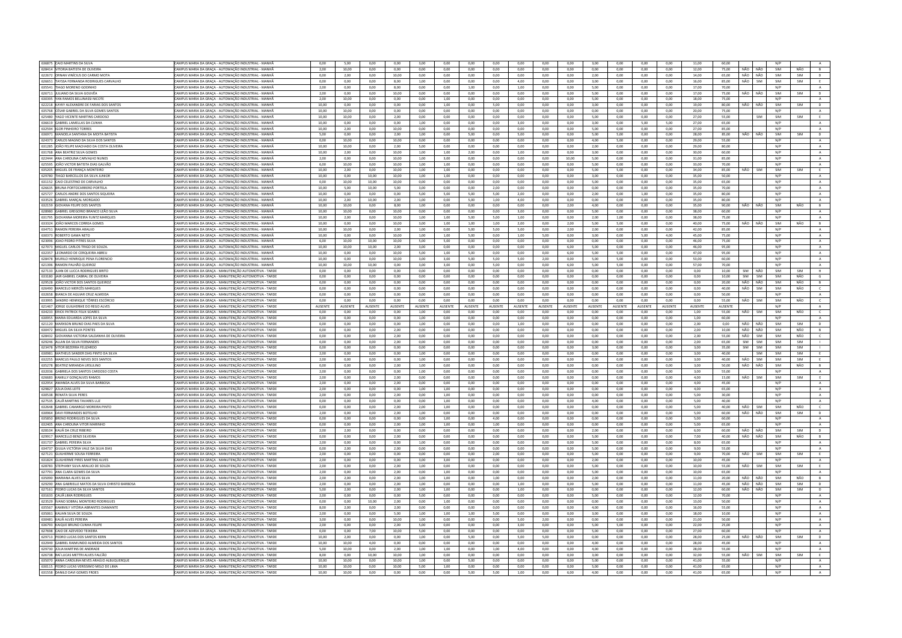| | | | | | | | | | | | | | | | | | | | | | | | | |
|---|---|---|---|---|---|---|---|---|---|---|---|---|---|---|---|---|---|---|---|---|---|---|---|---|
| 636875 | CAIO MARTINS DA SILVA | CAMPUS MARIA DA GRAÇA - AUTOMAÇÃO INDUSTRIAL - MANHÃ | 0,00 | 5,00 | 0,00 | 0,00 | 3,00 | 0,00 | 0,00 | 0,00 | 0,00 | 0,00 | 0,00 | 3,00 | 0,00 | 0,00 | 0,00 | 11,00 | 60,00 | | | N/P | | A |
| 628414 | VITORIA BATISTA DE OLIVEIRA | CAMPUS MARIA DA GRAÇA - AUTOMAÇÃO INDUSTRIAL - MANHÃ | 2,00 | 10,00 | 0,00 | 0,00 | 0,00 | 0,00 | 0,00 | 0,00 | 0,00 | 0,00 | 0,00 | 0,00 | 0,00 | 0,00 | 0,00 | 12,00 | 75,00 | NÃO | NÃO | SIM | NÃO | B |
| 622672 | DENAN VINÍCIUS DO CARMO MOTA | CAMPUS MARIA DA GRAÇA - AUTOMAÇÃO INDUSTRIAL - MANHÃ | 0,00 | 2,00 | 0,00 | 10,00 | 0,00 | 0,00 | 0,00 | 0,00 | 0,00 | 0,00 | 0,00 | 2,00 | 0,00 | 0,00 | 0,00 | 14,00 | 65,00 | NÃO | NÃO | SIM | SIM | D |
| 626651 | TAYSSA FERNANDA RODRIGUES CARVALHO | CAMPUS MARIA DA GRAÇA - AUTOMAÇÃO INDUSTRIAL - MANHÃ | 0,00 | 0,00 | 0,00 | 8,00 | 1,00 | 0,00 | 0,00 | 0,00 | 4,00 | 0,00 | 0,00 | 3,00 | 0,00 | 0,00 | 0,00 | 16,00 | 85,00 | NÃO | SIM | SIM | SIM | E |
| 635541 | TIAGO MORENO GODINHO | CAMPUS MARIA DA GRAÇA - AUTOMAÇÃO INDUSTRIAL - MANHÃ | 2,00 | 0,00 | 0,00 | 8,00 | 0,00 | 0,00 | 1,00 | 0,00 | 1,00 | 0,00 | 0,00 | 5,00 | 0,00 | 0,00 | 0,00 | 17,00 | 70,00 | | | N/P | | A |
| 626711 | JULIANO DA SILVA GOUVÊA | CAMPUS MARIA DA GRAÇA - AUTOMAÇÃO INDUSTRIAL - MANHÃ | 2,00 | 0,00 | 0,00 | 10,00 | 0,00 | 0,00 | 0,00 | 0,00 | 0,00 | 0,00 | 0,00 | 5,00 | 0,00 | 0,00 | 0,00 | 17,00 | 75,00 | NÃO | NÃO | SIM | SIM | D |
| 630395 | YAN RAMOS BELLINASSI NICOTE | CAMPUS MARIA DA GRAÇA - AUTOMAÇÃO INDUSTRIAL - MANHÃ | 2,00 | 10,00 | 0,00 | 0,00 | 0,00 | 1,00 | 0,00 | 0,00 | 0,00 | 0,00 | 0,00 | 5,00 | 0,00 | 0,00 | 0,00 | 18,00 | 75,00 | | | N/P | | A |
| 622218 | KAYKY ALEXANDRE DE FARIAS DOS SANTOS | CAMPUS MARIA DA GRAÇA - AUTOMAÇÃO INDUSTRIAL - MANHÃ | 10,00 | 0,00 | 0,00 | 0,00 | 0,00 | 1,00 | 0,00 | 5,00 | 0,00 | 0,00 | 0,00 | 3,00 | 0,00 | 0,00 | 0,00 | 19,00 | 80,00 | NÃO | NÃO | SIM | SIM | D |
| 635768 | CÉSAR GABRIEL DA SILVA GOMES SANTOS | CAMPUS MARIA DA GRAÇA - AUTOMAÇÃO INDUSTRIAL - MANHÃ | 10,00 | 10,00 | 0,00 | 0,00 | 0,00 | 0,00 | 0,00 | 0,00 | 0,00 | 0,00 | 0,00 | 0,00 | 0,00 | 0,00 | 0,00 | 20,00 | 75,00 | | | N/P | | A |
| 625480 | YAGO VICENTE MARTINS CARDOSO | CAMPUS MARIA DA GRAÇA - AUTOMAÇÃO INDUSTRIAL - MANHÃ | 10,00 | 10,00 | 0,00 | 2,00 | 0,00 | 0,00 | 0,00 | 0,00 | 0,00 | 0,00 | 0,00 | 5,00 | 0,00 | 0,00 | 0,00 | 27,00 | 55,00 | | SIM | SIM | SIM | E |
| 636619 | GABRIEL LAMELLAS DA CUNHA | CAMPUS MARIA DA GRAÇA - AUTOMAÇÃO INDUSTRIAL - MANHÃ | 10,00 | 0,00 | 0,00 | 0,00 | 1,00 | 0,00 | 0,00 | 0,00 | 3,00 | 0,00 | 0,00 | 3,00 | 0,00 | 5,00 | 5,00 | 27,00 | 65,00 | | | N/P | | A |
| 625944 | IGOR PINHEIRO TORRES | CAMPUS MARIA DA GRAÇA - AUTOMAÇÃO INDUSTRIAL - MANHÃ | 10,00 | 2,00 | 0,00 | 10,00 | 0,00 | 0,00 | 0,00 | 0,00 | 0,00 | 0,00 | 0,00 | 5,00 | 0,00 | 0,00 | 0,00 | 27,00 | 85,00 | | | N/P | | A |
| 636973 | MANOELA SANTANA DA MOTTA BATISTA | CAMPUS MARIA DA GRAÇA - AUTOMAÇÃO INDUSTRIAL - MANHÃ | 5,00 | 0,00 | 0,00 | 2,00 | 1,00 | 0,00 | 5,00 | 0,00 | 0,00 | 0,00 | 0,00 | 5,00 | 5,00 | 0,00 | 5,00 | 28,00 | 85,00 | NÃO | NÃO | SIM | SIM | D |
| 624373 | CARLOS MAGNO DA SILVA DOS SANTOS | CAMPUS MARIA DA GRAÇA - AUTOMAÇÃO INDUSTRIAL - MANHÃ | 0,00 | 10,00 | 0,00 | 10,00 | 0,00 | 0,00 | 0,00 | 0,00 | 0,00 | 0,00 | 0,00 | 4,00 | 5,00 | 0,00 | 0,00 | 29,00 | 55,00 | | | N/P | | A |
| 631285 | JOÃO FELIPE MACHADO DA COSTA OLIVEIRA | CAMPUS MARIA DA GRAÇA - AUTOMAÇÃO INDUSTRIAL - MANHÃ | 10,00 | 10,00 | 0,00 | 2,00 | 5,00 | 0,00 | 0,00 | 0,00 | 0,00 | 0,00 | 0,00 | 2,00 | 0,00 | 0,00 | 0,00 | 29,00 | 80,00 | | | N/P | | A |
| 631768 | ANA BEATRIZ SILVA GOMES | CAMPUS MARIA DA GRAÇA - AUTOMAÇÃO INDUSTRIAL - MANHÃ | 10,00 | 2,00 | 0,00 | 10,00 | 1,00 | 1,00 | 2,00 | 0,00 | 1,00 | 0,00 | 0,00 | 3,00 | 0,00 | 0,00 | 0,00 | 30,00 | 60,00 | | | N/P | | A |
| 622444 | ANA CAROLINA CARVALHO NUNES | CAMPUS MARIA DA GRAÇA - AUTOMAÇÃO INDUSTRIAL - MANHÃ | 2,00 | 0,00 | 0,00 | 10,00 | 1,00 | 3,00 | 0,00 | 0,00 | 0,00 | 0,00 | 10,00 | 5,00 | 0,00 | 0,00 | 0,00 | 31,00 | 85,00 | | | N/P | | A |
| 625595 | JOÃO VICTOR BATISTA DIAS GALVÃO | CAMPUS MARIA DA GRAÇA - AUTOMAÇÃO INDUSTRIAL - MANHÃ | 6,00 | 10,00 | 0,00 | 10,00 | 1,00 | 1,00 | 0,00 | 0,00 | 0,00 | 0,00 | 0,00 | 5,00 | 0,00 | 0,00 | 0,00 | 33,00 | 70,00 | | | N/P | | A |
| 635205 | MIGUEL DE FRANÇA MONTEIRO | CAMPUS MARIA DA GRAÇA - AUTOMAÇÃO INDUSTRIAL - MANHÃ | 10,00 | 2,00 | 0,00 | 10,00 | 1,00 | 1,00 | 0,00 | 0,00 | 0,00 | 0,00 | 0,00 | 5,00 | 5,00 | 0,00 | 0,00 | 34,00 | 85,00 | NÃO | SIM | SIM | SIM | E |
| 629780 | TIAGO BARCELLOS DA SILVA JUNIOR | CAMPUS MARIA DA GRAÇA - AUTOMAÇÃO INDUSTRIAL - MANHÃ | 10,00 | 0,00 | 10,00 | 10,00 | 1,00 | 1,00 | 0,00 | 0,00 | 0,00 | 0,00 | 0,00 | 3,00 | 0,00 | 0,00 | 0,00 | 35,00 | 50,00 | | | N/P | | A |
| 631152 | CAIO CELESTINO DE CARVALHO | CAMPUS MARIA DA GRAÇA - AUTOMAÇÃO INDUSTRIAL - MANHÃ | 0,00 | 10,00 | 10,00 | 10,00 | 0,00 | 0,00 | 0,00 | 0,00 | 0,00 | 0,00 | 0,00 | 5,00 | 0,00 | 0,00 | 0,00 | 35,00 | 65,00 | | | N/P | | A |
| 626635 | BRUNA PORTOCARRERO PORTELA | CAMPUS MARIA DA GRAÇA - AUTOMAÇÃO INDUSTRIAL - MANHÃ | 10,00 | 5,00 | 10,00 | 5,00 | 3,00 | 0,00 | 0,00 | 2,00 | 0,00 | 0,00 | 0,00 | 0,00 | 0,00 | 0,00 | 0,00 | 35,00 | 70,00 | | | N/P | | A |
| 625727 | CARLOS ANDRÉ DOS SANTOS SIQUEIRA | CAMPUS MARIA DA GRAÇA - AUTOMAÇÃO INDUSTRIAL - MANHÃ | 10,00 | 0,00 | 0,00 | 0,00 | 5,00 | 5,00 | 5,00 | 5,00 | 2,00 | 0,00 | 0,00 | 2,00 | 0,00 | 1,00 | 0,00 | 35,00 | 80,00 | | | N/P | | A |
| 633526 | GABRIEL MARÇAL MORGADO | CAMPUS MARIA DA GRAÇA - AUTOMAÇÃO INDUSTRIAL - MANHÃ | 10,00 | 2,00 | 10,00 | 2,00 | 1,00 | 0,00 | 5,00 | 1,00 | 4,00 | 0,00 | 0,00 | 0,00 | 0,00 | 0,00 | 0,00 | 35,00 | 80,00 | | | N/P | | A |
| 632159 | GIOVANA FELIPE DOS SANTOS | CAMPUS MARIA DA GRAÇA - AUTOMAÇÃO INDUSTRIAL - MANHÃ | 10,00 | 10,00 | 0,00 | 8,00 | 1,00 | 0,00 | 0,00 | 0,00 | 0,00 | 0,00 | 2,00 | 4,00 | 0,00 | 0,00 | 0,00 | 35,00 | 90,00 | NÃO | NÃO | SIM | NÃO | B |
| 628980 | GABRIEL GREGORIO BRANCO LEÃO SILVA | CAMPUS MARIA DA GRAÇA - AUTOMAÇÃO INDUSTRIAL - MANHÃ | 10,00 | 10,00 | 0,00 | 10,00 | 0,00 | 0,00 | 0,00 | 0,00 | 3,00 | 0,00 | 0,00 | 5,00 | 0,00 | 0,00 | 0,00 | 38,00 | 60,00 | | | N/P | | A |
| 631795 | GIOVANNA MOREIRA FLINTZ MARQUES | CAMPUS MARIA DA GRAÇA - AUTOMAÇÃO INDUSTRIAL - MANHÃ | 10,00 | 2,00 | 0,00 | 10,00 | 1,00 | 1,00 | 5,00 | 5,00 | 1,00 | 0,00 | 0,00 | 2,00 | 1,00 | 0,00 | 0,00 | 38,00 | 75,00 | | | N/P | | A |
| 633324 | JOÃO MARCOS CORREA GOMES | CAMPUS MARIA DA GRAÇA - AUTOMAÇÃO INDUSTRIAL - MANHÃ | 10,00 | 0,00 | 0,00 | 10,00 | 3,00 | 1,00 | 1,00 | 1,00 | 2,00 | 0,00 | 2,00 | 5,00 | 5,00 | 0,00 | 0,00 | 40,00 | 75,00 | NÃO | NÃO | SIM | NÃO | B |
| 634751 | RAMON PEREIRA ARAUJO | CAMPUS MARIA DA GRAÇA - AUTOMAÇÃO INDUSTRIAL - MANHÃ | 10,00 | 10,00 | 0,00 | 2,00 | 1,00 | 0,00 | 5,00 | 5,00 | 5,00 | 0,00 | 2,00 | 2,00 | 0,00 | 0,00 | 0,00 | 42,00 | 85,00 | | | N/P | | A |
| 630373 | ROBERTO GAMA NETO | CAMPUS MARIA DA GRAÇA - AUTOMAÇÃO INDUSTRIAL - MANHÃ | 10,00 | 0,00 | 0,00 | 10,00 | 1,00 | 1,00 | 5,00 | 0,00 | 1,00 | 5,00 | 0,00 | 3,00 | 0,00 | 5,00 | 4,00 | 45,00 | 75,00 | | | N/P | | A |
| 623096 | JOAO PEDRO PITRES SILVA | CAMPUS MARIA DA GRAÇA - AUTOMAÇÃO INDUSTRIAL - MANHÃ | 6,00 | 10,00 | 10,00 | 10,00 | 5,00 | 5,00 | 0,00 | 0,00 | 0,00 | 0,00 | 0,00 | 0,00 | 0,00 | 0,00 | 0,00 | 46,00 | 75,00 | | | N/P | | A |
| 627073 | MIGUEL CARLOS TRIGO DE SOUZA | CAMPUS MARIA DA GRAÇA - AUTOMAÇÃO INDUSTRIAL - MANHÃ | 10,00 | 10,00 | 10,00 | 2,00 | 3,00 | 0,00 | 0,00 | 0,00 | 0,00 | 0,00 | 6,00 | 5,00 | 0,00 | 0,00 | 0,00 | 46,00 | 95,00 | | | N/P | | A |
| 632357 | LEONARDO DE CERQUEIRA ABREU | CAMPUS MARIA DA GRAÇA - AUTOMAÇÃO INDUSTRIAL - MANHÃ | 10,00 | 0,00 | 0,00 | 10,00 | 5,00 | 1,00 | 5,00 | 0,00 | 0,00 | 0,00 | 6,00 | 5,00 | 5,00 | 0,00 | 0,00 | 47,00 | 95,00 | | | N/P | | A |
| 628478 | MURILO HENRIQUE PENA FLORENCIO | CAMPUS MARIA DA GRAÇA - AUTOMAÇÃO INDUSTRIAL - MANHÃ | 10,00 | 0,00 | 0,00 | 10,00 | 3,00 | 3,00 | 5,00 | 5,00 | 2,00 | 0,00 | 0,00 | 5,00 | 5,00 | 0,00 | 0,00 | 53,00 | 60,00 | | | N/P | | A |
| 621396 | RAMON PALHÃO QUEIROZ | CAMPUS MARIA DA GRAÇA - AUTOMAÇÃO INDUSTRIAL - MANHÃ | 10,00 | 10,00 | 10,00 | 0,00 | 3,00 | 3,00 | 0,00 | 5,00 | 0,00 | 0,00 | 6,00 | 5,00 | 5,00 | 0,00 | 0,00 | 57,00 | 70,00 | | | N/P | | A |
| 627133 | JUAN DE LUCCA RODRIGUES BRITO | CAMPUS MARIA DA GRAÇA - MANUTENÇÃO AUTOMOTIVA - TARDE | 0,00 | 0,00 | 0,00 | 0,00 | 0,00 | 0,00 | 0,00 | 0,00 | 0,00 | 0,00 | 0,00 | 0,00 | 0,00 | 0,00 | 0,00 | 0,00 | 10,00 | SIM | NÃO | SIM | SIM | H |
| 633180 | JAIR GABRIEL CABRAL DE OLIVEIRA | CAMPUS MARIA DA GRAÇA - MANUTENÇÃO AUTOMOTIVA - TARDE | 0,00 | 0,00 | 0,00 | 0,00 | 0,00 | 0,00 | 0,00 | 0,00 | 0,00 | 0,00 | 0,00 | 0,00 | 0,00 | 0,00 | 0,00 | 0,00 | 10,00 | SIM | SIM | SIM | NÃO | G |
| 629528 | JOÃO VICTOR DOS SANTOS QUEIROZ | CAMPUS MARIA DA GRAÇA - MANUTENÇÃO AUTOMOTIVA - TARDE | 0,00 | 0,00 | 0,00 | 0,00 | 0,00 | 0,00 | 0,00 | 0,00 | 0,00 | 0,00 | 0,00 | 0,00 | 0,00 | 0,00 | 0,00 | 0,00 | 20,00 | NÃO | NÃO | SIM | NÃO | B |
| 626490 | MARCELO MERCÊS MARQUES | CAMPUS MARIA DA GRAÇA - MANUTENÇÃO AUTOMOTIVA - TARDE | 0,00 | 0,00 | 0,00 | 0,00 | 0,00 | 0,00 | 0,00 | 0,00 | 0,00 | 0,00 | 0,00 | 0,00 | 0,00 | 0,00 | 0,00 | 0,00 | 40,00 | NÃO | SIM | SIM | NÃO | C |
| 632658 | BIANCA DE AGUIAR CRUZ ALMEIDA | CAMPUS MARIA DA GRAÇA - MANUTENÇÃO AUTOMOTIVA - TARDE | 0,00 | 0,00 | 0,00 | 0,00 | 0,00 | 0,00 | 0,00 | 0,00 | 0,00 | 0,00 | 0,00 | 0,00 | 0,00 | 0,00 | 0,00 | 0,00 | 50,00 | | | N/P | | A |
| 633995 | SANDRO HENRIQUE TÔRRES ESCÓRCIO | CAMPUS MARIA DA GRAÇA - MANUTENÇÃO AUTOMOTIVA - TARDE | 0,00 | 0,00 | 0,00 | 0,00 | 0,00 | 0,00 | 0,00 | 0,00 | 0,00 | 0,00 | 0,00 | 0,00 | 0,00 | 0,00 | 0,00 | 0,00 | 55,00 | NÃO | SIM | SIM | NÃO | C |
| 621467 | JORGE GUILHERME DO REGO ALVES | CAMPUS MARIA DA GRAÇA - MANUTENÇÃO AUTOMOTIVA - TARDE | AUSENTE | AUSENTE | AUSENTE | AUSENTE | AUSENTE | AUSENTE | AUSENTE | AUSENTE | AUSENTE | AUSENTE | AUSENTE | AUSENTE | AUSENTE | AUSENTE | AUSENTE | AUSENTE | AUSENTE | | | N/P | | A |
| 634213 | ERICK PATRICK FELIX SOARES | CAMPUS MARIA DA GRAÇA - MANUTENÇÃO AUTOMOTIVA - TARDE | 0,00 | 0,00 | 0,00 | 0,00 | 1,00 | 0,00 | 0,00 | 0,00 | 0,00 | 0,00 | 0,00 | 0,00 | 0,00 | 0,00 | 0,00 | 1,00 | 55,00 | NÃO | SIM | SIM | NÃO | C |
| 630955 | MARIA EDUARDA LOPES DA SILVA | CAMPUS MARIA DA GRAÇA - MANUTENÇÃO AUTOMOTIVA - TARDE | 0,00 | 0,00 | 0,00 | 0,00 | 1,00 | 0,00 | 0,00 | 0,00 | 0,00 | 0,00 | 0,00 | 0,00 | 0,00 | 0,00 | 0,00 | 1,00 | 60,00 | | | N/P | | A |
| 621120 | MARXSON BRUNO DIAS PAES DA SILVA | CAMPUS MARIA DA GRAÇA - MANUTENÇÃO AUTOMOTIVA - TARDE | 0,00 | 0,00 | 0,00 | 0,00 | 1,00 | 0,00 | 0,00 | 0,00 | 1,00 | 0,00 | 0,00 | 0,00 | 0,00 | 0,00 | 0,00 | 2,00 | 0,00 | NÃO | NÃO | SIM | SIM | D |
| 630472 | MIGUEL DA SILVA PONTES | CAMPUS MARIA DA GRAÇA - MANUTENÇÃO AUTOMOTIVA - TARDE | 0,00 | 0,00 | 0,00 | 2,00 | 0,00 | 0,00 | 0,00 | 0,00 | 0,00 | 0,00 | 0,00 | 0,00 | 0,00 | 0,00 | 0,00 | 2,00 | 10,00 | NÃO | NÃO | SIM | NÃO | B |
| 628432 | GIOVANNA VICTORIA SALDANHA DE OLIVEIRA | CAMPUS MARIA DA GRAÇA - MANUTENÇÃO AUTOMOTIVA - TARDE | 0,00 | 0,00 | 0,00 | 2,00 | 0,00 | 0,00 | 0,00 | 0,00 | 0,00 | 0,00 | 0,00 | 0,00 | 0,00 | 0,00 | 0,00 | 2,00 | 55,00 | NÃO | SIM | SIM | NÃO | C |
| 629246 | ALLAN DA SILVA FERNANDES | CAMPUS MARIA DA GRAÇA - MANUTENÇÃO AUTOMOTIVA - TARDE | 0,00 | 0,00 | 0,00 | 2,00 | 0,00 | 0,00 | 0,00 | 0,00 | 0,00 | 0,00 | 0,00 | 0,00 | 0,00 | 0,00 | 0,00 | 2,00 | 65,00 | SIM | SIM | SIM | SIM | I |
| 623478 | VITOR BEZERRA FELIZARDO | CAMPUS MARIA DA GRAÇA - MANUTENÇÃO AUTOMOTIVA - TARDE | 0,00 | 0,00 | 0,00 | 0,00 | 0,00 | 0,00 | 0,00 | 0,00 | 0,00 | 0,00 | 0,00 | 3,00 | 0,00 | 0,00 | 0,00 | 3,00 | 35,00 | SIM | SIM | SIM | SIM | I |
| 630981 | MATHEUS SANDER DIAS PINTO DA SILVA | CAMPUS MARIA DA GRAÇA - MANUTENÇÃO AUTOMOTIVA - TARDE | 2,00 | 0,00 | 0,00 | 0,00 | 1,00 | 0,00 | 0,00 | 0,00 | 0,00 | 0,00 | 0,00 | 0,00 | 0,00 | 0,00 | 0,00 | 3,00 | 40,00 | | SIM | SIM | SIM | E |
| 632255 | MARCUS PAULO NEVES DOS SANTOS | CAMPUS MARIA DA GRAÇA - MANUTENÇÃO AUTOMOTIVA - TARDE | 2,00 | 0,00 | 0,00 | 0,00 | 1,00 | 0,00 | 0,00 | 0,00 | 0,00 | 0,00 | 0,00 | 0,00 | 0,00 | 0,00 | 0,00 | 3,00 | 40,00 | NÃO | SIM | SIM | SIM | E |
| 635278 | BEATRIZ MIRANDA URSULINO | CAMPUS MARIA DA GRAÇA - MANUTENÇÃO AUTOMOTIVA - TARDE | 0,00 | 0,00 | 0,00 | 2,00 | 1,00 | 0,00 | 0,00 | 0,00 | 0,00 | 0,00 | 0,00 | 0,00 | 0,00 | 0,00 | 0,00 | 3,00 | 50,00 | NÃO | NÃO | SIM | NÃO | B |
| 632036 | GABRIELA DOS SANTOS CARDOSO COSTA | CAMPUS MARIA DA GRAÇA - MANUTENÇÃO AUTOMOTIVA - TARDE | 2,00 | 0,00 | 0,00 | 0,00 | 1,00 | 0,00 | 0,00 | 0,00 | 0,00 | 0,00 | 0,00 | 0,00 | 0,00 | 0,00 | 0,00 | 3,00 | 55,00 | | | N/P | | A |
| 626683 | KAMILLY GONÇALVES RAMOS | CAMPUS MARIA DA GRAÇA - MANUTENÇÃO AUTOMOTIVA - TARDE | 2,00 | 0,00 | 0,00 | 2,00 | 0,00 | 0,00 | 0,00 | 0,00 | 0,00 | 0,00 | 0,00 | 0,00 | 0,00 | 0,00 | 0,00 | 4,00 | 15,00 | NÃO | SIM | SIM | SIM | E |
| 632954 | AMANDA ALVES DA SILVA BARBOSA | CAMPUS MARIA DA GRAÇA - MANUTENÇÃO AUTOMOTIVA - TARDE | 2,00 | 0,00 | 0,00 | 2,00 | 0,00 | 0,00 | 0,00 | 0,00 | 0,00 | 0,00 | 0,00 | 0,00 | 0,00 | 0,00 | 0,00 | 4,00 | 45,00 | | | N/P | | A |
| 629827 | JÚLIA DIAS LEITE | CAMPUS MARIA DA GRAÇA - MANUTENÇÃO AUTOMOTIVA - TARDE | 2,00 | 0,00 | 0,00 | 0,00 | 1,00 | 1,00 | 0,00 | 0,00 | 0,00 | 0,00 | 0,00 | 0,00 | 0,00 | 0,00 | 0,00 | 4,00 | 65,00 | | | N/P | | A |
| 630538 | RENATA SILVA PERES | CAMPUS MARIA DA GRAÇA - MANUTENÇÃO AUTOMOTIVA - TARDE | 2,00 | 0,00 | 0,00 | 2,00 | 1,00 | 0,00 | 0,00 | 0,00 | 0,00 | 0,00 | 0,00 | 0,00 | 0,00 | 0,00 | 0,00 | 5,00 | 30,00 | | | N/P | | A |
| 627535 | CAUÃ MARTINS TAVARES LUZ | CAMPUS MARIA DA GRAÇA - MANUTENÇÃO AUTOMOTIVA - TARDE | 0,00 | 0,00 | 0,00 | 0,00 | 1,00 | 0,00 | 0,00 | 0,00 | 0,00 | 0,00 | 0,00 | 4,00 | 0,00 | 0,00 | 0,00 | 5,00 | 40,00 | | | N/P | | A |
| 632648 | GABRIEL CAMARGO MOREIRA PINTO | CAMPUS MARIA DA GRAÇA - MANUTENÇÃO AUTOMOTIVA - TARDE | 0,00 | 0,00 | 0,00 | 2,00 | 2,00 | 1,00 | 0,00 | 0,00 | 0,00 | 0,00 | 0,00 | 0,00 | 0,00 | 0,00 | 0,00 | 5,00 | 40,00 | NÃO | SIM | SIM | NÃO | C |
| 630964 | DAVI FERNANDES BOTELHO | CAMPUS MARIA DA GRAÇA - MANUTENÇÃO AUTOMOTIVA - TARDE | 2,00 | 0,00 | 0,00 | 2,00 | 1,00 | 0,00 | 0,00 | 0,00 | 0,00 | 0,00 | 0,00 | 0,00 | 0,00 | 0,00 | 0,00 | 5,00 | 60,00 | NÃO | NÃO | SIM | SIM | D |
| 635850 | BRENO RODRIGUES DA SILVA | CAMPUS MARIA DA GRAÇA - MANUTENÇÃO AUTOMOTIVA - TARDE | 0,00 | 0,00 | 0,00 | 0,00 | 1,00 | 0,00 | 0,00 | 0,00 | 4,00 | 0,00 | 0,00 | 0,00 | 0,00 | 0,00 | 0,00 | 5,00 | 60,00 | | | N/P | | A |
| 632405 | ANA CAROLINA VITOR MARINHO | CAMPUS MARIA DA GRAÇA - MANUTENÇÃO AUTOMOTIVA - TARDE | 0,00 | 0,00 | 0,00 | 2,00 | 1,00 | 1,00 | 0,00 | 0,00 | 1,00 | 0,00 | 0,00 | 0,00 | 0,00 | 0,00 | 0,00 | 5,00 | 65,00 | | | N/P | | A |
| 628104 | KAUÃ DA CRUZ RIBEIRO | CAMPUS MARIA DA GRAÇA - MANUTENÇÃO AUTOMOTIVA - TARDE | 2,00 | 2,00 | 0,00 | 0,00 | 0,00 | 0,00 | 0,00 | 0,00 | 0,00 | 0,00 | 0,00 | 2,00 | 0,00 | 0,00 | 0,00 | 6,00 | 60,00 | NÃO | NÃO | SIM | SIM | D |
| 629917 | MARCELLO BENZI SILVEIRA | CAMPUS MARIA DA GRAÇA - MANUTENÇÃO AUTOMOTIVA - TARDE | 0,00 | 0,00 | 0,00 | 2,00 | 0,00 | 0,00 | 0,00 | 0,00 | 0,00 | 0,00 | 0,00 | 5,00 | 0,00 | 0,00 | 0,00 | 7,00 | 40,00 | NÃO | SIM | SIM | NÃO | B |
| 631737 | GABRIEL PEREIRA SILVA | CAMPUS MARIA DA GRAÇA - MANUTENÇÃO AUTOMOTIVA - TARDE | 2,00 | 0,00 | 0,00 | 0,00 | 1,00 | 0,00 | 0,00 | 0,00 | 0,00 | 0,00 | 0,00 | 5,00 | 0,00 | 0,00 | 0,00 | 8,00 | 65,00 | | | N/P | | A |
| 634737 | GIULIA VICTÓRIA VALE DA SILVA DIAS | CAMPUS MARIA DA GRAÇA - MANUTENÇÃO AUTOMOTIVA - TARDE | 0,00 | 2,00 | 0,00 | 2,00 | 0,00 | 0,00 | 0,00 | 0,00 | 0,00 | 0,00 | 0,00 | 5,00 | 0,00 | 0,00 | 0,00 | 9,00 | 55,00 | | | N/P | | A |
| 627123 | GUILHERME SOUSA FERREIRA | CAMPUS MARIA DA GRAÇA - MANUTENÇÃO AUTOMOTIVA - TARDE | 2,00 | 0,00 | 0,00 | 0,00 | 0,00 | 0,00 | 0,00 | 2,00 | 0,00 | 0,00 | 0,00 | 5,00 | 0,00 | 0,00 | 0,00 | 9,00 | 70,00 | NÃO | SIM | SIM | SIM | E |
| 631824 | GUILHERME PIRES MARTINS ALVES | CAMPUS MARIA DA GRAÇA - MANUTENÇÃO AUTOMOTIVA - TARDE | 2,00 | 0,00 | 0,00 | 0,00 | 3,00 | 3,00 | 0,00 | 0,00 | 0,00 | 0,00 | 0,00 | 2,00 | 0,00 | 0,00 | 0,00 | 10,00 | 45,00 | | | N/P | | A |
| 628783 | STEPHANY SILVA ARAUJO DE SOUZA | CAMPUS MARIA DA GRAÇA - MANUTENÇÃO AUTOMOTIVA - TARDE | 2,00 | 0,00 | 0,00 | 2,00 | 1,00 | 0,00 | 0,00 | 0,00 | 0,00 | 0,00 | 0,00 | 5,00 | 0,00 | 0,00 | 0,00 | 10,00 | 55,00 | NÃO | SIM | SIM | SIM | E |
| 627791 | ANA CLARA GOMES DA SILVA | CAMPUS MARIA DA GRAÇA - MANUTENÇÃO AUTOMOTIVA - TARDE | 2,00 | 0,00 | 0,00 | 2,00 | 0,00 | 1,00 | 0,00 | 0,00 | 0,00 | 0,00 | 0,00 | 5,00 | 0,00 | 0,00 | 0,00 | 10,00 | 65,00 | | | N/P | | A |
| 635090 | MARIANA ALVES SILVA | CAMPUS MARIA DA GRAÇA - MANUTENÇÃO AUTOMOTIVA - TARDE | 2,00 | 2,00 | 0,00 | 2,00 | 1,00 | 1,00 | 0,00 | 1,00 | 0,00 | 0,00 | 0,00 | 2,00 | 0,00 | 0,00 | 0,00 | 11,00 | 20,00 | NÃO | NÃO | SIM | NÃO | B |
| 629290 | ANA GABRIELLE MATOS DA SILVA CHRISTO BARBOSA | CAMPUS MARIA DA GRAÇA - MANUTENÇÃO AUTOMOTIVA - TARDE | 2,00 | 0,00 | 0,00 | 2,00 | 1,00 | 0,00 | 0,00 | 0,00 | 1,00 | 0,00 | 0,00 | 5,00 | 0,00 | 0,00 | 0,00 | 11,00 | 45,00 | NÃO | NÃO | SIM | SIM | D |
| 627163 | PEDRO LUCAS DA SILVA SANTOS | CAMPUS MARIA DA GRAÇA - MANUTENÇÃO AUTOMOTIVA - TARDE | 5,00 | 2,00 | 0,00 | 2,00 | 1,00 | 1,00 | 0,00 | 0,00 | 1,00 | 0,00 | 0,00 | 0,00 | 0,00 | 0,00 | 0,00 | 12,00 | 60,00 | NÃO | NÃO | SIM | SIM | D |
| 631633 | CAUÃ LIMA RODRIGUES | CAMPUS MARIA DA GRAÇA - MANUTENÇÃO AUTOMOTIVA - TARDE | 2,00 | 0,00 | 0,00 | 0,00 | 5,00 | 0,00 | 0,00 | 0,00 | 0,00 | 0,00 | 0,00 | 5,00 | 0,00 | 0,00 | 0,00 | 12,00 | 70,00 | | | N/P | | A |
| 623529 | IVANO SOBRAL MONTEIRO RODRIGUES | CAMPUS MARIA DA GRAÇA - MANUTENÇÃO AUTOMOTIVA - TARDE | 0,00 | 0,00 | 10,00 | 2,00 | 1,00 | 0,00 | 0,00 | 0,00 | 0,00 | 0,00 | 0,00 | 0,00 | 0,00 | 0,00 | 0,00 | 13,00 | 50,00 | | | N/P | | A |
| 635567 | KAMMILY VITÓRIA ABRANTES DIAMANTE | CAMPUS MARIA DA GRAÇA - MANUTENÇÃO AUTOMOTIVA - TARDE | 8,00 | 2,00 | 0,00 | 2,00 | 0,00 | 0,00 | 0,00 | 0,00 | 0,00 | 0,00 | 0,00 | 4,00 | 0,00 | 0,00 | 0,00 | 16,00 | 55,00 | | | N/P | | A |
| 635063 | KAUAN SILVA DE SOUZA | CAMPUS MARIA DA GRAÇA - MANUTENÇÃO AUTOMOTIVA - TARDE | 2,00 | 0,00 | 0,00 | 5,00 | 1,00 | 1,00 | 1,00 | 5,00 | 0,00 | 0,00 | 0,00 | 3,00 | 0,00 | 0,00 | 0,00 | 18,00 | 10,00 | | | N/P | | A |
| 630481 | KAUÃ ALVES PEREIRA | CAMPUS MARIA DA GRAÇA - MANUTENÇÃO AUTOMOTIVA - TARDE | 3,00 | 0,00 | 0,00 | 10,00 | 1,00 | 0,00 | 0,00 | 0,00 | 5,00 | 2,00 | 0,00 | 0,00 | 0,00 | 0,00 | 0,00 | 21,00 | 50,00 | | | N/P | | A |
| 636793 | KAIQUE BRUNO CUNHA FELIPE | CAMPUS MARIA DA GRAÇA - MANUTENÇÃO AUTOMOTIVA - TARDE | 2,00 | 0,00 | 0,00 | 2,00 | 5,00 | 0,00 | 0,00 | 0,00 | 3,00 | 0,00 | 0,00 | 5,00 | 5,00 | 0,00 | 0,00 | 22,00 | 25,00 | | | N/P | | A |
| 627698 | CAIO DE AZEVEDO TEIXEIRA | CAMPUS MARIA DA GRAÇA - MANUTENÇÃO AUTOMOTIVA - TARDE | 0,00 | 0,00 | 7,00 | 10,00 | 5,00 | 0,00 | 0,00 | 0,00 | 0,00 | 0,00 | 0,00 | 5,00 | 0,00 | 0,00 | 0,00 | 27,00 | 60,00 | | | N/P | | A |
| 629713 | PEDRO LUCAS DOS SANTOS KERN | CAMPUS MARIA DA GRAÇA - MANUTENÇÃO AUTOMOTIVA - TARDE | 10,00 | 2,00 | 0,00 | 2,00 | 1,00 | 0,00 | 5,00 | 0,00 | 5,00 | 0,00 | 0,00 | 0,00 | 0,00 | 0,00 | 0,00 | 28,00 | 25,00 | NÃO | NÃO | SIM | SIM | D |
| 632949 | GABRIEL RAIMUNDO ALMEIDA DOS SANTOS | CAMPUS MARIA DA GRAÇA - MANUTENÇÃO AUTOMOTIVA - TARDE | 10,00 | 10,00 | 4,00 | 0,00 | 0,00 | 0,00 | 0,00 | 0,00 | 0,00 | 0,00 | 0,00 | 4,00 | 0,00 | 0,00 | 0,00 | 28,00 | 45,00 | | | N/P | | A |
| 629730 | JULIA MARTINS DE ANDRADE | CAMPUS MARIA DA GRAÇA - MANUTENÇÃO AUTOMOTIVA - TARDE | 5,00 | 10,00 | 0,00 | 2,00 | 1,00 | 1,00 | 0,00 | 1,00 | 4,00 | 0,00 | 0,00 | 4,00 | 0,00 | 0,00 | 0,00 | 28,00 | 55,00 | | | N/P | | A |
| 626738 | RAÍ LUCAS METTRI ALVES FALCÃO | CAMPUS MARIA DA GRAÇA - MANUTENÇÃO AUTOMOTIVA - TARDE | 8,00 | 0,00 | 10,00 | 10,00 | 1,00 | 0,00 | 0,00 | 0,00 | 0,00 | 0,00 | 0,00 | 3,00 | 0,00 | 0,00 | 0,00 | 32,00 | 55,00 | NÃO | SIM | SIM | SIM | E |
| 635070 | ANNA CAROLINA NEVES ARAUJO ALBUQUERQUE | CAMPUS MARIA DA GRAÇA - MANUTENÇÃO AUTOMOTIVA - TARDE | 10,00 | 10,00 | 0,00 | 10,00 | 1,00 | 0,00 | 5,00 | 0,00 | 0,00 | 0,00 | 0,00 | 5,00 | 0,00 | 0,00 | 0,00 | 41,00 | 55,00 | | | N/P | | A |
| 630115 | PEDRO LUCAS VERISSIMO MELO DE LIMA | CAMPUS MARIA DA GRAÇA - MANUTENÇÃO AUTOMOTIVA - TARDE | 10,00 | 10,00 | 0,00 | 10,00 | 5,00 | 1,00 | 0,00 | 0,00 | 0,00 | 0,00 | 0,00 | 5,00 | 0,00 | 0,00 | 0,00 | 41,00 | 65,00 | | | N/P | | A |
| 631558 | DANILO DAVI GOMES FROES | CAMPUS MARIA DA GRAÇA - MANUTENÇÃO AUTOMOTIVA - TARDE | 10,00 | 10,00 | 0,00 | 0,00 | 0,00 | 0,00 | 5,00 | 5,00 | 1,00 | 0,00 | 6,00 | 4,00 | 0,00 | 0,00 | 0,00 | 41,00 | 65,00 | | | N/P | | A |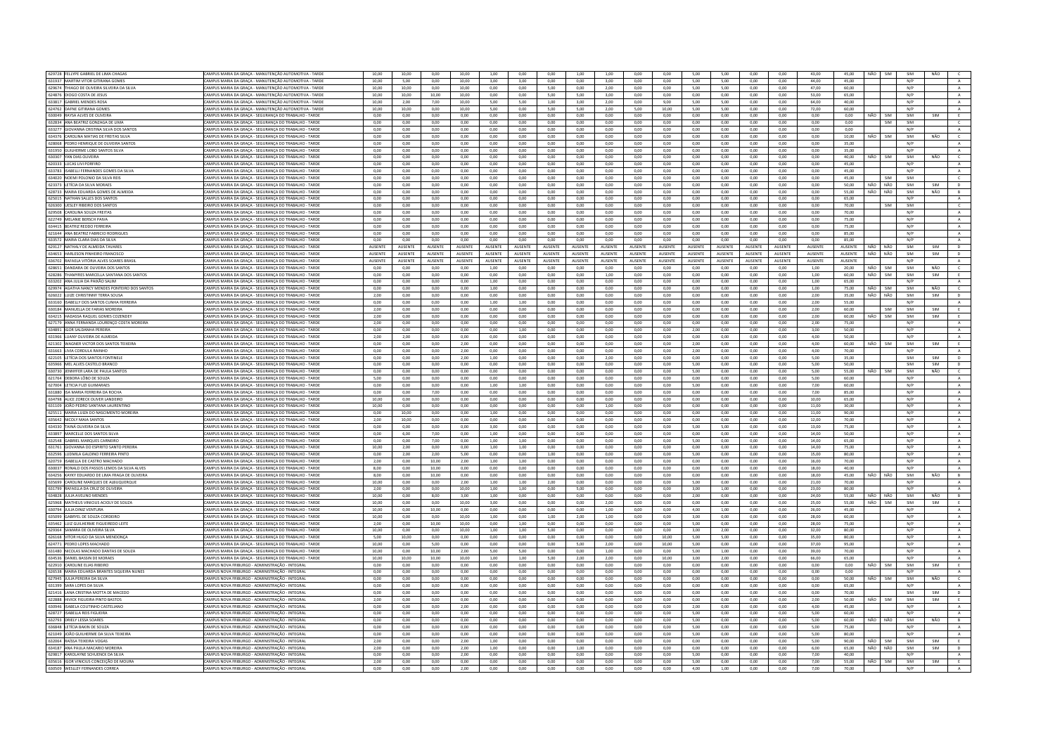| | | | | | | | | | | | | | | | | | | | | | | | | |
|---|---|---|---|---|---|---|---|---|---|---|---|---|---|---|---|---|---|---|---|---|---|---|---|---|
| 629728 | FELLYPE GABRIEL DE LIMA CHAGAS | CAMPUS MARIA DA GRAÇA - MANUTENÇÃO AUTOMOTIVA - TARDE | 10,00 | 10,00 | 0,00 | 10,00 | 1,00 | 0,00 | 0,00 | 1,00 | 1,00 | 0,00 | 0,00 | 5,00 | 5,00 | 0,00 | 0,00 | 43,00 | 45,00 | NÃO | SIM | SIM | NÃO | C |
| 631937 | MARTIM VITOR GITIRANA GOMES | CAMPUS MARIA DA GRAÇA - MANUTENÇÃO AUTOMOTIVA - TARDE | 10,00 | 5,00 | 0,00 | 10,00 | 3,00 | 3,00 | 0,00 | 0,00 | 3,00 | 0,00 | 0,00 | 5,00 | 5,00 | 0,00 | 0,00 | 44,00 | 45,00 | | | N/P | | A |
| 629674 | THIAGO DE OLIVEIRA SILVEIRA DA SILVA | CAMPUS MARIA DA GRAÇA - MANUTENÇÃO AUTOMOTIVA - TARDE | 10,00 | 10,00 | 0,00 | 10,00 | 0,00 | 0,00 | 5,00 | 0,00 | 2,00 | 0,00 | 0,00 | 5,00 | 5,00 | 0,00 | 0,00 | 47,00 | 60,00 | | | N/P | | A |
| 624876 | DIOGO COSTA DE JESUS | CAMPUS MARIA DA GRAÇA - MANUTENÇÃO AUTOMOTIVA - TARDE | 10,00 | 10,00 | 10,00 | 10,00 | 0,00 | 0,00 | 5,00 | 5,00 | 3,00 | 0,00 | 0,00 | 0,00 | 0,00 | 0,00 | 0,00 | 53,00 | 65,00 | | | N/P | | A |
| 633817 | GABRIEL MENDES ROSA | CAMPUS MARIA DA GRAÇA - MANUTENÇÃO AUTOMOTIVA - TARDE | 10,00 | 2,00 | 7,00 | 10,00 | 5,00 | 5,00 | 1,00 | 3,00 | 2,00 | 0,00 | 9,00 | 5,00 | 5,00 | 0,00 | 0,00 | 64,00 | 40,00 | | | N/P | | A |
| 624762 | DAFNE GITIRANA GOMES | CAMPUS MARIA DA GRAÇA - MANUTENÇÃO AUTOMOTIVA - TARDE | 10,00 | 10,00 | 0,00 | 10,00 | 5,00 | 0,00 | 5,00 | 5,00 | 2,00 | 5,00 | 10,00 | 5,00 | 5,00 | 0,00 | 0,00 | 72,00 | 60,00 | | | N/P | | A |
| 630040 | RAYSA ALVES DE OLIVEIRA | CAMPUS MARIA DA GRAÇA - SEGURANÇA DO TRABALHO - TARDE | 0,00 | 0,00 | 0,00 | 0,00 | 0,00 | 0,00 | 0,00 | 0,00 | 0,00 | 0,00 | 0,00 | 0,00 | 0,00 | 0,00 | 0,00 | 0,00 | 0,00 | NÃO | SIM | SIM | SIM | E |
| 632834 | ANA BEATRIZ GONZAGA DE LIMA | CAMPUS MARIA DA GRAÇA - SEGURANÇA DO TRABALHO - TARDE | 0,00 | 0,00 | 0,00 | 0,00 | 0,00 | 0,00 | 0,00 | 0,00 | 0,00 | 0,00 | 0,00 | 0,00 | 0,00 | 0,00 | 0,00 | 0,00 | 0,00 | | SIM | SIM | | C |
| 633277 | GIOVANNA CRISTINA SILVA DOS SANTOS | CAMPUS MARIA DA GRAÇA - SEGURANÇA DO TRABALHO - TARDE | 0,00 | 0,00 | 0,00 | 0,00 | 0,00 | 0,00 | 0,00 | 0,00 | 0,00 | 0,00 | 0,00 | 0,00 | 0,00 | 0,00 | 0,00 | 0,00 | 0,00 | | | N/P | | A |
| 634076 | CAROLINA MATIAS DE FREITAS SILVA | CAMPUS MARIA DA GRAÇA - SEGURANÇA DO TRABALHO - TARDE | 0,00 | 0,00 | 0,00 | 0,00 | 0,00 | 0,00 | 0,00 | 0,00 | 0,00 | 0,00 | 0,00 | 0,00 | 0,00 | 0,00 | 0,00 | 0,00 | 10,00 | NÃO | SIM | SIM | NÃO | C |
| 628068 | PEDRO HENRIQUE DE OLIVEIRA SANTOS | CAMPUS MARIA DA GRAÇA - SEGURANÇA DO TRABALHO - TARDE | 0,00 | 0,00 | 0,00 | 0,00 | 0,00 | 0,00 | 0,00 | 0,00 | 0,00 | 0,00 | 0,00 | 0,00 | 0,00 | 0,00 | 0,00 | 0,00 | 35,00 | | | N/P | | A |
| 631950 | GUILHERME LOBO SANTOS SILVA | CAMPUS MARIA DA GRAÇA - SEGURANÇA DO TRABALHO - TARDE | 0,00 | 0,00 | 0,00 | 0,00 | 0,00 | 0,00 | 0,00 | 0,00 | 0,00 | 0,00 | 0,00 | 0,00 | 0,00 | 0,00 | 0,00 | 0,00 | 35,00 | | | N/P | | A |
| 630307 | IAN DIAS OLIVEIRA | CAMPUS MARIA DA GRAÇA - SEGURANÇA DO TRABALHO - TARDE | 0,00 | 0,00 | 0,00 | 0,00 | 0,00 | 0,00 | 0,00 | 0,00 | 0,00 | 0,00 | 0,00 | 0,00 | 0,00 | 0,00 | 0,00 | 0,00 | 40,00 | NÃO | SIM | SIM | NÃO | C |
| 620333 | LUCAS LIVI PORFIRIO | CAMPUS MARIA DA GRAÇA - SEGURANÇA DO TRABALHO - TARDE | 0,00 | 0,00 | 0,00 | 0,00 | 0,00 | 0,00 | 0,00 | 0,00 | 0,00 | 0,00 | 0,00 | 0,00 | 0,00 | 0,00 | 0,00 | 0,00 | 45,00 | | | N/P | | A |
| 633783 | ISABELLI FERNANDES GOMES DA SILVA | CAMPUS MARIA DA GRAÇA - SEGURANÇA DO TRABALHO - TARDE | 0,00 | 0,00 | 0,00 | 0,00 | 0,00 | 0,00 | 0,00 | 0,00 | 0,00 | 0,00 | 0,00 | 0,00 | 0,00 | 0,00 | 0,00 | 0,00 | 45,00 | | | N/P | | A |
| 634020 | NOEMI POLONIO DA SILVA REIS | CAMPUS MARIA DA GRAÇA - SEGURANÇA DO TRABALHO - TARDE | 0,00 | 0,00 | 0,00 | 0,00 | 0,00 | 0,00 | 0,00 | 0,00 | 0,00 | 0,00 | 0,00 | 0,00 | 0,00 | 0,00 | 0,00 | 0,00 | 45,00 | | SIM | SIM | | C |
| 623373 | LETÍCIA DA SILVA MORAES | CAMPUS MARIA DA GRAÇA - SEGURANÇA DO TRABALHO - TARDE | 0,00 | 0,00 | 0,00 | 0,00 | 0,00 | 0,00 | 0,00 | 0,00 | 0,00 | 0,00 | 0,00 | 0,00 | 0,00 | 0,00 | 0,00 | 0,00 | 50,00 | NÃO | NÃO | SIM | SIM | D |
| 628733 | MARIA EDUARDA GOMES DE ALMEIDA | CAMPUS MARIA DA GRAÇA - SEGURANÇA DO TRABALHO - TARDE | 0,00 | 0,00 | 0,00 | 0,00 | 0,00 | 0,00 | 0,00 | 0,00 | 0,00 | 0,00 | 0,00 | 0,00 | 0,00 | 0,00 | 0,00 | 0,00 | 55,00 | NÃO | NÃO | SIM | NÃO | B |
| 625015 | NATHAN SALLES DOS SANTOS | CAMPUS MARIA DA GRAÇA - SEGURANÇA DO TRABALHO - TARDE | 0,00 | 0,00 | 0,00 | 0,00 | 0,00 | 0,00 | 0,00 | 0,00 | 0,00 | 0,00 | 0,00 | 0,00 | 0,00 | 0,00 | 0,00 | 0,00 | 65,00 | | | N/P | | A |
| 626300 | UESLEY RIBEIRO DOS SANTOS | CAMPUS MARIA DA GRAÇA - SEGURANÇA DO TRABALHO - TARDE | 0,00 | 0,00 | 0,00 | 0,00 | 0,00 | 0,00 | 0,00 | 0,00 | 0,00 | 0,00 | 0,00 | 0,00 | 0,00 | 0,00 | 0,00 | 0,00 | 70,00 | | SIM | SIM | | C |
| 629508 | CAROLINA SOUZA FREITAS | CAMPUS MARIA DA GRAÇA - SEGURANÇA DO TRABALHO - TARDE | 0,00 | 0,00 | 0,00 | 0,00 | 0,00 | 0,00 | 0,00 | 0,00 | 0,00 | 0,00 | 0,00 | 0,00 | 0,00 | 0,00 | 0,00 | 0,00 | 70,00 | | | N/P | | A |
| 622749 | MELANIE BERSCH PAIVA | CAMPUS MARIA DA GRAÇA - SEGURANÇA DO TRABALHO - TARDE | 0,00 | 0,00 | 0,00 | 0,00 | 0,00 | 0,00 | 0,00 | 0,00 | 0,00 | 0,00 | 0,00 | 0,00 | 0,00 | 0,00 | 0,00 | 0,00 | 75,00 | | | N/P | | A |
| 634415 | BEATRIZ REDDO FERREIRA | CAMPUS MARIA DA GRAÇA - SEGURANÇA DO TRABALHO - TARDE | 0,00 | 0,00 | 0,00 | 0,00 | 0,00 | 0,00 | 0,00 | 0,00 | 0,00 | 0,00 | 0,00 | 0,00 | 0,00 | 0,00 | 0,00 | 0,00 | 75,00 | | | N/P | | A |
| 621644 | ANA BEATRIZ FABRICIO RODRIGUES | CAMPUS MARIA DA GRAÇA - SEGURANÇA DO TRABALHO - TARDE | 0,00 | 0,00 | 0,00 | 0,00 | 0,00 | 0,00 | 0,00 | 0,00 | 0,00 | 0,00 | 0,00 | 0,00 | 0,00 | 0,00 | 0,00 | 0,00 | 85,00 | | | N/P | | A |
| 633572 | MARIA CLARA DIAS DA SILVA | CAMPUS MARIA DA GRAÇA - SEGURANÇA DO TRABALHO - TARDE | 0,00 | 0,00 | 0,00 | 0,00 | 0,00 | 0,00 | 0,00 | 0,00 | 0,00 | 0,00 | 0,00 | 0,00 | 0,00 | 0,00 | 0,00 | 0,00 | 85,00 | | | N/P | | A |
| 629127 | NATHALY DE ALMEIDA TAVARES | CAMPUS MARIA DA GRAÇA - SEGURANÇA DO TRABALHO - TARDE | AUSENTE | AUSENTE | AUSENTE | AUSENTE | AUSENTE | AUSENTE | AUSENTE | AUSENTE | AUSENTE | AUSENTE | AUSENTE | AUSENTE | AUSENTE | AUSENTE | AUSENTE | AUSENTE | AUSENTE | NÃO | NÃO | SIM | SIM | D |
| 634653 | HARLESON PINHEIRO FRANCISCO | CAMPUS MARIA DA GRAÇA - SEGURANÇA DO TRABALHO - TARDE | AUSENTE | AUSENTE | AUSENTE | AUSENTE | AUSENTE | AUSENTE | AUSENTE | AUSENTE | AUSENTE | AUSENTE | AUSENTE | AUSENTE | AUSENTE | AUSENTE | AUSENTE | AUSENTE | AUSENTE | NÃO | NÃO | SIM | SIM | D |
| 636702 | RAFAELA VITÓRIA ALVES SOARES BRASIL | CAMPUS MARIA DA GRAÇA - SEGURANÇA DO TRABALHO - TARDE | AUSENTE | AUSENTE | AUSENTE | AUSENTE | AUSENTE | AUSENTE | AUSENTE | AUSENTE | AUSENTE | AUSENTE | AUSENTE | AUSENTE | AUSENTE | AUSENTE | AUSENTE | AUSENTE | AUSENTE | | | N/P | | A |
| 628651 | DANDARA DE OLIVEIRA DOS SANTOS | CAMPUS MARIA DA GRAÇA - SEGURANÇA DO TRABALHO - TARDE | 0,00 | 0,00 | 0,00 | 0,00 | 1,00 | 0,00 | 0,00 | 0,00 | 0,00 | 0,00 | 0,00 | 0,00 | 0,00 | 0,00 | 0,00 | 1,00 | 20,00 | NÃO | SIM | SIM | NÃO | C |
| 628286 | THAMYRES MARCELLA SANTANA DOS SANTOS | CAMPUS MARIA DA GRAÇA - SEGURANÇA DO TRABALHO - TARDE | 0,00 | 0,00 | 0,00 | 0,00 | 0,00 | 0,00 | 0,00 | 0,00 | 1,00 | 0,00 | 0,00 | 0,00 | 0,00 | 0,00 | 0,00 | 1,00 | 60,00 | NÃO | SIM | SIM | SIM | E |
| 633202 | ANA JULIA DA PAIXÃO SALIM | CAMPUS MARIA DA GRAÇA - SEGURANÇA DO TRABALHO - TARDE | 0,00 | 0,00 | 0,00 | 0,00 | 1,00 | 0,00 | 0,00 | 0,00 | 0,00 | 0,00 | 0,00 | 0,00 | 0,00 | 0,00 | 0,00 | 1,00 | 65,00 | | | N/P | | A |
| 629074 | AGATHA NANCY MENDES PONTEIRO DOS SANTOS | CAMPUS MARIA DA GRAÇA - SEGURANÇA DO TRABALHO - TARDE | 0,00 | 0,00 | 0,00 | 0,00 | 1,00 | 0,00 | 0,00 | 0,00 | 0,00 | 0,00 | 0,00 | 0,00 | 0,00 | 0,00 | 0,00 | 1,00 | 75,00 | NÃO | SIM | SIM | NÃO | C |
| 626022 | LUIZE CHRISTINNY TERRA SOUSA | CAMPUS MARIA DA GRAÇA - SEGURANÇA DO TRABALHO - TARDE | 2,00 | 0,00 | 0,00 | 0,00 | 0,00 | 0,00 | 0,00 | 0,00 | 0,00 | 0,00 | 0,00 | 0,00 | 0,00 | 0,00 | 0,00 | 2,00 | 35,00 | NÃO | NÃO | SIM | SIM | D |
| 633160 | ISABELLY DOS SANTOS CUNHA FERREIRA | CAMPUS MARIA DA GRAÇA - SEGURANÇA DO TRABALHO - TARDE | 0,00 | 0,00 | 0,00 | 0,00 | 1,00 | 1,00 | 0,00 | 0,00 | 0,00 | 0,00 | 0,00 | 0,00 | 0,00 | 0,00 | 0,00 | 2,00 | 55,00 | | | N/P | | A |
| 630184 | MANUELLA DE FARIAS MOREIRA | CAMPUS MARIA DA GRAÇA - SEGURANÇA DO TRABALHO - TARDE | 2,00 | 0,00 | 0,00 | 0,00 | 0,00 | 0,00 | 0,00 | 0,00 | 0,00 | 0,00 | 0,00 | 0,00 | 0,00 | 0,00 | 0,00 | 2,00 | 60,00 | | SIM | SIM | SIM | E |
| 634215 | HADASSA RAQUEL GOMES COZENDEY | CAMPUS MARIA DA GRAÇA - SEGURANÇA DO TRABALHO - TARDE | 2,00 | 0,00 | 0,00 | 0,00 | 0,00 | 0,00 | 0,00 | 0,00 | 0,00 | 0,00 | 0,00 | 0,00 | 0,00 | 0,00 | 0,00 | 2,00 | 60,00 | NÃO | SIM | SIM | SIM | E |
| 627170 | ANNA FERNANDA LOURENÇO COSTA MOREIRA | CAMPUS MARIA DA GRAÇA - SEGURANÇA DO TRABALHO - TARDE | 2,00 | 0,00 | 0,00 | 0,00 | 0,00 | 0,00 | 0,00 | 0,00 | 0,00 | 0,00 | 0,00 | 0,00 | 0,00 | 0,00 | 0,00 | 2,00 | 75,00 | | | N/P | | A |
| 634891 | IGOR SALDANHA PEREIRA | CAMPUS MARIA DA GRAÇA - SEGURANÇA DO TRABALHO - TARDE | 0,00 | 0,00 | 0,00 | 0,00 | 0,00 | 1,00 | 0,00 | 0,00 | 0,00 | 0,00 | 0,00 | 2,00 | 0,00 | 0,00 | 0,00 | 3,00 | 50,00 | | | N/P | | A |
| 631966 | LUANY OLIVEIRA DE ALMEIDA | CAMPUS MARIA DA GRAÇA - SEGURANÇA DO TRABALHO - TARDE | 2,00 | 2,00 | 0,00 | 0,00 | 0,00 | 0,00 | 0,00 | 0,00 | 0,00 | 0,00 | 0,00 | 0,00 | 0,00 | 0,00 | 0,00 | 4,00 | 50,00 | | | N/P | | A |
| 621302 | WAGNER VICTOR DOS SANTOS TEIXEIRA | CAMPUS MARIA DA GRAÇA - SEGURANÇA DO TRABALHO - TARDE | 0,00 | 0,00 | 0,00 | 2,00 | 0,00 | 0,00 | 0,00 | 0,00 | 0,00 | 0,00 | 0,00 | 2,00 | 0,00 | 0,00 | 0,00 | 4,00 | 60,00 | NÃO | SIM | SIM | SIM | E |
| 631663 | LIVIA CORDULA RAINHO | CAMPUS MARIA DA GRAÇA - SEGURANÇA DO TRABALHO - TARDE | 0,00 | 0,00 | 0,00 | 2,00 | 0,00 | 0,00 | 0,00 | 0,00 | 0,00 | 0,00 | 0,00 | 2,00 | 0,00 | 0,00 | 0,00 | 4,00 | 70,00 | | | N/P | | A |
| 622105 | LETÍCIA DOS SANTOS FONTINELE | CAMPUS MARIA DA GRAÇA - SEGURANÇA DO TRABALHO - TARDE | 0,00 | 0,00 | 0,00 | 2,00 | 1,00 | 0,00 | 0,00 | 0,00 | 0,00 | 2,00 | 0,00 | 0,00 | 0,00 | 0,00 | 0,00 | 5,00 | 35,00 | | | SIM | SIM | D |
| 635966 | MEL ALVES CASTELO BRANCO | CAMPUS MARIA DA GRAÇA - SEGURANÇA DO TRABALHO - TARDE | 0,00 | 0,00 | 0,00 | 0,00 | 0,00 | 0,00 | 0,00 | 0,00 | 0,00 | 0,00 | 0,00 | 5,00 | 0,00 | 0,00 | 0,00 | 5,00 | 50,00 | | | SIM | SIM | D |
| 630730 | JENNYFER LARA DE PAULA SANTOS | CAMPUS MARIA DA GRAÇA - SEGURANÇA DO TRABALHO - TARDE | 0,00 | 0,00 | 0,00 | 0,00 | 0,00 | 0,00 | 0,00 | 0,00 | 0,00 | 0,00 | 0,00 | 5,00 | 0,00 | 0,00 | 0,00 | 5,00 | 55,00 | NÃO | SIM | SIM | NÃO | C |
| 621764 | DEBORA LÔBO DE SOUZA | CAMPUS MARIA DA GRAÇA - SEGURANÇA DO TRABALHO - TARDE | 5,00 | 0,00 | 0,00 | 0,00 | 0,00 | 0,00 | 0,00 | 0,00 | 0,00 | 0,00 | 0,00 | 0,00 | 0,00 | 0,00 | 0,00 | 5,00 | 60,00 | | | N/P | | A |
| 627004 | LETICIA FUZI GUIMARAES | CAMPUS MARIA DA GRAÇA - SEGURANÇA DO TRABALHO - TARDE | 0,00 | 0,00 | 0,00 | 0,00 | 1,00 | 1,00 | 0,00 | 0,00 | 0,00 | 0,00 | 0,00 | 5,00 | 0,00 | 0,00 | 0,00 | 7,00 | 60,00 | | | N/P | | A |
| 631880 | ISA MARIA FERREIRA DA ROCHA | CAMPUS MARIA DA GRAÇA - SEGURANÇA DO TRABALHO - TARDE | 0,00 | 0,00 | 7,00 | 0,00 | 0,00 | 0,00 | 0,00 | 0,00 | 0,00 | 0,00 | 0,00 | 0,00 | 0,00 | 0,00 | 0,00 | 7,00 | 85,00 | | | N/P | | A |
| 634798 | ALICE ZORECK OLIVER LANDEIRO | CAMPUS MARIA DA GRAÇA - SEGURANÇA DO TRABALHO - TARDE | 10,00 | 0,00 | 0,00 | 0,00 | 0,00 | 0,00 | 0,00 | 0,00 | 0,00 | 0,00 | 0,00 | 0,00 | 0,00 | 0,00 | 0,00 | 10,00 | 65,00 | | | N/P | | A |
| 631109 | JOÃO PEDRO SANTANA LAURENTINO | CAMPUS MARIA DA GRAÇA - SEGURANÇA DO TRABALHO - TARDE | 10,00 | 0,00 | 0,00 | 0,00 | 0,00 | 0,00 | 0,00 | 0,00 | 1,00 | 0,00 | 0,00 | 0,00 | 0,00 | 0,00 | 0,00 | 11,00 | 30,00 | | | N/P | | A |
| 625511 | MARIA LUIZA DO NASCIMENTO MOREIRA | CAMPUS MARIA DA GRAÇA - SEGURANÇA DO TRABALHO - TARDE | 0,00 | 10,00 | 0,00 | 0,00 | 1,00 | 0,00 | 0,00 | 0,00 | 0,00 | 0,00 | 0,00 | 0,00 | 0,00 | 0,00 | 0,00 | 11,00 | 90,00 | | | N/P | | A |
| 635642 | NICOLY MAIA SANTOS | CAMPUS MARIA DA GRAÇA - SEGURANÇA DO TRABALHO - TARDE | 2,00 | 10,00 | 0,00 | 0,00 | 0,00 | 0,00 | 0,00 | 0,00 | 0,00 | 0,00 | 0,00 | 0,00 | 0,00 | 0,00 | 0,00 | 12,00 | 70,00 | | | N/P | | A |
| 634330 | TAINÁ OLIVEIRA DA SILVA | CAMPUS MARIA DA GRAÇA - SEGURANÇA DO TRABALHO - TARDE | 0,00 | 0,00 | 0,00 | 0,00 | 3,00 | 0,00 | 0,00 | 0,00 | 0,00 | 0,00 | 0,00 | 5,00 | 5,00 | 0,00 | 0,00 | 13,00 | 75,00 | | | N/P | | A |
| 633897 | MARCELLE DOS SANTOS SILVA | CAMPUS MARIA DA GRAÇA - SEGURANÇA DO TRABALHO - TARDE | 0,00 | 6,00 | 7,00 | 0,00 | 1,00 | 0,00 | 0,00 | 0,00 | 0,00 | 0,00 | 0,00 | 0,00 | 0,00 | 0,00 | 0,00 | 14,00 | 50,00 | | | N/P | | A |
| 632548 | GABRIEL MARQUES CARNEIRO | CAMPUS MARIA DA GRAÇA - SEGURANÇA DO TRABALHO - TARDE | 0,00 | 0,00 | 7,00 | 0,00 | 1,00 | 1,00 | 0,00 | 0,00 | 0,00 | 0,00 | 0,00 | 5,00 | 0,00 | 0,00 | 0,00 | 14,00 | 65,00 | | | N/P | | A |
| 631761 | GIOVANNA DO ESPIRITO SANTO PEREIRA | CAMPUS MARIA DA GRAÇA - SEGURANÇA DO TRABALHO - TARDE | 10,00 | 2,00 | 0,00 | 0,00 | 1,00 | 1,00 | 0,00 | 0,00 | 0,00 | 0,00 | 0,00 | 0,00 | 0,00 | 0,00 | 0,00 | 14,00 | 75,00 | | | N/P | | A |
| 632596 | LUDMILA GALDINO FERREIRA PINTO | CAMPUS MARIA DA GRAÇA - SEGURANÇA DO TRABALHO - TARDE | 0,00 | 2,00 | 2,00 | 5,00 | 0,00 | 0,00 | 0,00 | 1,00 | 0,00 | 0,00 | 0,00 | 5,00 | 0,00 | 0,00 | 0,00 | 15,00 | 80,00 | | | N/P | | A |
| 620759 | ISABELLA DE CASTRO MACHADO | CAMPUS MARIA DA GRAÇA - SEGURANÇA DO TRABALHO - TARDE | 2,00 | 0,00 | 10,00 | 2,00 | 1,00 | 1,00 | 0,00 | 0,00 | 0,00 | 0,00 | 0,00 | 0,00 | 0,00 | 0,00 | 0,00 | 16,00 | 70,00 | | | N/P | | A |
| 630037 | RONALD DOS PASSOS LEMOS DA SILVA ALVES | CAMPUS MARIA DA GRAÇA - SEGURANÇA DO TRABALHO - TARDE | 8,00 | 0,00 | 10,00 | 0,00 | 0,00 | 0,00 | 0,00 | 0,00 | 0,00 | 0,00 | 0,00 | 0,00 | 0,00 | 0,00 | 0,00 | 18,00 | 40,00 | | | N/P | | A |
| 634256 | KAYKY EDUARDO DE LIMA FRAGA DE OLIVEIRA | CAMPUS MARIA DA GRAÇA - SEGURANÇA DO TRABALHO - TARDE | 8,00 | 0,00 | 10,00 | 0,00 | 0,00 | 0,00 | 0,00 | 0,00 | 0,00 | 0,00 | 0,00 | 0,00 | 0,00 | 0,00 | 0,00 | 18,00 | 45,00 | NÃO | NÃO | SIM | NÃO | B |
| 635699 | CAROLINE MARQUES DE ALBUQUERQUE | CAMPUS MARIA DA GRAÇA - SEGURANÇA DO TRABALHO - TARDE | 10,00 | 0,00 | 0,00 | 2,00 | 1,00 | 1,00 | 2,00 | 0,00 | 0,00 | 0,00 | 0,00 | 5,00 | 0,00 | 0,00 | 0,00 | 21,00 | 70,00 | | | N/P | | A |
| 631799 | RAFAELLA DA CRUZ DE OLIVEIRA | CAMPUS MARIA DA GRAÇA - SEGURANÇA DO TRABALHO - TARDE | 2,00 | 0,00 | 0,00 | 10,00 | 1,00 | 1,00 | 0,00 | 5,00 | 0,00 | 0,00 | 0,00 | 3,00 | 1,00 | 0,00 | 0,00 | 23,00 | 80,00 | | | N/P | | A |
| 634828 | JULIA AVELINO MENDES | CAMPUS MARIA DA GRAÇA - SEGURANÇA DO TRABALHO - TARDE | 10,00 | 0,00 | 8,00 | 3,00 | 1,00 | 0,00 | 0,00 | 0,00 | 0,00 | 0,00 | 0,00 | 2,00 | 0,00 | 0,00 | 0,00 | 24,00 | 55,00 | NÃO | NÃO | SIM | NÃO | B |
| 625968 | MATHEUS VINICIUS ACIOLY DE SOUZA | CAMPUS MARIA DA GRAÇA - SEGURANÇA DO TRABALHO - TARDE | 10,00 | 0,00 | 0,00 | 10,00 | 3,00 | 0,00 | 0,00 | 0,00 | 2,00 | 0,00 | 0,00 | 0,00 | 0,00 | 0,00 | 0,00 | 25,00 | 55,00 | NÃO | SIM | SIM | SIM | E |
| 630794 | JULIA DINIZ VENTURA | CAMPUS MARIA DA GRAÇA - SEGURANÇA DO TRABALHO - TARDE | 10,00 | 0,00 | 10,00 | 0,00 | 0,00 | 0,00 | 0,00 | 0,00 | 1,00 | 0,00 | 0,00 | 4,00 | 1,00 | 0,00 | 0,00 | 26,00 | 45,00 | | | N/P | | A |
| 635099 | GABRYEL DE SOUZA CORDEIRO | CAMPUS MARIA DA GRAÇA - SEGURANÇA DO TRABALHO - TARDE | 10,00 | 0,00 | 0,00 | 10,00 | 1,00 | 0,00 | 1,00 | 2,00 | 1,00 | 0,00 | 0,00 | 3,00 | 0,00 | 0,00 | 0,00 | 28,00 | 60,00 | | | N/P | | A |
| 635462 | LUIZ GUILHERME FIGUEIREDO LEITE | CAMPUS MARIA DA GRAÇA - SEGURANÇA DO TRABALHO - TARDE | 2,00 | 0,00 | 10,00 | 10,00 | 0,00 | 1,00 | 0,00 | 0,00 | 0,00 | 0,00 | 0,00 | 5,00 | 0,00 | 0,00 | 0,00 | 28,00 | 75,00 | | | N/P | | A |
| 629364 | SAMARA DE OLIVEIRA SILVA | CAMPUS MARIA DA GRAÇA - SEGURANÇA DO TRABALHO - TARDE | 10,00 | 0,00 | 0,00 | 10,00 | 1,00 | 1,00 | 5,00 | 0,00 | 0,00 | 0,00 | 0,00 | 3,00 | 2,00 | 0,00 | 0,00 | 32,00 | 80,00 | | | N/P | | A |
| 626168 | VITOR HUGO DA SILVA MENDONÇA | CAMPUS MARIA DA GRAÇA - SEGURANÇA DO TRABALHO - TARDE | 5,00 | 10,00 | 0,00 | 0,00 | 0,00 | 0,00 | 0,00 | 0,00 | 0,00 | 0,00 | 10,00 | 5,00 | 5,00 | 0,00 | 0,00 | 35,00 | 80,00 | | | N/P | | A |
| 624771 | PEDRO LOPES MACHADO | CAMPUS MARIA DA GRAÇA - SEGURANÇA DO TRABALHO - TARDE | 10,00 | 0,00 | 5,00 | 0,00 | 0,00 | 0,00 | 0,00 | 5,00 | 2,00 | 0,00 | 10,00 | 5,00 | 0,00 | 0,00 | 0,00 | 37,00 | 95,00 | | | N/P | | A |
| 631480 | NICOLAS MACHADO DANTAS DE SOUZA | CAMPUS MARIA DA GRAÇA - SEGURANÇA DO TRABALHO - TARDE | 10,00 | 0,00 | 10,00 | 2,00 | 5,00 | 5,00 | 0,00 | 0,00 | 1,00 | 0,00 | 0,00 | 5,00 | 1,00 | 0,00 | 0,00 | 39,00 | 70,00 | | | N/P | | A |
| 634536 | DANIEL BASSIN DE MORAES | CAMPUS MARIA DA GRAÇA - SEGURANÇA DO TRABALHO - TARDE | 10,00 | 10,00 | 10,00 | 10,00 | 1,00 | 1,00 | 5,00 | 2,00 | 2,00 | 0,00 | 10,00 | 3,00 | 2,00 | 0,00 | 0,00 | 66,00 | 65,00 | | | N/P | | A |
| 622910 | CAROLINE ELIAS RIBEIRO | CAMPUS NOVA FRIBURGO - ADMINISTRAÇÃO - INTEGRAL | 0,00 | 0,00 | 0,00 | 0,00 | 0,00 | 0,00 | 0,00 | 0,00 | 0,00 | 0,00 | 0,00 | 0,00 | 0,00 | 0,00 | 0,00 | 0,00 | 0,00 | NÃO | SIM | SIM | SIM | E |
| 626538 | MARIA EDUARDA BRANTES SIQUEIRA NUNES | CAMPUS NOVA FRIBURGO - ADMINISTRAÇÃO - INTEGRAL | 0,00 | 0,00 | 0,00 | 0,00 | 0,00 | 0,00 | 0,00 | 0,00 | 0,00 | 0,00 | 0,00 | 0,00 | 0,00 | 0,00 | 0,00 | 0,00 | 0,00 | | | N/P | | A |
| 627945 | JULIA PEREIRA DA SILVA | CAMPUS NOVA FRIBURGO - ADMINISTRAÇÃO - INTEGRAL | 0,00 | 0,00 | 0,00 | 0,00 | 0,00 | 0,00 | 0,00 | 0,00 | 0,00 | 0,00 | 0,00 | 0,00 | 0,00 | 0,00 | 0,00 | 0,00 | 50,00 | NÃO | SIM | SIM | NÃO | C |
| 631399 | SARA LOPES DA SILVA | CAMPUS NOVA FRIBURGO - ADMINISTRAÇÃO - INTEGRAL | 0,00 | 0,00 | 0,00 | 0,00 | 0,00 | 0,00 | 0,00 | 0,00 | 0,00 | 0,00 | 0,00 | 0,00 | 0,00 | 0,00 | 0,00 | 0,00 | 65,00 | | | N/P | | A |
| 621416 | LANA CRISTINA MOTTA DE MACEDO | CAMPUS NOVA FRIBURGO - ADMINISTRAÇÃO - INTEGRAL | 0,00 | 0,00 | 0,00 | 0,00 | 0,00 | 0,00 | 0,00 | 0,00 | 0,00 | 0,00 | 0,00 | 0,00 | 0,00 | 0,00 | 0,00 | 0,00 | 70,00 | | | SIM | SIM | D |
| 622888 | MIVICK FIGUEIRA PINTO BASTOS | CAMPUS NOVA FRIBURGO - ADMINISTRAÇÃO - INTEGRAL | 2,00 | 0,00 | 0,00 | 0,00 | 0,00 | 0,00 | 0,00 | 0,00 | 0,00 | 0,00 | 0,00 | 0,00 | 0,00 | 0,00 | 0,00 | 2,00 | 50,00 | NÃO | SIM | SIM | SIM | E |
| 630946 | ISABELA COUTINHO CASTELIANO | CAMPUS NOVA FRIBURGO - ADMINISTRAÇÃO - INTEGRAL | 0,00 | 0,00 | 0,00 | 2,00 | 0,00 | 0,00 | 0,00 | 0,00 | 0,00 | 0,00 | 0,00 | 2,00 | 0,00 | 0,00 | 0,00 | 4,00 | 45,00 | | | N/P | | A |
| 628727 | ISABELLA REIS FIGUEIRA | CAMPUS NOVA FRIBURGO - ADMINISTRAÇÃO - INTEGRAL | 0,00 | 0,00 | 0,00 | 0,00 | 0,00 | 0,00 | 0,00 | 0,00 | 0,00 | 0,00 | 0,00 | 5,00 | 0,00 | 0,00 | 0,00 | 5,00 | 60,00 | | | N/P | | A |
| 632793 | ORIELY LESSA SOARES | CAMPUS NOVA FRIBURGO - ADMINISTRAÇÃO - INTEGRAL | 0,00 | 0,00 | 0,00 | 0,00 | 0,00 | 0,00 | 0,00 | 0,00 | 0,00 | 0,00 | 0,00 | 5,00 | 0,00 | 0,00 | 0,00 | 5,00 | 60,00 | NÃO | NÃO | SIM | NÃO | B |
| 636848 | LETÍCIA BAKIN DE SOUZA | CAMPUS NOVA FRIBURGO - ADMINISTRAÇÃO - INTEGRAL | 0,00 | 0,00 | 0,00 | 0,00 | 0,00 | 0,00 | 0,00 | 0,00 | 0,00 | 0,00 | 0,00 | 5,00 | 0,00 | 0,00 | 0,00 | 5,00 | 75,00 | | | N/P | | A |
| 621049 | JOÃO GUILHERME DA SILVA TEIXEIRA | CAMPUS NOVA FRIBURGO - ADMINISTRAÇÃO - INTEGRAL | 0,00 | 0,00 | 0,00 | 0,00 | 0,00 | 0,00 | 0,00 | 0,00 | 0,00 | 0,00 | 0,00 | 5,00 | 0,00 | 0,00 | 0,00 | 5,00 | 80,00 | | | N/P | | A |
| 632064 | RAÍSSA TEIXEIRA VOGAS | CAMPUS NOVA FRIBURGO - ADMINISTRAÇÃO - INTEGRAL | 2,00 | 0,00 | 0,00 | 2,00 | 1,00 | 0,00 | 0,00 | 0,00 | 0,00 | 0,00 | 0,00 | 0,00 | 0,00 | 0,00 | 0,00 | 5,00 | 90,00 | NÃO | SIM | SIM | SIM | E |
| 634187 | ANA PAULA MACARIO MOREIRA | CAMPUS NOVA FRIBURGO - ADMINISTRAÇÃO - INTEGRAL | 2,00 | 0,00 | 0,00 | 2,00 | 1,00 | 0,00 | 0,00 | 0,00 | 1,00 | 0,00 | 0,00 | 0,00 | 0,00 | 0,00 | 0,00 | 6,00 | 65,00 | NÃO | NÃO | SIM | SIM | D |
| 629817 | KAROLAYNE SCHUENCK DA SILVA | CAMPUS NOVA FRIBURGO - ADMINISTRAÇÃO - INTEGRAL | 0,00 | 0,00 | 0,00 | 2,00 | 0,00 | 0,00 | 0,00 | 0,00 | 0,00 | 0,00 | 0,00 | 5,00 | 0,00 | 0,00 | 0,00 | 7,00 | 40,00 | | | N/P | | A |
| 635616 | IGOR VINICIUS CONCEIÇÃO DE MOURA | CAMPUS NOVA FRIBURGO - ADMINISTRAÇÃO - INTEGRAL | 2,00 | 0,00 | 0,00 | 0,00 | 0,00 | 0,00 | 0,00 | 0,00 | 0,00 | 0,00 | 0,00 | 5,00 | 0,00 | 0,00 | 0,00 | 7,00 | 55,00 | NÃO | SIM | SIM | SIM | E |
| 630509 | WESLLEY FERNANDES CORREA | CAMPUS NOVA FRIBURGO - ADMINISTRAÇÃO - INTEGRAL | 0,00 | 0,00 | 0,00 | 2,00 | 0,00 | 0,00 | 0,00 | 0,00 | 0,00 | 0,00 | 0,00 | 4,00 | 1,00 | 0,00 | 0,00 | 7,00 | 70,00 | | | N/P | | A |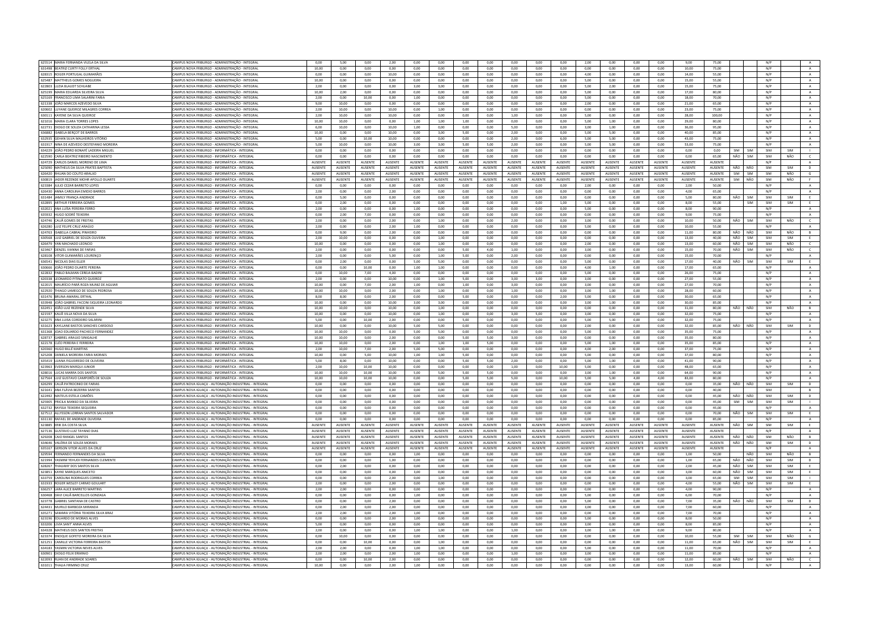| | | | | | | | | | | | | | | | | | | | | | | | | |
|---|---|---|---|---|---|---|---|---|---|---|---|---|---|---|---|---|---|---|---|---|---|---|---|---|
| 625514 | MARIA FERNANDA VILELA DA SILVA | CAMPUS NOVA FRIBURGO - ADMINISTRAÇÃO - INTEGRAL | 0,00 | 5,00 | 0,00 | 2,00 | 0,00 | 0,00 | 0,00 | 0,00 | 0,00 | 0,00 | 0,00 | 2,00 | 0,00 | 0,00 | 0,00 | 9,00 | 75,00 | | | N/P | | A |
| 631498 | BEATRIZ CURTY FOLLY ERTHAL | CAMPUS NOVA FRIBURGO - ADMINISTRAÇÃO - INTEGRAL | 10,00 | 0,00 | 0,00 | 0,00 | 0,00 | 0,00 | 0,00 | 0,00 | 0,00 | 0,00 | 0,00 | 0,00 | 0,00 | 0,00 | 0,00 | 10,00 | 75,00 | | | N/P | | A |
| 628315 | ROGER PORTUGAL GUIMARÃES | CAMPUS NOVA FRIBURGO - ADMINISTRAÇÃO - INTEGRAL | 0,00 | 0,00 | 0,00 | 10,00 | 0,00 | 0,00 | 0,00 | 0,00 | 0,00 | 0,00 | 0,00 | 4,00 | 0,00 | 0,00 | 0,00 | 14,00 | 55,00 | | | N/P | | A |
| 625487 | MATTHEUS GOMES NOGUEIRA | CAMPUS NOVA FRIBURGO - ADMINISTRAÇÃO - INTEGRAL | 10,00 | 0,00 | 0,00 | 0,00 | 0,00 | 0,00 | 0,00 | 0,00 | 0,00 | 0,00 | 0,00 | 5,00 | 0,00 | 0,00 | 0,00 | 15,00 | 55,00 | | | N/P | | A |
| 622803 | LUZIA BLAUDT SCHUABE | CAMPUS NOVA FRIBURGO - ADMINISTRAÇÃO - INTEGRAL | 2,00 | 0,00 | 0,00 | 0,00 | 3,00 | 3,00 | 0,00 | 0,00 | 0,00 | 0,00 | 0,00 | 5,00 | 2,00 | 0,00 | 0,00 | 15,00 | 75,00 | | | N/P | | A |
| 625199 | MARIA EDUARDA SILVEIRA SILVA | CAMPUS NOVA FRIBURGO - ADMINISTRAÇÃO - INTEGRAL | 10,00 | 2,00 | 0,00 | 0,00 | 0,00 | 0,00 | 0,00 | 0,00 | 0,00 | 0,00 | 0,00 | 5,00 | 0,00 | 0,00 | 0,00 | 17,00 | 80,00 | | | N/P | | A |
| 625169 | FRANCISCO LIMA SALARINI FARIA | CAMPUS NOVA FRIBURGO - ADMINISTRAÇÃO - INTEGRAL | 2,00 | 5,00 | 10,00 | 0,00 | 1,00 | 0,00 | 0,00 | 0,00 | 0,00 | 0,00 | 0,00 | 5,00 | 0,00 | 0,00 | 0,00 | 18,00 | 70,00 | | | N/P | | A |
| 621338 | JOÃO MARCOS AZEVEDO SILVA | CAMPUS NOVA FRIBURGO - ADMINISTRAÇÃO - INTEGRAL | 9,00 | 10,00 | 0,00 | 0,00 | 0,00 | 0,00 | 0,00 | 0,00 | 0,00 | 0,00 | 0,00 | 2,00 | 0,00 | 0,00 | 0,00 | 21,00 | 65,00 | | | N/P | | A |
| 620602 | LUYANE QUEIROZ MILAGRES CORREA | CAMPUS NOVA FRIBURGO - ADMINISTRAÇÃO - INTEGRAL | 2,00 | 10,00 | 0,00 | 10,00 | 1,00 | 0,00 | 0,00 | 0,00 | 0,00 | 0,00 | 0,00 | 0,00 | 0,00 | 0,00 | 0,00 | 23,00 | 75,00 | | | N/P | | A |
| 630111 | KAYENE DA SILVA QUEIROZ | CAMPUS NOVA FRIBURGO - ADMINISTRAÇÃO - INTEGRAL | 2,00 | 10,00 | 0,00 | 10,00 | 0,00 | 0,00 | 0,00 | 0,00 | 1,00 | 0,00 | 0,00 | 5,00 | 0,00 | 0,00 | 0,00 | 28,00 | 100,00 | | | N/P | | A |
| 621016 | MARIA CLARA TORRES LOPES | CAMPUS NOVA FRIBURGO - ADMINISTRAÇÃO - INTEGRAL | 10,00 | 10,00 | 0,00 | 0,00 | 1,00 | 1,00 | 1,00 | 0,00 | 0,00 | 0,00 | 0,00 | 5,00 | 1,00 | 0,00 | 0,00 | 29,00 | 80,00 | | | N/P | | A |
| 622731 | DIOGO DE SOUZA CATHARINA LESSA | CAMPUS NOVA FRIBURGO - ADMINISTRAÇÃO - INTEGRAL | 6,00 | 10,00 | 0,00 | 10,00 | 1,00 | 0,00 | 0,00 | 0,00 | 5,00 | 0,00 | 0,00 | 3,00 | 1,00 | 0,00 | 0,00 | 36,00 | 95,00 | | | N/P | | A |
| 636882 | ISABELA BERÇOT DE BARROS | CAMPUS NOVA FRIBURGO - ADMINISTRAÇÃO - INTEGRAL | 10,00 | 0,00 | 0,00 | 10,00 | 0,00 | 3,00 | 5,00 | 0,00 | 3,00 | 0,00 | 0,00 | 5,00 | 5,00 | 0,00 | 0,00 | 40,00 | 85,00 | | | N/P | | A |
| 632935 | GEHAN SILVA MALHEIROS VITÓRIO | CAMPUS NOVA FRIBURGO - ADMINISTRAÇÃO - INTEGRAL | 5,00 | 0,00 | 10,00 | 10,00 | 0,00 | 0,00 | 0,00 | 0,00 | 2,00 | 0,00 | 6,00 | 5,00 | 5,00 | 0,00 | 0,00 | 43,00 | 75,00 | | | N/P | | A |
| 631917 | NINA DE AZEVEDO DESTEFANIO MOREIRA | CAMPUS NOVA FRIBURGO - ADMINISTRAÇÃO - INTEGRAL | 5,00 | 10,00 | 0,00 | 10,00 | 3,00 | 3,00 | 5,00 | 5,00 | 2,00 | 0,00 | 0,00 | 5,00 | 5,00 | 0,00 | 0,00 | 53,00 | 75,00 | | | N/P | | A |
| 634229 | JOÃO PEDRO BONAFÉ LADEIRA MIGUEL | CAMPUS NOVA FRIBURGO - INFORMÁTICA - INTEGRAL | 0,00 | 0,00 | 0,00 | 0,00 | 0,00 | 0,00 | 0,00 | 0,00 | 0,00 | 0,00 | 0,00 | 0,00 | 0,00 | 0,00 | 0,00 | 0,00 | 0,00 | SIM | SIM | SIM | SIM | I |
| 622590 | CARLA BEATRIZ RIBEIRO NASCIMENTO | CAMPUS NOVA FRIBURGO - INFORMÁTICA - INTEGRAL | 0,00 | 0,00 | 0,00 | 0,00 | 0,00 | 0,00 | 0,00 | 0,00 | 0,00 | 0,00 | 0,00 | 0,00 | 0,00 | 0,00 | 0,00 | 0,00 | 65,00 | NÃO | SIM | SIM | NÃO | C |
| 624729 | CARLOS DANIEL MORENO DE LIMA | CAMPUS NOVA FRIBURGO - INFORMÁTICA - INTEGRAL | AUSENTE | AUSENTE | AUSENTE | AUSENTE | AUSENTE | AUSENTE | AUSENTE | AUSENTE | AUSENTE | AUSENTE | AUSENTE | AUSENTE | AUSENTE | AUSENTE | AUSENTE | AUSENTE | AUSENTE | | | N/P | | A |
| 625090 | MATHEUS DA SILVA PRATES BAPTISTA | CAMPUS NOVA FRIBURGO - INFORMÁTICA - INTEGRAL | AUSENTE | AUSENTE | AUSENTE | AUSENTE | AUSENTE | AUSENTE | AUSENTE | AUSENTE | AUSENTE | AUSENTE | AUSENTE | AUSENTE | AUSENTE | AUSENTE | AUSENTE | AUSENTE | AUSENTE | NÃO | NÃO | SIM | SIM | D |
| 626450 | RHUAN DO COUTO ARAUJO | CAMPUS NOVA FRIBURGO - INFORMÁTICA - INTEGRAL | AUSENTE | AUSENTE | AUSENTE | AUSENTE | AUSENTE | AUSENTE | AUSENTE | AUSENTE | AUSENTE | AUSENTE | AUSENTE | AUSENTE | AUSENTE | AUSENTE | AUSENTE | AUSENTE | AUSENTE | SIM | SIM | SIM | NÃO | G |
| 630819 | IADER REZENDE MOHR APOLLO DUARTE | CAMPUS NOVA FRIBURGO - INFORMÁTICA - INTEGRAL | AUSENTE | AUSENTE | AUSENTE | AUSENTE | AUSENTE | AUSENTE | AUSENTE | AUSENTE | AUSENTE | AUSENTE | AUSENTE | AUSENTE | AUSENTE | AUSENTE | AUSENTE | AUSENTE | AUSENTE | SIM | NÃO | SIM | NÃO | F |
| 623384 | JULIO CEZAR BARRETO LOPES | CAMPUS NOVA FRIBURGO - INFORMÁTICA - INTEGRAL | 0,00 | 0,00 | 0,00 | 0,00 | 0,00 | 0,00 | 0,00 | 0,00 | 0,00 | 0,00 | 0,00 | 2,00 | 0,00 | 0,00 | 0,00 | 2,00 | 50,00 | | | N/P | | A |
| 626430 | ANNA CAROLINA EMIDIO BARROS | CAMPUS NOVA FRIBURGO - INFORMÁTICA - INTEGRAL | 2,00 | 0,00 | 0,00 | 2,00 | 0,00 | 0,00 | 0,00 | 0,00 | 0,00 | 0,00 | 0,00 | 0,00 | 0,00 | 0,00 | 0,00 | 4,00 | 65,00 | | | N/P | | A |
| 631484 | JAMILY FRANÇA ANDRADE | CAMPUS NOVA FRIBURGO - INFORMÁTICA - INTEGRAL | 0,00 | 5,00 | 0,00 | 0,00 | 0,00 | 0,00 | 0,00 | 0,00 | 0,00 | 0,00 | 0,00 | 0,00 | 0,00 | 0,00 | 0,00 | 5,00 | 80,00 | NÃO | SIM | SIM | SIM | E |
| 632895 | ARTHUR FERREIRA GOMES | CAMPUS NOVA FRIBURGO - INFORMÁTICA - INTEGRAL | 0,00 | 2,00 | 0,00 | 0,00 | 0,00 | 0,00 | 0,00 | 0,00 | 0,00 | 0,00 | 1,00 | 5,00 | 0,00 | 0,00 | 0,00 | 8,00 | 55,00 | | SIM | SIM | SIM | E |
| 632022 | ANA LUÍSA FERREIRA FERRO | CAMPUS NOVA FRIBURGO - INFORMÁTICA - INTEGRAL | 2,00 | 0,00 | 0,00 | 0,00 | 1,00 | 0,00 | 0,00 | 0,00 | 0,00 | 0,00 | 0,00 | 5,00 | 0,00 | 0,00 | 0,00 | 8,00 | 90,00 | | | N/P | | A |
| 635932 | HUGO SODRÉ TEIXEIRA | CAMPUS NOVA FRIBURGO - INFORMÁTICA - INTEGRAL | 0,00 | 2,00 | 7,00 | 0,00 | 0,00 | 0,00 | 0,00 | 0,00 | 0,00 | 0,00 | 0,00 | 0,00 | 0,00 | 0,00 | 0,00 | 9,00 | 75,00 | | | N/P | | A |
| 624746 | CAUÃ GOMES DE FREITAS | CAMPUS NOVA FRIBURGO - INFORMÁTICA - INTEGRAL | 2,00 | 0,00 | 0,00 | 2,00 | 1,00 | 0,00 | 0,00 | 0,00 | 2,00 | 0,00 | 0,00 | 3,00 | 0,00 | 0,00 | 0,00 | 10,00 | 50,00 | NÃO | SIM | SIM | NÃO | C |
| 626280 | LUIZ FELIPE CRUZ ARAÚJO | CAMPUS NOVA FRIBURGO - INFORMÁTICA - INTEGRAL | 2,00 | 0,00 | 0,00 | 2,00 | 1,00 | 0,00 | 0,00 | 0,00 | 0,00 | 0,00 | 0,00 | 5,00 | 0,00 | 0,00 | 0,00 | 10,00 | 55,00 | | | N/P | | A |
| 624763 | ISABELLA CABRAL PINHEIRO | CAMPUS NOVA FRIBURGO - INFORMÁTICA - INTEGRAL | 0,00 | 9,00 | 0,00 | 2,00 | 0,00 | 0,00 | 0,00 | 0,00 | 0,00 | 0,00 | 0,00 | 0,00 | 0,00 | 0,00 | 0,00 | 11,00 | 80,00 | NÃO | NÃO | SIM | NÃO | B |
| 630568 | LUIZ GABRIEL DE SOUZA OLIVEIRA | CAMPUS NOVA FRIBURGO - INFORMÁTICA - INTEGRAL | 2,00 | 10,00 | 0,00 | 0,00 | 0,00 | 1,00 | 0,00 | 0,00 | 0,00 | 0,00 | 0,00 | 0,00 | 0,00 | 0,00 | 0,00 | 13,00 | 40,00 | NÃO | SIM | SIM | SIM | E |
| 626479 | YAN MACHADO LEONCIO | CAMPUS NOVA FRIBURGO - INFORMÁTICA - INTEGRAL | 10,00 | 0,00 | 0,00 | 0,00 | 0,00 | 1,00 | 0,00 | 0,00 | 0,00 | 0,00 | 0,00 | 2,00 | 0,00 | 0,00 | 0,00 | 13,00 | 60,00 | NÃO | SIM | SIM | NÃO | C |
| 623467 | DENZEL VIANNA DE FARIAS | CAMPUS NOVA FRIBURGO - INFORMÁTICA - INTEGRAL | 2,00 | 0,00 | 0,00 | 0,00 | 0,00 | 0,00 | 5,00 | 4,00 | 1,00 | 0,00 | 0,00 | 3,00 | 0,00 | 0,00 | 0,00 | 15,00 | 70,00 | NÃO | SIM | SIM | NÃO | C |
| 628108 | VITOR GUIMARÃES LOURENÇO | CAMPUS NOVA FRIBURGO - INFORMÁTICA - INTEGRAL | 2,00 | 0,00 | 0,00 | 5,00 | 0,00 | 1,00 | 5,00 | 0,00 | 2,00 | 0,00 | 0,00 | 0,00 | 0,00 | 0,00 | 0,00 | 15,00 | 70,00 | | | N/P | | A |
| 636541 | NICOLAS DIAS ELLER | CAMPUS NOVA FRIBURGO - INFORMÁTICA - INTEGRAL | 0,00 | 2,00 | 0,00 | 0,00 | 5,00 | 5,00 | 0,00 | 0,00 | 0,00 | 0,00 | 0,00 | 5,00 | 0,00 | 0,00 | 0,00 | 17,00 | 40,00 | NÃO | SIM | SIM | SIM | E |
| 630666 | JOÃO PEDRO DUARTE PEREIRA | CAMPUS NOVA FRIBURGO - INFORMÁTICA - INTEGRAL | 0,00 | 0,00 | 10,00 | 0,00 | 1,00 | 1,00 | 0,00 | 0,00 | 0,00 | 0,00 | 0,00 | 4,00 | 1,00 | 0,00 | 0,00 | 17,00 | 65,00 | | | N/P | | A |
| 622832 | PABLO BALMAN CEBELA BADINI | CAMPUS NOVA FRIBURGO - INFORMÁTICA - INTEGRAL | 0,00 | 10,00 | 7,00 | 4,00 | 0,00 | 0,00 | 0,00 | 0,00 | 0,00 | 0,00 | 0,00 | 5,00 | 0,00 | 0,00 | 0,00 | 26,00 | 75,00 | | | N/P | | A |
| 620338 | LEONARDO PITINATO QUEIROZ | CAMPUS NOVA FRIBURGO - INFORMÁTICA - INTEGRAL | 2,00 | 0,00 | 0,00 | 10,00 | 0,00 | 1,00 | 5,00 | 0,00 | 3,00 | 3,00 | 0,00 | 3,00 | 0,00 | 0,00 | 0,00 | 27,00 | 55,00 | | | N/P | | A |
| 622015 | MAURÍCIO PARÁ BOZA MUNIZ DE AGUIAR | CAMPUS NOVA FRIBURGO - INFORMÁTICA - INTEGRAL | 10,00 | 0,00 | 7,00 | 2,00 | 1,00 | 0,00 | 1,00 | 0,00 | 3,00 | 0,00 | 0,00 | 3,00 | 0,00 | 0,00 | 0,00 | 27,00 | 70,00 | | | N/P | | A |
| 622920 | THIAGO LAMEGO DE SOUZA PEDROSA | CAMPUS NOVA FRIBURGO - INFORMÁTICA - INTEGRAL | 10,00 | 10,00 | 0,00 | 2,00 | 0,00 | 1,00 | 0,00 | 0,00 | 1,00 | 0,00 | 0,00 | 3,00 | 1,00 | 0,00 | 0,00 | 28,00 | 60,00 | | | N/P | | A |
| 631476 | BRUNA AMARAL ERTHAL | CAMPUS NOVA FRIBURGO - INFORMÁTICA - INTEGRAL | 8,00 | 8,00 | 0,00 | 2,00 | 0,00 | 0,00 | 5,00 | 0,00 | 0,00 | 0,00 | 2,00 | 5,00 | 0,00 | 0,00 | 0,00 | 30,00 | 65,00 | | | N/P | | A |
| 633948 | JOÃO GABRIEL FACCINI SIQUEIRA LEONARDO | CAMPUS NOVA FRIBURGO - INFORMÁTICA - INTEGRAL | 10,00 | 0,00 | 0,00 | 10,00 | 3,00 | 3,00 | 0,00 | 0,00 | 0,00 | 0,00 | 0,00 | 3,00 | 1,00 | 0,00 | 0,00 | 30,00 | 85,00 | | | N/P | | A |
| 632451 | JOÃO LUIZ REZENDE SILVA | CAMPUS NOVA FRIBURGO - INFORMÁTICA - INTEGRAL | 10,00 | 10,00 | 0,00 | 10,00 | 0,00 | 1,00 | 0,00 | 0,00 | 0,00 | 0,00 | 0,00 | 0,00 | 0,00 | 0,00 | 0,00 | 31,00 | 80,00 | NÃO | NÃO | SIM | NÃO | B |
| 621597 | KAUÃ VILLA NOVA DA SILVA | CAMPUS NOVA FRIBURGO - INFORMÁTICA - INTEGRAL | 10,00 | 0,00 | 0,00 | 10,00 | 0,00 | 1,00 | 0,00 | 0,00 | 3,00 | 5,00 | 0,00 | 3,00 | 0,00 | 0,00 | 0,00 | 32,00 | 75,00 | | | N/P | | A |
| 623275 | ANA LUISA CORDEIRO SALARINI | CAMPUS NOVA FRIBURGO - INFORMÁTICA - INTEGRAL | 5,00 | 0,00 | 10,00 | 2,00 | 0,00 | 0,00 | 5,00 | 0,00 | 0,00 | 0,00 | 0,00 | 5,00 | 5,00 | 0,00 | 0,00 | 32,00 | 75,00 | | | N/P | | A |
| 631623 | KAYLLANE BASTOS SANCHES CARDOSO | CAMPUS NOVA FRIBURGO - INFORMÁTICA - INTEGRAL | 10,00 | 0,00 | 0,00 | 10,00 | 5,00 | 5,00 | 0,00 | 0,00 | 0,00 | 0,00 | 0,00 | 2,00 | 0,00 | 0,00 | 0,00 | 32,00 | 85,00 | NÃO | NÃO | SIM | SIM | D |
| 631368 | JOAO EDUARDO PACHECO FERNANDEZ | CAMPUS NOVA FRIBURGO - INFORMÁTICA - INTEGRAL | 10,00 | 10,00 | 0,00 | 10,00 | 0,00 | 5,00 | 0,00 | 0,00 | 0,00 | 0,00 | 0,00 | 5,00 | 0,00 | 0,00 | 0,00 | 35,00 | 75,00 | | | N/P | | A |
| 628737 | GABRIEL ARAUJO SINIGALHE | CAMPUS NOVA FRIBURGO - INFORMÁTICA - INTEGRAL | 10,00 | 10,00 | 0,00 | 2,00 | 0,00 | 0,00 | 5,00 | 5,00 | 3,00 | 0,00 | 0,00 | 0,00 | 0,00 | 0,00 | 0,00 | 35,00 | 80,00 | | | N/P | | A |
| 622178 | CLÉO FERREIRA E FERREIRA | CAMPUS NOVA FRIBURGO - INFORMÁTICA - INTEGRAL | 10,00 | 10,00 | 0,00 | 2,00 | 0,00 | 1,00 | 1,00 | 5,00 | 0,00 | 0,00 | 0,00 | 5,00 | 1,00 | 0,00 | 0,00 | 35,00 | 85,00 | | | N/P | | A |
| 620360 | HUGO BILLÉ MARTINS | CAMPUS NOVA FRIBURGO - INFORMÁTICA - INTEGRAL | 2,00 | 10,00 | 7,00 | 2,00 | 5,00 | 5,00 | 0,00 | 0,00 | 0,00 | 0,00 | 0,00 | 4,00 | 2,00 | 0,00 | 0,00 | 37,00 | 75,00 | | | N/P | | A |
| 625208 | DANIELA MOREIRA FARIA MORAES | CAMPUS NOVA FRIBURGO - INFORMÁTICA - INTEGRAL | 10,00 | 0,00 | 5,00 | 10,00 | 1,00 | 1,00 | 5,00 | 0,00 | 0,00 | 0,00 | 0,00 | 5,00 | 0,00 | 0,00 | 0,00 | 37,00 | 80,00 | | | N/P | | A |
| 635419 | LUANA FIGUEIREDO DE OLIVEIRA | CAMPUS NOVA FRIBURGO - INFORMÁTICA - INTEGRAL | 5,00 | 8,00 | 0,00 | 10,00 | 0,00 | 0,00 | 5,00 | 5,00 | 2,00 | 0,00 | 0,00 | 5,00 | 1,00 | 0,00 | 0,00 | 41,60 | 90,00 | | | N/P | | A |
| 623963 | EVERSON MARQUI JUNIOR | CAMPUS NOVA FRIBURGO - INFORMÁTICA - INTEGRAL | 2,00 | 10,00 | 10,00 | 10,00 | 0,00 | 0,00 | 0,00 | 0,00 | 1,00 | 0,00 | 10,00 | 5,00 | 0,00 | 0,00 | 0,00 | 48,00 | 65,00 | | | N/P | | A |
| 628016 | LUCAS MARRA DOS SANTOS | CAMPUS NOVA FRIBURGO - INFORMÁTICA - INTEGRAL | 10,00 | 10,00 | 10,00 | 10,00 | 5,00 | 5,00 | 5,00 | 5,00 | 0,00 | 0,00 | 0,00 | 3,00 | 1,00 | 0,00 | 0,00 | 64,00 | 90,00 | | | N/P | | A |
| 627564 | LUIZ GUSTAVO CAMPORÊS DE SOUZA | CAMPUS NOVA FRIBURGO - INFORMÁTICA - INTEGRAL | 10,00 | 10,00 | 10,00 | 10,00 | 0,00 | 5,00 | 5,00 | 5,00 | 5,00 | 0,00 | 10,00 | 5,00 | 5,00 | 4,00 | 4,00 | 83,00 | 80,00 | | | N/P | | A |
| 626299 | CAUÃ PATROCINIO DE FARIAS | CAMPUS NOVA IGUAÇU - AUTOMAÇÃO INDUSTRIAL - INTEGRAL | 0,00 | 0,00 | 0,00 | 0,00 | 0,00 | 0,00 | 0,00 | 0,00 | 0,00 | 0,00 | 0,00 | 0,00 | 0,00 | 0,00 | 0,00 | 0,00 | 35,00 | NÃO | NÃO | SIM | SIM | D |
| 621641 | ANA FLÁVIA BEZERRA SANTOS | CAMPUS NOVA IGUAÇU - AUTOMAÇÃO INDUSTRIAL - INTEGRAL | 0,00 | 0,00 | 0,00 | 0,00 | 0,00 | 0,00 | 0,00 | 0,00 | 0,00 | 0,00 | 0,00 | 0,00 | 0,00 | 0,00 | 0,00 | 0,00 | 40,00 | | | SIM | | B |
| 622492 | MATEUS ESTELA CAMÕES | CAMPUS NOVA IGUAÇU - AUTOMAÇÃO INDUSTRIAL - INTEGRAL | 0,00 | 0,00 | 0,00 | 0,00 | 0,00 | 0,00 | 0,00 | 0,00 | 0,00 | 0,00 | 0,00 | 0,00 | 0,00 | 0,00 | 0,00 | 0,00 | 45,00 | NÃO | NÃO | SIM | SIM | D |
| 625905 | PRICILA MANSO DA SILVEIRA | CAMPUS NOVA IGUAÇU - AUTOMAÇÃO INDUSTRIAL - INTEGRAL | 0,00 | 0,00 | 0,00 | 0,00 | 0,00 | 0,00 | 0,00 | 0,00 | 0,00 | 0,00 | 0,00 | 0,00 | 0,00 | 0,00 | 0,00 | 0,00 | 45,00 | SIM | SIM | SIM | SIM | I |
| 632732 | RAYSSA TEIXEIRA SEQUEIRA | CAMPUS NOVA IGUAÇU - AUTOMAÇÃO INDUSTRIAL - INTEGRAL | 0,00 | 0,00 | 0,00 | 0,00 | 0,00 | 0,00 | 0,00 | 0,00 | 0,00 | 0,00 | 0,00 | 0,00 | 0,00 | 0,00 | 0,00 | 0,00 | 45,00 | | | N/P | | A |
| 627512 | ALLYSSON LORRAN SANTOS SALVADOR | CAMPUS NOVA IGUAÇU - AUTOMAÇÃO INDUSTRIAL - INTEGRAL | 0,00 | 0,00 | 0,00 | 0,00 | 0,00 | 0,00 | 0,00 | 0,00 | 0,00 | 0,00 | 0,00 | 0,00 | 0,00 | 0,00 | 0,00 | 0,00 | 70,00 | NÃO | SIM | SIM | SIM | E |
| 631130 | RAFAEL DE ANDRADE OLIVEIRA | CAMPUS NOVA IGUAÇU - AUTOMAÇÃO INDUSTRIAL - INTEGRAL | 0,00 | 0,00 | 0,00 | 0,00 | 0,00 | 0,00 | 0,00 | 0,00 | 0,00 | 0,00 | 0,00 | 0,00 | 0,00 | 0,00 | 0,00 | 0,00 | 85,00 | | | N/P | | A |
| 623885 | ERIK DA COSTA SILVA | CAMPUS NOVA IGUAÇU - AUTOMAÇÃO INDUSTRIAL - INTEGRAL | AUSENTE | AUSENTE | AUSENTE | AUSENTE | AUSENTE | AUSENTE | AUSENTE | AUSENTE | AUSENTE | AUSENTE | AUSENTE | AUSENTE | AUSENTE | AUSENTE | AUSENTE | AUSENTE | AUSENTE | NÃO | SIM | SIM | SIM | E |
| 627136 | GUSTAVO LUIZ TAYANO DIAS | CAMPUS NOVA IGUAÇU - AUTOMAÇÃO INDUSTRIAL - INTEGRAL | AUSENTE | AUSENTE | AUSENTE | AUSENTE | AUSENTE | AUSENTE | AUSENTE | AUSENTE | AUSENTE | AUSENTE | AUSENTE | AUSENTE | AUSENTE | AUSENTE | AUSENTE | AUSENTE | AUSENTE | | | N/P | | A |
| 629208 | CAIO RANGEL SANTOS | CAMPUS NOVA IGUAÇU - AUTOMAÇÃO INDUSTRIAL - INTEGRAL | AUSENTE | AUSENTE | AUSENTE | AUSENTE | AUSENTE | AUSENTE | AUSENTE | AUSENTE | AUSENTE | AUSENTE | AUSENTE | AUSENTE | AUSENTE | AUSENTE | AUSENTE | AUSENTE | AUSENTE | NÃO | NÃO | SIM | NÃO | B |
| 634646 | VALÉRIA DE SOUZA MORAES | CAMPUS NOVA IGUAÇU - AUTOMAÇÃO INDUSTRIAL - INTEGRAL | AUSENTE | AUSENTE | AUSENTE | AUSENTE | AUSENTE | AUSENTE | AUSENTE | AUSENTE | AUSENTE | AUSENTE | AUSENTE | AUSENTE | AUSENTE | AUSENTE | AUSENTE | AUSENTE | AUSENTE | NÃO | NÃO | SIM | SIM | D |
| 635167 | GERSON VITOR ALVES DA CRUZ | CAMPUS NOVA IGUAÇU - AUTOMAÇÃO INDUSTRIAL - INTEGRAL | AUSENTE | AUSENTE | AUSENTE | AUSENTE | AUSENTE | AUSENTE | AUSENTE | AUSENTE | AUSENTE | AUSENTE | AUSENTE | AUSENTE | AUSENTE | AUSENTE | AUSENTE | AUSENTE | AUSENTE | | | N/P | | A |
| 629594 | FERNANDO FERNANDES DA SILVA | CAMPUS NOVA IGUAÇU - AUTOMAÇÃO INDUSTRIAL - INTEGRAL | 0,00 | 0,00 | 0,00 | 0,00 | 1,00 | 0,00 | 0,00 | 0,00 | 0,00 | 0,00 | 0,00 | 0,00 | 0,00 | 0,00 | 0,00 | 1,00 | 50,00 | | NÃO | SIM | NÃO | B |
| 621994 | YASMIM YEHUDI FERNANDES CLEMENTE | CAMPUS NOVA IGUAÇU - AUTOMAÇÃO INDUSTRIAL - INTEGRAL | 0,00 | 0,00 | 0,00 | 1,00 | 0,00 | 0,00 | 0,00 | 0,00 | 0,00 | 0,00 | 0,00 | 0,00 | 0,00 | 0,00 | 0,00 | 1,00 | 65,00 | NÃO | NÃO | SIM | SIM | D |
| 628267 | THAUANY DOS SANTOS SILVA | CAMPUS NOVA IGUAÇU - AUTOMAÇÃO INDUSTRIAL - INTEGRAL | 0,00 | 2,00 | 0,00 | 0,00 | 0,00 | 0,00 | 0,00 | 0,00 | 0,00 | 0,00 | 0,00 | 0,00 | 0,00 | 0,00 | 0,00 | 2,00 | 45,00 | NÃO | SIM | SIM | SIM | E |
| 623851 | KAYKE MARQUES ANICETO | CAMPUS NOVA IGUAÇU - AUTOMAÇÃO INDUSTRIAL - INTEGRAL | 0,00 | 0,00 | 0,00 | 0,00 | 3,00 | 0,00 | 0,00 | 0,00 | 0,00 | 0,00 | 0,00 | 0,00 | 0,00 | 0,00 | 0,00 | 3,00 | 60,00 | NÃO | SIM | SIM | SIM | E |
| 633759 | CAROLINA RODRIGUES CORREA | CAMPUS NOVA IGUAÇU - AUTOMAÇÃO INDUSTRIAL - INTEGRAL | 0,00 | 0,00 | 0,00 | 2,00 | 0,00 | 1,00 | 0,00 | 0,00 | 0,00 | 0,00 | 0,00 | 0,00 | 0,00 | 0,00 | 0,00 | 3,00 | 65,00 | SIM | SIM | SIM | SIM | I |
| 631933 | ROGER WESLEY CARMO GOULART | CAMPUS NOVA IGUAÇU - AUTOMAÇÃO INDUSTRIAL - INTEGRAL | 2,00 | 0,00 | 0,00 | 2,00 | 0,00 | 0,00 | 0,00 | 0,00 | 0,00 | 0,00 | 0,00 | 0,00 | 0,00 | 0,00 | 0,00 | 4,00 | 55,00 | NÃO | SIM | SIM | SIM | E |
| 636257 | LARA ALICE BARRETO MARTINS | CAMPUS NOVA IGUAÇU - AUTOMAÇÃO INDUSTRIAL - INTEGRAL | 2,00 | 2,00 | 0,00 | 0,00 | 0,00 | 0,00 | 0,00 | 0,00 | 0,00 | 0,00 | 0,00 | 0,00 | 0,00 | 0,00 | 0,00 | 4,00 | 90,00 | | | N/P | | A |
| 630468 | DAVI CAUÃ BARCELLOS GONZAGA | CAMPUS NOVA IGUAÇU - AUTOMAÇÃO INDUSTRIAL - INTEGRAL | 0,00 | 0,00 | 0,00 | 0,00 | 1,00 | 0,00 | 0,00 | 0,00 | 0,00 | 0,00 | 0,00 | 5,00 | 0,00 | 0,00 | 0,00 | 6,00 | 70,00 | | | N/P | | A |
| 623778 | GABRIEL SANTANA DE CASTRO | CAMPUS NOVA IGUAÇU - AUTOMAÇÃO INDUSTRIAL - INTEGRAL | 0,00 | 0,00 | 0,00 | 2,00 | 0,00 | 0,00 | 0,00 | 0,00 | 0,00 | 0,00 | 0,00 | 5,00 | 0,00 | 0,00 | 0,00 | 7,00 | 35,00 | NÃO | NÃO | SIM | SIM | D |
| 624431 | MURILO BARBOZA MIRANDA | CAMPUS NOVA IGUAÇU - AUTOMAÇÃO INDUSTRIAL - INTEGRAL | 0,00 | 2,00 | 0,00 | 2,00 | 0,00 | 0,00 | 0,00 | 0,00 | 0,00 | 0,00 | 0,00 | 3,00 | 0,00 | 0,00 | 0,00 | 7,00 | 60,00 | | | N/P | | A |
| 635271 | SAMARA VITÓRIA TEIXEIRA SILVA BRAZ | CAMPUS NOVA IGUAÇU - AUTOMAÇÃO INDUSTRIAL - INTEGRAL | 2,00 | 2,00 | 0,00 | 2,00 | 1,00 | 0,00 | 0,00 | 0,00 | 0,00 | 0,00 | 0,00 | 0,00 | 0,00 | 0,00 | 0,00 | 7,00 | 70,00 | | | N/P | | A |
| 623198 | EDUARDO DE MORAIS ALVES | CAMPUS NOVA IGUAÇU - AUTOMAÇÃO INDUSTRIAL - INTEGRAL | 0,00 | 0,00 | 0,00 | 2,00 | 1,00 | 0,00 | 0,00 | 0,00 | 0,00 | 0,00 | 0,00 | 5,00 | 0,00 | 0,00 | 0,00 | 8,00 | 50,00 | | | N/P | | A |
| 633206 | LIVIA SANT'ANNA ALVES | CAMPUS NOVA IGUAÇU - AUTOMAÇÃO INDUSTRIAL - INTEGRAL | 5,00 | 0,00 | 0,00 | 0,00 | 0,00 | 0,00 | 0,00 | 0,00 | 0,00 | 0,00 | 0,00 | 3,00 | 0,00 | 0,00 | 0,00 | 8,00 | 85,00 | | | N/P | | A |
| 634328 | MATHEUS DOS SANTOS FREITAS | CAMPUS NOVA IGUAÇU - AUTOMAÇÃO INDUSTRIAL - INTEGRAL | 2,00 | 0,00 | 0,00 | 0,00 | 1,00 | 1,00 | 0,00 | 0,00 | 1,00 | 0,00 | 0,00 | 3,00 | 1,00 | 0,00 | 0,00 | 9,00 | 80,00 | | | N/P | | A |
| 623374 | ENOQUE GOFETO MOREIRA DA SILVA | CAMPUS NOVA IGUAÇU - AUTOMAÇÃO INDUSTRIAL - INTEGRAL | 0,00 | 10,00 | 0,00 | 0,00 | 0,00 | 0,00 | 0,00 | 0,00 | 0,00 | 0,00 | 0,00 | 0,00 | 0,00 | 0,00 | 0,00 | 10,00 | 55,00 | SIM | SIM | SIM | NÃO | G |
| 621253 | CAMILLE VICTORIA FERREIRA BASTOS | CAMPUS NOVA IGUAÇU - AUTOMAÇÃO INDUSTRIAL - INTEGRAL | 0,00 | 0,00 | 10,00 | 0,00 | 1,00 | 0,00 | 0,00 | 0,00 | 0,00 | 0,00 | 0,00 | 0,00 | 0,00 | 0,00 | 0,00 | 11,00 | 65,00 | NÃO | SIM | SIM | SIM | E |
| 634181 | YASMIN VICTORIA NEVES ALVES | CAMPUS NOVA IGUAÇU - AUTOMAÇÃO INDUSTRIAL - INTEGRAL | 2,00 | 2,00 | 0,00 | 0,00 | 1,00 | 1,00 | 0,00 | 0,00 | 0,00 | 0,00 | 0,00 | 5,00 | 0,00 | 0,00 | 0,00 | 11,00 | 70,00 | | | N/P | | A |
| 630901 | DIOGO FELIX ERMINIO | CAMPUS NOVA IGUAÇU - AUTOMAÇÃO INDUSTRIAL - INTEGRAL | 2,00 | 2,00 | 0,00 | 2,00 | 1,00 | 0,00 | 0,00 | 0,00 | 1,00 | 0,00 | 0,00 | 3,00 | 0,00 | 0,00 | 0,00 | 11,00 | 85,00 | | | N/P | | A |
| 622093 | RUAN DE ANDRADE SOARES | CAMPUS NOVA IGUAÇU - AUTOMAÇÃO INDUSTRIAL - INTEGRAL | 0,00 | 0,00 | 10,00 | 2,00 | 0,00 | 0,00 | 0,00 | 0,00 | 0,00 | 0,00 | 0,00 | 0,00 | 0,00 | 0,00 | 0,00 | 12,00 | 60,00 | NÃO | SIM | SIM | NÃO | C |
| 631011 | THALIA FIRMINO CRUZ | CAMPUS NOVA IGUAÇU - AUTOMAÇÃO INDUSTRIAL - INTEGRAL | 10,00 | 0,00 | 0,00 | 2,00 | 1,00 | 0,00 | 0,00 | 0,00 | 0,00 | 0,00 | 0,00 | 0,00 | 0,00 | 0,00 | 0,00 | 13,00 | 60,00 | | | N/P | | A |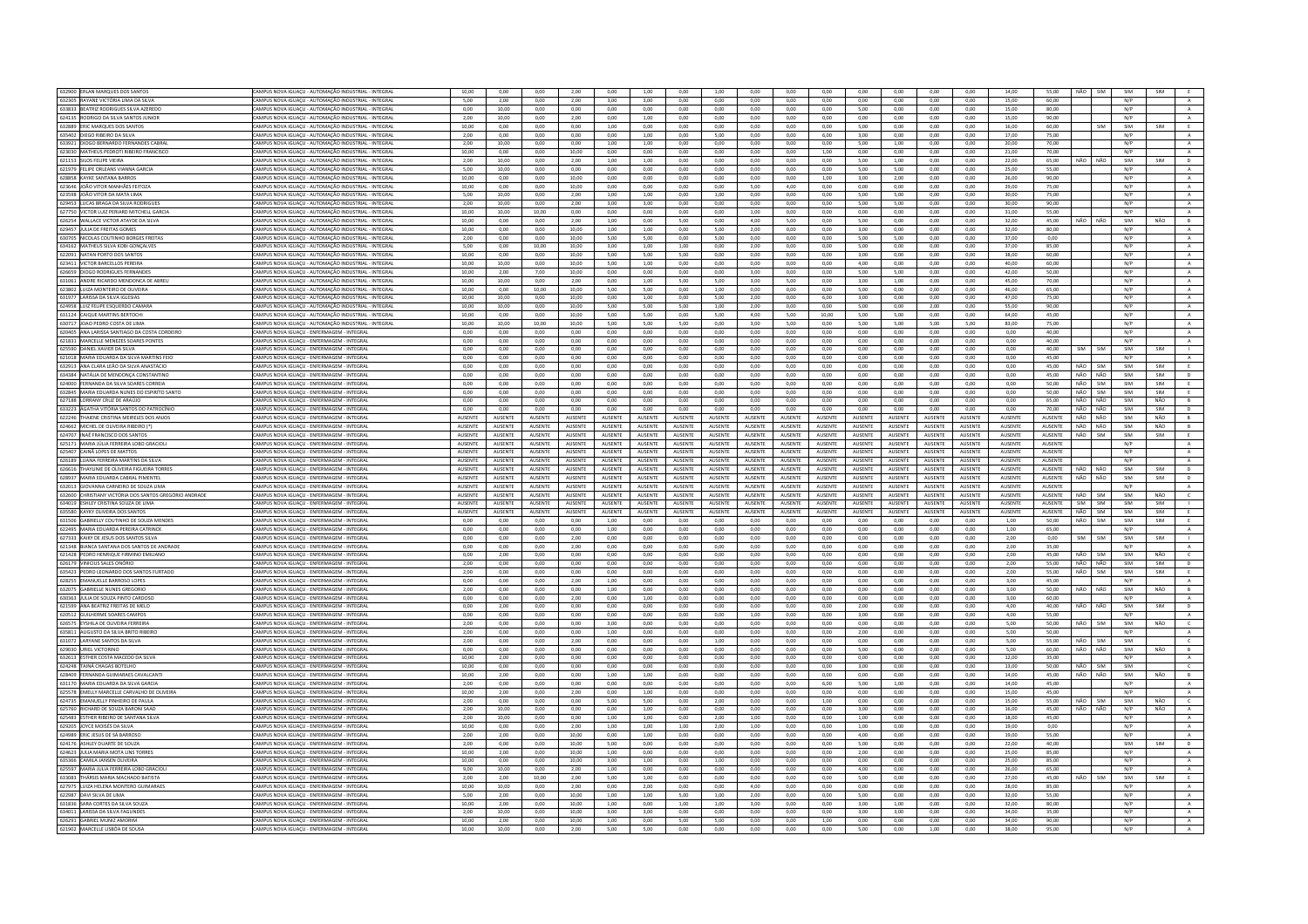| | | | | | | | | | | | | | | | | | | | | | | | |
|---|---|---|---|---|---|---|---|---|---|---|---|---|---|---|---|---|---|---|---|---|---|---|---|
| 632900 | ERLAN MARQUES DOS SANTOS | CAMPUS NOVA IGUAÇU - AUTOMAÇÃO INDUSTRIAL - INTEGRAL | 10,00 | 0,00 | 0,00 | 2,00 | 0,00 | 1,00 | 0,00 | 1,00 | 0,00 | 0,00 | 0,00 | 0,00 | 0,00 | 0,00 | 0,00 | 14,00 | 55,00 | NÃO | SIM | SIM | SIM | E |
| 632305 | RAYANE VICTÓRIA LIMA DA SILVA | CAMPUS NOVA IGUAÇU - AUTOMAÇÃO INDUSTRIAL - INTEGRAL | 5,00 | 2,00 | 0,00 | 2,00 | 3,00 | 3,00 | 0,00 | 0,00 | 0,00 | 0,00 | 0,00 | 0,00 | 0,00 | 0,00 | 0,00 | 15,00 | 60,00 | | | N/P | | A |
| 633833 | BEATRIZ RODRIGUES SILVA AZEREDO | CAMPUS NOVA IGUAÇU - AUTOMAÇÃO INDUSTRIAL - INTEGRAL | 0,00 | 10,00 | 0,00 | 0,00 | 0,00 | 0,00 | 0,00 | 0,00 | 0,00 | 0,00 | 0,00 | 5,00 | 0,00 | 0,00 | 0,00 | 15,00 | 80,00 | | | N/P | | A |
| 624135 | RODRIGO DA SILVA SANTOS JUNIOR | CAMPUS NOVA IGUAÇU - AUTOMAÇÃO INDUSTRIAL - INTEGRAL | 2,00 | 10,00 | 0,00 | 2,00 | 0,00 | 1,00 | 0,00 | 0,00 | 0,00 | 0,00 | 0,00 | 0,00 | 0,00 | 0,00 | 0,00 | 15,00 | 90,00 | | | N/P | | A |
| 632889 | ERIC MARQUES DOS SANTOS | CAMPUS NOVA IGUAÇU - AUTOMAÇÃO INDUSTRIAL - INTEGRAL | 10,00 | 0,00 | 0,00 | 0,00 | 1,00 | 0,00 | 0,00 | 0,00 | 0,00 | 0,00 | 0,00 | 5,00 | 0,00 | 0,00 | 0,00 | 16,00 | 60,00 | | SIM | SIM | SIM | E |
| 635402 | DIEGO RIBEIRO DA SILVA | CAMPUS NOVA IGUAÇU - AUTOMAÇÃO INDUSTRIAL - INTEGRAL | 2,00 | 0,00 | 0,00 | 0,00 | 0,00 | 1,00 | 0,00 | 5,00 | 0,00 | 0,00 | 6,00 | 3,00 | 0,00 | 0,00 | 0,00 | 17,00 | 75,00 | | | N/P | | A |
| 633921 | DIOGO BERNARDO FERNANDES CABRAL | CAMPUS NOVA IGUAÇU - AUTOMAÇÃO INDUSTRIAL - INTEGRAL | 2,00 | 10,00 | 0,00 | 0,00 | 1,00 | 1,00 | 0,00 | 0,00 | 0,00 | 0,00 | 0,00 | 5,00 | 1,00 | 0,00 | 0,00 | 20,00 | 70,00 | | | N/P | | A |
| 623030 | MATHEUS PEDROTI RIBEIRO FRANCISCO | CAMPUS NOVA IGUAÇU - AUTOMAÇÃO INDUSTRIAL - INTEGRAL | 10,00 | 0,00 | 0,00 | 10,00 | 0,00 | 0,00 | 0,00 | 0,00 | 0,00 | 0,00 | 1,00 | 0,00 | 0,00 | 0,00 | 0,00 | 21,00 | 70,00 | | | N/P | | A |
| 621153 | SILOS FELIPE VIEIRA | CAMPUS NOVA IGUAÇU - AUTOMAÇÃO INDUSTRIAL - INTEGRAL | 2,00 | 10,00 | 0,00 | 2,00 | 1,00 | 1,00 | 0,00 | 0,00 | 0,00 | 0,00 | 0,00 | 5,00 | 1,00 | 0,00 | 0,00 | 22,00 | 65,00 | NÃO | NÃO | SIM | SIM | D |
| 621978 | FELIPE ORLEANS VIANNA GARCIA | CAMPUS NOVA IGUAÇU - AUTOMAÇÃO INDUSTRIAL - INTEGRAL | 5,00 | 10,00 | 0,00 | 0,00 | 0,00 | 0,00 | 0,00 | 0,00 | 0,00 | 0,00 | 0,00 | 5,00 | 5,00 | 0,00 | 0,00 | 25,00 | 55,00 | | | N/P | | A |
| 628858 | KAYKE SANTANA BARROS | CAMPUS NOVA IGUAÇU - AUTOMAÇÃO INDUSTRIAL - INTEGRAL | 10,00 | 0,00 | 0,00 | 10,00 | 0,00 | 0,00 | 0,00 | 0,00 | 0,00 | 0,00 | 1,00 | 3,00 | 2,00 | 0,00 | 0,00 | 26,00 | 90,00 | | | N/P | | A |
| 623646 | JOÃO VITOR MANHÃES FEITOZA | CAMPUS NOVA IGUAÇU - AUTOMAÇÃO INDUSTRIAL - INTEGRAL | 10,00 | 0,00 | 0,00 | 10,00 | 0,00 | 0,00 | 0,00 | 0,00 | 5,00 | 4,00 | 0,00 | 0,00 | 0,00 | 0,00 | 0,00 | 29,00 | 75,00 | | | N/P | | A |
| 623598 | JOÃO VITOR DA MATA LIMA | CAMPUS NOVA IGUAÇU - AUTOMAÇÃO INDUSTRIAL - INTEGRAL | 5,00 | 10,00 | 0,00 | 2,00 | 1,00 | 1,00 | 0,00 | 1,00 | 0,00 | 0,00 | 0,00 | 5,00 | 5,00 | 0,00 | 0,00 | 30,00 | 75,00 | | | N/P | | A |
| 629453 | LUCAS BRAGA DA SILVA RODRIGUES | CAMPUS NOVA IGUAÇU - AUTOMAÇÃO INDUSTRIAL - INTEGRAL | 2,00 | 10,00 | 0,00 | 2,00 | 3,00 | 3,00 | 0,00 | 0,00 | 0,00 | 0,00 | 0,00 | 5,00 | 5,00 | 0,00 | 0,00 | 30,00 | 90,00 | | | N/P | | A |
| 627750 | VICTOR LUIZ PERIARD MITCHELL GARCIA | CAMPUS NOVA IGUAÇU - AUTOMAÇÃO INDUSTRIAL - INTEGRAL | 10,00 | 10,00 | 10,00 | 0,00 | 0,00 | 0,00 | 0,00 | 0,00 | 1,00 | 0,00 | 0,00 | 0,00 | 0,00 | 0,00 | 0,00 | 31,00 | 55,00 | | | N/P | | A |
| 626254 | WALLACE VICTOR ATAYDE DA SILVA | CAMPUS NOVA IGUAÇU - AUTOMAÇÃO INDUSTRIAL - INTEGRAL | 10,00 | 0,00 | 0,00 | 2,00 | 1,00 | 0,00 | 5,00 | 0,00 | 4,00 | 5,00 | 0,00 | 5,00 | 0,00 | 0,00 | 0,00 | 32,00 | 45,00 | NÃO | NÃO | SIM | NÃO | B |
| 629457 | JULIA DE FREITAS GOMES | CAMPUS NOVA IGUAÇU - AUTOMAÇÃO INDUSTRIAL - INTEGRAL | 10,00 | 0,00 | 0,00 | 10,00 | 1,00 | 1,00 | 0,00 | 5,00 | 2,00 | 0,00 | 0,00 | 3,00 | 0,00 | 0,00 | 0,00 | 32,00 | 80,00 | | | N/P | | A |
| 630705 | NICOLAS COUTINHO BORGES FREITAS | CAMPUS NOVA IGUAÇU - AUTOMAÇÃO INDUSTRIAL - INTEGRAL | 2,00 | 0,00 | 0,00 | 10,00 | 5,00 | 5,00 | 0,00 | 5,00 | 0,00 | 0,00 | 0,00 | 5,00 | 5,00 | 0,00 | 0,00 | 37,00 | 0,00 | | | N/P | | A |
| 634162 | MATHEUS SILVA KOBI GONÇALVES | CAMPUS NOVA IGUAÇU - AUTOMAÇÃO INDUSTRIAL - INTEGRAL | 5,00 | 0,00 | 10,00 | 10,00 | 3,00 | 1,00 | 1,00 | 0,00 | 2,00 | 0,00 | 0,00 | 5,00 | 0,00 | 0,00 | 0,00 | 37,00 | 85,00 | | | N/P | | A |
| 622093 | NATAN PORTO DOS SANTOS | CAMPUS NOVA IGUAÇU - AUTOMAÇÃO INDUSTRIAL - INTEGRAL | 10,00 | 0,00 | 0,00 | 10,00 | 5,00 | 5,00 | 5,00 | 0,00 | 0,00 | 0,00 | 0,00 | 3,00 | 0,00 | 0,00 | 0,00 | 38,00 | 60,00 | | | N/P | | A |
| 623412 | VICTOR BARCELLOS PEREIRA | CAMPUS NOVA IGUAÇU - AUTOMAÇÃO INDUSTRIAL - INTEGRAL | 10,00 | 10,00 | 0,00 | 10,00 | 5,00 | 1,00 | 0,00 | 0,00 | 0,00 | 0,00 | 0,00 | 4,00 | 0,00 | 0,00 | 0,00 | 40,00 | 60,00 | | | N/P | | A |
| 626659 | DIOGO RODRIGUES FERNANDES | CAMPUS NOVA IGUAÇU - AUTOMAÇÃO INDUSTRIAL - INTEGRAL | 10,00 | 2,00 | 7,00 | 10,00 | 0,00 | 0,00 | 0,00 | 0,00 | 3,00 | 0,00 | 0,00 | 5,00 | 5,00 | 0,00 | 0,00 | 42,00 | 50,00 | | | N/P | | A |
| 631061 | ANDRE RICARDO MENDONCA DE ABREU | CAMPUS NOVA IGUAÇU - AUTOMAÇÃO INDUSTRIAL - INTEGRAL | 10,00 | 10,00 | 0,00 | 2,00 | 0,00 | 1,00 | 5,00 | 5,00 | 3,00 | 5,00 | 0,00 | 3,00 | 1,00 | 0,00 | 0,00 | 45,00 | 70,00 | | | N/P | | A |
| 623802 | LUIZA MONTEIRO DE OLIVEIRA | CAMPUS NOVA IGUAÇU - AUTOMAÇÃO INDUSTRIAL - INTEGRAL | 10,00 | 0,00 | 10,00 | 10,00 | 5,00 | 5,00 | 0,00 | 1,00 | 0,00 | 0,00 | 0,00 | 5,00 | 0,00 | 0,00 | 0,00 | 46,00 | 65,00 | | | N/P | | A |
| 631977 | LARISSA DA SILVA IGLESIAS | CAMPUS NOVA IGUAÇU - AUTOMAÇÃO INDUSTRIAL - INTEGRAL | 10,00 | 10,00 | 0,00 | 10,00 | 0,00 | 1,00 | 0,00 | 5,00 | 2,00 | 0,00 | 6,00 | 3,00 | 0,00 | 0,00 | 0,00 | 47,00 | 75,00 | | | N/P | | A |
| 624958 | LUIZ FELIPE ESQUERDO CAMARA | CAMPUS NOVA IGUAÇU - AUTOMAÇÃO INDUSTRIAL - INTEGRAL | 10,00 | 10,00 | 0,00 | 10,00 | 5,00 | 5,00 | 5,00 | 1,00 | 2,00 | 0,00 | 0,00 | 5,00 | 0,00 | 2,00 | 0,00 | 55,00 | 90,00 | | | N/P | | A |
| 631124 | CAIQUE MARTINS BERTOCHI | CAMPUS NOVA IGUAÇU - AUTOMAÇÃO INDUSTRIAL - INTEGRAL | 10,00 | 0,00 | 0,00 | 10,00 | 5,00 | 5,00 | 0,00 | 5,00 | 4,00 | 5,00 | 10,00 | 5,00 | 5,00 | 0,00 | 0,00 | 64,00 | 45,00 | | | N/P | | A |
| 630717 | JOAO PEDRO COSTA DE LIMA | CAMPUS NOVA IGUAÇU - AUTOMAÇÃO INDUSTRIAL - INTEGRAL | 10,00 | 10,00 | 10,00 | 10,00 | 5,00 | 5,00 | 5,00 | 0,00 | 3,00 | 5,00 | 0,00 | 5,00 | 5,00 | 5,00 | 5,00 | 83,00 | 75,00 | | | N/P | | A |
| 629405 | ANA LARISSA SANTIAGO DA COSTA CORDEIRO | CAMPUS NOVA IGUAÇU - ENFERMAGEM - INTEGRAL | 0,00 | 0,00 | 0,00 | 0,00 | 0,00 | 0,00 | 0,00 | 0,00 | 0,00 | 0,00 | 0,00 | 0,00 | 0,00 | 0,00 | 0,00 | 0,00 | 40,00 | | | N/P | | A |
| 621831 | MARCELLE MENEZES SOARES PONTES | CAMPUS NOVA IGUAÇU - ENFERMAGEM - INTEGRAL | 0,00 | 0,00 | 0,00 | 0,00 | 0,00 | 0,00 | 0,00 | 0,00 | 0,00 | 0,00 | 0,00 | 0,00 | 0,00 | 0,00 | 0,00 | 0,00 | 40,00 | | | N/P | | A |
| 625590 | DANIEL XAVIER DA SILVA | CAMPUS NOVA IGUAÇU - ENFERMAGEM - INTEGRAL | 0,00 | 0,00 | 0,00 | 0,00 | 0,00 | 0,00 | 0,00 | 0,00 | 0,00 | 0,00 | 0,00 | 0,00 | 0,00 | 0,00 | 0,00 | 0,00 | 40,00 | SIM | SIM | SIM | SIM | I |
| 621018 | MARIA EDUARDA DA SILVA MARTINS FEIO | CAMPUS NOVA IGUAÇU - ENFERMAGEM - INTEGRAL | 0,00 | 0,00 | 0,00 | 0,00 | 0,00 | 0,00 | 0,00 | 0,00 | 0,00 | 0,00 | 0,00 | 0,00 | 0,00 | 0,00 | 0,00 | 0,00 | 45,00 | | | N/P | | A |
| 632918 | ANA CLARA LEÃO DA SILVA ANASTÁCIO | CAMPUS NOVA IGUAÇU - ENFERMAGEM - INTEGRAL | 0,00 | 0,00 | 0,00 | 0,00 | 0,00 | 0,00 | 0,00 | 0,00 | 0,00 | 0,00 | 0,00 | 0,00 | 0,00 | 0,00 | 0,00 | 0,00 | 45,00 | NÃO | SIM | SIM | SIM | E |
| 634384 | NATÁLIA DE MENDONÇA CONSTANTINO | CAMPUS NOVA IGUAÇU - ENFERMAGEM - INTEGRAL | 0,00 | 0,00 | 0,00 | 0,00 | 0,00 | 0,00 | 0,00 | 0,00 | 0,00 | 0,00 | 0,00 | 0,00 | 0,00 | 0,00 | 0,00 | 0,00 | 45,00 | NÃO | NÃO | SIM | SIM | D |
| 624000 | FERNANDA DA SILVA SOARES CORREIA | CAMPUS NOVA IGUAÇU - ENFERMAGEM - INTEGRAL | 0,00 | 0,00 | 0,00 | 0,00 | 0,00 | 0,00 | 0,00 | 0,00 | 0,00 | 0,00 | 0,00 | 0,00 | 0,00 | 0,00 | 0,00 | 0,00 | 50,00 | NÃO | SIM | SIM | SIM | E |
| 632845 | MARIA EDUARDA NUNES DO ESPIRITO SANTO | CAMPUS NOVA IGUAÇU - ENFERMAGEM - INTEGRAL | 0,00 | 0,00 | 0,00 | 0,00 | 0,00 | 0,00 | 0,00 | 0,00 | 0,00 | 0,00 | 0,00 | 0,00 | 0,00 | 0,00 | 0,00 | 0,00 | 50,00 | NÃO | SIM | SIM | SIM | E |
| 627188 | LORRANY CRUZ DE ARAUJO | CAMPUS NOVA IGUAÇU - ENFERMAGEM - INTEGRAL | 0,00 | 0,00 | 0,00 | 0,00 | 0,00 | 0,00 | 0,00 | 0,00 | 0,00 | 0,00 | 0,00 | 0,00 | 0,00 | 0,00 | 0,00 | 0,00 | 65,00 | NÃO | NÃO | SIM | NÃO | B |
| 633223 | AGATHA VITÓRIA SANTOS DO PATROCÍNIO | CAMPUS NOVA IGUAÇU - ENFERMAGEM - INTEGRAL | 0,00 | 0,00 | 0,00 | 0,00 | 0,00 | 0,00 | 0,00 | 0,00 | 0,00 | 0,00 | 0,00 | 0,00 | 0,00 | 0,00 | 0,00 | 0,00 | 70,00 | NÃO | NÃO | SIM | SIM | D |
| 622246 | THAIENE CRISTINA MEIRELES DOS ANJOS | CAMPUS NOVA IGUAÇU - ENFERMAGEM - INTEGRAL | AUSENTE | AUSENTE | AUSENTE | AUSENTE | AUSENTE | AUSENTE | AUSENTE | AUSENTE | AUSENTE | AUSENTE | AUSENTE | AUSENTE | AUSENTE | AUSENTE | AUSENTE | AUSENTE | AUSENTE | NÃO | NÃO | SIM | NÃO | B |
| 624662 | MICHEL DE OLIVEIRA RIBEIRO (*) | CAMPUS NOVA IGUAÇU - ENFERMAGEM - INTEGRAL | AUSENTE | AUSENTE | AUSENTE | AUSENTE | AUSENTE | AUSENTE | AUSENTE | AUSENTE | AUSENTE | AUSENTE | AUSENTE | AUSENTE | AUSENTE | AUSENTE | AUSENTE | AUSENTE | AUSENTE | NÃO | NÃO | SIM | NÃO | B |
| 624707 | INAÊ FRANCISCO DOS SANTOS | CAMPUS NOVA IGUAÇU - ENFERMAGEM - INTEGRAL | AUSENTE | AUSENTE | AUSENTE | AUSENTE | AUSENTE | AUSENTE | AUSENTE | AUSENTE | AUSENTE | AUSENTE | AUSENTE | AUSENTE | AUSENTE | AUSENTE | AUSENTE | AUSENTE | AUSENTE | NÃO | SIM | SIM | SIM | E |
| 625171 | MARIA JÚLIA FERREIRA LOBO GRACIOLI | CAMPUS NOVA IGUAÇU - ENFERMAGEM - INTEGRAL | AUSENTE | AUSENTE | AUSENTE | AUSENTE | AUSENTE | AUSENTE | AUSENTE | AUSENTE | AUSENTE | AUSENTE | AUSENTE | AUSENTE | AUSENTE | AUSENTE | AUSENTE | AUSENTE | AUSENTE | | | N/P | | A |
| 625407 | CAINÃ LOPES DE MATTOS | CAMPUS NOVA IGUAÇU - ENFERMAGEM - INTEGRAL | AUSENTE | AUSENTE | AUSENTE | AUSENTE | AUSENTE | AUSENTE | AUSENTE | AUSENTE | AUSENTE | AUSENTE | AUSENTE | AUSENTE | AUSENTE | AUSENTE | AUSENTE | AUSENTE | AUSENTE | | | N/P | | A |
| 626189 | LUANA FERREIRA MARTINS DA SILVA | CAMPUS NOVA IGUAÇU - ENFERMAGEM - INTEGRAL | AUSENTE | AUSENTE | AUSENTE | AUSENTE | AUSENTE | AUSENTE | AUSENTE | AUSENTE | AUSENTE | AUSENTE | AUSENTE | AUSENTE | AUSENTE | AUSENTE | AUSENTE | AUSENTE | AUSENTE | | | N/P | | A |
| 626616 | THAYLINE DE OLIVEIRA FIGUEIRA TORRES | CAMPUS NOVA IGUAÇU - ENFERMAGEM - INTEGRAL | AUSENTE | AUSENTE | AUSENTE | AUSENTE | AUSENTE | AUSENTE | AUSENTE | AUSENTE | AUSENTE | AUSENTE | AUSENTE | AUSENTE | AUSENTE | AUSENTE | AUSENTE | AUSENTE | AUSENTE | NÃO | NÃO | SIM | SIM | D |
| 628937 | MARIA EDUARDA CABRAL PIMENTEL | CAMPUS NOVA IGUAÇU - ENFERMAGEM - INTEGRAL | AUSENTE | AUSENTE | AUSENTE | AUSENTE | AUSENTE | AUSENTE | AUSENTE | AUSENTE | AUSENTE | AUSENTE | AUSENTE | AUSENTE | AUSENTE | AUSENTE | AUSENTE | AUSENTE | AUSENTE | NÃO | NÃO | SIM | SIM | D |
| 632013 | GIOVANNA CARNEIRO DE SOUZA LIMA | CAMPUS NOVA IGUAÇU - ENFERMAGEM - INTEGRAL | AUSENTE | AUSENTE | AUSENTE | AUSENTE | AUSENTE | AUSENTE | AUSENTE | AUSENTE | AUSENTE | AUSENTE | AUSENTE | AUSENTE | AUSENTE | AUSENTE | AUSENTE | AUSENTE | AUSENTE | | | N/P | | A |
| 632600 | CHRISTIANY VICTÓRIA DOS SANTOS GREGÓRIO ANDRADE | CAMPUS NOVA IGUAÇU - ENFERMAGEM - INTEGRAL | AUSENTE | AUSENTE | AUSENTE | AUSENTE | AUSENTE | AUSENTE | AUSENTE | AUSENTE | AUSENTE | AUSENTE | AUSENTE | AUSENTE | AUSENTE | AUSENTE | AUSENTE | AUSENTE | AUSENTE | NÃO | SIM | SIM | NÃO | C |
| 634019 | ESHLEY CRISTINA SOUZA DE LIMA | CAMPUS NOVA IGUAÇU - ENFERMAGEM - INTEGRAL | AUSENTE | AUSENTE | AUSENTE | AUSENTE | AUSENTE | AUSENTE | AUSENTE | AUSENTE | AUSENTE | AUSENTE | AUSENTE | AUSENTE | AUSENTE | AUSENTE | AUSENTE | AUSENTE | AUSENTE | SIM | SIM | SIM | SIM | I |
| 635580 | KAYKY OLIVEIRA DOS SANTOS | CAMPUS NOVA IGUAÇU - ENFERMAGEM - INTEGRAL | AUSENTE | AUSENTE | AUSENTE | AUSENTE | AUSENTE | AUSENTE | AUSENTE | AUSENTE | AUSENTE | AUSENTE | AUSENTE | AUSENTE | AUSENTE | AUSENTE | AUSENTE | AUSENTE | AUSENTE | NÃO | SIM | SIM | SIM | E |
| 631506 | GABRIELLY COUTINHO DE SOUZA MENDES | CAMPUS NOVA IGUAÇU - ENFERMAGEM - INTEGRAL | 0,00 | 0,00 | 0,00 | 0,00 | 1,00 | 0,00 | 0,00 | 0,00 | 0,00 | 0,00 | 0,00 | 0,00 | 0,00 | 0,00 | 0,00 | 1,00 | 50,00 | NÃO | SIM | SIM | SIM | E |
| 622495 | MARIA EDUARDA PEREIRA CATRINCK | CAMPUS NOVA IGUAÇU - ENFERMAGEM - INTEGRAL | 0,00 | 0,00 | 0,00 | 0,00 | 1,00 | 0,00 | 0,00 | 0,00 | 0,00 | 0,00 | 0,00 | 0,00 | 0,00 | 0,00 | 0,00 | 1,00 | 65,00 | | | N/P | | A |
| 627333 | KAIKY DE JESUS DOS SANTOS SILVA | CAMPUS NOVA IGUAÇU - ENFERMAGEM - INTEGRAL | 0,00 | 0,00 | 0,00 | 2,00 | 0,00 | 0,00 | 0,00 | 0,00 | 0,00 | 0,00 | 0,00 | 0,00 | 0,00 | 0,00 | 0,00 | 2,00 | 0,00 | SIM | SIM | SIM | SIM | I |
| 621348 | BIANCA SANTANA DOS SANTOS DE ANDRADE | CAMPUS NOVA IGUAÇU - ENFERMAGEM - INTEGRAL | 0,00 | 0,00 | 0,00 | 2,00 | 0,00 | 0,00 | 0,00 | 0,00 | 0,00 | 0,00 | 0,00 | 0,00 | 0,00 | 0,00 | 0,00 | 2,00 | 35,00 | | | N/P | | A |
| 621428 | PEDRO HENRIQUE FIRMINO EMILIANO | CAMPUS NOVA IGUAÇU - ENFERMAGEM - INTEGRAL | 0,00 | 2,00 | 0,00 | 0,00 | 0,00 | 0,00 | 0,00 | 0,00 | 0,00 | 0,00 | 0,00 | 0,00 | 0,00 | 0,00 | 0,00 | 2,00 | 45,00 | NÃO | SIM | SIM | NÃO | C |
| 626179 | VINICIUS SALES ONÓRIO | CAMPUS NOVA IGUAÇU - ENFERMAGEM - INTEGRAL | 2,00 | 0,00 | 0,00 | 0,00 | 0,00 | 0,00 | 0,00 | 0,00 | 0,00 | 0,00 | 0,00 | 0,00 | 0,00 | 0,00 | 0,00 | 2,00 | 55,00 | NÃO | NÃO | SIM | SIM | D |
| 625423 | PEDRO LEONARDO DOS SANTOS FURTADO | CAMPUS NOVA IGUAÇU - ENFERMAGEM - INTEGRAL | 2,00 | 0,00 | 0,00 | 0,00 | 0,00 | 0,00 | 0,00 | 0,00 | 0,00 | 0,00 | 0,00 | 0,00 | 0,00 | 0,00 | 0,00 | 2,00 | 55,00 | NÃO | SIM | SIM | SIM | E |
| 628253 | EMANUELLE BARROSO LOPES | CAMPUS NOVA IGUAÇU - ENFERMAGEM - INTEGRAL | 0,00 | 0,00 | 0,00 | 2,00 | 1,00 | 0,00 | 0,00 | 0,00 | 0,00 | 0,00 | 0,00 | 0,00 | 0,00 | 0,00 | 0,00 | 3,00 | 45,00 | | | N/P | | A |
| 632075 | GABRIELLE NUNES GREGORIO | CAMPUS NOVA IGUAÇU - ENFERMAGEM - INTEGRAL | 2,00 | 0,00 | 0,00 | 0,00 | 1,00 | 0,00 | 0,00 | 0,00 | 0,00 | 0,00 | 0,00 | 0,00 | 0,00 | 0,00 | 0,00 | 3,00 | 50,00 | NÃO | NÃO | SIM | NÃO | B |
| 630363 | JULIA DE SOUZA PINTO CARDOSO | CAMPUS NOVA IGUAÇU - ENFERMAGEM - INTEGRAL | 0,00 | 0,00 | 0,00 | 2,00 | 0,00 | 1,00 | 0,00 | 0,00 | 0,00 | 0,00 | 0,00 | 0,00 | 0,00 | 0,00 | 0,00 | 3,00 | 60,00 | | | N/P | | A |
| 621595 | ANA BEATRIZ FREITAS DE MELLO | CAMPUS NOVA IGUAÇU - ENFERMAGEM - INTEGRAL | 0,00 | 2,00 | 0,00 | 0,00 | 0,00 | 0,00 | 0,00 | 0,00 | 0,00 | 0,00 | 0,00 | 2,00 | 0,00 | 0,00 | 0,00 | 4,00 | 40,00 | NÃO | NÃO | SIM | SIM | D |
| 620512 | GUILHERME SOARES CAMPOS | CAMPUS NOVA IGUAÇU - ENFERMAGEM - INTEGRAL | 0,00 | 0,00 | 0,00 | 0,00 | 0,00 | 0,00 | 0,00 | 0,00 | 1,00 | 0,00 | 0,00 | 3,00 | 0,00 | 0,00 | 0,00 | 4,00 | 55,00 | | | N/P | | A |
| 626575 | EYSHILA DE OLIVEIRA FERREIRA | CAMPUS NOVA IGUAÇU - ENFERMAGEM - INTEGRAL | 2,00 | 0,00 | 0,00 | 0,00 | 3,00 | 0,00 | 0,00 | 0,00 | 0,00 | 0,00 | 0,00 | 0,00 | 0,00 | 0,00 | 0,00 | 5,00 | 50,00 | NÃO | SIM | SIM | NÃO | C |
| 635811 | AUGUSTO DA SILVA BRITO RIBEIRO | CAMPUS NOVA IGUAÇU - ENFERMAGEM - INTEGRAL | 2,00 | 0,00 | 0,00 | 0,00 | 1,00 | 0,00 | 0,00 | 0,00 | 0,00 | 0,00 | 0,00 | 2,00 | 0,00 | 0,00 | 0,00 | 5,00 | 50,00 | | | N/P | | A |
| 631072 | LARYANE SANTOS DA SILVA | CAMPUS NOVA IGUAÇU - ENFERMAGEM - INTEGRAL | 2,00 | 0,00 | 0,00 | 2,00 | 0,00 | 0,00 | 0,00 | 1,00 | 0,00 | 0,00 | 0,00 | 0,00 | 0,00 | 0,00 | 0,00 | 5,00 | 55,00 | NÃO | SIM | SIM | | C |
| 629030 | URIEL VICTORINO | CAMPUS NOVA IGUAÇU - ENFERMAGEM - INTEGRAL | 0,00 | 0,00 | 0,00 | 0,00 | 0,00 | 0,00 | 0,00 | 0,00 | 0,00 | 0,00 | 0,00 | 5,00 | 0,00 | 0,00 | 0,00 | 5,00 | 60,00 | NÃO | NÃO | SIM | NÃO | B |
| 632613 | ESTHER COSTA MACEDO DA SILVA | CAMPUS NOVA IGUAÇU - ENFERMAGEM - INTEGRAL | 10,00 | 2,00 | 0,00 | 0,00 | 0,00 | 0,00 | 0,00 | 0,00 | 0,00 | 0,00 | 0,00 | 0,00 | 0,00 | 0,00 | 0,00 | 12,00 | 35,00 | | | N/P | | A |
| 624248 | TAINÁ CHAGAS BOTELHO | CAMPUS NOVA IGUAÇU - ENFERMAGEM - INTEGRAL | 10,00 | 0,00 | 0,00 | 0,00 | 0,00 | 0,00 | 0,00 | 0,00 | 0,00 | 0,00 | 0,00 | 3,00 | 0,00 | 0,00 | 0,00 | 13,00 | 50,00 | NÃO | SIM | SIM | | C |
| 628409 | FERNANDA GUIMARAES CAVALCANTI | CAMPUS NOVA IGUAÇU - ENFERMAGEM - INTEGRAL | 10,00 | 2,00 | 0,00 | 0,00 | 1,00 | 1,00 | 0,00 | 0,00 | 0,00 | 0,00 | 0,00 | 0,00 | 0,00 | 0,00 | 0,00 | 14,00 | 45,00 | NÃO | NÃO | SIM | NÃO | B |
| 631170 | MARIA EDUARDA DA SILVA GARCIA | CAMPUS NOVA IGUAÇU - ENFERMAGEM - INTEGRAL | 2,00 | 0,00 | 0,00 | 0,00 | 0,00 | 0,00 | 0,00 | 0,00 | 0,00 | 0,00 | 6,00 | 5,00 | 1,00 | 0,00 | 0,00 | 14,00 | 45,00 | | | N/P | | A |
| 625578 | EMELLY MARCELLE CARVALHO DE OLIVEIRA | CAMPUS NOVA IGUAÇU - ENFERMAGEM - INTEGRAL | 10,00 | 2,00 | 0,00 | 2,00 | 0,00 | 1,00 | 0,00 | 0,00 | 0,00 | 0,00 | 0,00 | 0,00 | 0,00 | 0,00 | 0,00 | 15,00 | 45,00 | | | N/P | | A |
| 624735 | EMANUELLY PINHEIRO DE PAULA | CAMPUS NOVA IGUAÇU - ENFERMAGEM - INTEGRAL | 2,00 | 0,00 | 0,00 | 0,00 | 5,00 | 5,00 | 0,00 | 2,00 | 0,00 | 0,00 | 1,00 | 0,00 | 0,00 | 0,00 | 0,00 | 15,00 | 55,00 | NÃO | SIM | SIM | NÃO | C |
| 625760 | RICHARD DE SOUZA BARONI SAAD | CAMPUS NOVA IGUAÇU - ENFERMAGEM - INTEGRAL | 2,00 | 10,00 | 0,00 | 0,00 | 1,00 | 0,00 | 0,00 | 0,00 | 0,00 | 0,00 | 0,00 | 3,00 | 0,00 | 0,00 | 0,00 | 16,00 | 45,00 | NÃO | NÃO | N/P | NÃO | A |
| 625483 | ESTHER RIBEIRO DE SANTANA SILVA | CAMPUS NOVA IGUAÇU - ENFERMAGEM - INTEGRAL | 2,00 | 10,00 | 0,00 | 0,00 | 1,00 | 1,00 | 0,00 | 2,00 | 1,00 | 0,00 | 0,00 | 1,00 | 0,00 | 0,00 | 0,00 | 18,00 | 45,00 | | | N/P | | A |
| 629205 | JOYCE MOISÉS DA SILVA | CAMPUS NOVA IGUAÇU - ENFERMAGEM - INTEGRAL | 10,00 | 0,00 | 0,00 | 2,00 | 1,00 | 1,00 | 1,00 | 2,00 | 1,00 | 0,00 | 0,00 | 1,00 | 0,00 | 0,00 | 0,00 | 19,00 | 0,00 | | | N/P | | A |
| 624989 | ERIC JESUS DE SÁ BARROSO | CAMPUS NOVA IGUAÇU - ENFERMAGEM - INTEGRAL | 2,00 | 2,00 | 0,00 | 10,00 | 0,00 | 1,00 | 0,00 | 0,00 | 0,00 | 0,00 | 0,00 | 4,00 | 0,00 | 0,00 | 0,00 | 19,00 | 55,00 | | | N/P | | A |
| 624176 | ASHLEY DUARTE DE SOUZA | CAMPUS NOVA IGUAÇU - ENFERMAGEM - INTEGRAL | 2,00 | 0,00 | 0,00 | 10,00 | 5,00 | 0,00 | 0,00 | 0,00 | 0,00 | 0,00 | 0,00 | 5,00 | 0,00 | 0,00 | 0,00 | 22,00 | 40,00 | | | N/P | SIM | D |
| 624623 | JULIA MARIA MOTA LINS TORRES | CAMPUS NOVA IGUAÇU - ENFERMAGEM - INTEGRAL | 10,00 | 2,00 | 0,00 | 10,00 | 1,00 | 0,00 | 0,00 | 0,00 | 0,00 | 0,00 | 0,00 | 2,00 | 0,00 | 0,00 | 0,00 | 25,00 | 85,00 | | | N/P | | A |
| 635360 | CAMILA JANSEN OLIVEIRA | CAMPUS NOVA IGUAÇU - ENFERMAGEM - INTEGRAL | 10,00 | 0,00 | 0,00 | 10,00 | 3,00 | 1,00 | 0,00 | 1,00 | 0,00 | 0,00 | 0,00 | 0,00 | 0,00 | 0,00 | 0,00 | 25,00 | 85,00 | | | N/P | | A |
| 625597 | MARIA JULIA FERREIRA LOBO GRACIOLI | CAMPUS NOVA IGUAÇU - ENFERMAGEM - INTEGRAL | 9,00 | 10,00 | 0,00 | 2,00 | 1,00 | 0,00 | 0,00 | 0,00 | 0,00 | 0,00 | 0,00 | 4,00 | 0,00 | 0,00 | 0,00 | 26,00 | 65,00 | | | N/P | | A |
| 633083 | THARSIS MARIA MACHADO BATISTA | CAMPUS NOVA IGUAÇU - ENFERMAGEM - INTEGRAL | 2,00 | 2,00 | 10,00 | 2,00 | 5,00 | 1,00 | 0,00 | 0,00 | 0,00 | 0,00 | 0,00 | 5,00 | 0,00 | 0,00 | 0,00 | 27,00 | 45,00 | NÃO | SIM | SIM | SIM | E |
| 627975 | LUIZA HELENA MONTEIRO GUIMARAES | CAMPUS NOVA IGUAÇU - ENFERMAGEM - INTEGRAL | 10,00 | 10,00 | 0,00 | 2,00 | 0,00 | 0,00 | 0,00 | 0,00 | 4,00 | 0,00 | 0,00 | 2,00 | 0,00 | 0,00 | 0,00 | 28,00 | 85,00 | | | N/P | | A |
| 622987 | DAVI SILVA DE LIMA | CAMPUS NOVA IGUAÇU - ENFERMAGEM - INTEGRAL | 5,00 | 2,00 | 0,00 | 10,00 | 1,00 | 1,00 | 5,00 | 1,00 | 2,00 | 0,00 | 0,00 | 5,00 | 0,00 | 0,00 | 0,00 | 32,00 | 55,00 | | | N/P | | A |
| 631838 | SARA CORTES DA SILVA SOUZA | CAMPUS NOVA IGUAÇU - ENFERMAGEM - INTEGRAL | 10,00 | 2,00 | 0,00 | 10,00 | 1,00 | 0,00 | 0,00 | 1,00 | 3,00 | 0,00 | 0,00 | 3,00 | 1,00 | 0,00 | 0,00 | 32,00 | 80,00 | | | N/P | | A |
| 634011 | LARISSA DA SILVA FAGUNDES | CAMPUS NOVA IGUAÇU - ENFERMAGEM - INTEGRAL | 2,00 | 10,00 | 0,00 | 10,00 | 3,00 | 3,00 | 0,00 | 0,00 | 0,00 | 0,00 | 0,00 | 3,00 | 3,00 | 0,00 | 0,00 | 34,00 | 35,00 | | | N/P | | A |
| 626291 | GABRIEL MUNIZ AMORIM | CAMPUS NOVA IGUAÇU - ENFERMAGEM - INTEGRAL | 10,00 | 2,00 | 0,00 | 10,00 | 1,00 | 0,00 | 5,00 | 5,00 | 0,00 | 0,00 | 1,00 | 0,00 | 0,00 | 0,00 | 0,00 | 34,00 | 90,00 | | | N/P | | A |
| 621902 | MARCELLE LISBÔA DE SOUSA | CAMPUS NOVA IGUAÇU - ENFERMAGEM - INTEGRAL | 10,00 | 10,00 | 0,00 | 2,00 | 5,00 | 5,00 | 0,00 | 0,00 | 0,00 | 0,00 | 0,00 | 5,00 | 0,00 | 1,00 | 0,00 | 38,00 | 95,00 | | | N/P | | A |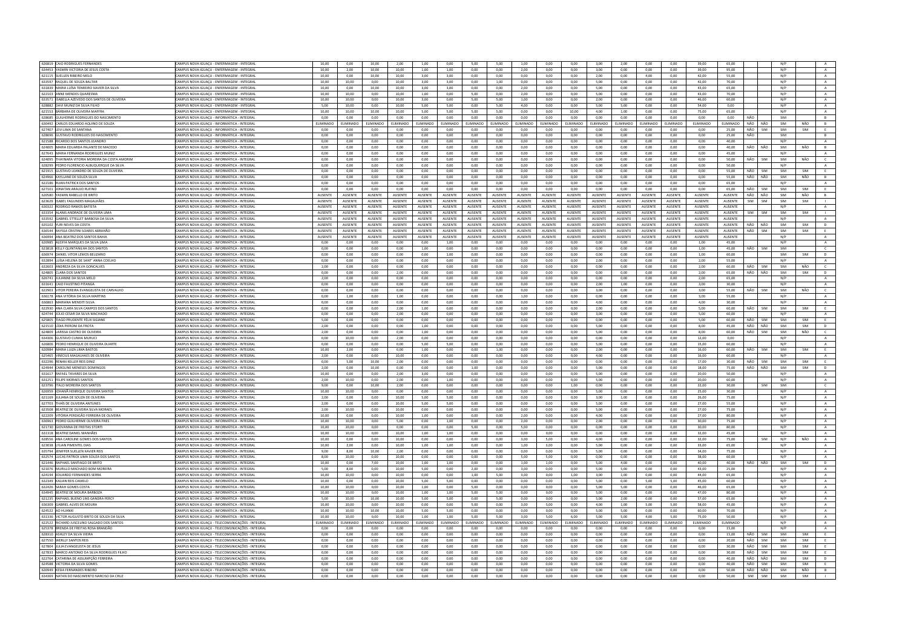| | | | | | | | | | | | | | | | | | | | | | | | | |
|---|---|---|---|---|---|---|---|---|---|---|---|---|---|---|---|---|---|---|---|---|---|---|---|---|
| 626819 | CAIO RODRIGUES FERNANDES | CAMPUS NOVA IGUAÇU - ENFERMAGEM - INTEGRAL | 10,00 | 0,00 | 10,00 | 2,00 | 1,00 | 0,00 | 5,00 | 5,00 | 1,00 | 0,00 | 0,00 | 3,00 | 2,00 | 0,00 | 0,00 | 39,00 | 65,00 | | | N/P | | A |
| 634453 | YASMIN VICTORIA DE JESUS COSTA | CAMPUS NOVA IGUAÇU - ENFERMAGEM - INTEGRAL | 10,00 | 2,00 | 10,00 | 10,00 | 1,00 | 1,00 | 0,00 | 0,00 | 2,00 | 0,00 | 0,00 | 3,00 | 0,00 | 0,00 | 0,00 | 39,00 | 95,00 | | | N/P | | A |
| 621115 | KUELLEN RIBEIRO MELO | CAMPUS NOVA IGUAÇU - ENFERMAGEM - INTEGRAL | 10,00 | 0,00 | 10,00 | 10,00 | 3,00 | 3,00 | 0,00 | 0,00 | 0,00 | 0,00 | 0,00 | 2,00 | 0,00 | 4,00 | 0,00 | 42,00 | 55,00 | | | N/P | | A |
| 633597 | RAQUEL DE SOUZA BALTAR | CAMPUS NOVA IGUAÇU - ENFERMAGEM - INTEGRAL | 10,00 | 10,00 | 0,00 | 10,00 | 3,00 | 3,00 | 0,00 | 1,00 | 0,00 | 0,00 | 0,00 | 5,00 | 0,00 | 0,00 | 0,00 | 42,00 | 70,00 | | | N/P | | A |
| 631833 | MARIA LUÍSA TENREIRO XAVIER DA SILVA | CAMPUS NOVA IGUAÇU - ENFERMAGEM - INTEGRAL | 10,00 | 0,00 | 10,00 | 10,00 | 3,00 | 3,00 | 0,00 | 0,00 | 2,00 | 0,00 | 0,00 | 5,00 | 0,00 | 0,00 | 0,00 | 43,00 | 65,00 | | | N/P | | A |
| 622103 | ANNE MENDES QUARESMA | CAMPUS NOVA IGUAÇU - ENFERMAGEM - INTEGRAL | 10,00 | 10,00 | 0,00 | 10,00 | 1,00 | 0,00 | 5,00 | 0,00 | 2,00 | 0,00 | 0,00 | 5,00 | 0,00 | 0,00 | 0,00 | 43,00 | 70,00 | | | N/P | | A |
| 633571 | ISABELLA AZEVEDO DOS SANTOS DE OLIVEIRA | CAMPUS NOVA IGUAÇU - ENFERMAGEM - INTEGRAL | 10,00 | 10,00 | 0,00 | 10,00 | 3,00 | 0,00 | 5,00 | 5,00 | 1,00 | 0,00 | 0,00 | 2,00 | 0,00 | 0,00 | 0,00 | 46,00 | 60,00 | | | N/P | | A |
| 628882 | DAVI MUNIZ DA SILVA FILHO | CAMPUS NOVA IGUAÇU - ENFERMAGEM - INTEGRAL | 5,00 | 10,00 | 0,00 | 10,00 | 5,00 | 5,00 | 0,00 | 5,00 | 4,00 | 0,00 | 0,00 | 5,00 | 5,00 | 0,00 | 0,00 | 54,00 | 0,00 | | | N/P | | A |
| 621553 | BÁRBARA DE OLIVEIRA MAFFRA | CAMPUS NOVA IGUAÇU - ENFERMAGEM - INTEGRAL | 10,00 | 10,00 | 10,00 | 10,00 | 5,00 | 5,00 | 5,00 | 5,00 | 0,00 | 0,00 | 10,00 | 4,00 | 1,00 | 0,00 | 0,00 | 75,00 | 65,00 | | | N/P | | A |
| 628685 | GUILHERME RODRIGUES DO NASCIMENTO | CAMPUS NOVA IGUAÇU - INFORMÁTICA - INTEGRAL | 0,00 | 0,00 | 0,00 | 0,00 | 0,00 | 0,00 | 0,00 | 0,00 | 0,00 | 0,00 | 0,00 | 0,00 | 0,00 | 0,00 | 0,00 | 0,00 | 0,00 | NÃO | | SIM | | B |
| 630492 | CARLOS EDUARDO AQUINO DE SOUZA | CAMPUS NOVA IGUAÇU - INFORMÁTICA - INTEGRAL | ELIMINADO | ELIMINADO | ELIMINADO | ELIMINADO | ELIMINADO | ELIMINADO | ELIMINADO | ELIMINADO | ELIMINADO | ELIMINADO | ELIMINADO | ELIMINADO | ELIMINADO | ELIMINADO | ELIMINADO | ELIMINADO | ELIMINADO | NÃO | NÃO | SIM | NÃO | D |
| 627407 | LEVI LIMA DE SANTANA | CAMPUS NOVA IGUAÇU - INFORMÁTICA - INTEGRAL | 0,00 | 0,00 | 0,00 | 0,00 | 0,00 | 0,00 | 0,00 | 0,00 | 0,00 | 0,00 | 0,00 | 0,00 | 0,00 | 0,00 | 0,00 | 0,00 | 25,00 | NÃO | SIM | SIM | SIM | E |
| 628698 | GUSTAVO RODRIGUES DO NASCIMENTO | CAMPUS NOVA IGUAÇU - INFORMÁTICA - INTEGRAL | 0,00 | 0,00 | 0,00 | 0,00 | 0,00 | 0,00 | 0,00 | 0,00 | 0,00 | 0,00 | 0,00 | 0,00 | 0,00 | 0,00 | 0,00 | 0,00 | 25,00 | NÃO | | SIM | | B |
| 621588 | RICARDO DOS SANTOS LEANDRO | CAMPUS NOVA IGUAÇU - INFORMÁTICA - INTEGRAL | 0,00 | 0,00 | 0,00 | 0,00 | 0,00 | 0,00 | 0,00 | 0,00 | 0,00 | 0,00 | 0,00 | 0,00 | 0,00 | 0,00 | 0,00 | 0,00 | 40,00 | | | N/P | | A |
| 624005 | MARIA EDUARDA PALANTE DE MACEDO | CAMPUS NOVA IGUAÇU - INFORMÁTICA - INTEGRAL | 0,00 | 0,00 | 0,00 | 0,00 | 0,00 | 0,00 | 0,00 | 0,00 | 0,00 | 0,00 | 0,00 | 0,00 | 0,00 | 0,00 | 0,00 | 0,00 | 40,00 | NÃO | NÃO | SIM | NÃO | B |
| 627643 | MARIA FERNANDA RODRIGUES MUNIZ | CAMPUS NOVA IGUAÇU - INFORMÁTICA - INTEGRAL | 0,00 | 0,00 | 0,00 | 0,00 | 0,00 | 0,00 | 0,00 | 0,00 | 0,00 | 0,00 | 0,00 | 0,00 | 0,00 | 0,00 | 0,00 | 0,00 | 45,00 | | | N/P | | A |
| 624095 | THAYNARA VITÓRIA MOREIRA DA COSTA AMORIM | CAMPUS NOVA IGUAÇU - INFORMÁTICA - INTEGRAL | 0,00 | 0,00 | 0,00 | 0,00 | 0,00 | 0,00 | 0,00 | 0,00 | 0,00 | 0,00 | 0,00 | 0,00 | 0,00 | 0,00 | 0,00 | 0,00 | 50,00 | NÃO | SIM | SIM | NÃO | C |
| 628299 | PEDRO FLORENCIO ALBUQUERQUE DA SILVA | CAMPUS NOVA IGUAÇU - INFORMÁTICA - INTEGRAL | 0,00 | 0,00 | 0,00 | 0,00 | 0,00 | 0,00 | 0,00 | 0,00 | 0,00 | 0,00 | 0,00 | 0,00 | 0,00 | 0,00 | 0,00 | 0,00 | 50,00 | | | N/P | | A |
| 621915 | GUSTAVO LEANDRO DE SOUZA DE OLIVEIRA | CAMPUS NOVA IGUAÇU - INFORMÁTICA - INTEGRAL | 0,00 | 0,00 | 0,00 | 0,00 | 0,00 | 0,00 | 0,00 | 0,00 | 0,00 | 0,00 | 0,00 | 0,00 | 0,00 | 0,00 | 0,00 | 0,00 | 55,00 | NÃO | SIM | SIM | SIM | E |
| 624968 | KAYLLANE DE SOUZA SILVA | CAMPUS NOVA IGUAÇU - INFORMÁTICA - INTEGRAL | 0,00 | 0,00 | 0,00 | 0,00 | 0,00 | 0,00 | 0,00 | 0,00 | 0,00 | 0,00 | 0,00 | 0,00 | 0,00 | 0,00 | 0,00 | 0,00 | 55,00 | NÃO | NÃO | SIM | NÃO | B |
| 622186 | RUAN PATRICK DOS SANTOS | CAMPUS NOVA IGUAÇU - INFORMÁTICA - INTEGRAL | 0,00 | 0,00 | 0,00 | 0,00 | 0,00 | 0,00 | 0,00 | 0,00 | 0,00 | 0,00 | 0,00 | 0,00 | 0,00 | 0,00 | 0,00 | 0,00 | 65,00 | | | N/P | | A |
| 627103 | JONATAN ARAUJO RUFINO | CAMPUS NOVA IGUAÇU - INFORMÁTICA - INTEGRAL | 0,00 | 0,00 | 0,00 | 0,00 | 0,00 | 0,00 | 0,00 | 0,00 | 0,00 | 0,00 | 0,00 | 0,00 | 0,00 | 0,00 | 0,00 | 0,00 | 65,00 | NÃO | SIM | SIM | SIM | E |
| 620580 | YASMIN RABELLO DE BRITO | CAMPUS NOVA IGUAÇU - INFORMÁTICA - INTEGRAL | AUSENTE | AUSENTE | AUSENTE | AUSENTE | AUSENTE | AUSENTE | AUSENTE | AUSENTE | AUSENTE | AUSENTE | AUSENTE | AUSENTE | AUSENTE | AUSENTE | AUSENTE | AUSENTE | AUSENTE | NÃO | NÃO | SIM | NÃO | B |
| 623629 | ISABEL FAGUNDES MAGALHÃES | CAMPUS NOVA IGUAÇU - INFORMÁTICA - INTEGRAL | AUSENTE | AUSENTE | AUSENTE | AUSENTE | AUSENTE | AUSENTE | AUSENTE | AUSENTE | AUSENTE | AUSENTE | AUSENTE | AUSENTE | AUSENTE | AUSENTE | AUSENTE | AUSENTE | AUSENTE | SIM | SIM | SIM | SIM | I |
| 630322 | RODRIGO RAMOS BATISTA | CAMPUS NOVA IGUAÇU - INFORMÁTICA - INTEGRAL | AUSENTE | AUSENTE | AUSENTE | AUSENTE | AUSENTE | AUSENTE | AUSENTE | AUSENTE | AUSENTE | AUSENTE | AUSENTE | AUSENTE | AUSENTE | AUSENTE | AUSENTE | AUSENTE | AUSENTE | | | N/P | | A |
| 633354 | ALANIS ANDRADE DE OLIVEIRA LIMA | CAMPUS NOVA IGUAÇU - INFORMÁTICA - INTEGRAL | AUSENTE | AUSENTE | AUSENTE | AUSENTE | AUSENTE | AUSENTE | AUSENTE | AUSENTE | AUSENTE | AUSENTE | AUSENTE | AUSENTE | AUSENTE | AUSENTE | AUSENTE | AUSENTE | AUSENTE | SIM | SIM | SIM | SIM | I |
| 633932 | GABRIEL STTELLET BARBOSA DA SILVA | CAMPUS NOVA IGUAÇU - INFORMÁTICA - INTEGRAL | AUSENTE | AUSENTE | AUSENTE | AUSENTE | AUSENTE | AUSENTE | AUSENTE | AUSENTE | AUSENTE | AUSENTE | AUSENTE | AUSENTE | AUSENTE | AUSENTE | AUSENTE | AUSENTE | AUSENTE | | | N/P | | A |
| 635102 | YURI NEVES DA COSTA | CAMPUS NOVA IGUAÇU - INFORMÁTICA - INTEGRAL | AUSENTE | AUSENTE | AUSENTE | AUSENTE | AUSENTE | AUSENTE | AUSENTE | AUSENTE | AUSENTE | AUSENTE | AUSENTE | AUSENTE | AUSENTE | AUSENTE | AUSENTE | AUSENTE | AUSENTE | NÃO | NÃO | SIM | SIM | D |
| 636544 | RAYSSA CRISTINI SOARES ABRAHÃO | CAMPUS NOVA IGUAÇU - INFORMÁTICA - INTEGRAL | AUSENTE | AUSENTE | AUSENTE | AUSENTE | AUSENTE | AUSENTE | AUSENTE | AUSENTE | AUSENTE | AUSENTE | AUSENTE | AUSENTE | AUSENTE | AUSENTE | AUSENTE | AUSENTE | AUSENTE | NÃO | SIM | SIM | SIM | E |
| 636994 | ANA BEATRIZ DOS SANTOS BAHIA | CAMPUS NOVA IGUAÇU - INFORMÁTICA - INTEGRAL | AUSENTE | AUSENTE | AUSENTE | AUSENTE | AUSENTE | AUSENTE | AUSENTE | AUSENTE | AUSENTE | AUSENTE | AUSENTE | AUSENTE | AUSENTE | AUSENTE | AUSENTE | AUSENTE | AUSENTE | | | N/P | | A |
| 620985 | ALEXYA MARQUES DA SILVA LIMA | CAMPUS NOVA IGUAÇU - INFORMÁTICA - INTEGRAL | 0,00 | 0,00 | 0,00 | 0,00 | 0,00 | 1,00 | 0,00 | 0,00 | 0,00 | 0,00 | 0,00 | 0,00 | 0,00 | 0,00 | 0,00 | 1,00 | 45,00 | | | N/P | | A |
| 623818 | KELLY QUINTANILHA DOS SANTOS | CAMPUS NOVA IGUAÇU - INFORMÁTICA - INTEGRAL | 0,00 | 0,00 | 0,00 | 0,00 | 1,00 | 0,00 | 0,00 | 0,00 | 0,00 | 0,00 | 0,00 | 0,00 | 0,00 | 0,00 | 0,00 | 1,00 | 45,00 | NÃO | SIM | SIM | | C |
| 636974 | DANIEL VITOR LEMOS BELIZARIO | CAMPUS NOVA IGUAÇU - INFORMÁTICA - INTEGRAL | 0,00 | 0,00 | 0,00 | 0,00 | 0,00 | 1,00 | 0,00 | 0,00 | 0,00 | 0,00 | 0,00 | 0,00 | 0,00 | 0,00 | 0,00 | 1,00 | 60,00 | | | SIM | SIM | D |
| 632894 | LUÍSA HELENA DE SANT' ANNA COELHO | CAMPUS NOVA IGUAÇU - INFORMÁTICA - INTEGRAL | 0,00 | 0,00 | 0,00 | 0,00 | 0,00 | 0,00 | 0,00 | 0,00 | 0,00 | 0,00 | 0,00 | 2,00 | 0,00 | 0,00 | 0,00 | 2,00 | 55,00 | | | N/P | | A |
| 632603 | ANDREZA DA SILVA GONCALVES | CAMPUS NOVA IGUAÇU - INFORMÁTICA - INTEGRAL | 2,00 | 0,00 | 0,00 | 0,00 | 0,00 | 0,00 | 0,00 | 0,00 | 0,00 | 0,00 | 0,00 | 0,00 | 0,00 | 0,00 | 0,00 | 2,00 | 60,00 | NÃO | SIM | SIM | NÃO | C |
| 624805 | CLARA DOS SANTOS | CAMPUS NOVA IGUAÇU - INFORMÁTICA - INTEGRAL | 0,00 | 0,00 | 0,00 | 2,00 | 0,00 | 0,00 | 0,00 | 0,00 | 0,00 | 0,00 | 0,00 | 0,00 | 0,00 | 0,00 | 0,00 | 2,00 | 65,00 | NÃO | NÃO | SIM | SIM | D |
| 626741 | JULIANNE DA SILVA MELO | CAMPUS NOVA IGUAÇU - INFORMÁTICA - INTEGRAL | 2,00 | 0,00 | 0,00 | 0,00 | 0,00 | 0,00 | 0,00 | 0,00 | 0,00 | 0,00 | 0,00 | 0,00 | 0,00 | 0,00 | 0,00 | 2,00 | 65,00 | | | N/P | | A |
| 631641 | CAIO FAUSTINO PITANGA | CAMPUS NOVA IGUAÇU - INFORMÁTICA - INTEGRAL | 0,00 | 0,00 | 0,00 | 0,00 | 0,00 | 0,00 | 0,00 | 0,00 | 0,00 | 0,00 | 0,00 | 2,00 | 1,00 | 0,00 | 0,00 | 3,00 | 30,00 | | | N/P | | A |
| 622903 | VITOR PEREIRA EVANGELISTA DE CARVALHO | CAMPUS NOVA IGUAÇU - INFORMÁTICA - INTEGRAL | 0,00 | 0,00 | 0,00 | 0,00 | 0,00 | 0,00 | 0,00 | 0,00 | 0,00 | 0,00 | 0,00 | 3,00 | 0,00 | 0,00 | 0,00 | 3,00 | 55,00 | NÃO | SIM | SIM | NÃO | C |
| 636178 | ANA VITÓRIA DA SILVA MARTINS | CAMPUS NOVA IGUAÇU - INFORMÁTICA - INTEGRAL | 0,00 | 1,00 | 0,00 | 1,00 | 0,00 | 0,00 | 0,00 | 0,00 | 1,00 | 0,00 | 0,00 | 0,00 | 0,00 | 0,00 | 0,00 | 3,00 | 55,00 | | | N/P | | A |
| 636863 | MARIANA MENDITI SILVA | CAMPUS NOVA IGUAÇU - INFORMÁTICA - INTEGRAL | 0,00 | 0,00 | 0,00 | 0,00 | 0,00 | 0,00 | 0,00 | 0,00 | 0,00 | 0,00 | 0,00 | 4,00 | 0,00 | 0,00 | 0,00 | 4,00 | 30,00 | | | N/P | | A |
| 622930 | ANA CLARA SILVA CAMPOS DOS SANTOS | CAMPUS NOVA IGUAÇU - INFORMÁTICA - INTEGRAL | 0,00 | 0,00 | 0,00 | 2,00 | 1,00 | 0,00 | 0,00 | 0,00 | 0,00 | 0,00 | 0,00 | 2,00 | 0,00 | 0,00 | 0,00 | 5,00 | 60,00 | NÃO | SIM | SIM | SIM | E |
| 624744 | JULIO CESAR DA SILVA MACHADO | CAMPUS NOVA IGUAÇU - INFORMÁTICA - INTEGRAL | 0,00 | 0,00 | 0,00 | 2,00 | 0,00 | 0,00 | 0,00 | 0,00 | 0,00 | 0,00 | 0,00 | 3,00 | 0,00 | 0,00 | 0,00 | 5,00 | 60,00 | | | N/P | | A |
| 625805 | TIAGO PRUDENTE FÉLIX SIGIANE | CAMPUS NOVA IGUAÇU - INFORMÁTICA - INTEGRAL | 5,00 | 0,00 | 0,00 | 0,00 | 0,00 | 0,00 | 0,00 | 0,00 | 0,00 | 0,00 | 0,00 | 0,00 | 0,00 | 0,00 | 0,00 | 5,00 | 60,00 | NÃO | SIM | SIM | SIM | E |
| 621510 | LÍDIA PIERONI DA FROTA | CAMPUS NOVA IGUAÇU - INFORMÁTICA - INTEGRAL | 2,00 | 0,00 | 0,00 | 0,00 | 1,00 | 0,00 | 0,00 | 0,00 | 0,00 | 0,00 | 0,00 | 5,00 | 0,00 | 0,00 | 0,00 | 8,00 | 45,00 | NÃO | NÃO | SIM | SIM | D |
| 624808 | LARISSA CASTRO DE OLIVEIRA | CAMPUS NOVA IGUAÇU - INFORMÁTICA - INTEGRAL | 2,00 | 0,00 | 0,00 | 0,00 | 1,00 | 0,00 | 0,00 | 0,00 | 0,00 | 0,00 | 0,00 | 5,00 | 0,00 | 0,00 | 0,00 | 8,00 | 60,00 | NÃO | SIM | SIM | NÃO | C |
| 634306 | GUSTAVO CUNHA MURUCI | CAMPUS NOVA IGUAÇU - INFORMÁTICA - INTEGRAL | 0,00 | 10,00 | 0,00 | 2,00 | 0,00 | 0,00 | 0,00 | 0,00 | 0,00 | 0,00 | 0,00 | 0,00 | 0,00 | 0,00 | 0,00 | 12,00 | 0,00 | | | N/P | | A |
| 626806 | PEDRO HENRIQUE DE OLIVEIRA DUARTE | CAMPUS NOVA IGUAÇU - INFORMÁTICA - INTEGRAL | 0,00 | 0,00 | 0,00 | 0,00 | 5,00 | 5,00 | 0,00 | 0,00 | 0,00 | 0,00 | 0,00 | 5,00 | 0,00 | 0,00 | 0,00 | 15,00 | 60,00 | | | N/P | | A |
| 620984 | MARIA LUIZA LIMA BASTOS | CAMPUS NOVA IGUAÇU - INFORMÁTICA - INTEGRAL | 10,00 | 2,00 | 0,00 | 0,00 | 1,00 | 0,00 | 0,00 | 1,00 | 0,00 | 0,00 | 0,00 | 2,00 | 0,00 | 0,00 | 0,00 | 16,00 | 60,00 | NÃO | SIM | SIM | SIM | E |
| 625465 | VINICIUS MAGALHAES DE OLIVEIRA | CAMPUS NOVA IGUAÇU - INFORMÁTICA - INTEGRAL | 2,00 | 0,00 | 0,00 | 10,00 | 0,00 | 0,00 | 0,00 | 0,00 | 0,00 | 0,00 | 0,00 | 4,00 | 0,00 | 0,00 | 0,00 | 16,00 | 60,00 | | | N/P | | A |
| 632296 | RENAN KELLER REIS DINIZ | CAMPUS NOVA IGUAÇU - INFORMÁTICA - INTEGRAL | 0,00 | 5,00 | 10,00 | 2,00 | 0,00 | 0,00 | 0,00 | 0,00 | 0,00 | 0,00 | 0,00 | 0,00 | 0,00 | 0,00 | 0,00 | 17,00 | 30,00 | NÃO | SIM | SIM | SIM | E |
| 624944 | CAROLINE MENESES DOMINGOS | CAMPUS NOVA IGUAÇU - INFORMÁTICA - INTEGRAL | 2,00 | 0,00 | 10,00 | 0,00 | 0,00 | 0,00 | 1,00 | 0,00 | 0,00 | 0,00 | 0,00 | 5,00 | 0,00 | 0,00 | 0,00 | 18,00 | 75,00 | NÃO | NÃO | SIM | SIM | D |
| 631617 | RAFAEL TAVARES DA SILVA | CAMPUS NOVA IGUAÇU - INFORMÁTICA - INTEGRAL | 10,00 | 0,00 | 0,00 | 2,00 | 3,00 | 0,00 | 0,00 | 0,00 | 0,00 | 0,00 | 0,00 | 5,00 | 0,00 | 0,00 | 0,00 | 20,00 | 50,00 | | | N/P | | A |
| 631251 | FELIPE MORAES SANTOS | CAMPUS NOVA IGUAÇU - INFORMÁTICA - INTEGRAL | 2,00 | 10,00 | 0,00 | 2,00 | 0,00 | 1,00 | 0,00 | 0,00 | 0,00 | 0,00 | 0,00 | 5,00 | 0,00 | 0,00 | 0,00 | 20,00 | 60,00 | | | N/P | | A |
| 623796 | ÍTALO MOREIRA DOS SANTOS | CAMPUS NOVA IGUAÇU - INFORMÁTICA - INTEGRAL | 9,00 | 0,00 | 10,00 | 2,00 | 0,00 | 0,00 | 0,00 | 0,00 | 0,00 | 0,00 | 1,00 | 0,00 | 0,00 | 0,00 | 0,00 | 22,00 | 30,00 | | SIM | SIM | | C |
| 626959 | IOHANÃ HENRIQUE OLIVEIRA SANTOS | CAMPUS NOVA IGUAÇU - INFORMÁTICA - INTEGRAL | 10,00 | 10,00 | 0,00 | 0,00 | 0,00 | 0,00 | 0,00 | 0,00 | 0,00 | 0,00 | 0,00 | 5,00 | 0,00 | 0,00 | 0,00 | 25,00 | 30,00 | | | N/P | | A |
| 621169 | JULIANA DE SOUZA DE OLIVEIRA | CAMPUS NOVA IGUAÇU - INFORMÁTICA - INTEGRAL | 2,00 | 0,00 | 0,00 | 10,00 | 5,00 | 5,00 | 0,00 | 0,00 | 0,00 | 0,00 | 0,00 | 3,00 | 1,00 | 0,00 | 0,00 | 26,00 | 75,00 | | | N/P | | A |
| 627703 | THAÍS DE OLIVEIRA ANTUNES | CAMPUS NOVA IGUAÇU - INFORMÁTICA - INTEGRAL | 2,00 | 0,00 | 0,00 | 10,00 | 5,00 | 5,00 | 0,00 | 0,00 | 0,00 | 0,00 | 0,00 | 5,00 | 0,00 | 0,00 | 0,00 | 27,00 | 55,00 | | | N/P | | A |
| 623508 | BEATRIZ DE OLIVEIRA SILVA MORAES | CAMPUS NOVA IGUAÇU - INFORMÁTICA - INTEGRAL | 2,00 | 10,00 | 0,00 | 10,00 | 0,00 | 0,00 | 0,00 | 0,00 | 0,00 | 0,00 | 0,00 | 5,00 | 0,00 | 0,00 | 0,00 | 27,00 | 75,00 | | | N/P | | A |
| 622209 | VITÓRIA PERDIGÃO FERREIRA DE OLIVEIRA | CAMPUS NOVA IGUAÇU - INFORMÁTICA - INTEGRAL | 10,00 | 0,00 | 0,00 | 10,00 | 1,00 | 0,00 | 0,00 | 0,00 | 2,00 | 0,00 | 0,00 | 4,00 | 0,00 | 0,00 | 0,00 | 27,00 | 80,00 | | | N/P | | A |
| 636963 | PEDRO GUILHERME OLIVEIRA PAES | CAMPUS NOVA IGUAÇU - INFORMÁTICA - INTEGRAL | 10,00 | 10,00 | 0,00 | 5,00 | 0,00 | 1,00 | 0,00 | 0,00 | 2,00 | 0,00 | 0,00 | 2,00 | 0,00 | 0,00 | 0,00 | 30,00 | 75,00 | | | N/P | | A |
| 621730 | GIOVANNA DE FREITAS STORTI | CAMPUS NOVA IGUAÇU - INFORMÁTICA - INTEGRAL | 10,00 | 10,00 | 0,00 | 0,00 | 0,00 | 0,00 | 5,00 | 0,00 | 5,00 | 0,00 | 0,00 | 0,00 | 0,00 | 0,00 | 0,00 | 30,00 | 80,00 | | | N/P | | A |
| 631318 | BEATRIZ DANIEL MANHÃES | CAMPUS NOVA IGUAÇU - INFORMÁTICA - INTEGRAL | 10,00 | 10,00 | 0,00 | 10,00 | 1,00 | 1,00 | 0,00 | 0,00 | 0,00 | 0,00 | 0,00 | 0,00 | 0,00 | 0,00 | 0,00 | 32,00 | 45,00 | | | N/P | | A |
| 628556 | ANA CAROLINE GOMES DOS SANTOS | CAMPUS NOVA IGUAÇU - INFORMÁTICA - INTEGRAL | 10,00 | 0,00 | 0,00 | 10,00 | 0,00 | 0,00 | 0,00 | 0,00 | 3,00 | 5,00 | 0,00 | 4,00 | 0,00 | 0,00 | 0,00 | 32,00 | 75,00 | | SIM | N/P | NÃO | A |
| 623038 | LYLIAN PIMENTEL DIAS | CAMPUS NOVA IGUAÇU - INFORMÁTICA - INTEGRAL | 10,00 | 2,00 | 0,00 | 10,00 | 1,00 | 1,00 | 0,00 | 0,00 | 1,00 | 3,00 | 0,00 | 5,00 | 0,00 | 0,00 | 0,00 | 33,00 | 65,00 | | | N/P | | A |
| 635794 | JENIFFER SUELLEN XAVIER REIS | CAMPUS NOVA IGUAÇU - INFORMÁTICA - INTEGRAL | 9,00 | 8,00 | 10,00 | 2,00 | 0,00 | 0,00 | 0,00 | 0,00 | 0,00 | 0,00 | 0,00 | 5,00 | 0,00 | 0,00 | 0,00 | 34,00 | 75,00 | | | N/P | | A |
| 632574 | LUCAS PATRICK LIMA SOUZA DOS SANTOS | CAMPUS NOVA IGUAÇU - INFORMÁTICA - INTEGRAL | 8,00 | 10,00 | 0,00 | 10,00 | 0,00 | 0,00 | 0,00 | 0,00 | 5,00 | 5,00 | 0,00 | 0,00 | 0,00 | 0,00 | 0,00 | 38,00 | 60,00 | | | N/P | | A |
| 621446 | RAPHAEL SANTIAGO DE BRITO | CAMPUS NOVA IGUAÇU - INFORMÁTICA - INTEGRAL | 10,00 | 0,00 | 7,00 | 10,00 | 1,00 | 1,00 | 0,00 | 0,00 | 3,00 | 1,00 | 0,00 | 5,00 | 4,00 | 0,00 | 0,00 | 40,00 | 40,00 | NÃO | NÃO | SIM | SIM | D |
| 621076 | MURILLO MACHADO BOM MOREIRA | CAMPUS NOVA IGUAÇU - INFORMÁTICA - INTEGRAL | 5,00 | 8,00 | 0,00 | 10,00 | 5,00 | 0,00 | 2,00 | 0,00 | 3,00 | 0,00 | 0,00 | 5,00 | 5,00 | 0,00 | 0,00 | 43,00 | 25,00 | | | N/P | | A |
| 624194 | EDUARDO FERNANDES SERRA | CAMPUS NOVA IGUAÇU - INFORMÁTICA - INTEGRAL | 10,00 | 10,00 | 0,00 | 10,00 | 0,00 | 0,00 | 1,00 | 5,00 | 3,00 | 0,00 | 1,00 | 3,00 | 1,00 | 0,00 | 0,00 | 44,00 | 65,00 | | | N/P | | A |
| 632349 | KAUAN REIS CAMELO | CAMPUS NOVA IGUAÇU - INFORMÁTICA - INTEGRAL | 10,00 | 0,00 | 0,00 | 10,00 | 5,00 | 5,00 | 0,00 | 0,00 | 0,00 | 0,00 | 0,00 | 5,00 | 0,00 | 5,00 | 5,00 | 45,00 | 60,00 | | | N/P | | A |
| 623426 | SARAH GOMES COSTA | CAMPUS NOVA IGUAÇU - INFORMÁTICA - INTEGRAL | 10,00 | 10,00 | 0,00 | 10,00 | 1,00 | 0,00 | 0,00 | 0,00 | 5,00 | 0,00 | 0,00 | 5,00 | 5,00 | 0,00 | 0,00 | 46,00 | 65,00 | | | N/P | | A |
| 634945 | BEATRIZ DE MOURA BARBOZA | CAMPUS NOVA IGUAÇU - INFORMÁTICA - INTEGRAL | 10,00 | 10,00 | 0,00 | 10,00 | 1,00 | 1,00 | 5,00 | 5,00 | 0,00 | 0,00 | 0,00 | 5,00 | 0,00 | 0,00 | 0,00 | 47,00 | 80,00 | | | N/P | | A |
| 621235 | RAPHAEL BUENO LINS GANDRA PERCY | CAMPUS NOVA IGUAÇU - INFORMÁTICA - INTEGRAL | 5,00 | 10,00 | 10,00 | 10,00 | 5,00 | 5,00 | 0,00 | 5,00 | 0,00 | 0,00 | 0,00 | 5,00 | 2,00 | 0,00 | 0,00 | 57,00 | 65,00 | | | N/P | | A |
| 636309 | GABRIEL ALVES DE MOURA | CAMPUS NOVA IGUAÇU - INFORMÁTICA - INTEGRAL | 10,00 | 10,00 | 0,00 | 10,00 | 0,00 | 5,00 | 0,00 | 5,00 | 3,00 | 5,00 | 0,00 | 4,00 | 1,00 | 5,00 | 5,00 | 58,00 | 45,00 | | | N/P | | A |
| 624522 | AD HUANKI | CAMPUS NOVA IGUAÇU - INFORMÁTICA - INTEGRAL | 10,00 | 10,00 | 10,00 | 10,00 | 5,00 | 5,00 | 0,00 | 0,00 | 0,00 | 0,00 | 0,00 | 5,00 | 5,00 | 0,00 | 0,00 | 60,00 | 70,00 | | | N/P | | A |
| 631336 | VICTOR AUGUSTO BRITO DE SOUZA DA SILVA | CAMPUS NOVA IGUAÇU - INFORMÁTICA - INTEGRAL | 10,00 | 10,00 | 0,00 | 10,00 | 1,00 | 1,00 | 5,00 | 5,00 | 3,00 | 5,00 | 6,00 | 5,00 | 5,00 | 4,00 | 5,00 | 75,00 | 50,00 | | | N/P | | A |
| 622522 | RICHARD JUSCELINO SALGADO DOS SANTOS | CAMPUS NOVA IGUAÇU - TELECOMUNICAÇÕES - INTEGRAL | ELIMINADO | ELIMINADO | ELIMINADO | ELIMINADO | ELIMINADO | ELIMINADO | ELIMINADO | ELIMINADO | ELIMINADO | ELIMINADO | ELIMINADO | ELIMINADO | ELIMINADO | ELIMINADO | ELIMINADO | ELIMINADO | ELIMINADO | | | N/P | | A |
| 625378 | BRENDA DE FREITAS ROSA BRANDÃO | CAMPUS NOVA IGUAÇU - TELECOMUNICAÇÕES - INTEGRAL | 0,00 | 0,00 | 0,00 | 0,00 | 0,00 | 0,00 | 0,00 | 0,00 | 0,00 | 0,00 | 0,00 | 0,00 | 0,00 | 0,00 | 0,00 | 0,00 | 15,00 | | | N/P | | A |
| 628310 | ASHLEY DA SILVA VIEIRA | CAMPUS NOVA IGUAÇU - TELECOMUNICAÇÕES - INTEGRAL | 0,00 | 0,00 | 0,00 | 0,00 | 0,00 | 0,00 | 0,00 | 0,00 | 0,00 | 0,00 | 0,00 | 0,00 | 0,00 | 0,00 | 0,00 | 0,00 | 15,00 | NÃO | SIM | SIM | SIM | E |
| 627550 | WERLLY SANTOS REIS | CAMPUS NOVA IGUAÇU - TELECOMUNICAÇÕES - INTEGRAL | 0,00 | 0,00 | 0,00 | 0,00 | 0,00 | 0,00 | 0,00 | 0,00 | 0,00 | 0,00 | 0,00 | 0,00 | 0,00 | 0,00 | 0,00 | 0,00 | 20,00 | NÃO | SIM | SIM | SIM | E |
| 627804 | JULIA EVANGELISTA DE JESUS | CAMPUS NOVA IGUAÇU - TELECOMUNICAÇÕES - INTEGRAL | 0,00 | 0,00 | 0,00 | 0,00 | 0,00 | 0,00 | 0,00 | 0,00 | 0,00 | 0,00 | 0,00 | 0,00 | 0,00 | 0,00 | 0,00 | 0,00 | 30,00 | NÃO | SIM | SIM | SIM | E |
| 627833 | MARCO ANTONIO DA SILVA RODRIGUES FILHO | CAMPUS NOVA IGUAÇU - TELECOMUNICAÇÕES - INTEGRAL | 0,00 | 0,00 | 0,00 | 0,00 | 0,00 | 0,00 | 0,00 | 0,00 | 0,00 | 0,00 | 0,00 | 0,00 | 0,00 | 0,00 | 0,00 | 0,00 | 30,00 | NÃO | SIM | SIM | SIM | E |
| 622764 | CATARINA DE ASSUMPÇÃO FERREIRA | CAMPUS NOVA IGUAÇU - TELECOMUNICAÇÕES - INTEGRAL | 0,00 | 0,00 | 0,00 | 0,00 | 0,00 | 0,00 | 0,00 | 0,00 | 0,00 | 0,00 | 0,00 | 0,00 | 0,00 | 0,00 | 0,00 | 0,00 | 40,00 | NÃO | NÃO | SIM | SIM | D |
| 624588 | VICTORIA DA SILVA GOMES | CAMPUS NOVA IGUAÇU - TELECOMUNICAÇÕES - INTEGRAL | 0,00 | 0,00 | 0,00 | 0,00 | 0,00 | 0,00 | 0,00 | 0,00 | 0,00 | 0,00 | 0,00 | 0,00 | 0,00 | 0,00 | 0,00 | 0,00 | 40,00 | NÃO | SIM | SIM | SIM | E |
| 620949 | KESIA FERNANDES RIBEIRO | CAMPUS NOVA IGUAÇU - TELECOMUNICAÇÕES - INTEGRAL | 0,00 | 0,00 | 0,00 | 0,00 | 0,00 | 0,00 | 0,00 | 0,00 | 0,00 | 0,00 | 0,00 | 0,00 | 0,00 | 0,00 | 0,00 | 0,00 | 50,00 | NÃO | NÃO | SIM | NÃO | B |
| 634369 | NATAN DO NASCIMENTO NARCISO DA CRUZ | CAMPUS NOVA IGUAÇU - TELECOMUNICAÇÕES - INTEGRAL | 0,00 | 0,00 | 0,00 | 0,00 | 0,00 | 0,00 | 0,00 | 0,00 | 0,00 | 0,00 | 0,00 | 0,00 | 0,00 | 0,00 | 0,00 | 0,00 | 50,00 | SIM | SIM | SIM | SIM | I |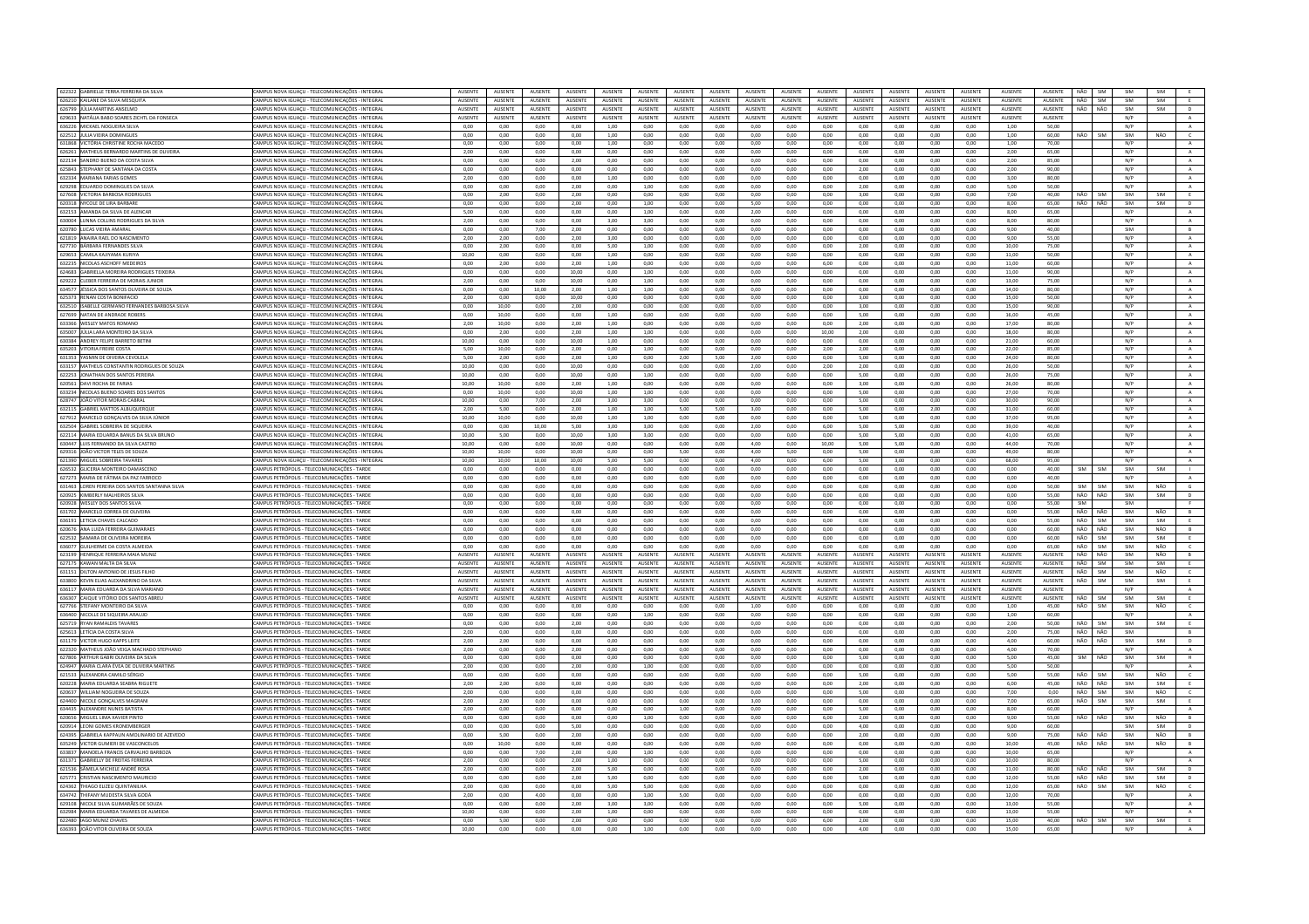| | | | | | | | | | | | | | | | | | | | | | | | | |
|---|---|---|---|---|---|---|---|---|---|---|---|---|---|---|---|---|---|---|---|---|---|---|---|---|
| 622322 | GABRIELLE TERRA FERREIRA DA SILVA | CAMPUS NOVA IGUAÇU - TELECOMUNICAÇÕES - INTEGRAL | AUSENTE | AUSENTE | AUSENTE | AUSENTE | AUSENTE | AUSENTE | AUSENTE | AUSENTE | AUSENTE | AUSENTE | AUSENTE | AUSENTE | AUSENTE | AUSENTE | AUSENTE | AUSENTE | AUSENTE | NÃO | SIM | SIM | SIM | E |
| 626210 | KAILANE DA SILVA MESQUITA | CAMPUS NOVA IGUAÇU - TELECOMUNICAÇÕES - INTEGRAL | AUSENTE | AUSENTE | AUSENTE | AUSENTE | AUSENTE | AUSENTE | AUSENTE | AUSENTE | AUSENTE | AUSENTE | AUSENTE | AUSENTE | AUSENTE | AUSENTE | AUSENTE | AUSENTE | AUSENTE | NÃO | SIM | SIM | SIM | E |
| 626799 | JÚLIA MARTINS ANSELMO | CAMPUS NOVA IGUAÇU - TELECOMUNICAÇÕES - INTEGRAL | AUSENTE | AUSENTE | AUSENTE | AUSENTE | AUSENTE | AUSENTE | AUSENTE | AUSENTE | AUSENTE | AUSENTE | AUSENTE | AUSENTE | AUSENTE | AUSENTE | AUSENTE | AUSENTE | AUSENTE | NÃO | NÃO | SIM | SIM | D |
| 629633 | NATÁLIA BABO SOARES ZICHTL DA FONSECA | CAMPUS NOVA IGUAÇU - TELECOMUNICAÇÕES - INTEGRAL | AUSENTE | AUSENTE | AUSENTE | AUSENTE | AUSENTE | AUSENTE | AUSENTE | AUSENTE | AUSENTE | AUSENTE | AUSENTE | AUSENTE | AUSENTE | AUSENTE | AUSENTE | AUSENTE | AUSENTE | | | N/P | | A |
| 636226 | MICKAEL NOGUEIRA SILVA | CAMPUS NOVA IGUAÇU - TELECOMUNICAÇÕES - INTEGRAL | 0,00 | 0,00 | 0,00 | 0,00 | 1,00 | 0,00 | 0,00 | 0,00 | 0,00 | 0,00 | 0,00 | 0,00 | 0,00 | 0,00 | 0,00 | 1,00 | 50,00 | | | N/P | | A |
| 622512 | JULIA VIEIRA DOMINGUES | CAMPUS NOVA IGUAÇU - TELECOMUNICAÇÕES - INTEGRAL | 0,00 | 0,00 | 0,00 | 0,00 | 1,00 | 0,00 | 0,00 | 0,00 | 0,00 | 0,00 | 0,00 | 0,00 | 0,00 | 0,00 | 0,00 | 1,00 | 60,00 | NÃO | SIM | SIM | NÃO | C |
| 631868 | VICTÓRIA CHRISTINE ROCHA MACEDO | CAMPUS NOVA IGUAÇU - TELECOMUNICAÇÕES - INTEGRAL | 0,00 | 0,00 | 0,00 | 0,00 | 1,00 | 0,00 | 0,00 | 0,00 | 0,00 | 0,00 | 0,00 | 0,00 | 0,00 | 0,00 | 0,00 | 1,00 | 70,00 | | | N/P | | A |
| 626261 | MATHEUS BERNARDO MARTINS DE OLIVEIRA | CAMPUS NOVA IGUAÇU - TELECOMUNICAÇÕES - INTEGRAL | 2,00 | 0,00 | 0,00 | 0,00 | 0,00 | 0,00 | 0,00 | 0,00 | 0,00 | 0,00 | 0,00 | 0,00 | 0,00 | 0,00 | 0,00 | 2,00 | 65,00 | | | N/P | | A |
| 622134 | SANDRO BUENO DA COSTA SILVA | CAMPUS NOVA IGUAÇU - TELECOMUNICAÇÕES - INTEGRAL | 0,00 | 0,00 | 0,00 | 2,00 | 0,00 | 0,00 | 0,00 | 0,00 | 0,00 | 0,00 | 0,00 | 0,00 | 0,00 | 0,00 | 0,00 | 2,00 | 85,00 | | | N/P | | A |
| 625843 | STEPHANY DE SANTANA DA COSTA | CAMPUS NOVA IGUAÇU - TELECOMUNICAÇÕES - INTEGRAL | 0,00 | 0,00 | 0,00 | 0,00 | 0,00 | 0,00 | 0,00 | 0,00 | 0,00 | 0,00 | 0,00 | 2,00 | 0,00 | 0,00 | 0,00 | 2,00 | 90,00 | | | N/P | | A |
| 632334 | MARIANA FARIAS GOMES | CAMPUS NOVA IGUAÇU - TELECOMUNICAÇÕES - INTEGRAL | 2,00 | 0,00 | 0,00 | 0,00 | 1,00 | 0,00 | 0,00 | 0,00 | 0,00 | 0,00 | 0,00 | 0,00 | 0,00 | 0,00 | 0,00 | 3,00 | 80,00 | | | N/P | | A |
| 629298 | EDUARDO DOMINGUES DA SILVA | CAMPUS NOVA IGUAÇU - TELECOMUNICAÇÕES - INTEGRAL | 0,00 | 0,00 | 0,00 | 2,00 | 0,00 | 1,00 | 0,00 | 0,00 | 0,00 | 0,00 | 0,00 | 2,00 | 0,00 | 0,00 | 0,00 | 5,00 | 50,00 | | | N/P | | A |
| 627608 | VICTORIA BARBOSA RODRIGUES | CAMPUS NOVA IGUAÇU - TELECOMUNICAÇÕES - INTEGRAL | 0,00 | 2,00 | 0,00 | 2,00 | 0,00 | 0,00 | 0,00 | 0,00 | 0,00 | 0,00 | 0,00 | 3,00 | 0,00 | 0,00 | 0,00 | 7,00 | 40,00 | NÃO | SIM | SIM | SIM | E |
| 620318 | NYCOLE DE LIRA BARBARE | CAMPUS NOVA IGUAÇU - TELECOMUNICAÇÕES - INTEGRAL | 0,00 | 0,00 | 0,00 | 2,00 | 1,00 | 0,00 | 0,00 | 5,00 | 0,00 | 0,00 | 0,00 | 0,00 | 0,00 | 0,00 | 0,00 | 8,00 | 65,00 | NÃO | NÃO | SIM | SIM | D |
| 632153 | AMANDA DA SILVA DE ALENCAR | CAMPUS NOVA IGUAÇU - TELECOMUNICAÇÕES - INTEGRAL | 5,00 | 0,00 | 0,00 | 0,00 | 0,00 | 1,00 | 0,00 | 0,00 | 2,00 | 0,00 | 0,00 | 0,00 | 0,00 | 0,00 | 0,00 | 8,00 | 65,00 | | | N/P | | A |
| 630004 | LUNNA COLLINS RODRIGUES DA SILVA | CAMPUS NOVA IGUAÇU - TELECOMUNICAÇÕES - INTEGRAL | 2,00 | 0,00 | 0,00 | 0,00 | 3,00 | 3,00 | 0,00 | 0,00 | 0,00 | 0,00 | 0,00 | 0,00 | 0,00 | 0,00 | 0,00 | 8,00 | 80,00 | | | N/P | | A |
| 620780 | LUCAS VIEIRA AMARAL | CAMPUS NOVA IGUAÇU - TELECOMUNICAÇÕES - INTEGRAL | 0,00 | 0,00 | 7,00 | 2,00 | 0,00 | 0,00 | 0,00 | 0,00 | 0,00 | 0,00 | 0,00 | 0,00 | 0,00 | 0,00 | 0,00 | 9,00 | 40,00 | | | SIM | | B |
| 621819 | ANAIRA RAEL DO NASCIMENTO | CAMPUS NOVA IGUAÇU - TELECOMUNICAÇÕES - INTEGRAL | 2,00 | 2,00 | 0,00 | 2,00 | 3,00 | 0,00 | 0,00 | 0,00 | 0,00 | 0,00 | 0,00 | 0,00 | 0,00 | 0,00 | 0,00 | 9,00 | 55,00 | | | N/P | | A |
| 627730 | BÁRBARA FERNANDES SILVA | CAMPUS NOVA IGUAÇU - TELECOMUNICAÇÕES - INTEGRAL | 0,00 | 2,00 | 0,00 | 0,00 | 5,00 | 1,00 | 0,00 | 0,00 | 0,00 | 0,00 | 0,00 | 2,00 | 0,00 | 0,00 | 0,00 | 10,00 | 75,00 | | | N/P | | A |
| 629653 | CAMILA KAJIYAMA KURIYA | CAMPUS NOVA IGUAÇU - TELECOMUNICAÇÕES - INTEGRAL | 10,00 | 0,00 | 0,00 | 0,00 | 1,00 | 0,00 | 0,00 | 0,00 | 0,00 | 0,00 | 0,00 | 0,00 | 0,00 | 0,00 | 0,00 | 11,00 | 50,00 | | | N/P | | A |
| 632235 | NICOLAS ASCHOFF MEDEIROS | CAMPUS NOVA IGUAÇU - TELECOMUNICAÇÕES - INTEGRAL | 0,00 | 2,00 | 0,00 | 2,00 | 1,00 | 0,00 | 0,00 | 0,00 | 0,00 | 0,00 | 6,00 | 0,00 | 0,00 | 0,00 | 0,00 | 11,00 | 60,00 | | | N/P | | A |
| 624683 | GABRIELLA MOREIRA RODRIGUES TEIXEIRA | CAMPUS NOVA IGUAÇU - TELECOMUNICAÇÕES - INTEGRAL | 0,00 | 0,00 | 0,00 | 10,00 | 0,00 | 1,00 | 0,00 | 0,00 | 0,00 | 0,00 | 0,00 | 0,00 | 0,00 | 0,00 | 0,00 | 11,00 | 90,00 | | | N/P | | A |
| 629222 | CLEBER FERREIRA DE MORAIS JUNIOR | CAMPUS NOVA IGUAÇU - TELECOMUNICAÇÕES - INTEGRAL | 2,00 | 0,00 | 0,00 | 10,00 | 0,00 | 1,00 | 0,00 | 0,00 | 0,00 | 0,00 | 0,00 | 0,00 | 0,00 | 0,00 | 0,00 | 13,00 | 75,00 | | | N/P | | A |
| 634577 | JÉSSICA DOS SANTOS OLIVEIRA DE SOUZA | CAMPUS NOVA IGUAÇU - TELECOMUNICAÇÕES - INTEGRAL | 0,00 | 0,00 | 10,00 | 2,00 | 1,00 | 1,00 | 0,00 | 0,00 | 0,00 | 0,00 | 0,00 | 0,00 | 0,00 | 0,00 | 0,00 | 14,00 | 80,00 | | | N/P | | A |
| 625373 | RENAN COSTA BONIFACIO | CAMPUS NOVA IGUAÇU - TELECOMUNICAÇÕES - INTEGRAL | 2,00 | 0,00 | 0,00 | 10,00 | 0,00 | 0,00 | 0,00 | 0,00 | 0,00 | 0,00 | 0,00 | 3,00 | 0,00 | 0,00 | 0,00 | 15,00 | 50,00 | | | N/P | | A |
| 632510 | ISABELLE GERMANO FERNANDES BARBOSA SILVA | CAMPUS NOVA IGUAÇU - TELECOMUNICAÇÕES - INTEGRAL | 0,00 | 10,00 | 0,00 | 2,00 | 0,00 | 0,00 | 0,00 | 0,00 | 0,00 | 0,00 | 0,00 | 3,00 | 0,00 | 0,00 | 0,00 | 15,00 | 90,00 | | | N/P | | A |
| 627690 | NATAN DE ANDRADE ROBERS | CAMPUS NOVA IGUAÇU - TELECOMUNICAÇÕES - INTEGRAL | 0,00 | 10,00 | 0,00 | 0,00 | 1,00 | 0,00 | 0,00 | 0,00 | 0,00 | 0,00 | 0,00 | 5,00 | 0,00 | 0,00 | 0,00 | 16,00 | 45,00 | | | N/P | | A |
| 633366 | WESLEY MATOS ROMANO | CAMPUS NOVA IGUAÇU - TELECOMUNICAÇÕES - INTEGRAL | 2,00 | 10,00 | 0,00 | 2,00 | 1,00 | 0,00 | 0,00 | 0,00 | 0,00 | 0,00 | 0,00 | 2,00 | 0,00 | 0,00 | 0,00 | 17,00 | 80,00 | | | N/P | | A |
| 635007 | JÚLIA LARA MONTEIRO DA SILVA | CAMPUS NOVA IGUAÇU - TELECOMUNICAÇÕES - INTEGRAL | 0,00 | 2,00 | 0,00 | 2,00 | 1,00 | 1,00 | 0,00 | 0,00 | 0,00 | 0,00 | 10,00 | 2,00 | 0,00 | 0,00 | 0,00 | 18,00 | 80,00 | | | N/P | | A |
| 630384 | ANDREY FELIPE BARRETO BETINI | CAMPUS NOVA IGUAÇU - TELECOMUNICAÇÕES - INTEGRAL | 10,00 | 0,00 | 0,00 | 10,00 | 1,00 | 0,00 | 0,00 | 0,00 | 0,00 | 0,00 | 0,00 | 0,00 | 0,00 | 0,00 | 0,00 | 21,00 | 60,00 | | | N/P | | A |
| 635203 | VITORIA FREIRE COSTA | CAMPUS NOVA IGUAÇU - TELECOMUNICAÇÕES - INTEGRAL | 5,00 | 10,00 | 0,00 | 2,00 | 0,00 | 1,00 | 0,00 | 0,00 | 0,00 | 0,00 | 2,00 | 2,00 | 0,00 | 0,00 | 0,00 | 22,00 | 85,00 | | | N/P | | A |
| 631353 | YASMIN DE OIVEIRA CEVOLELA | CAMPUS NOVA IGUAÇU - TELECOMUNICAÇÕES - INTEGRAL | 5,00 | 2,00 | 0,00 | 2,00 | 1,00 | 0,00 | 2,00 | 5,00 | 2,00 | 0,00 | 0,00 | 5,00 | 0,00 | 0,00 | 0,00 | 24,00 | 80,00 | | | N/P | | A |
| 633157 | MATHEUS CONSTANTIN RODRIGUES DE SOUZA | CAMPUS NOVA IGUAÇU - TELECOMUNICAÇÕES - INTEGRAL | 10,00 | 0,00 | 0,00 | 10,00 | 0,00 | 0,00 | 0,00 | 0,00 | 2,00 | 0,00 | 2,00 | 2,00 | 0,00 | 0,00 | 0,00 | 26,00 | 50,00 | | | N/P | | A |
| 622253 | JONATHAN DOS SANTOS PEREIRA | CAMPUS NOVA IGUAÇU - TELECOMUNICAÇÕES - INTEGRAL | 10,00 | 0,00 | 0,00 | 10,00 | 1,00 | 0,00 | 0,00 | 0,00 | 0,00 | 0,00 | 0,00 | 5,00 | 0,00 | 0,00 | 0,00 | 26,00 | 75,00 | | | N/P | | A |
| 620561 | DAVI ROCHA DE FARIAS | CAMPUS NOVA IGUAÇU - TELECOMUNICAÇÕES - INTEGRAL | 10,00 | 10,00 | 0,00 | 2,00 | 1,00 | 0,00 | 0,00 | 0,00 | 0,00 | 0,00 | 0,00 | 3,00 | 0,00 | 0,00 | 0,00 | 26,00 | 80,00 | | | N/P | | A |
| 633234 | NICOLAS BUENO SOARES DOS SANTOS | CAMPUS NOVA IGUAÇU - TELECOMUNICAÇÕES - INTEGRAL | 0,00 | 10,00 | 0,00 | 10,00 | 1,00 | 1,00 | 0,00 | 0,00 | 0,00 | 0,00 | 0,00 | 5,00 | 0,00 | 0,00 | 0,00 | 27,00 | 70,00 | | | N/P | | A |
| 628747 | JOÃO VITOR MORAIS CABRAL | CAMPUS NOVA IGUAÇU - TELECOMUNICAÇÕES - INTEGRAL | 10,00 | 0,00 | 7,00 | 2,00 | 3,00 | 3,00 | 0,00 | 0,00 | 0,00 | 0,00 | 0,00 | 5,00 | 0,00 | 0,00 | 0,00 | 30,00 | 90,00 | | | N/P | | A |
| 633215 | GABRIEL MATTOS ALBUQUERQUE | CAMPUS NOVA IGUAÇU - TELECOMUNICAÇÕES - INTEGRAL | 2,00 | 5,00 | 0,00 | 2,00 | 1,00 | 1,00 | 5,00 | 5,00 | 3,00 | 0,00 | 0,00 | 5,00 | 0,00 | 2,00 | 0,00 | 31,00 | 60,00 | | | N/P | | A |
| 627912 | MARCELO GONÇALVES DA SILVA JÚNIOR | CAMPUS NOVA IGUAÇU - TELECOMUNICAÇÕES - INTEGRAL | 10,00 | 10,00 | 0,00 | 10,00 | 1,00 | 1,00 | 0,00 | 0,00 | 0,00 | 0,00 | 0,00 | 5,00 | 0,00 | 0,00 | 0,00 | 37,00 | 95,00 | | | N/P | | A |
| 632504 | GABRIEL SOBREIRA DE SIQUEIRA | CAMPUS NOVA IGUAÇU - TELECOMUNICAÇÕES - INTEGRAL | 0,00 | 0,00 | 10,00 | 5,00 | 3,00 | 3,00 | 0,00 | 0,00 | 2,00 | 0,00 | 6,00 | 5,00 | 5,00 | 0,00 | 0,00 | 39,00 | 40,00 | | | N/P | | A |
| 622114 | MARIA EDUARDA BANUS DA SILVA BRUNO | CAMPUS NOVA IGUAÇU - TELECOMUNICAÇÕES - INTEGRAL | 10,00 | 5,00 | 0,00 | 10,00 | 3,00 | 3,00 | 0,00 | 0,00 | 0,00 | 0,00 | 0,00 | 5,00 | 5,00 | 0,00 | 0,00 | 41,00 | 65,00 | | | N/P | | A |
| 630447 | LUIS FERNANDO DA SILVA CASTRO | CAMPUS NOVA IGUAÇU - TELECOMUNICAÇÕES - INTEGRAL | 10,00 | 0,00 | 0,00 | 10,00 | 0,00 | 0,00 | 0,00 | 0,00 | 4,00 | 0,00 | 10,00 | 5,00 | 5,00 | 0,00 | 0,00 | 44,00 | 70,00 | | | N/P | | A |
| 629316 | JOÃO VICTOR TELES DE SOUZA | CAMPUS NOVA IGUAÇU - TELECOMUNICAÇÕES - INTEGRAL | 10,00 | 10,00 | 0,00 | 10,00 | 0,00 | 0,00 | 5,00 | 0,00 | 4,00 | 5,00 | 0,00 | 5,00 | 0,00 | 0,00 | 0,00 | 49,00 | 80,00 | | | N/P | | A |
| 621390 | MIGUEL SOBREIRA TAVARES | CAMPUS NOVA IGUAÇU - TELECOMUNICAÇÕES - INTEGRAL | 10,00 | 10,00 | 10,00 | 10,00 | 5,00 | 5,00 | 0,00 | 0,00 | 4,00 | 0,00 | 6,00 | 5,00 | 3,00 | 0,00 | 0,00 | 68,00 | 95,00 | | | N/P | | A |
| 626532 | GLICERIA MONTEIRO DAMASCENO | CAMPUS PETRÓPOLIS - TELECOMUNICAÇÕES - TARDE | 0,00 | 0,00 | 0,00 | 0,00 | 0,00 | 0,00 | 0,00 | 0,00 | 0,00 | 0,00 | 0,00 | 0,00 | 0,00 | 0,00 | 0,00 | 0,00 | 40,00 | SIM | SIM | SIM | SIM | I |
| 627273 | MARIA DE FÁTIMA DA PAZ FARROCO | CAMPUS PETRÓPOLIS - TELECOMUNICAÇÕES - TARDE | 0,00 | 0,00 | 0,00 | 0,00 | 0,00 | 0,00 | 0,00 | 0,00 | 0,00 | 0,00 | 0,00 | 0,00 | 0,00 | 0,00 | 0,00 | 0,00 | 40,00 | | | N/P | | A |
| 631463 | LOREN PEREIRA DOS SANTOS SANTANNA SILVA | CAMPUS PETRÓPOLIS - TELECOMUNICAÇÕES - TARDE | 0,00 | 0,00 | 0,00 | 0,00 | 0,00 | 0,00 | 0,00 | 0,00 | 0,00 | 0,00 | 0,00 | 0,00 | 0,00 | 0,00 | 0,00 | 0,00 | 50,00 | SIM | SIM | SIM | NÃO | G |
| 620925 | KIMBERLY MALHEIROS SILVA | CAMPUS PETRÓPOLIS - TELECOMUNICAÇÕES - TARDE | 0,00 | 0,00 | 0,00 | 0,00 | 0,00 | 0,00 | 0,00 | 0,00 | 0,00 | 0,00 | 0,00 | 0,00 | 0,00 | 0,00 | 0,00 | 0,00 | 55,00 | NÃO | NÃO | SIM | SIM | D |
| 620928 | WESLEY DOS SANTOS SILVA | CAMPUS PETRÓPOLIS - TELECOMUNICAÇÕES - TARDE | 0,00 | 0,00 | 0,00 | 0,00 | 0,00 | 0,00 | 0,00 | 0,00 | 0,00 | 0,00 | 0,00 | 0,00 | 0,00 | 0,00 | 0,00 | 0,00 | 55,00 | SIM | | SIM | | F |
| 631702 | MARCELO CORREA DE OLIVEIRA | CAMPUS PETRÓPOLIS - TELECOMUNICAÇÕES - TARDE | 0,00 | 0,00 | 0,00 | 0,00 | 0,00 | 0,00 | 0,00 | 0,00 | 0,00 | 0,00 | 0,00 | 0,00 | 0,00 | 0,00 | 0,00 | 0,00 | 55,00 | NÃO | NÃO | SIM | NÃO | B |
| 636191 | LETICIA CHAVES CALCADO | CAMPUS PETRÓPOLIS - TELECOMUNICAÇÕES - TARDE | 0,00 | 0,00 | 0,00 | 0,00 | 0,00 | 0,00 | 0,00 | 0,00 | 0,00 | 0,00 | 0,00 | 0,00 | 0,00 | 0,00 | 0,00 | 0,00 | 55,00 | NÃO | SIM | SIM | SIM | E |
| 620676 | ANA LUIZA FERREIRA GUIMARAES | CAMPUS PETRÓPOLIS - TELECOMUNICAÇÕES - TARDE | 0,00 | 0,00 | 0,00 | 0,00 | 0,00 | 0,00 | 0,00 | 0,00 | 0,00 | 0,00 | 0,00 | 0,00 | 0,00 | 0,00 | 0,00 | 0,00 | 60,00 | NÃO | NÃO | SIM | NÃO | B |
| 622532 | SAMARA DE OLIVEIRA MOREIRA | CAMPUS PETRÓPOLIS - TELECOMUNICAÇÕES - TARDE | 0,00 | 0,00 | 0,00 | 0,00 | 0,00 | 0,00 | 0,00 | 0,00 | 0,00 | 0,00 | 0,00 | 0,00 | 0,00 | 0,00 | 0,00 | 0,00 | 60,00 | NÃO | SIM | SIM | SIM | E |
| 636077 | GUILHERME DA COSTA ALMEIDA | CAMPUS PETRÓPOLIS - TELECOMUNICAÇÕES - TARDE | 0,00 | 0,00 | 0,00 | 0,00 | 0,00 | 0,00 | 0,00 | 0,00 | 0,00 | 0,00 | 0,00 | 0,00 | 0,00 | 0,00 | 0,00 | 0,00 | 65,00 | NÃO | SIM | SIM | NÃO | C |
| 623199 | HENRIQUE FERREIRA MAIA MUNIZ | CAMPUS PETRÓPOLIS - TELECOMUNICAÇÕES - TARDE | AUSENTE | AUSENTE | AUSENTE | AUSENTE | AUSENTE | AUSENTE | AUSENTE | AUSENTE | AUSENTE | AUSENTE | AUSENTE | AUSENTE | AUSENTE | AUSENTE | AUSENTE | AUSENTE | AUSENTE | NÃO | NÃO | SIM | NÃO | B |
| 627175 | KAWAN MALTA DA SILVA | CAMPUS PETRÓPOLIS - TELECOMUNICAÇÕES - TARDE | AUSENTE | AUSENTE | AUSENTE | AUSENTE | AUSENTE | AUSENTE | AUSENTE | AUSENTE | AUSENTE | AUSENTE | AUSENTE | AUSENTE | AUSENTE | AUSENTE | AUSENTE | AUSENTE | AUSENTE | NÃO | SIM | SIM | SIM | E |
| 631151 | DILTON ANTONIO DE JESUS FILHO | CAMPUS PETRÓPOLIS - TELECOMUNICAÇÕES - TARDE | AUSENTE | AUSENTE | AUSENTE | AUSENTE | AUSENTE | AUSENTE | AUSENTE | AUSENTE | AUSENTE | AUSENTE | AUSENTE | AUSENTE | AUSENTE | AUSENTE | AUSENTE | AUSENTE | AUSENTE | NÃO | SIM | SIM | NÃO | C |
| 633800 | KEVIN ELIAS ALEXANDRINO DA SILVA | CAMPUS PETRÓPOLIS - TELECOMUNICAÇÕES - TARDE | AUSENTE | AUSENTE | AUSENTE | AUSENTE | AUSENTE | AUSENTE | AUSENTE | AUSENTE | AUSENTE | AUSENTE | AUSENTE | AUSENTE | AUSENTE | AUSENTE | AUSENTE | AUSENTE | AUSENTE | NÃO | SIM | SIM | SIM | E |
| 636117 | MARIA EDUARDA DA SILVA MARIANO | CAMPUS PETRÓPOLIS - TELECOMUNICAÇÕES - TARDE | AUSENTE | AUSENTE | AUSENTE | AUSENTE | AUSENTE | AUSENTE | AUSENTE | AUSENTE | AUSENTE | AUSENTE | AUSENTE | AUSENTE | AUSENTE | AUSENTE | AUSENTE | AUSENTE | AUSENTE | | | N/P | | A |
| 636307 | CAIQUE VITÓRIO DOS SANTOS ABREU | CAMPUS PETRÓPOLIS - TELECOMUNICAÇÕES - TARDE | AUSENTE | AUSENTE | AUSENTE | AUSENTE | AUSENTE | AUSENTE | AUSENTE | AUSENTE | AUSENTE | AUSENTE | AUSENTE | AUSENTE | AUSENTE | AUSENTE | AUSENTE | AUSENTE | AUSENTE | NÃO | SIM | SIM | SIM | E |
| 627766 | STEFANY MONTEIRO DA SILVA | CAMPUS PETRÓPOLIS - TELECOMUNICAÇÕES - TARDE | 0,00 | 0,00 | 0,00 | 0,00 | 0,00 | 0,00 | 0,00 | 0,00 | 1,00 | 0,00 | 0,00 | 0,00 | 0,00 | 0,00 | 0,00 | 1,00 | 45,00 | NÃO | SIM | SIM | NÃO | C |
| 636400 | NICOLLE DE SIQUEIRA ARAUJO | CAMPUS PETRÓPOLIS - TELECOMUNICAÇÕES - TARDE | 0,00 | 0,00 | 0,00 | 0,00 | 0,00 | 1,00 | 0,00 | 0,00 | 0,00 | 0,00 | 0,00 | 0,00 | 0,00 | 0,00 | 0,00 | 1,00 | 60,00 | | | N/P | | A |
| 625719 | RYAN RAMALDIS TAVARES | CAMPUS PETRÓPOLIS - TELECOMUNICAÇÕES - TARDE | 0,00 | 0,00 | 0,00 | 2,00 | 0,00 | 0,00 | 0,00 | 0,00 | 0,00 | 0,00 | 0,00 | 0,00 | 0,00 | 0,00 | 0,00 | 2,00 | 50,00 | NÃO | SIM | SIM | SIM | E |
| 625613 | LETÍCIA DA COSTA SILVA | CAMPUS PETRÓPOLIS - TELECOMUNICAÇÕES - TARDE | 2,00 | 0,00 | 0,00 | 0,00 | 0,00 | 0,00 | 0,00 | 0,00 | 0,00 | 0,00 | 0,00 | 0,00 | 0,00 | 0,00 | 0,00 | 2,00 | 75,00 | NÃO | NÃO | SIM | | B |
| 631179 | VICTOR HUGO KAPPS LEITE | CAMPUS PETRÓPOLIS - TELECOMUNICAÇÕES - TARDE | 2,00 | 2,00 | 0,00 | 0,00 | 0,00 | 0,00 | 0,00 | 0,00 | 0,00 | 0,00 | 0,00 | 0,00 | 0,00 | 0,00 | 0,00 | 4,00 | 60,00 | NÃO | NÃO | SIM | SIM | D |
| 622320 | MATHEUS JOÃO VEIGA MACHADO STEPHANO | CAMPUS PETRÓPOLIS - TELECOMUNICAÇÕES - TARDE | 2,00 | 0,00 | 0,00 | 2,00 | 0,00 | 0,00 | 0,00 | 0,00 | 0,00 | 0,00 | 0,00 | 0,00 | 0,00 | 0,00 | 0,00 | 4,00 | 70,00 | | | N/P | | A |
| 627806 | ARTHUR GABRI OLIVEIRA DA SILVA | CAMPUS PETRÓPOLIS - TELECOMUNICAÇÕES - TARDE | 0,00 | 0,00 | 0,00 | 0,00 | 0,00 | 0,00 | 0,00 | 0,00 | 0,00 | 0,00 | 0,00 | 5,00 | 0,00 | 0,00 | 0,00 | 5,00 | 45,00 | SIM | NÃO | SIM | SIM | H |
| 624947 | MARIA CLARA ÉVEA DE OLIVEIRA MARTINS | CAMPUS PETRÓPOLIS - TELECOMUNICAÇÕES - TARDE | 2,00 | 0,00 | 0,00 | 2,00 | 1,00 | 0,00 | 0,00 | 0,00 | 0,00 | 0,00 | 0,00 | 0,00 | 0,00 | 0,00 | 0,00 | 5,00 | 50,00 | | | N/P | | A |
| 621533 | ALEXANDRA CAMILO SÉRGIO | CAMPUS PETRÓPOLIS - TELECOMUNICAÇÕES - TARDE | 0,00 | 0,00 | 0,00 | 0,00 | 0,00 | 0,00 | 0,00 | 0,00 | 0,00 | 0,00 | 0,00 | 5,00 | 0,00 | 0,00 | 0,00 | 5,00 | 55,00 | NÃO | SIM | SIM | NÃO | C |
| 620228 | MARIA EDUARDA SEABRA RIGUETE | CAMPUS PETRÓPOLIS - TELECOMUNICAÇÕES - TARDE | 2,00 | 2,00 | 0,00 | 0,00 | 0,00 | 0,00 | 0,00 | 0,00 | 0,00 | 0,00 | 0,00 | 2,00 | 0,00 | 0,00 | 0,00 | 6,00 | 45,00 | NÃO | NÃO | SIM | SIM | E |
| 620637 | WILLIAM NOGUEIRA DE SOUZA | CAMPUS PETRÓPOLIS - TELECOMUNICAÇÕES - TARDE | 2,00 | 0,00 | 0,00 | 0,00 | 0,00 | 0,00 | 0,00 | 0,00 | 0,00 | 0,00 | 0,00 | 5,00 | 0,00 | 0,00 | 0,00 | 7,00 | 0,00 | NÃO | SIM | SIM | NÃO | C |
| 624400 | NICOLE GONÇALVES MAGRANI | CAMPUS PETRÓPOLIS - TELECOMUNICAÇÕES - TARDE | 2,00 | 2,00 | 0,00 | 0,00 | 0,00 | 0,00 | 0,00 | 0,00 | 3,00 | 0,00 | 0,00 | 0,00 | 0,00 | 0,00 | 0,00 | 7,00 | 65,00 | NÃO | SIM | SIM | SIM | E |
| 634435 | ALEXANDRE NUNES BATISTA | CAMPUS PETRÓPOLIS - TELECOMUNICAÇÕES - TARDE | 2,00 | 0,00 | 0,00 | 0,00 | 0,00 | 0,00 | 0,00 | 1,00 | 0,00 | 0,00 | 0,00 | 5,00 | 0,00 | 0,00 | 0,00 | 8,00 | 60,00 | | | N/P | | A |
| 620656 | MIGUEL LIMA XAVIER PINTO | CAMPUS PETRÓPOLIS - TELECOMUNICAÇÕES - TARDE | 0,00 | 0,00 | 0,00 | 0,00 | 0,00 | 1,00 | 0,00 | 0,00 | 0,00 | 0,00 | 6,00 | 2,00 | 0,00 | 0,00 | 0,00 | 9,00 | 55,00 | NÃO | NÃO | SIM | NÃO | B |
| 620914 | LEONI GOMES KRONEMBERGER | CAMPUS PETRÓPOLIS - TELECOMUNICAÇÕES - TARDE | 0,00 | 0,00 | 0,00 | 5,00 | 0,00 | 0,00 | 0,00 | 0,00 | 0,00 | 0,00 | 0,00 | 4,00 | 0,00 | 0,00 | 0,00 | 9,00 | 60,00 | | | SIM | SIM | D |
| 624395 | GABRIELA KAPPAUN AMDLINARIO DE AZEVEDO | CAMPUS PETRÓPOLIS - TELECOMUNICAÇÕES - TARDE | 0,00 | 5,00 | 0,00 | 2,00 | 0,00 | 0,00 | 0,00 | 0,00 | 0,00 | 0,00 | 0,00 | 2,00 | 0,00 | 0,00 | 0,00 | 9,00 | 75,00 | NÃO | NÃO | SIM | NÃO | B |
| 635249 | VICTOR GUIMIERI DE VASCONCELOS | CAMPUS PETRÓPOLIS - TELECOMUNICAÇÕES - TARDE | 0,00 | 10,00 | 0,00 | 0,00 | 0,00 | 0,00 | 0,00 | 0,00 | 0,00 | 0,00 | 0,00 | 0,00 | 0,00 | 0,00 | 0,00 | 10,00 | 45,00 | NÃO | NÃO | SIM | NÃO | B |
| 633837 | MANOELA FRANCIS CARVALHO BARBOZA | CAMPUS PETRÓPOLIS - TELECOMUNICAÇÕES - TARDE | 0,00 | 0,00 | 7,00 | 2,00 | 1,00 | 0,00 | 0,00 | 0,00 | 0,00 | 0,00 | 0,00 | 0,00 | 0,00 | 0,00 | 0,00 | 10,00 | 65,00 | | | N/P | | A |
| 631371 | GABRIELLY DE FREITAS FERREIRA | CAMPUS PETRÓPOLIS - TELECOMUNICAÇÕES - TARDE | 2,00 | 0,00 | 0,00 | 2,00 | 1,00 | 0,00 | 0,00 | 0,00 | 0,00 | 0,00 | 0,00 | 5,00 | 0,00 | 0,00 | 0,00 | 10,00 | 80,00 | | | N/P | | A |
| 621536 | SAMELA MICHELE ANDRÉ ROSA | CAMPUS PETRÓPOLIS - TELECOMUNICAÇÕES - TARDE | 2,00 | 0,00 | 0,00 | 2,00 | 5,00 | 0,00 | 0,00 | 0,00 | 0,00 | 0,00 | 0,00 | 2,00 | 0,00 | 0,00 | 0,00 | 11,00 | 80,00 | NÃO | NÃO | SIM | SIM | D |
| 625771 | CRISTIAN NASCIMENTO MAURICIO | CAMPUS PETRÓPOLIS - TELECOMUNICAÇÕES - TARDE | 0,00 | 0,00 | 0,00 | 2,00 | 5,00 | 0,00 | 0,00 | 0,00 | 0,00 | 0,00 | 0,00 | 5,00 | 0,00 | 0,00 | 0,00 | 12,00 | 55,00 | NÃO | NÃO | SIM | NÃO | B |
| 624362 | THIAGO ELIZEU QUINTANILHA | CAMPUS PETRÓPOLIS - TELECOMUNICAÇÕES - TARDE | 2,00 | 0,00 | 0,00 | 0,00 | 5,00 | 5,00 | 0,00 | 0,00 | 0,00 | 0,00 | 0,00 | 0,00 | 0,00 | 0,00 | 0,00 | 12,00 | 65,00 | NÃO | SIM | SIM | NÃO | C |
| 634742 | THIFANY MUDESTA SILVA GODÁ | CAMPUS PETRÓPOLIS - TELECOMUNICAÇÕES - TARDE | 2,00 | 0,00 | 4,00 | 0,00 | 0,00 | 1,00 | 5,00 | 0,00 | 0,00 | 0,00 | 0,00 | 0,00 | 0,00 | 0,00 | 0,00 | 12,00 | 70,00 | | | N/P | | A |
| 629108 | NICOLE SILVA GUIMARÃES DE SOUZA | CAMPUS PETRÓPOLIS - TELECOMUNICAÇÕES - TARDE | 0,00 | 0,00 | 0,00 | 2,00 | 3,00 | 3,00 | 0,00 | 0,00 | 0,00 | 0,00 | 0,00 | 5,00 | 0,00 | 0,00 | 0,00 | 13,00 | 55,00 | | | N/P | | A |
| 632984 | MARIA EDUARDA TAVARES DE ALMEIDA | CAMPUS PETRÓPOLIS - TELECOMUNICAÇÕES - TARDE | 10,00 | 0,00 | 0,00 | 2,00 | 1,00 | 0,00 | 0,00 | 0,00 | 0,00 | 0,00 | 0,00 | 0,00 | 0,00 | 0,00 | 0,00 | 13,00 | 55,00 | | | N/P | | A |
| 622480 | IAGO MUNIZ CHAVES | CAMPUS PETRÓPOLIS - TELECOMUNICAÇÕES - TARDE | 0,00 | 5,00 | 0,00 | 2,00 | 0,00 | 0,00 | 0,00 | 0,00 | 0,00 | 0,00 | 6,00 | 2,00 | 0,00 | 0,00 | 0,00 | 15,00 | 40,00 | NÃO | SIM | SIM | SIM | E |
| 636393 | JOÃO VITOR OLIVEIRA DE SOUZA | CAMPUS PETRÓPOLIS - TELECOMUNICAÇÕES - TARDE | 10,00 | 0,00 | 0,00 | 0,00 | 0,00 | 1,00 | 0,00 | 0,00 | 0,00 | 0,00 | 0,00 | 4,00 | 0,00 | 0,00 | 0,00 | 15,00 | 65,00 | | | N/P | | A |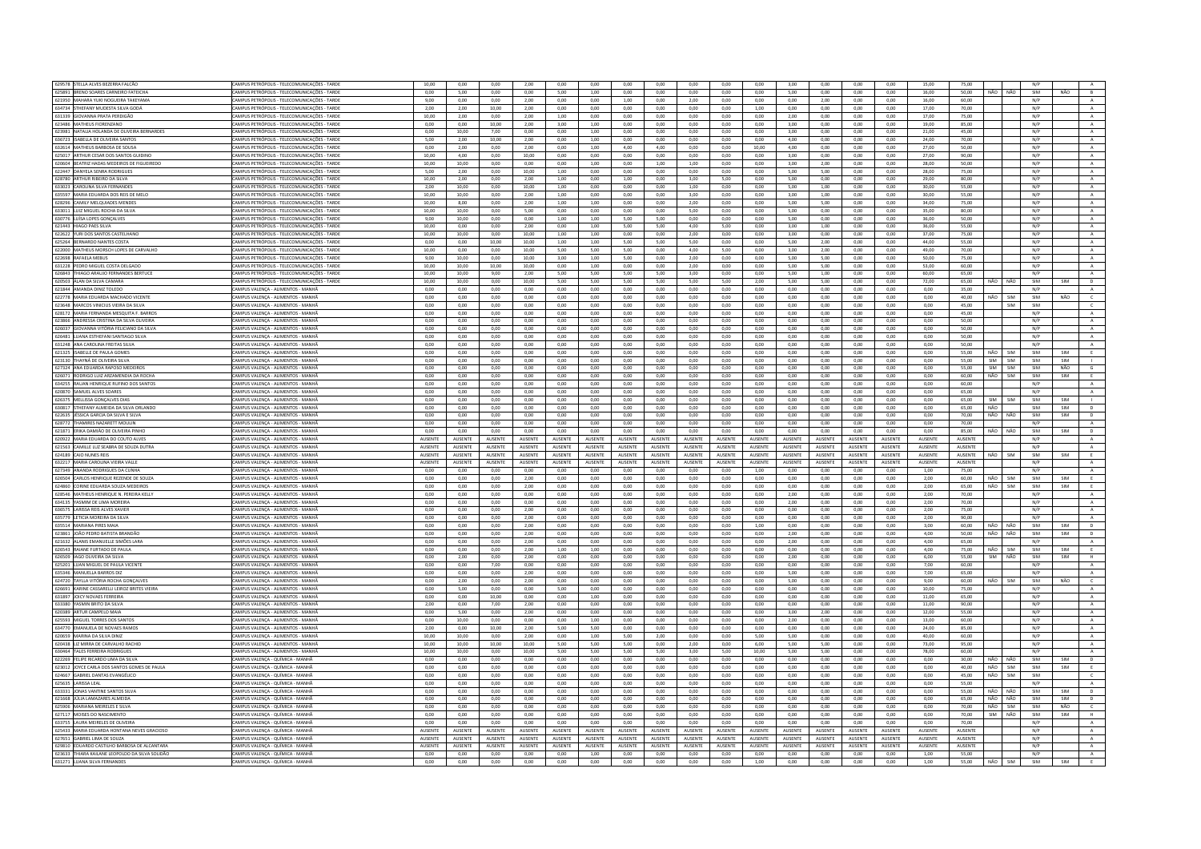| | | | | | | | | | | | | | | | | | | | | | | | | |
|---|---|---|---|---|---|---|---|---|---|---|---|---|---|---|---|---|---|---|---|---|---|---|---|---|
| 629578 | STELLA ALVES BEZERRA FALCÃO | CAMPUS PETRÓPOLIS - TELECOMUNICAÇÕES - TARDE | 10,00 | 0,00 | 0,00 | 2,00 | 0,00 | 0,00 | 0,00 | 0,00 | 0,00 | 0,00 | 0,00 | 3,00 | 0,00 | 0,00 | 0,00 | 15,00 | 75,00 | | | N/P | | A |
| 625891 | BRENO SOARES CARNEIRO FATEICHA | CAMPUS PETRÓPOLIS - TELECOMUNICAÇÕES - TARDE | 0,00 | 5,00 | 0,00 | 0,00 | 5,00 | 1,00 | 0,00 | 0,00 | 0,00 | 0,00 | 0,00 | 5,00 | 0,00 | 0,00 | 0,00 | 16,00 | 50,00 | NÃO | NÃO | SIM | NÃO | B |
| 621950 | MAHARA YUKI NOGUEIRA TAKEYAMA | CAMPUS PETRÓPOLIS - TELECOMUNICAÇÕES - TARDE | 0,00 | 0,00 | 0,00 | 2,00 | 0,00 | 0,00 | 1,00 | 0,00 | 2,00 | 0,00 | 0,00 | 0,00 | 2,00 | 0,00 | 0,00 | 16,00 | 60,00 | | | N/P | | A |
| 634734 | STHEFANY MUDESTA SILVA GODÁ | CAMPUS PETRÓPOLIS - TELECOMUNICAÇÕES - TARDE | 2,00 | 2,00 | 10,00 | 2,00 | 0,00 | 0,00 | 0,00 | 0,00 | 0,00 | 0,00 | 1,00 | 0,00 | 0,00 | 0,00 | 0,00 | 17,00 | 70,00 | | | N/P | | A |
| 631339 | GIOVANNA PRATA PERDIGÃO | CAMPUS PETRÓPOLIS - TELECOMUNICAÇÕES - TARDE | 10,00 | 2,00 | 0,00 | 2,00 | 1,00 | 0,00 | 0,00 | 0,00 | 0,00 | 0,00 | 0,00 | 2,00 | 0,00 | 0,00 | 0,00 | 17,00 | 75,00 | | | N/P | | A |
| 623486 | MATHEUS FIORENZANO | CAMPUS PETRÓPOLIS - TELECOMUNICAÇÕES - TARDE | 0,00 | 0,00 | 10,00 | 2,00 | 3,00 | 1,00 | 0,00 | 0,00 | 0,00 | 0,00 | 0,00 | 3,00 | 0,00 | 0,00 | 0,00 | 19,00 | 85,00 | | | N/P | | A |
| 623981 | NATALIA HOLANDA DE OLIVEIRA BERNARDES | CAMPUS PETRÓPOLIS - TELECOMUNICAÇÕES - TARDE | 0,00 | 10,00 | 7,00 | 0,00 | 0,00 | 1,00 | 0,00 | 0,00 | 0,00 | 0,00 | 0,00 | 3,00 | 0,00 | 0,00 | 0,00 | 21,00 | 45,00 | | | N/P | | A |
| 636723 | ISABELLA DE OLIVEIRA SANTOS | CAMPUS PETRÓPOLIS - TELECOMUNICAÇÕES - TARDE | 5,00 | 2,00 | 10,00 | 2,00 | 0,00 | 1,00 | 0,00 | 0,00 | 0,00 | 0,00 | 0,00 | 4,00 | 0,00 | 0,00 | 0,00 | 24,00 | 70,00 | | | N/P | | A |
| 622614 | MATHEUS BARBOSA DE SOUSA | CAMPUS PETRÓPOLIS - TELECOMUNICAÇÕES - TARDE | 0,00 | 2,00 | 0,00 | 2,00 | 0,00 | 1,00 | 4,00 | 4,00 | 0,00 | 0,00 | 10,00 | 4,00 | 0,00 | 0,00 | 0,00 | 27,00 | 50,00 | | | N/P | | A |
| 625017 | ARTHUR CESAR DOS SANTOS GUEDINO | CAMPUS PETRÓPOLIS - TELECOMUNICAÇÕES - TARDE | 10,00 | 4,00 | 0,00 | 10,00 | 0,00 | 0,00 | 0,00 | 0,00 | 0,00 | 0,00 | 0,00 | 3,00 | 0,00 | 0,00 | 0,00 | 27,00 | 90,00 | | | N/P | | A |
| 620604 | BEATRIZ HADAS MEDEIROS DE FIGUEIREDO | CAMPUS PETRÓPOLIS - TELECOMUNICAÇÕES - TARDE | 10,00 | 10,00 | 0,00 | 0,00 | 0,00 | 1,00 | 0,00 | 1,00 | 1,00 | 0,00 | 0,00 | 3,00 | 2,00 | 0,00 | 0,00 | 28,00 | 50,00 | | | N/P | | A |
| 622447 | DANYELA SENRA RODRIGUES | CAMPUS PETRÓPOLIS - TELECOMUNICAÇÕES - TARDE | 5,00 | 2,00 | 0,00 | 10,00 | 1,00 | 0,00 | 0,00 | 0,00 | 0,00 | 0,00 | 0,00 | 5,00 | 5,00 | 0,00 | 0,00 | 28,00 | 75,00 | | | N/P | | A |
| 628780 | ARTHUR RIBEIRO DA SILVA | CAMPUS PETRÓPOLIS - TELECOMUNICAÇÕES - TARDE | 10,00 | 2,00 | 0,00 | 2,00 | 1,00 | 0,00 | 1,00 | 0,00 | 3,00 | 5,00 | 0,00 | 5,00 | 0,00 | 0,00 | 0,00 | 29,00 | 80,00 | | | N/P | | A |
| 633023 | CAROLINA SILVA FERNANDES | CAMPUS PETRÓPOLIS - TELECOMUNICAÇÕES - TARDE | 2,00 | 10,00 | 0,00 | 10,00 | 1,00 | 0,00 | 0,00 | 0,00 | 1,00 | 0,00 | 0,00 | 5,00 | 1,00 | 0,00 | 0,00 | 30,00 | 55,00 | | | N/P | | A |
| 635597 | MARIA EDUARDA DOS REIS DE MELO | CAMPUS PETRÓPOLIS - TELECOMUNICAÇÕES - TARDE | 10,00 | 10,00 | 0,00 | 2,00 | 1,00 | 0,00 | 0,00 | 0,00 | 3,00 | 0,00 | 0,00 | 3,00 | 1,00 | 0,00 | 0,00 | 30,00 | 55,00 | | | N/P | | A |
| 628296 | CAMILY MELQUIADES MENDES | CAMPUS PETRÓPOLIS - TELECOMUNICAÇÕES - TARDE | 10,00 | 8,00 | 0,00 | 2,00 | 1,00 | 1,00 | 0,00 | 0,00 | 2,00 | 0,00 | 0,00 | 5,00 | 5,00 | 0,00 | 0,00 | 34,00 | 75,00 | | | N/P | | A |
| 633813 | LUIZ MIGUEL ROCHA DA SILVA | CAMPUS PETRÓPOLIS - TELECOMUNICAÇÕES - TARDE | 10,00 | 10,00 | 0,00 | 5,00 | 0,00 | 0,00 | 0,00 | 0,00 | 5,00 | 0,00 | 0,00 | 5,00 | 0,00 | 0,00 | 0,00 | 35,00 | 80,00 | | | N/P | | A |
| 630776 | LUÍSA LOPES GONÇALVES | CAMPUS PETRÓPOLIS - TELECOMUNICAÇÕES - TARDE | 9,00 | 10,00 | 0,00 | 0,00 | 1,00 | 1,00 | 5,00 | 5,00 | 0,00 | 0,00 | 0,00 | 5,00 | 0,00 | 0,00 | 0,00 | 36,00 | 50,00 | | | N/P | | A |
| 621443 | HIAGO PAES SILVA | CAMPUS PETRÓPOLIS - TELECOMUNICAÇÕES - TARDE | 10,00 | 0,00 | 0,00 | 2,00 | 0,00 | 1,00 | 5,00 | 5,00 | 4,00 | 5,00 | 0,00 | 3,00 | 1,00 | 0,00 | 0,00 | 36,00 | 55,00 | | | N/P | | A |
| 622622 | YURI DOS SANTOS CASTELHANO | CAMPUS PETRÓPOLIS - TELECOMUNICAÇÕES - TARDE | 10,00 | 10,00 | 0,00 | 10,00 | 1,00 | 1,00 | 0,00 | 0,00 | 2,00 | 0,00 | 0,00 | 1,00 | 0,00 | 0,00 | 0,00 | 37,00 | 75,00 | | | N/P | | A |
| 625264 | BERNARDO NANTES COSTA | CAMPUS PETRÓPOLIS - TELECOMUNICAÇÕES - TARDE | 0,00 | 0,00 | 10,00 | 10,00 | 1,00 | 1,00 | 5,00 | 5,00 | 5,00 | 0,00 | 0,00 | 5,00 | 2,00 | 0,00 | 0,00 | 44,00 | 55,00 | | | N/P | | A |
| 622000 | MATHEUS MORSCH LOPES DE CARVALHO | CAMPUS PETRÓPOLIS - TELECOMUNICAÇÕES - TARDE | 10,00 | 0,00 | 0,00 | 10,00 | 5,00 | 5,00 | 5,00 | 0,00 | 4,00 | 5,00 | 0,00 | 3,00 | 2,00 | 0,00 | 0,00 | 49,00 | 70,00 | | | N/P | | A |
| 622698 | RAFAELA MEBUS | CAMPUS PETRÓPOLIS - TELECOMUNICAÇÕES - TARDE | 9,00 | 10,00 | 0,00 | 10,00 | 3,00 | 1,00 | 5,00 | 0,00 | 2,00 | 0,00 | 0,00 | 5,00 | 5,00 | 0,00 | 0,00 | 50,00 | 75,00 | | | N/P | | A |
| 631228 | PEDRO MIGUEL COSTA DELGADO | CAMPUS PETRÓPOLIS - TELECOMUNICAÇÕES - TARDE | 10,00 | 10,00 | 10,00 | 10,00 | 0,00 | 1,00 | 0,00 | 0,00 | 2,00 | 0,00 | 0,00 | 5,00 | 5,00 | 0,00 | 0,00 | 53,00 | 60,00 | | | N/P | | A |
| 626843 | THIAGO ARAUJO FERNANDES BERTUCE | CAMPUS PETRÓPOLIS - TELECOMUNICAÇÕES - TARDE | 10,00 | 10,00 | 9,00 | 2,00 | 5,00 | 5,00 | 5,00 | 5,00 | 3,00 | 0,00 | 0,00 | 5,00 | 1,00 | 0,00 | 0,00 | 60,00 | 65,00 | | | N/P | | A |
| 620503 | ALAN DA SILVA CAMARA | CAMPUS PETRÓPOLIS - TELECOMUNICAÇÕES - TARDE | 10,00 | 10,00 | 0,00 | 10,00 | 5,00 | 5,00 | 5,00 | 5,00 | 5,00 | 5,00 | 2,00 | 5,00 | 5,00 | 0,00 | 0,00 | 72,00 | 65,00 | NÃO | NÃO | SIM | SIM | D |
| 621844 | AMANDA DINIZ TOLEDO | CAMPUS VALENÇA - ALIMENTOS - MANHÃ | 0,00 | 0,00 | 0,00 | 0,00 | 0,00 | 0,00 | 0,00 | 0,00 | 0,00 | 0,00 | 0,00 | 0,00 | 0,00 | 0,00 | 0,00 | 0,00 | 35,00 | | | N/P | | A |
| 622778 | MARIA EDUARDA MACHADO VICENTE | CAMPUS VALENÇA - ALIMENTOS - MANHÃ | 0,00 | 0,00 | 0,00 | 0,00 | 0,00 | 0,00 | 0,00 | 0,00 | 0,00 | 0,00 | 0,00 | 0,00 | 0,00 | 0,00 | 0,00 | 0,00 | 40,00 | NÃO | SIM | SIM | NÃO | C |
| 623648 | MARCOS VINICIUS VIEIRA DA SILVA | CAMPUS VALENÇA - ALIMENTOS - MANHÃ | 0,00 | 0,00 | 0,00 | 0,00 | 0,00 | 0,00 | 0,00 | 0,00 | 0,00 | 0,00 | 0,00 | 0,00 | 0,00 | 0,00 | 0,00 | 0,00 | 45,00 | | SIM | SIM | | C |
| 628172 | MARIA FERNANDA MESQUITA F. BARROS | CAMPUS VALENÇA - ALIMENTOS - MANHÃ | 0,00 | 0,00 | 0,00 | 0,00 | 0,00 | 0,00 | 0,00 | 0,00 | 0,00 | 0,00 | 0,00 | 0,00 | 0,00 | 0,00 | 0,00 | 0,00 | 45,00 | | | N/P | | A |
| 623866 | ANDRESSA CRISTINA DA SILVA OLIVEIRA | CAMPUS VALENÇA - ALIMENTOS - MANHÃ | 0,00 | 0,00 | 0,00 | 0,00 | 0,00 | 0,00 | 0,00 | 0,00 | 0,00 | 0,00 | 0,00 | 0,00 | 0,00 | 0,00 | 0,00 | 0,00 | 50,00 | | | N/P | | A |
| 626037 | GIOVANNA VITÓRIA FELICIANO DA SILVA | CAMPUS VALENÇA - ALIMENTOS - MANHÃ | 0,00 | 0,00 | 0,00 | 0,00 | 0,00 | 0,00 | 0,00 | 0,00 | 0,00 | 0,00 | 0,00 | 0,00 | 0,00 | 0,00 | 0,00 | 0,00 | 50,00 | | | N/P | | A |
| 626483 | LUANA ESTHEFANI SANTIAGO SILVA | CAMPUS VALENÇA - ALIMENTOS - MANHÃ | 0,00 | 0,00 | 0,00 | 0,00 | 0,00 | 0,00 | 0,00 | 0,00 | 0,00 | 0,00 | 0,00 | 0,00 | 0,00 | 0,00 | 0,00 | 0,00 | 50,00 | | | N/P | | A |
| 631248 | ANA CAROLINA FREITAS SILVA | CAMPUS VALENÇA - ALIMENTOS - MANHÃ | 0,00 | 0,00 | 0,00 | 0,00 | 0,00 | 0,00 | 0,00 | 0,00 | 0,00 | 0,00 | 0,00 | 0,00 | 0,00 | 0,00 | 0,00 | 0,00 | 50,00 | | | N/P | | A |
| 621325 | ISABELLE DE PAULA GOMES | CAMPUS VALENÇA - ALIMENTOS - MANHÃ | 0,00 | 0,00 | 0,00 | 0,00 | 0,00 | 0,00 | 0,00 | 0,00 | 0,00 | 0,00 | 0,00 | 0,00 | 0,00 | 0,00 | 0,00 | 0,00 | 55,00 | NÃO | SIM | SIM | SIM | E |
| 623130 | THAYNÁ DE OLIVEIRA SILVA | CAMPUS VALENÇA - ALIMENTOS - MANHÃ | 0,00 | 0,00 | 0,00 | 0,00 | 0,00 | 0,00 | 0,00 | 0,00 | 0,00 | 0,00 | 0,00 | 0,00 | 0,00 | 0,00 | 0,00 | 0,00 | 55,00 | SIM | SIM | SIM | SIM | I |
| 627324 | ANA EDUARDA RAPOSO MEDEIROS | CAMPUS VALENÇA - ALIMENTOS - MANHÃ | 0,00 | 0,00 | 0,00 | 0,00 | 0,00 | 0,00 | 0,00 | 0,00 | 0,00 | 0,00 | 0,00 | 0,00 | 0,00 | 0,00 | 0,00 | 0,00 | 55,00 | SIM | SIM | SIM | NÃO | G |
| 626073 | RODRIGO LUIZ ARZAMENDIA DA ROCHA | CAMPUS VALENÇA - ALIMENTOS - MANHÃ | 0,00 | 0,00 | 0,00 | 0,00 | 0,00 | 0,00 | 0,00 | 0,00 | 0,00 | 0,00 | 0,00 | 0,00 | 0,00 | 0,00 | 0,00 | 0,00 | 60,00 | NÃO | SIM | SIM | SIM | E |
| 634255 | RAUAN HENRIQUE RUFINO DOS SANTOS | CAMPUS VALENÇA - ALIMENTOS - MANHÃ | 0,00 | 0,00 | 0,00 | 0,00 | 0,00 | 0,00 | 0,00 | 0,00 | 0,00 | 0,00 | 0,00 | 0,00 | 0,00 | 0,00 | 0,00 | 0,00 | 60,00 | | | N/P | | A |
| 620870 | SAMUEL ALVES SOARES | CAMPUS VALENÇA - ALIMENTOS - MANHÃ | 0,00 | 0,00 | 0,00 | 0,00 | 0,00 | 0,00 | 0,00 | 0,00 | 0,00 | 0,00 | 0,00 | 0,00 | 0,00 | 0,00 | 0,00 | 0,00 | 65,00 | | | N/P | | A |
| 626375 | MELLISSA GONÇALVES DIAS | CAMPUS VALENÇA - ALIMENTOS - MANHÃ | 0,00 | 0,00 | 0,00 | 0,00 | 0,00 | 0,00 | 0,00 | 0,00 | 0,00 | 0,00 | 0,00 | 0,00 | 0,00 | 0,00 | 0,00 | 0,00 | 65,00 | SIM | SIM | SIM | SIM | I |
| 630817 | STHEFANY ALMEIDA DA SILVA ORLANDO | CAMPUS VALENÇA - ALIMENTOS - MANHÃ | 0,00 | 0,00 | 0,00 | 0,00 | 0,00 | 0,00 | 0,00 | 0,00 | 0,00 | 0,00 | 0,00 | 0,00 | 0,00 | 0,00 | 0,00 | 0,00 | 65,00 | NÃO | | SIM | SIM | D |
| 622635 | JÉSSICA GARCIA DA SILVA E SILVA | CAMPUS VALENÇA - ALIMENTOS - MANHÃ | 0,00 | 0,00 | 0,00 | 0,00 | 0,00 | 0,00 | 0,00 | 0,00 | 0,00 | 0,00 | 0,00 | 0,00 | 0,00 | 0,00 | 0,00 | 0,00 | 70,00 | NÃO | NÃO | SIM | SIM | D |
| 628772 | THAMIRES NAZARETT MOULIN | CAMPUS VALENÇA - ALIMENTOS - MANHÃ | 0,00 | 0,00 | 0,00 | 0,00 | 0,00 | 0,00 | 0,00 | 0,00 | 0,00 | 0,00 | 0,00 | 0,00 | 0,00 | 0,00 | 0,00 | 0,00 | 70,00 | | | N/P | | A |
| 621871 | ERIKA DAMIÃO DE OLIVEIRA PINHO | CAMPUS VALENÇA - ALIMENTOS - MANHÃ | 0,00 | 0,00 | 0,00 | 0,00 | 0,00 | 0,00 | 0,00 | 0,00 | 0,00 | 0,00 | 0,00 | 0,00 | 0,00 | 0,00 | 0,00 | 0,00 | 85,00 | NÃO | NÃO | SIM | SIM | D |
| 620922 | MARIA EDUARDA DO COUTO ALVES | CAMPUS VALENÇA - ALIMENTOS - MANHÃ | AUSENTE | AUSENTE | AUSENTE | AUSENTE | AUSENTE | AUSENTE | AUSENTE | AUSENTE | AUSENTE | AUSENTE | AUSENTE | AUSENTE | AUSENTE | AUSENTE | AUSENTE | AUSENTE | AUSENTE | | | N/P | | A |
| 621563 | CAMILLE LUZ SEABRA DE SOUZA DUTRA | CAMPUS VALENÇA - ALIMENTOS - MANHÃ | AUSENTE | AUSENTE | AUSENTE | AUSENTE | AUSENTE | AUSENTE | AUSENTE | AUSENTE | AUSENTE | AUSENTE | AUSENTE | AUSENTE | AUSENTE | AUSENTE | AUSENTE | AUSENTE | AUSENTE | | | N/P | | A |
| 624189 | CAIO NUNES REIS | CAMPUS VALENÇA - ALIMENTOS - MANHÃ | AUSENTE | AUSENTE | AUSENTE | AUSENTE | AUSENTE | AUSENTE | AUSENTE | AUSENTE | AUSENTE | AUSENTE | AUSENTE | AUSENTE | AUSENTE | AUSENTE | AUSENTE | AUSENTE | AUSENTE | NÃO | SIM | SIM | SIM | E |
| 632217 | MARIA CAROLINA VIEIRA VALLE | CAMPUS VALENÇA - ALIMENTOS - MANHÃ | AUSENTE | AUSENTE | AUSENTE | AUSENTE | AUSENTE | AUSENTE | AUSENTE | AUSENTE | AUSENTE | AUSENTE | AUSENTE | AUSENTE | AUSENTE | AUSENTE | AUSENTE | AUSENTE | AUSENTE | | | N/P | | A |
| 627349 | ANANDA RODRIGUES DA CUNHA | CAMPUS VALENÇA - ALIMENTOS - MANHÃ | 0,00 | 0,00 | 0,00 | 0,00 | 0,00 | 0,00 | 0,00 | 0,00 | 0,00 | 0,00 | 1,00 | 0,00 | 0,00 | 0,00 | 0,00 | 1,00 | 75,00 | | | N/P | | A |
| 626504 | CARLOS HENRIQUE REZENDE DE SOUZA | CAMPUS VALENÇA - ALIMENTOS - MANHÃ | 0,00 | 0,00 | 0,00 | 2,00 | 0,00 | 0,00 | 0,00 | 0,00 | 0,00 | 0,00 | 0,00 | 0,00 | 0,00 | 0,00 | 0,00 | 2,00 | 60,00 | NÃO | SIM | SIM | SIM | E |
| 624860 | CORINE EDUARDA SOUZA MEDEIROS | CAMPUS VALENÇA - ALIMENTOS - MANHÃ | 0,00 | 0,00 | 0,00 | 2,00 | 0,00 | 0,00 | 0,00 | 0,00 | 0,00 | 0,00 | 0,00 | 0,00 | 0,00 | 0,00 | 0,00 | 2,00 | 65,00 | NÃO | SIM | SIM | SIM | E |
| 628546 | MATHEUS HENRIQUE N. PEREIRA KELLY | CAMPUS VALENÇA - ALIMENTOS - MANHÃ | 0,00 | 0,00 | 0,00 | 0,00 | 0,00 | 0,00 | 0,00 | 0,00 | 0,00 | 0,00 | 0,00 | 2,00 | 0,00 | 0,00 | 0,00 | 2,00 | 70,00 | | | N/P | | A |
| 634135 | YASMIM DE LIMA MOREIRA | CAMPUS VALENÇA - ALIMENTOS - MANHÃ | 0,00 | 0,00 | 0,00 | 0,00 | 0,00 | 0,00 | 0,00 | 0,00 | 0,00 | 0,00 | 0,00 | 2,00 | 0,00 | 0,00 | 0,00 | 2,00 | 70,00 | | | N/P | | A |
| 636575 | LARISSA REIS ALVES XAVIER | CAMPUS VALENÇA - ALIMENTOS - MANHÃ | 0,00 | 0,00 | 0,00 | 2,00 | 0,00 | 0,00 | 0,00 | 0,00 | 0,00 | 0,00 | 0,00 | 0,00 | 0,00 | 0,00 | 0,00 | 2,00 | 75,00 | | | N/P | | A |
| 635779 | LETICIA MOREIRA DA SILVA | CAMPUS VALENÇA - ALIMENTOS - MANHÃ | 0,00 | 0,00 | 0,00 | 2,00 | 0,00 | 0,00 | 0,00 | 0,00 | 0,00 | 0,00 | 0,00 | 0,00 | 0,00 | 0,00 | 0,00 | 2,00 | 90,00 | | | N/P | | A |
| 635514 | MARIANA PIRES MAIA | CAMPUS VALENÇA - ALIMENTOS - MANHÃ | 0,00 | 0,00 | 0,00 | 2,00 | 0,00 | 0,00 | 0,00 | 0,00 | 0,00 | 0,00 | 1,00 | 0,00 | 0,00 | 0,00 | 0,00 | 3,00 | 60,00 | NÃO | NÃO | SIM | SIM | D |
| 623861 | JOÃO PEDRO BATISTA BRANDÃO | CAMPUS VALENÇA - ALIMENTOS - MANHÃ | 0,00 | 0,00 | 0,00 | 2,00 | 0,00 | 0,00 | 0,00 | 0,00 | 0,00 | 0,00 | 0,00 | 2,00 | 0,00 | 0,00 | 0,00 | 4,00 | 50,00 | NÃO | NÃO | SIM | SIM | D |
| 621632 | ALANIS EMANUELLE SIMÕES LARA | CAMPUS VALENÇA - ALIMENTOS - MANHÃ | 0,00 | 0,00 | 0,00 | 2,00 | 0,00 | 0,00 | 0,00 | 0,00 | 0,00 | 0,00 | 0,00 | 2,00 | 0,00 | 0,00 | 0,00 | 4,00 | 65,00 | | | N/P | | A |
| 626543 | RAIANE FURTADO DE PAULA | CAMPUS VALENÇA - ALIMENTOS - MANHÃ | 0,00 | 0,00 | 0,00 | 2,00 | 1,00 | 1,00 | 0,00 | 0,00 | 0,00 | 0,00 | 0,00 | 0,00 | 0,00 | 0,00 | 0,00 | 4,00 | 75,00 | NÃO | SIM | SIM | SIM | E |
| 626509 | IAGO OLIVEIRA DA SILVA | CAMPUS VALENÇA - ALIMENTOS - MANHÃ | 0,00 | 2,00 | 0,00 | 2,00 | 0,00 | 0,00 | 0,00 | 0,00 | 0,00 | 0,00 | 0,00 | 2,00 | 0,00 | 0,00 | 0,00 | 6,00 | 55,00 | SIM | NÃO | SIM | SIM | H |
| 625203 | LUAN MIGUEL DE PAULA VICENTE | CAMPUS VALENÇA - ALIMENTOS - MANHÃ | 0,00 | 0,00 | 7,00 | 0,00 | 0,00 | 0,00 | 0,00 | 0,00 | 0,00 | 0,00 | 0,00 | 0,00 | 0,00 | 0,00 | 0,00 | 7,00 | 60,00 | | | N/P | | A |
| 635346 | MANUELLA BARROS DIZ | CAMPUS VALENÇA - ALIMENTOS - MANHÃ | 0,00 | 0,00 | 0,00 | 2,00 | 0,00 | 0,00 | 0,00 | 0,00 | 0,00 | 0,00 | 0,00 | 5,00 | 0,00 | 0,00 | 0,00 | 7,00 | 65,00 | | | N/P | | A |
| 624720 | TAYLLA VITÓRIA ROCHA GONÇALVES | CAMPUS VALENÇA - ALIMENTOS - MANHÃ | 0,00 | 2,00 | 0,00 | 2,00 | 0,00 | 0,00 | 0,00 | 0,00 | 0,00 | 0,00 | 0,00 | 5,00 | 0,00 | 0,00 | 0,00 | 9,00 | 60,00 | NÃO | SIM | SIM | NÃO | C |
| 626693 | KARINE CASSARELLI LEIROZ BRITES VIEIRA | CAMPUS VALENÇA - ALIMENTOS - MANHÃ | 0,00 | 5,00 | 0,00 | 0,00 | 5,00 | 0,00 | 0,00 | 0,00 | 0,00 | 0,00 | 0,00 | 0,00 | 0,00 | 0,00 | 0,00 | 10,00 | 75,00 | | | N/P | | A |
| 631897 | JOICY NOVAES FERREIRA | CAMPUS VALENÇA - ALIMENTOS - MANHÃ | 0,00 | 0,00 | 10,00 | 0,00 | 0,00 | 1,00 | 0,00 | 0,00 | 0,00 | 0,00 | 0,00 | 0,00 | 0,00 | 0,00 | 0,00 | 11,00 | 65,00 | | | N/P | | A |
| 633380 | YASMIN BRITO DA SILVA | CAMPUS VALENÇA - ALIMENTOS - MANHÃ | 2,00 | 0,00 | 7,00 | 2,00 | 0,00 | 0,00 | 0,00 | 0,00 | 0,00 | 0,00 | 0,00 | 0,00 | 0,00 | 0,00 | 0,00 | 11,00 | 90,00 | | | N/P | | A |
| 620389 | ARTUR CAMPELO MAIA | CAMPUS VALENÇA - ALIMENTOS - MANHÃ | 0,00 | 5,00 | 0,00 | 2,00 | 0,00 | 0,00 | 0,00 | 0,00 | 0,00 | 0,00 | 0,00 | 3,00 | 2,00 | 0,00 | 0,00 | 12,00 | 55,00 | | | N/P | | A |
| 625593 | MIGUEL TORRES DOS SANTOS | CAMPUS VALENÇA - ALIMENTOS - MANHÃ | 0,00 | 10,00 | 0,00 | 0,00 | 0,00 | 1,00 | 0,00 | 0,00 | 0,00 | 0,00 | 0,00 | 2,00 | 0,00 | 0,00 | 0,00 | 13,00 | 60,00 | | | N/P | | A |
| 634770 | EMANUELA DE NOVAES RAMOS | CAMPUS VALENÇA - ALIMENTOS - MANHÃ | 2,00 | 0,00 | 10,00 | 2,00 | 5,00 | 5,00 | 0,00 | 0,00 | 0,00 | 0,00 | 0,00 | 0,00 | 0,00 | 0,00 | 0,00 | 24,00 | 85,00 | | | N/P | | A |
| 620659 | MARINA DA SILVA DINIZ | CAMPUS VALENÇA - ALIMENTOS - MANHÃ | 10,00 | 10,00 | 0,00 | 2,00 | 0,00 | 1,00 | 5,00 | 2,00 | 0,00 | 0,00 | 0,00 | 5,00 | 5,00 | 0,00 | 0,00 | 40,00 | 60,00 | | | N/P | | A |
| 620438 | LIZ MIRRA DE CARVALHO RACHID | CAMPUS VALENÇA - ALIMENTOS - MANHÃ | 10,00 | 10,00 | 10,00 | 10,00 | 5,00 | 5,00 | 5,00 | 0,00 | 2,00 | 0,00 | 6,00 | 5,00 | 5,00 | 0,00 | 0,00 | 73,00 | 95,00 | | | N/P | | A |
| 630464 | TALES FERREIRA RODRIGUES | CAMPUS VALENÇA - ALIMENTOS - MANHÃ | 10,00 | 10,00 | 0,00 | 10,00 | 5,00 | 5,00 | 5,00 | 5,00 | 3,00 | 5,00 | 10,00 | 5,00 | 5,00 | 0,00 | 0,00 | 78,00 | 60,00 | | | N/P | | A |
| 622269 | FELIPE RICARDO LIMA DA SILVA | CAMPUS VALENÇA - QUÍMICA - MANHÃ | 0,00 | 0,00 | 0,00 | 0,00 | 0,00 | 0,00 | 0,00 | 0,00 | 0,00 | 0,00 | 0,00 | 0,00 | 0,00 | 0,00 | 0,00 | 0,00 | 30,00 | NÃO | NÃO | SIM | SIM | D |
| 623012 | JOYCE CARLA DOS SANTOS GOMES DE PAULA | CAMPUS VALENÇA - QUÍMICA - MANHÃ | 0,00 | 0,00 | 0,00 | 0,00 | 0,00 | 0,00 | 0,00 | 0,00 | 0,00 | 0,00 | 0,00 | 0,00 | 0,00 | 0,00 | 0,00 | 0,00 | 40,00 | NÃO | SIM | SIM | SIM | E |
| 624667 | GABRIEL DANTAS EVANGÉLICO | CAMPUS VALENÇA - QUÍMICA - MANHÃ | 0,00 | 0,00 | 0,00 | 0,00 | 0,00 | 0,00 | 0,00 | 0,00 | 0,00 | 0,00 | 0,00 | 0,00 | 0,00 | 0,00 | 0,00 | 0,00 | 45,00 | NÃO | SIM | SIM | | C |
| 625635 | LARISSA LEAL | CAMPUS VALENÇA - QUÍMICA - MANHÃ | 0,00 | 0,00 | 0,00 | 0,00 | 0,00 | 0,00 | 0,00 | 0,00 | 0,00 | 0,00 | 0,00 | 0,00 | 0,00 | 0,00 | 0,00 | 0,00 | 55,00 | | | N/P | | A |
| 633331 | JONAS VANTINE SANTOS SILVA | CAMPUS VALENÇA - QUÍMICA - MANHÃ | 0,00 | 0,00 | 0,00 | 0,00 | 0,00 | 0,00 | 0,00 | 0,00 | 0,00 | 0,00 | 0,00 | 0,00 | 0,00 | 0,00 | 0,00 | 0,00 | 55,00 | NÃO | NÃO | SIM | SIM | D |
| 621668 | JÚLIA LAMAZARES ALMEIDA | CAMPUS VALENÇA - QUÍMICA - MANHÃ | 0,00 | 0,00 | 0,00 | 0,00 | 0,00 | 0,00 | 0,00 | 0,00 | 0,00 | 0,00 | 0,00 | 0,00 | 0,00 | 0,00 | 0,00 | 0,00 | 65,00 | NÃO | NÃO | SIM | SIM | D |
| 625908 | MARIANA MEIRELES E SILVA | CAMPUS VALENÇA - QUÍMICA - MANHÃ | 0,00 | 0,00 | 0,00 | 0,00 | 0,00 | 0,00 | 0,00 | 0,00 | 0,00 | 0,00 | 0,00 | 0,00 | 0,00 | 0,00 | 0,00 | 0,00 | 70,00 | NÃO | SIM | SIM | NÃO | C |
| 627117 | MOISES DO NASCIMENTO | CAMPUS VALENÇA - QUÍMICA - MANHÃ | 0,00 | 0,00 | 0,00 | 0,00 | 0,00 | 0,00 | 0,00 | 0,00 | 0,00 | 0,00 | 0,00 | 0,00 | 0,00 | 0,00 | 0,00 | 0,00 | 70,00 | SIM | NÃO | SIM | SIM | H |
| 633755 | LAURA MEIRELES DE OLIVEIRA | CAMPUS VALENÇA - QUÍMICA - MANHÃ | 0,00 | 0,00 | 0,00 | 0,00 | 0,00 | 0,00 | 0,00 | 0,00 | 0,00 | 0,00 | 0,00 | 0,00 | 0,00 | 0,00 | 0,00 | 0,00 | 70,00 | | | N/P | | A |
| 625433 | MARIA EDUARDA MONTANA NEVES GRACIOSO | CAMPUS VALENÇA - QUÍMICA - MANHÃ | AUSENTE | AUSENTE | AUSENTE | AUSENTE | AUSENTE | AUSENTE | AUSENTE | AUSENTE | AUSENTE | AUSENTE | AUSENTE | AUSENTE | AUSENTE | AUSENTE | AUSENTE | AUSENTE | AUSENTE | | | N/P | | A |
| 627653 | GABRIEL LIMA DE SOUZA | CAMPUS VALENÇA - QUÍMICA - MANHÃ | AUSENTE | AUSENTE | AUSENTE | AUSENTE | AUSENTE | AUSENTE | AUSENTE | AUSENTE | AUSENTE | AUSENTE | AUSENTE | AUSENTE | AUSENTE | AUSENTE | AUSENTE | AUSENTE | AUSENTE | | | N/P | | A |
| 629810 | EDUARDO CASTILHO BARBOSA DE ALCANTARA | CAMPUS VALENÇA - QUÍMICA - MANHÃ | AUSENTE | AUSENTE | AUSENTE | AUSENTE | AUSENTE | AUSENTE | AUSENTE | AUSENTE | AUSENTE | AUSENTE | AUSENTE | AUSENTE | AUSENTE | AUSENTE | AUSENTE | AUSENTE | AUSENTE | | | N/P | | A |
| 623633 | THIARA KAILANE LEOPOLDO DA SILVA SOLIDÃO | CAMPUS VALENÇA - QUÍMICA - MANHÃ | 0,00 | 0,00 | 0,00 | 0,00 | 0,00 | 1,00 | 0,00 | 0,00 | 0,00 | 0,00 | 0,00 | 0,00 | 0,00 | 0,00 | 0,00 | 1,00 | 55,00 | | | N/P | | A |
| 631273 | LUANA SILVA FERNANDES | CAMPUS VALENÇA - QUÍMICA - MANHÃ | 0,00 | 0,00 | 0,00 | 0,00 | 0,00 | 0,00 | 0,00 | 0,00 | 0,00 | 0,00 | 1,00 | 0,00 | 0,00 | 0,00 | 0,00 | 1,00 | 55,00 | NÃO | SIM | SIM | SIM | E |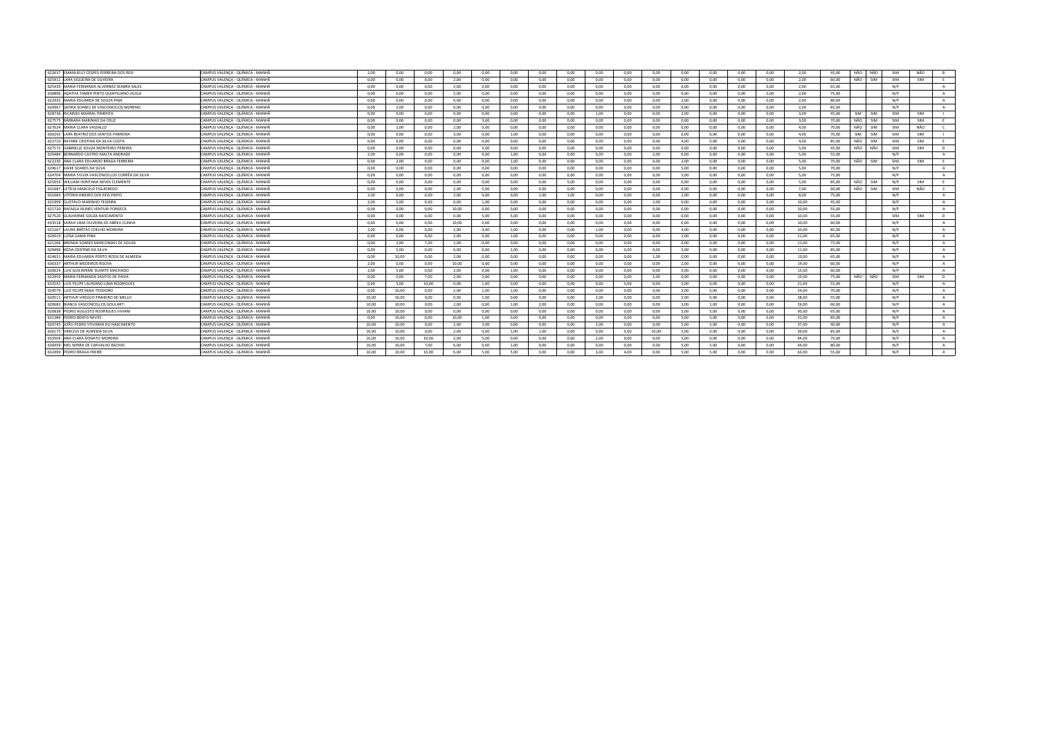| | | | | | | | | | | | | | | | | | | | | | | | | | |
|---|---|---|---|---|---|---|---|---|---|---|---|---|---|---|---|---|---|---|---|---|---|---|---|---|---|
| 622637 | EMANUELLY CESPES FERREIRA DOS REIS | CAMPUS VALENÇA - QUÍMICA - MANHÃ | 2,00 | 0,00 | 0,00 | 0,00 | 0,00 | 0,00 | 0,00 | 0,00 | 0,00 | 0,00 | 0,00 | 0,00 | 0,00 | 0,00 | 0,00 | 2,00 | 45,00 | NÃO | NÃO | SIM | NÃO | B |
| 625911 | LARA SIQUEIRA DE OLIVEIRA | CAMPUS VALENÇA - QUÍMICA - MANHÃ | 0,00 | 0,00 | 0,00 | 2,00 | 0,00 | 0,00 | 0,00 | 0,00 | 0,00 | 0,00 | 0,00 | 0,00 | 0,00 | 0,00 | 0,00 | 2,00 | 60,00 | NÃO | SIM | SIM | SIM | E |
| 625439 | MARIA FERNANDA ALVERNAZ SEABRA SALES | CAMPUS VALENÇA - QUÍMICA - MANHÃ | 0,00 | 0,00 | 0,00 | 2,00 | 0,00 | 0,00 | 0,00 | 0,00 | 0,00 | 0,00 | 0,00 | 0,00 | 0,00 | 0,00 | 0,00 | 2,00 | 65,00 | | | N/P | | A |
| 630896 | AGATHA TAMER PINTO QUINTILIANO VILELA | CAMPUS VALENÇA - QUÍMICA - MANHÃ | 0,00 | 0,00 | 0,00 | 2,00 | 0,00 | 0,00 | 0,00 | 0,00 | 0,00 | 0,00 | 0,00 | 0,00 | 0,00 | 0,00 | 0,00 | 2,00 | 75,00 | | | N/P | | A |
| 622935 | MARIA EDUARDA DE SOUZA PINA | CAMPUS VALENÇA - QUÍMICA - MANHÃ | 0,00 | 0,00 | 0,00 | 0,00 | 0,00 | 0,00 | 0,00 | 0,00 | 0,00 | 0,00 | 0,00 | 2,00 | 0,00 | 0,00 | 0,00 | 2,00 | 80,00 | | | N/P | | A |
| 620967 | SAFIRA SOARES DE VASCONCELOS MORENO | CAMPUS VALENÇA - QUÍMICA - MANHÃ | 0,00 | 2,00 | 0,00 | 0,00 | 0,00 | 0,00 | 0,00 | 0,00 | 0,00 | 0,00 | 0,00 | 0,00 | 0,00 | 0,00 | 0,00 | 2,00 | 85,00 | | | N/P | | A |
| 628730 | RICARDO AMARAL PIMENTA | CAMPUS VALENÇA - QUÍMICA - MANHÃ | 0,00 | 0,00 | 0,00 | 0,00 | 0,00 | 0,00 | 0,00 | 0,00 | 1,00 | 0,00 | 0,00 | 2,00 | 0,00 | 0,00 | 0,00 | 3,00 | 45,00 | SIM | SIM | SIM | SIM | I |
| 627575 | BÁRBARA MARINHO DA CRUZ | CAMPUS VALENÇA - QUÍMICA - MANHÃ | 0,00 | 0,00 | 0,00 | 0,00 | 3,00 | 0,00 | 0,00 | 0,00 | 0,00 | 0,00 | 0,00 | 0,00 | 0,00 | 0,00 | 0,00 | 3,00 | 70,00 | NÃO | SIM | SIM | SIM | E |
| 627624 | MARIA CLARA VASSALLO | CAMPUS VALENÇA - QUÍMICA - MANHÃ | 0,00 | 2,00 | 0,00 | 2,00 | 0,00 | 0,00 | 0,00 | 0,00 | 0,00 | 0,00 | 0,00 | 0,00 | 0,00 | 0,00 | 0,00 | 4,00 | 70,00 | NÃO | SIM | SIM | NÃO | C |
| 630242 | LARA BEATRIZ DOS SANTOS PARREIRA | CAMPUS VALENÇA - QUÍMICA - MANHÃ | 0,00 | 0,00 | 0,00 | 3,00 | 0,00 | 1,00 | 0,00 | 0,00 | 0,00 | 0,00 | 0,00 | 0,00 | 0,00 | 0,00 | 0,00 | 4,00 | 70,00 | SIM | SIM | SIM | SIM | I |
| 622710 | RAYANE CRISTINA DA SILVA COSTA | CAMPUS VALENÇA - QUÍMICA - MANHÃ | 0,00 | 0,00 | 0,00 | 0,00 | 0,00 | 0,00 | 0,00 | 0,00 | 0,00 | 0,00 | 0,00 | 4,00 | 0,00 | 0,00 | 0,00 | 4,00 | 85,00 | NÃO | SIM | SIM | SIM | E |
| 627172 | GABRIELLE SOUZA MONTEIRO PEREIRA | CAMPUS VALENÇA - QUÍMICA - MANHÃ | 0,00 | 0,00 | 0,00 | 0,00 | 5,00 | 0,00 | 0,00 | 0,00 | 0,00 | 0,00 | 0,00 | 0,00 | 0,00 | 0,00 | 0,00 | 5,00 | 45,00 | NÃO | NÃO | SIM | SIM | D |
| 629484 | BERNARDO CASTRO MALTA ANDRADE | CAMPUS VALENÇA - QUÍMICA - MANHÃ | 2,00 | 0,00 | 0,00 | 0,00 | 0,00 | 1,00 | 0,00 | 0,00 | 0,00 | 0,00 | 2,00 | 0,00 | 0,00 | 0,00 | 0,00 | 5,00 | 55,00 | | | N/P | | A |
| 622230 | ANA CLARA EDUARDO BRAGA FERREIRA | CAMPUS VALENÇA - QUÍMICA - MANHÃ | 0,00 | 2,00 | 0,00 | 0,00 | 0,00 | 1,00 | 0,00 | 0,00 | 0,00 | 0,00 | 0,00 | 2,00 | 0,00 | 0,00 | 0,00 | 5,00 | 70,00 | NÃO | SIM | SIM | SIM | E |
| 629617 | KAIKE SOARES DA SILVA | CAMPUS VALENÇA - QUÍMICA - MANHÃ | 0,00 | 0,00 | 0,00 | 0,00 | 0,00 | 0,00 | 0,00 | 0,00 | 0,00 | 0,00 | 0,00 | 5,00 | 0,00 | 0,00 | 0,00 | 5,00 | 70,00 | | | N/P | | A |
| 634704 | MARIA SYLVIA VASCONCELLOS CORRÊA DA SILVA | CAMPUS VALENÇA - QUÍMICA - MANHÃ | 0,00 | 0,00 | 0,00 | 0,00 | 0,00 | 0,00 | 0,00 | 0,00 | 0,00 | 0,00 | 0,00 | 5,00 | 0,00 | 0,00 | 0,00 | 5,00 | 75,00 | | | N/P | | A |
| 625054 | WILLIAM HONTANA NEVES CLEMENTE | CAMPUS VALENÇA - QUÍMICA - MANHÃ | 0,00 | 0,00 | 0,00 | 0,00 | 0,00 | 0,00 | 0,00 | 5,00 | 0,00 | 0,00 | 0,00 | 0,00 | 0,00 | 0,00 | 0,00 | 5,00 | 85,00 | NÃO | SIM | N/P | SIM | E |
| 631687 | LETÍCIA MARCELO FIGUEIREDO | CAMPUS VALENÇA - QUÍMICA - MANHÃ | 0,00 | 0,00 | 0,00 | 2,00 | 5,00 | 0,00 | 0,00 | 0,00 | 0,00 | 0,00 | 0,00 | 0,00 | 0,00 | 0,00 | 0,00 | 7,00 | 60,00 | NÃO | SIM | SIM | NÃO | C |
| 631083 | VITÓRIA RIBEIRO DOS REIS PINTO | CAMPUS VALENÇA - QUÍMICA - MANHÃ | 2,00 | 0,00 | 0,00 | 2,00 | 0,00 | 0,00 | 1,00 | 1,00 | 0,00 | 0,00 | 0,00 | 2,00 | 0,00 | 0,00 | 0,00 | 8,00 | 75,00 | | | N/P | | A |
| 631999 | GUSTAVO MARINHO TEIXEIRA | CAMPUS VALENÇA - QUÍMICA - MANHÃ | 2,00 | 5,00 | 0,00 | 0,00 | 1,00 | 0,00 | 0,00 | 0,00 | 0,00 | 0,00 | 2,00 | 0,00 | 0,00 | 0,00 | 0,00 | 10,00 | 45,00 | | | N/P | | A |
| 621720 | RAFAELA NUNES VENTURI FONSECA | CAMPUS VALENÇA - QUÍMICA - MANHÃ | 0,00 | 0,00 | 0,00 | 10,00 | 0,00 | 0,00 | 0,00 | 0,00 | 0,00 | 0,00 | 0,00 | 0,00 | 0,00 | 0,00 | 0,00 | 10,00 | 55,00 | | | N/P | | A |
| 627520 | GUILHERME SOUZA NASCIMENTO | CAMPUS VALENÇA - QUÍMICA - MANHÃ | 0,00 | 0,00 | 0,00 | 0,00 | 5,00 | 5,00 | 0,00 | 0,00 | 0,00 | 0,00 | 0,00 | 0,00 | 0,00 | 0,00 | 0,00 | 10,00 | 55,00 | | | SIM | SIM | D |
| 633518 | SARAH LIMA OLIVEIRA DE ABREU CUNHA | CAMPUS VALENÇA - QUÍMICA - MANHÃ | 0,00 | 0,00 | 0,00 | 10,00 | 0,00 | 0,00 | 0,00 | 0,00 | 0,00 | 0,00 | 0,00 | 0,00 | 0,00 | 0,00 | 0,00 | 10,00 | 60,00 | | | N/P | | A |
| 621267 | LAURA BRÊTAS COELHO MOREIRA | CAMPUS VALENÇA - QUÍMICA - MANHÃ | 2,00 | 0,00 | 0,00 | 2,00 | 0,00 | 1,00 | 0,00 | 0,00 | 1,00 | 0,00 | 0,00 | 4,00 | 0,00 | 0,00 | 0,00 | 10,00 | 85,00 | | | N/P | | A |
| 626919 | LUÍSA GAMA PINA | CAMPUS VALENÇA - QUÍMICA - MANHÃ | 0,00 | 0,00 | 0,00 | 2,00 | 0,00 | 1,00 | 0,00 | 0,00 | 0,00 | 0,00 | 6,00 | 2,00 | 0,00 | 0,00 | 0,00 | 11,00 | 65,00 | | | N/P | | A |
| 621266 | BRENDA SOARES MARCONDES DE SOUZA | CAMPUS VALENÇA - QUÍMICA - MANHÃ | 0,00 | 2,00 | 7,00 | 2,00 | 0,00 | 0,00 | 0,00 | 0,00 | 0,00 | 0,00 | 0,00 | 0,00 | 0,00 | 0,00 | 0,00 | 11,00 | 75,00 | | | N/P | | A |
| 629490 | KÉZIA CRISTINE DA SILVA | CAMPUS VALENÇA - QUÍMICA - MANHÃ | 0,00 | 5,00 | 0,00 | 0,00 | 0,00 | 1,00 | 0,00 | 0,00 | 0,00 | 0,00 | 0,00 | 5,00 | 0,00 | 0,00 | 0,00 | 11,00 | 85,00 | | | N/P | | A |
| 624631 | MARIA EDUARDA PORTO ROSSI DE ALMEIDA | CAMPUS VALENÇA - QUÍMICA - MANHÃ | 0,00 | 10,00 | 0,00 | 2,00 | 0,00 | 0,00 | 0,00 | 0,00 | 0,00 | 0,00 | 1,00 | 0,00 | 0,00 | 0,00 | 0,00 | 13,00 | 65,00 | | | N/P | | A |
| 636337 | ARTHUR MEDEIROS ROCHA | CAMPUS VALENÇA - QUÍMICA - MANHÃ | 2,00 | 0,00 | 0,00 | 10,00 | 0,00 | 0,00 | 0,00 | 0,00 | 0,00 | 0,00 | 0,00 | 2,00 | 0,00 | 0,00 | 0,00 | 14,00 | 60,00 | | | N/P | | A |
| 620624 | LUIS GUILHERME DUARTE MACHADO | CAMPUS VALENÇA - QUÍMICA - MANHÃ | 2,00 | 5,00 | 0,00 | 2,00 | 0,00 | 1,00 | 0,00 | 0,00 | 0,00 | 0,00 | 0,00 | 5,00 | 0,00 | 0,00 | 0,00 | 15,00 | 60,00 | | | N/P | | A |
| 622959 | MARIA FERNANDA SANTOS DE PAIVA | CAMPUS VALENÇA - QUÍMICA - MANHÃ | 0,00 | 0,00 | 7,00 | 2,00 | 5,00 | 0,00 | 0,00 | 0,00 | 0,00 | 0,00 | 1,00 | 0,00 | 0,00 | 0,00 | 0,00 | 15,00 | 75,00 | NÃO | NÃO | SIM | SIM | D |
| 632543 | LUIS FELIPE LAURIANO LIMA RODRIGUES | CAMPUS VALENÇA - QUÍMICA - MANHÃ | 0,00 | 5,00 | 10,00 | 0,00 | 1,00 | 0,00 | 0,00 | 0,00 | 0,00 | 0,00 | 0,00 | 5,00 | 0,00 | 0,00 | 0,00 | 21,00 | 55,00 | | | N/P | | A |
| 634579 | LUIZ FELIPE MAIA TEODORO | CAMPUS VALENÇA - QUÍMICA - MANHÃ | 0,00 | 10,00 | 0,00 | 2,00 | 1,00 | 1,00 | 0,00 | 0,00 | 0,00 | 0,00 | 0,00 | 5,00 | 5,00 | 0,00 | 0,00 | 24,00 | 70,00 | | | N/P | | A |
| 620511 | ARTHUR VIRGÍLIO PINHEIRO DE MELLO | CAMPUS VALENÇA - QUÍMICA - MANHÃ | 10,00 | 10,00 | 0,00 | 0,00 | 1,00 | 0,00 | 0,00 | 0,00 | 2,00 | 0,00 | 0,00 | 5,00 | 0,00 | 0,00 | 0,00 | 28,00 | 55,00 | | | N/P | | A |
| 620683 | BIANCA VASCONCELLOS GOULART | CAMPUS VALENÇA - QUÍMICA - MANHÃ | 10,00 | 10,00 | 0,00 | 2,00 | 0,00 | 1,00 | 2,00 | 0,00 | 0,00 | 0,00 | 0,00 | 3,00 | 1,00 | 0,00 | 0,00 | 29,00 | 60,00 | | | N/P | | A |
| 620838 | PEDRO AUGUSTO RODRIGUES VIVIANI | CAMPUS VALENÇA - QUÍMICA - MANHÃ | 10,00 | 10,00 | 0,00 | 0,00 | 0,00 | 0,00 | 0,00 | 0,00 | 0,00 | 0,00 | 0,00 | 5,00 | 5,00 | 0,00 | 0,00 | 30,00 | 65,00 | | | N/P | | A |
| 621384 | PEDRO BENTO NEVES | CAMPUS VALENÇA - QUÍMICA - MANHÃ | 0,00 | 10,00 | 0,00 | 10,00 | 1,00 | 0,00 | 0,00 | 0,00 | 0,00 | 0,00 | 0,00 | 5,00 | 5,00 | 0,00 | 0,00 | 31,00 | 85,00 | | | N/P | | A |
| 620745 | JOÃO PEDRO STIVANIN DO NASCIMENTO | CAMPUS VALENÇA - QUÍMICA - MANHÃ | 10,00 | 10,00 | 0,00 | 2,00 | 3,00 | 0,00 | 0,00 | 0,00 | 2,00 | 0,00 | 0,00 | 5,00 | 5,00 | 0,00 | 0,00 | 37,00 | 40,00 | | | N/P | | A |
| 626175 | VINICIUS DE ALMEIDA SILVA | CAMPUS VALENÇA - QUÍMICA - MANHÃ | 10,00 | 10,00 | 0,00 | 2,00 | 0,00 | 1,00 | 1,00 | 0,00 | 0,00 | 0,00 | 10,00 | 5,00 | 0,00 | 0,00 | 0,00 | 39,00 | 85,00 | | | N/P | | A |
| 633504 | ANA CLARA DONATO MOREIRA | CAMPUS VALENÇA - QUÍMICA - MANHÃ | 10,00 | 10,00 | 10,00 | 2,00 | 5,00 | 0,00 | 0,00 | 0,00 | 2,00 | 0,00 | 0,00 | 5,00 | 0,00 | 0,00 | 0,00 | 44,00 | 70,00 | | | N/P | | A |
| 620459 | MEL MIRRA DE CARVALHO RACHID | CAMPUS VALENÇA - QUÍMICA - MANHÃ | 10,00 | 10,00 | 7,00 | 6,00 | 0,00 | 1,00 | 0,00 | 0,00 | 0,00 | 0,00 | 0,00 | 5,00 | 5,00 | 0,00 | 0,00 | 44,00 | 80,00 | | | N/P | | A |
| 632499 | PEDRO BRAGA FREIRE | CAMPUS VALENÇA - QUÍMICA - MANHÃ | 10,00 | 10,00 | 10,00 | 6,00 | 5,00 | 5,00 | 0,00 | 0,00 | 3,00 | 4,00 | 0,00 | 5,00 | 5,00 | 0,00 | 0,00 | 63,00 | 55,00 | | | N/P | | A |